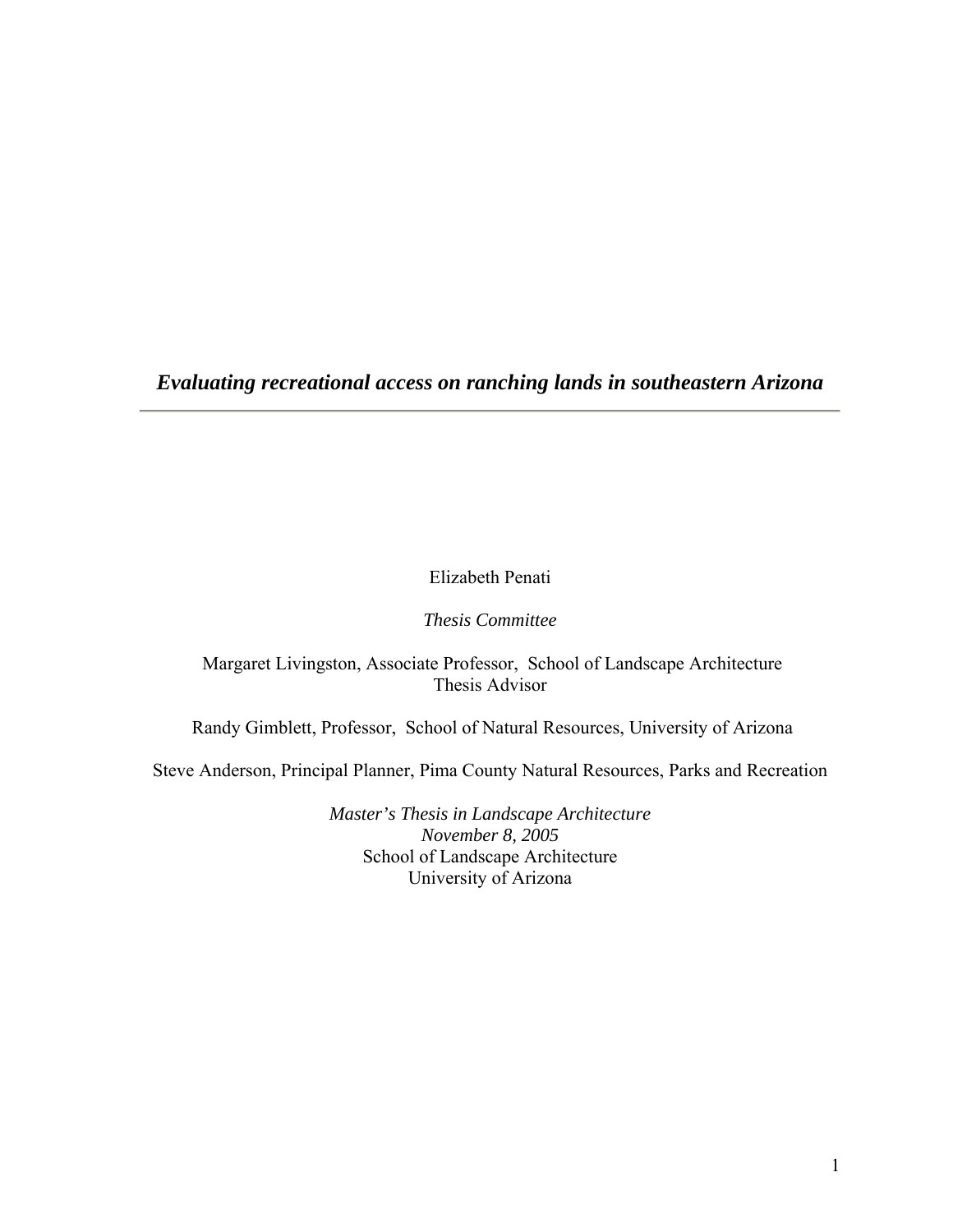# *Evaluating recreational access on ranching lands in southeastern Arizona*

---

Elizabeth Penati

*Thesis Committee*

Margaret Livingston, Associate Professor, School of Landscape Architecture
Thesis Advisor

Randy Gimblett, Professor, School of Natural Resources, University of Arizona

Steve Anderson, Principal Planner, Pima County Natural Resources, Parks and Recreation

*Master's Thesis in Landscape Architecture*
*November 8, 2005*
School of Landscape Architecture
University of Arizona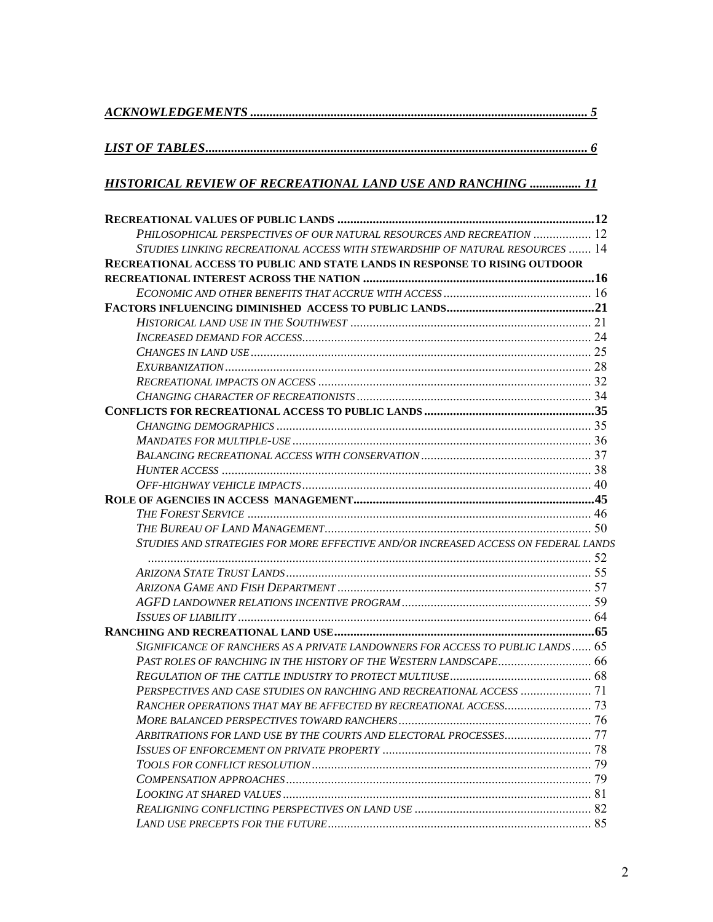[*ACKNOWLEDGEMENTS* ........................................................................................................... 5](#)

[*LIST OF TABLES*................................................................................................................... 6](#)

[*HISTORICAL REVIEW OF RECREATIONAL LAND USE AND RANCHING* ............... 11](#)

**RECREATIONAL VALUES OF PUBLIC LANDS .................................................................................12**

*PHILOSOPHICAL PERSPECTIVES OF OUR NATURAL RESOURCES AND RECREATION* .................. 12

*STUDIES LINKING RECREATIONAL ACCESS WITH STEWARDSHIP OF NATURAL RESOURCES* ....... 14

**RECREATIONAL ACCESS TO PUBLIC AND STATE LANDS IN RESPONSE TO RISING OUTDOOR RECREATIONAL INTEREST ACROSS THE NATION .........................................................................16**

*ECONOMIC AND OTHER BENEFITS THAT ACCRUE WITH ACCESS* .............................................. 16

**FACTORS INFLUENCING DIMINISHED ACCESS TO PUBLIC LANDS...............................................21**

*HISTORICAL LAND USE IN THE SOUTHWEST* ........................................................................... 21

*INCREASED DEMAND FOR ACCESS*.......................................................................................... 24

*CHANGES IN LAND USE*.......................................................................................................... 25

*EXURBANIZATION*.................................................................................................................. 28

*RECREATIONAL IMPACTS ON ACCESS* ..................................................................................... 32

*CHANGING CHARACTER OF RECREATIONISTS*.......................................................................... 34

**CONFLICTS FOR RECREATIONAL ACCESS TO PUBLIC LANDS .....................................................35**

*CHANGING DEMOGRAPHICS* .................................................................................................. 35

*MANDATES FOR MULTIPLE-USE* ............................................................................................. 36

*BALANCING RECREATIONAL ACCESS WITH CONSERVATION* ..................................................... 37

*HUNTER ACCESS* ................................................................................................................... 38

*OFF-HIGHWAY VEHICLE IMPACTS*.......................................................................................... 40

**ROLE OF AGENCIES IN ACCESS MANAGEMENT..........................................................................45**

*THE FOREST SERVICE* ........................................................................................................... 46

*THE BUREAU OF LAND MANAGEMENT*.................................................................................. 50

*STUDIES AND STRATEGIES FOR MORE EFFECTIVE AND/OR INCREASED ACCESS ON FEDERAL LANDS* ......................................................................................................................... 52

*ARIZONA STATE TRUST LANDS*.............................................................................................. 55

*ARIZONA GAME AND FISH DEPARTMENT* ............................................................................... 57

*AGFD LANDOWNER RELATIONS INCENTIVE PROGRAM* ........................................................... 59

*ISSUES OF LIABILITY* .............................................................................................................. 64

**RANCHING AND RECREATIONAL LAND USE.................................................................................65**

*SIGNIFICANCE OF RANCHERS AS A PRIVATE LANDOWNERS FOR ACCESS TO PUBLIC LANDS* ...... 65

*PAST ROLES OF RANCHING IN THE HISTORY OF THE WESTERN LANDSCAPE*............................. 66

*REGULATION OF THE CATTLE INDUSTRY TO PROTECT MULTIUSE*............................................ 68

*PERSPECTIVES AND CASE STUDIES ON RANCHING AND RECREATIONAL ACCESS* ...................... 71

*RANCHER OPERATIONS THAT MAY BE AFFECTED BY RECREATIONAL ACCESS*........................... 73

*MORE BALANCED PERSPECTIVES TOWARD RANCHERS*............................................................ 76

*ARBITRATIONS FOR LAND USE BY THE COURTS AND ELECTORAL PROCESSES*........................... 77

*ISSUES OF ENFORCEMENT ON PRIVATE PROPERTY* ................................................................. 78

*TOOLS FOR CONFLICT RESOLUTION*...................................................................................... 79

*COMPENSATION APPROACHES*............................................................................................... 79

*LOOKING AT SHARED VALUES*................................................................................................ 81

*REALIGNING CONFLICTING PERSPECTIVES ON LAND USE* ....................................................... 82

*LAND USE PRECEPTS FOR THE FUTURE*.................................................................................. 85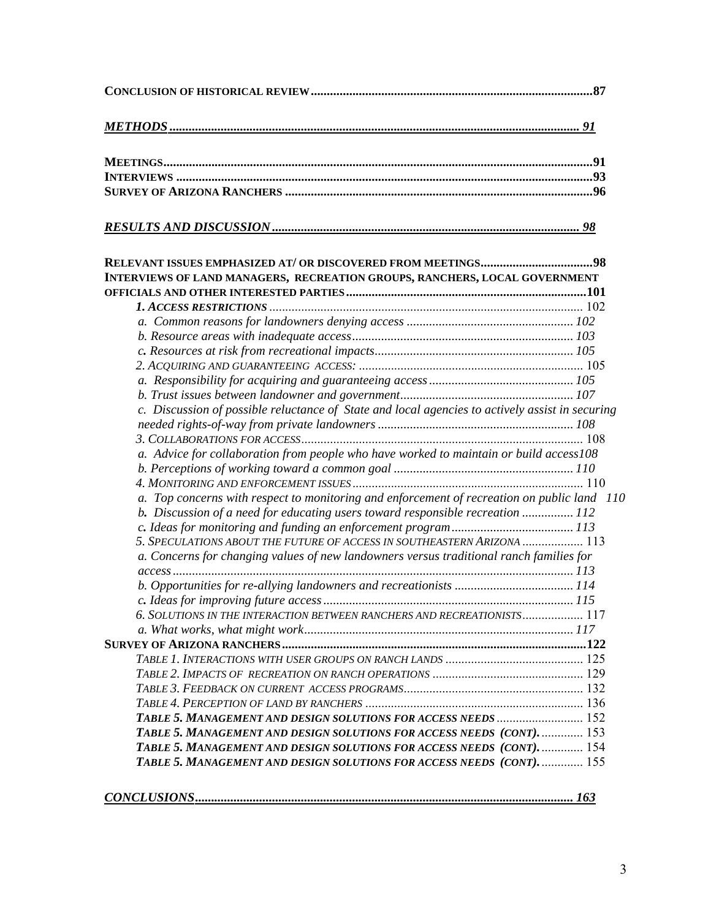**CONCLUSION OF HISTORICAL REVIEW** .......... **87**

***METHODS*** .......... ***91***

**MEETINGS** .......... **91**
**INTERVIEWS** .......... **93**
**SURVEY OF ARIZONA RANCHERS** .......... **96**

***RESULTS AND DISCUSSION*** .......... ***98***

**RELEVANT ISSUES EMPHASIZED AT/ OR DISCOVERED FROM MEETINGS** .......... **98**
**INTERVIEWS OF LAND MANAGERS, RECREATION GROUPS, RANCHERS, LOCAL GOVERNMENT OFFICIALS AND OTHER INTERESTED PARTIES** .......... **101**

- ***1. ACCESS RESTRICTIONS*** .......... 102
  - *a. Common reasons for landowners denying access* .......... *102*
  - *b. Resource areas with inadequate access* .......... *103*
  - *c. Resources at risk from recreational impacts* .......... *105*
- *2. ACQUIRING AND GUARANTEEING ACCESS:* .......... 105
  - *a. Responsibility for acquiring and guaranteeing access* .......... *105*
  - *b. Trust issues between landowner and government* .......... *107*
  - *c. Discussion of possible reluctance of State and local agencies to actively assist in securing needed rights-of-way from private landowners* .......... *108*
- *3. COLLABORATIONS FOR ACCESS* .......... 108
  - *a. Advice for collaboration from people who have worked to maintain or build access* *108*
  - *b. Perceptions of working toward a common goal* .......... *110*
- *4. MONITORING AND ENFORCEMENT ISSUES* .......... 110
  - *a. Top concerns with respect to monitoring and enforcement of recreation on public land* *110*
  - *b. Discussion of a need for educating users toward responsible recreation* .......... *112*
  - *c. Ideas for monitoring and funding an enforcement program* .......... *113*
- *5. SPECULATIONS ABOUT THE FUTURE OF ACCESS IN SOUTHEASTERN ARIZONA* .......... 113
  - *a. Concerns for changing values of new landowners versus traditional ranch families for access* .......... *113*
  - *b. Opportunities for re-allying landowners and recreationists* .......... *114*
  - *c. Ideas for improving future access* .......... *115*
- *6. SOLUTIONS IN THE INTERACTION BETWEEN RANCHERS AND RECREATIONISTS* .......... 117
  - *a. What works, what might work* .......... *117*

**SURVEY OF ARIZONA RANCHERS** .......... **122**

- *TABLE 1. INTERACTIONS WITH USER GROUPS ON RANCH LANDS* .......... 125
- *TABLE 2. IMPACTS OF RECREATION ON RANCH OPERATIONS* .......... 129
- *TABLE 3. FEEDBACK ON CURRENT ACCESS PROGRAMS* .......... 132
- *TABLE 4. PERCEPTION OF LAND BY RANCHERS* .......... 136
- ***TABLE 5. MANAGEMENT AND DESIGN SOLUTIONS FOR ACCESS NEEDS*** .......... 152
- ***TABLE 5. MANAGEMENT AND DESIGN SOLUTIONS FOR ACCESS NEEDS (CONT).*** .......... 153
- ***TABLE 5. MANAGEMENT AND DESIGN SOLUTIONS FOR ACCESS NEEDS (CONT).*** .......... 154
- ***TABLE 5. MANAGEMENT AND DESIGN SOLUTIONS FOR ACCESS NEEDS (CONT).*** .......... 155

***CONCLUSIONS*** .......... ***163***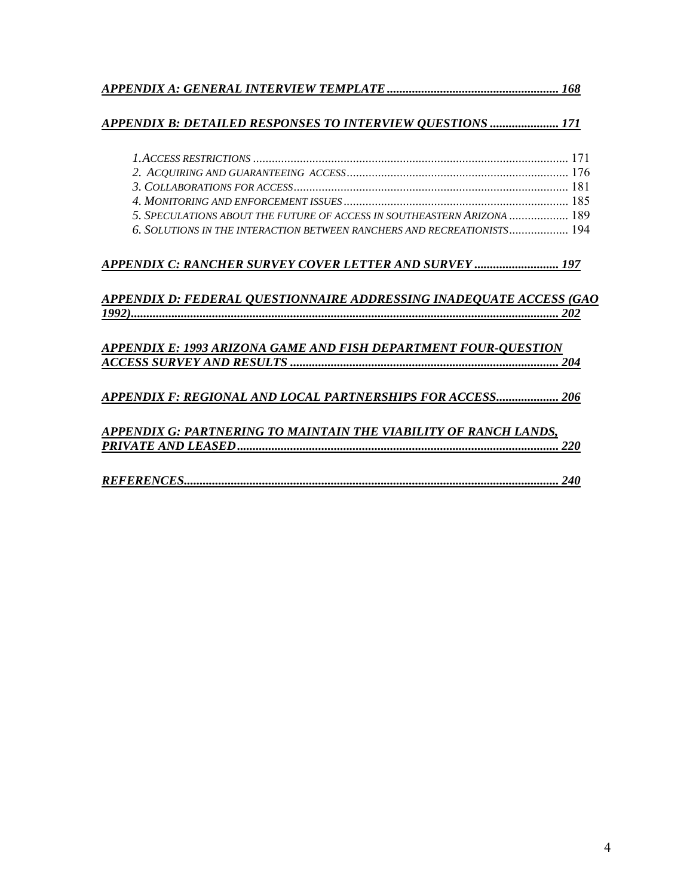***APPENDIX A: GENERAL INTERVIEW TEMPLATE ....................................................... 168***

***APPENDIX B: DETAILED RESPONSES TO INTERVIEW QUESTIONS ...................... 171***

- *1.ACCESS RESTRICTIONS* ...................................................................................................... 171
- *2. ACQUIRING AND GUARANTEEING ACCESS* ....................................................................... 176
- *3. COLLABORATIONS FOR ACCESS* ........................................................................................ 181
- *4. MONITORING AND ENFORCEMENT ISSUES* ........................................................................ 185
- *5. SPECULATIONS ABOUT THE FUTURE OF ACCESS IN SOUTHEASTERN ARIZONA* ................... 189
- *6. SOLUTIONS IN THE INTERACTION BETWEEN RANCHERS AND RECREATIONISTS* ................... 194

***APPENDIX C: RANCHER SURVEY COVER LETTER AND SURVEY ........................... 197***

***APPENDIX D: FEDERAL QUESTIONNAIRE ADDRESSING INADEQUATE ACCESS (GAO 1992)........................................................................................................................................ 202***

***APPENDIX E: 1993 ARIZONA GAME AND FISH DEPARTMENT FOUR-QUESTION ACCESS SURVEY AND RESULTS ..................................................................................... 204***

***APPENDIX F: REGIONAL AND LOCAL PARTNERSHIPS FOR ACCESS.................... 206***

***APPENDIX G: PARTNERING TO MAINTAIN THE VIABILITY OF RANCH LANDS, PRIVATE AND LEASED....................................................................................................... 220***

***REFERENCES........................................................................................................................ 240***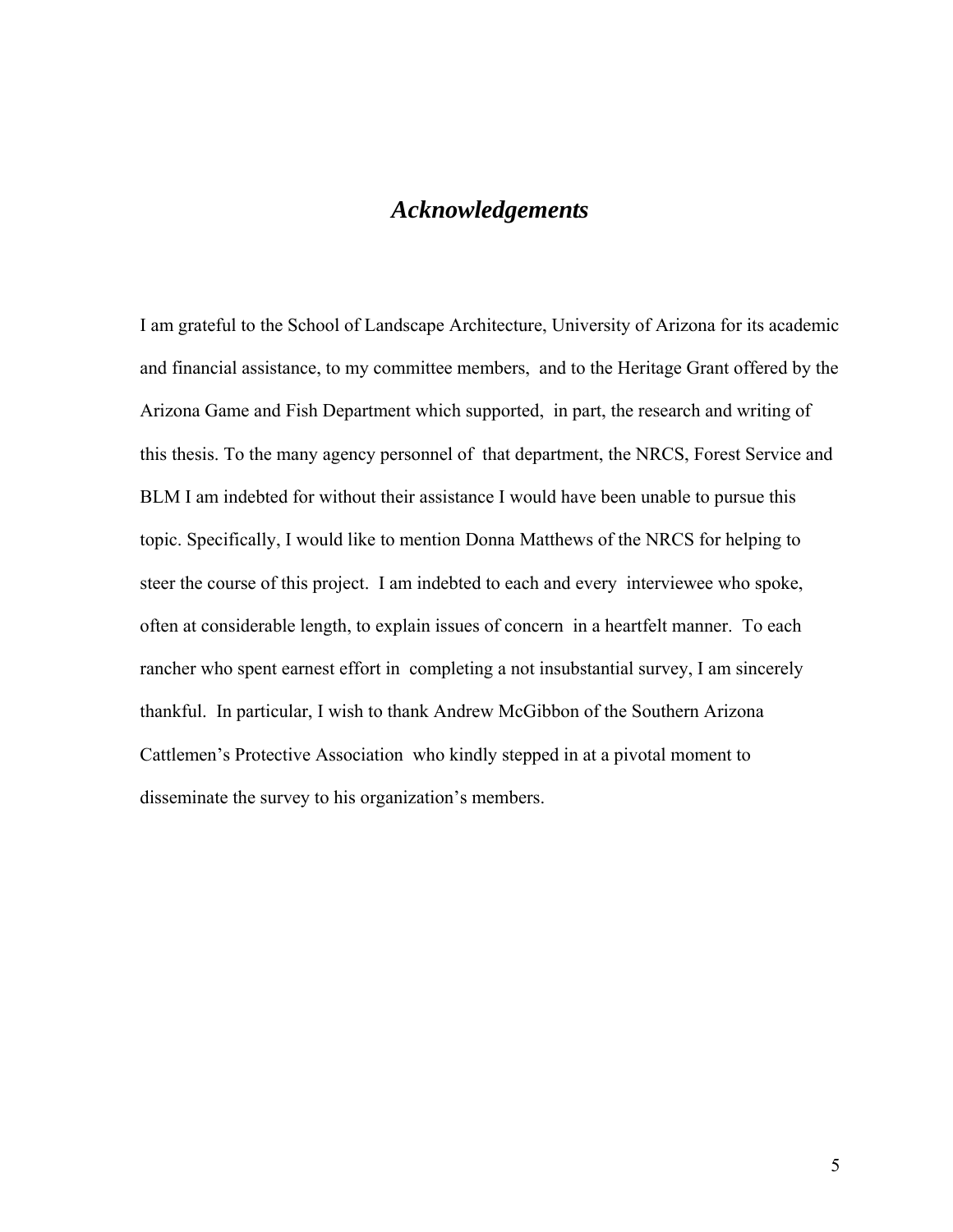# *Acknowledgements*

I am grateful to the School of Landscape Architecture, University of Arizona for its academic and financial assistance, to my committee members, and to the Heritage Grant offered by the Arizona Game and Fish Department which supported, in part, the research and writing of this thesis. To the many agency personnel of that department, the NRCS, Forest Service and BLM I am indebted for without their assistance I would have been unable to pursue this topic. Specifically, I would like to mention Donna Matthews of the NRCS for helping to steer the course of this project. I am indebted to each and every interviewee who spoke, often at considerable length, to explain issues of concern in a heartfelt manner. To each rancher who spent earnest effort in completing a not insubstantial survey, I am sincerely thankful. In particular, I wish to thank Andrew McGibbon of the Southern Arizona Cattlemen's Protective Association who kindly stepped in at a pivotal moment to disseminate the survey to his organization's members.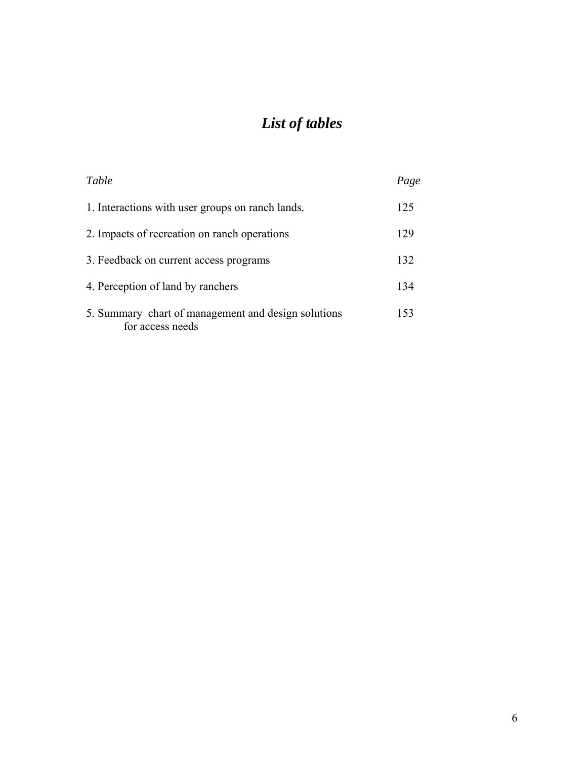# *List of tables*

| *Table* | *Page* |
|---|---|
| 1. Interactions with user groups on ranch lands. | 125 |
| 2. Impacts of recreation on ranch operations | 129 |
| 3. Feedback on current access programs | 132 |
| 4. Perception of land by ranchers | 134 |
| 5. Summary chart of management and design solutions for access needs | 153 |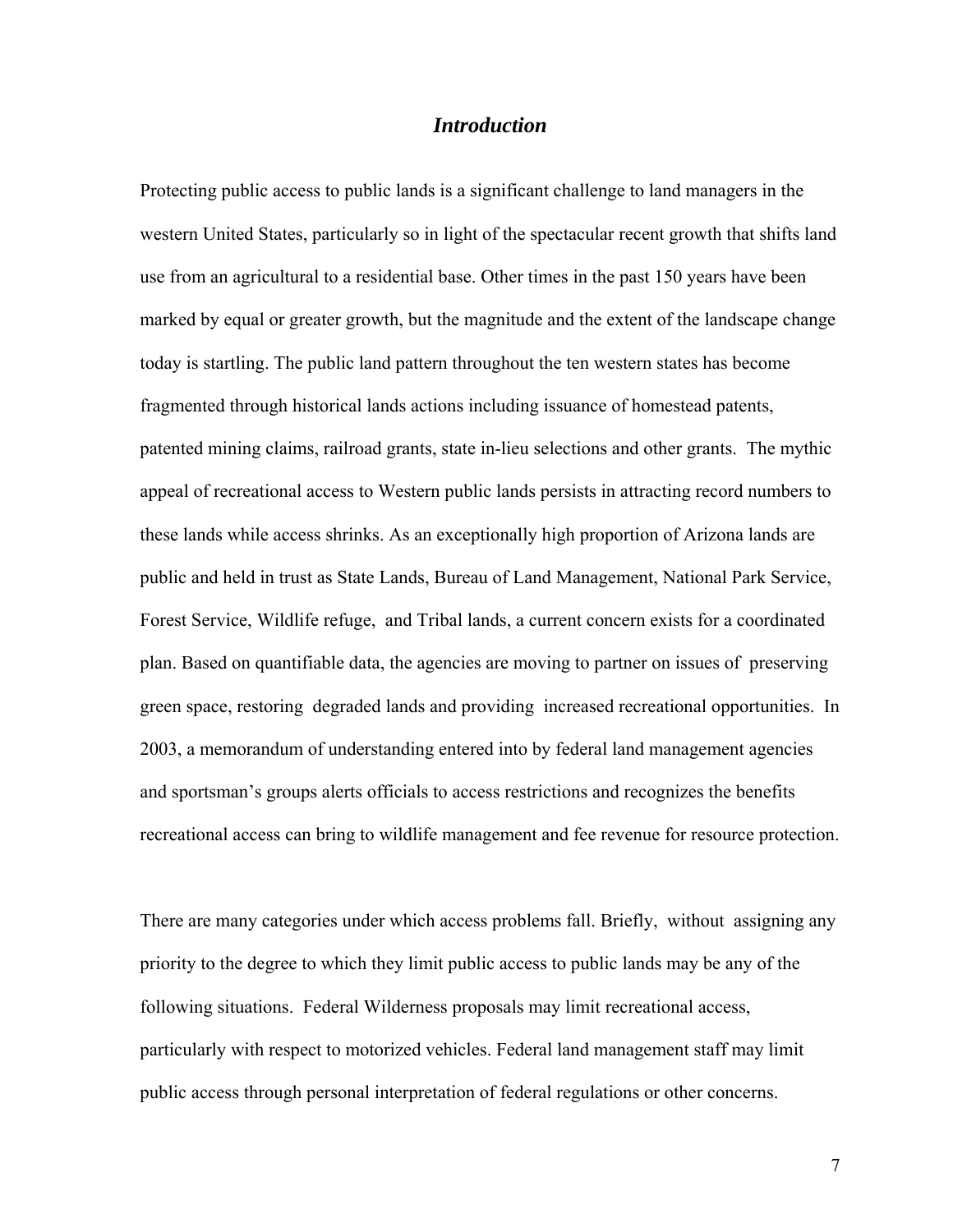## *Introduction*

Protecting public access to public lands is a significant challenge to land managers in the western United States, particularly so in light of the spectacular recent growth that shifts land use from an agricultural to a residential base. Other times in the past 150 years have been marked by equal or greater growth, but the magnitude and the extent of the landscape change today is startling. The public land pattern throughout the ten western states has become fragmented through historical lands actions including issuance of homestead patents, patented mining claims, railroad grants, state in-lieu selections and other grants. The mythic appeal of recreational access to Western public lands persists in attracting record numbers to these lands while access shrinks. As an exceptionally high proportion of Arizona lands are public and held in trust as State Lands, Bureau of Land Management, National Park Service, Forest Service, Wildlife refuge, and Tribal lands, a current concern exists for a coordinated plan. Based on quantifiable data, the agencies are moving to partner on issues of preserving green space, restoring degraded lands and providing increased recreational opportunities. In 2003, a memorandum of understanding entered into by federal land management agencies and sportsman's groups alerts officials to access restrictions and recognizes the benefits recreational access can bring to wildlife management and fee revenue for resource protection.

There are many categories under which access problems fall. Briefly, without assigning any priority to the degree to which they limit public access to public lands may be any of the following situations. Federal Wilderness proposals may limit recreational access, particularly with respect to motorized vehicles. Federal land management staff may limit public access through personal interpretation of federal regulations or other concerns.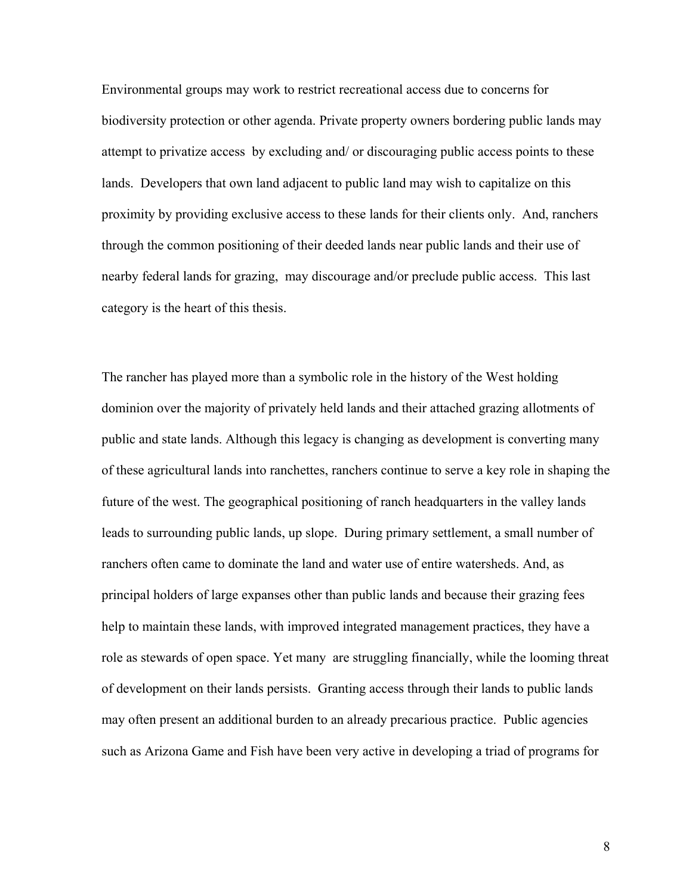Environmental groups may work to restrict recreational access due to concerns for biodiversity protection or other agenda. Private property owners bordering public lands may attempt to privatize access by excluding and/ or discouraging public access points to these lands. Developers that own land adjacent to public land may wish to capitalize on this proximity by providing exclusive access to these lands for their clients only. And, ranchers through the common positioning of their deeded lands near public lands and their use of nearby federal lands for grazing, may discourage and/or preclude public access. This last category is the heart of this thesis.

The rancher has played more than a symbolic role in the history of the West holding dominion over the majority of privately held lands and their attached grazing allotments of public and state lands. Although this legacy is changing as development is converting many of these agricultural lands into ranchettes, ranchers continue to serve a key role in shaping the future of the west. The geographical positioning of ranch headquarters in the valley lands leads to surrounding public lands, up slope. During primary settlement, a small number of ranchers often came to dominate the land and water use of entire watersheds. And, as principal holders of large expanses other than public lands and because their grazing fees help to maintain these lands, with improved integrated management practices, they have a role as stewards of open space. Yet many are struggling financially, while the looming threat of development on their lands persists. Granting access through their lands to public lands may often present an additional burden to an already precarious practice. Public agencies such as Arizona Game and Fish have been very active in developing a triad of programs for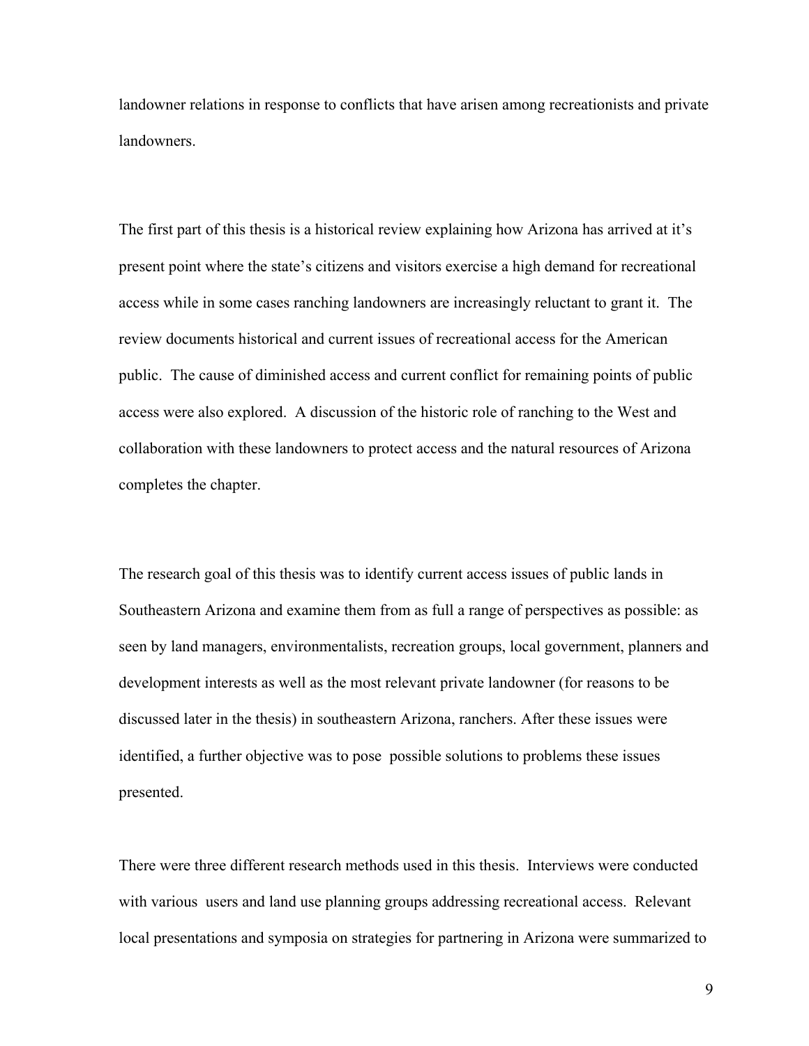landowner relations in response to conflicts that have arisen among recreationists and private landowners.

The first part of this thesis is a historical review explaining how Arizona has arrived at it's present point where the state's citizens and visitors exercise a high demand for recreational access while in some cases ranching landowners are increasingly reluctant to grant it. The review documents historical and current issues of recreational access for the American public. The cause of diminished access and current conflict for remaining points of public access were also explored. A discussion of the historic role of ranching to the West and collaboration with these landowners to protect access and the natural resources of Arizona completes the chapter.

The research goal of this thesis was to identify current access issues of public lands in Southeastern Arizona and examine them from as full a range of perspectives as possible: as seen by land managers, environmentalists, recreation groups, local government, planners and development interests as well as the most relevant private landowner (for reasons to be discussed later in the thesis) in southeastern Arizona, ranchers. After these issues were identified, a further objective was to pose possible solutions to problems these issues presented.

There were three different research methods used in this thesis. Interviews were conducted with various users and land use planning groups addressing recreational access. Relevant local presentations and symposia on strategies for partnering in Arizona were summarized to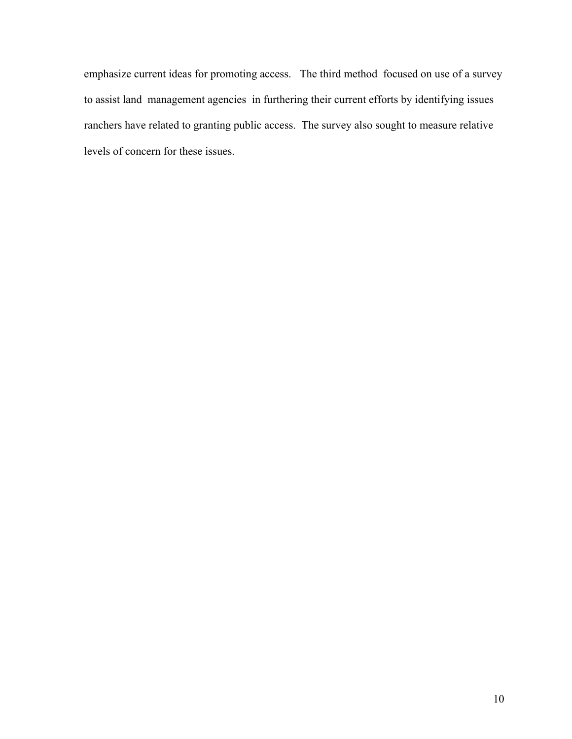emphasize current ideas for promoting access. The third method focused on use of a survey to assist land management agencies in furthering their current efforts by identifying issues ranchers have related to granting public access. The survey also sought to measure relative levels of concern for these issues.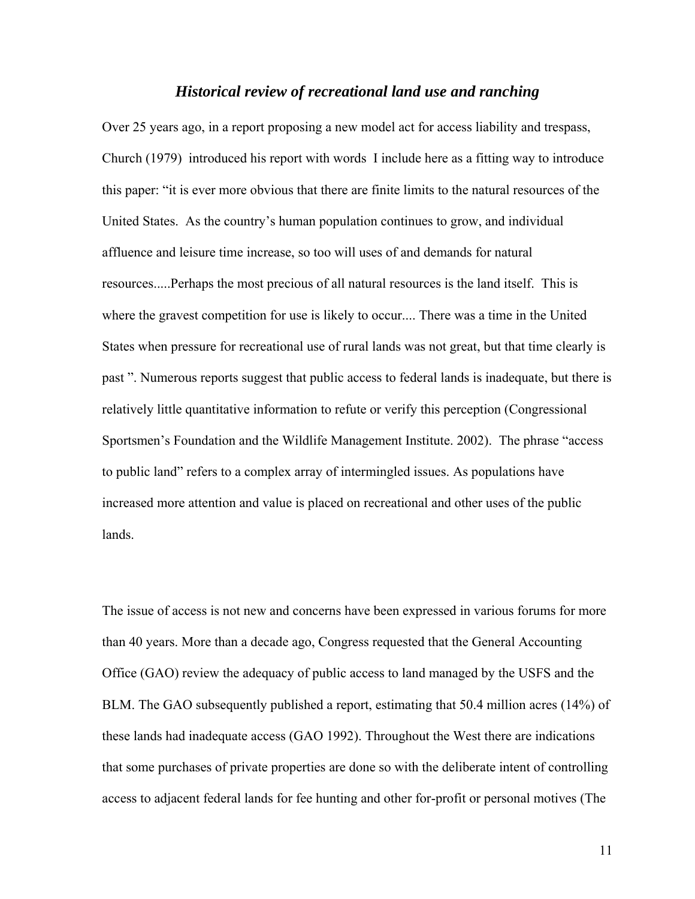## *Historical review of recreational land use and ranching*

Over 25 years ago, in a report proposing a new model act for access liability and trespass, Church (1979) introduced his report with words I include here as a fitting way to introduce this paper: "it is ever more obvious that there are finite limits to the natural resources of the United States. As the country's human population continues to grow, and individual affluence and leisure time increase, so too will uses of and demands for natural resources.....Perhaps the most precious of all natural resources is the land itself. This is where the gravest competition for use is likely to occur.... There was a time in the United States when pressure for recreational use of rural lands was not great, but that time clearly is past ". Numerous reports suggest that public access to federal lands is inadequate, but there is relatively little quantitative information to refute or verify this perception (Congressional Sportsmen's Foundation and the Wildlife Management Institute. 2002). The phrase "access to public land" refers to a complex array of intermingled issues. As populations have increased more attention and value is placed on recreational and other uses of the public lands.

The issue of access is not new and concerns have been expressed in various forums for more than 40 years. More than a decade ago, Congress requested that the General Accounting Office (GAO) review the adequacy of public access to land managed by the USFS and the BLM. The GAO subsequently published a report, estimating that 50.4 million acres (14%) of these lands had inadequate access (GAO 1992). Throughout the West there are indications that some purchases of private properties are done so with the deliberate intent of controlling access to adjacent federal lands for fee hunting and other for-profit or personal motives (The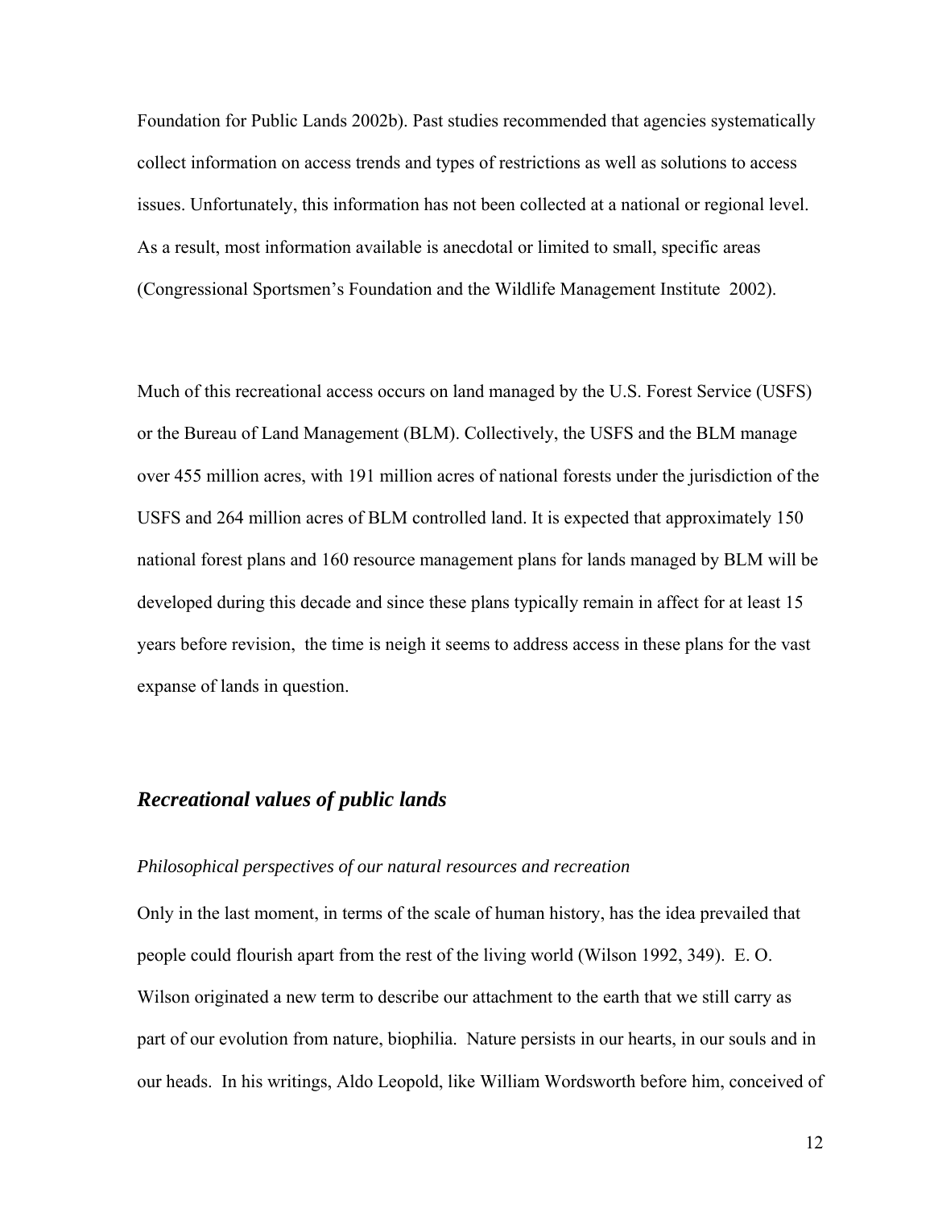Foundation for Public Lands 2002b). Past studies recommended that agencies systematically collect information on access trends and types of restrictions as well as solutions to access issues. Unfortunately, this information has not been collected at a national or regional level. As a result, most information available is anecdotal or limited to small, specific areas (Congressional Sportsmen's Foundation and the Wildlife Management Institute 2002).

Much of this recreational access occurs on land managed by the U.S. Forest Service (USFS) or the Bureau of Land Management (BLM). Collectively, the USFS and the BLM manage over 455 million acres, with 191 million acres of national forests under the jurisdiction of the USFS and 264 million acres of BLM controlled land. It is expected that approximately 150 national forest plans and 160 resource management plans for lands managed by BLM will be developed during this decade and since these plans typically remain in affect for at least 15 years before revision, the time is neigh it seems to address access in these plans for the vast expanse of lands in question.

## *Recreational values of public lands*

### *Philosophical perspectives of our natural resources and recreation*

Only in the last moment, in terms of the scale of human history, has the idea prevailed that people could flourish apart from the rest of the living world (Wilson 1992, 349). E. O. Wilson originated a new term to describe our attachment to the earth that we still carry as part of our evolution from nature, biophilia. Nature persists in our hearts, in our souls and in our heads. In his writings, Aldo Leopold, like William Wordsworth before him, conceived of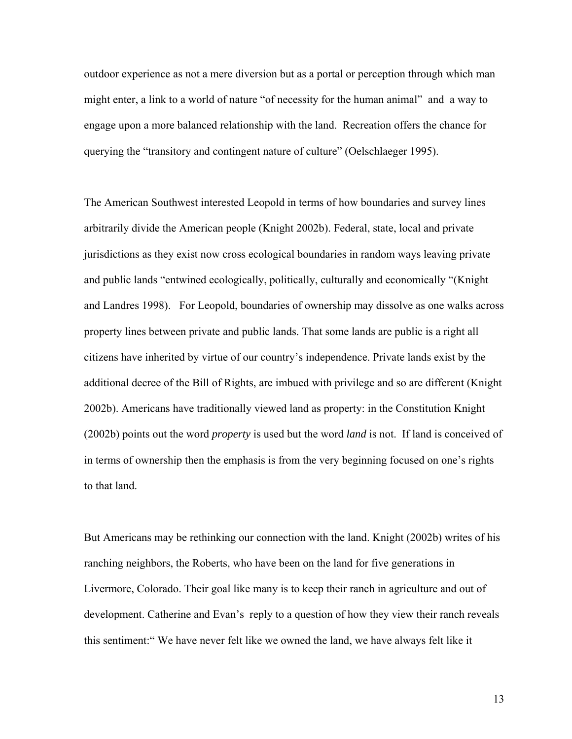outdoor experience as not a mere diversion but as a portal or perception through which man might enter, a link to a world of nature "of necessity for the human animal" and a way to engage upon a more balanced relationship with the land. Recreation offers the chance for querying the "transitory and contingent nature of culture" (Oelschlaeger 1995).

The American Southwest interested Leopold in terms of how boundaries and survey lines arbitrarily divide the American people (Knight 2002b). Federal, state, local and private jurisdictions as they exist now cross ecological boundaries in random ways leaving private and public lands "entwined ecologically, politically, culturally and economically "(Knight and Landres 1998). For Leopold, boundaries of ownership may dissolve as one walks across property lines between private and public lands. That some lands are public is a right all citizens have inherited by virtue of our country's independence. Private lands exist by the additional decree of the Bill of Rights, are imbued with privilege and so are different (Knight 2002b). Americans have traditionally viewed land as property: in the Constitution Knight (2002b) points out the word *property* is used but the word *land* is not. If land is conceived of in terms of ownership then the emphasis is from the very beginning focused on one's rights to that land.

But Americans may be rethinking our connection with the land. Knight (2002b) writes of his ranching neighbors, the Roberts, who have been on the land for five generations in Livermore, Colorado. Their goal like many is to keep their ranch in agriculture and out of development. Catherine and Evan's reply to a question of how they view their ranch reveals this sentiment:" We have never felt like we owned the land, we have always felt like it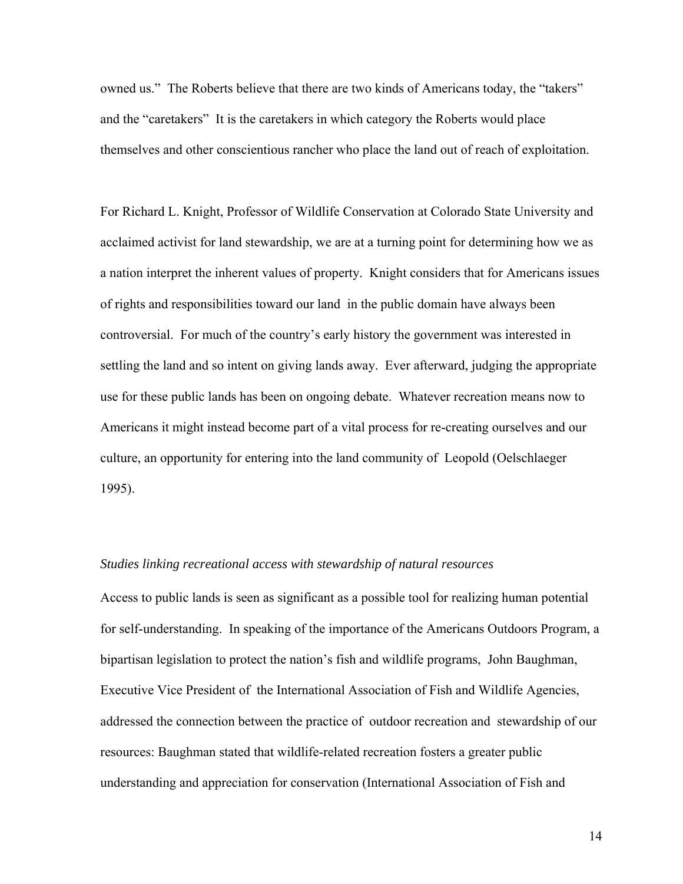owned us." The Roberts believe that there are two kinds of Americans today, the "takers" and the "caretakers" It is the caretakers in which category the Roberts would place themselves and other conscientious rancher who place the land out of reach of exploitation.

For Richard L. Knight, Professor of Wildlife Conservation at Colorado State University and acclaimed activist for land stewardship, we are at a turning point for determining how we as a nation interpret the inherent values of property. Knight considers that for Americans issues of rights and responsibilities toward our land in the public domain have always been controversial. For much of the country's early history the government was interested in settling the land and so intent on giving lands away. Ever afterward, judging the appropriate use for these public lands has been on ongoing debate. Whatever recreation means now to Americans it might instead become part of a vital process for re-creating ourselves and our culture, an opportunity for entering into the land community of Leopold (Oelschlaeger 1995).

*Studies linking recreational access with stewardship of natural resources*

Access to public lands is seen as significant as a possible tool for realizing human potential for self-understanding. In speaking of the importance of the Americans Outdoors Program, a bipartisan legislation to protect the nation's fish and wildlife programs, John Baughman, Executive Vice President of the International Association of Fish and Wildlife Agencies, addressed the connection between the practice of outdoor recreation and stewardship of our resources: Baughman stated that wildlife-related recreation fosters a greater public understanding and appreciation for conservation (International Association of Fish and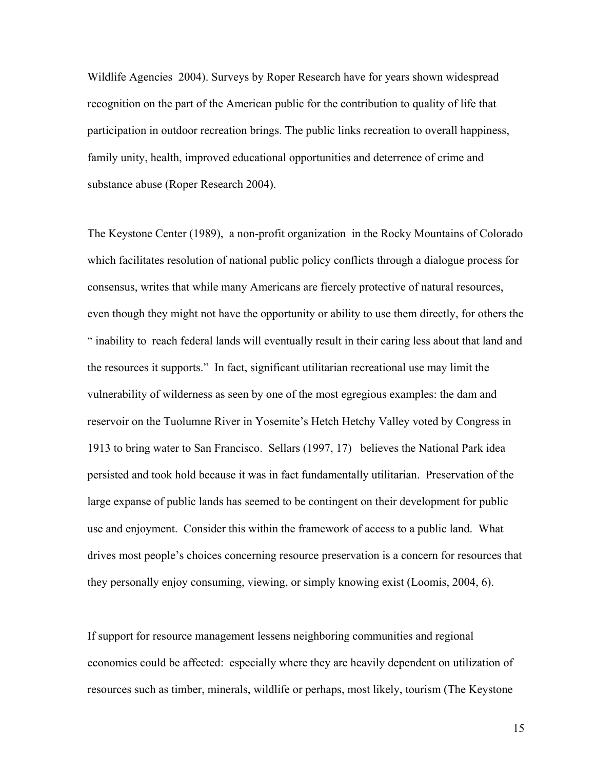Wildlife Agencies 2004). Surveys by Roper Research have for years shown widespread recognition on the part of the American public for the contribution to quality of life that participation in outdoor recreation brings. The public links recreation to overall happiness, family unity, health, improved educational opportunities and deterrence of crime and substance abuse (Roper Research 2004).

The Keystone Center (1989), a non-profit organization in the Rocky Mountains of Colorado which facilitates resolution of national public policy conflicts through a dialogue process for consensus, writes that while many Americans are fiercely protective of natural resources, even though they might not have the opportunity or ability to use them directly, for others the " inability to reach federal lands will eventually result in their caring less about that land and the resources it supports." In fact, significant utilitarian recreational use may limit the vulnerability of wilderness as seen by one of the most egregious examples: the dam and reservoir on the Tuolumne River in Yosemite's Hetch Hetchy Valley voted by Congress in 1913 to bring water to San Francisco. Sellars (1997, 17) believes the National Park idea persisted and took hold because it was in fact fundamentally utilitarian. Preservation of the large expanse of public lands has seemed to be contingent on their development for public use and enjoyment. Consider this within the framework of access to a public land. What drives most people's choices concerning resource preservation is a concern for resources that they personally enjoy consuming, viewing, or simply knowing exist (Loomis, 2004, 6).

If support for resource management lessens neighboring communities and regional economies could be affected: especially where they are heavily dependent on utilization of resources such as timber, minerals, wildlife or perhaps, most likely, tourism (The Keystone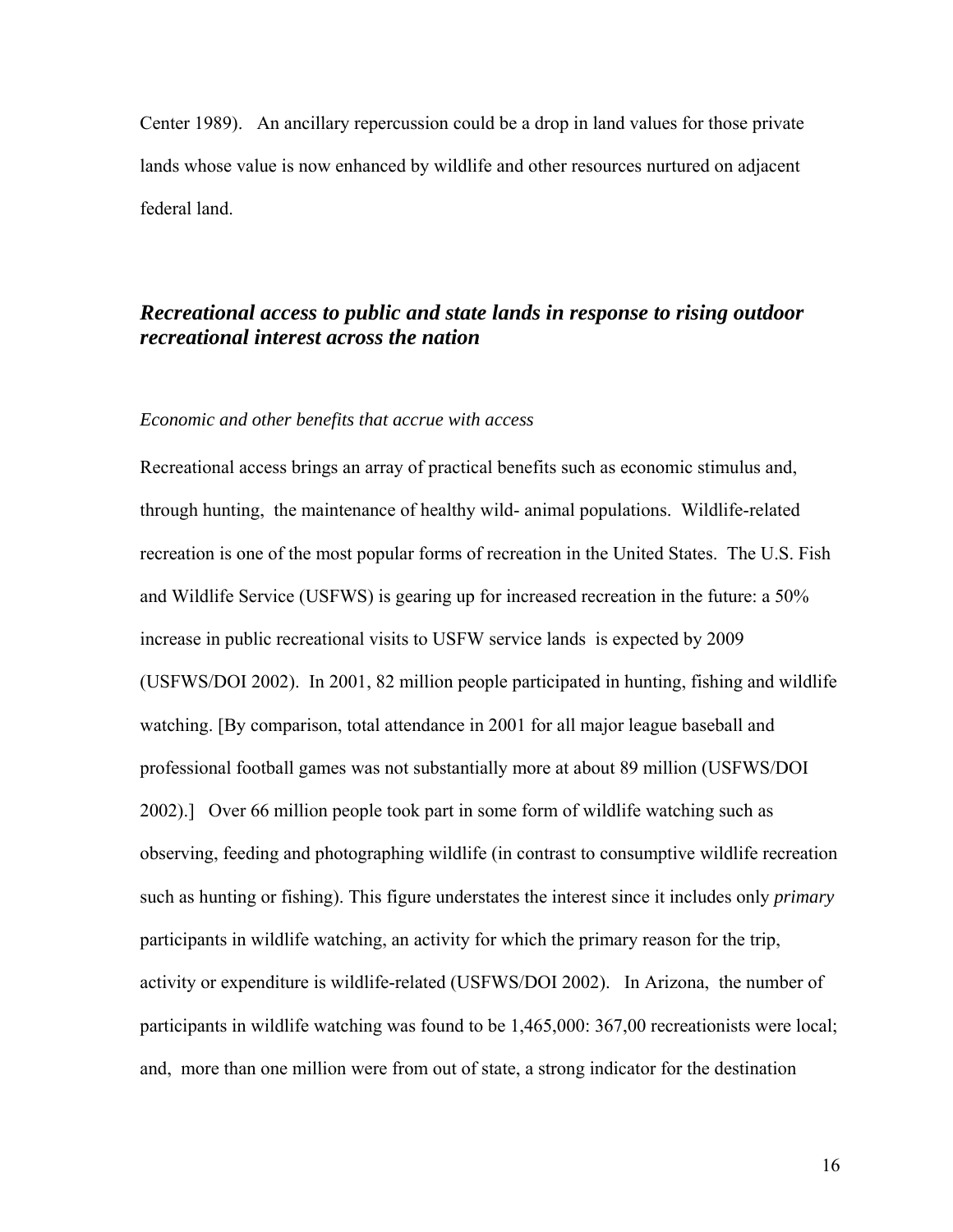Center 1989). An ancillary repercussion could be a drop in land values for those private lands whose value is now enhanced by wildlife and other resources nurtured on adjacent federal land.

## *Recreational access to public and state lands in response to rising outdoor recreational interest across the nation*

### *Economic and other benefits that accrue with access*

Recreational access brings an array of practical benefits such as economic stimulus and, through hunting, the maintenance of healthy wild- animal populations. Wildlife-related recreation is one of the most popular forms of recreation in the United States. The U.S. Fish and Wildlife Service (USFWS) is gearing up for increased recreation in the future: a 50% increase in public recreational visits to USFW service lands is expected by 2009 (USFWS/DOI 2002). In 2001, 82 million people participated in hunting, fishing and wildlife watching. [By comparison, total attendance in 2001 for all major league baseball and professional football games was not substantially more at about 89 million (USFWS/DOI 2002).] Over 66 million people took part in some form of wildlife watching such as observing, feeding and photographing wildlife (in contrast to consumptive wildlife recreation such as hunting or fishing). This figure understates the interest since it includes only *primary* participants in wildlife watching, an activity for which the primary reason for the trip, activity or expenditure is wildlife-related (USFWS/DOI 2002). In Arizona, the number of participants in wildlife watching was found to be 1,465,000: 367,00 recreationists were local; and, more than one million were from out of state, a strong indicator for the destination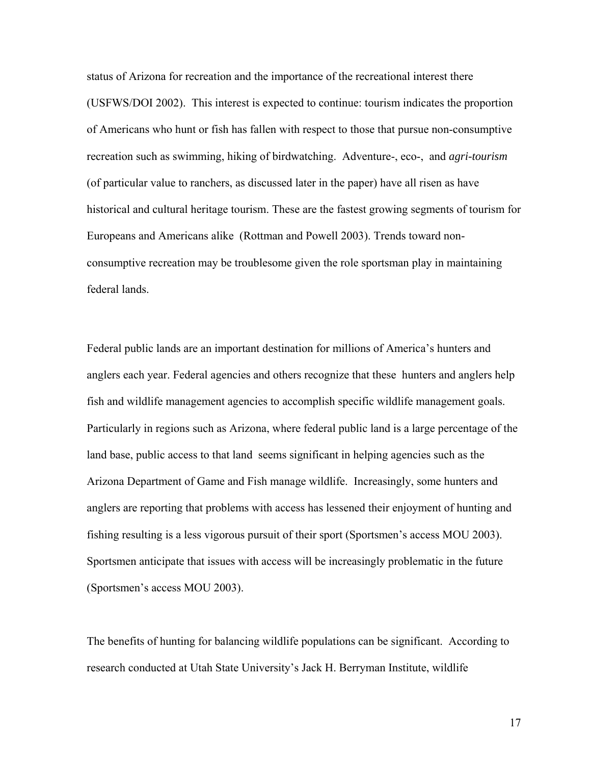status of Arizona for recreation and the importance of the recreational interest there (USFWS/DOI 2002). This interest is expected to continue: tourism indicates the proportion of Americans who hunt or fish has fallen with respect to those that pursue non-consumptive recreation such as swimming, hiking of birdwatching. Adventure-, eco-, and *agri-tourism* (of particular value to ranchers, as discussed later in the paper) have all risen as have historical and cultural heritage tourism. These are the fastest growing segments of tourism for Europeans and Americans alike (Rottman and Powell 2003). Trends toward non-consumptive recreation may be troublesome given the role sportsman play in maintaining federal lands.

Federal public lands are an important destination for millions of America's hunters and anglers each year. Federal agencies and others recognize that these hunters and anglers help fish and wildlife management agencies to accomplish specific wildlife management goals. Particularly in regions such as Arizona, where federal public land is a large percentage of the land base, public access to that land seems significant in helping agencies such as the Arizona Department of Game and Fish manage wildlife. Increasingly, some hunters and anglers are reporting that problems with access has lessened their enjoyment of hunting and fishing resulting is a less vigorous pursuit of their sport (Sportsmen's access MOU 2003). Sportsmen anticipate that issues with access will be increasingly problematic in the future (Sportsmen's access MOU 2003).

The benefits of hunting for balancing wildlife populations can be significant. According to research conducted at Utah State University's Jack H. Berryman Institute, wildlife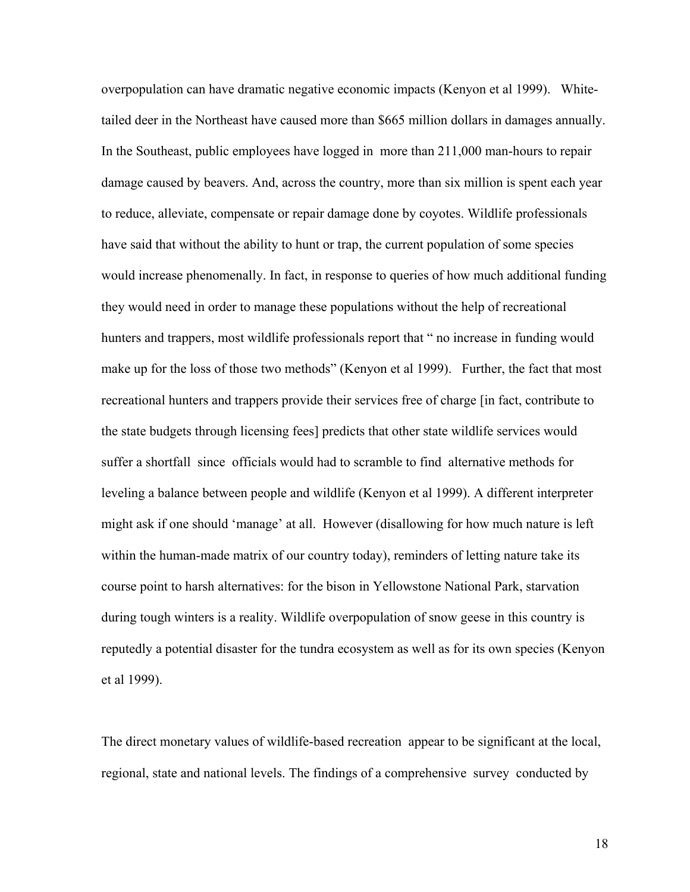overpopulation can have dramatic negative economic impacts (Kenyon et al 1999). White-tailed deer in the Northeast have caused more than $665 million dollars in damages annually. In the Southeast, public employees have logged in more than 211,000 man-hours to repair damage caused by beavers. And, across the country, more than six million is spent each year to reduce, alleviate, compensate or repair damage done by coyotes. Wildlife professionals have said that without the ability to hunt or trap, the current population of some species would increase phenomenally. In fact, in response to queries of how much additional funding they would need in order to manage these populations without the help of recreational hunters and trappers, most wildlife professionals report that " no increase in funding would make up for the loss of those two methods" (Kenyon et al 1999). Further, the fact that most recreational hunters and trappers provide their services free of charge [in fact, contribute to the state budgets through licensing fees] predicts that other state wildlife services would suffer a shortfall since officials would had to scramble to find alternative methods for leveling a balance between people and wildlife (Kenyon et al 1999). A different interpreter might ask if one should 'manage' at all. However (disallowing for how much nature is left within the human-made matrix of our country today), reminders of letting nature take its course point to harsh alternatives: for the bison in Yellowstone National Park, starvation during tough winters is a reality. Wildlife overpopulation of snow geese in this country is reputedly a potential disaster for the tundra ecosystem as well as for its own species (Kenyon et al 1999).

The direct monetary values of wildlife-based recreation appear to be significant at the local, regional, state and national levels. The findings of a comprehensive survey conducted by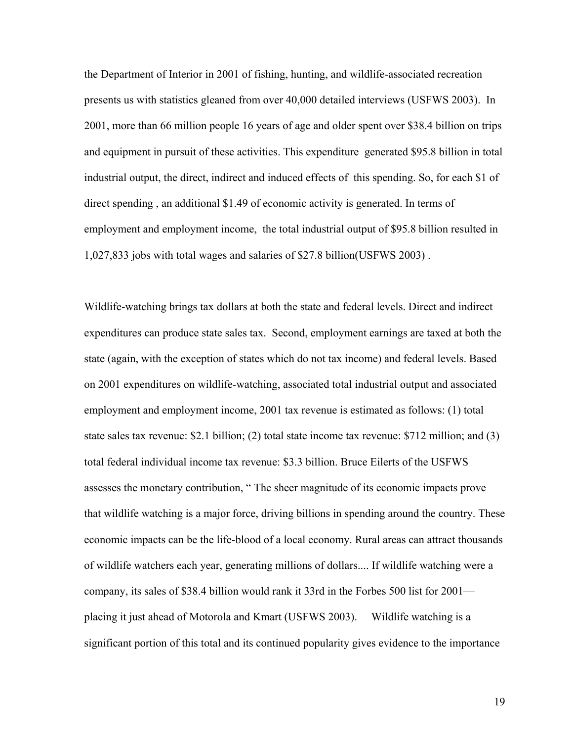the Department of Interior in 2001 of fishing, hunting, and wildlife-associated recreation presents us with statistics gleaned from over 40,000 detailed interviews (USFWS 2003). In 2001, more than 66 million people 16 years of age and older spent over $38.4 billion on trips and equipment in pursuit of these activities. This expenditure generated $95.8 billion in total industrial output, the direct, indirect and induced effects of this spending. So, for each $1 of direct spending , an additional $1.49 of economic activity is generated. In terms of employment and employment income, the total industrial output of $95.8 billion resulted in 1,027,833 jobs with total wages and salaries of $27.8 billion(USFWS 2003) .

Wildlife-watching brings tax dollars at both the state and federal levels. Direct and indirect expenditures can produce state sales tax. Second, employment earnings are taxed at both the state (again, with the exception of states which do not tax income) and federal levels. Based on 2001 expenditures on wildlife-watching, associated total industrial output and associated employment and employment income, 2001 tax revenue is estimated as follows: (1) total state sales tax revenue: $2.1 billion; (2) total state income tax revenue: $712 million; and (3) total federal individual income tax revenue: $3.3 billion. Bruce Eilerts of the USFWS assesses the monetary contribution, " The sheer magnitude of its economic impacts prove that wildlife watching is a major force, driving billions in spending around the country. These economic impacts can be the life-blood of a local economy. Rural areas can attract thousands of wildlife watchers each year, generating millions of dollars.... If wildlife watching were a company, its sales of $38.4 billion would rank it 33rd in the Forbes 500 list for 2001— placing it just ahead of Motorola and Kmart (USFWS 2003). Wildlife watching is a significant portion of this total and its continued popularity gives evidence to the importance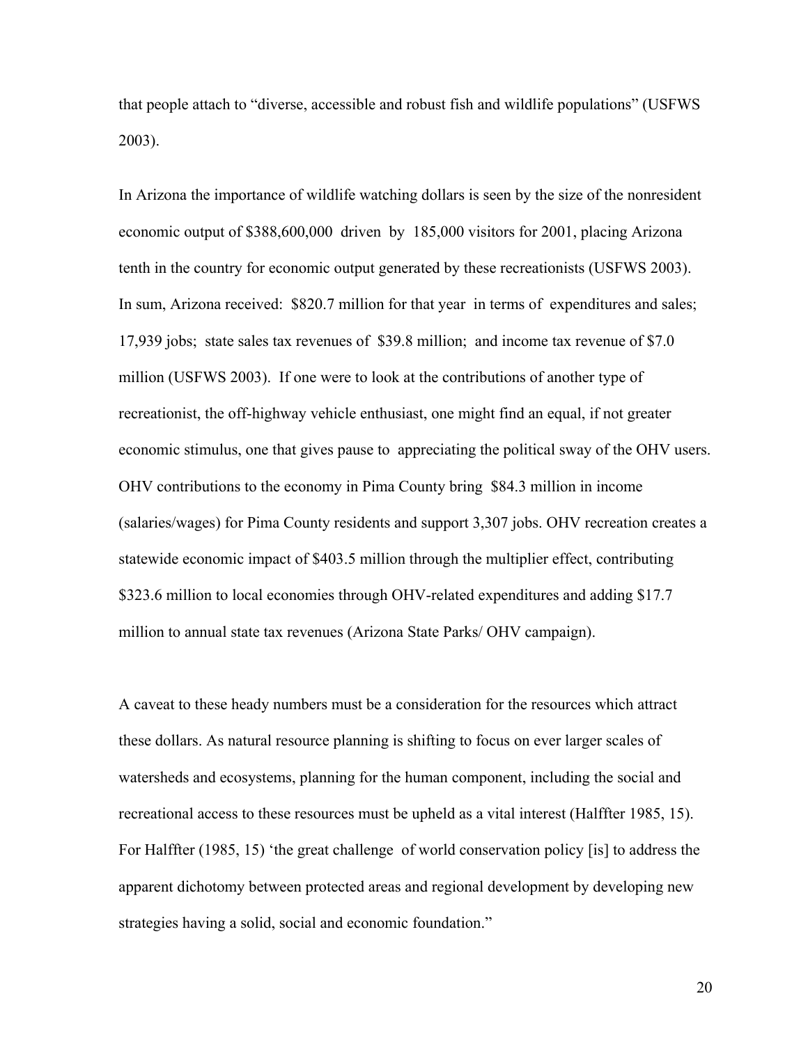that people attach to "diverse, accessible and robust fish and wildlife populations" (USFWS 2003).

In Arizona the importance of wildlife watching dollars is seen by the size of the nonresident economic output of $388,600,000 driven by 185,000 visitors for 2001, placing Arizona tenth in the country for economic output generated by these recreationists (USFWS 2003). In sum, Arizona received: $820.7 million for that year in terms of expenditures and sales; 17,939 jobs; state sales tax revenues of $39.8 million; and income tax revenue of $7.0 million (USFWS 2003). If one were to look at the contributions of another type of recreationist, the off-highway vehicle enthusiast, one might find an equal, if not greater economic stimulus, one that gives pause to appreciating the political sway of the OHV users. OHV contributions to the economy in Pima County bring $84.3 million in income (salaries/wages) for Pima County residents and support 3,307 jobs. OHV recreation creates a statewide economic impact of $403.5 million through the multiplier effect, contributing $323.6 million to local economies through OHV-related expenditures and adding $17.7 million to annual state tax revenues (Arizona State Parks/ OHV campaign).

A caveat to these heady numbers must be a consideration for the resources which attract these dollars. As natural resource planning is shifting to focus on ever larger scales of watersheds and ecosystems, planning for the human component, including the social and recreational access to these resources must be upheld as a vital interest (Halffter 1985, 15). For Halffter (1985, 15) 'the great challenge of world conservation policy [is] to address the apparent dichotomy between protected areas and regional development by developing new strategies having a solid, social and economic foundation."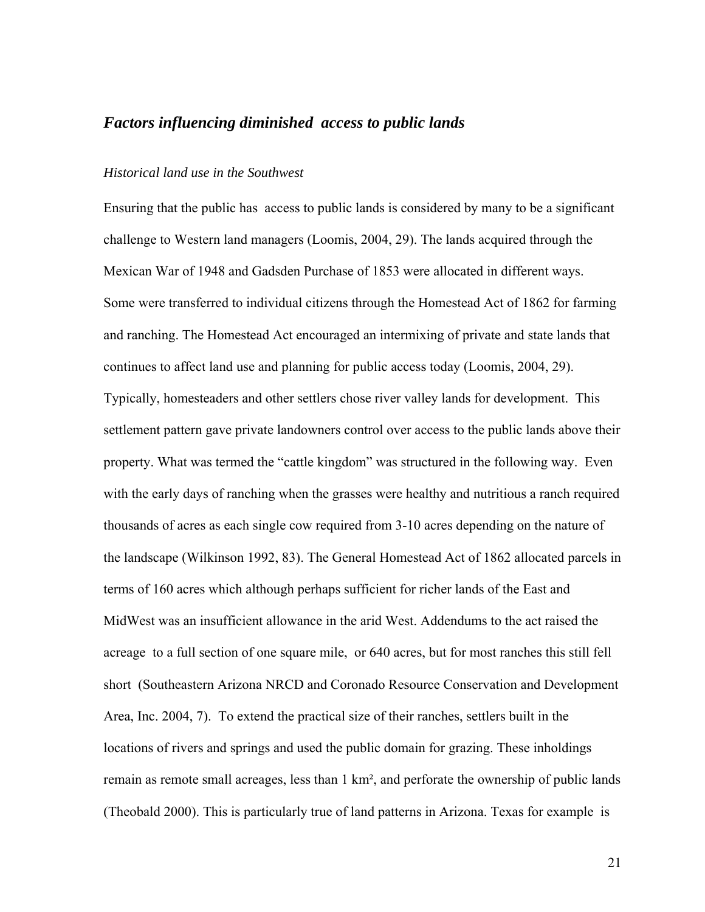## *Factors influencing diminished access to public lands*

### *Historical land use in the Southwest*

Ensuring that the public has access to public lands is considered by many to be a significant challenge to Western land managers (Loomis, 2004, 29). The lands acquired through the Mexican War of 1948 and Gadsden Purchase of 1853 were allocated in different ways. Some were transferred to individual citizens through the Homestead Act of 1862 for farming and ranching. The Homestead Act encouraged an intermixing of private and state lands that continues to affect land use and planning for public access today (Loomis, 2004, 29). Typically, homesteaders and other settlers chose river valley lands for development. This settlement pattern gave private landowners control over access to the public lands above their property. What was termed the "cattle kingdom" was structured in the following way. Even with the early days of ranching when the grasses were healthy and nutritious a ranch required thousands of acres as each single cow required from 3-10 acres depending on the nature of the landscape (Wilkinson 1992, 83). The General Homestead Act of 1862 allocated parcels in terms of 160 acres which although perhaps sufficient for richer lands of the East and MidWest was an insufficient allowance in the arid West. Addendums to the act raised the acreage to a full section of one square mile, or 640 acres, but for most ranches this still fell short (Southeastern Arizona NRCD and Coronado Resource Conservation and Development Area, Inc. 2004, 7). To extend the practical size of their ranches, settlers built in the locations of rivers and springs and used the public domain for grazing. These inholdings remain as remote small acreages, less than 1 km², and perforate the ownership of public lands (Theobald 2000). This is particularly true of land patterns in Arizona. Texas for example is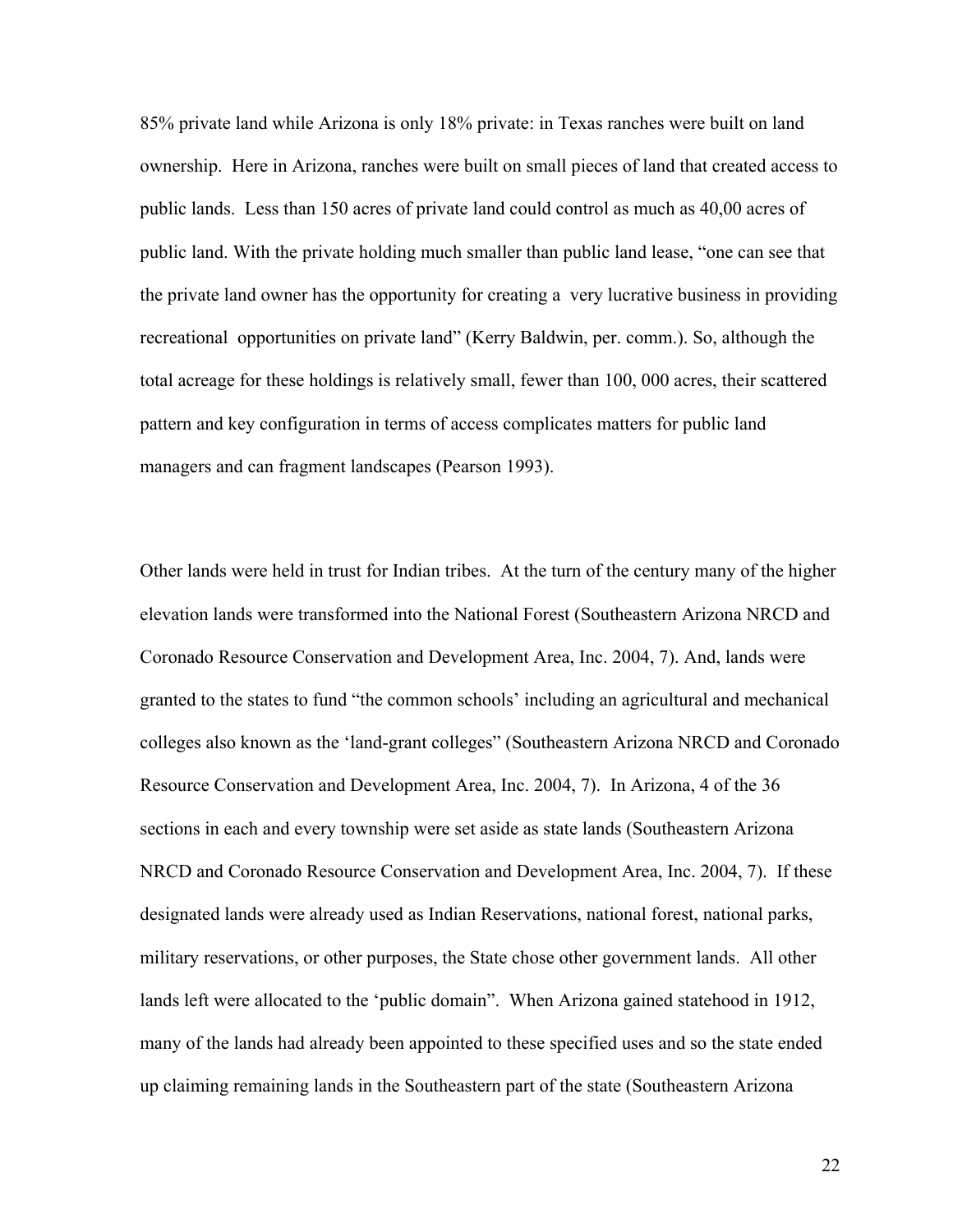85% private land while Arizona is only 18% private: in Texas ranches were built on land ownership. Here in Arizona, ranches were built on small pieces of land that created access to public lands. Less than 150 acres of private land could control as much as 40,00 acres of public land. With the private holding much smaller than public land lease, "one can see that the private land owner has the opportunity for creating a very lucrative business in providing recreational opportunities on private land" (Kerry Baldwin, per. comm.). So, although the total acreage for these holdings is relatively small, fewer than 100, 000 acres, their scattered pattern and key configuration in terms of access complicates matters for public land managers and can fragment landscapes (Pearson 1993).

Other lands were held in trust for Indian tribes. At the turn of the century many of the higher elevation lands were transformed into the National Forest (Southeastern Arizona NRCD and Coronado Resource Conservation and Development Area, Inc. 2004, 7). And, lands were granted to the states to fund "the common schools' including an agricultural and mechanical colleges also known as the 'land-grant colleges" (Southeastern Arizona NRCD and Coronado Resource Conservation and Development Area, Inc. 2004, 7). In Arizona, 4 of the 36 sections in each and every township were set aside as state lands (Southeastern Arizona NRCD and Coronado Resource Conservation and Development Area, Inc. 2004, 7). If these designated lands were already used as Indian Reservations, national forest, national parks, military reservations, or other purposes, the State chose other government lands. All other lands left were allocated to the 'public domain". When Arizona gained statehood in 1912, many of the lands had already been appointed to these specified uses and so the state ended up claiming remaining lands in the Southeastern part of the state (Southeastern Arizona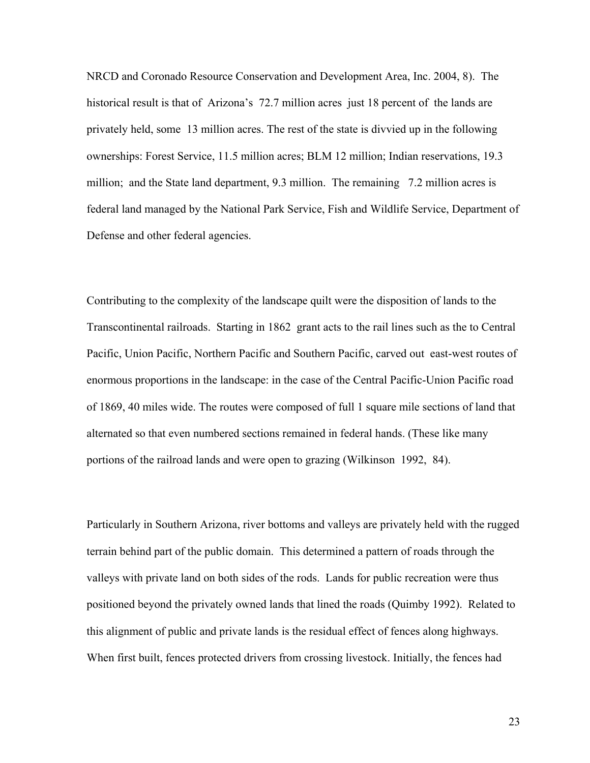NRCD and Coronado Resource Conservation and Development Area, Inc. 2004, 8). The historical result is that of Arizona's 72.7 million acres just 18 percent of the lands are privately held, some 13 million acres. The rest of the state is divvied up in the following ownerships: Forest Service, 11.5 million acres; BLM 12 million; Indian reservations, 19.3 million; and the State land department, 9.3 million. The remaining 7.2 million acres is federal land managed by the National Park Service, Fish and Wildlife Service, Department of Defense and other federal agencies.

Contributing to the complexity of the landscape quilt were the disposition of lands to the Transcontinental railroads. Starting in 1862 grant acts to the rail lines such as the to Central Pacific, Union Pacific, Northern Pacific and Southern Pacific, carved out east-west routes of enormous proportions in the landscape: in the case of the Central Pacific-Union Pacific road of 1869, 40 miles wide. The routes were composed of full 1 square mile sections of land that alternated so that even numbered sections remained in federal hands. (These like many portions of the railroad lands and were open to grazing (Wilkinson 1992, 84).

Particularly in Southern Arizona, river bottoms and valleys are privately held with the rugged terrain behind part of the public domain. This determined a pattern of roads through the valleys with private land on both sides of the rods. Lands for public recreation were thus positioned beyond the privately owned lands that lined the roads (Quimby 1992). Related to this alignment of public and private lands is the residual effect of fences along highways. When first built, fences protected drivers from crossing livestock. Initially, the fences had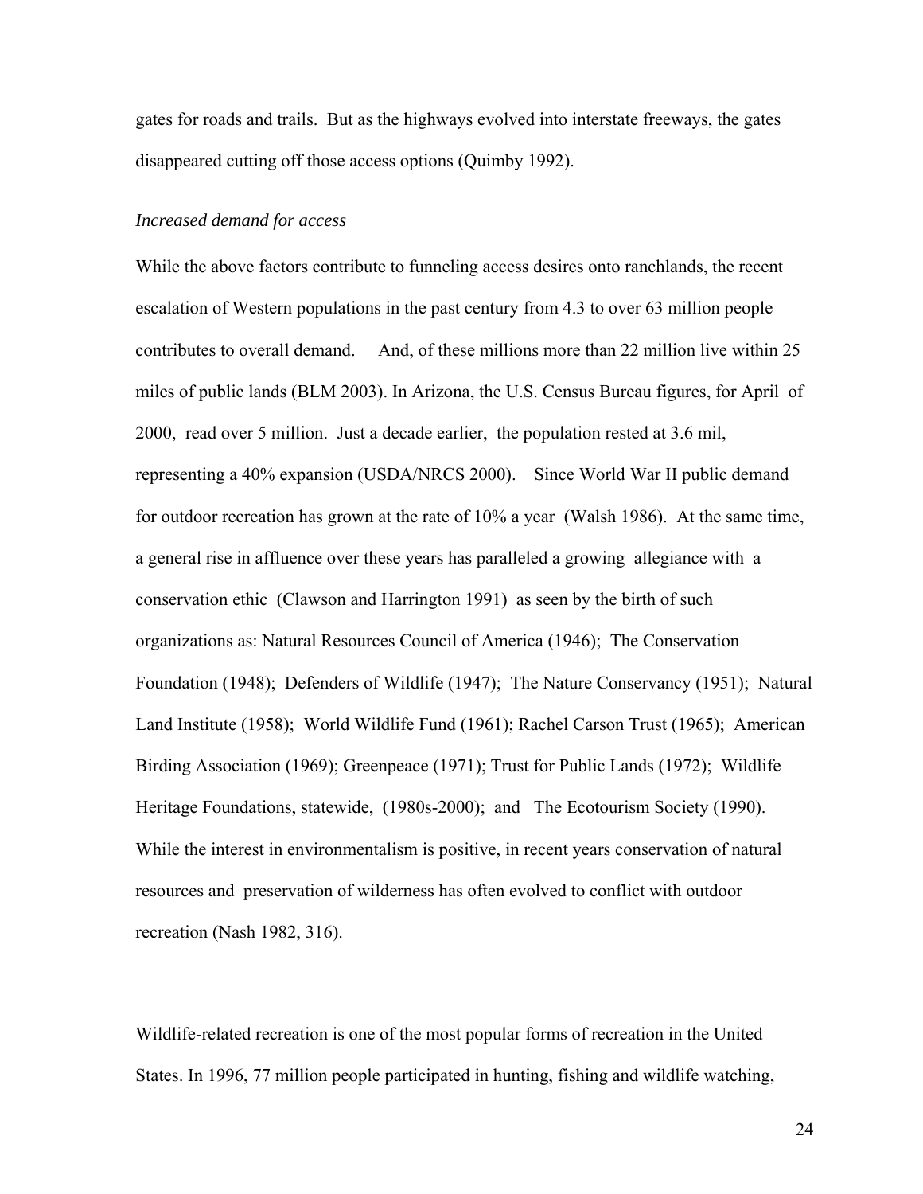gates for roads and trails. But as the highways evolved into interstate freeways, the gates disappeared cutting off those access options (Quimby 1992).

*Increased demand for access*

While the above factors contribute to funneling access desires onto ranchlands, the recent escalation of Western populations in the past century from 4.3 to over 63 million people contributes to overall demand. And, of these millions more than 22 million live within 25 miles of public lands (BLM 2003). In Arizona, the U.S. Census Bureau figures, for April of 2000, read over 5 million. Just a decade earlier, the population rested at 3.6 mil, representing a 40% expansion (USDA/NRCS 2000). Since World War II public demand for outdoor recreation has grown at the rate of 10% a year (Walsh 1986). At the same time, a general rise in affluence over these years has paralleled a growing allegiance with a conservation ethic (Clawson and Harrington 1991) as seen by the birth of such organizations as: Natural Resources Council of America (1946); The Conservation Foundation (1948); Defenders of Wildlife (1947); The Nature Conservancy (1951); Natural Land Institute (1958); World Wildlife Fund (1961); Rachel Carson Trust (1965); American Birding Association (1969); Greenpeace (1971); Trust for Public Lands (1972); Wildlife Heritage Foundations, statewide, (1980s-2000); and The Ecotourism Society (1990). While the interest in environmentalism is positive, in recent years conservation of natural resources and preservation of wilderness has often evolved to conflict with outdoor recreation (Nash 1982, 316).

Wildlife-related recreation is one of the most popular forms of recreation in the United States. In 1996, 77 million people participated in hunting, fishing and wildlife watching,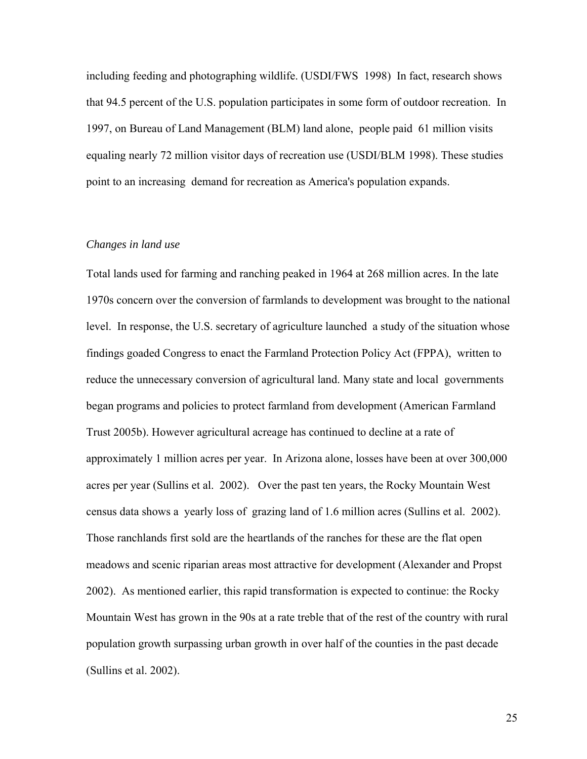including feeding and photographing wildlife. (USDI/FWS 1998) In fact, research shows that 94.5 percent of the U.S. population participates in some form of outdoor recreation. In 1997, on Bureau of Land Management (BLM) land alone, people paid 61 million visits equaling nearly 72 million visitor days of recreation use (USDI/BLM 1998). These studies point to an increasing demand for recreation as America's population expands.

*Changes in land use*

Total lands used for farming and ranching peaked in 1964 at 268 million acres. In the late 1970s concern over the conversion of farmlands to development was brought to the national level. In response, the U.S. secretary of agriculture launched a study of the situation whose findings goaded Congress to enact the Farmland Protection Policy Act (FPPA), written to reduce the unnecessary conversion of agricultural land. Many state and local governments began programs and policies to protect farmland from development (American Farmland Trust 2005b). However agricultural acreage has continued to decline at a rate of approximately 1 million acres per year. In Arizona alone, losses have been at over 300,000 acres per year (Sullins et al. 2002). Over the past ten years, the Rocky Mountain West census data shows a yearly loss of grazing land of 1.6 million acres (Sullins et al. 2002). Those ranchlands first sold are the heartlands of the ranches for these are the flat open meadows and scenic riparian areas most attractive for development (Alexander and Propst 2002). As mentioned earlier, this rapid transformation is expected to continue: the Rocky Mountain West has grown in the 90s at a rate treble that of the rest of the country with rural population growth surpassing urban growth in over half of the counties in the past decade (Sullins et al. 2002).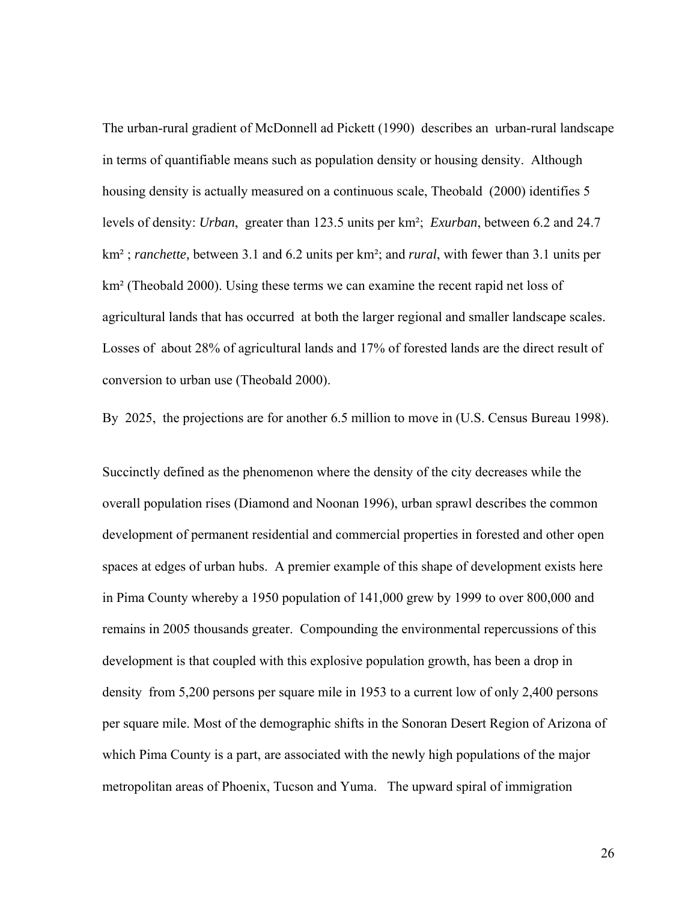The urban-rural gradient of McDonnell ad Pickett (1990) describes an urban-rural landscape in terms of quantifiable means such as population density or housing density. Although housing density is actually measured on a continuous scale, Theobald (2000) identifies 5 levels of density: *Urban*, greater than 123.5 units per km²; *Exurban*, between 6.2 and 24.7 km² ; *ranchette,* between 3.1 and 6.2 units per km²; and *rural*, with fewer than 3.1 units per km² (Theobald 2000). Using these terms we can examine the recent rapid net loss of agricultural lands that has occurred at both the larger regional and smaller landscape scales. Losses of about 28% of agricultural lands and 17% of forested lands are the direct result of conversion to urban use (Theobald 2000).

By 2025, the projections are for another 6.5 million to move in (U.S. Census Bureau 1998).

Succinctly defined as the phenomenon where the density of the city decreases while the overall population rises (Diamond and Noonan 1996), urban sprawl describes the common development of permanent residential and commercial properties in forested and other open spaces at edges of urban hubs. A premier example of this shape of development exists here in Pima County whereby a 1950 population of 141,000 grew by 1999 to over 800,000 and remains in 2005 thousands greater. Compounding the environmental repercussions of this development is that coupled with this explosive population growth, has been a drop in density from 5,200 persons per square mile in 1953 to a current low of only 2,400 persons per square mile. Most of the demographic shifts in the Sonoran Desert Region of Arizona of which Pima County is a part, are associated with the newly high populations of the major metropolitan areas of Phoenix, Tucson and Yuma. The upward spiral of immigration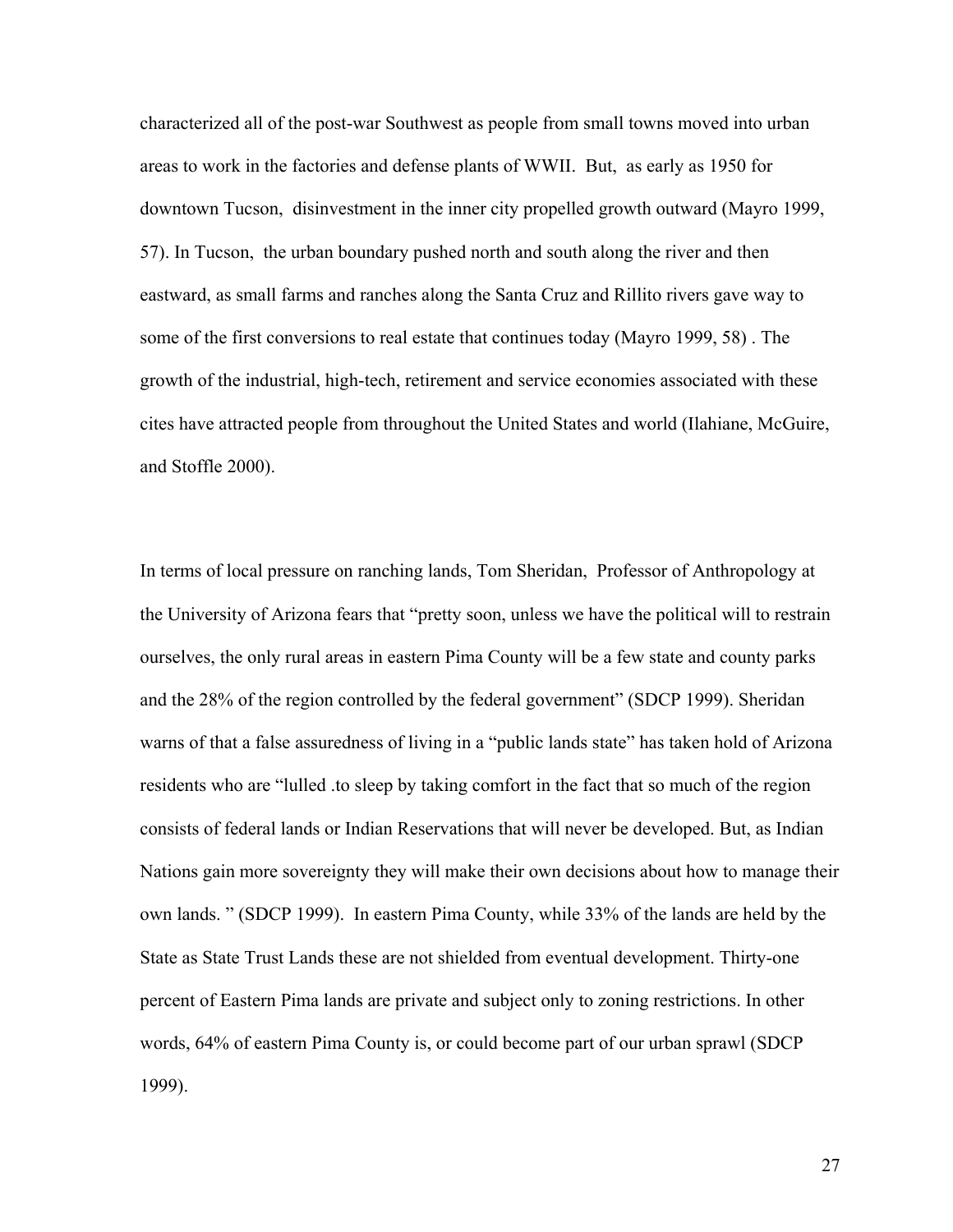characterized all of the post-war Southwest as people from small towns moved into urban areas to work in the factories and defense plants of WWII. But, as early as 1950 for downtown Tucson, disinvestment in the inner city propelled growth outward (Mayro 1999, 57). In Tucson, the urban boundary pushed north and south along the river and then eastward, as small farms and ranches along the Santa Cruz and Rillito rivers gave way to some of the first conversions to real estate that continues today (Mayro 1999, 58) . The growth of the industrial, high-tech, retirement and service economies associated with these cites have attracted people from throughout the United States and world (Ilahiane, McGuire, and Stoffle 2000).

In terms of local pressure on ranching lands, Tom Sheridan, Professor of Anthropology at the University of Arizona fears that "pretty soon, unless we have the political will to restrain ourselves, the only rural areas in eastern Pima County will be a few state and county parks and the 28% of the region controlled by the federal government" (SDCP 1999). Sheridan warns of that a false assuredness of living in a "public lands state" has taken hold of Arizona residents who are "lulled .to sleep by taking comfort in the fact that so much of the region consists of federal lands or Indian Reservations that will never be developed. But, as Indian Nations gain more sovereignty they will make their own decisions about how to manage their own lands. " (SDCP 1999). In eastern Pima County, while 33% of the lands are held by the State as State Trust Lands these are not shielded from eventual development. Thirty-one percent of Eastern Pima lands are private and subject only to zoning restrictions. In other words, 64% of eastern Pima County is, or could become part of our urban sprawl (SDCP 1999).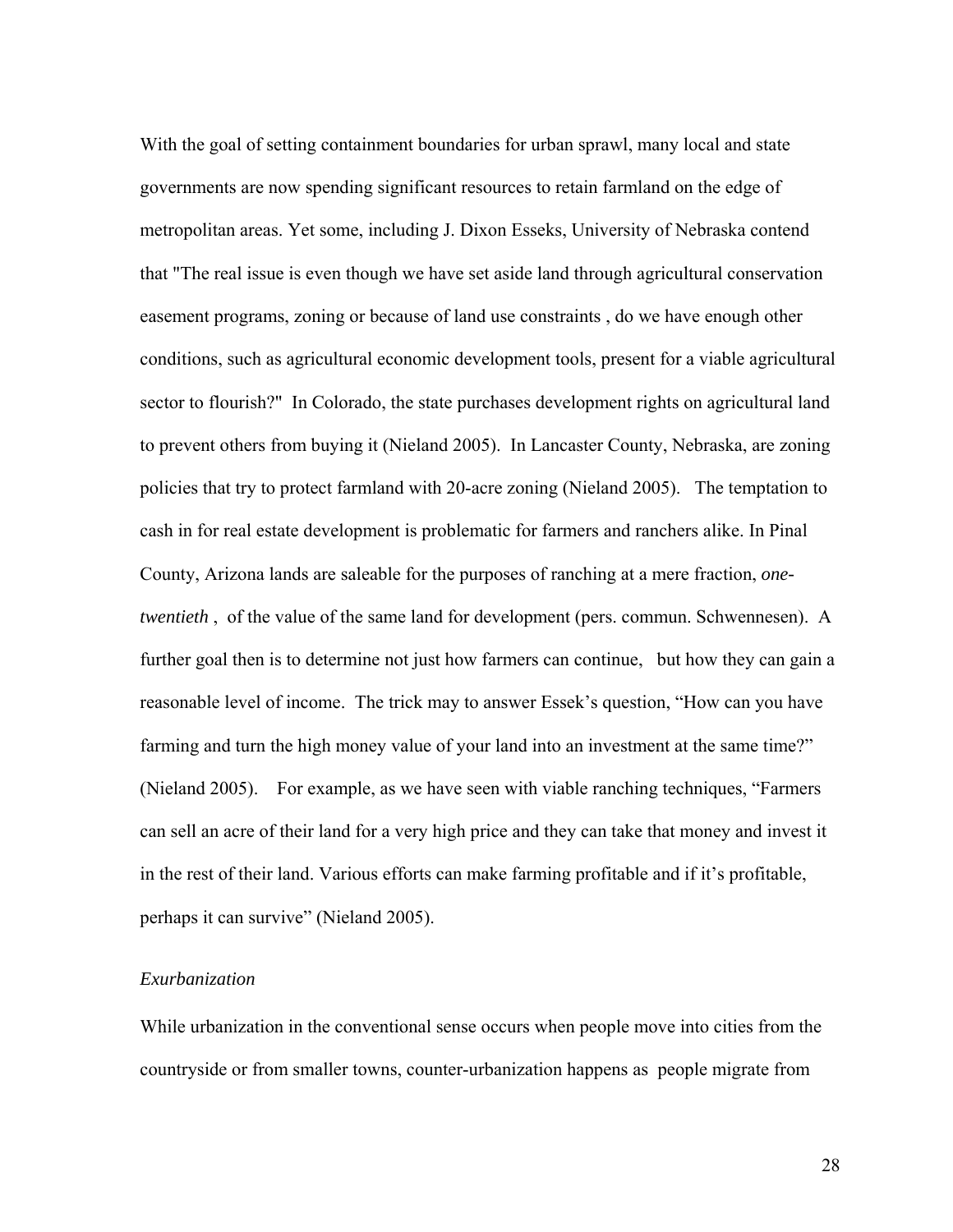With the goal of setting containment boundaries for urban sprawl, many local and state governments are now spending significant resources to retain farmland on the edge of metropolitan areas. Yet some, including J. Dixon Esseks, University of Nebraska contend that "The real issue is even though we have set aside land through agricultural conservation easement programs, zoning or because of land use constraints , do we have enough other conditions, such as agricultural economic development tools, present for a viable agricultural sector to flourish?" In Colorado, the state purchases development rights on agricultural land to prevent others from buying it (Nieland 2005). In Lancaster County, Nebraska, are zoning policies that try to protect farmland with 20-acre zoning (Nieland 2005). The temptation to cash in for real estate development is problematic for farmers and ranchers alike. In Pinal County, Arizona lands are saleable for the purposes of ranching at a mere fraction, *one-twentieth* , of the value of the same land for development (pers. commun. Schwennesen). A further goal then is to determine not just how farmers can continue, but how they can gain a reasonable level of income. The trick may to answer Essek's question, "How can you have farming and turn the high money value of your land into an investment at the same time?" (Nieland 2005). For example, as we have seen with viable ranching techniques, "Farmers can sell an acre of their land for a very high price and they can take that money and invest it in the rest of their land. Various efforts can make farming profitable and if it's profitable, perhaps it can survive" (Nieland 2005).

*Exurbanization*

While urbanization in the conventional sense occurs when people move into cities from the countryside or from smaller towns, counter-urbanization happens as people migrate from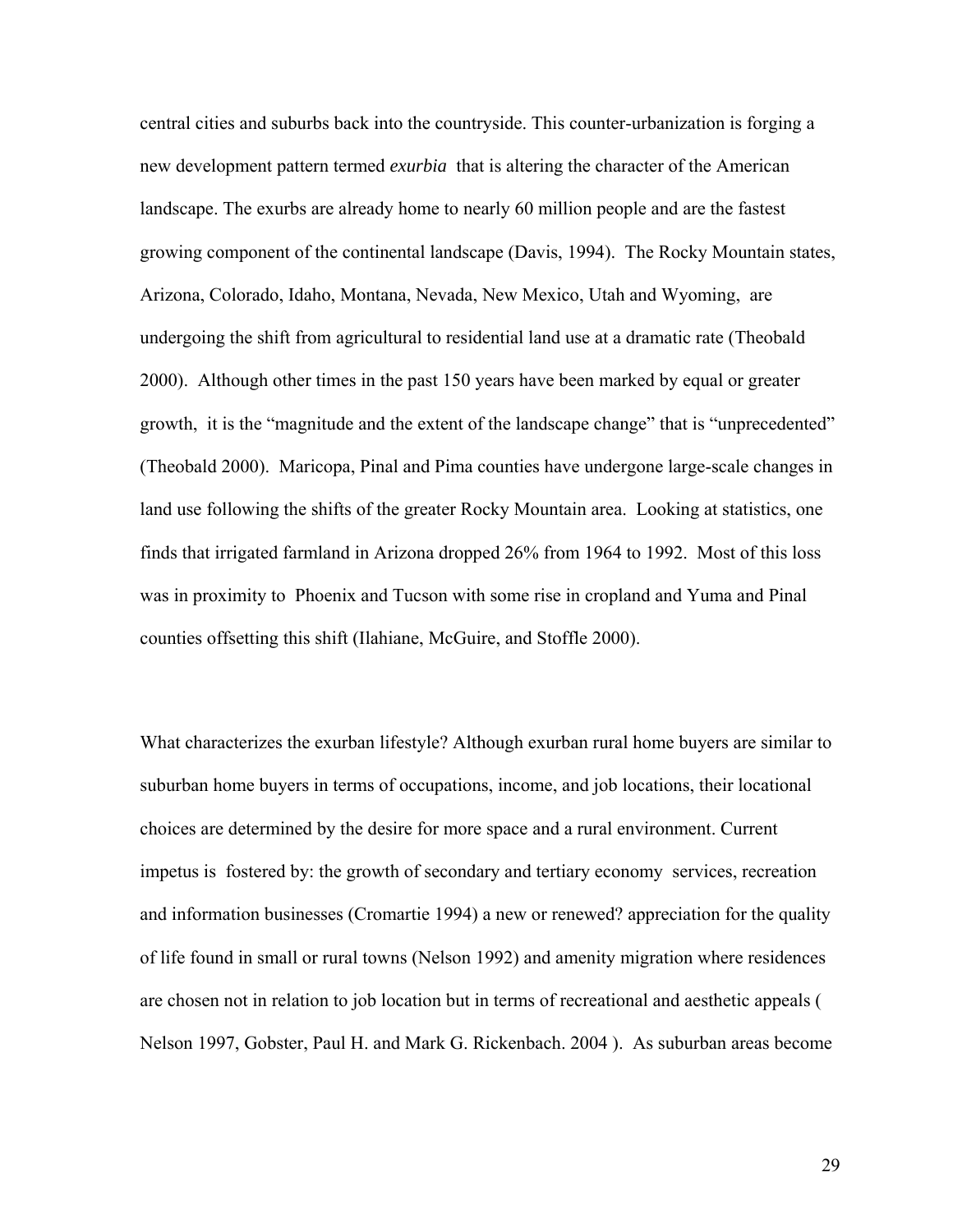central cities and suburbs back into the countryside. This counter-urbanization is forging a new development pattern termed *exurbia* that is altering the character of the American landscape. The exurbs are already home to nearly 60 million people and are the fastest growing component of the continental landscape (Davis, 1994). The Rocky Mountain states, Arizona, Colorado, Idaho, Montana, Nevada, New Mexico, Utah and Wyoming, are undergoing the shift from agricultural to residential land use at a dramatic rate (Theobald 2000). Although other times in the past 150 years have been marked by equal or greater growth, it is the "magnitude and the extent of the landscape change" that is "unprecedented" (Theobald 2000). Maricopa, Pinal and Pima counties have undergone large-scale changes in land use following the shifts of the greater Rocky Mountain area. Looking at statistics, one finds that irrigated farmland in Arizona dropped 26% from 1964 to 1992. Most of this loss was in proximity to Phoenix and Tucson with some rise in cropland and Yuma and Pinal counties offsetting this shift (Ilahiane, McGuire, and Stoffle 2000).

What characterizes the exurban lifestyle? Although exurban rural home buyers are similar to suburban home buyers in terms of occupations, income, and job locations, their locational choices are determined by the desire for more space and a rural environment. Current impetus is fostered by: the growth of secondary and tertiary economy services, recreation and information businesses (Cromartie 1994) a new or renewed? appreciation for the quality of life found in small or rural towns (Nelson 1992) and amenity migration where residences are chosen not in relation to job location but in terms of recreational and aesthetic appeals ( Nelson 1997, Gobster, Paul H. and Mark G. Rickenbach. 2004 ). As suburban areas become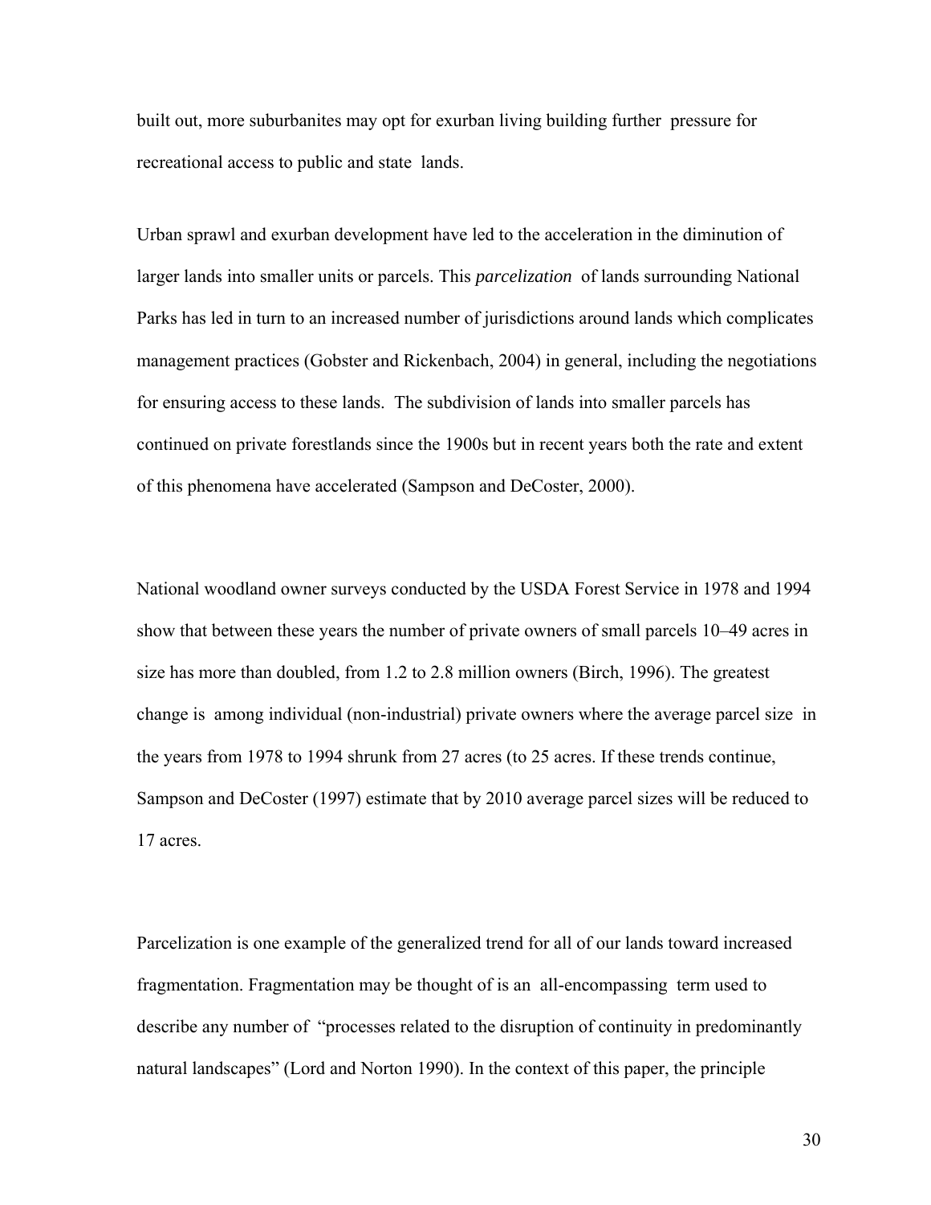built out, more suburbanites may opt for exurban living building further pressure for recreational access to public and state lands.

Urban sprawl and exurban development have led to the acceleration in the diminution of larger lands into smaller units or parcels. This *parcelization* of lands surrounding National Parks has led in turn to an increased number of jurisdictions around lands which complicates management practices (Gobster and Rickenbach, 2004) in general, including the negotiations for ensuring access to these lands. The subdivision of lands into smaller parcels has continued on private forestlands since the 1900s but in recent years both the rate and extent of this phenomena have accelerated (Sampson and DeCoster, 2000).

National woodland owner surveys conducted by the USDA Forest Service in 1978 and 1994 show that between these years the number of private owners of small parcels 10–49 acres in size has more than doubled, from 1.2 to 2.8 million owners (Birch, 1996). The greatest change is among individual (non-industrial) private owners where the average parcel size in the years from 1978 to 1994 shrunk from 27 acres (to 25 acres. If these trends continue, Sampson and DeCoster (1997) estimate that by 2010 average parcel sizes will be reduced to 17 acres.

Parcelization is one example of the generalized trend for all of our lands toward increased fragmentation. Fragmentation may be thought of is an all-encompassing term used to describe any number of "processes related to the disruption of continuity in predominantly natural landscapes" (Lord and Norton 1990). In the context of this paper, the principle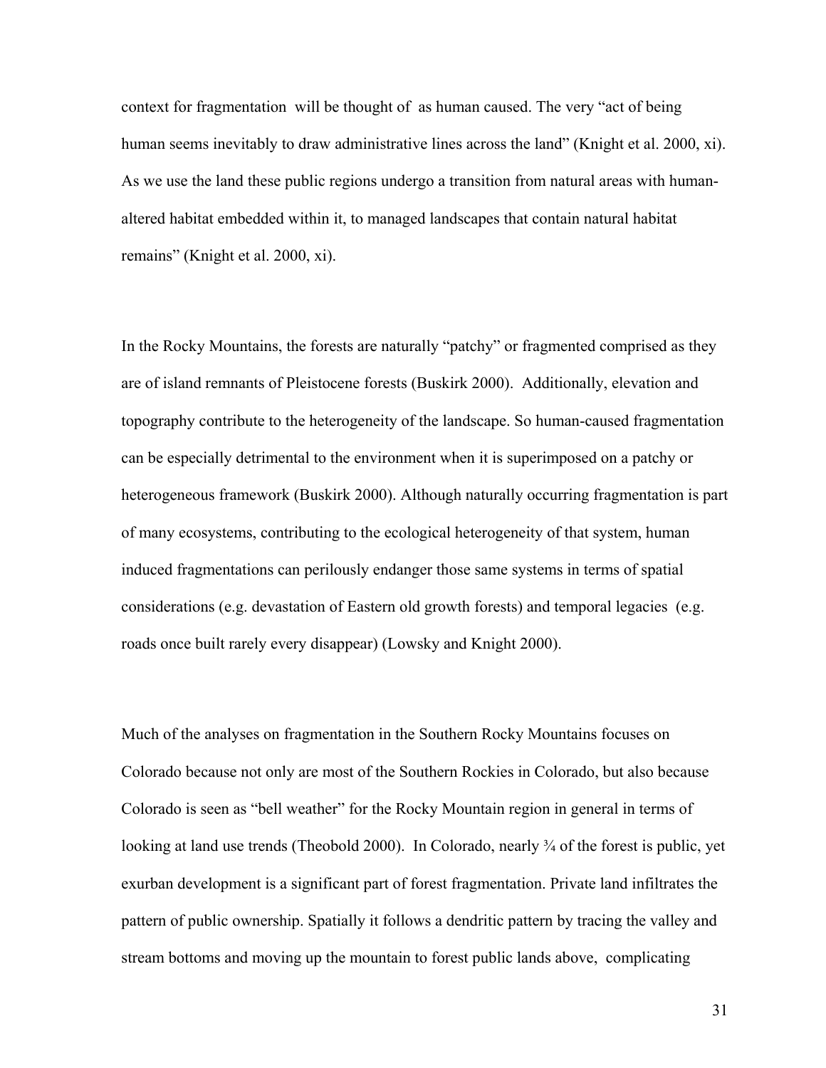context for fragmentation  will be thought of  as human caused. The very "act of being human seems inevitably to draw administrative lines across the land" (Knight et al. 2000, xi). As we use the land these public regions undergo a transition from natural areas with human-altered habitat embedded within it, to managed landscapes that contain natural habitat remains" (Knight et al. 2000, xi).

In the Rocky Mountains, the forests are naturally "patchy" or fragmented comprised as they are of island remnants of Pleistocene forests (Buskirk 2000).  Additionally, elevation and topography contribute to the heterogeneity of the landscape. So human-caused fragmentation can be especially detrimental to the environment when it is superimposed on a patchy or heterogeneous framework (Buskirk 2000). Although naturally occurring fragmentation is part of many ecosystems, contributing to the ecological heterogeneity of that system, human induced fragmentations can perilously endanger those same systems in terms of spatial considerations (e.g. devastation of Eastern old growth forests) and temporal legacies  (e.g. roads once built rarely every disappear) (Lowsky and Knight 2000).

Much of the analyses on fragmentation in the Southern Rocky Mountains focuses on Colorado because not only are most of the Southern Rockies in Colorado, but also because Colorado is seen as "bell weather" for the Rocky Mountain region in general in terms of looking at land use trends (Theobold 2000).  In Colorado, nearly ¾ of the forest is public, yet exurban development is a significant part of forest fragmentation. Private land infiltrates the pattern of public ownership. Spatially it follows a dendritic pattern by tracing the valley and stream bottoms and moving up the mountain to forest public lands above,  complicating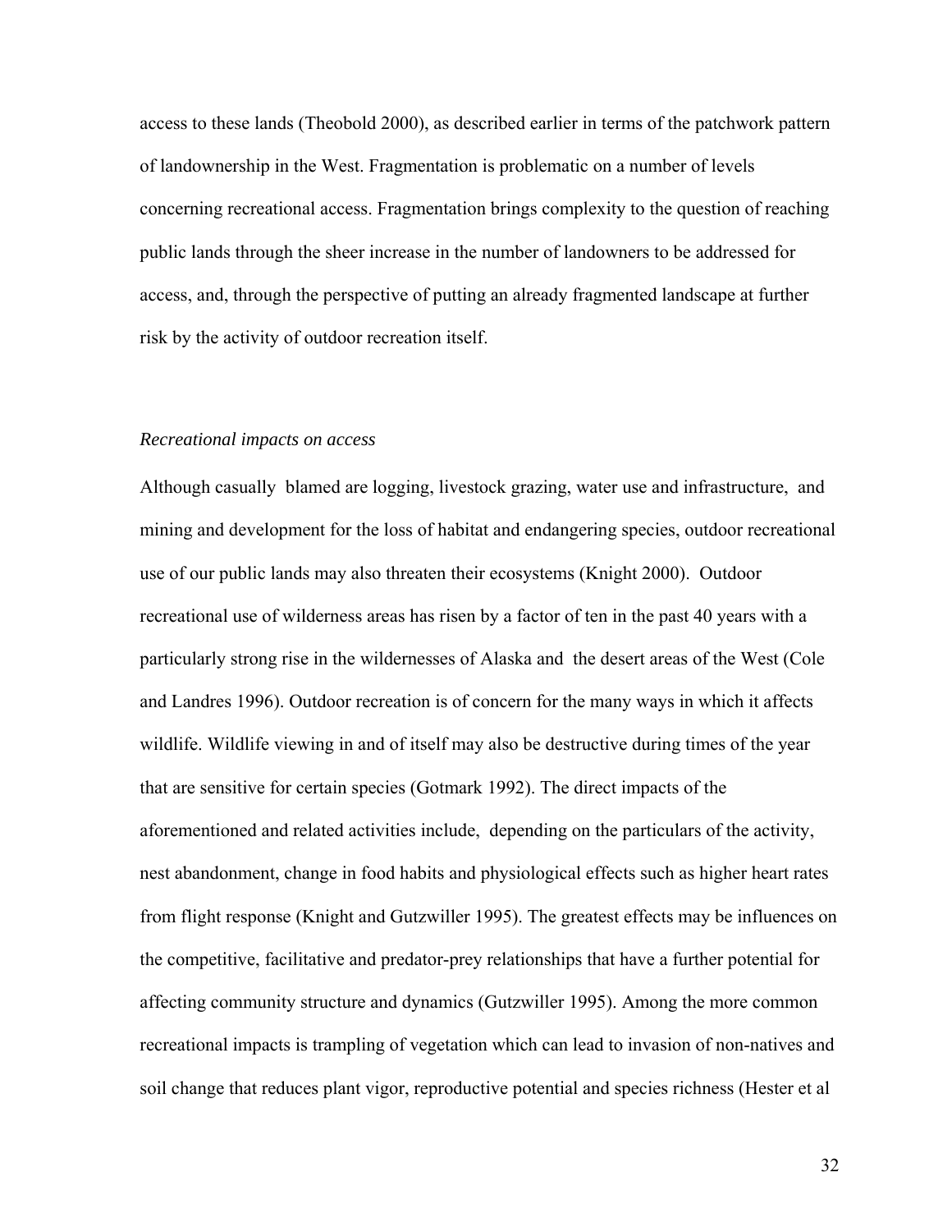access to these lands (Theobold 2000), as described earlier in terms of the patchwork pattern of landownership in the West. Fragmentation is problematic on a number of levels concerning recreational access. Fragmentation brings complexity to the question of reaching public lands through the sheer increase in the number of landowners to be addressed for access, and, through the perspective of putting an already fragmented landscape at further risk by the activity of outdoor recreation itself.

### *Recreational impacts on access*

Although casually blamed are logging, livestock grazing, water use and infrastructure, and mining and development for the loss of habitat and endangering species, outdoor recreational use of our public lands may also threaten their ecosystems (Knight 2000). Outdoor recreational use of wilderness areas has risen by a factor of ten in the past 40 years with a particularly strong rise in the wildernesses of Alaska and the desert areas of the West (Cole and Landres 1996). Outdoor recreation is of concern for the many ways in which it affects wildlife. Wildlife viewing in and of itself may also be destructive during times of the year that are sensitive for certain species (Gotmark 1992). The direct impacts of the aforementioned and related activities include, depending on the particulars of the activity, nest abandonment, change in food habits and physiological effects such as higher heart rates from flight response (Knight and Gutzwiller 1995). The greatest effects may be influences on the competitive, facilitative and predator-prey relationships that have a further potential for affecting community structure and dynamics (Gutzwiller 1995). Among the more common recreational impacts is trampling of vegetation which can lead to invasion of non-natives and soil change that reduces plant vigor, reproductive potential and species richness (Hester et al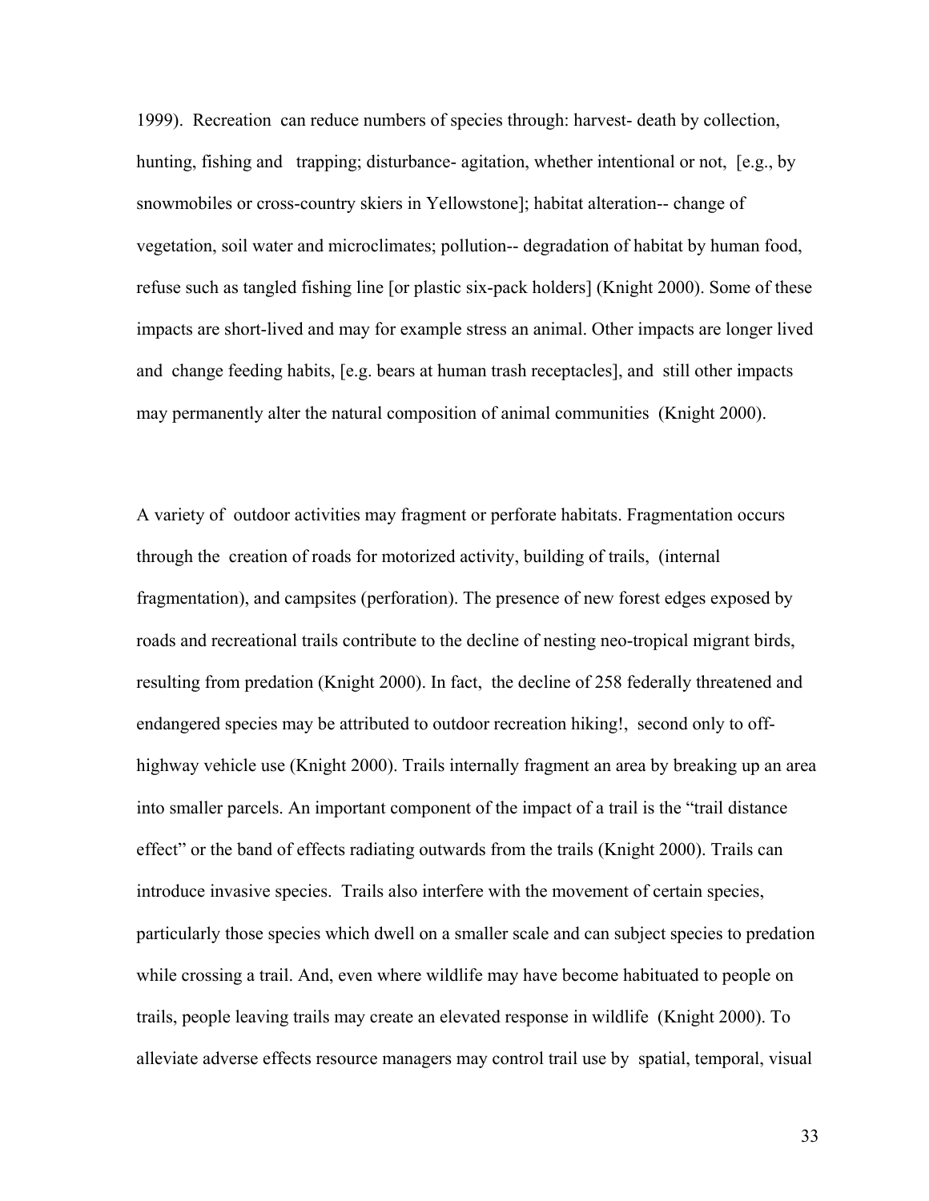1999). Recreation can reduce numbers of species through: harvest- death by collection, hunting, fishing and trapping; disturbance- agitation, whether intentional or not, [e.g., by snowmobiles or cross-country skiers in Yellowstone]; habitat alteration-- change of vegetation, soil water and microclimates; pollution-- degradation of habitat by human food, refuse such as tangled fishing line [or plastic six-pack holders] (Knight 2000). Some of these impacts are short-lived and may for example stress an animal. Other impacts are longer lived and change feeding habits, [e.g. bears at human trash receptacles], and still other impacts may permanently alter the natural composition of animal communities (Knight 2000).

A variety of outdoor activities may fragment or perforate habitats. Fragmentation occurs through the creation of roads for motorized activity, building of trails, (internal fragmentation), and campsites (perforation). The presence of new forest edges exposed by roads and recreational trails contribute to the decline of nesting neo-tropical migrant birds, resulting from predation (Knight 2000). In fact, the decline of 258 federally threatened and endangered species may be attributed to outdoor recreation hiking!, second only to off-highway vehicle use (Knight 2000). Trails internally fragment an area by breaking up an area into smaller parcels. An important component of the impact of a trail is the "trail distance effect" or the band of effects radiating outwards from the trails (Knight 2000). Trails can introduce invasive species. Trails also interfere with the movement of certain species, particularly those species which dwell on a smaller scale and can subject species to predation while crossing a trail. And, even where wildlife may have become habituated to people on trails, people leaving trails may create an elevated response in wildlife (Knight 2000). To alleviate adverse effects resource managers may control trail use by spatial, temporal, visual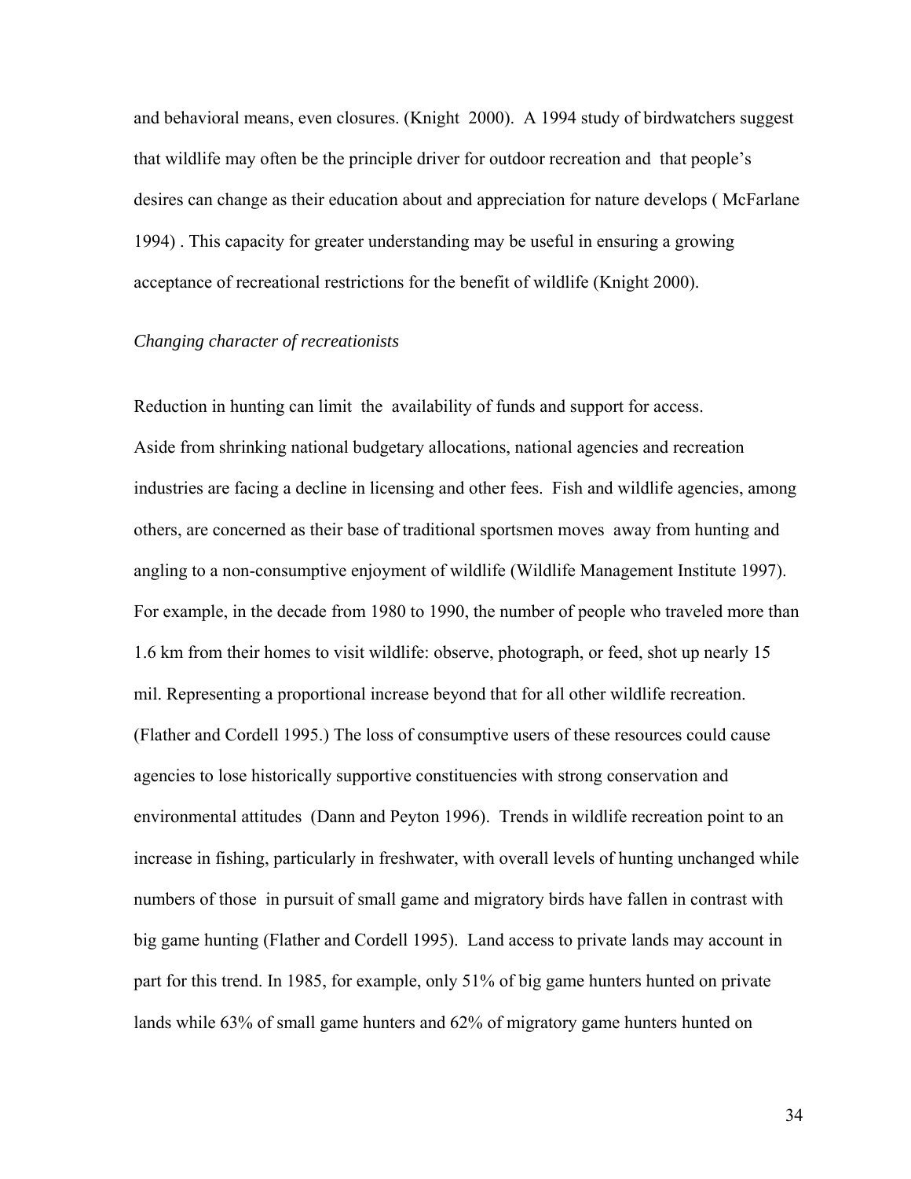and behavioral means, even closures. (Knight 2000). A 1994 study of birdwatchers suggest that wildlife may often be the principle driver for outdoor recreation and that people's desires can change as their education about and appreciation for nature develops ( McFarlane 1994) . This capacity for greater understanding may be useful in ensuring a growing acceptance of recreational restrictions for the benefit of wildlife (Knight 2000).

*Changing character of recreationists*

Reduction in hunting can limit the availability of funds and support for access.
Aside from shrinking national budgetary allocations, national agencies and recreation industries are facing a decline in licensing and other fees. Fish and wildlife agencies, among others, are concerned as their base of traditional sportsmen moves away from hunting and angling to a non-consumptive enjoyment of wildlife (Wildlife Management Institute 1997). For example, in the decade from 1980 to 1990, the number of people who traveled more than 1.6 km from their homes to visit wildlife: observe, photograph, or feed, shot up nearly 15 mil. Representing a proportional increase beyond that for all other wildlife recreation. (Flather and Cordell 1995.) The loss of consumptive users of these resources could cause agencies to lose historically supportive constituencies with strong conservation and environmental attitudes (Dann and Peyton 1996). Trends in wildlife recreation point to an increase in fishing, particularly in freshwater, with overall levels of hunting unchanged while numbers of those in pursuit of small game and migratory birds have fallen in contrast with big game hunting (Flather and Cordell 1995). Land access to private lands may account in part for this trend. In 1985, for example, only 51% of big game hunters hunted on private lands while 63% of small game hunters and 62% of migratory game hunters hunted on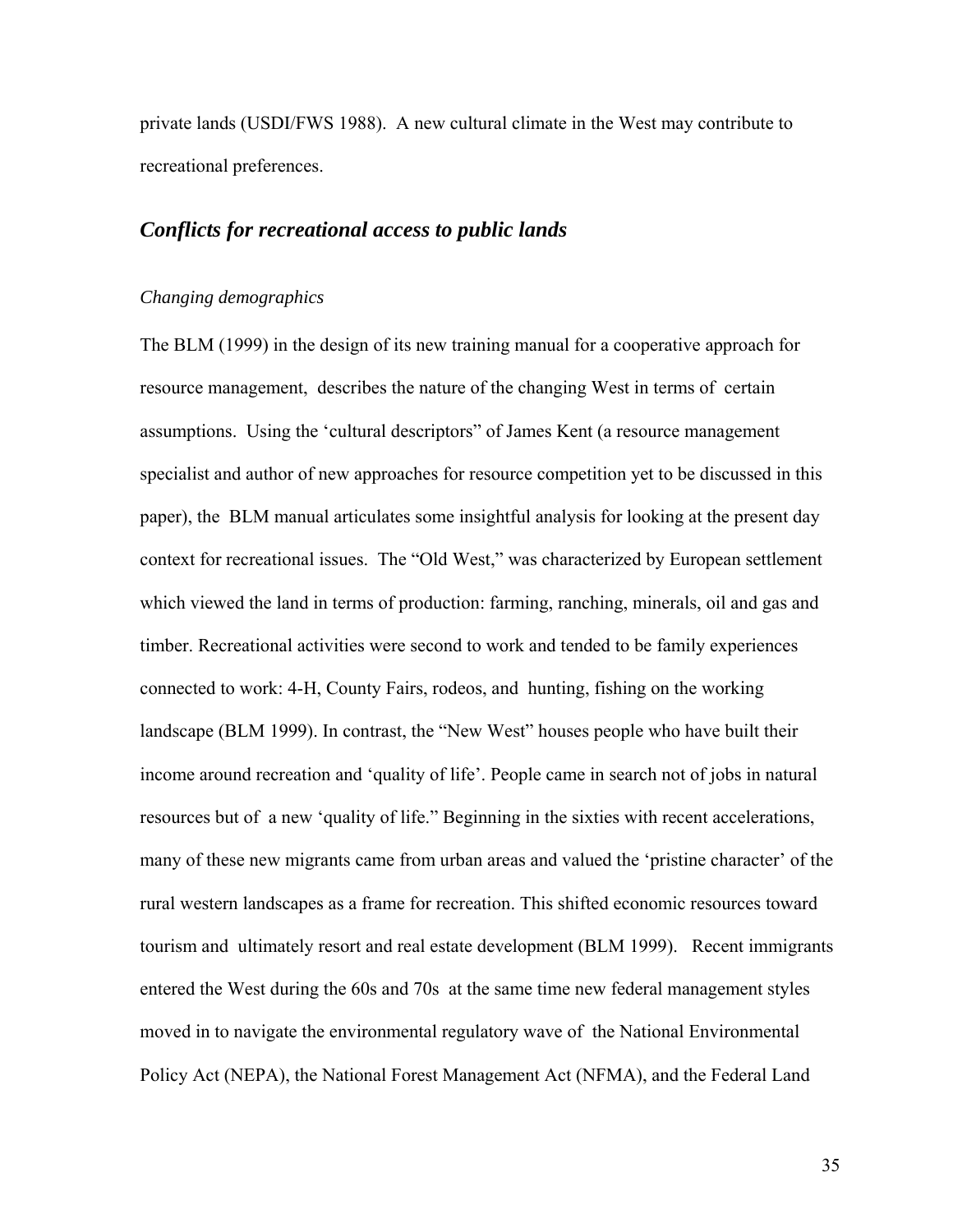private lands (USDI/FWS 1988). A new cultural climate in the West may contribute to recreational preferences.

## *Conflicts for recreational access to public lands*

### *Changing demographics*

The BLM (1999) in the design of its new training manual for a cooperative approach for resource management, describes the nature of the changing West in terms of certain assumptions. Using the 'cultural descriptors" of James Kent (a resource management specialist and author of new approaches for resource competition yet to be discussed in this paper), the BLM manual articulates some insightful analysis for looking at the present day context for recreational issues. The "Old West," was characterized by European settlement which viewed the land in terms of production: farming, ranching, minerals, oil and gas and timber. Recreational activities were second to work and tended to be family experiences connected to work: 4-H, County Fairs, rodeos, and hunting, fishing on the working landscape (BLM 1999). In contrast, the "New West" houses people who have built their income around recreation and 'quality of life'. People came in search not of jobs in natural resources but of a new 'quality of life." Beginning in the sixties with recent accelerations, many of these new migrants came from urban areas and valued the 'pristine character' of the rural western landscapes as a frame for recreation. This shifted economic resources toward tourism and ultimately resort and real estate development (BLM 1999). Recent immigrants entered the West during the 60s and 70s at the same time new federal management styles moved in to navigate the environmental regulatory wave of the National Environmental Policy Act (NEPA), the National Forest Management Act (NFMA), and the Federal Land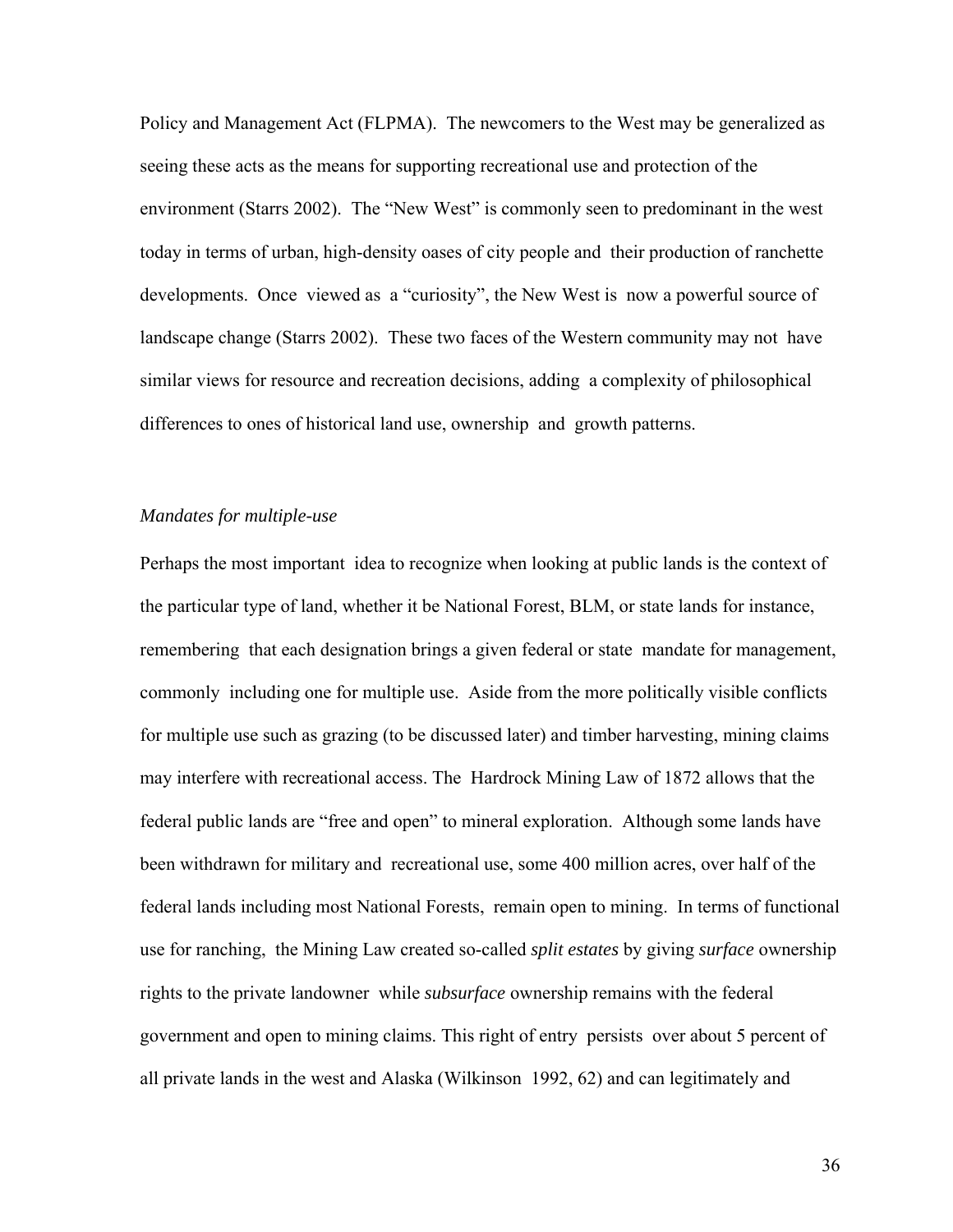Policy and Management Act (FLPMA). The newcomers to the West may be generalized as seeing these acts as the means for supporting recreational use and protection of the environment (Starrs 2002). The "New West" is commonly seen to predominant in the west today in terms of urban, high-density oases of city people and their production of ranchette developments. Once viewed as a "curiosity", the New West is now a powerful source of landscape change (Starrs 2002). These two faces of the Western community may not have similar views for resource and recreation decisions, adding a complexity of philosophical differences to ones of historical land use, ownership and growth patterns.

*Mandates for multiple-use*

Perhaps the most important idea to recognize when looking at public lands is the context of the particular type of land, whether it be National Forest, BLM, or state lands for instance, remembering that each designation brings a given federal or state mandate for management, commonly including one for multiple use. Aside from the more politically visible conflicts for multiple use such as grazing (to be discussed later) and timber harvesting, mining claims may interfere with recreational access. The Hardrock Mining Law of 1872 allows that the federal public lands are "free and open" to mineral exploration. Although some lands have been withdrawn for military and recreational use, some 400 million acres, over half of the federal lands including most National Forests, remain open to mining. In terms of functional use for ranching, the Mining Law created so-called *split estates* by giving *surface* ownership rights to the private landowner while *subsurface* ownership remains with the federal government and open to mining claims. This right of entry persists over about 5 percent of all private lands in the west and Alaska (Wilkinson 1992, 62) and can legitimately and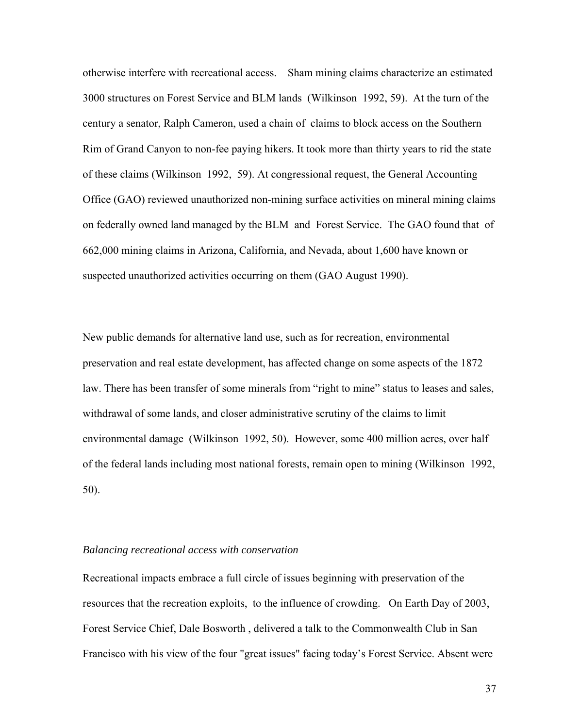otherwise interfere with recreational access. Sham mining claims characterize an estimated 3000 structures on Forest Service and BLM lands (Wilkinson 1992, 59). At the turn of the century a senator, Ralph Cameron, used a chain of claims to block access on the Southern Rim of Grand Canyon to non-fee paying hikers. It took more than thirty years to rid the state of these claims (Wilkinson 1992, 59). At congressional request, the General Accounting Office (GAO) reviewed unauthorized non-mining surface activities on mineral mining claims on federally owned land managed by the BLM and Forest Service. The GAO found that of 662,000 mining claims in Arizona, California, and Nevada, about 1,600 have known or suspected unauthorized activities occurring on them (GAO August 1990).

New public demands for alternative land use, such as for recreation, environmental preservation and real estate development, has affected change on some aspects of the 1872 law. There has been transfer of some minerals from "right to mine" status to leases and sales, withdrawal of some lands, and closer administrative scrutiny of the claims to limit environmental damage (Wilkinson 1992, 50). However, some 400 million acres, over half of the federal lands including most national forests, remain open to mining (Wilkinson 1992, 50).

*Balancing recreational access with conservation*

Recreational impacts embrace a full circle of issues beginning with preservation of the resources that the recreation exploits, to the influence of crowding. On Earth Day of 2003, Forest Service Chief, Dale Bosworth , delivered a talk to the Commonwealth Club in San Francisco with his view of the four "great issues" facing today's Forest Service. Absent were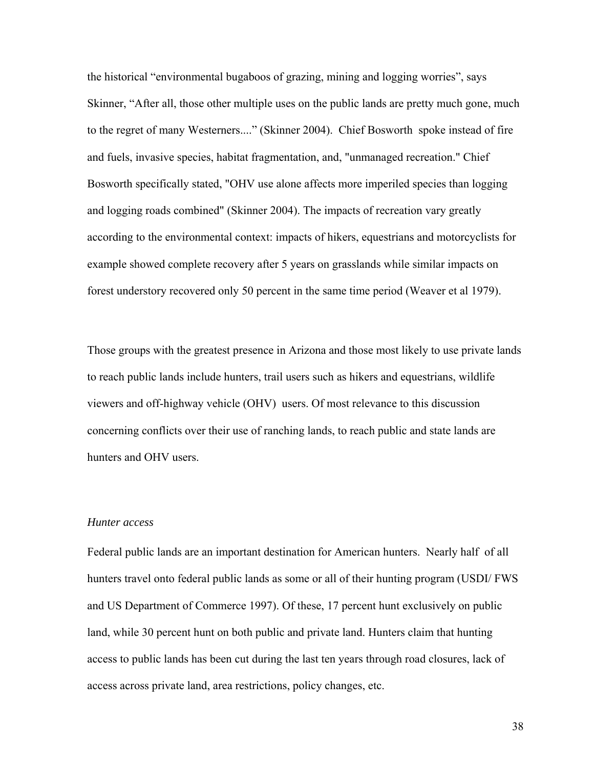the historical "environmental bugaboos of grazing, mining and logging worries", says Skinner, "After all, those other multiple uses on the public lands are pretty much gone, much to the regret of many Westerners...." (Skinner 2004). Chief Bosworth spoke instead of fire and fuels, invasive species, habitat fragmentation, and, "unmanaged recreation." Chief Bosworth specifically stated, "OHV use alone affects more imperiled species than logging and logging roads combined" (Skinner 2004). The impacts of recreation vary greatly according to the environmental context: impacts of hikers, equestrians and motorcyclists for example showed complete recovery after 5 years on grasslands while similar impacts on forest understory recovered only 50 percent in the same time period (Weaver et al 1979).

Those groups with the greatest presence in Arizona and those most likely to use private lands to reach public lands include hunters, trail users such as hikers and equestrians, wildlife viewers and off-highway vehicle (OHV) users. Of most relevance to this discussion concerning conflicts over their use of ranching lands, to reach public and state lands are hunters and OHV users.

*Hunter access*

Federal public lands are an important destination for American hunters. Nearly half of all hunters travel onto federal public lands as some or all of their hunting program (USDI/ FWS and US Department of Commerce 1997). Of these, 17 percent hunt exclusively on public land, while 30 percent hunt on both public and private land. Hunters claim that hunting access to public lands has been cut during the last ten years through road closures, lack of access across private land, area restrictions, policy changes, etc.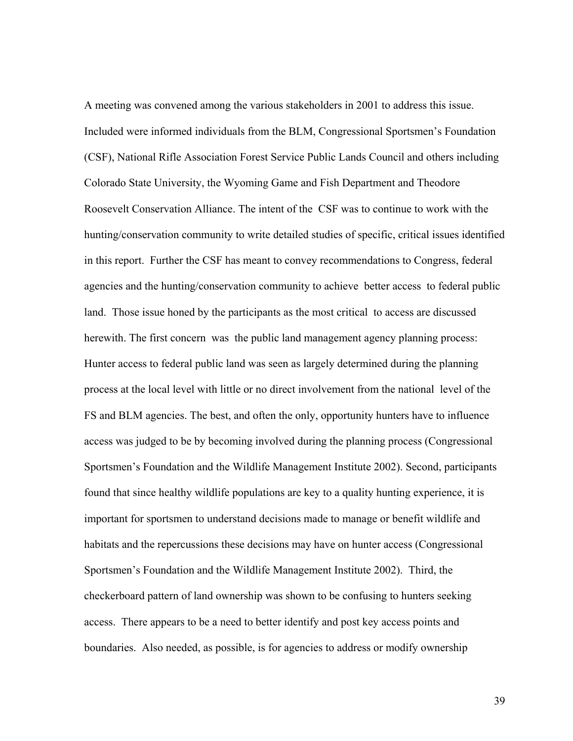A meeting was convened among the various stakeholders in 2001 to address this issue. Included were informed individuals from the BLM, Congressional Sportsmen's Foundation (CSF), National Rifle Association Forest Service Public Lands Council and others including Colorado State University, the Wyoming Game and Fish Department and Theodore Roosevelt Conservation Alliance. The intent of the CSF was to continue to work with the hunting/conservation community to write detailed studies of specific, critical issues identified in this report. Further the CSF has meant to convey recommendations to Congress, federal agencies and the hunting/conservation community to achieve better access to federal public land. Those issue honed by the participants as the most critical to access are discussed herewith. The first concern was the public land management agency planning process: Hunter access to federal public land was seen as largely determined during the planning process at the local level with little or no direct involvement from the national level of the FS and BLM agencies. The best, and often the only, opportunity hunters have to influence access was judged to be by becoming involved during the planning process (Congressional Sportsmen's Foundation and the Wildlife Management Institute 2002). Second, participants found that since healthy wildlife populations are key to a quality hunting experience, it is important for sportsmen to understand decisions made to manage or benefit wildlife and habitats and the repercussions these decisions may have on hunter access (Congressional Sportsmen's Foundation and the Wildlife Management Institute 2002). Third, the checkerboard pattern of land ownership was shown to be confusing to hunters seeking access. There appears to be a need to better identify and post key access points and boundaries. Also needed, as possible, is for agencies to address or modify ownership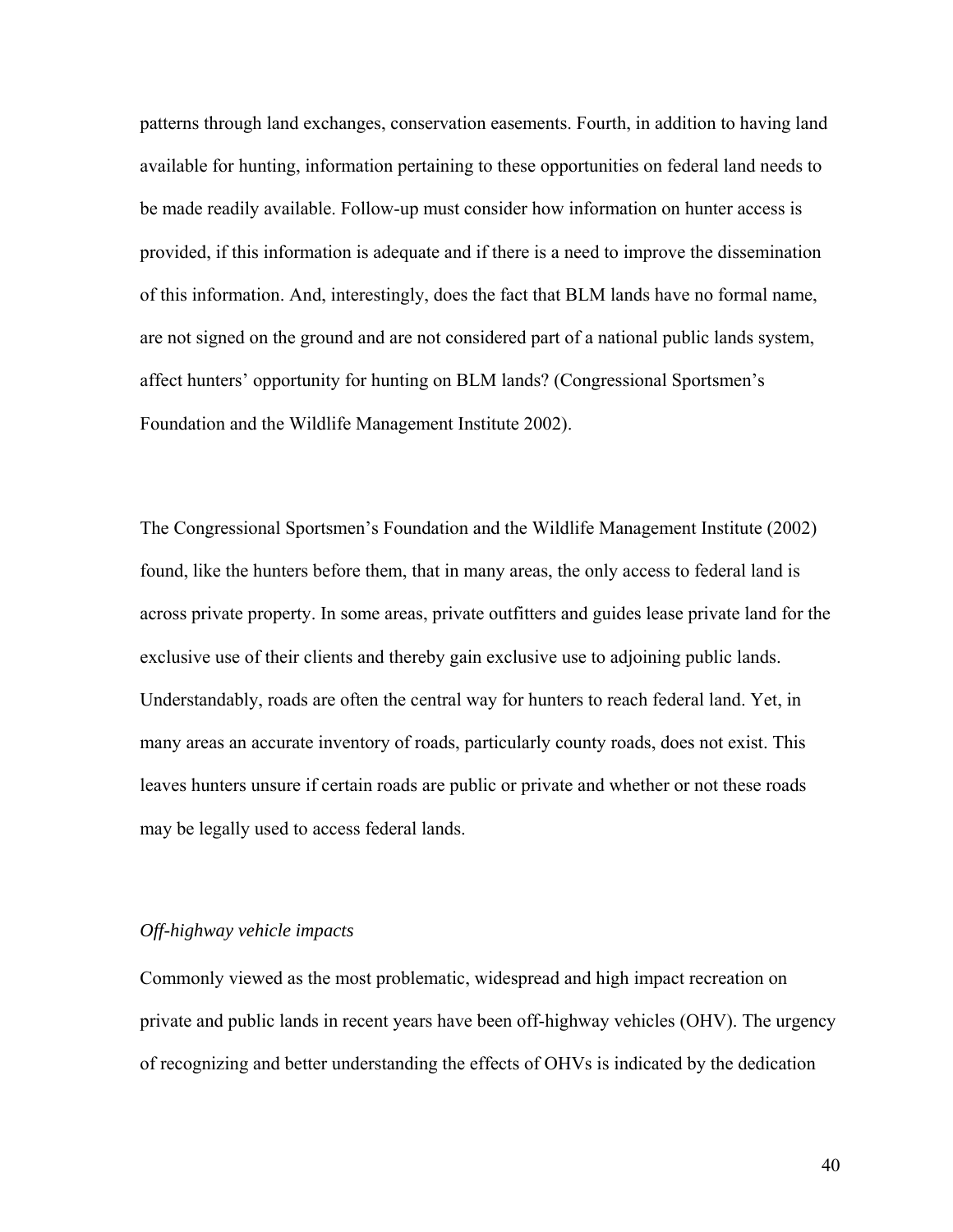patterns through land exchanges, conservation easements. Fourth, in addition to having land available for hunting, information pertaining to these opportunities on federal land needs to be made readily available. Follow-up must consider how information on hunter access is provided, if this information is adequate and if there is a need to improve the dissemination of this information. And, interestingly, does the fact that BLM lands have no formal name, are not signed on the ground and are not considered part of a national public lands system, affect hunters' opportunity for hunting on BLM lands? (Congressional Sportsmen's Foundation and the Wildlife Management Institute 2002).

The Congressional Sportsmen's Foundation and the Wildlife Management Institute (2002) found, like the hunters before them, that in many areas, the only access to federal land is across private property. In some areas, private outfitters and guides lease private land for the exclusive use of their clients and thereby gain exclusive use to adjoining public lands. Understandably, roads are often the central way for hunters to reach federal land. Yet, in many areas an accurate inventory of roads, particularly county roads, does not exist. This leaves hunters unsure if certain roads are public or private and whether or not these roads may be legally used to access federal lands.

*Off-highway vehicle impacts*

Commonly viewed as the most problematic, widespread and high impact recreation on private and public lands in recent years have been off-highway vehicles (OHV). The urgency of recognizing and better understanding the effects of OHVs is indicated by the dedication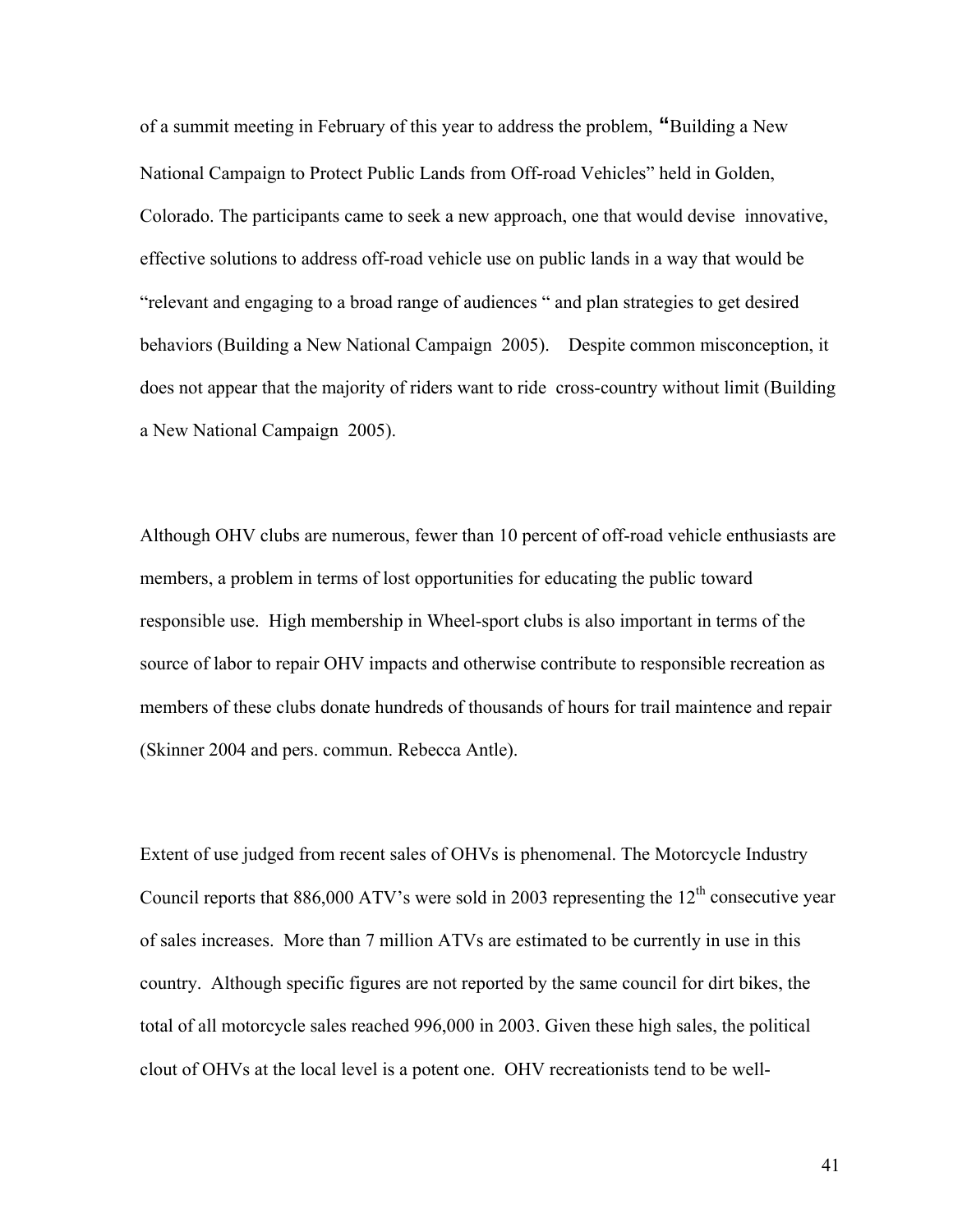of a summit meeting in February of this year to address the problem, "Building a New National Campaign to Protect Public Lands from Off-road Vehicles" held in Golden, Colorado. The participants came to seek a new approach, one that would devise innovative, effective solutions to address off-road vehicle use on public lands in a way that would be "relevant and engaging to a broad range of audiences " and plan strategies to get desired behaviors (Building a New National Campaign 2005). Despite common misconception, it does not appear that the majority of riders want to ride cross-country without limit (Building a New National Campaign 2005).

Although OHV clubs are numerous, fewer than 10 percent of off-road vehicle enthusiasts are members, a problem in terms of lost opportunities for educating the public toward responsible use. High membership in Wheel-sport clubs is also important in terms of the source of labor to repair OHV impacts and otherwise contribute to responsible recreation as members of these clubs donate hundreds of thousands of hours for trail maintence and repair (Skinner 2004 and pers. commun. Rebecca Antle).

Extent of use judged from recent sales of OHVs is phenomenal. The Motorcycle Industry Council reports that 886,000 ATV's were sold in 2003 representing the 12th consecutive year of sales increases. More than 7 million ATVs are estimated to be currently in use in this country. Although specific figures are not reported by the same council for dirt bikes, the total of all motorcycle sales reached 996,000 in 2003. Given these high sales, the political clout of OHVs at the local level is a potent one. OHV recreationists tend to be well-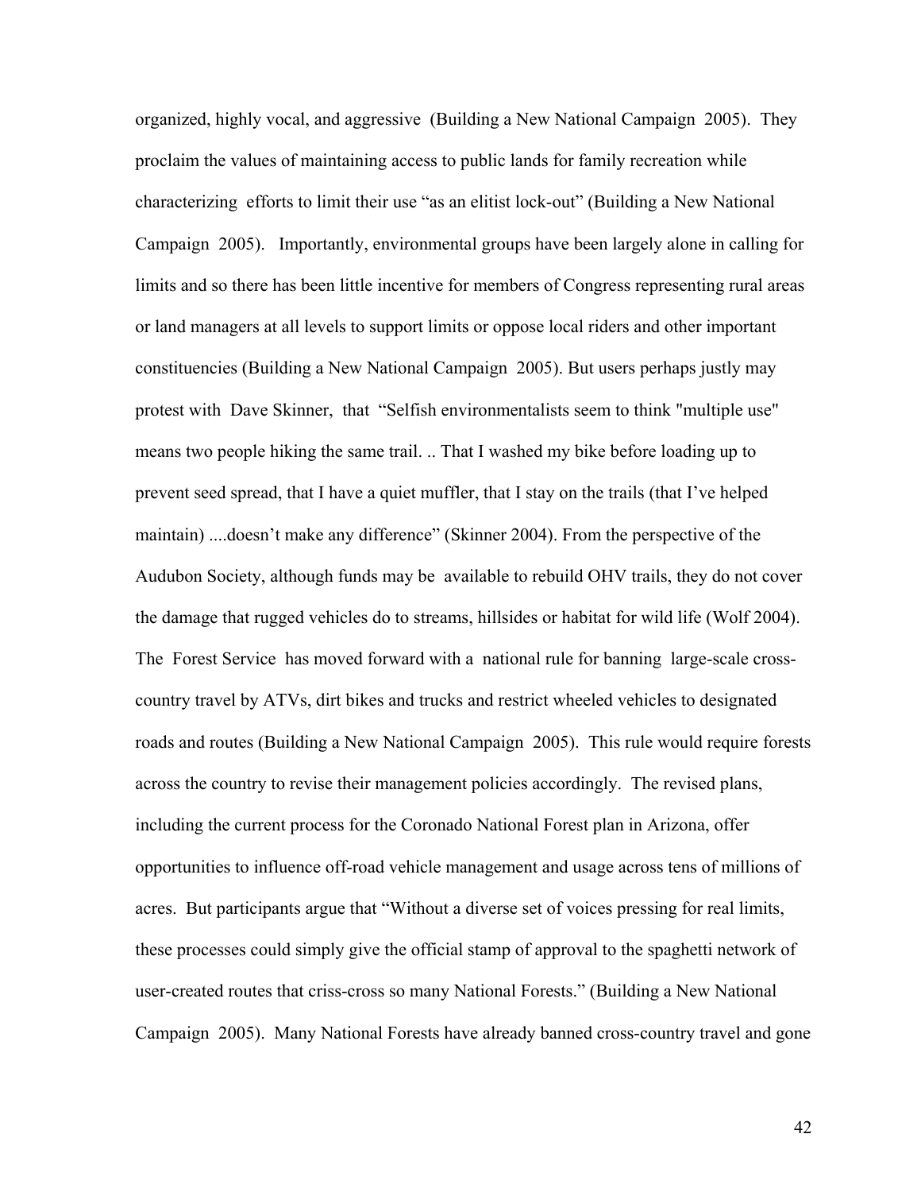organized, highly vocal, and aggressive (Building a New National Campaign 2005). They proclaim the values of maintaining access to public lands for family recreation while characterizing efforts to limit their use “as an elitist lock-out” (Building a New National Campaign 2005). Importantly, environmental groups have been largely alone in calling for limits and so there has been little incentive for members of Congress representing rural areas or land managers at all levels to support limits or oppose local riders and other important constituencies (Building a New National Campaign 2005). But users perhaps justly may protest with Dave Skinner, that “Selfish environmentalists seem to think "multiple use" means two people hiking the same trail. .. That I washed my bike before loading up to prevent seed spread, that I have a quiet muffler, that I stay on the trails (that I’ve helped maintain) ....doesn’t make any difference” (Skinner 2004). From the perspective of the Audubon Society, although funds may be available to rebuild OHV trails, they do not cover the damage that rugged vehicles do to streams, hillsides or habitat for wild life (Wolf 2004). The Forest Service has moved forward with a national rule for banning large-scale cross-country travel by ATVs, dirt bikes and trucks and restrict wheeled vehicles to designated roads and routes (Building a New National Campaign 2005). This rule would require forests across the country to revise their management policies accordingly. The revised plans, including the current process for the Coronado National Forest plan in Arizona, offer opportunities to influence off-road vehicle management and usage across tens of millions of acres. But participants argue that “Without a diverse set of voices pressing for real limits, these processes could simply give the official stamp of approval to the spaghetti network of user-created routes that criss-cross so many National Forests.” (Building a New National Campaign 2005). Many National Forests have already banned cross-country travel and gone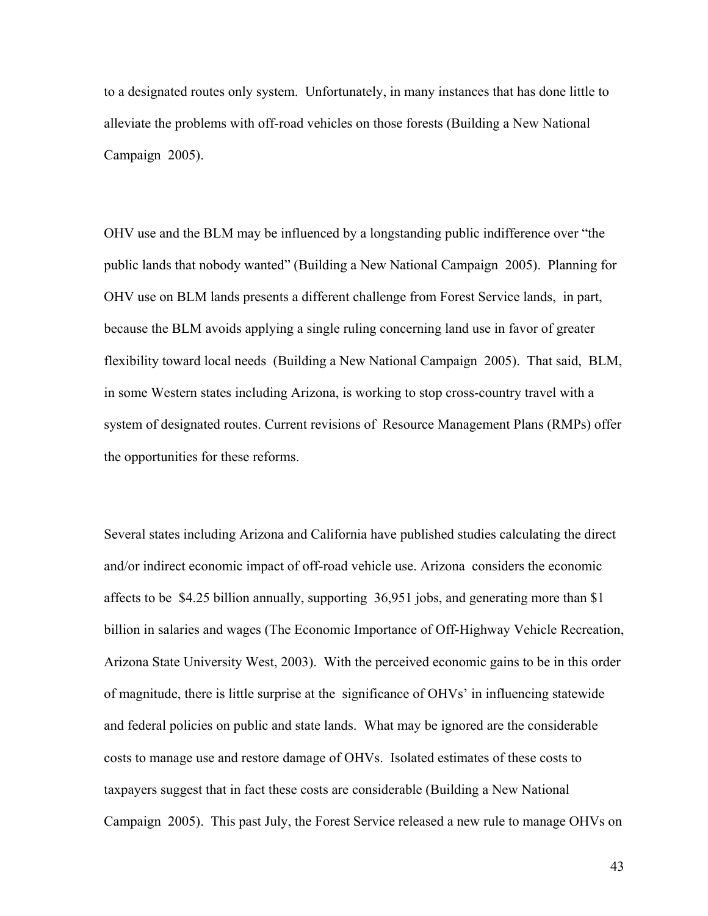to a designated routes only system. Unfortunately, in many instances that has done little to alleviate the problems with off-road vehicles on those forests (Building a New National Campaign 2005).

OHV use and the BLM may be influenced by a longstanding public indifference over "the public lands that nobody wanted" (Building a New National Campaign 2005). Planning for OHV use on BLM lands presents a different challenge from Forest Service lands, in part, because the BLM avoids applying a single ruling concerning land use in favor of greater flexibility toward local needs (Building a New National Campaign 2005). That said, BLM, in some Western states including Arizona, is working to stop cross-country travel with a system of designated routes. Current revisions of Resource Management Plans (RMPs) offer the opportunities for these reforms.

Several states including Arizona and California have published studies calculating the direct and/or indirect economic impact of off-road vehicle use. Arizona considers the economic affects to be $4.25 billion annually, supporting 36,951 jobs, and generating more than $1 billion in salaries and wages (The Economic Importance of Off-Highway Vehicle Recreation, Arizona State University West, 2003). With the perceived economic gains to be in this order of magnitude, there is little surprise at the significance of OHVs' in influencing statewide and federal policies on public and state lands. What may be ignored are the considerable costs to manage use and restore damage of OHVs. Isolated estimates of these costs to taxpayers suggest that in fact these costs are considerable (Building a New National Campaign 2005). This past July, the Forest Service released a new rule to manage OHVs on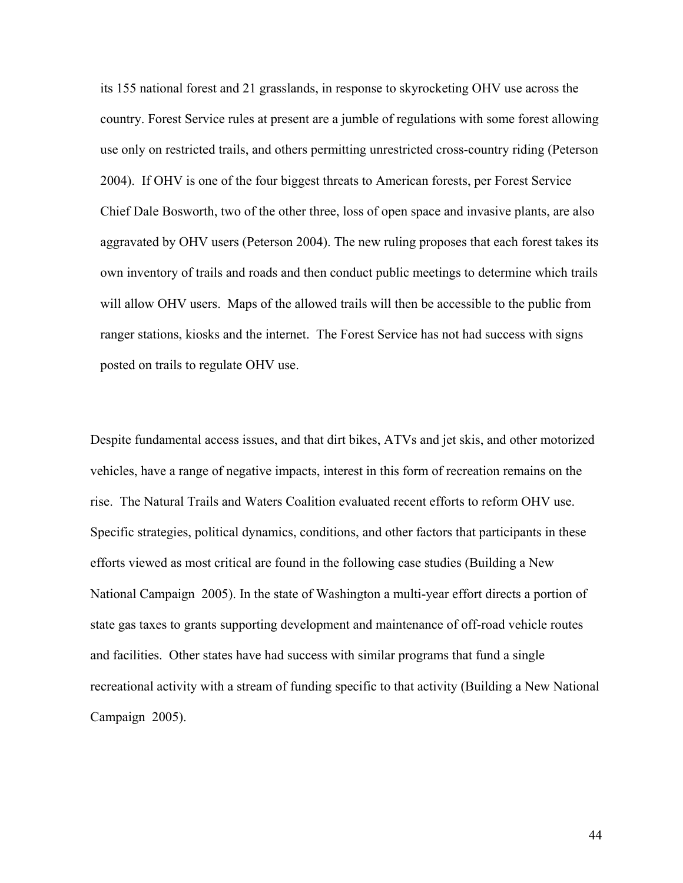its 155 national forest and 21 grasslands, in response to skyrocketing OHV use across the country. Forest Service rules at present are a jumble of regulations with some forest allowing use only on restricted trails, and others permitting unrestricted cross-country riding (Peterson 2004). If OHV is one of the four biggest threats to American forests, per Forest Service Chief Dale Bosworth, two of the other three, loss of open space and invasive plants, are also aggravated by OHV users (Peterson 2004). The new ruling proposes that each forest takes its own inventory of trails and roads and then conduct public meetings to determine which trails will allow OHV users. Maps of the allowed trails will then be accessible to the public from ranger stations, kiosks and the internet. The Forest Service has not had success with signs posted on trails to regulate OHV use.

Despite fundamental access issues, and that dirt bikes, ATVs and jet skis, and other motorized vehicles, have a range of negative impacts, interest in this form of recreation remains on the rise. The Natural Trails and Waters Coalition evaluated recent efforts to reform OHV use. Specific strategies, political dynamics, conditions, and other factors that participants in these efforts viewed as most critical are found in the following case studies (Building a New National Campaign 2005). In the state of Washington a multi-year effort directs a portion of state gas taxes to grants supporting development and maintenance of off-road vehicle routes and facilities. Other states have had success with similar programs that fund a single recreational activity with a stream of funding specific to that activity (Building a New National Campaign 2005).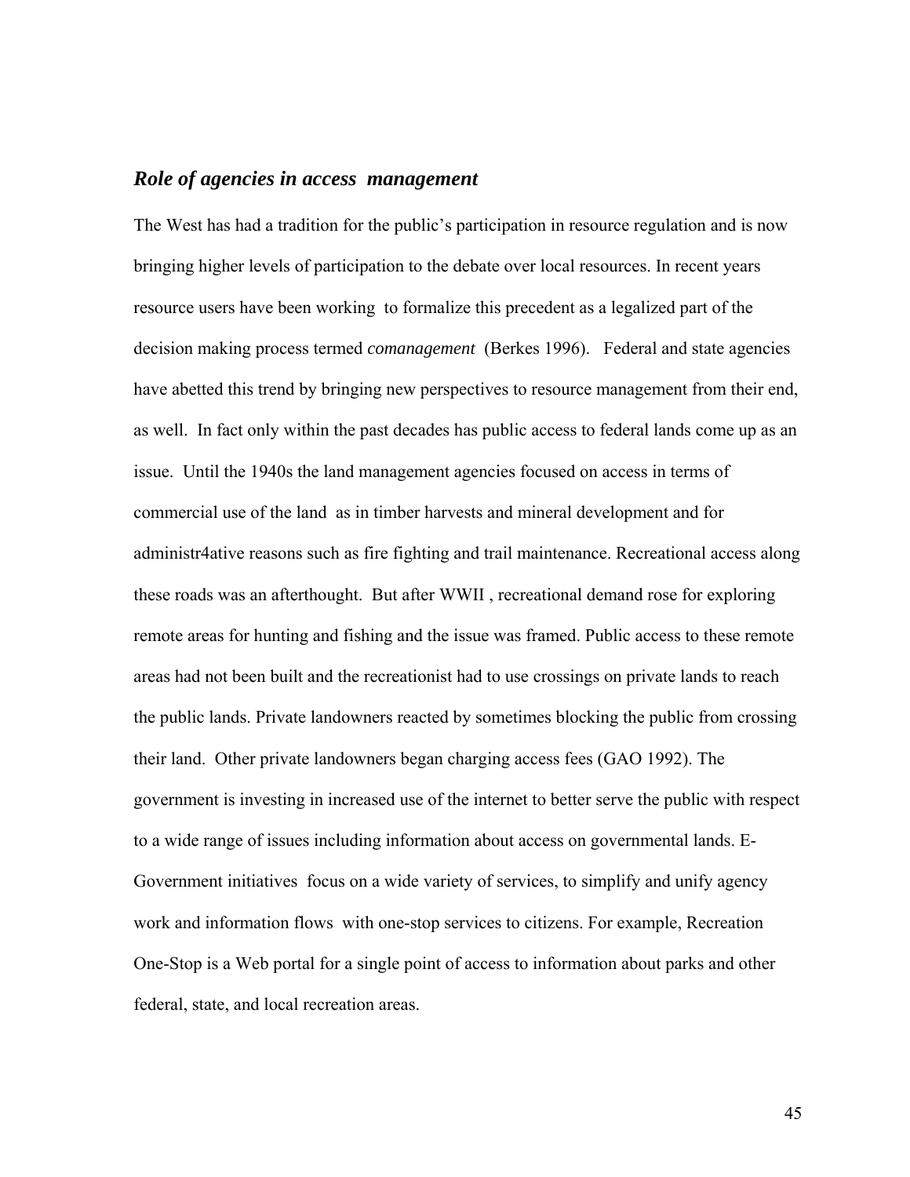### *Role of agencies in access management*

The West has had a tradition for the public's participation in resource regulation and is now bringing higher levels of participation to the debate over local resources. In recent years resource users have been working to formalize this precedent as a legalized part of the decision making process termed *comanagement* (Berkes 1996). Federal and state agencies have abetted this trend by bringing new perspectives to resource management from their end, as well. In fact only within the past decades has public access to federal lands come up as an issue. Until the 1940s the land management agencies focused on access in terms of commercial use of the land as in timber harvests and mineral development and for administr4ative reasons such as fire fighting and trail maintenance. Recreational access along these roads was an afterthought. But after WWII , recreational demand rose for exploring remote areas for hunting and fishing and the issue was framed. Public access to these remote areas had not been built and the recreationist had to use crossings on private lands to reach the public lands. Private landowners reacted by sometimes blocking the public from crossing their land. Other private landowners began charging access fees (GAO 1992). The government is investing in increased use of the internet to better serve the public with respect to a wide range of issues including information about access on governmental lands. E-Government initiatives focus on a wide variety of services, to simplify and unify agency work and information flows with one-stop services to citizens. For example, Recreation One-Stop is a Web portal for a single point of access to information about parks and other federal, state, and local recreation areas.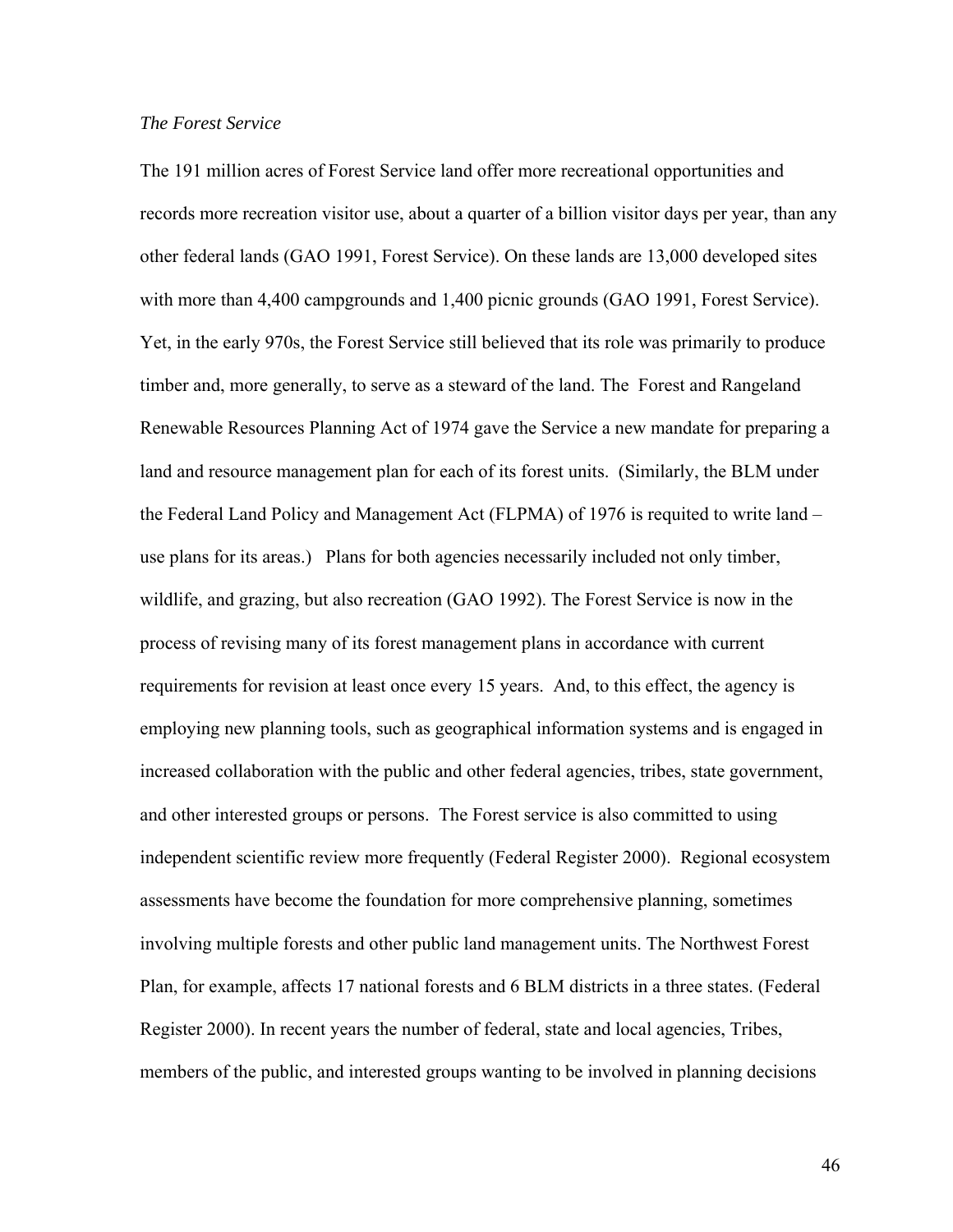*The Forest Service*

The 191 million acres of Forest Service land offer more recreational opportunities and records more recreation visitor use, about a quarter of a billion visitor days per year, than any other federal lands (GAO 1991, Forest Service). On these lands are 13,000 developed sites with more than 4,400 campgrounds and 1,400 picnic grounds (GAO 1991, Forest Service). Yet, in the early 970s, the Forest Service still believed that its role was primarily to produce timber and, more generally, to serve as a steward of the land. The Forest and Rangeland Renewable Resources Planning Act of 1974 gave the Service a new mandate for preparing a land and resource management plan for each of its forest units. (Similarly, the BLM under the Federal Land Policy and Management Act (FLPMA) of 1976 is requited to write land – use plans for its areas.) Plans for both agencies necessarily included not only timber, wildlife, and grazing, but also recreation (GAO 1992). The Forest Service is now in the process of revising many of its forest management plans in accordance with current requirements for revision at least once every 15 years. And, to this effect, the agency is employing new planning tools, such as geographical information systems and is engaged in increased collaboration with the public and other federal agencies, tribes, state government, and other interested groups or persons. The Forest service is also committed to using independent scientific review more frequently (Federal Register 2000). Regional ecosystem assessments have become the foundation for more comprehensive planning, sometimes involving multiple forests and other public land management units. The Northwest Forest Plan, for example, affects 17 national forests and 6 BLM districts in a three states. (Federal Register 2000). In recent years the number of federal, state and local agencies, Tribes, members of the public, and interested groups wanting to be involved in planning decisions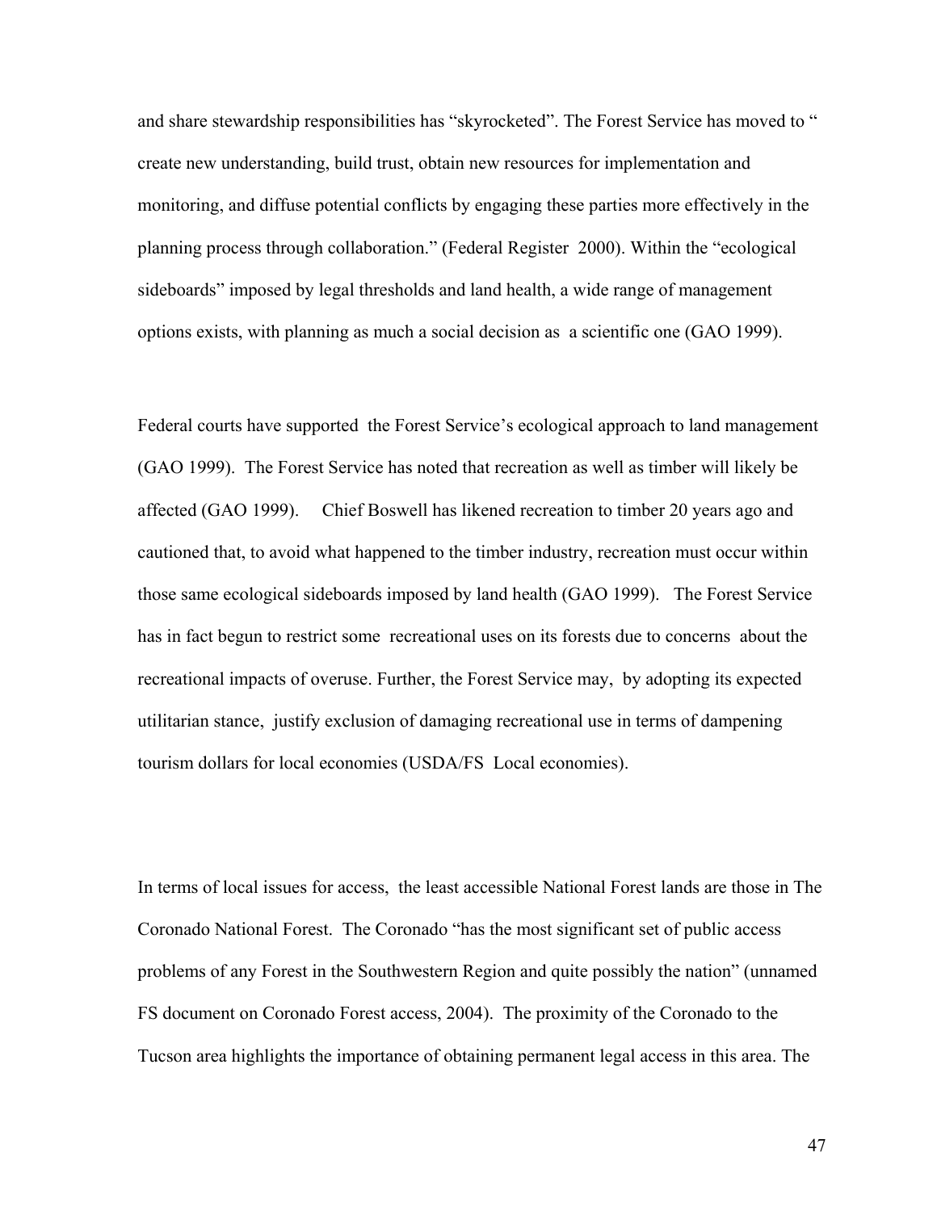and share stewardship responsibilities has "skyrocketed". The Forest Service has moved to " create new understanding, build trust, obtain new resources for implementation and monitoring, and diffuse potential conflicts by engaging these parties more effectively in the planning process through collaboration." (Federal Register 2000). Within the "ecological sideboards" imposed by legal thresholds and land health, a wide range of management options exists, with planning as much a social decision as a scientific one (GAO 1999).

Federal courts have supported the Forest Service's ecological approach to land management (GAO 1999). The Forest Service has noted that recreation as well as timber will likely be affected (GAO 1999). Chief Boswell has likened recreation to timber 20 years ago and cautioned that, to avoid what happened to the timber industry, recreation must occur within those same ecological sideboards imposed by land health (GAO 1999). The Forest Service has in fact begun to restrict some recreational uses on its forests due to concerns about the recreational impacts of overuse. Further, the Forest Service may, by adopting its expected utilitarian stance, justify exclusion of damaging recreational use in terms of dampening tourism dollars for local economies (USDA/FS Local economies).

In terms of local issues for access, the least accessible National Forest lands are those in The Coronado National Forest. The Coronado "has the most significant set of public access problems of any Forest in the Southwestern Region and quite possibly the nation" (unnamed FS document on Coronado Forest access, 2004). The proximity of the Coronado to the Tucson area highlights the importance of obtaining permanent legal access in this area. The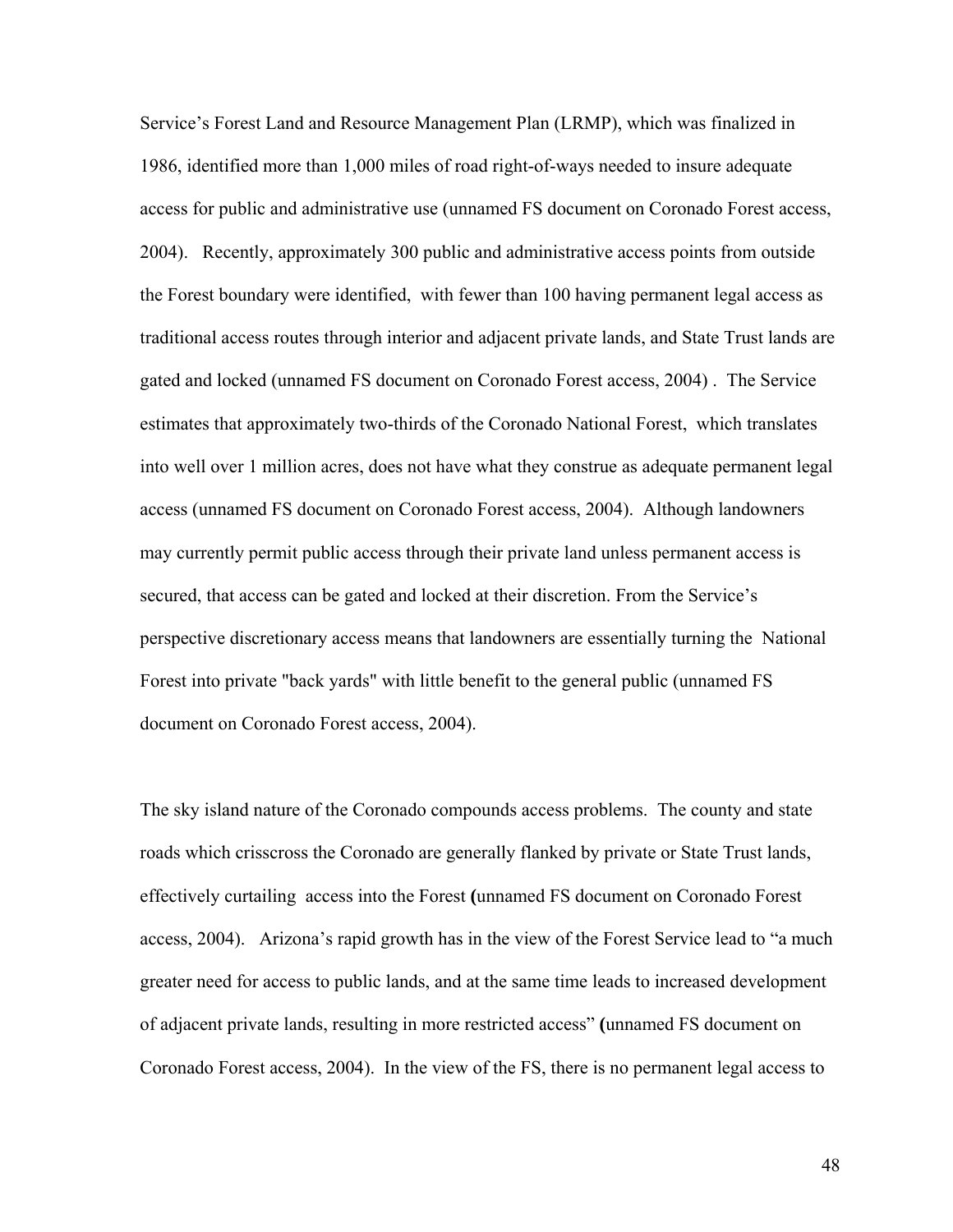Service's Forest Land and Resource Management Plan (LRMP), which was finalized in 1986, identified more than 1,000 miles of road right-of-ways needed to insure adequate access for public and administrative use (unnamed FS document on Coronado Forest access, 2004). Recently, approximately 300 public and administrative access points from outside the Forest boundary were identified, with fewer than 100 having permanent legal access as traditional access routes through interior and adjacent private lands, and State Trust lands are gated and locked (unnamed FS document on Coronado Forest access, 2004) . The Service estimates that approximately two-thirds of the Coronado National Forest, which translates into well over 1 million acres, does not have what they construe as adequate permanent legal access (unnamed FS document on Coronado Forest access, 2004). Although landowners may currently permit public access through their private land unless permanent access is secured, that access can be gated and locked at their discretion. From the Service's perspective discretionary access means that landowners are essentially turning the National Forest into private "back yards" with little benefit to the general public (unnamed FS document on Coronado Forest access, 2004).

The sky island nature of the Coronado compounds access problems. The county and state roads which crisscross the Coronado are generally flanked by private or State Trust lands, effectively curtailing access into the Forest **(**unnamed FS document on Coronado Forest access, 2004). Arizona's rapid growth has in the view of the Forest Service lead to "a much greater need for access to public lands, and at the same time leads to increased development of adjacent private lands, resulting in more restricted access" **(**unnamed FS document on Coronado Forest access, 2004). In the view of the FS, there is no permanent legal access to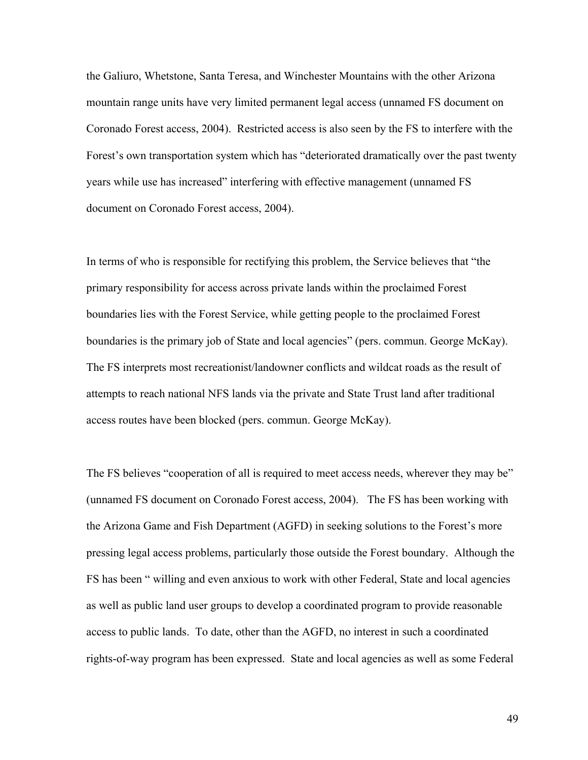the Galiuro, Whetstone, Santa Teresa, and Winchester Mountains with the other Arizona mountain range units have very limited permanent legal access (unnamed FS document on Coronado Forest access, 2004). Restricted access is also seen by the FS to interfere with the Forest's own transportation system which has "deteriorated dramatically over the past twenty years while use has increased" interfering with effective management (unnamed FS document on Coronado Forest access, 2004).

In terms of who is responsible for rectifying this problem, the Service believes that "the primary responsibility for access across private lands within the proclaimed Forest boundaries lies with the Forest Service, while getting people to the proclaimed Forest boundaries is the primary job of State and local agencies" (pers. commun. George McKay). The FS interprets most recreationist/landowner conflicts and wildcat roads as the result of attempts to reach national NFS lands via the private and State Trust land after traditional access routes have been blocked (pers. commun. George McKay).

The FS believes "cooperation of all is required to meet access needs, wherever they may be" (unnamed FS document on Coronado Forest access, 2004). The FS has been working with the Arizona Game and Fish Department (AGFD) in seeking solutions to the Forest's more pressing legal access problems, particularly those outside the Forest boundary. Although the FS has been " willing and even anxious to work with other Federal, State and local agencies as well as public land user groups to develop a coordinated program to provide reasonable access to public lands. To date, other than the AGFD, no interest in such a coordinated rights-of-way program has been expressed. State and local agencies as well as some Federal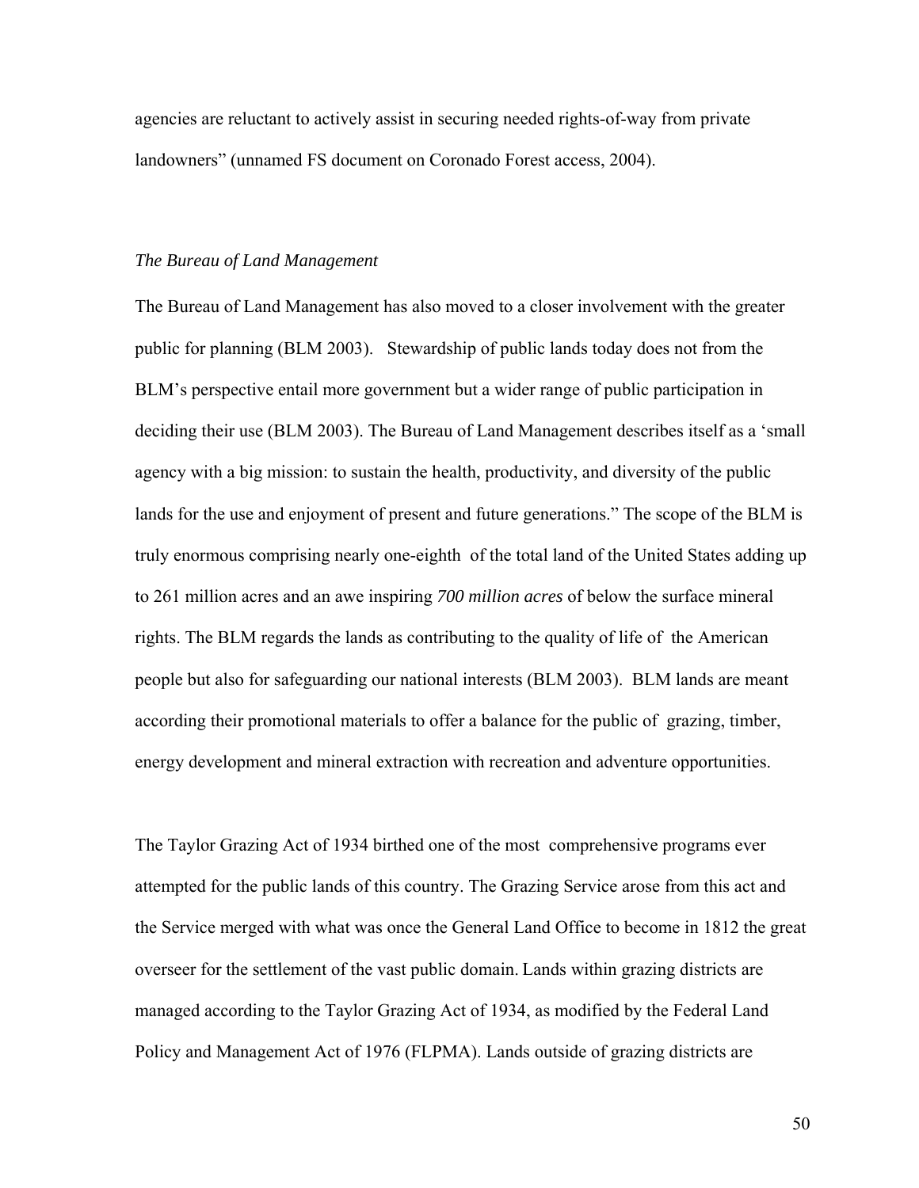agencies are reluctant to actively assist in securing needed rights-of-way from private landowners" (unnamed FS document on Coronado Forest access, 2004).

*The Bureau of Land Management*

The Bureau of Land Management has also moved to a closer involvement with the greater public for planning (BLM 2003). Stewardship of public lands today does not from the BLM's perspective entail more government but a wider range of public participation in deciding their use (BLM 2003). The Bureau of Land Management describes itself as a 'small agency with a big mission: to sustain the health, productivity, and diversity of the public lands for the use and enjoyment of present and future generations." The scope of the BLM is truly enormous comprising nearly one-eighth of the total land of the United States adding up to 261 million acres and an awe inspiring *700 million acres* of below the surface mineral rights. The BLM regards the lands as contributing to the quality of life of the American people but also for safeguarding our national interests (BLM 2003). BLM lands are meant according their promotional materials to offer a balance for the public of grazing, timber, energy development and mineral extraction with recreation and adventure opportunities.

The Taylor Grazing Act of 1934 birthed one of the most comprehensive programs ever attempted for the public lands of this country. The Grazing Service arose from this act and the Service merged with what was once the General Land Office to become in 1812 the great overseer for the settlement of the vast public domain. Lands within grazing districts are managed according to the Taylor Grazing Act of 1934, as modified by the Federal Land Policy and Management Act of 1976 (FLPMA). Lands outside of grazing districts are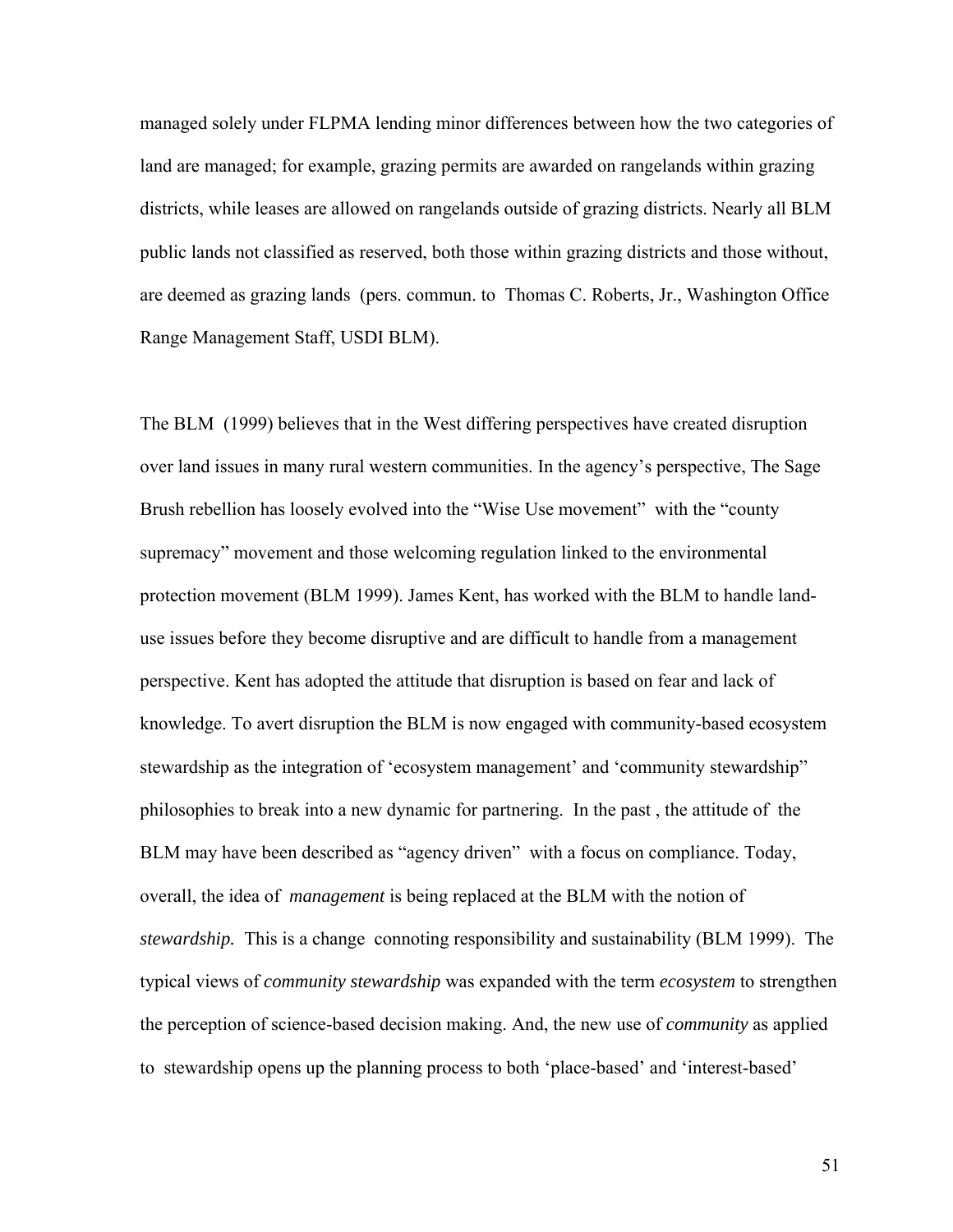managed solely under FLPMA lending minor differences between how the two categories of land are managed; for example, grazing permits are awarded on rangelands within grazing districts, while leases are allowed on rangelands outside of grazing districts. Nearly all BLM public lands not classified as reserved, both those within grazing districts and those without, are deemed as grazing lands (pers. commun. to Thomas C. Roberts, Jr., Washington Office Range Management Staff, USDI BLM).

The BLM (1999) believes that in the West differing perspectives have created disruption over land issues in many rural western communities. In the agency's perspective, The Sage Brush rebellion has loosely evolved into the "Wise Use movement" with the "county supremacy" movement and those welcoming regulation linked to the environmental protection movement (BLM 1999). James Kent, has worked with the BLM to handle land-use issues before they become disruptive and are difficult to handle from a management perspective. Kent has adopted the attitude that disruption is based on fear and lack of knowledge. To avert disruption the BLM is now engaged with community-based ecosystem stewardship as the integration of 'ecosystem management' and 'community stewardship" philosophies to break into a new dynamic for partnering. In the past , the attitude of the BLM may have been described as "agency driven" with a focus on compliance. Today, overall, the idea of *management* is being replaced at the BLM with the notion of ***stewardship.*** This is a change connoting responsibility and sustainability (BLM 1999). The typical views of *community stewardship* was expanded with the term *ecosystem* to strengthen the perception of science-based decision making. And, the new use of *community* as applied to stewardship opens up the planning process to both 'place-based' and 'interest-based'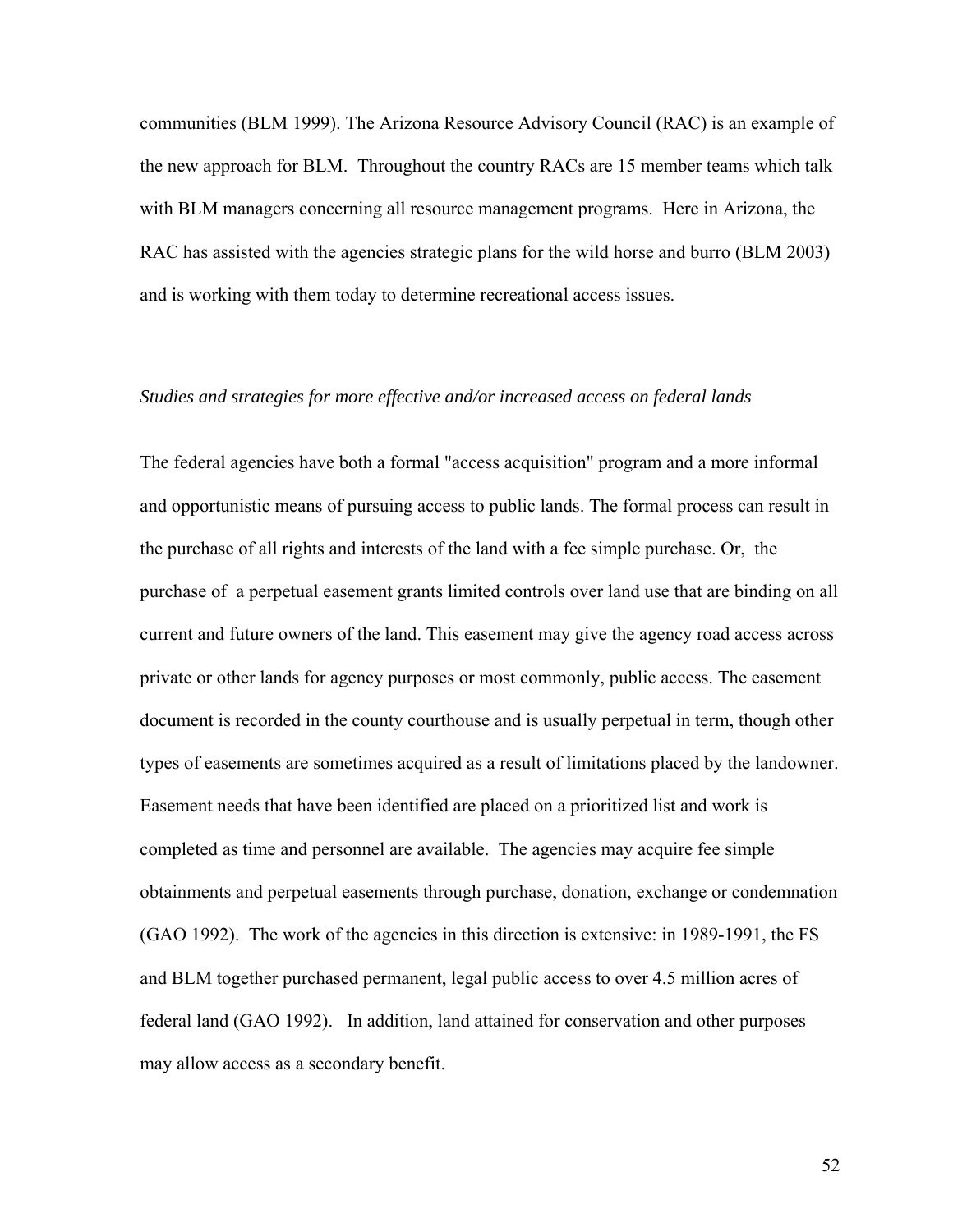communities (BLM 1999). The Arizona Resource Advisory Council (RAC) is an example of the new approach for BLM. Throughout the country RACs are 15 member teams which talk with BLM managers concerning all resource management programs. Here in Arizona, the RAC has assisted with the agencies strategic plans for the wild horse and burro (BLM 2003) and is working with them today to determine recreational access issues.

*Studies and strategies for more effective and/or increased access on federal lands*

The federal agencies have both a formal "access acquisition" program and a more informal and opportunistic means of pursuing access to public lands. The formal process can result in the purchase of all rights and interests of the land with a fee simple purchase. Or, the purchase of a perpetual easement grants limited controls over land use that are binding on all current and future owners of the land. This easement may give the agency road access across private or other lands for agency purposes or most commonly, public access. The easement document is recorded in the county courthouse and is usually perpetual in term, though other types of easements are sometimes acquired as a result of limitations placed by the landowner. Easement needs that have been identified are placed on a prioritized list and work is completed as time and personnel are available. The agencies may acquire fee simple obtainments and perpetual easements through purchase, donation, exchange or condemnation (GAO 1992). The work of the agencies in this direction is extensive: in 1989-1991, the FS and BLM together purchased permanent, legal public access to over 4.5 million acres of federal land (GAO 1992). In addition, land attained for conservation and other purposes may allow access as a secondary benefit.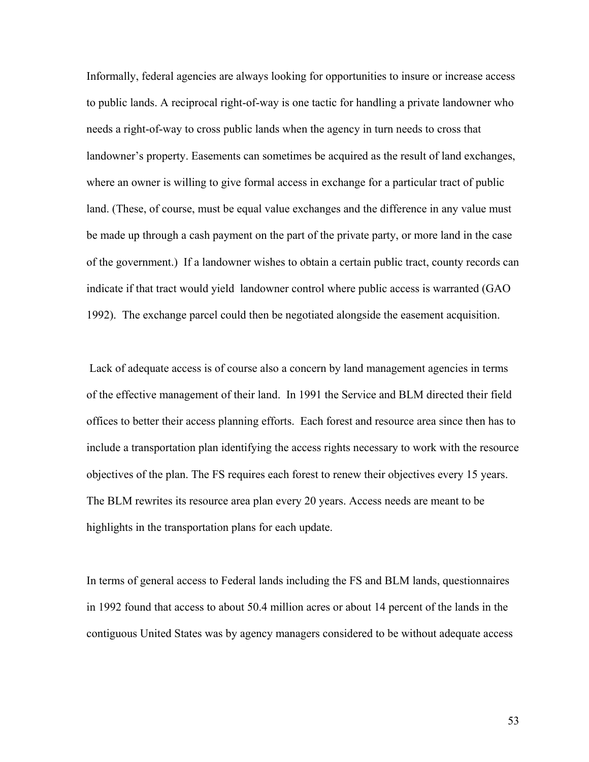Informally, federal agencies are always looking for opportunities to insure or increase access to public lands. A reciprocal right-of-way is one tactic for handling a private landowner who needs a right-of-way to cross public lands when the agency in turn needs to cross that landowner's property. Easements can sometimes be acquired as the result of land exchanges, where an owner is willing to give formal access in exchange for a particular tract of public land. (These, of course, must be equal value exchanges and the difference in any value must be made up through a cash payment on the part of the private party, or more land in the case of the government.) If a landowner wishes to obtain a certain public tract, county records can indicate if that tract would yield landowner control where public access is warranted (GAO 1992). The exchange parcel could then be negotiated alongside the easement acquisition.

Lack of adequate access is of course also a concern by land management agencies in terms of the effective management of their land. In 1991 the Service and BLM directed their field offices to better their access planning efforts. Each forest and resource area since then has to include a transportation plan identifying the access rights necessary to work with the resource objectives of the plan. The FS requires each forest to renew their objectives every 15 years. The BLM rewrites its resource area plan every 20 years. Access needs are meant to be highlights in the transportation plans for each update.

In terms of general access to Federal lands including the FS and BLM lands, questionnaires in 1992 found that access to about 50.4 million acres or about 14 percent of the lands in the contiguous United States was by agency managers considered to be without adequate access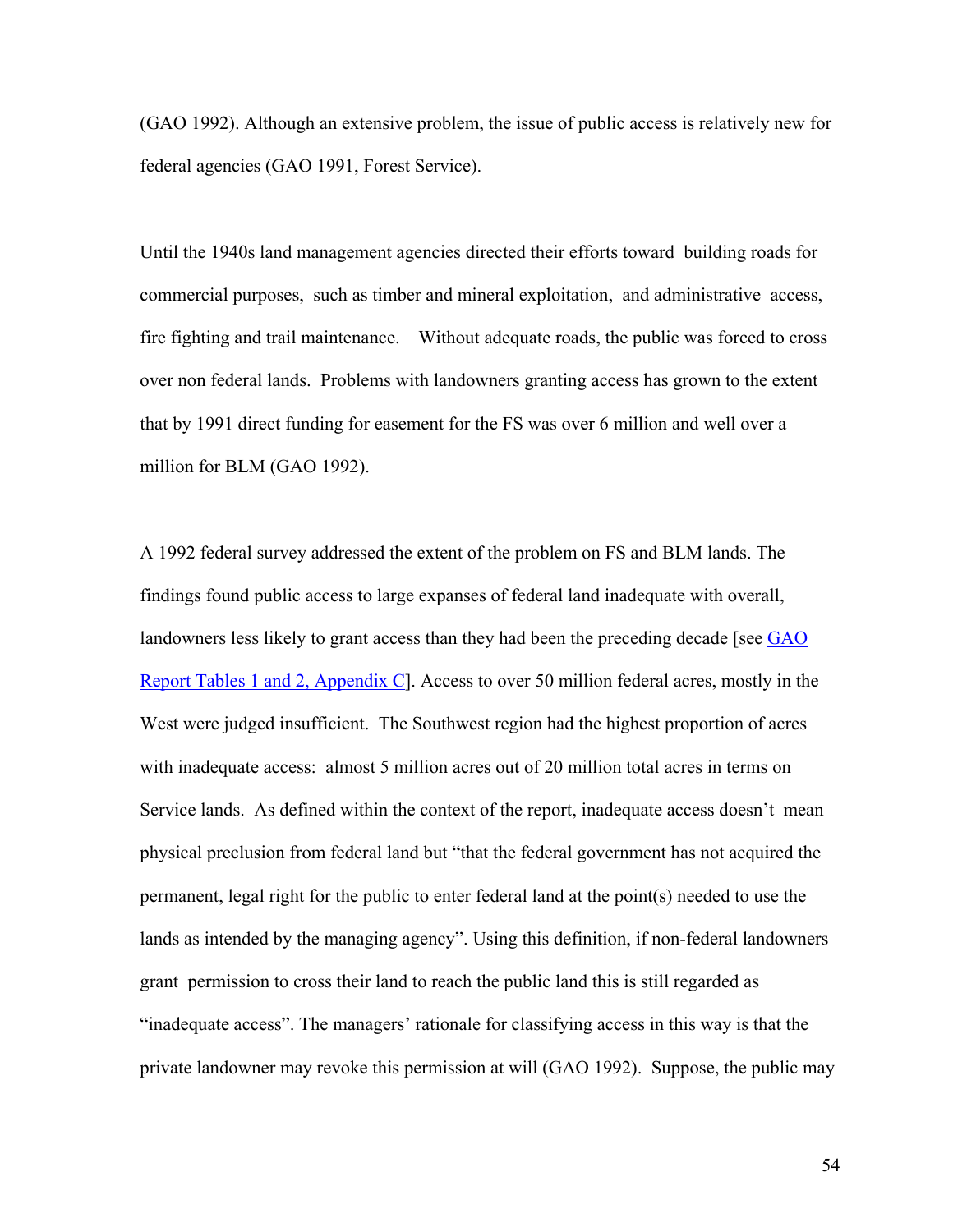(GAO 1992). Although an extensive problem, the issue of public access is relatively new for federal agencies (GAO 1991, Forest Service).

Until the 1940s land management agencies directed their efforts toward building roads for commercial purposes, such as timber and mineral exploitation, and administrative access, fire fighting and trail maintenance. Without adequate roads, the public was forced to cross over non federal lands. Problems with landowners granting access has grown to the extent that by 1991 direct funding for easement for the FS was over 6 million and well over a million for BLM (GAO 1992).

A 1992 federal survey addressed the extent of the problem on FS and BLM lands. The findings found public access to large expanses of federal land inadequate with overall, landowners less likely to grant access than they had been the preceding decade [see GAO Report Tables 1 and 2, Appendix C]. Access to over 50 million federal acres, mostly in the West were judged insufficient. The Southwest region had the highest proportion of acres with inadequate access: almost 5 million acres out of 20 million total acres in terms on Service lands. As defined within the context of the report, inadequate access doesn't mean physical preclusion from federal land but "that the federal government has not acquired the permanent, legal right for the public to enter federal land at the point(s) needed to use the lands as intended by the managing agency". Using this definition, if non-federal landowners grant permission to cross their land to reach the public land this is still regarded as "inadequate access". The managers' rationale for classifying access in this way is that the private landowner may revoke this permission at will (GAO 1992). Suppose, the public may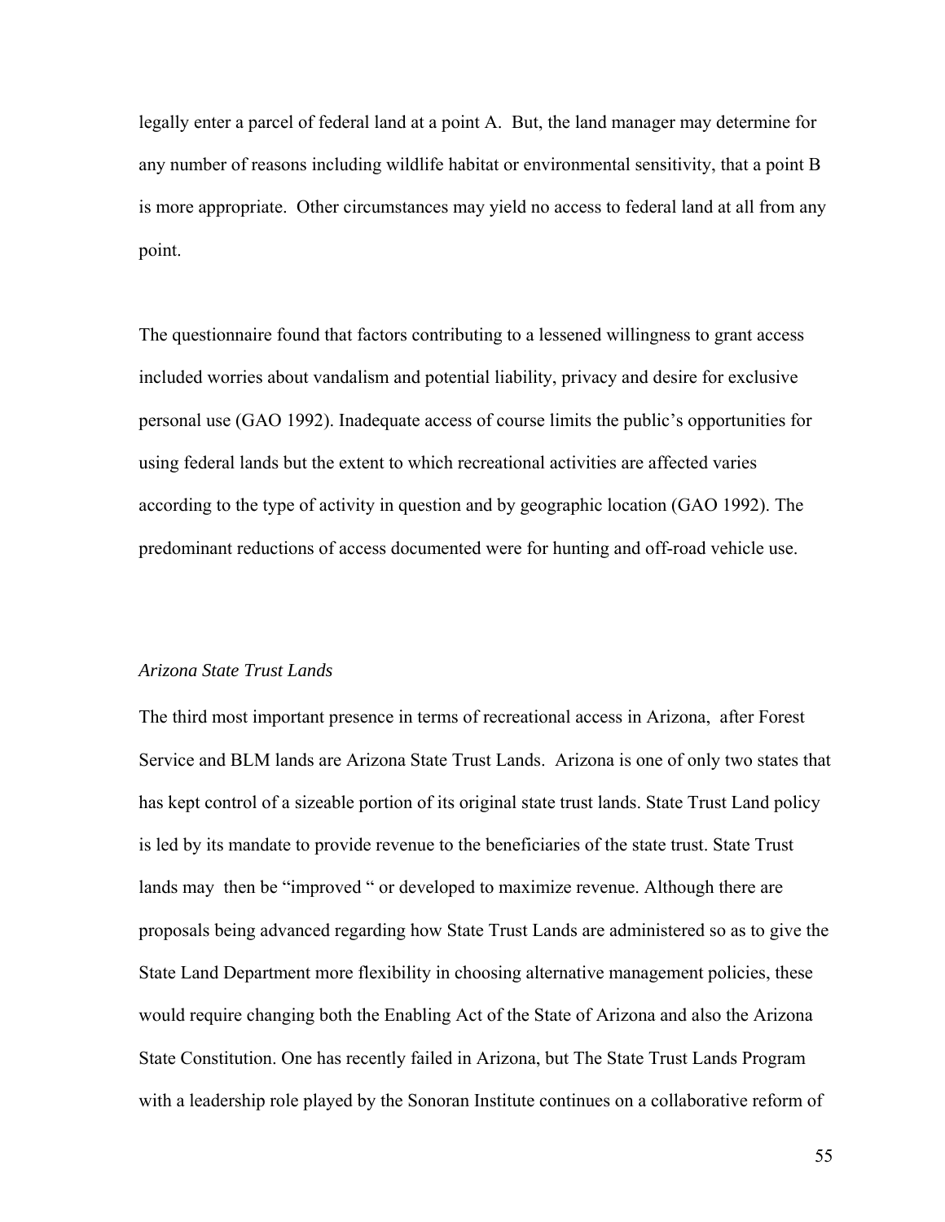legally enter a parcel of federal land at a point A. But, the land manager may determine for any number of reasons including wildlife habitat or environmental sensitivity, that a point B is more appropriate. Other circumstances may yield no access to federal land at all from any point.

The questionnaire found that factors contributing to a lessened willingness to grant access included worries about vandalism and potential liability, privacy and desire for exclusive personal use (GAO 1992). Inadequate access of course limits the public's opportunities for using federal lands but the extent to which recreational activities are affected varies according to the type of activity in question and by geographic location (GAO 1992). The predominant reductions of access documented were for hunting and off-road vehicle use.

*Arizona State Trust Lands*

The third most important presence in terms of recreational access in Arizona, after Forest Service and BLM lands are Arizona State Trust Lands. Arizona is one of only two states that has kept control of a sizeable portion of its original state trust lands. State Trust Land policy is led by its mandate to provide revenue to the beneficiaries of the state trust. State Trust lands may then be "improved " or developed to maximize revenue. Although there are proposals being advanced regarding how State Trust Lands are administered so as to give the State Land Department more flexibility in choosing alternative management policies, these would require changing both the Enabling Act of the State of Arizona and also the Arizona State Constitution. One has recently failed in Arizona, but The State Trust Lands Program with a leadership role played by the Sonoran Institute continues on a collaborative reform of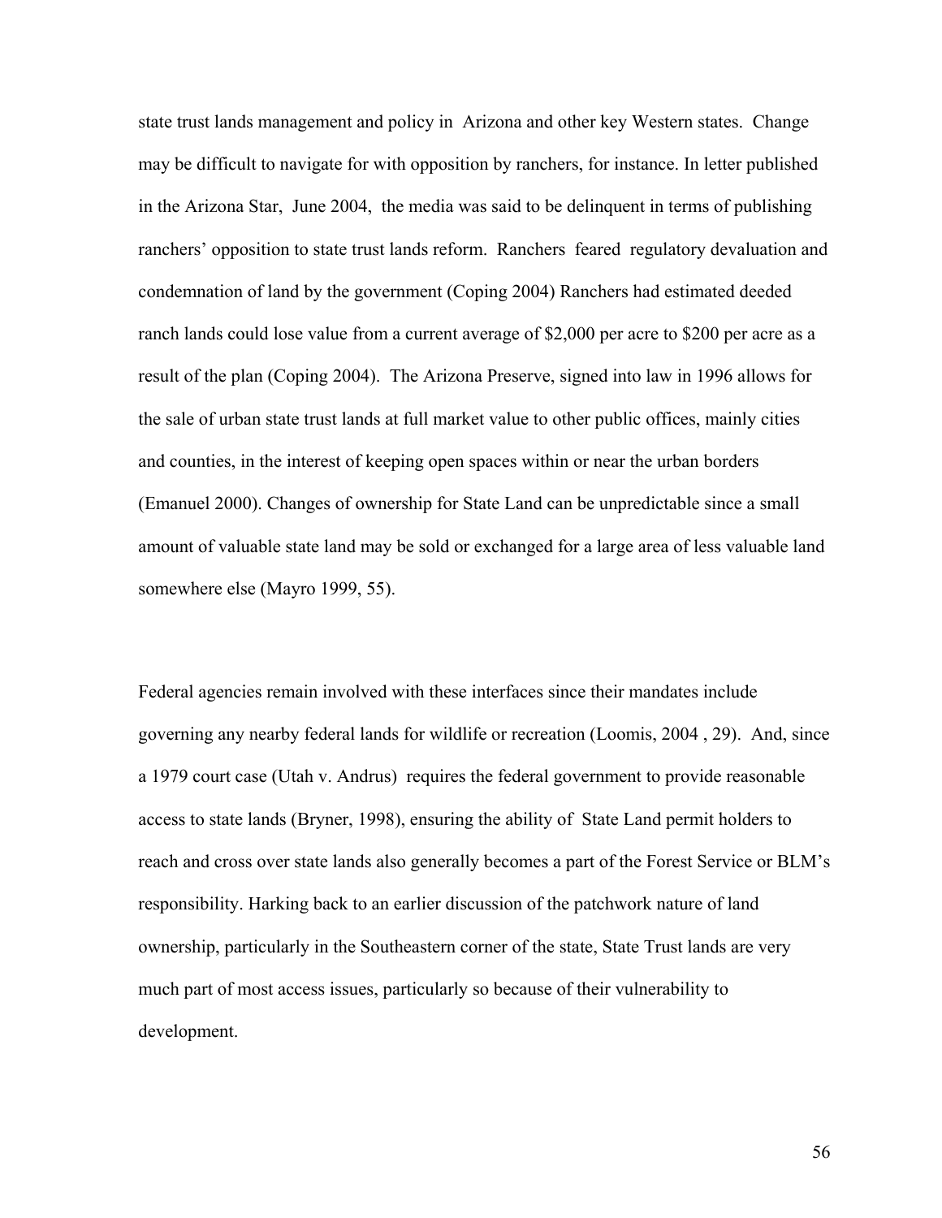state trust lands management and policy in Arizona and other key Western states. Change may be difficult to navigate for with opposition by ranchers, for instance. In letter published in the Arizona Star, June 2004, the media was said to be delinquent in terms of publishing ranchers' opposition to state trust lands reform. Ranchers feared regulatory devaluation and condemnation of land by the government (Coping 2004) Ranchers had estimated deeded ranch lands could lose value from a current average of $2,000 per acre to $200 per acre as a result of the plan (Coping 2004). The Arizona Preserve, signed into law in 1996 allows for the sale of urban state trust lands at full market value to other public offices, mainly cities and counties, in the interest of keeping open spaces within or near the urban borders (Emanuel 2000). Changes of ownership for State Land can be unpredictable since a small amount of valuable state land may be sold or exchanged for a large area of less valuable land somewhere else (Mayro 1999, 55).

Federal agencies remain involved with these interfaces since their mandates include governing any nearby federal lands for wildlife or recreation (Loomis, 2004 , 29). And, since a 1979 court case (Utah v. Andrus) requires the federal government to provide reasonable access to state lands (Bryner, 1998), ensuring the ability of State Land permit holders to reach and cross over state lands also generally becomes a part of the Forest Service or BLM's responsibility. Harking back to an earlier discussion of the patchwork nature of land ownership, particularly in the Southeastern corner of the state, State Trust lands are very much part of most access issues, particularly so because of their vulnerability to development.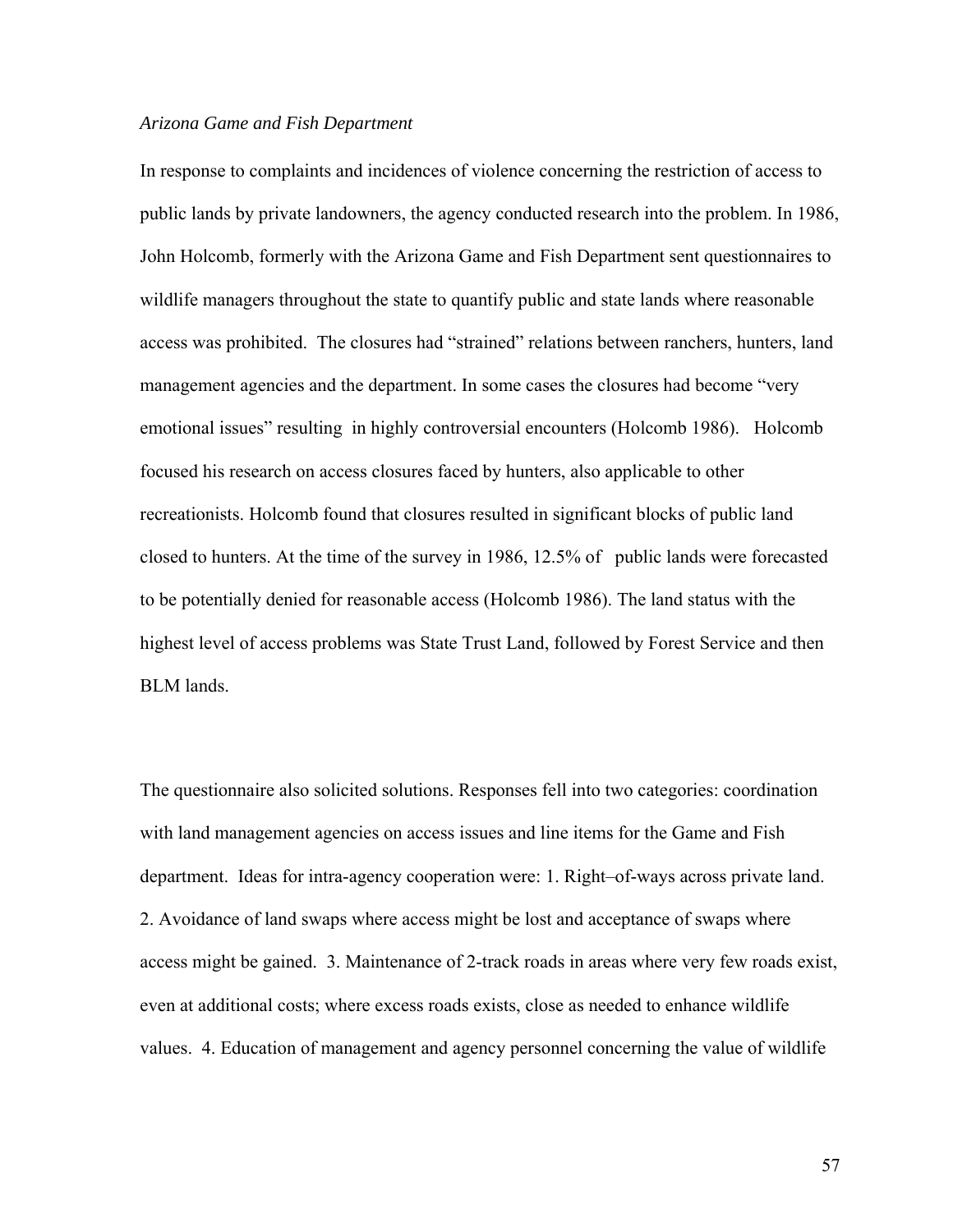*Arizona Game and Fish Department*

In response to complaints and incidences of violence concerning the restriction of access to public lands by private landowners, the agency conducted research into the problem. In 1986, John Holcomb, formerly with the Arizona Game and Fish Department sent questionnaires to wildlife managers throughout the state to quantify public and state lands where reasonable access was prohibited. The closures had "strained" relations between ranchers, hunters, land management agencies and the department. In some cases the closures had become "very emotional issues" resulting in highly controversial encounters (Holcomb 1986). Holcomb focused his research on access closures faced by hunters, also applicable to other recreationists. Holcomb found that closures resulted in significant blocks of public land closed to hunters. At the time of the survey in 1986, 12.5% of public lands were forecasted to be potentially denied for reasonable access (Holcomb 1986). The land status with the highest level of access problems was State Trust Land, followed by Forest Service and then BLM lands.

The questionnaire also solicited solutions. Responses fell into two categories: coordination with land management agencies on access issues and line items for the Game and Fish department. Ideas for intra-agency cooperation were: 1. Right–of-ways across private land. 2. Avoidance of land swaps where access might be lost and acceptance of swaps where access might be gained. 3. Maintenance of 2-track roads in areas where very few roads exist, even at additional costs; where excess roads exists, close as needed to enhance wildlife values. 4. Education of management and agency personnel concerning the value of wildlife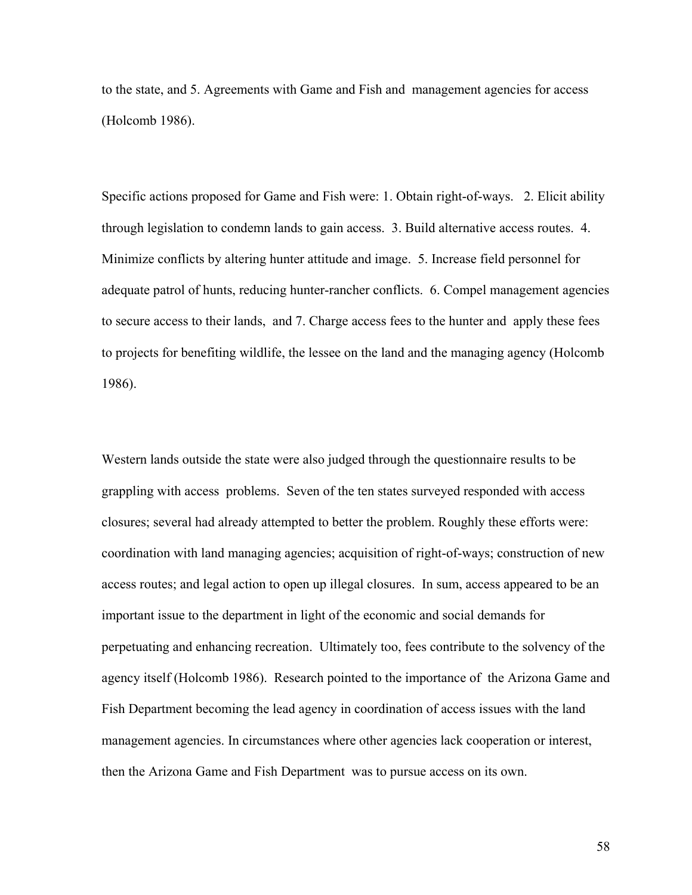to the state, and 5. Agreements with Game and Fish and management agencies for access (Holcomb 1986).

Specific actions proposed for Game and Fish were: 1. Obtain right-of-ways. 2. Elicit ability through legislation to condemn lands to gain access. 3. Build alternative access routes. 4. Minimize conflicts by altering hunter attitude and image. 5. Increase field personnel for adequate patrol of hunts, reducing hunter-rancher conflicts. 6. Compel management agencies to secure access to their lands, and 7. Charge access fees to the hunter and apply these fees to projects for benefiting wildlife, the lessee on the land and the managing agency (Holcomb 1986).

Western lands outside the state were also judged through the questionnaire results to be grappling with access problems. Seven of the ten states surveyed responded with access closures; several had already attempted to better the problem. Roughly these efforts were: coordination with land managing agencies; acquisition of right-of-ways; construction of new access routes; and legal action to open up illegal closures. In sum, access appeared to be an important issue to the department in light of the economic and social demands for perpetuating and enhancing recreation. Ultimately too, fees contribute to the solvency of the agency itself (Holcomb 1986). Research pointed to the importance of the Arizona Game and Fish Department becoming the lead agency in coordination of access issues with the land management agencies. In circumstances where other agencies lack cooperation or interest, then the Arizona Game and Fish Department was to pursue access on its own.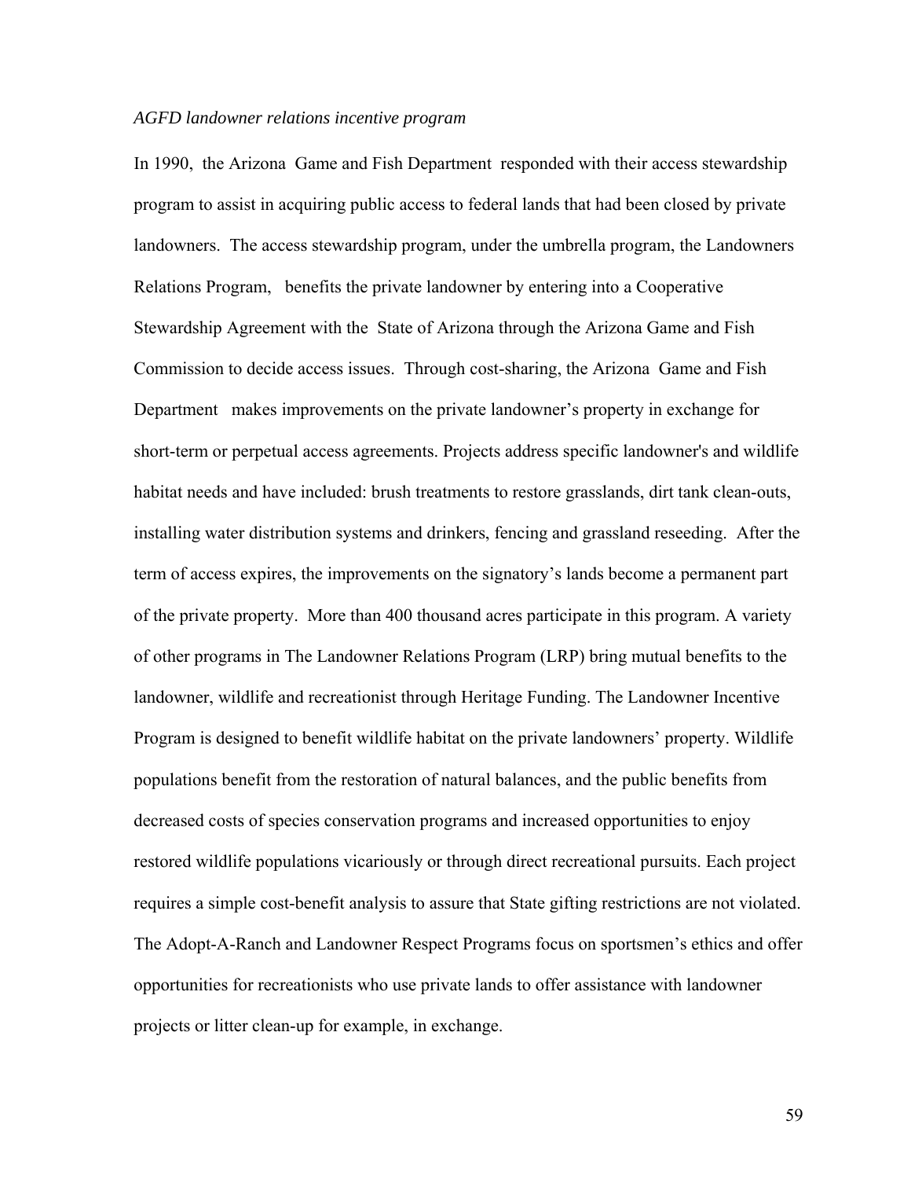*AGFD landowner relations incentive program*

In 1990, the Arizona Game and Fish Department responded with their access stewardship program to assist in acquiring public access to federal lands that had been closed by private landowners. The access stewardship program, under the umbrella program, the Landowners Relations Program, benefits the private landowner by entering into a Cooperative Stewardship Agreement with the State of Arizona through the Arizona Game and Fish Commission to decide access issues. Through cost-sharing, the Arizona Game and Fish Department makes improvements on the private landowner's property in exchange for short-term or perpetual access agreements. Projects address specific landowner's and wildlife habitat needs and have included: brush treatments to restore grasslands, dirt tank clean-outs, installing water distribution systems and drinkers, fencing and grassland reseeding. After the term of access expires, the improvements on the signatory's lands become a permanent part of the private property. More than 400 thousand acres participate in this program. A variety of other programs in The Landowner Relations Program (LRP) bring mutual benefits to the landowner, wildlife and recreationist through Heritage Funding. The Landowner Incentive Program is designed to benefit wildlife habitat on the private landowners' property. Wildlife populations benefit from the restoration of natural balances, and the public benefits from decreased costs of species conservation programs and increased opportunities to enjoy restored wildlife populations vicariously or through direct recreational pursuits. Each project requires a simple cost-benefit analysis to assure that State gifting restrictions are not violated. The Adopt-A-Ranch and Landowner Respect Programs focus on sportsmen's ethics and offer opportunities for recreationists who use private lands to offer assistance with landowner projects or litter clean-up for example, in exchange.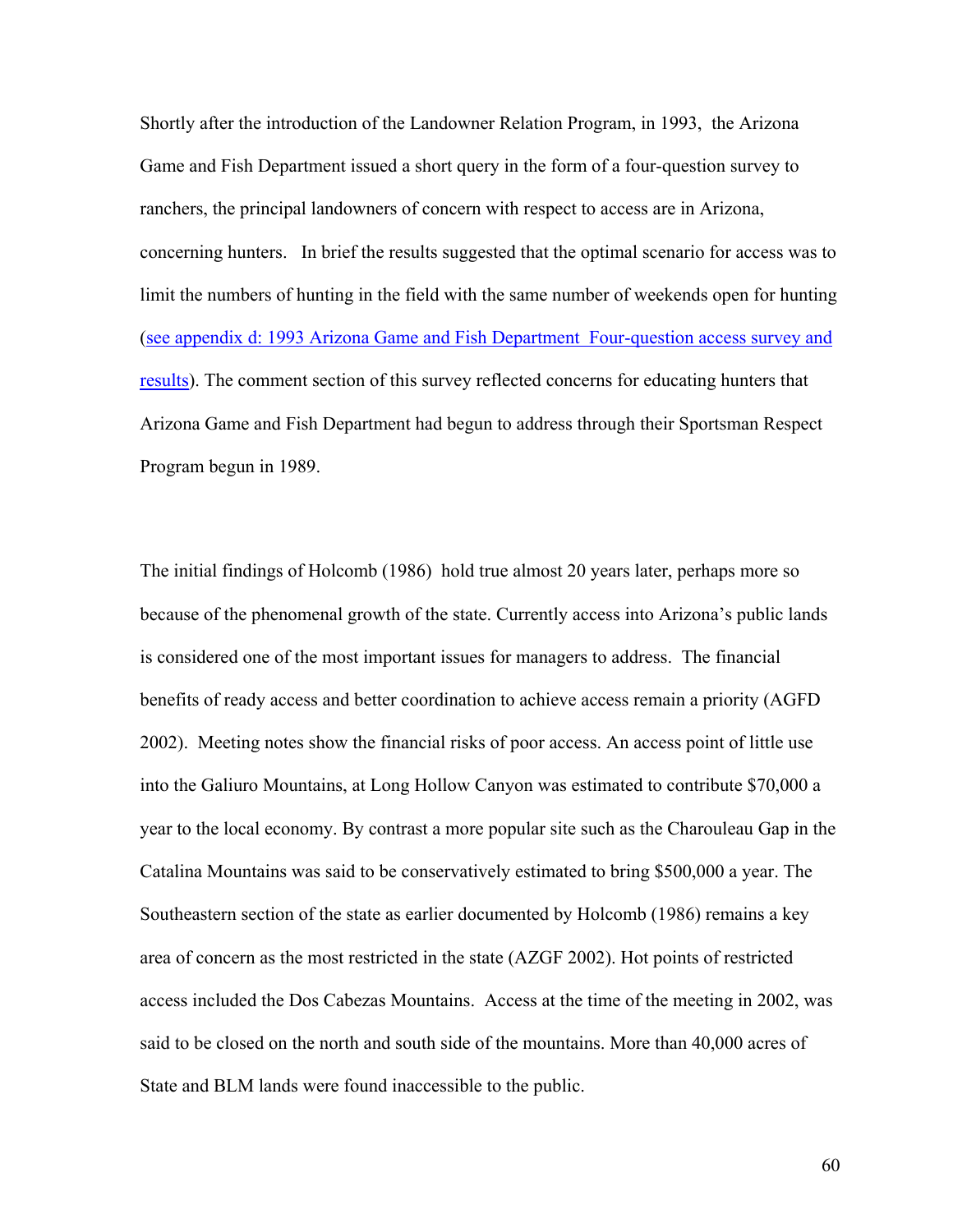Shortly after the introduction of the Landowner Relation Program, in 1993, the Arizona Game and Fish Department issued a short query in the form of a four-question survey to ranchers, the principal landowners of concern with respect to access are in Arizona, concerning hunters. In brief the results suggested that the optimal scenario for access was to limit the numbers of hunting in the field with the same number of weekends open for hunting (see appendix d: 1993 Arizona Game and Fish Department Four-question access survey and results). The comment section of this survey reflected concerns for educating hunters that Arizona Game and Fish Department had begun to address through their Sportsman Respect Program begun in 1989.

The initial findings of Holcomb (1986) hold true almost 20 years later, perhaps more so because of the phenomenal growth of the state. Currently access into Arizona's public lands is considered one of the most important issues for managers to address. The financial benefits of ready access and better coordination to achieve access remain a priority (AGFD 2002). Meeting notes show the financial risks of poor access. An access point of little use into the Galiuro Mountains, at Long Hollow Canyon was estimated to contribute $70,000 a year to the local economy. By contrast a more popular site such as the Charouleau Gap in the Catalina Mountains was said to be conservatively estimated to bring $500,000 a year. The Southeastern section of the state as earlier documented by Holcomb (1986) remains a key area of concern as the most restricted in the state (AZGF 2002). Hot points of restricted access included the Dos Cabezas Mountains. Access at the time of the meeting in 2002, was said to be closed on the north and south side of the mountains. More than 40,000 acres of State and BLM lands were found inaccessible to the public.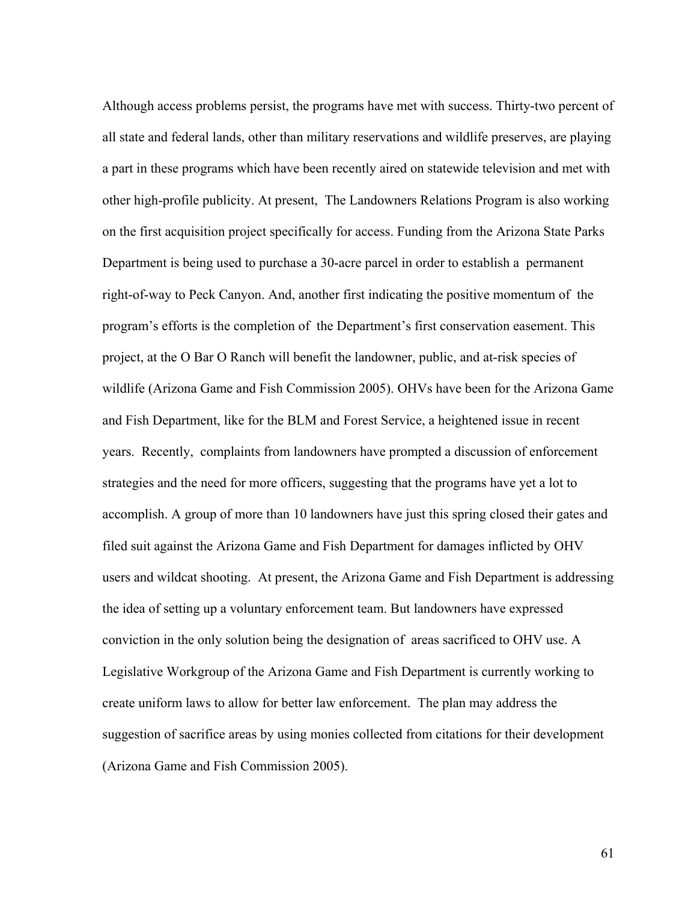Although access problems persist, the programs have met with success. Thirty-two percent of all state and federal lands, other than military reservations and wildlife preserves, are playing a part in these programs which have been recently aired on statewide television and met with other high-profile publicity. At present, The Landowners Relations Program is also working on the first acquisition project specifically for access. Funding from the Arizona State Parks Department is being used to purchase a 30-acre parcel in order to establish a permanent right-of-way to Peck Canyon. And, another first indicating the positive momentum of the program's efforts is the completion of the Department's first conservation easement. This project, at the O Bar O Ranch will benefit the landowner, public, and at-risk species of wildlife (Arizona Game and Fish Commission 2005). OHVs have been for the Arizona Game and Fish Department, like for the BLM and Forest Service, a heightened issue in recent years. Recently, complaints from landowners have prompted a discussion of enforcement strategies and the need for more officers, suggesting that the programs have yet a lot to accomplish. A group of more than 10 landowners have just this spring closed their gates and filed suit against the Arizona Game and Fish Department for damages inflicted by OHV users and wildcat shooting. At present, the Arizona Game and Fish Department is addressing the idea of setting up a voluntary enforcement team. But landowners have expressed conviction in the only solution being the designation of areas sacrificed to OHV use. A Legislative Workgroup of the Arizona Game and Fish Department is currently working to create uniform laws to allow for better law enforcement. The plan may address the suggestion of sacrifice areas by using monies collected from citations for their development (Arizona Game and Fish Commission 2005).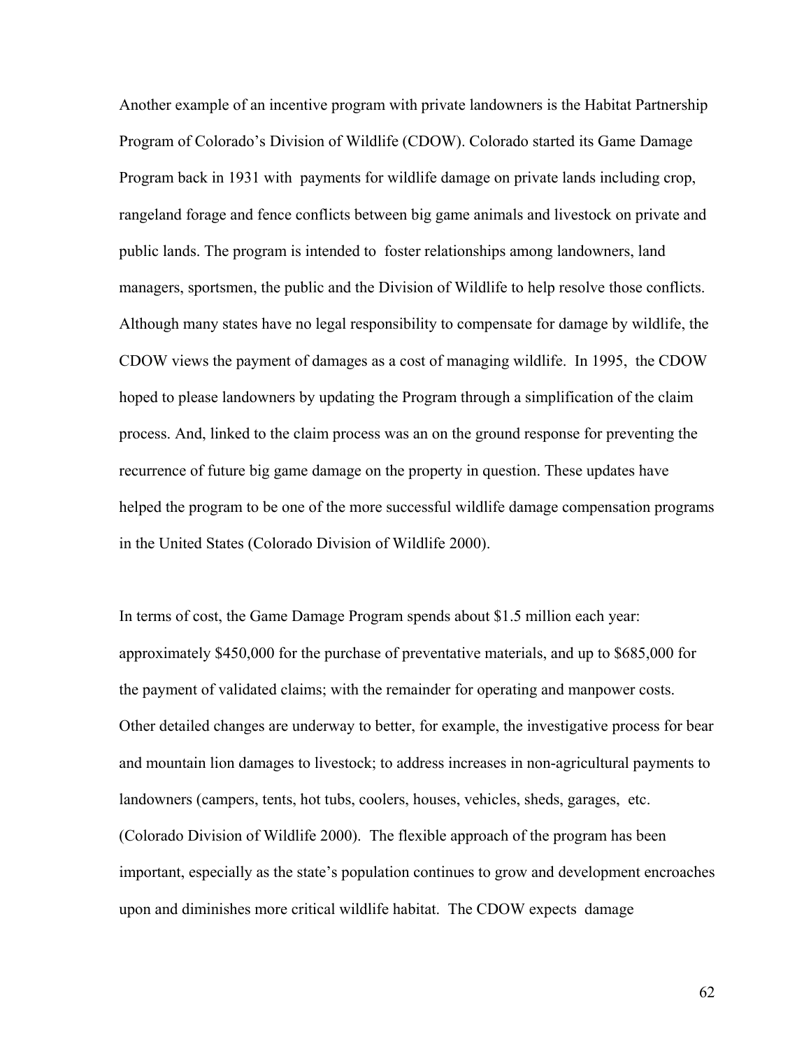Another example of an incentive program with private landowners is the Habitat Partnership Program of Colorado's Division of Wildlife (CDOW). Colorado started its Game Damage Program back in 1931 with payments for wildlife damage on private lands including crop, rangeland forage and fence conflicts between big game animals and livestock on private and public lands. The program is intended to foster relationships among landowners, land managers, sportsmen, the public and the Division of Wildlife to help resolve those conflicts. Although many states have no legal responsibility to compensate for damage by wildlife, the CDOW views the payment of damages as a cost of managing wildlife. In 1995, the CDOW hoped to please landowners by updating the Program through a simplification of the claim process. And, linked to the claim process was an on the ground response for preventing the recurrence of future big game damage on the property in question. These updates have helped the program to be one of the more successful wildlife damage compensation programs in the United States (Colorado Division of Wildlife 2000).

In terms of cost, the Game Damage Program spends about $1.5 million each year: approximately $450,000 for the purchase of preventative materials, and up to $685,000 for the payment of validated claims; with the remainder for operating and manpower costs. Other detailed changes are underway to better, for example, the investigative process for bear and mountain lion damages to livestock; to address increases in non-agricultural payments to landowners (campers, tents, hot tubs, coolers, houses, vehicles, sheds, garages, etc. (Colorado Division of Wildlife 2000). The flexible approach of the program has been important, especially as the state's population continues to grow and development encroaches upon and diminishes more critical wildlife habitat. The CDOW expects damage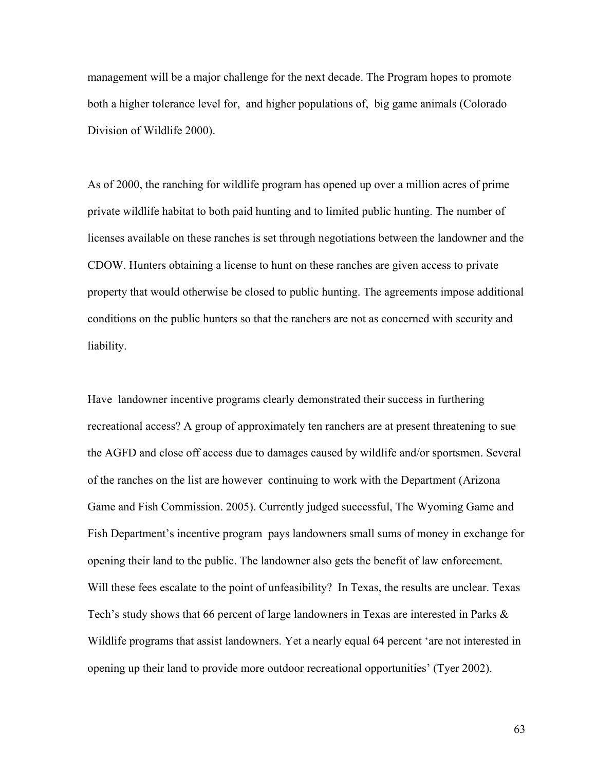management will be a major challenge for the next decade. The Program hopes to promote both a higher tolerance level for, and higher populations of, big game animals (Colorado Division of Wildlife 2000).

As of 2000, the ranching for wildlife program has opened up over a million acres of prime private wildlife habitat to both paid hunting and to limited public hunting. The number of licenses available on these ranches is set through negotiations between the landowner and the CDOW. Hunters obtaining a license to hunt on these ranches are given access to private property that would otherwise be closed to public hunting. The agreements impose additional conditions on the public hunters so that the ranchers are not as concerned with security and liability.

Have landowner incentive programs clearly demonstrated their success in furthering recreational access? A group of approximately ten ranchers are at present threatening to sue the AGFD and close off access due to damages caused by wildlife and/or sportsmen. Several of the ranches on the list are however continuing to work with the Department (Arizona Game and Fish Commission. 2005). Currently judged successful, The Wyoming Game and Fish Department's incentive program pays landowners small sums of money in exchange for opening their land to the public. The landowner also gets the benefit of law enforcement. Will these fees escalate to the point of unfeasibility? In Texas, the results are unclear. Texas Tech's study shows that 66 percent of large landowners in Texas are interested in Parks & Wildlife programs that assist landowners. Yet a nearly equal 64 percent 'are not interested in opening up their land to provide more outdoor recreational opportunities' (Tyer 2002).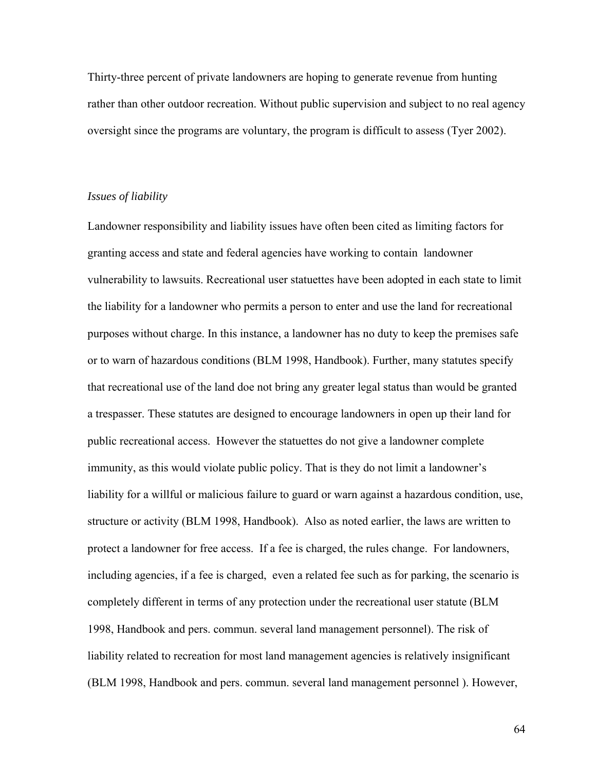Thirty-three percent of private landowners are hoping to generate revenue from hunting rather than other outdoor recreation. Without public supervision and subject to no real agency oversight since the programs are voluntary, the program is difficult to assess (Tyer 2002).

*Issues of liability*

Landowner responsibility and liability issues have often been cited as limiting factors for granting access and state and federal agencies have working to contain landowner vulnerability to lawsuits. Recreational user statuettes have been adopted in each state to limit the liability for a landowner who permits a person to enter and use the land for recreational purposes without charge. In this instance, a landowner has no duty to keep the premises safe or to warn of hazardous conditions (BLM 1998, Handbook). Further, many statutes specify that recreational use of the land doe not bring any greater legal status than would be granted a trespasser. These statutes are designed to encourage landowners in open up their land for public recreational access. However the statuettes do not give a landowner complete immunity, as this would violate public policy. That is they do not limit a landowner's liability for a willful or malicious failure to guard or warn against a hazardous condition, use, structure or activity (BLM 1998, Handbook). Also as noted earlier, the laws are written to protect a landowner for free access. If a fee is charged, the rules change. For landowners, including agencies, if a fee is charged, even a related fee such as for parking, the scenario is completely different in terms of any protection under the recreational user statute (BLM 1998, Handbook and pers. commun. several land management personnel). The risk of liability related to recreation for most land management agencies is relatively insignificant (BLM 1998, Handbook and pers. commun. several land management personnel ). However,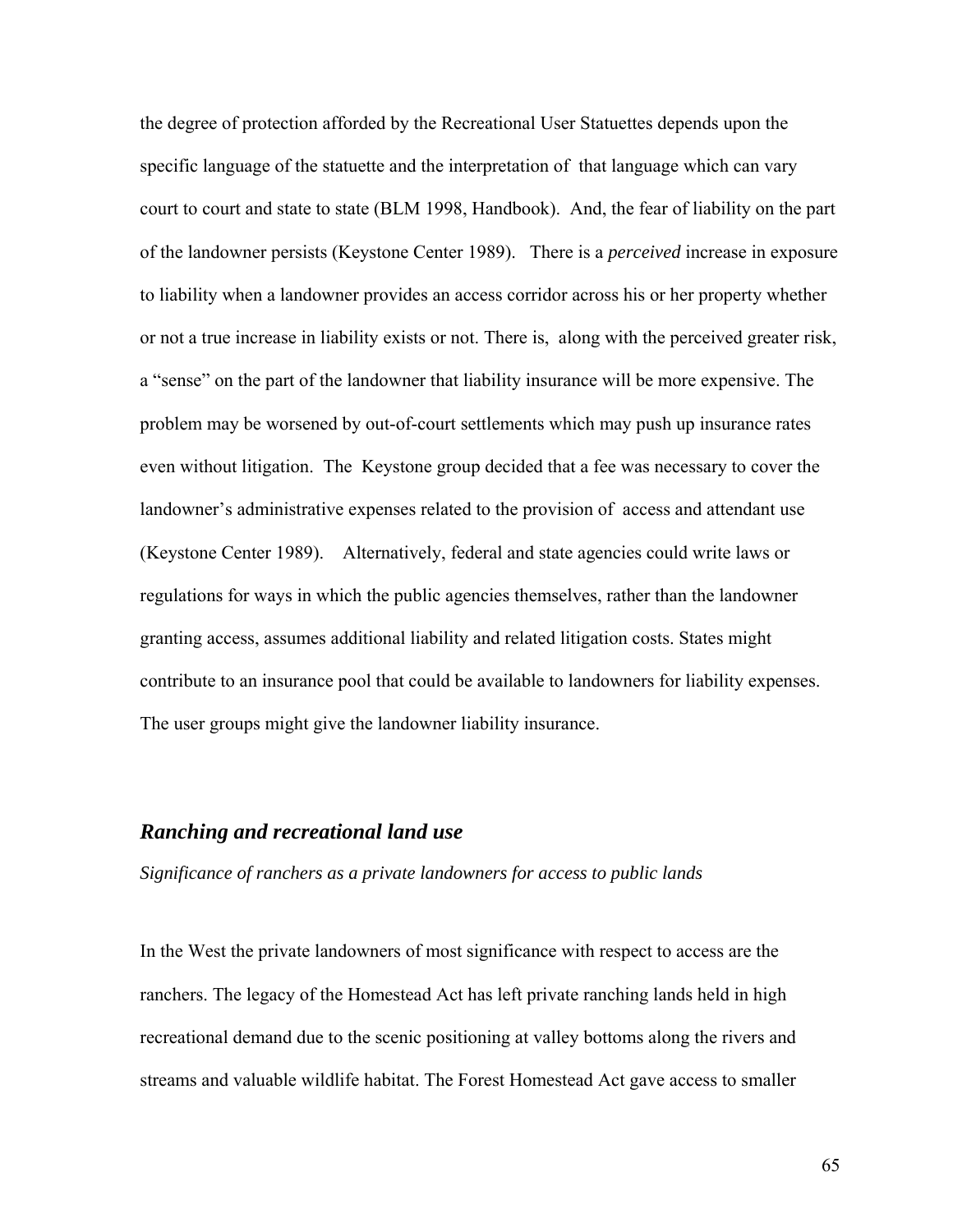the degree of protection afforded by the Recreational User Statuettes depends upon the specific language of the statuette and the interpretation of that language which can vary court to court and state to state (BLM 1998, Handbook). And, the fear of liability on the part of the landowner persists (Keystone Center 1989). There is a *perceived* increase in exposure to liability when a landowner provides an access corridor across his or her property whether or not a true increase in liability exists or not. There is, along with the perceived greater risk, a "sense" on the part of the landowner that liability insurance will be more expensive. The problem may be worsened by out-of-court settlements which may push up insurance rates even without litigation. The Keystone group decided that a fee was necessary to cover the landowner's administrative expenses related to the provision of access and attendant use (Keystone Center 1989). Alternatively, federal and state agencies could write laws or regulations for ways in which the public agencies themselves, rather than the landowner granting access, assumes additional liability and related litigation costs. States might contribute to an insurance pool that could be available to landowners for liability expenses. The user groups might give the landowner liability insurance.

## *Ranching and recreational land use*

*Significance of ranchers as a private landowners for access to public lands*

In the West the private landowners of most significance with respect to access are the ranchers. The legacy of the Homestead Act has left private ranching lands held in high recreational demand due to the scenic positioning at valley bottoms along the rivers and streams and valuable wildlife habitat. The Forest Homestead Act gave access to smaller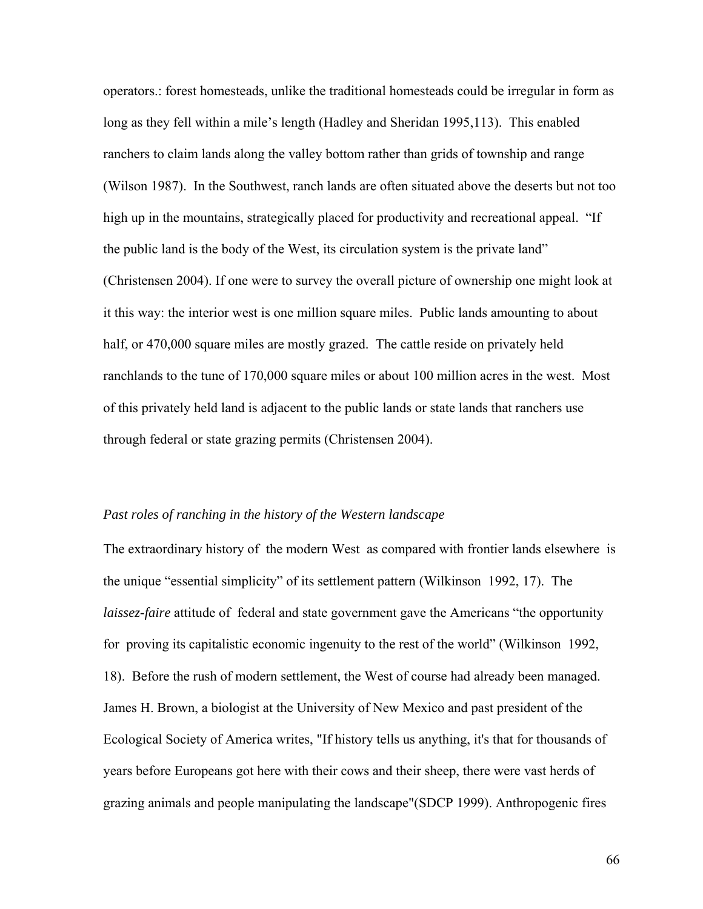operators.: forest homesteads, unlike the traditional homesteads could be irregular in form as long as they fell within a mile's length (Hadley and Sheridan 1995,113). This enabled ranchers to claim lands along the valley bottom rather than grids of township and range (Wilson 1987). In the Southwest, ranch lands are often situated above the deserts but not too high up in the mountains, strategically placed for productivity and recreational appeal. "If the public land is the body of the West, its circulation system is the private land" (Christensen 2004). If one were to survey the overall picture of ownership one might look at it this way: the interior west is one million square miles. Public lands amounting to about half, or 470,000 square miles are mostly grazed. The cattle reside on privately held ranchlands to the tune of 170,000 square miles or about 100 million acres in the west. Most of this privately held land is adjacent to the public lands or state lands that ranchers use through federal or state grazing permits (Christensen 2004).

*Past roles of ranching in the history of the Western landscape*

The extraordinary history of the modern West as compared with frontier lands elsewhere is the unique "essential simplicity" of its settlement pattern (Wilkinson 1992, 17). The *laissez-faire* attitude of federal and state government gave the Americans "the opportunity for proving its capitalistic economic ingenuity to the rest of the world" (Wilkinson 1992, 18). Before the rush of modern settlement, the West of course had already been managed. James H. Brown, a biologist at the University of New Mexico and past president of the Ecological Society of America writes, "If history tells us anything, it's that for thousands of years before Europeans got here with their cows and their sheep, there were vast herds of grazing animals and people manipulating the landscape"(SDCP 1999). Anthropogenic fires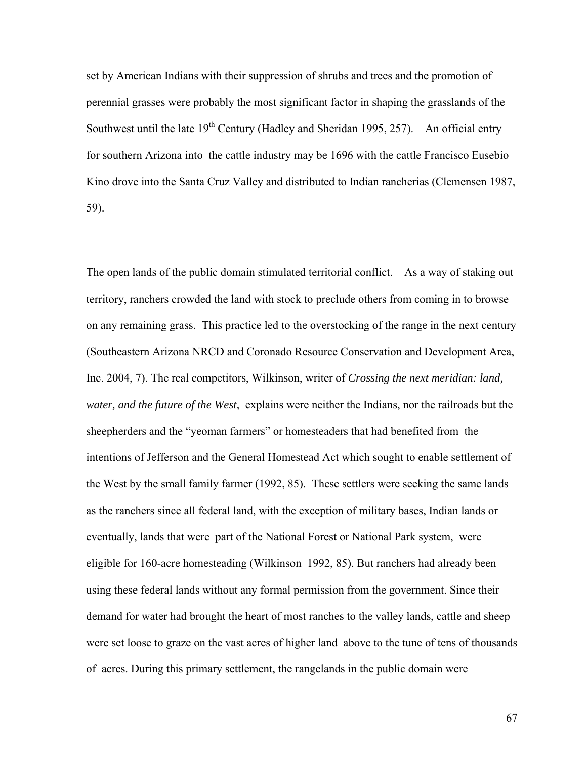set by American Indians with their suppression of shrubs and trees and the promotion of perennial grasses were probably the most significant factor in shaping the grasslands of the Southwest until the late 19th Century (Hadley and Sheridan 1995, 257). An official entry for southern Arizona into the cattle industry may be 1696 with the cattle Francisco Eusebio Kino drove into the Santa Cruz Valley and distributed to Indian rancherias (Clemensen 1987, 59).

The open lands of the public domain stimulated territorial conflict. As a way of staking out territory, ranchers crowded the land with stock to preclude others from coming in to browse on any remaining grass. This practice led to the overstocking of the range in the next century (Southeastern Arizona NRCD and Coronado Resource Conservation and Development Area, Inc. 2004, 7). The real competitors, Wilkinson, writer of *Crossing the next meridian: land, water, and the future of the West*, explains were neither the Indians, nor the railroads but the sheepherders and the "yeoman farmers" or homesteaders that had benefited from the intentions of Jefferson and the General Homestead Act which sought to enable settlement of the West by the small family farmer (1992, 85). These settlers were seeking the same lands as the ranchers since all federal land, with the exception of military bases, Indian lands or eventually, lands that were part of the National Forest or National Park system, were eligible for 160-acre homesteading (Wilkinson 1992, 85). But ranchers had already been using these federal lands without any formal permission from the government. Since their demand for water had brought the heart of most ranches to the valley lands, cattle and sheep were set loose to graze on the vast acres of higher land above to the tune of tens of thousands of acres. During this primary settlement, the rangelands in the public domain were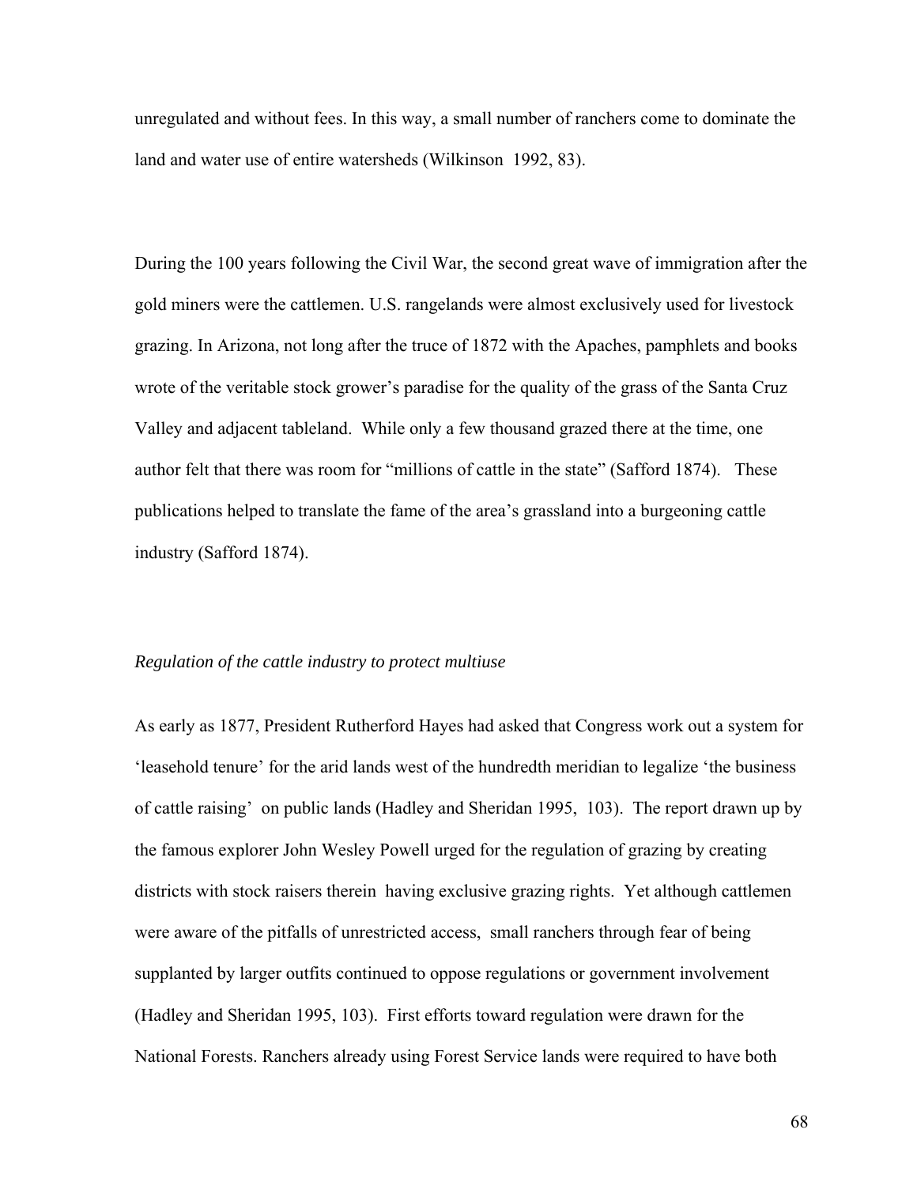unregulated and without fees. In this way, a small number of ranchers come to dominate the land and water use of entire watersheds (Wilkinson 1992, 83).

During the 100 years following the Civil War, the second great wave of immigration after the gold miners were the cattlemen. U.S. rangelands were almost exclusively used for livestock grazing. In Arizona, not long after the truce of 1872 with the Apaches, pamphlets and books wrote of the veritable stock grower's paradise for the quality of the grass of the Santa Cruz Valley and adjacent tableland. While only a few thousand grazed there at the time, one author felt that there was room for "millions of cattle in the state" (Safford 1874). These publications helped to translate the fame of the area's grassland into a burgeoning cattle industry (Safford 1874).

*Regulation of the cattle industry to protect multiuse*

As early as 1877, President Rutherford Hayes had asked that Congress work out a system for 'leasehold tenure' for the arid lands west of the hundredth meridian to legalize 'the business of cattle raising' on public lands (Hadley and Sheridan 1995, 103). The report drawn up by the famous explorer John Wesley Powell urged for the regulation of grazing by creating districts with stock raisers therein having exclusive grazing rights. Yet although cattlemen were aware of the pitfalls of unrestricted access, small ranchers through fear of being supplanted by larger outfits continued to oppose regulations or government involvement (Hadley and Sheridan 1995, 103). First efforts toward regulation were drawn for the National Forests. Ranchers already using Forest Service lands were required to have both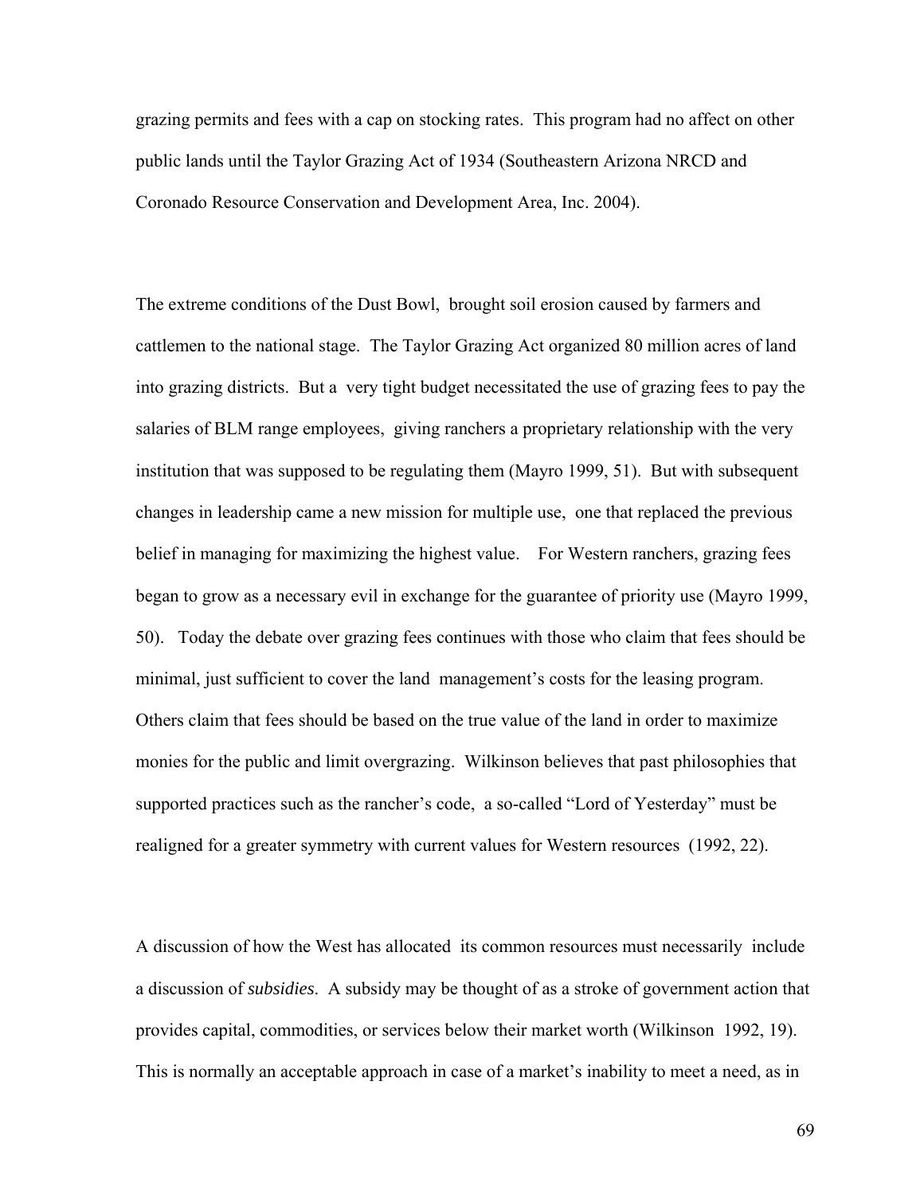grazing permits and fees with a cap on stocking rates. This program had no affect on other public lands until the Taylor Grazing Act of 1934 (Southeastern Arizona NRCD and Coronado Resource Conservation and Development Area, Inc. 2004).

The extreme conditions of the Dust Bowl, brought soil erosion caused by farmers and cattlemen to the national stage. The Taylor Grazing Act organized 80 million acres of land into grazing districts. But a very tight budget necessitated the use of grazing fees to pay the salaries of BLM range employees, giving ranchers a proprietary relationship with the very institution that was supposed to be regulating them (Mayro 1999, 51). But with subsequent changes in leadership came a new mission for multiple use, one that replaced the previous belief in managing for maximizing the highest value. For Western ranchers, grazing fees began to grow as a necessary evil in exchange for the guarantee of priority use (Mayro 1999, 50). Today the debate over grazing fees continues with those who claim that fees should be minimal, just sufficient to cover the land management's costs for the leasing program. Others claim that fees should be based on the true value of the land in order to maximize monies for the public and limit overgrazing. Wilkinson believes that past philosophies that supported practices such as the rancher's code, a so-called "Lord of Yesterday" must be realigned for a greater symmetry with current values for Western resources (1992, 22).

A discussion of how the West has allocated its common resources must necessarily include a discussion of *subsidies*. A subsidy may be thought of as a stroke of government action that provides capital, commodities, or services below their market worth (Wilkinson 1992, 19). This is normally an acceptable approach in case of a market's inability to meet a need, as in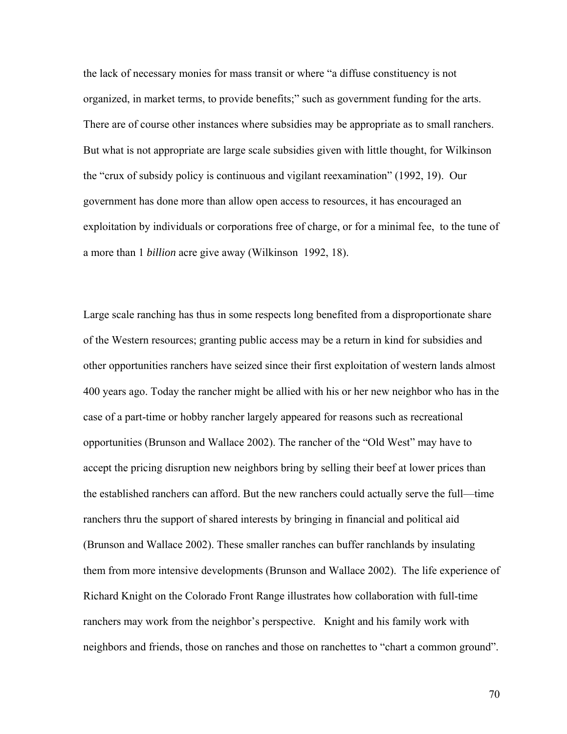the lack of necessary monies for mass transit or where "a diffuse constituency is not organized, in market terms, to provide benefits;" such as government funding for the arts. There are of course other instances where subsidies may be appropriate as to small ranchers. But what is not appropriate are large scale subsidies given with little thought, for Wilkinson the "crux of subsidy policy is continuous and vigilant reexamination" (1992, 19). Our government has done more than allow open access to resources, it has encouraged an exploitation by individuals or corporations free of charge, or for a minimal fee, to the tune of a more than 1 *billion* acre give away (Wilkinson 1992, 18).

Large scale ranching has thus in some respects long benefited from a disproportionate share of the Western resources; granting public access may be a return in kind for subsidies and other opportunities ranchers have seized since their first exploitation of western lands almost 400 years ago. Today the rancher might be allied with his or her new neighbor who has in the case of a part-time or hobby rancher largely appeared for reasons such as recreational opportunities (Brunson and Wallace 2002). The rancher of the "Old West" may have to accept the pricing disruption new neighbors bring by selling their beef at lower prices than the established ranchers can afford. But the new ranchers could actually serve the full—time ranchers thru the support of shared interests by bringing in financial and political aid (Brunson and Wallace 2002). These smaller ranches can buffer ranchlands by insulating them from more intensive developments (Brunson and Wallace 2002). The life experience of Richard Knight on the Colorado Front Range illustrates how collaboration with full-time ranchers may work from the neighbor's perspective. Knight and his family work with neighbors and friends, those on ranches and those on ranchettes to "chart a common ground".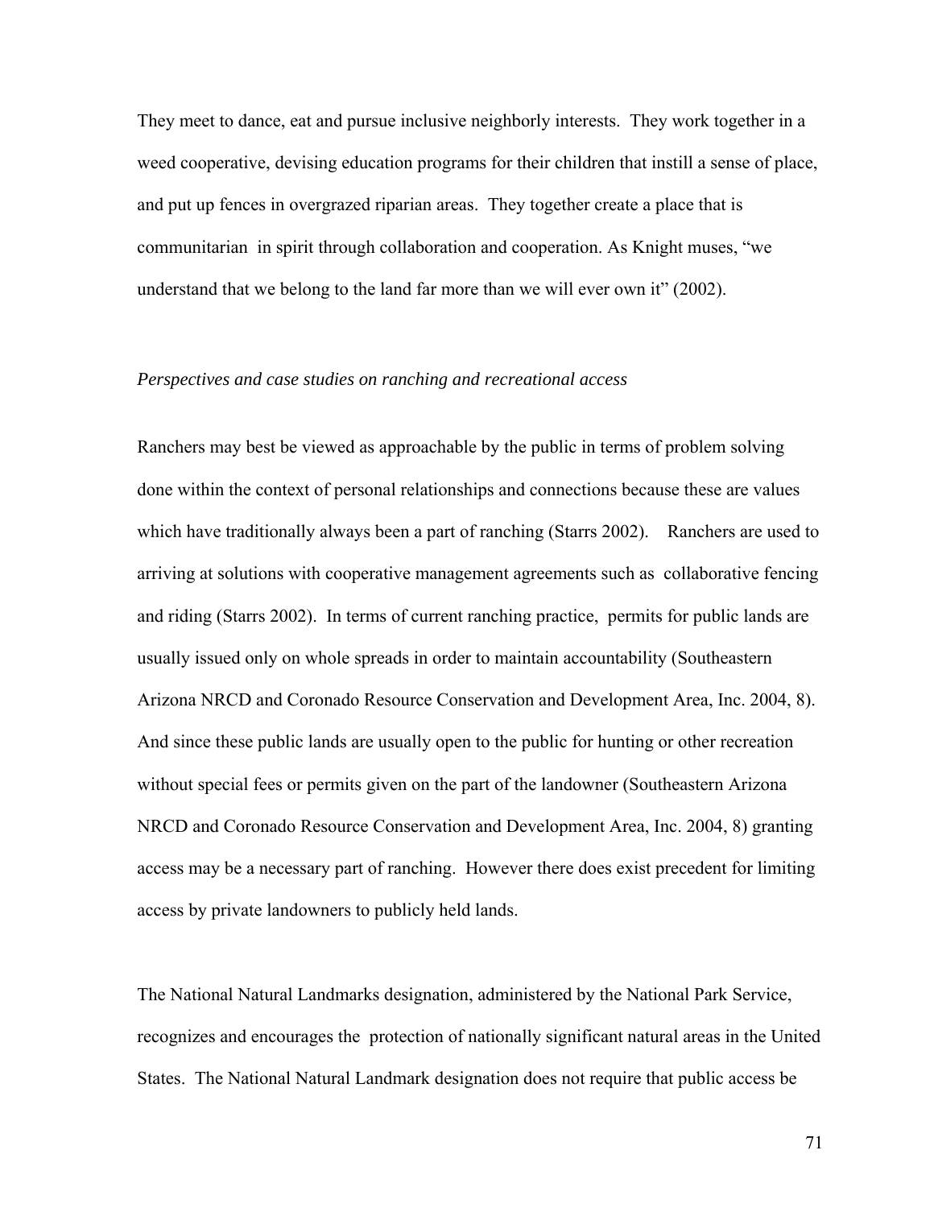They meet to dance, eat and pursue inclusive neighborly interests. They work together in a weed cooperative, devising education programs for their children that instill a sense of place, and put up fences in overgrazed riparian areas. They together create a place that is communitarian in spirit through collaboration and cooperation. As Knight muses, "we understand that we belong to the land far more than we will ever own it" (2002).

*Perspectives and case studies on ranching and recreational access*

Ranchers may best be viewed as approachable by the public in terms of problem solving done within the context of personal relationships and connections because these are values which have traditionally always been a part of ranching (Starrs 2002). Ranchers are used to arriving at solutions with cooperative management agreements such as collaborative fencing and riding (Starrs 2002). In terms of current ranching practice, permits for public lands are usually issued only on whole spreads in order to maintain accountability (Southeastern Arizona NRCD and Coronado Resource Conservation and Development Area, Inc. 2004, 8). And since these public lands are usually open to the public for hunting or other recreation without special fees or permits given on the part of the landowner (Southeastern Arizona NRCD and Coronado Resource Conservation and Development Area, Inc. 2004, 8) granting access may be a necessary part of ranching. However there does exist precedent for limiting access by private landowners to publicly held lands.

The National Natural Landmarks designation, administered by the National Park Service, recognizes and encourages the protection of nationally significant natural areas in the United States. The National Natural Landmark designation does not require that public access be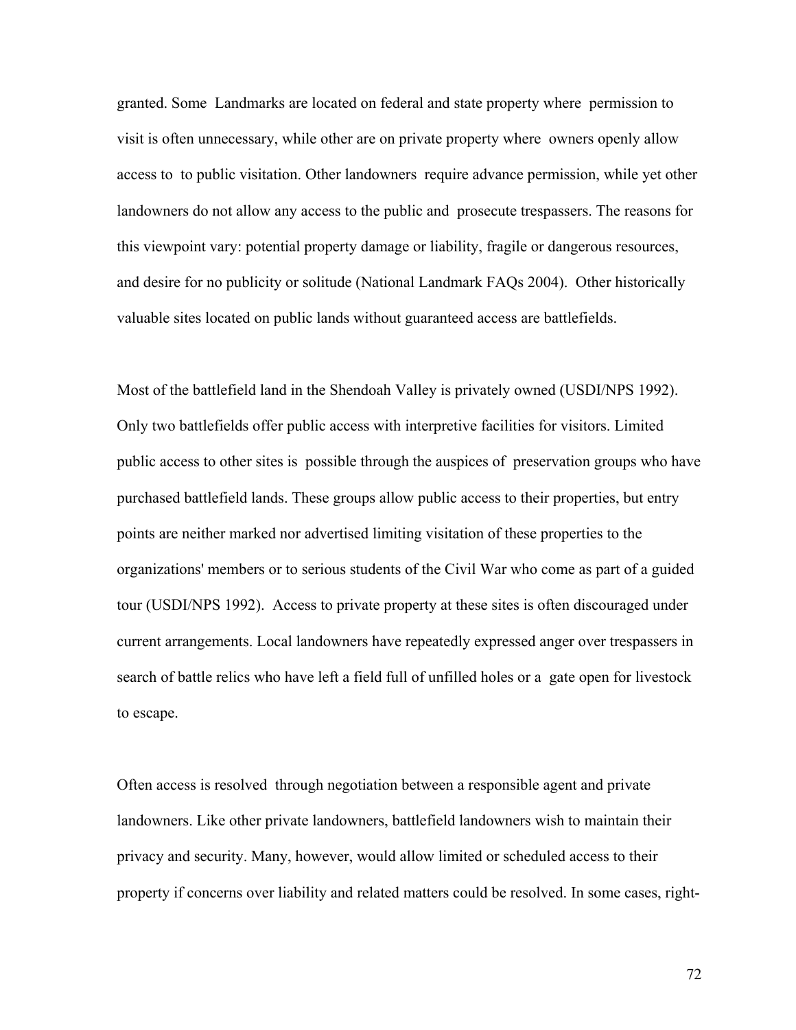granted. Some Landmarks are located on federal and state property where permission to visit is often unnecessary, while other are on private property where owners openly allow access to to public visitation. Other landowners require advance permission, while yet other landowners do not allow any access to the public and prosecute trespassers. The reasons for this viewpoint vary: potential property damage or liability, fragile or dangerous resources, and desire for no publicity or solitude (National Landmark FAQs 2004). Other historically valuable sites located on public lands without guaranteed access are battlefields.

Most of the battlefield land in the Shendoah Valley is privately owned (USDI/NPS 1992). Only two battlefields offer public access with interpretive facilities for visitors. Limited public access to other sites is possible through the auspices of preservation groups who have purchased battlefield lands. These groups allow public access to their properties, but entry points are neither marked nor advertised limiting visitation of these properties to the organizations' members or to serious students of the Civil War who come as part of a guided tour (USDI/NPS 1992). Access to private property at these sites is often discouraged under current arrangements. Local landowners have repeatedly expressed anger over trespassers in search of battle relics who have left a field full of unfilled holes or a gate open for livestock to escape.

Often access is resolved through negotiation between a responsible agent and private landowners. Like other private landowners, battlefield landowners wish to maintain their privacy and security. Many, however, would allow limited or scheduled access to their property if concerns over liability and related matters could be resolved. In some cases, right-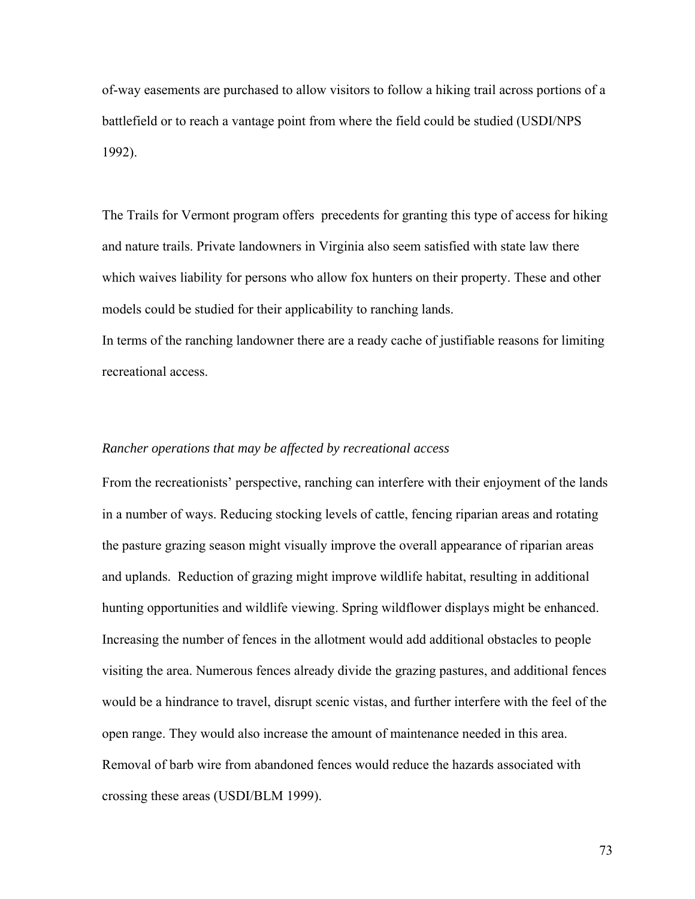of-way easements are purchased to allow visitors to follow a hiking trail across portions of a battlefield or to reach a vantage point from where the field could be studied (USDI/NPS 1992).

The Trails for Vermont program offers precedents for granting this type of access for hiking and nature trails. Private landowners in Virginia also seem satisfied with state law there which waives liability for persons who allow fox hunters on their property. These and other models could be studied for their applicability to ranching lands.

In terms of the ranching landowner there are a ready cache of justifiable reasons for limiting recreational access.

*Rancher operations that may be affected by recreational access*

From the recreationists' perspective, ranching can interfere with their enjoyment of the lands in a number of ways. Reducing stocking levels of cattle, fencing riparian areas and rotating the pasture grazing season might visually improve the overall appearance of riparian areas and uplands. Reduction of grazing might improve wildlife habitat, resulting in additional hunting opportunities and wildlife viewing. Spring wildflower displays might be enhanced. Increasing the number of fences in the allotment would add additional obstacles to people visiting the area. Numerous fences already divide the grazing pastures, and additional fences would be a hindrance to travel, disrupt scenic vistas, and further interfere with the feel of the open range. They would also increase the amount of maintenance needed in this area. Removal of barb wire from abandoned fences would reduce the hazards associated with crossing these areas (USDI/BLM 1999).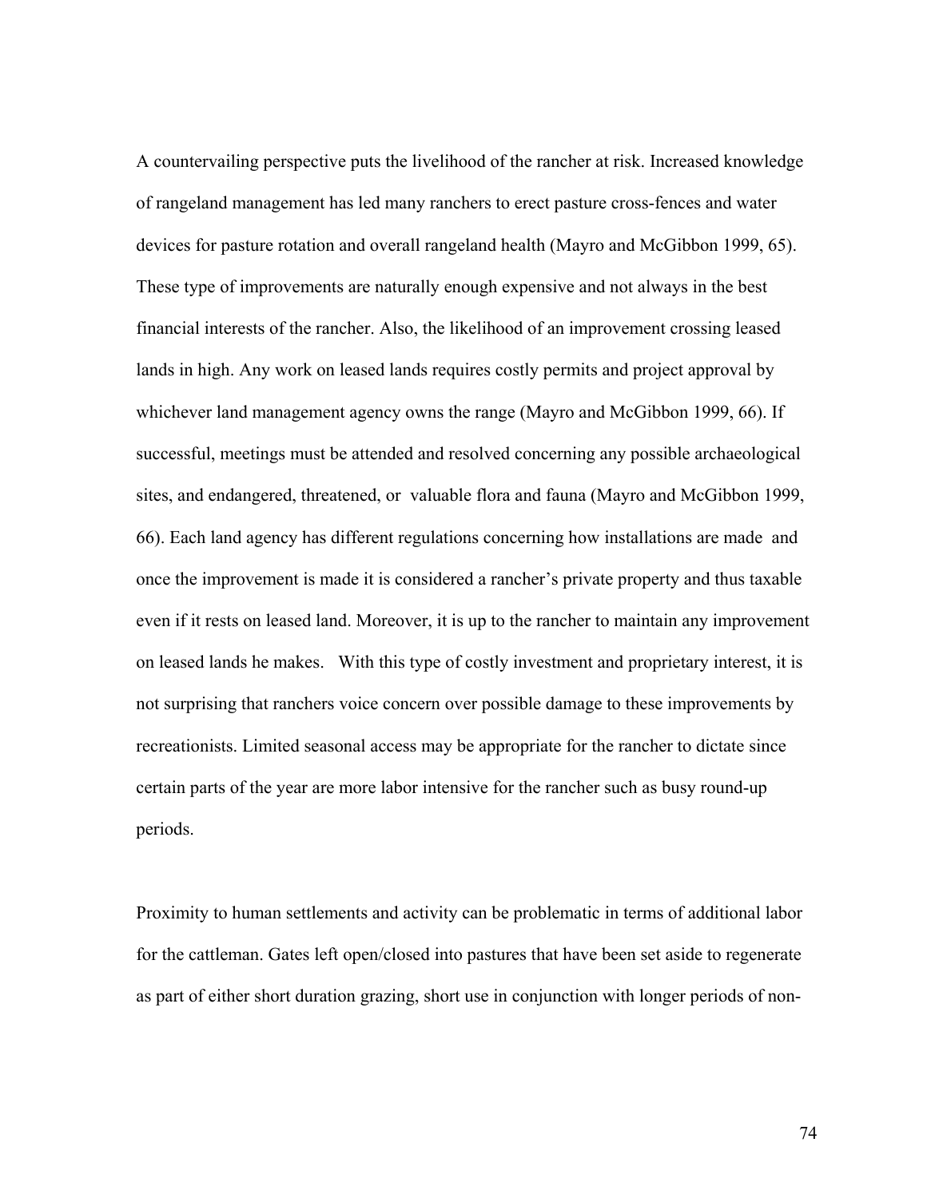A countervailing perspective puts the livelihood of the rancher at risk. Increased knowledge of rangeland management has led many ranchers to erect pasture cross-fences and water devices for pasture rotation and overall rangeland health (Mayro and McGibbon 1999, 65). These type of improvements are naturally enough expensive and not always in the best financial interests of the rancher. Also, the likelihood of an improvement crossing leased lands in high. Any work on leased lands requires costly permits and project approval by whichever land management agency owns the range (Mayro and McGibbon 1999, 66). If successful, meetings must be attended and resolved concerning any possible archaeological sites, and endangered, threatened, or valuable flora and fauna (Mayro and McGibbon 1999, 66). Each land agency has different regulations concerning how installations are made and once the improvement is made it is considered a rancher's private property and thus taxable even if it rests on leased land. Moreover, it is up to the rancher to maintain any improvement on leased lands he makes. With this type of costly investment and proprietary interest, it is not surprising that ranchers voice concern over possible damage to these improvements by recreationists. Limited seasonal access may be appropriate for the rancher to dictate since certain parts of the year are more labor intensive for the rancher such as busy round-up periods.

Proximity to human settlements and activity can be problematic in terms of additional labor for the cattleman. Gates left open/closed into pastures that have been set aside to regenerate as part of either short duration grazing, short use in conjunction with longer periods of non-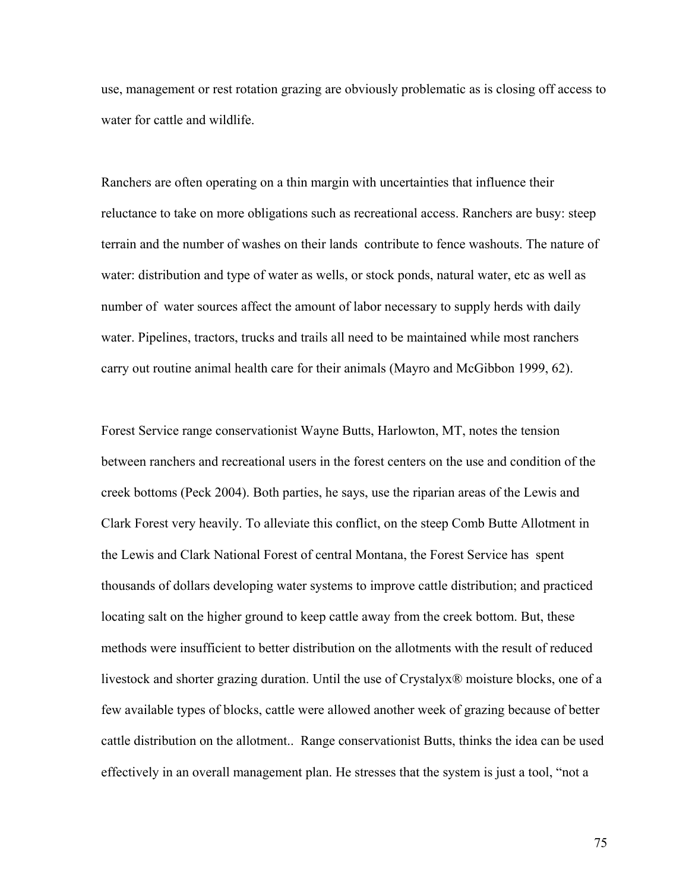use, management or rest rotation grazing are obviously problematic as is closing off access to water for cattle and wildlife.

Ranchers are often operating on a thin margin with uncertainties that influence their reluctance to take on more obligations such as recreational access. Ranchers are busy: steep terrain and the number of washes on their lands contribute to fence washouts. The nature of water: distribution and type of water as wells, or stock ponds, natural water, etc as well as number of water sources affect the amount of labor necessary to supply herds with daily water. Pipelines, tractors, trucks and trails all need to be maintained while most ranchers carry out routine animal health care for their animals (Mayro and McGibbon 1999, 62).

Forest Service range conservationist Wayne Butts, Harlowton, MT, notes the tension between ranchers and recreational users in the forest centers on the use and condition of the creek bottoms (Peck 2004). Both parties, he says, use the riparian areas of the Lewis and Clark Forest very heavily. To alleviate this conflict, on the steep Comb Butte Allotment in the Lewis and Clark National Forest of central Montana, the Forest Service has spent thousands of dollars developing water systems to improve cattle distribution; and practiced locating salt on the higher ground to keep cattle away from the creek bottom. But, these methods were insufficient to better distribution on the allotments with the result of reduced livestock and shorter grazing duration. Until the use of Crystalyx® moisture blocks, one of a few available types of blocks, cattle were allowed another week of grazing because of better cattle distribution on the allotment.. Range conservationist Butts, thinks the idea can be used effectively in an overall management plan. He stresses that the system is just a tool, "not a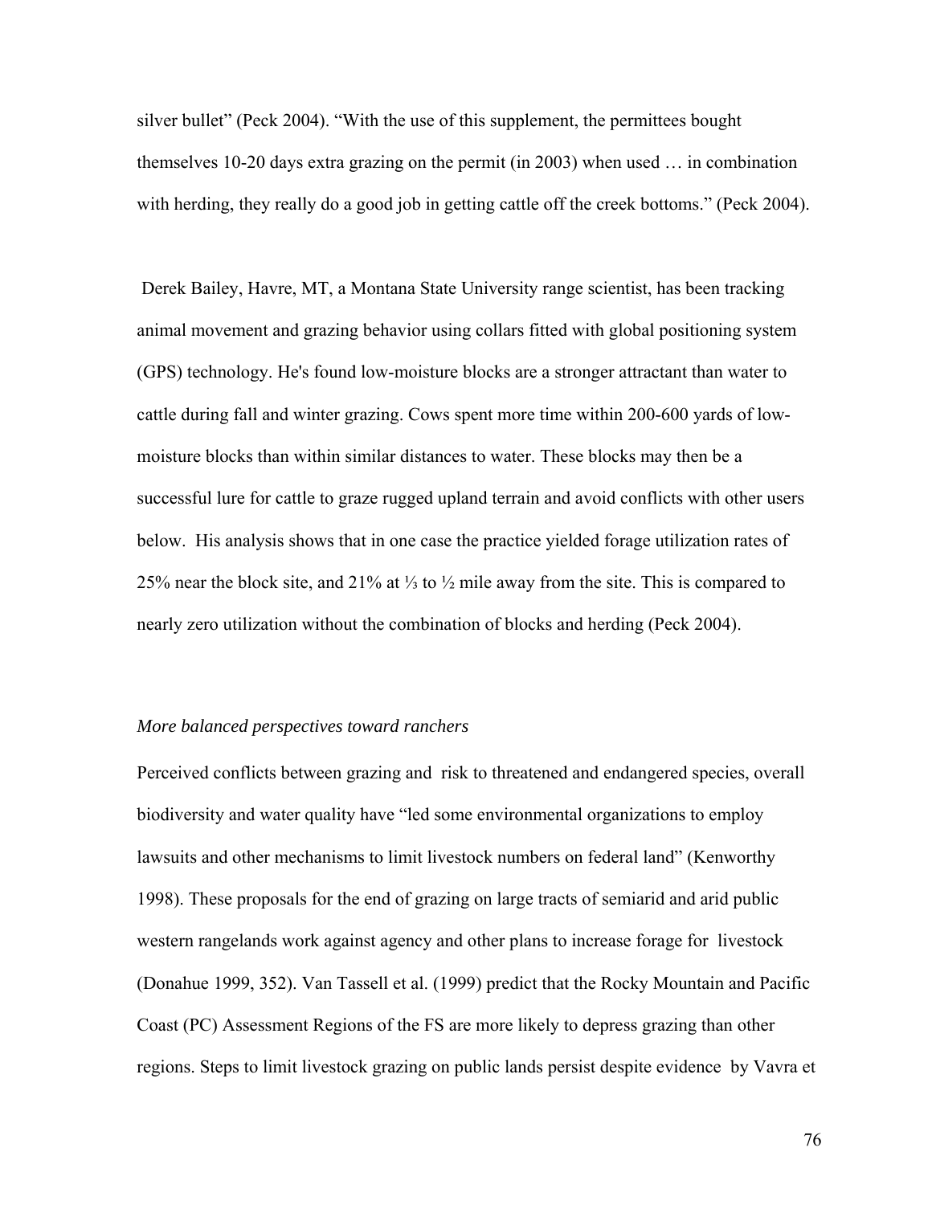silver bullet" (Peck 2004). "With the use of this supplement, the permittees bought themselves 10-20 days extra grazing on the permit (in 2003) when used … in combination with herding, they really do a good job in getting cattle off the creek bottoms." (Peck 2004).

Derek Bailey, Havre, MT, a Montana State University range scientist, has been tracking animal movement and grazing behavior using collars fitted with global positioning system (GPS) technology. He's found low-moisture blocks are a stronger attractant than water to cattle during fall and winter grazing. Cows spent more time within 200-600 yards of low-moisture blocks than within similar distances to water. These blocks may then be a successful lure for cattle to graze rugged upland terrain and avoid conflicts with other users below. His analysis shows that in one case the practice yielded forage utilization rates of 25% near the block site, and 21% at ⅓ to ½ mile away from the site. This is compared to nearly zero utilization without the combination of blocks and herding (Peck 2004).

*More balanced perspectives toward ranchers*

Perceived conflicts between grazing and risk to threatened and endangered species, overall biodiversity and water quality have "led some environmental organizations to employ lawsuits and other mechanisms to limit livestock numbers on federal land" (Kenworthy 1998). These proposals for the end of grazing on large tracts of semiarid and arid public western rangelands work against agency and other plans to increase forage for livestock (Donahue 1999, 352). Van Tassell et al. (1999) predict that the Rocky Mountain and Pacific Coast (PC) Assessment Regions of the FS are more likely to depress grazing than other regions. Steps to limit livestock grazing on public lands persist despite evidence by Vavra et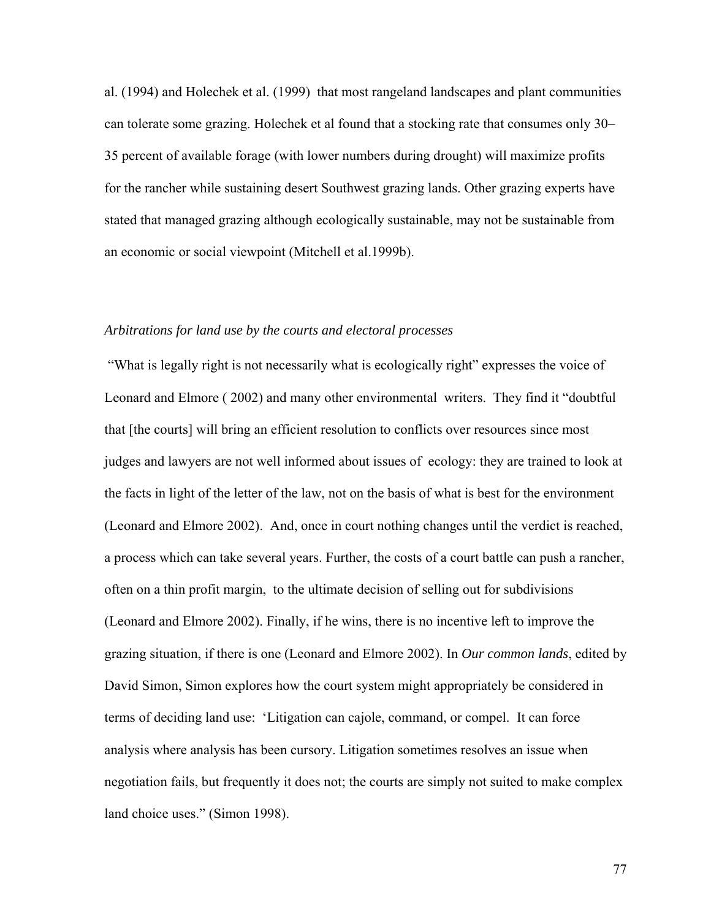al. (1994) and Holechek et al. (1999) that most rangeland landscapes and plant communities can tolerate some grazing. Holechek et al found that a stocking rate that consumes only 30–35 percent of available forage (with lower numbers during drought) will maximize profits for the rancher while sustaining desert Southwest grazing lands. Other grazing experts have stated that managed grazing although ecologically sustainable, may not be sustainable from an economic or social viewpoint (Mitchell et al.1999b).

*Arbitrations for land use by the courts and electoral processes*

"What is legally right is not necessarily what is ecologically right" expresses the voice of Leonard and Elmore ( 2002) and many other environmental writers. They find it "doubtful that [the courts] will bring an efficient resolution to conflicts over resources since most judges and lawyers are not well informed about issues of ecology: they are trained to look at the facts in light of the letter of the law, not on the basis of what is best for the environment (Leonard and Elmore 2002). And, once in court nothing changes until the verdict is reached, a process which can take several years. Further, the costs of a court battle can push a rancher, often on a thin profit margin, to the ultimate decision of selling out for subdivisions (Leonard and Elmore 2002). Finally, if he wins, there is no incentive left to improve the grazing situation, if there is one (Leonard and Elmore 2002). In *Our common lands*, edited by David Simon, Simon explores how the court system might appropriately be considered in terms of deciding land use: 'Litigation can cajole, command, or compel. It can force analysis where analysis has been cursory. Litigation sometimes resolves an issue when negotiation fails, but frequently it does not; the courts are simply not suited to make complex land choice uses." (Simon 1998).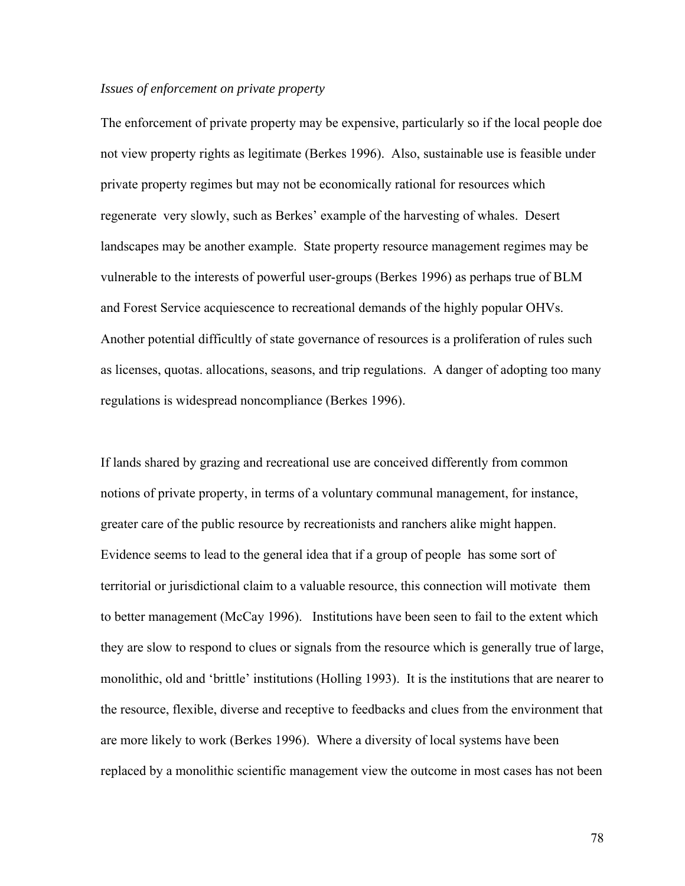*Issues of enforcement on private property*

The enforcement of private property may be expensive, particularly so if the local people doe not view property rights as legitimate (Berkes 1996). Also, sustainable use is feasible under private property regimes but may not be economically rational for resources which regenerate very slowly, such as Berkes' example of the harvesting of whales. Desert landscapes may be another example. State property resource management regimes may be vulnerable to the interests of powerful user-groups (Berkes 1996) as perhaps true of BLM and Forest Service acquiescence to recreational demands of the highly popular OHVs. Another potential difficultly of state governance of resources is a proliferation of rules such as licenses, quotas. allocations, seasons, and trip regulations. A danger of adopting too many regulations is widespread noncompliance (Berkes 1996).

If lands shared by grazing and recreational use are conceived differently from common notions of private property, in terms of a voluntary communal management, for instance, greater care of the public resource by recreationists and ranchers alike might happen. Evidence seems to lead to the general idea that if a group of people has some sort of territorial or jurisdictional claim to a valuable resource, this connection will motivate them to better management (McCay 1996). Institutions have been seen to fail to the extent which they are slow to respond to clues or signals from the resource which is generally true of large, monolithic, old and 'brittle' institutions (Holling 1993). It is the institutions that are nearer to the resource, flexible, diverse and receptive to feedbacks and clues from the environment that are more likely to work (Berkes 1996). Where a diversity of local systems have been replaced by a monolithic scientific management view the outcome in most cases has not been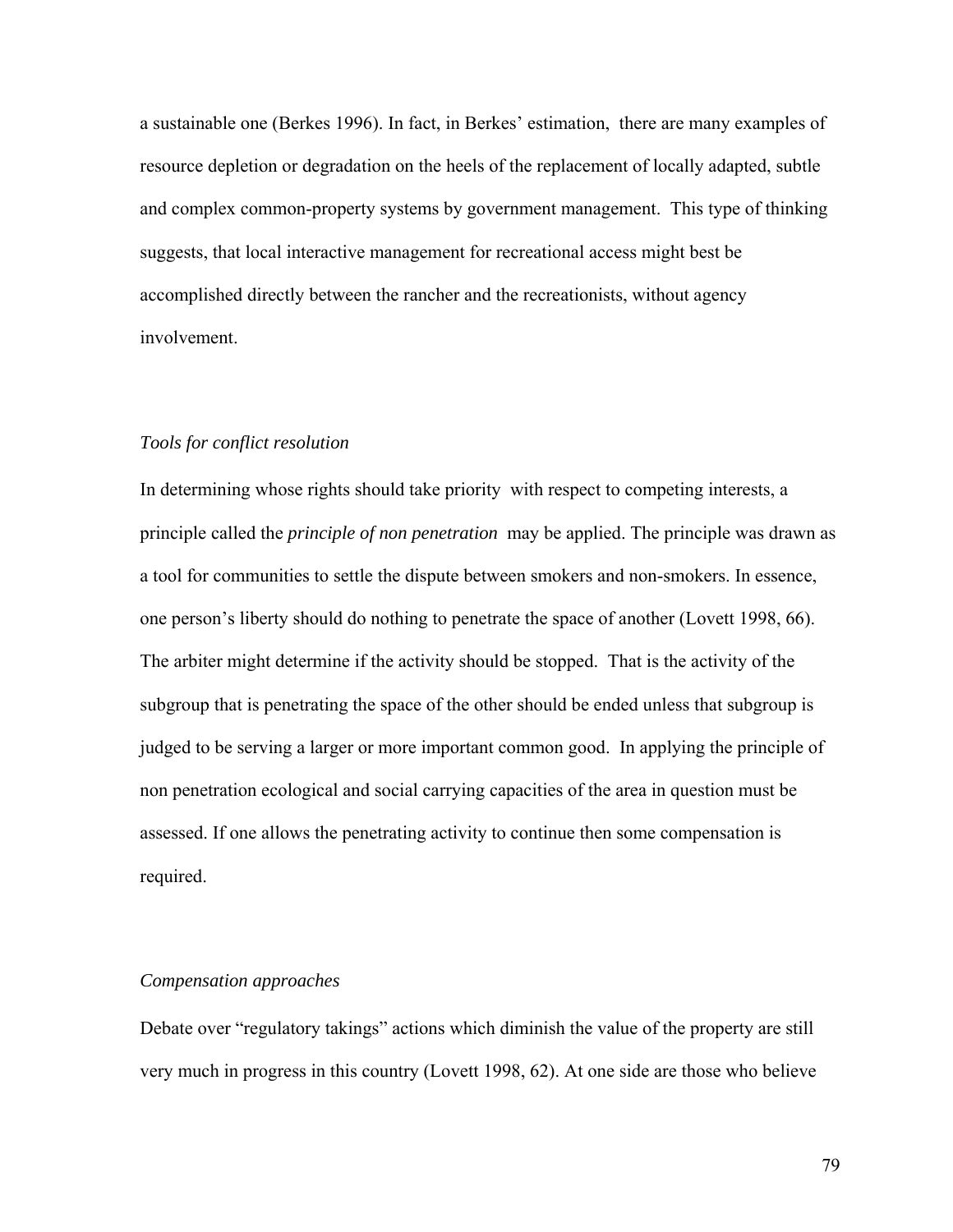a sustainable one (Berkes 1996). In fact, in Berkes' estimation, there are many examples of resource depletion or degradation on the heels of the replacement of locally adapted, subtle and complex common-property systems by government management. This type of thinking suggests, that local interactive management for recreational access might best be accomplished directly between the rancher and the recreationists, without agency involvement.

### *Tools for conflict resolution*

In determining whose rights should take priority with respect to competing interests, a principle called the *principle of non penetration* may be applied. The principle was drawn as a tool for communities to settle the dispute between smokers and non-smokers. In essence, one person's liberty should do nothing to penetrate the space of another (Lovett 1998, 66). The arbiter might determine if the activity should be stopped. That is the activity of the subgroup that is penetrating the space of the other should be ended unless that subgroup is judged to be serving a larger or more important common good. In applying the principle of non penetration ecological and social carrying capacities of the area in question must be assessed. If one allows the penetrating activity to continue then some compensation is required.

### *Compensation approaches*

Debate over "regulatory takings" actions which diminish the value of the property are still very much in progress in this country (Lovett 1998, 62). At one side are those who believe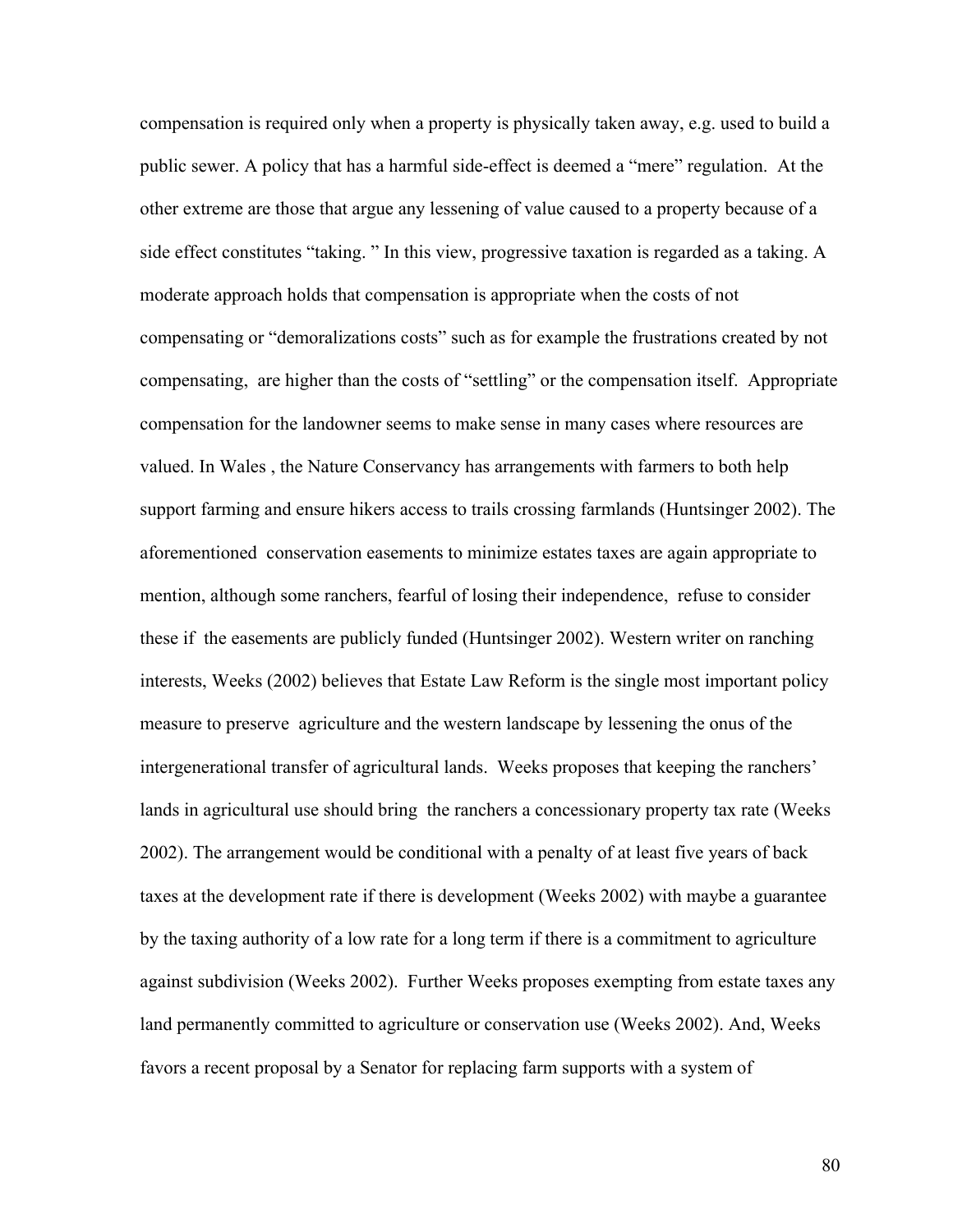compensation is required only when a property is physically taken away, e.g. used to build a public sewer. A policy that has a harmful side-effect is deemed a "mere" regulation. At the other extreme are those that argue any lessening of value caused to a property because of a side effect constitutes "taking. " In this view, progressive taxation is regarded as a taking. A moderate approach holds that compensation is appropriate when the costs of not compensating or "demoralizations costs" such as for example the frustrations created by not compensating, are higher than the costs of "settling" or the compensation itself. Appropriate compensation for the landowner seems to make sense in many cases where resources are valued. In Wales , the Nature Conservancy has arrangements with farmers to both help support farming and ensure hikers access to trails crossing farmlands (Huntsinger 2002). The aforementioned conservation easements to minimize estates taxes are again appropriate to mention, although some ranchers, fearful of losing their independence, refuse to consider these if the easements are publicly funded (Huntsinger 2002). Western writer on ranching interests, Weeks (2002) believes that Estate Law Reform is the single most important policy measure to preserve agriculture and the western landscape by lessening the onus of the intergenerational transfer of agricultural lands. Weeks proposes that keeping the ranchers' lands in agricultural use should bring the ranchers a concessionary property tax rate (Weeks 2002). The arrangement would be conditional with a penalty of at least five years of back taxes at the development rate if there is development (Weeks 2002) with maybe a guarantee by the taxing authority of a low rate for a long term if there is a commitment to agriculture against subdivision (Weeks 2002). Further Weeks proposes exempting from estate taxes any land permanently committed to agriculture or conservation use (Weeks 2002). And, Weeks favors a recent proposal by a Senator for replacing farm supports with a system of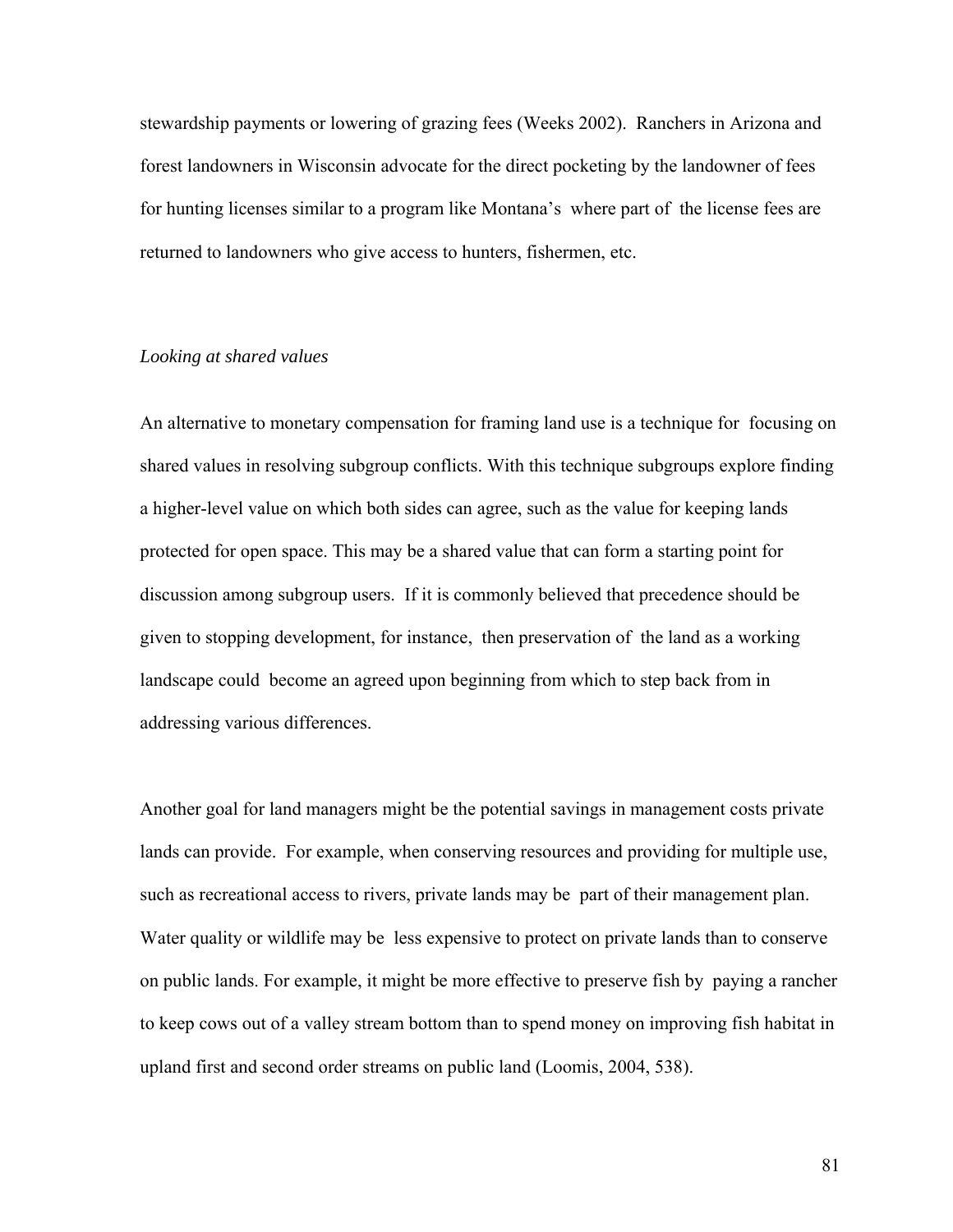stewardship payments or lowering of grazing fees (Weeks 2002). Ranchers in Arizona and forest landowners in Wisconsin advocate for the direct pocketing by the landowner of fees for hunting licenses similar to a program like Montana's where part of the license fees are returned to landowners who give access to hunters, fishermen, etc.

*Looking at shared values*

An alternative to monetary compensation for framing land use is a technique for focusing on shared values in resolving subgroup conflicts. With this technique subgroups explore finding a higher-level value on which both sides can agree, such as the value for keeping lands protected for open space. This may be a shared value that can form a starting point for discussion among subgroup users. If it is commonly believed that precedence should be given to stopping development, for instance, then preservation of the land as a working landscape could become an agreed upon beginning from which to step back from in addressing various differences.

Another goal for land managers might be the potential savings in management costs private lands can provide. For example, when conserving resources and providing for multiple use, such as recreational access to rivers, private lands may be part of their management plan. Water quality or wildlife may be less expensive to protect on private lands than to conserve on public lands. For example, it might be more effective to preserve fish by paying a rancher to keep cows out of a valley stream bottom than to spend money on improving fish habitat in upland first and second order streams on public land (Loomis, 2004, 538).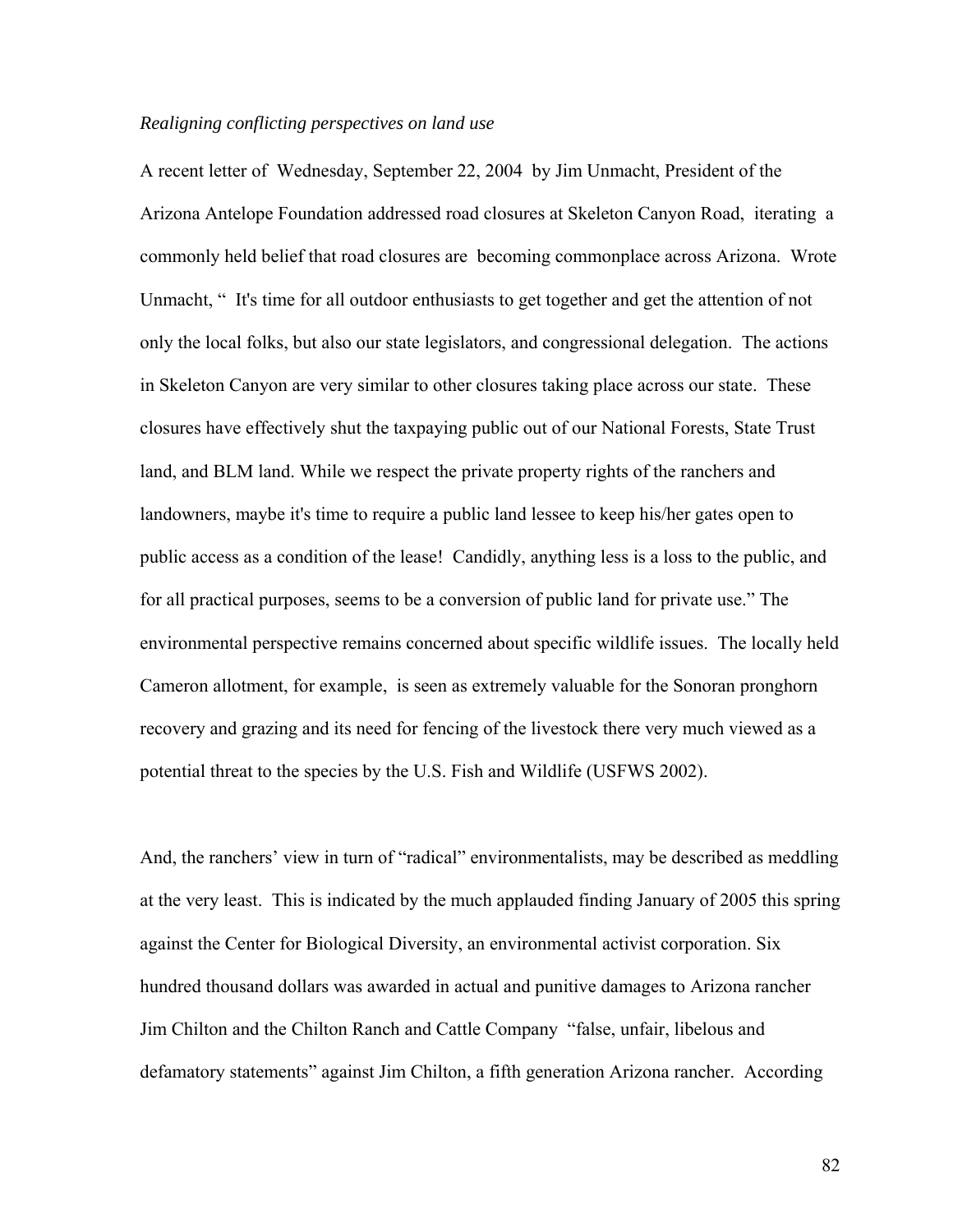*Realigning conflicting perspectives on land use*

A recent letter of Wednesday, September 22, 2004 by Jim Unmacht, President of the Arizona Antelope Foundation addressed road closures at Skeleton Canyon Road, iterating a commonly held belief that road closures are becoming commonplace across Arizona. Wrote Unmacht, " It's time for all outdoor enthusiasts to get together and get the attention of not only the local folks, but also our state legislators, and congressional delegation. The actions in Skeleton Canyon are very similar to other closures taking place across our state. These closures have effectively shut the taxpaying public out of our National Forests, State Trust land, and BLM land. While we respect the private property rights of the ranchers and landowners, maybe it's time to require a public land lessee to keep his/her gates open to public access as a condition of the lease! Candidly, anything less is a loss to the public, and for all practical purposes, seems to be a conversion of public land for private use." The environmental perspective remains concerned about specific wildlife issues. The locally held Cameron allotment, for example, is seen as extremely valuable for the Sonoran pronghorn recovery and grazing and its need for fencing of the livestock there very much viewed as a potential threat to the species by the U.S. Fish and Wildlife (USFWS 2002).

And, the ranchers' view in turn of "radical" environmentalists, may be described as meddling at the very least. This is indicated by the much applauded finding January of 2005 this spring against the Center for Biological Diversity, an environmental activist corporation. Six hundred thousand dollars was awarded in actual and punitive damages to Arizona rancher Jim Chilton and the Chilton Ranch and Cattle Company "false, unfair, libelous and defamatory statements" against Jim Chilton, a fifth generation Arizona rancher. According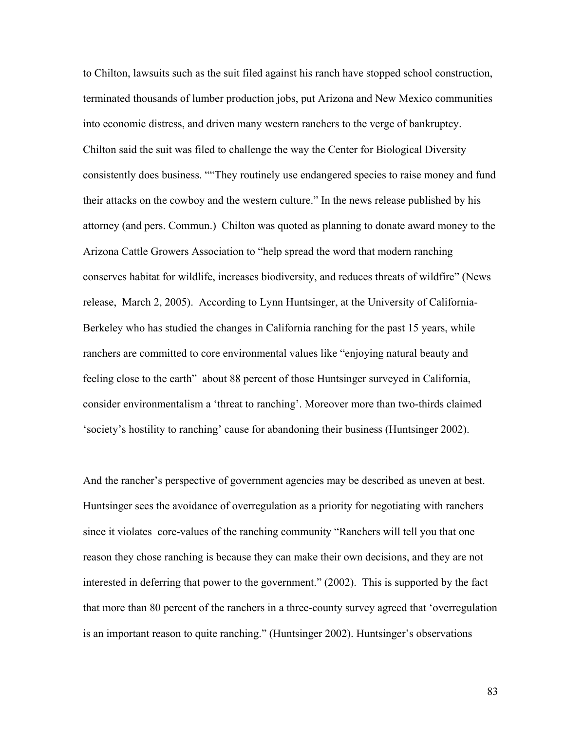to Chilton, lawsuits such as the suit filed against his ranch have stopped school construction, terminated thousands of lumber production jobs, put Arizona and New Mexico communities into economic distress, and driven many western ranchers to the verge of bankruptcy. Chilton said the suit was filed to challenge the way the Center for Biological Diversity consistently does business. ""They routinely use endangered species to raise money and fund their attacks on the cowboy and the western culture." In the news release published by his attorney (and pers. Commun.) Chilton was quoted as planning to donate award money to the Arizona Cattle Growers Association to "help spread the word that modern ranching conserves habitat for wildlife, increases biodiversity, and reduces threats of wildfire" (News release, March 2, 2005). According to Lynn Huntsinger, at the University of California-Berkeley who has studied the changes in California ranching for the past 15 years, while ranchers are committed to core environmental values like "enjoying natural beauty and feeling close to the earth" about 88 percent of those Huntsinger surveyed in California, consider environmentalism a 'threat to ranching'. Moreover more than two-thirds claimed 'society's hostility to ranching' cause for abandoning their business (Huntsinger 2002).

And the rancher's perspective of government agencies may be described as uneven at best. Huntsinger sees the avoidance of overregulation as a priority for negotiating with ranchers since it violates core-values of the ranching community "Ranchers will tell you that one reason they chose ranching is because they can make their own decisions, and they are not interested in deferring that power to the government." (2002). This is supported by the fact that more than 80 percent of the ranchers in a three-county survey agreed that 'overregulation is an important reason to quite ranching." (Huntsinger 2002). Huntsinger's observations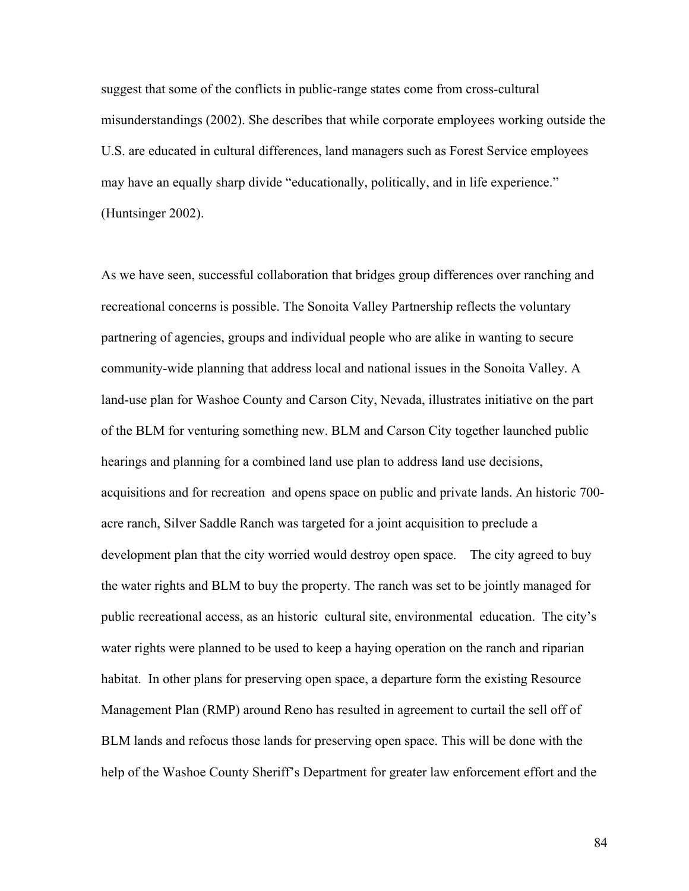suggest that some of the conflicts in public-range states come from cross-cultural misunderstandings (2002). She describes that while corporate employees working outside the U.S. are educated in cultural differences, land managers such as Forest Service employees may have an equally sharp divide "educationally, politically, and in life experience." (Huntsinger 2002).

As we have seen, successful collaboration that bridges group differences over ranching and recreational concerns is possible. The Sonoita Valley Partnership reflects the voluntary partnering of agencies, groups and individual people who are alike in wanting to secure community-wide planning that address local and national issues in the Sonoita Valley. A land-use plan for Washoe County and Carson City, Nevada, illustrates initiative on the part of the BLM for venturing something new. BLM and Carson City together launched public hearings and planning for a combined land use plan to address land use decisions, acquisitions and for recreation and opens space on public and private lands. An historic 700-acre ranch, Silver Saddle Ranch was targeted for a joint acquisition to preclude a development plan that the city worried would destroy open space. The city agreed to buy the water rights and BLM to buy the property. The ranch was set to be jointly managed for public recreational access, as an historic cultural site, environmental education. The city's water rights were planned to be used to keep a haying operation on the ranch and riparian habitat. In other plans for preserving open space, a departure form the existing Resource Management Plan (RMP) around Reno has resulted in agreement to curtail the sell off of BLM lands and refocus those lands for preserving open space. This will be done with the help of the Washoe County Sheriff's Department for greater law enforcement effort and the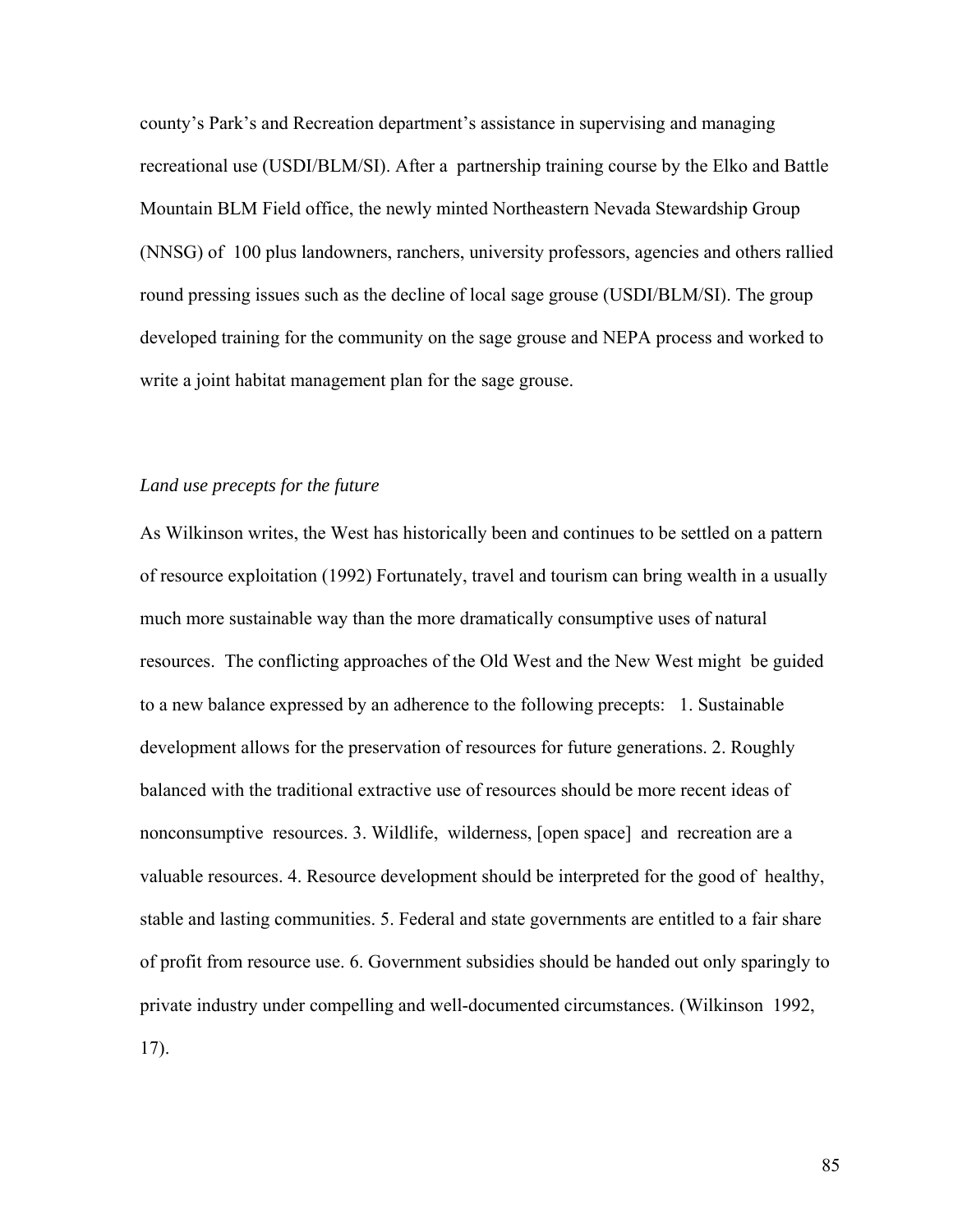county's Park's and Recreation department's assistance in supervising and managing recreational use (USDI/BLM/SI). After a partnership training course by the Elko and Battle Mountain BLM Field office, the newly minted Northeastern Nevada Stewardship Group (NNSG) of 100 plus landowners, ranchers, university professors, agencies and others rallied round pressing issues such as the decline of local sage grouse (USDI/BLM/SI). The group developed training for the community on the sage grouse and NEPA process and worked to write a joint habitat management plan for the sage grouse.

*Land use precepts for the future*

As Wilkinson writes, the West has historically been and continues to be settled on a pattern of resource exploitation (1992) Fortunately, travel and tourism can bring wealth in a usually much more sustainable way than the more dramatically consumptive uses of natural resources. The conflicting approaches of the Old West and the New West might be guided to a new balance expressed by an adherence to the following precepts: 1. Sustainable development allows for the preservation of resources for future generations. 2. Roughly balanced with the traditional extractive use of resources should be more recent ideas of nonconsumptive resources. 3. Wildlife, wilderness, [open space] and recreation are a valuable resources. 4. Resource development should be interpreted for the good of healthy, stable and lasting communities. 5. Federal and state governments are entitled to a fair share of profit from resource use. 6. Government subsidies should be handed out only sparingly to private industry under compelling and well-documented circumstances. (Wilkinson 1992, 17).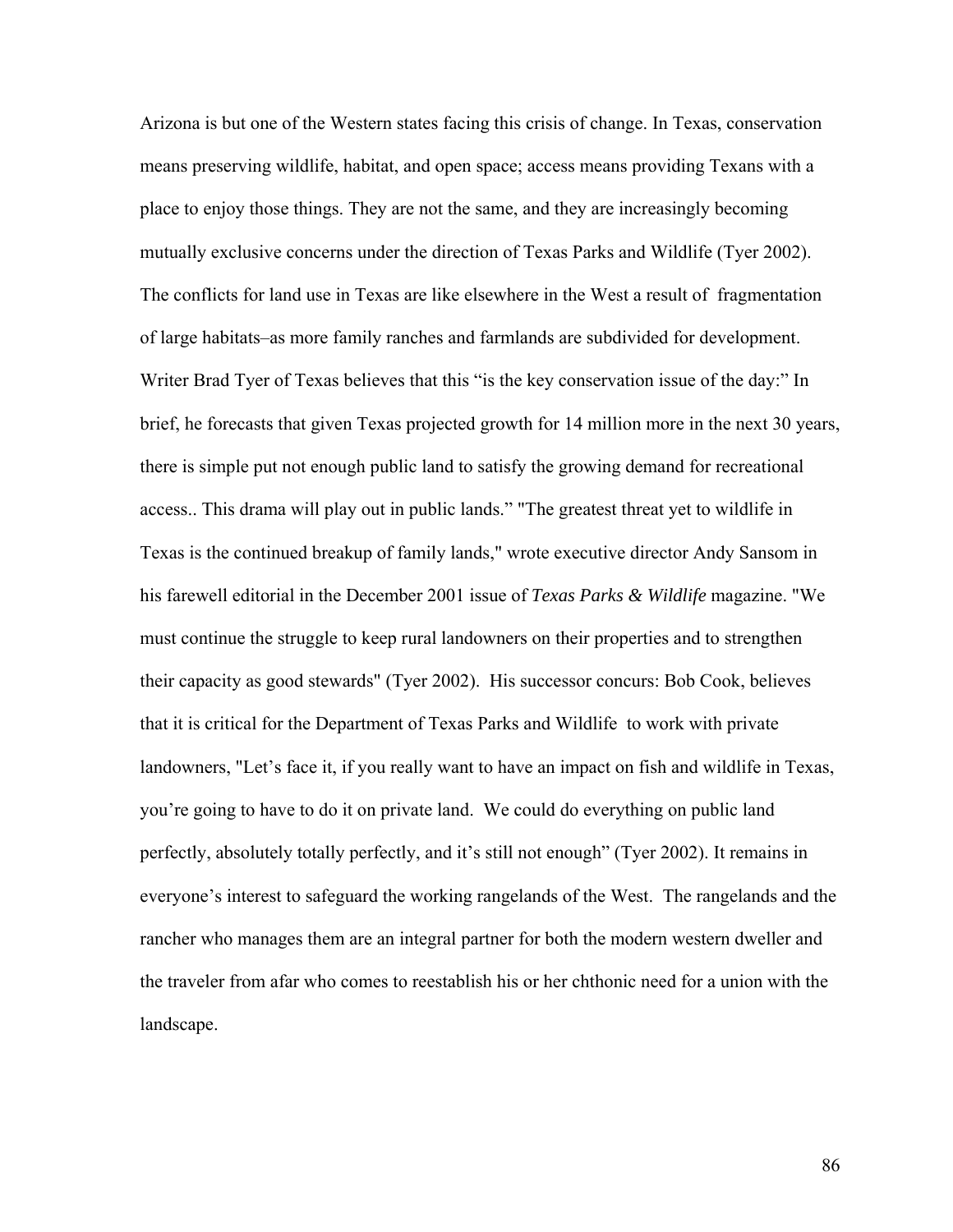Arizona is but one of the Western states facing this crisis of change. In Texas, conservation means preserving wildlife, habitat, and open space; access means providing Texans with a place to enjoy those things. They are not the same, and they are increasingly becoming mutually exclusive concerns under the direction of Texas Parks and Wildlife (Tyer 2002). The conflicts for land use in Texas are like elsewhere in the West a result of fragmentation of large habitats–as more family ranches and farmlands are subdivided for development. Writer Brad Tyer of Texas believes that this "is the key conservation issue of the day:" In brief, he forecasts that given Texas projected growth for 14 million more in the next 30 years, there is simple put not enough public land to satisfy the growing demand for recreational access.. This drama will play out in public lands." "The greatest threat yet to wildlife in Texas is the continued breakup of family lands," wrote executive director Andy Sansom in his farewell editorial in the December 2001 issue of *Texas Parks & Wildlife* magazine. "We must continue the struggle to keep rural landowners on their properties and to strengthen their capacity as good stewards" (Tyer 2002). His successor concurs: Bob Cook, believes that it is critical for the Department of Texas Parks and Wildlife to work with private landowners, "Let's face it, if you really want to have an impact on fish and wildlife in Texas, you're going to have to do it on private land. We could do everything on public land perfectly, absolutely totally perfectly, and it's still not enough" (Tyer 2002). It remains in everyone's interest to safeguard the working rangelands of the West. The rangelands and the rancher who manages them are an integral partner for both the modern western dweller and the traveler from afar who comes to reestablish his or her chthonic need for a union with the landscape.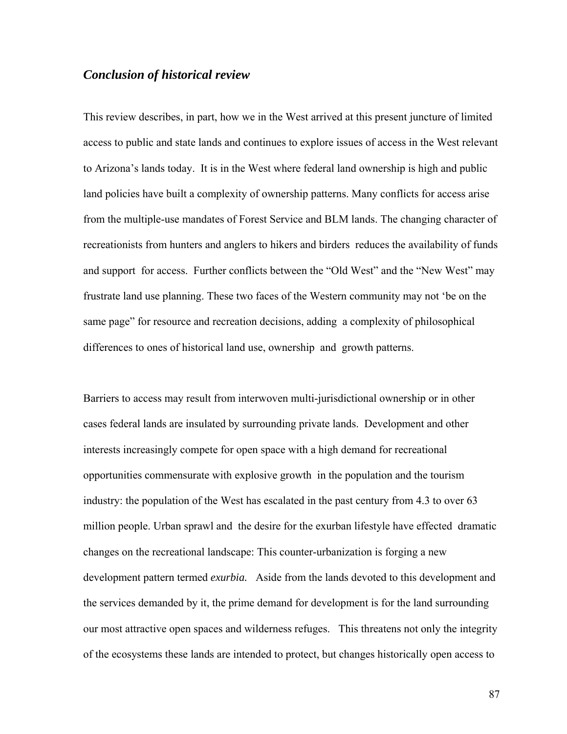### *Conclusion of historical review*

This review describes, in part, how we in the West arrived at this present juncture of limited access to public and state lands and continues to explore issues of access in the West relevant to Arizona's lands today. It is in the West where federal land ownership is high and public land policies have built a complexity of ownership patterns. Many conflicts for access arise from the multiple-use mandates of Forest Service and BLM lands. The changing character of recreationists from hunters and anglers to hikers and birders reduces the availability of funds and support for access. Further conflicts between the "Old West" and the "New West" may frustrate land use planning. These two faces of the Western community may not 'be on the same page" for resource and recreation decisions, adding a complexity of philosophical differences to ones of historical land use, ownership and growth patterns.

Barriers to access may result from interwoven multi-jurisdictional ownership or in other cases federal lands are insulated by surrounding private lands. Development and other interests increasingly compete for open space with a high demand for recreational opportunities commensurate with explosive growth in the population and the tourism industry: the population of the West has escalated in the past century from 4.3 to over 63 million people. Urban sprawl and the desire for the exurban lifestyle have effected dramatic changes on the recreational landscape: This counter-urbanization is forging a new development pattern termed *exurbia.* Aside from the lands devoted to this development and the services demanded by it, the prime demand for development is for the land surrounding our most attractive open spaces and wilderness refuges. This threatens not only the integrity of the ecosystems these lands are intended to protect, but changes historically open access to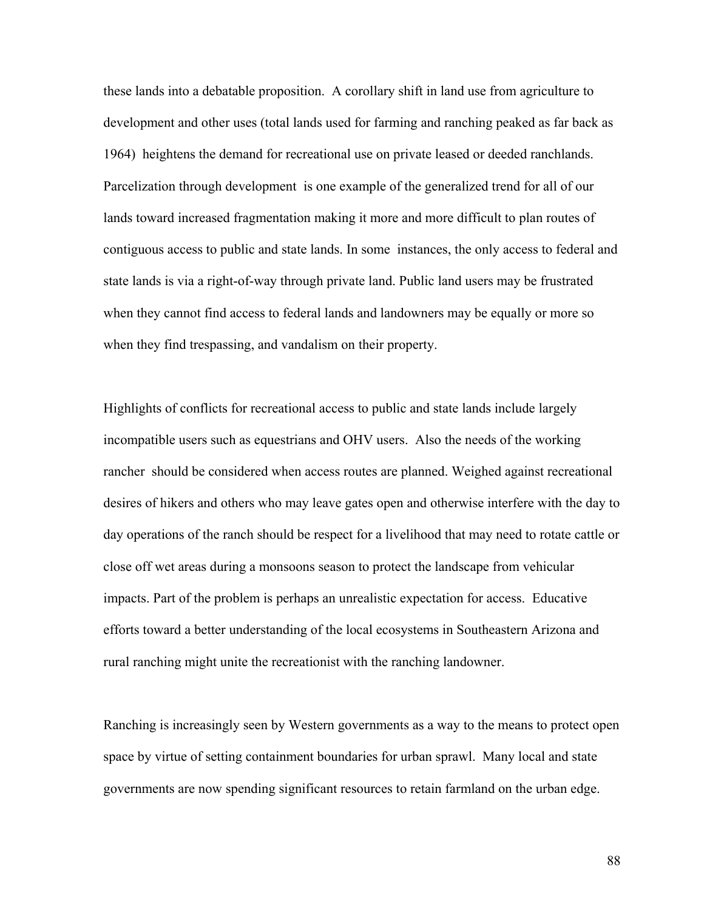these lands into a debatable proposition. A corollary shift in land use from agriculture to development and other uses (total lands used for farming and ranching peaked as far back as 1964) heightens the demand for recreational use on private leased or deeded ranchlands. Parcelization through development is one example of the generalized trend for all of our lands toward increased fragmentation making it more and more difficult to plan routes of contiguous access to public and state lands. In some instances, the only access to federal and state lands is via a right-of-way through private land. Public land users may be frustrated when they cannot find access to federal lands and landowners may be equally or more so when they find trespassing, and vandalism on their property.

Highlights of conflicts for recreational access to public and state lands include largely incompatible users such as equestrians and OHV users. Also the needs of the working rancher should be considered when access routes are planned. Weighed against recreational desires of hikers and others who may leave gates open and otherwise interfere with the day to day operations of the ranch should be respect for a livelihood that may need to rotate cattle or close off wet areas during a monsoons season to protect the landscape from vehicular impacts. Part of the problem is perhaps an unrealistic expectation for access. Educative efforts toward a better understanding of the local ecosystems in Southeastern Arizona and rural ranching might unite the recreationist with the ranching landowner.

Ranching is increasingly seen by Western governments as a way to the means to protect open space by virtue of setting containment boundaries for urban sprawl. Many local and state governments are now spending significant resources to retain farmland on the urban edge.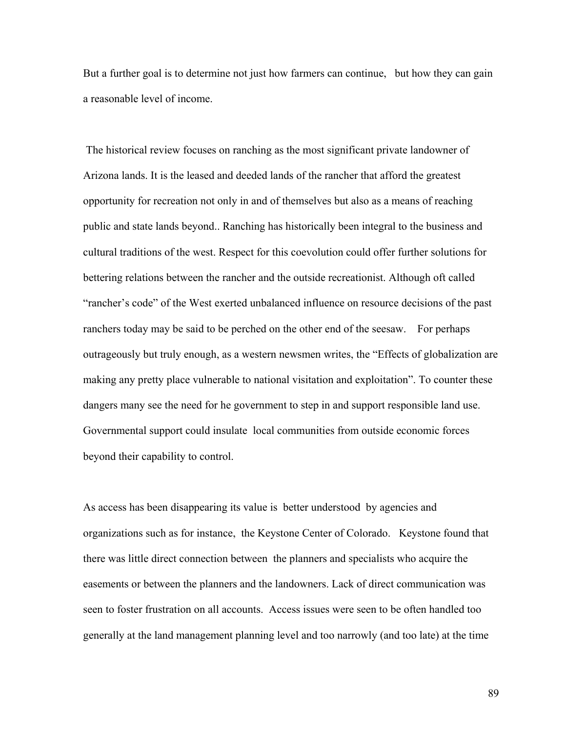But a further goal is to determine not just how farmers can continue, but how they can gain a reasonable level of income.

The historical review focuses on ranching as the most significant private landowner of Arizona lands. It is the leased and deeded lands of the rancher that afford the greatest opportunity for recreation not only in and of themselves but also as a means of reaching public and state lands beyond.. Ranching has historically been integral to the business and cultural traditions of the west. Respect for this coevolution could offer further solutions for bettering relations between the rancher and the outside recreationist. Although oft called "rancher's code" of the West exerted unbalanced influence on resource decisions of the past ranchers today may be said to be perched on the other end of the seesaw. For perhaps outrageously but truly enough, as a western newsmen writes, the "Effects of globalization are making any pretty place vulnerable to national visitation and exploitation". To counter these dangers many see the need for he government to step in and support responsible land use. Governmental support could insulate local communities from outside economic forces beyond their capability to control.

As access has been disappearing its value is better understood by agencies and organizations such as for instance, the Keystone Center of Colorado. Keystone found that there was little direct connection between the planners and specialists who acquire the easements or between the planners and the landowners. Lack of direct communication was seen to foster frustration on all accounts. Access issues were seen to be often handled too generally at the land management planning level and too narrowly (and too late) at the time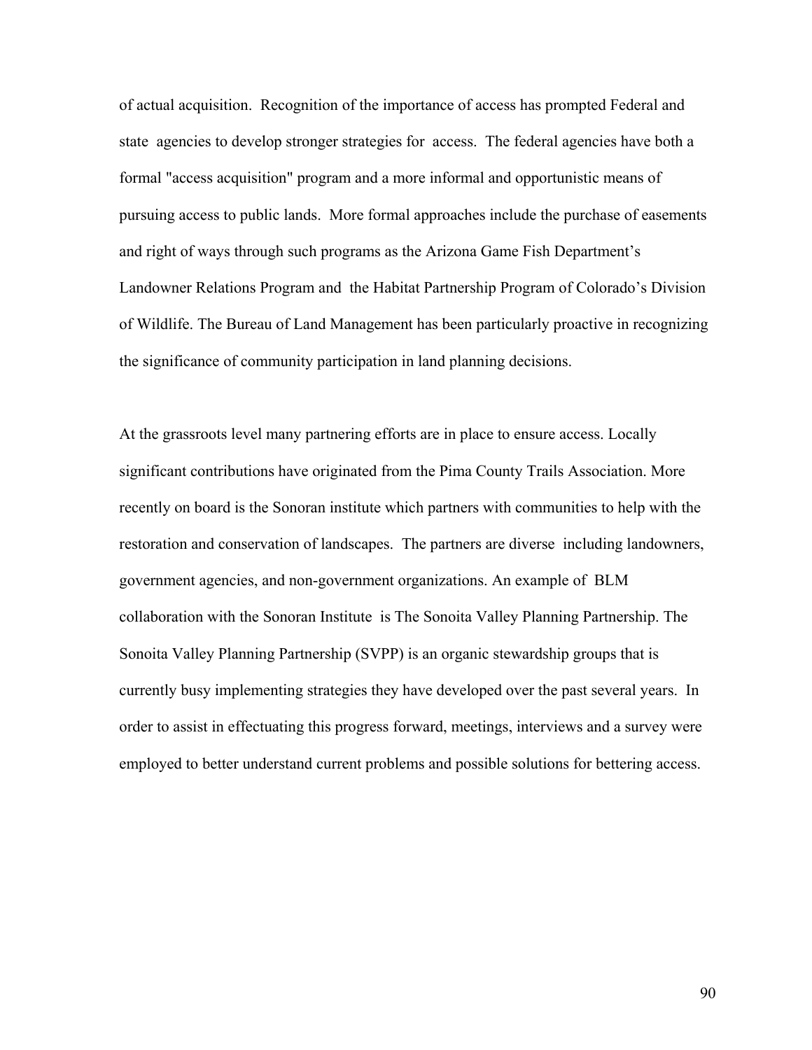of actual acquisition. Recognition of the importance of access has prompted Federal and state agencies to develop stronger strategies for access. The federal agencies have both a formal "access acquisition" program and a more informal and opportunistic means of pursuing access to public lands. More formal approaches include the purchase of easements and right of ways through such programs as the Arizona Game Fish Department's Landowner Relations Program and the Habitat Partnership Program of Colorado's Division of Wildlife. The Bureau of Land Management has been particularly proactive in recognizing the significance of community participation in land planning decisions.

At the grassroots level many partnering efforts are in place to ensure access. Locally significant contributions have originated from the Pima County Trails Association. More recently on board is the Sonoran institute which partners with communities to help with the restoration and conservation of landscapes. The partners are diverse including landowners, government agencies, and non-government organizations. An example of BLM collaboration with the Sonoran Institute is The Sonoita Valley Planning Partnership. The Sonoita Valley Planning Partnership (SVPP) is an organic stewardship groups that is currently busy implementing strategies they have developed over the past several years. In order to assist in effectuating this progress forward, meetings, interviews and a survey were employed to better understand current problems and possible solutions for bettering access.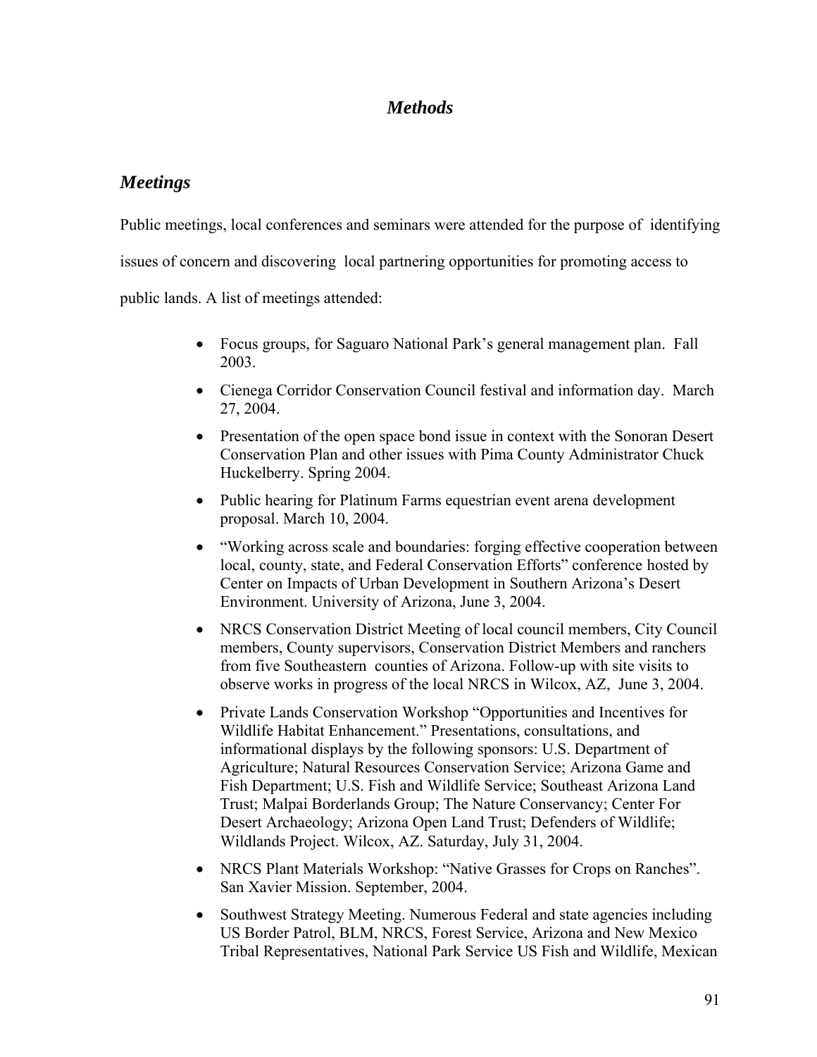# *Methods*

## *Meetings*

Public meetings, local conferences and seminars were attended for the purpose of identifying issues of concern and discovering local partnering opportunities for promoting access to public lands. A list of meetings attended:

- Focus groups, for Saguaro National Park's general management plan. Fall 2003.
- Cienega Corridor Conservation Council festival and information day. March 27, 2004.
- Presentation of the open space bond issue in context with the Sonoran Desert Conservation Plan and other issues with Pima County Administrator Chuck Huckelberry. Spring 2004.
- Public hearing for Platinum Farms equestrian event arena development proposal. March 10, 2004.
- "Working across scale and boundaries: forging effective cooperation between local, county, state, and Federal Conservation Efforts" conference hosted by Center on Impacts of Urban Development in Southern Arizona's Desert Environment. University of Arizona, June 3, 2004.
- NRCS Conservation District Meeting of local council members, City Council members, County supervisors, Conservation District Members and ranchers from five Southeastern counties of Arizona. Follow-up with site visits to observe works in progress of the local NRCS in Wilcox, AZ, June 3, 2004.
- Private Lands Conservation Workshop "Opportunities and Incentives for Wildlife Habitat Enhancement." Presentations, consultations, and informational displays by the following sponsors: U.S. Department of Agriculture; Natural Resources Conservation Service; Arizona Game and Fish Department; U.S. Fish and Wildlife Service; Southeast Arizona Land Trust; Malpai Borderlands Group; The Nature Conservancy; Center For Desert Archaeology; Arizona Open Land Trust; Defenders of Wildlife; Wildlands Project. Wilcox, AZ. Saturday, July 31, 2004.
- NRCS Plant Materials Workshop: "Native Grasses for Crops on Ranches". San Xavier Mission. September, 2004.
- Southwest Strategy Meeting. Numerous Federal and state agencies including US Border Patrol, BLM, NRCS, Forest Service, Arizona and New Mexico Tribal Representatives, National Park Service US Fish and Wildlife, Mexican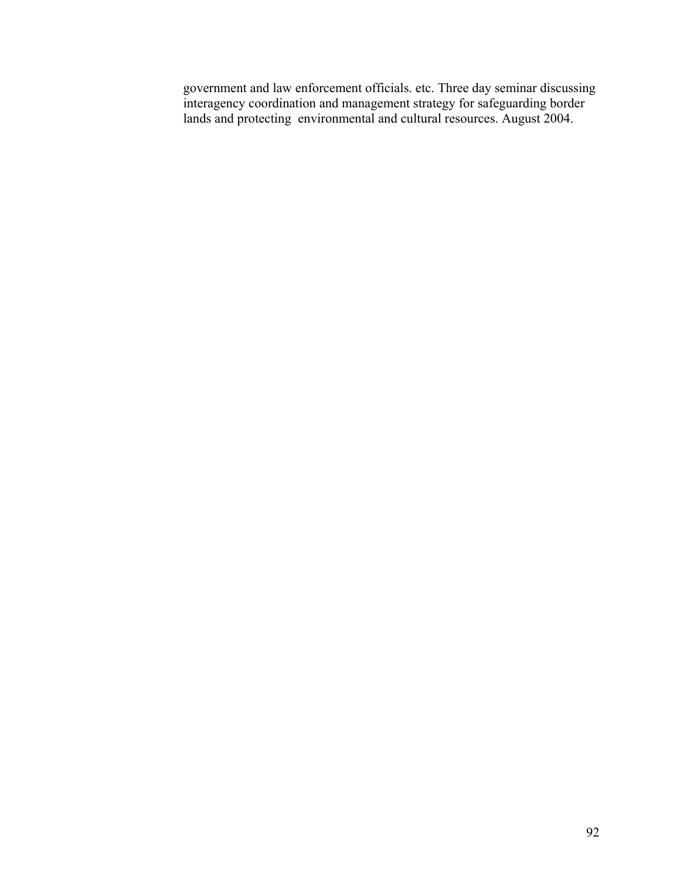government and law enforcement officials. etc. Three day seminar discussing interagency coordination and management strategy for safeguarding border lands and protecting environmental and cultural resources. August 2004.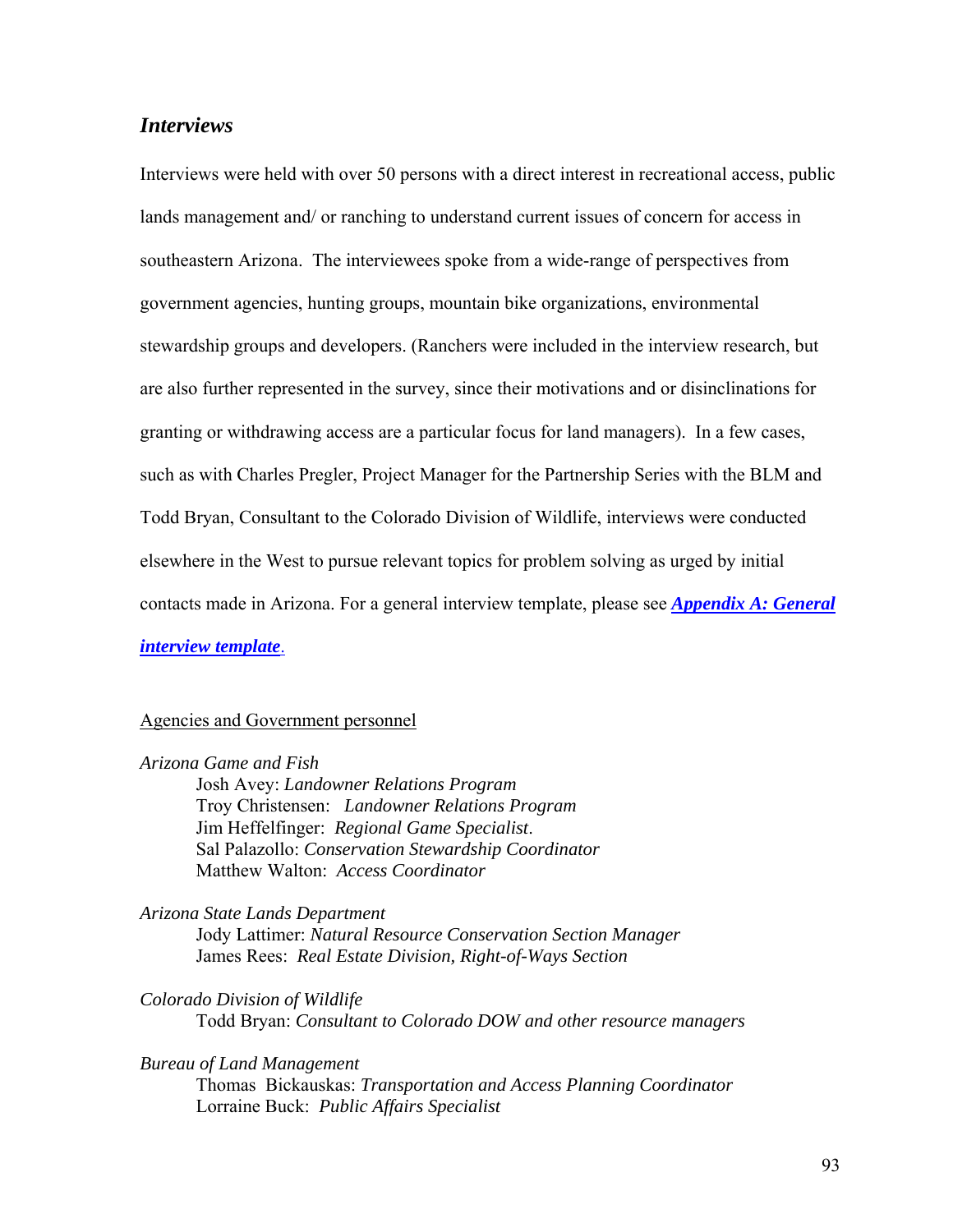## *Interviews*

Interviews were held with over 50 persons with a direct interest in recreational access, public lands management and/ or ranching to understand current issues of concern for access in southeastern Arizona. The interviewees spoke from a wide-range of perspectives from government agencies, hunting groups, mountain bike organizations, environmental stewardship groups and developers. (Ranchers were included in the interview research, but are also further represented in the survey, since their motivations and or disinclinations for granting or withdrawing access are a particular focus for land managers). In a few cases, such as with Charles Pregler, Project Manager for the Partnership Series with the BLM and Todd Bryan, Consultant to the Colorado Division of Wildlife, interviews were conducted elsewhere in the West to pursue relevant topics for problem solving as urged by initial contacts made in Arizona. For a general interview template, please see ***Appendix A: General interview template***.

<u>Agencies and Government personnel</u>

*Arizona Game and Fish*

- Josh Avey: *Landowner Relations Program*
- Troy Christensen: *Landowner Relations Program*
- Jim Heffelfinger: *Regional Game Specialist*.
- Sal Palazollo: *Conservation Stewardship Coordinator*
- Matthew Walton: *Access Coordinator*

*Arizona State Lands Department*

- Jody Lattimer: *Natural Resource Conservation Section Manager*
- James Rees: *Real Estate Division, Right-of-Ways Section*

*Colorado Division of Wildlife*

- Todd Bryan: *Consultant to Colorado DOW and other resource managers*

*Bureau of Land Management*

- Thomas Bickauskas: *Transportation and Access Planning Coordinator*
- Lorraine Buck: *Public Affairs Specialist*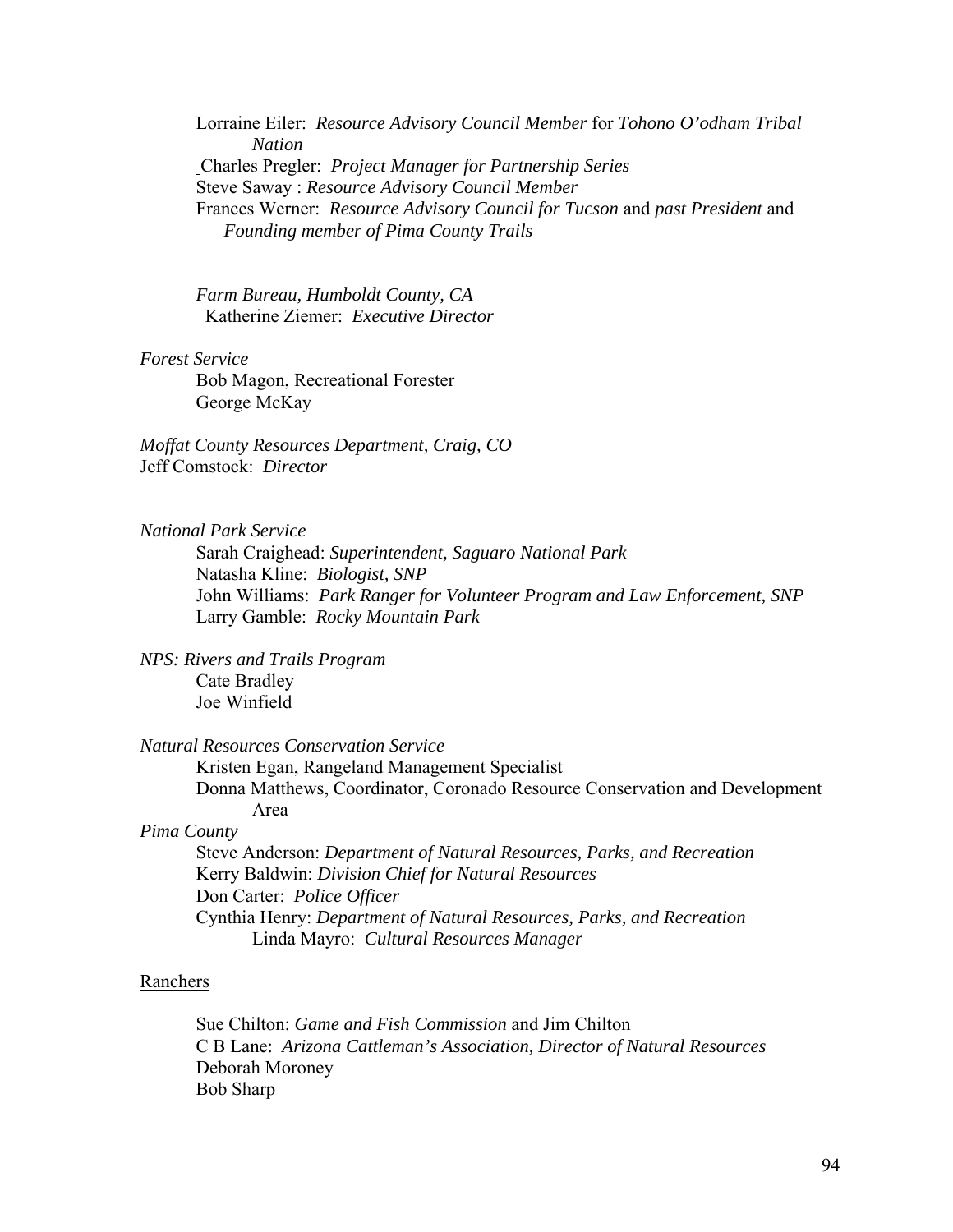Lorraine Eiler: *Resource Advisory Council Member* for *Tohono O'odham Tribal Nation*
Charles Pregler: *Project Manager for Partnership Series*
Steve Saway : *Resource Advisory Council Member*
Frances Werner: *Resource Advisory Council for Tucson* and *past President* and *Founding member of Pima County Trails*

*Farm Bureau, Humboldt County, CA*
Katherine Ziemer: *Executive Director*

*Forest Service*
Bob Magon, Recreational Forester
George McKay

*Moffat County Resources Department, Craig, CO*
Jeff Comstock: *Director*

*National Park Service*
Sarah Craighead: *Superintendent, Saguaro National Park*
Natasha Kline: *Biologist, SNP*
John Williams: *Park Ranger for Volunteer Program and Law Enforcement, SNP*
Larry Gamble: *Rocky Mountain Park*

*NPS: Rivers and Trails Program*
Cate Bradley
Joe Winfield

*Natural Resources Conservation Service*
Kristen Egan, Rangeland Management Specialist
Donna Matthews, Coordinator, Coronado Resource Conservation and Development Area

*Pima County*
Steve Anderson: *Department of Natural Resources, Parks, and Recreation*
Kerry Baldwin: *Division Chief for Natural Resources*
Don Carter: *Police Officer*
Cynthia Henry: *Department of Natural Resources, Parks, and Recreation*
Linda Mayro: *Cultural Resources Manager*

Ranchers

Sue Chilton: *Game and Fish Commission* and Jim Chilton
C B Lane: *Arizona Cattleman's Association, Director of Natural Resources*
Deborah Moroney
Bob Sharp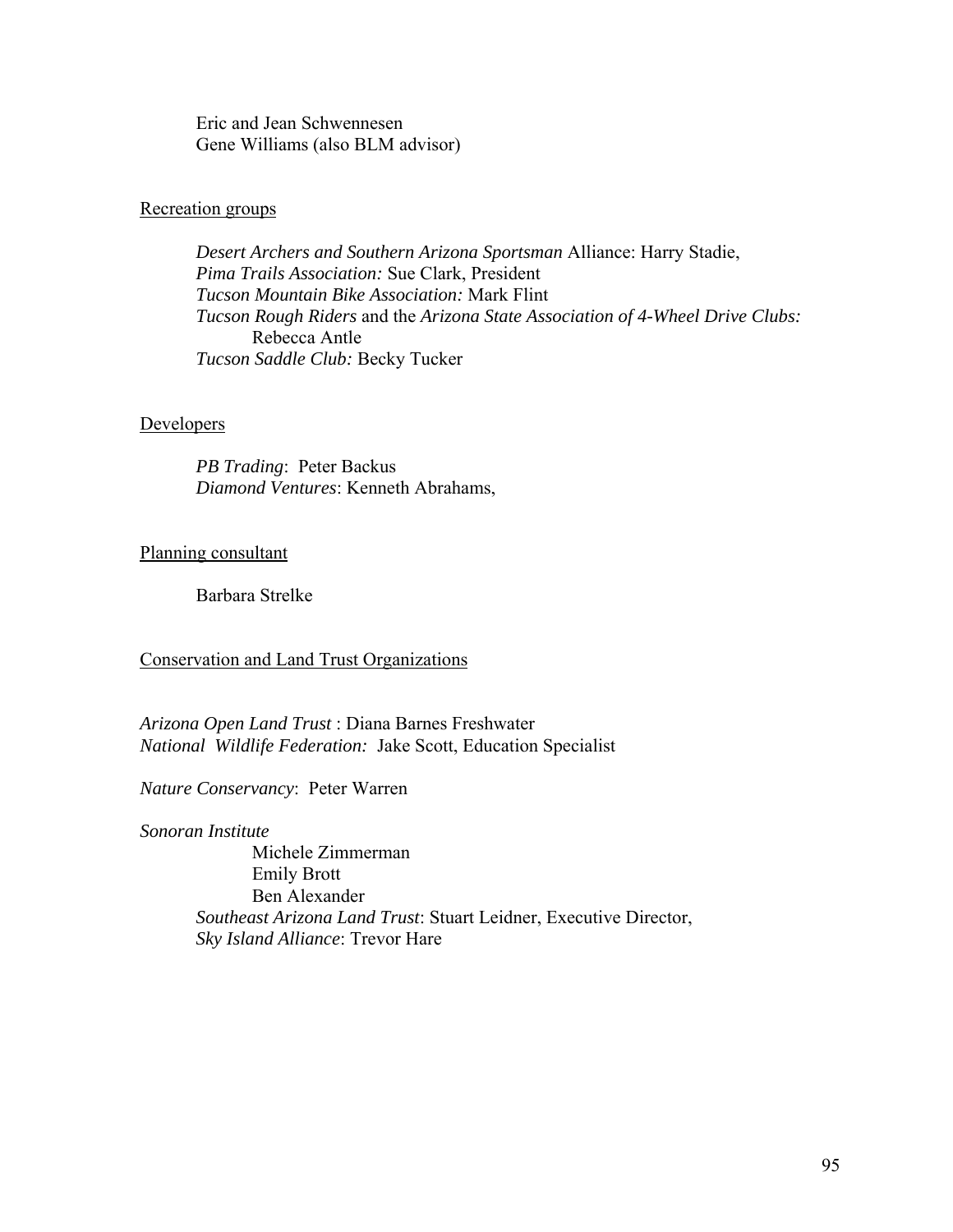Eric and Jean Schwennesen
Gene Williams (also BLM advisor)

Recreation groups

*Desert Archers and Southern Arizona Sportsman* Alliance: Harry Stadie,
*Pima Trails Association:* Sue Clark, President
*Tucson Mountain Bike Association:* Mark Flint
*Tucson Rough Riders* and the *Arizona State Association of 4-Wheel Drive Clubs:* Rebecca Antle
*Tucson Saddle Club:* Becky Tucker

Developers

*PB Trading*: Peter Backus
*Diamond Ventures*: Kenneth Abrahams,

Planning consultant

Barbara Strelke

Conservation and Land Trust Organizations

*Arizona Open Land Trust* : Diana Barnes Freshwater
*National Wildlife Federation:* Jake Scott, Education Specialist

*Nature Conservancy*: Peter Warren

*Sonoran Institute*
Michele Zimmerman
Emily Brott
Ben Alexander
*Southeast Arizona Land Trust*: Stuart Leidner, Executive Director,
*Sky Island Alliance*: Trevor Hare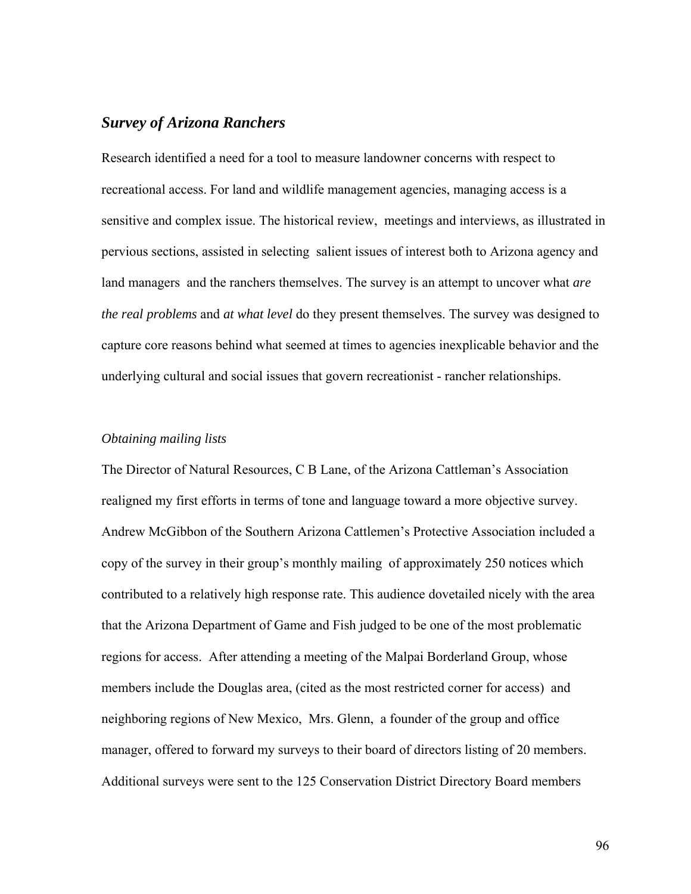## *Survey of Arizona Ranchers*

Research identified a need for a tool to measure landowner concerns with respect to recreational access. For land and wildlife management agencies, managing access is a sensitive and complex issue. The historical review, meetings and interviews, as illustrated in pervious sections, assisted in selecting salient issues of interest both to Arizona agency and land managers and the ranchers themselves. The survey is an attempt to uncover what *are the real problems* and *at what level* do they present themselves. The survey was designed to capture core reasons behind what seemed at times to agencies inexplicable behavior and the underlying cultural and social issues that govern recreationist - rancher relationships.

### *Obtaining mailing lists*

The Director of Natural Resources, C B Lane, of the Arizona Cattleman's Association realigned my first efforts in terms of tone and language toward a more objective survey. Andrew McGibbon of the Southern Arizona Cattlemen's Protective Association included a copy of the survey in their group's monthly mailing of approximately 250 notices which contributed to a relatively high response rate. This audience dovetailed nicely with the area that the Arizona Department of Game and Fish judged to be one of the most problematic regions for access. After attending a meeting of the Malpai Borderland Group, whose members include the Douglas area, (cited as the most restricted corner for access) and neighboring regions of New Mexico, Mrs. Glenn, a founder of the group and office manager, offered to forward my surveys to their board of directors listing of 20 members. Additional surveys were sent to the 125 Conservation District Directory Board members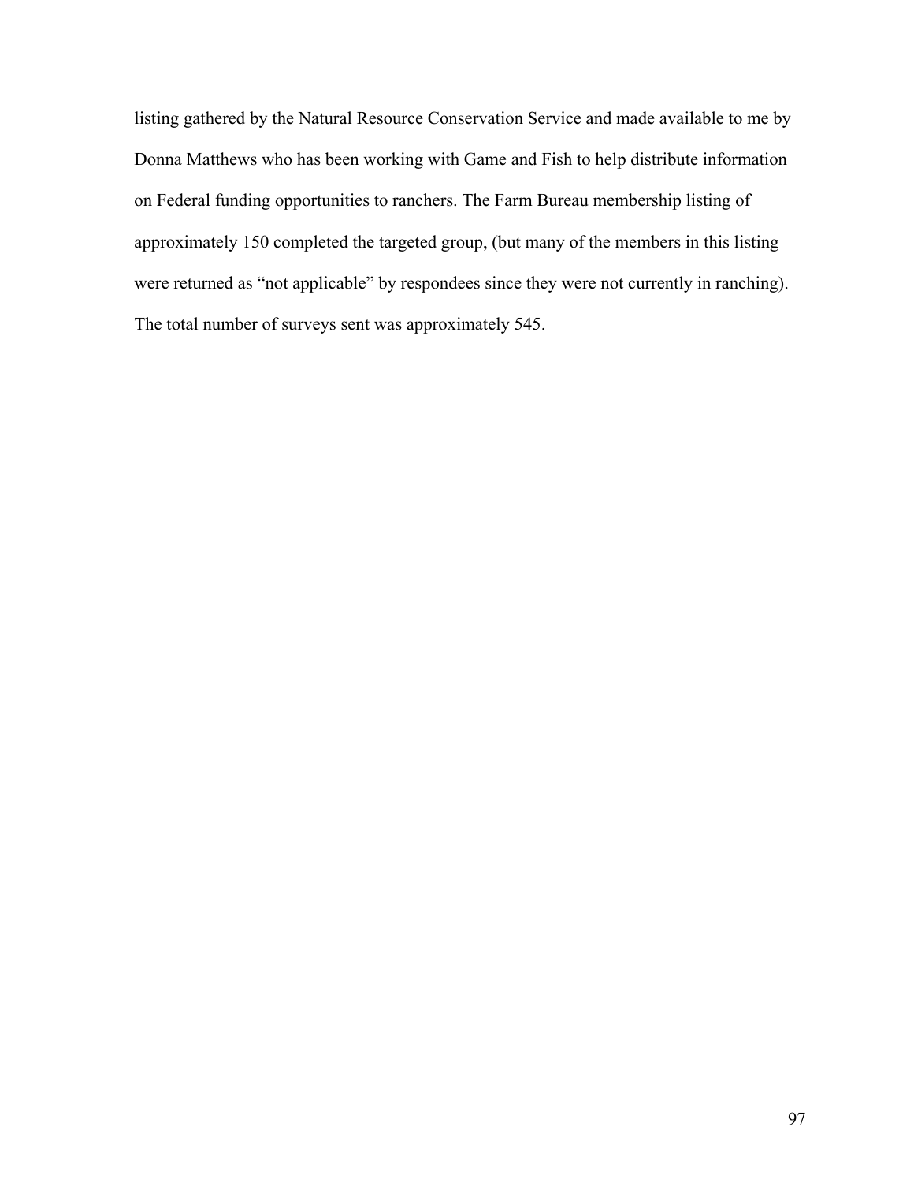listing gathered by the Natural Resource Conservation Service and made available to me by Donna Matthews who has been working with Game and Fish to help distribute information on Federal funding opportunities to ranchers. The Farm Bureau membership listing of approximately 150 completed the targeted group, (but many of the members in this listing were returned as "not applicable" by respondees since they were not currently in ranching). The total number of surveys sent was approximately 545.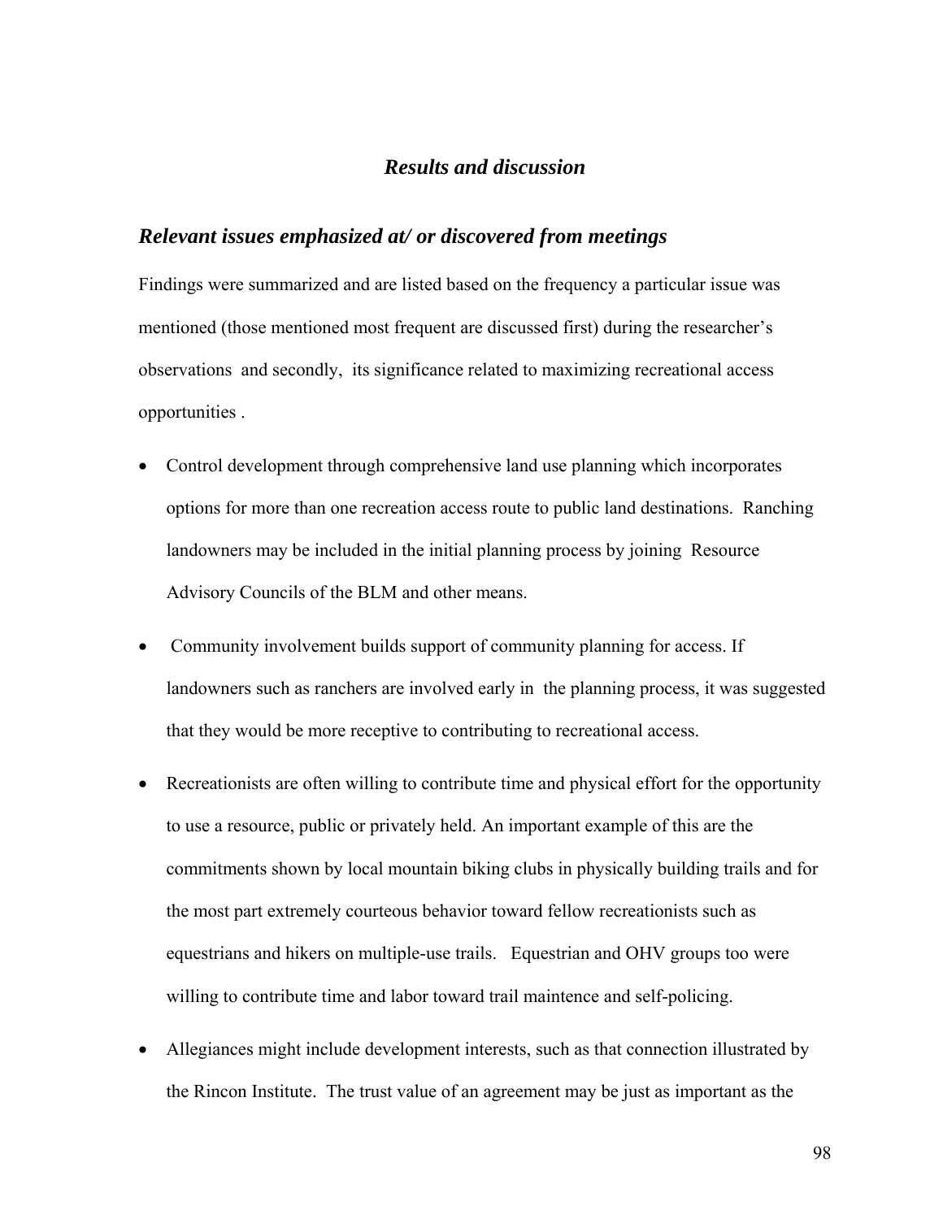# *Results and discussion*

## *Relevant issues emphasized at/ or discovered from meetings*

Findings were summarized and are listed based on the frequency a particular issue was mentioned (those mentioned most frequent are discussed first) during the researcher's observations and secondly, its significance related to maximizing recreational access opportunities .

- Control development through comprehensive land use planning which incorporates options for more than one recreation access route to public land destinations. Ranching landowners may be included in the initial planning process by joining Resource Advisory Councils of the BLM and other means.
- Community involvement builds support of community planning for access. If landowners such as ranchers are involved early in the planning process, it was suggested that they would be more receptive to contributing to recreational access.
- Recreationists are often willing to contribute time and physical effort for the opportunity to use a resource, public or privately held. An important example of this are the commitments shown by local mountain biking clubs in physically building trails and for the most part extremely courteous behavior toward fellow recreationists such as equestrians and hikers on multiple-use trails. Equestrian and OHV groups too were willing to contribute time and labor toward trail maintence and self-policing.
- Allegiances might include development interests, such as that connection illustrated by the Rincon Institute. The trust value of an agreement may be just as important as the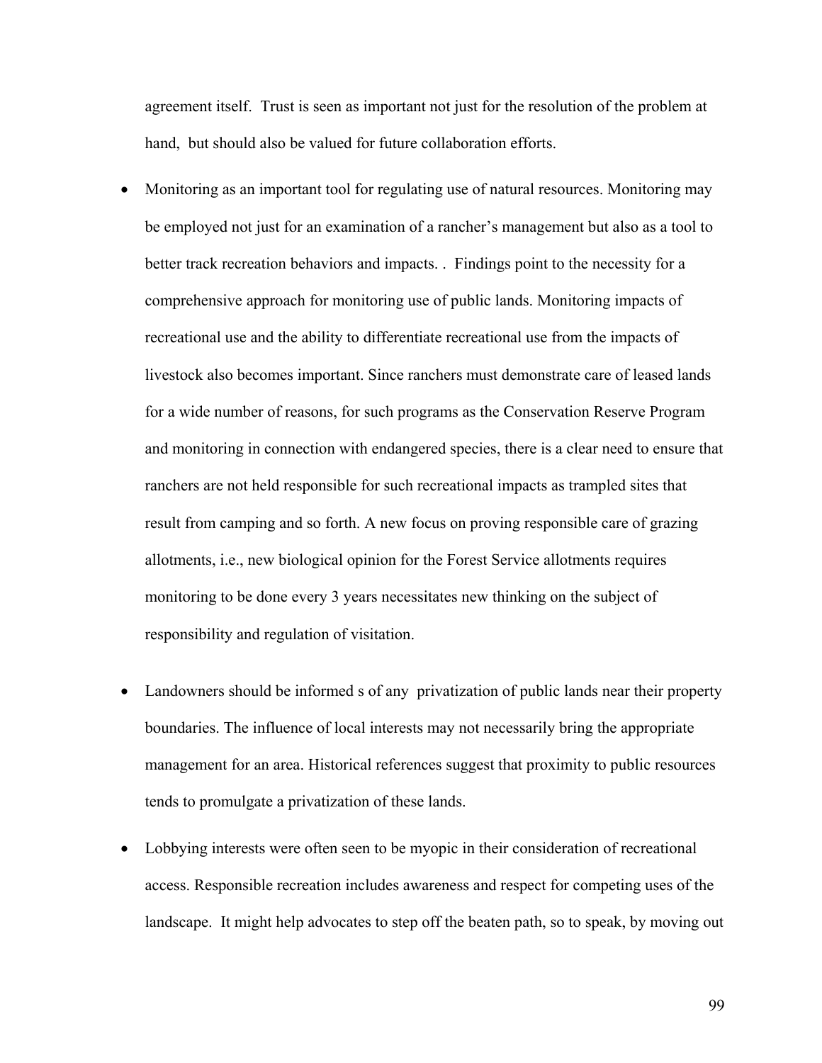agreement itself. Trust is seen as important not just for the resolution of the problem at hand, but should also be valued for future collaboration efforts.

- Monitoring as an important tool for regulating use of natural resources. Monitoring may be employed not just for an examination of a rancher's management but also as a tool to better track recreation behaviors and impacts. . Findings point to the necessity for a comprehensive approach for monitoring use of public lands. Monitoring impacts of recreational use and the ability to differentiate recreational use from the impacts of livestock also becomes important. Since ranchers must demonstrate care of leased lands for a wide number of reasons, for such programs as the Conservation Reserve Program and monitoring in connection with endangered species, there is a clear need to ensure that ranchers are not held responsible for such recreational impacts as trampled sites that result from camping and so forth. A new focus on proving responsible care of grazing allotments, i.e., new biological opinion for the Forest Service allotments requires monitoring to be done every 3 years necessitates new thinking on the subject of responsibility and regulation of visitation.

- Landowners should be informed s of any privatization of public lands near their property boundaries. The influence of local interests may not necessarily bring the appropriate management for an area. Historical references suggest that proximity to public resources tends to promulgate a privatization of these lands.

- Lobbying interests were often seen to be myopic in their consideration of recreational access. Responsible recreation includes awareness and respect for competing uses of the landscape. It might help advocates to step off the beaten path, so to speak, by moving out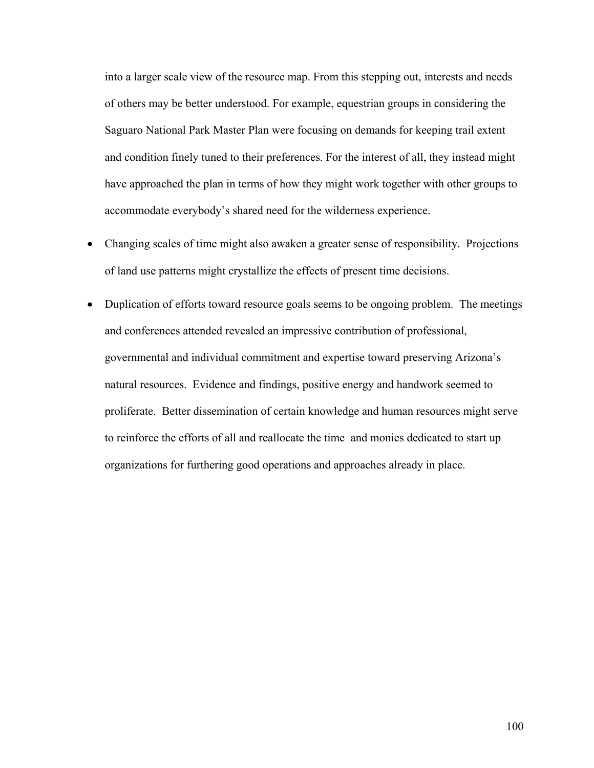into a larger scale view of the resource map. From this stepping out, interests and needs of others may be better understood. For example, equestrian groups in considering the Saguaro National Park Master Plan were focusing on demands for keeping trail extent and condition finely tuned to their preferences. For the interest of all, they instead might have approached the plan in terms of how they might work together with other groups to accommodate everybody's shared need for the wilderness experience.

- Changing scales of time might also awaken a greater sense of responsibility. Projections of land use patterns might crystallize the effects of present time decisions.
- Duplication of efforts toward resource goals seems to be ongoing problem. The meetings and conferences attended revealed an impressive contribution of professional, governmental and individual commitment and expertise toward preserving Arizona's natural resources. Evidence and findings, positive energy and handwork seemed to proliferate. Better dissemination of certain knowledge and human resources might serve to reinforce the efforts of all and reallocate the time and monies dedicated to start up organizations for furthering good operations and approaches already in place.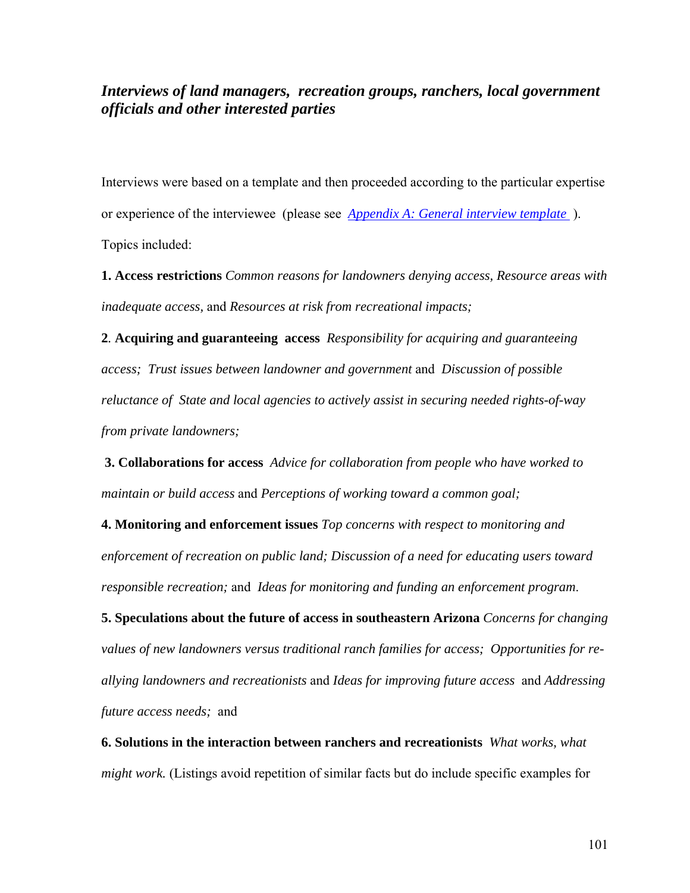### *Interviews of land managers, recreation groups, ranchers, local government officials and other interested parties*

Interviews were based on a template and then proceeded according to the particular expertise or experience of the interviewee (please see *Appendix A: General interview template* ). Topics included:

**1. Access restrictions** *Common reasons for landowners denying access, Resource areas with inadequate access,* and *Resources at risk from recreational impacts;*

**2**. **Acquiring and guaranteeing access** *Responsibility for acquiring and guaranteeing access; Trust issues between landowner and government* and *Discussion of possible reluctance of State and local agencies to actively assist in securing needed rights-of-way from private landowners;*

**3. Collaborations for access** *Advice for collaboration from people who have worked to maintain or build access* and *Perceptions of working toward a common goal;*

**4. Monitoring and enforcement issues** *Top concerns with respect to monitoring and enforcement of recreation on public land; Discussion of a need for educating users toward responsible recreation;* and *Ideas for monitoring and funding an enforcement program*.

**5. Speculations about the future of access in southeastern Arizona** *Concerns for changing values of new landowners versus traditional ranch families for access; Opportunities for re-allying landowners and recreationists* and *Ideas for improving future access* and *Addressing future access needs;* and

**6. Solutions in the interaction between ranchers and recreationists** *What works, what might work.* (Listings avoid repetition of similar facts but do include specific examples for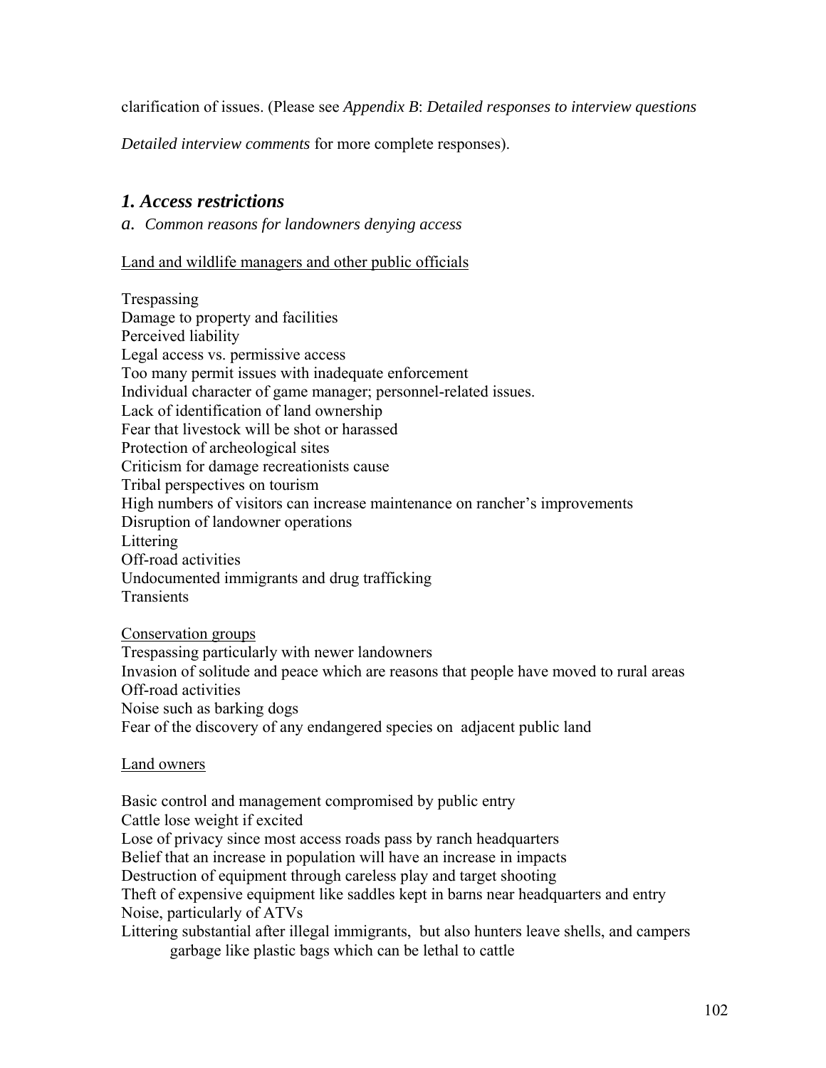clarification of issues. (Please see *Appendix B*: *Detailed responses to interview questions*

*Detailed interview comments* for more complete responses).

## *1. Access restrictions*

*a. Common reasons for landowners denying access*

<u>Land and wildlife managers and other public officials</u>

Trespassing  
Damage to property and facilities  
Perceived liability  
Legal access vs. permissive access  
Too many permit issues with inadequate enforcement  
Individual character of game manager; personnel-related issues.  
Lack of identification of land ownership  
Fear that livestock will be shot or harassed  
Protection of archeological sites  
Criticism for damage recreationists cause  
Tribal perspectives on tourism  
High numbers of visitors can increase maintenance on rancher's improvements  
Disruption of landowner operations  
Littering  
Off-road activities  
Undocumented immigrants and drug trafficking  
Transients

<u>Conservation groups</u>  
Trespassing particularly with newer landowners  
Invasion of solitude and peace which are reasons that people have moved to rural areas  
Off-road activities  
Noise such as barking dogs  
Fear of the discovery of any endangered species on adjacent public land

<u>Land owners</u>

Basic control and management compromised by public entry  
Cattle lose weight if excited  
Lose of privacy since most access roads pass by ranch headquarters  
Belief that an increase in population will have an increase in impacts  
Destruction of equipment through careless play and target shooting  
Theft of expensive equipment like saddles kept in barns near headquarters and entry  
Noise, particularly of ATVs  
Littering substantial after illegal immigrants, but also hunters leave shells, and campers garbage like plastic bags which can be lethal to cattle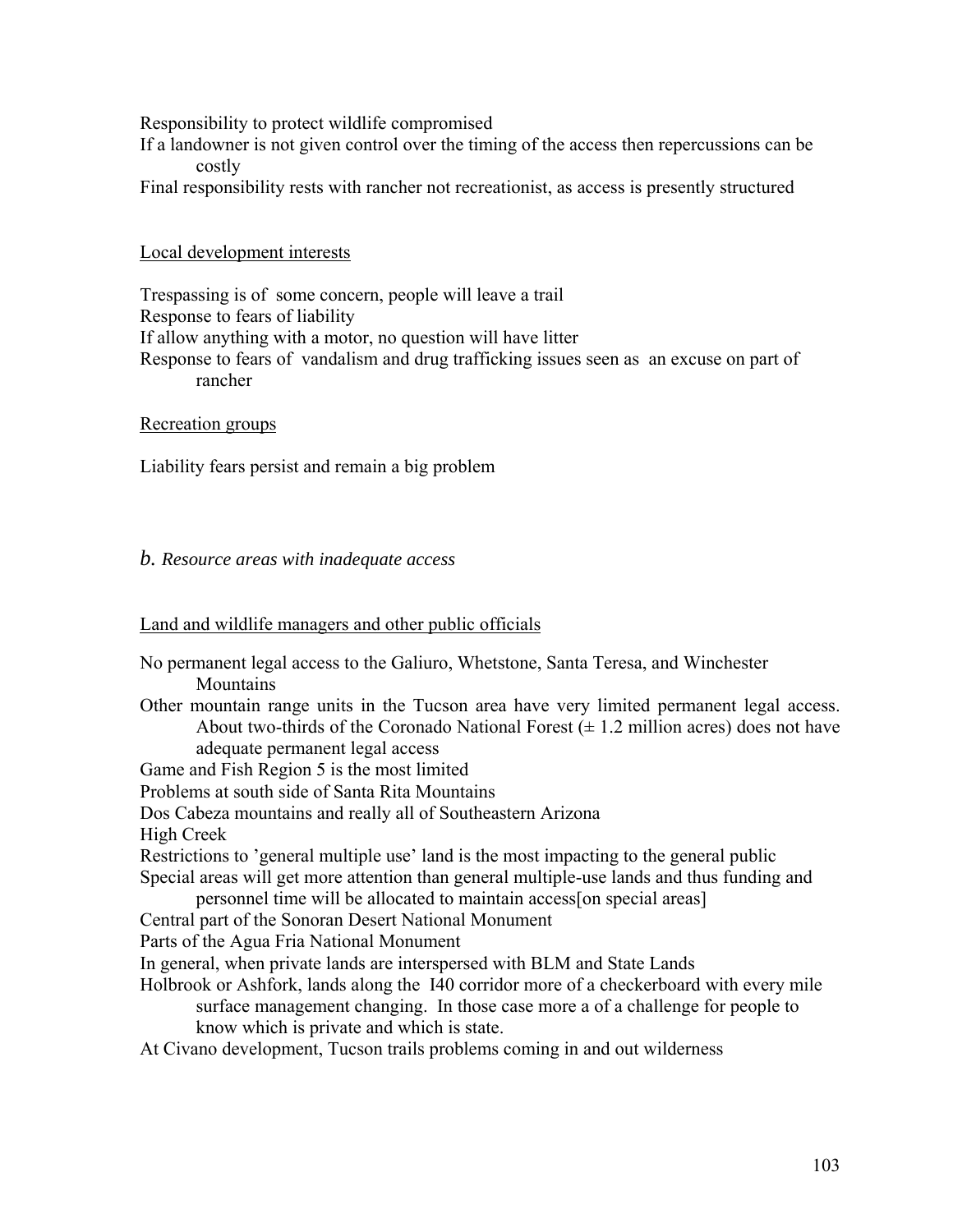Responsibility to protect wildlife compromised

If a landowner is not given control over the timing of the access then repercussions can be costly

Final responsibility rests with rancher not recreationist, as access is presently structured

<u>Local development interests</u>

Trespassing is of some concern, people will leave a trail

Response to fears of liability

If allow anything with a motor, no question will have litter

Response to fears of vandalism and drug trafficking issues seen as an excuse on part of rancher

<u>Recreation groups</u>

Liability fears persist and remain a big problem

### *b. Resource areas with inadequate access*

<u>Land and wildlife managers and other public officials</u>

No permanent legal access to the Galiuro, Whetstone, Santa Teresa, and Winchester Mountains

Other mountain range units in the Tucson area have very limited permanent legal access. About two-thirds of the Coronado National Forest (± 1.2 million acres) does not have adequate permanent legal access

Game and Fish Region 5 is the most limited

Problems at south side of Santa Rita Mountains

Dos Cabeza mountains and really all of Southeastern Arizona

High Creek

Restrictions to 'general multiple use' land is the most impacting to the general public

Special areas will get more attention than general multiple-use lands and thus funding and personnel time will be allocated to maintain access[on special areas]

Central part of the Sonoran Desert National Monument

Parts of the Agua Fria National Monument

In general, when private lands are interspersed with BLM and State Lands

Holbrook or Ashfork, lands along the I40 corridor more of a checkerboard with every mile surface management changing. In those case more a of a challenge for people to know which is private and which is state.

At Civano development, Tucson trails problems coming in and out wilderness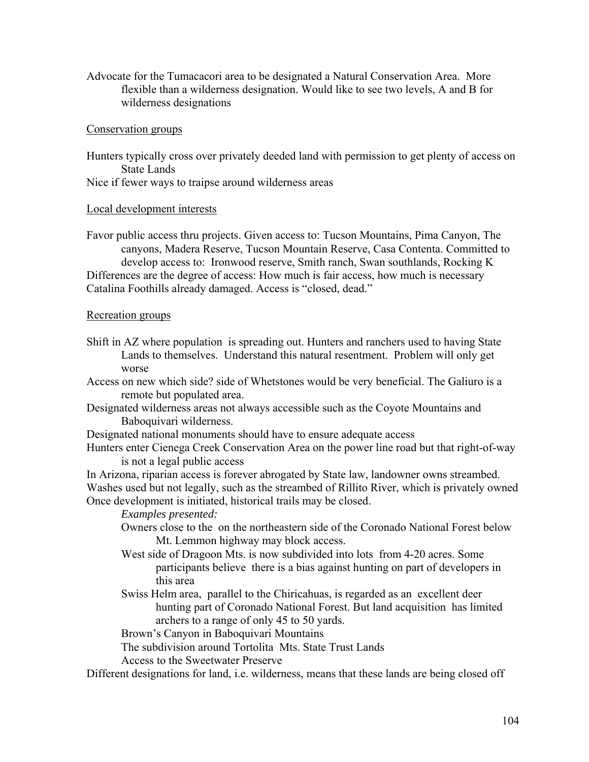Advocate for the Tumacacori area to be designated a Natural Conservation Area. More flexible than a wilderness designation. Would like to see two levels, A and B for wilderness designations

<u>Conservation groups</u>

Hunters typically cross over privately deeded land with permission to get plenty of access on State Lands

Nice if fewer ways to traipse around wilderness areas

<u>Local development interests</u>

Favor public access thru projects. Given access to: Tucson Mountains, Pima Canyon, The canyons, Madera Reserve, Tucson Mountain Reserve, Casa Contenta. Committed to develop access to: Ironwood reserve, Smith ranch, Swan southlands, Rocking K

Differences are the degree of access: How much is fair access, how much is necessary

Catalina Foothills already damaged. Access is "closed, dead."

<u>Recreation groups</u>

Shift in AZ where population is spreading out. Hunters and ranchers used to having State Lands to themselves. Understand this natural resentment. Problem will only get worse

Access on new which side? side of Whetstones would be very beneficial. The Galiuro is a remote but populated area.

Designated wilderness areas not always accessible such as the Coyote Mountains and Baboquivari wilderness.

Designated national monuments should have to ensure adequate access

Hunters enter Cienega Creek Conservation Area on the power line road but that right-of-way is not a legal public access

In Arizona, riparian access is forever abrogated by State law, landowner owns streambed.

Washes used but not legally, such as the streambed of Rillito River, which is privately owned

Once development is initiated, historical trails may be closed.

*Examples presented:*

- Owners close to the on the northeastern side of the Coronado National Forest below Mt. Lemmon highway may block access.
- West side of Dragoon Mts. is now subdivided into lots from 4-20 acres. Some participants believe there is a bias against hunting on part of developers in this area
- Swiss Helm area, parallel to the Chiricahuas, is regarded as an excellent deer hunting part of Coronado National Forest. But land acquisition has limited archers to a range of only 45 to 50 yards.
- Brown's Canyon in Baboquivari Mountains
- The subdivision around Tortolita Mts. State Trust Lands
- Access to the Sweetwater Preserve

Different designations for land, i.e. wilderness, means that these lands are being closed off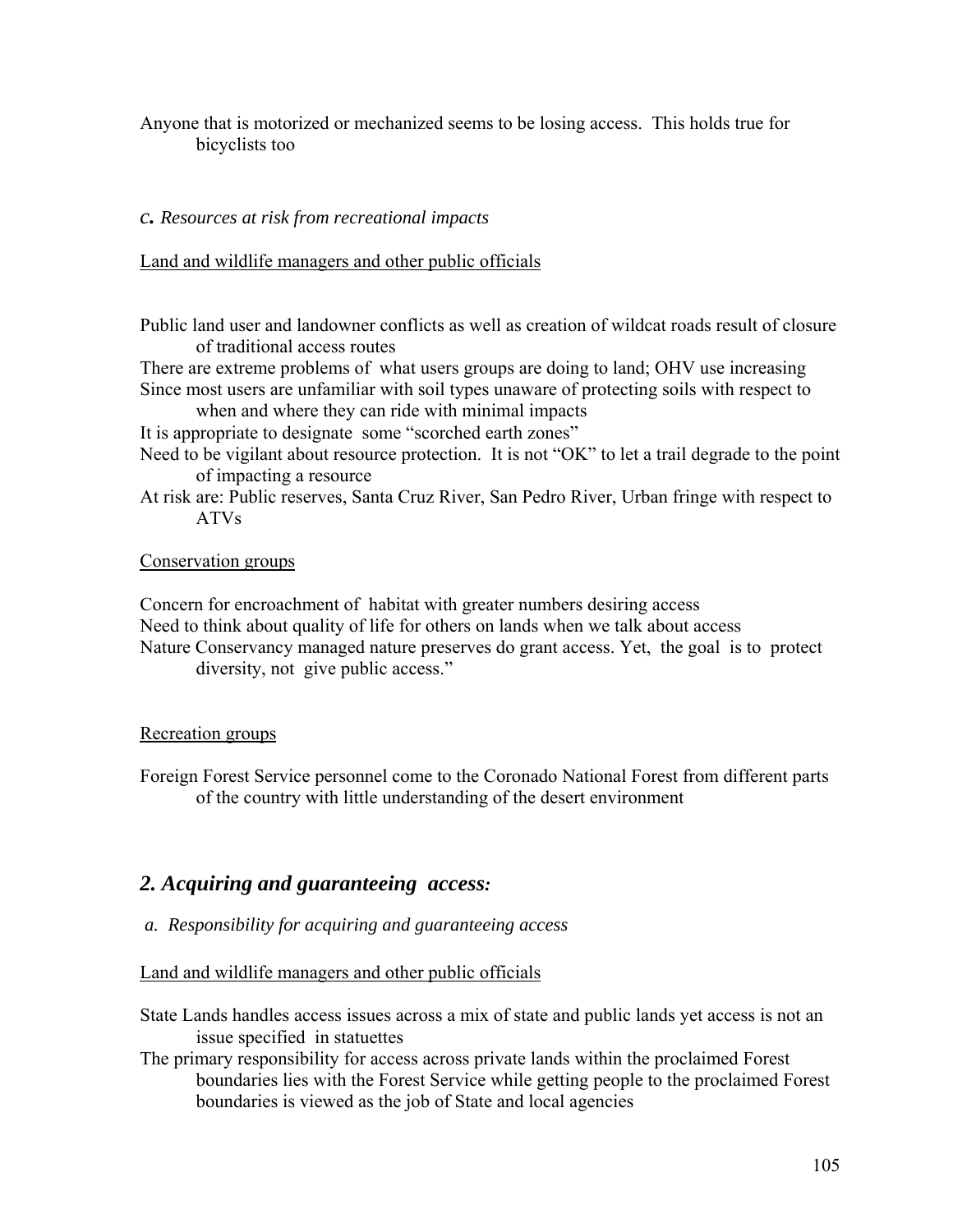Anyone that is motorized or mechanized seems to be losing access. This holds true for bicyclists too

### *c. Resources at risk from recreational impacts*

<u>Land and wildlife managers and other public officials</u>

Public land user and landowner conflicts as well as creation of wildcat roads result of closure of traditional access routes

There are extreme problems of what users groups are doing to land; OHV use increasing

Since most users are unfamiliar with soil types unaware of protecting soils with respect to when and where they can ride with minimal impacts

It is appropriate to designate some "scorched earth zones"

Need to be vigilant about resource protection. It is not "OK" to let a trail degrade to the point of impacting a resource

At risk are: Public reserves, Santa Cruz River, San Pedro River, Urban fringe with respect to ATVs

<u>Conservation groups</u>

Concern for encroachment of habitat with greater numbers desiring access

Need to think about quality of life for others on lands when we talk about access

Nature Conservancy managed nature preserves do grant access. Yet, the goal is to protect diversity, not give public access."

<u>Recreation groups</u>

Foreign Forest Service personnel come to the Coronado National Forest from different parts of the country with little understanding of the desert environment

## *2. Acquiring and guaranteeing access:*

### *a. Responsibility for acquiring and guaranteeing access*

<u>Land and wildlife managers and other public officials</u>

State Lands handles access issues across a mix of state and public lands yet access is not an issue specified in statuettes

The primary responsibility for access across private lands within the proclaimed Forest boundaries lies with the Forest Service while getting people to the proclaimed Forest boundaries is viewed as the job of State and local agencies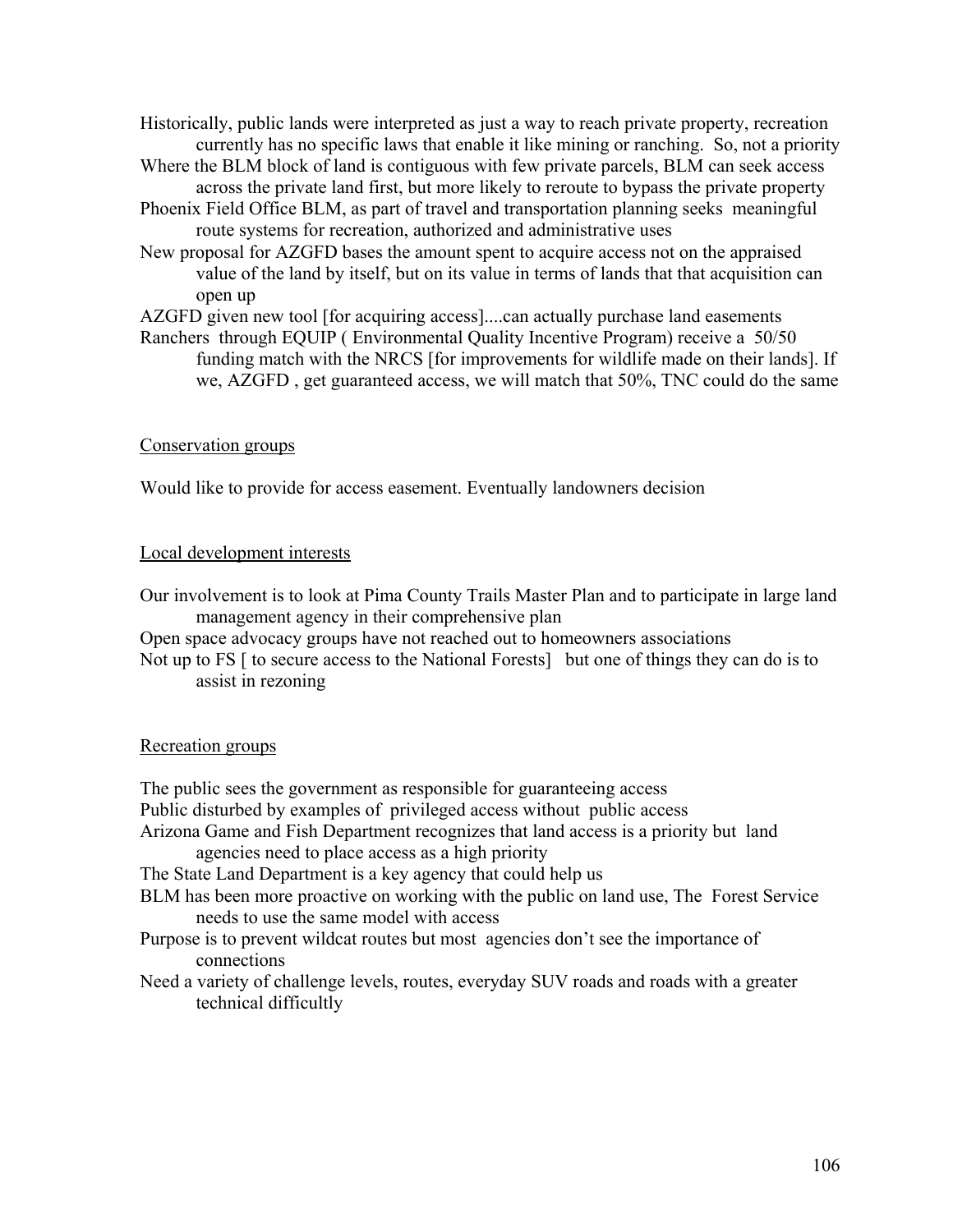Historically, public lands were interpreted as just a way to reach private property, recreation currently has no specific laws that enable it like mining or ranching. So, not a priority

Where the BLM block of land is contiguous with few private parcels, BLM can seek access across the private land first, but more likely to reroute to bypass the private property

Phoenix Field Office BLM, as part of travel and transportation planning seeks meaningful route systems for recreation, authorized and administrative uses

New proposal for AZGFD bases the amount spent to acquire access not on the appraised value of the land by itself, but on its value in terms of lands that that acquisition can open up

AZGFD given new tool [for acquiring access]....can actually purchase land easements

Ranchers through EQUIP ( Environmental Quality Incentive Program) receive a 50/50 funding match with the NRCS [for improvements for wildlife made on their lands]. If we, AZGFD , get guaranteed access, we will match that 50%, TNC could do the same

Conservation groups

Would like to provide for access easement. Eventually landowners decision

Local development interests

Our involvement is to look at Pima County Trails Master Plan and to participate in large land management agency in their comprehensive plan

Open space advocacy groups have not reached out to homeowners associations

Not up to FS [ to secure access to the National Forests] but one of things they can do is to assist in rezoning

Recreation groups

The public sees the government as responsible for guaranteeing access

Public disturbed by examples of privileged access without public access

Arizona Game and Fish Department recognizes that land access is a priority but land agencies need to place access as a high priority

The State Land Department is a key agency that could help us

BLM has been more proactive on working with the public on land use, The Forest Service needs to use the same model with access

Purpose is to prevent wildcat routes but most agencies don't see the importance of connections

Need a variety of challenge levels, routes, everyday SUV roads and roads with a greater technical difficultly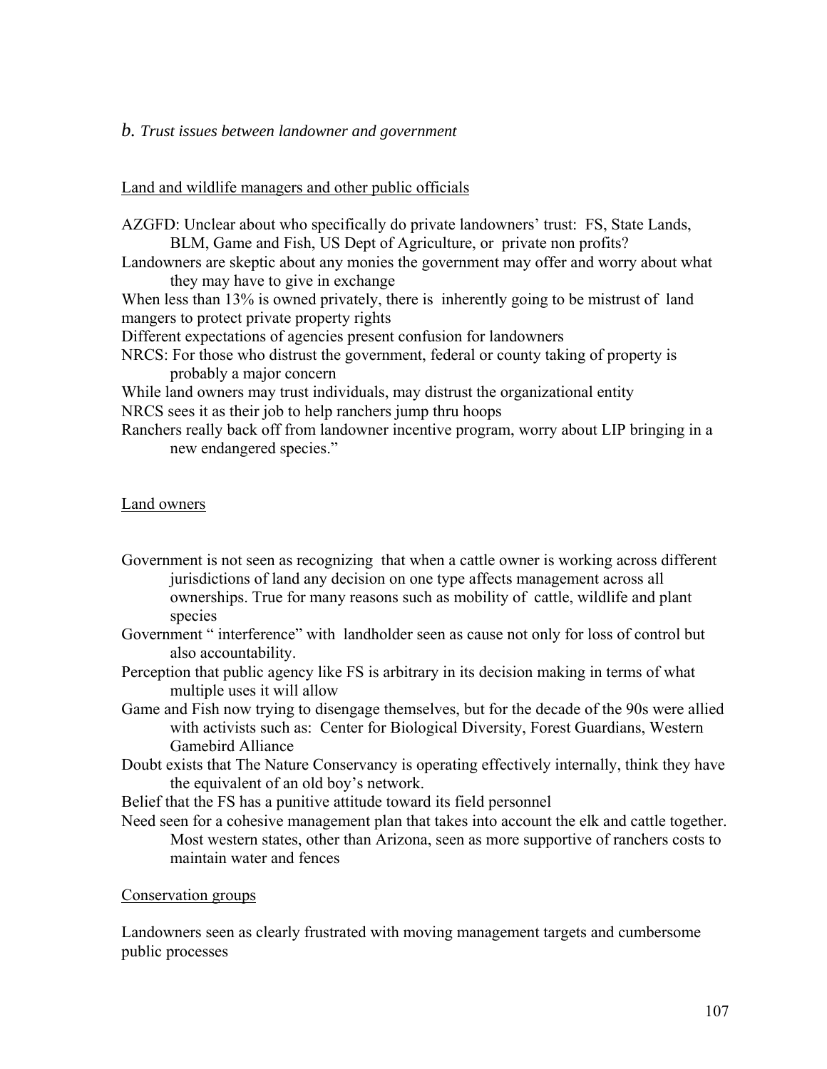### *b. Trust issues between landowner and government*

Land and wildlife managers and other public officials

AZGFD: Unclear about who specifically do private landowners' trust: FS, State Lands, BLM, Game and Fish, US Dept of Agriculture, or private non profits?

Landowners are skeptic about any monies the government may offer and worry about what they may have to give in exchange

When less than 13% is owned privately, there is inherently going to be mistrust of land mangers to protect private property rights

Different expectations of agencies present confusion for landowners

NRCS: For those who distrust the government, federal or county taking of property is probably a major concern

While land owners may trust individuals, may distrust the organizational entity

NRCS sees it as their job to help ranchers jump thru hoops

Ranchers really back off from landowner incentive program, worry about LIP bringing in a new endangered species."

Land owners

Government is not seen as recognizing that when a cattle owner is working across different jurisdictions of land any decision on one type affects management across all ownerships. True for many reasons such as mobility of cattle, wildlife and plant species

Government " interference" with landholder seen as cause not only for loss of control but also accountability.

Perception that public agency like FS is arbitrary in its decision making in terms of what multiple uses it will allow

Game and Fish now trying to disengage themselves, but for the decade of the 90s were allied with activists such as: Center for Biological Diversity, Forest Guardians, Western Gamebird Alliance

Doubt exists that The Nature Conservancy is operating effectively internally, think they have the equivalent of an old boy's network.

Belief that the FS has a punitive attitude toward its field personnel

Need seen for a cohesive management plan that takes into account the elk and cattle together. Most western states, other than Arizona, seen as more supportive of ranchers costs to maintain water and fences

Conservation groups

Landowners seen as clearly frustrated with moving management targets and cumbersome public processes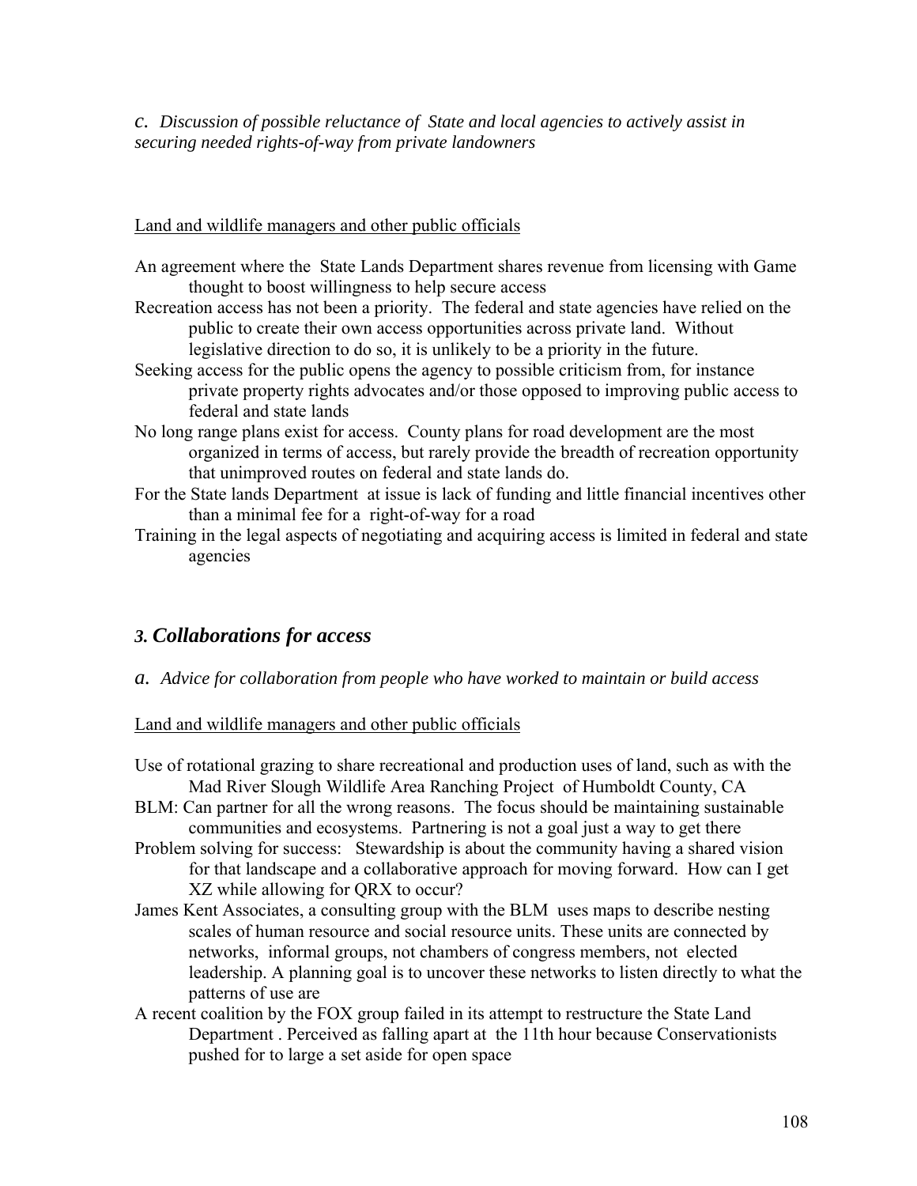*c. Discussion of possible reluctance of State and local agencies to actively assist in securing needed rights-of-way from private landowners*

Land and wildlife managers and other public officials

An agreement where the State Lands Department shares revenue from licensing with Game thought to boost willingness to help secure access

Recreation access has not been a priority. The federal and state agencies have relied on the public to create their own access opportunities across private land. Without legislative direction to do so, it is unlikely to be a priority in the future.

Seeking access for the public opens the agency to possible criticism from, for instance private property rights advocates and/or those opposed to improving public access to federal and state lands

No long range plans exist for access. County plans for road development are the most organized in terms of access, but rarely provide the breadth of recreation opportunity that unimproved routes on federal and state lands do.

For the State lands Department at issue is lack of funding and little financial incentives other than a minimal fee for a right-of-way for a road

Training in the legal aspects of negotiating and acquiring access is limited in federal and state agencies

## *3. Collaborations for access*

*a. Advice for collaboration from people who have worked to maintain or build access*

Land and wildlife managers and other public officials

Use of rotational grazing to share recreational and production uses of land, such as with the Mad River Slough Wildlife Area Ranching Project of Humboldt County, CA

BLM: Can partner for all the wrong reasons. The focus should be maintaining sustainable communities and ecosystems. Partnering is not a goal just a way to get there

Problem solving for success: Stewardship is about the community having a shared vision for that landscape and a collaborative approach for moving forward. How can I get XZ while allowing for QRX to occur?

James Kent Associates, a consulting group with the BLM uses maps to describe nesting scales of human resource and social resource units. These units are connected by networks, informal groups, not chambers of congress members, not elected leadership. A planning goal is to uncover these networks to listen directly to what the patterns of use are

A recent coalition by the FOX group failed in its attempt to restructure the State Land Department . Perceived as falling apart at the 11th hour because Conservationists pushed for to large a set aside for open space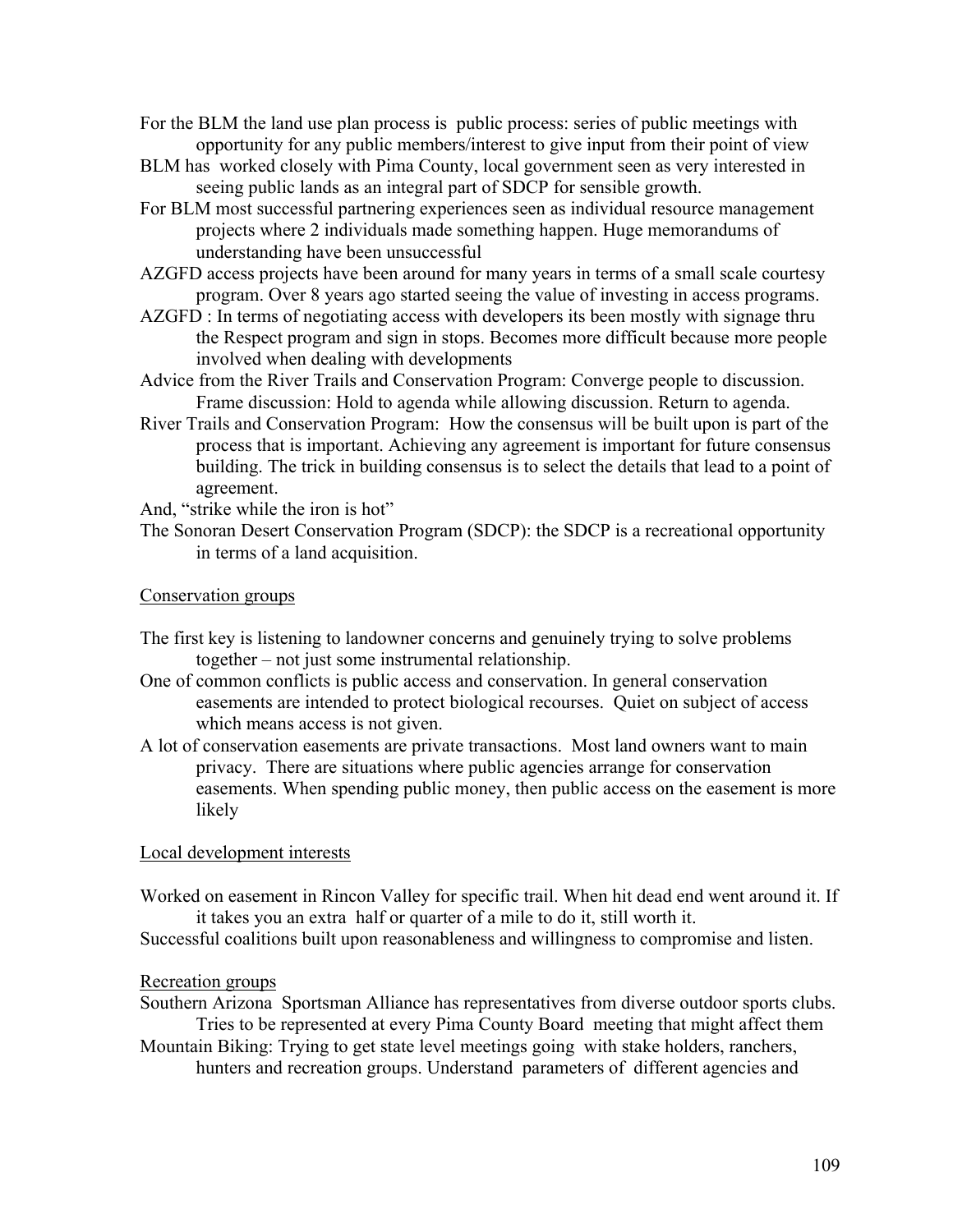For the BLM the land use plan process is public process: series of public meetings with opportunity for any public members/interest to give input from their point of view

BLM has worked closely with Pima County, local government seen as very interested in seeing public lands as an integral part of SDCP for sensible growth.

For BLM most successful partnering experiences seen as individual resource management projects where 2 individuals made something happen. Huge memorandums of understanding have been unsuccessful

AZGFD access projects have been around for many years in terms of a small scale courtesy program. Over 8 years ago started seeing the value of investing in access programs.

AZGFD : In terms of negotiating access with developers its been mostly with signage thru the Respect program and sign in stops. Becomes more difficult because more people involved when dealing with developments

Advice from the River Trails and Conservation Program: Converge people to discussion. Frame discussion: Hold to agenda while allowing discussion. Return to agenda.

River Trails and Conservation Program: How the consensus will be built upon is part of the process that is important. Achieving any agreement is important for future consensus building. The trick in building consensus is to select the details that lead to a point of agreement.

And, "strike while the iron is hot"

The Sonoran Desert Conservation Program (SDCP): the SDCP is a recreational opportunity in terms of a land acquisition.

Conservation groups

The first key is listening to landowner concerns and genuinely trying to solve problems together – not just some instrumental relationship.

One of common conflicts is public access and conservation. In general conservation easements are intended to protect biological recourses. Quiet on subject of access which means access is not given.

A lot of conservation easements are private transactions. Most land owners want to main privacy. There are situations where public agencies arrange for conservation easements. When spending public money, then public access on the easement is more likely

Local development interests

Worked on easement in Rincon Valley for specific trail. When hit dead end went around it. If it takes you an extra half or quarter of a mile to do it, still worth it.

Successful coalitions built upon reasonableness and willingness to compromise and listen.

Recreation groups

Southern Arizona Sportsman Alliance has representatives from diverse outdoor sports clubs. Tries to be represented at every Pima County Board meeting that might affect them

Mountain Biking: Trying to get state level meetings going with stake holders, ranchers, hunters and recreation groups. Understand parameters of different agencies and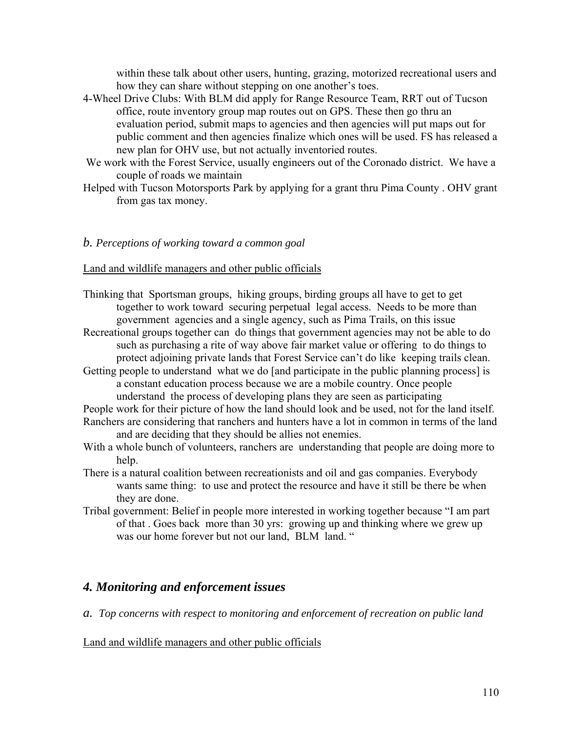within these talk about other users, hunting, grazing, motorized recreational users and how they can share without stepping on one another's toes.

4-Wheel Drive Clubs: With BLM did apply for Range Resource Team, RRT out of Tucson office, route inventory group map routes out on GPS. These then go thru an evaluation period, submit maps to agencies and then agencies will put maps out for public comment and then agencies finalize which ones will be used. FS has released a new plan for OHV use, but not actually inventoried routes.

We work with the Forest Service, usually engineers out of the Coronado district. We have a couple of roads we maintain

Helped with Tucson Motorsports Park by applying for a grant thru Pima County . OHV grant from gas tax money.

### *b. Perceptions of working toward a common goal*

Land and wildlife managers and other public officials

Thinking that Sportsman groups, hiking groups, birding groups all have to get to get together to work toward securing perpetual legal access. Needs to be more than government agencies and a single agency, such as Pima Trails, on this issue

Recreational groups together can do things that government agencies may not be able to do such as purchasing a rite of way above fair market value or offering to do things to protect adjoining private lands that Forest Service can't do like keeping trails clean.

Getting people to understand what we do [and participate in the public planning process] is a constant education process because we are a mobile country. Once people understand the process of developing plans they are seen as participating

People work for their picture of how the land should look and be used, not for the land itself.

Ranchers are considering that ranchers and hunters have a lot in common in terms of the land and are deciding that they should be allies not enemies.

With a whole bunch of volunteers, ranchers are understanding that people are doing more to help.

There is a natural coalition between recreationists and oil and gas companies. Everybody wants same thing: to use and protect the resource and have it still be there be when they are done.

Tribal government: Belief in people more interested in working together because "I am part of that . Goes back more than 30 yrs: growing up and thinking where we grew up was our home forever but not our land, BLM land. "

## *4. Monitoring and enforcement issues*

### *a. Top concerns with respect to monitoring and enforcement of recreation on public land*

Land and wildlife managers and other public officials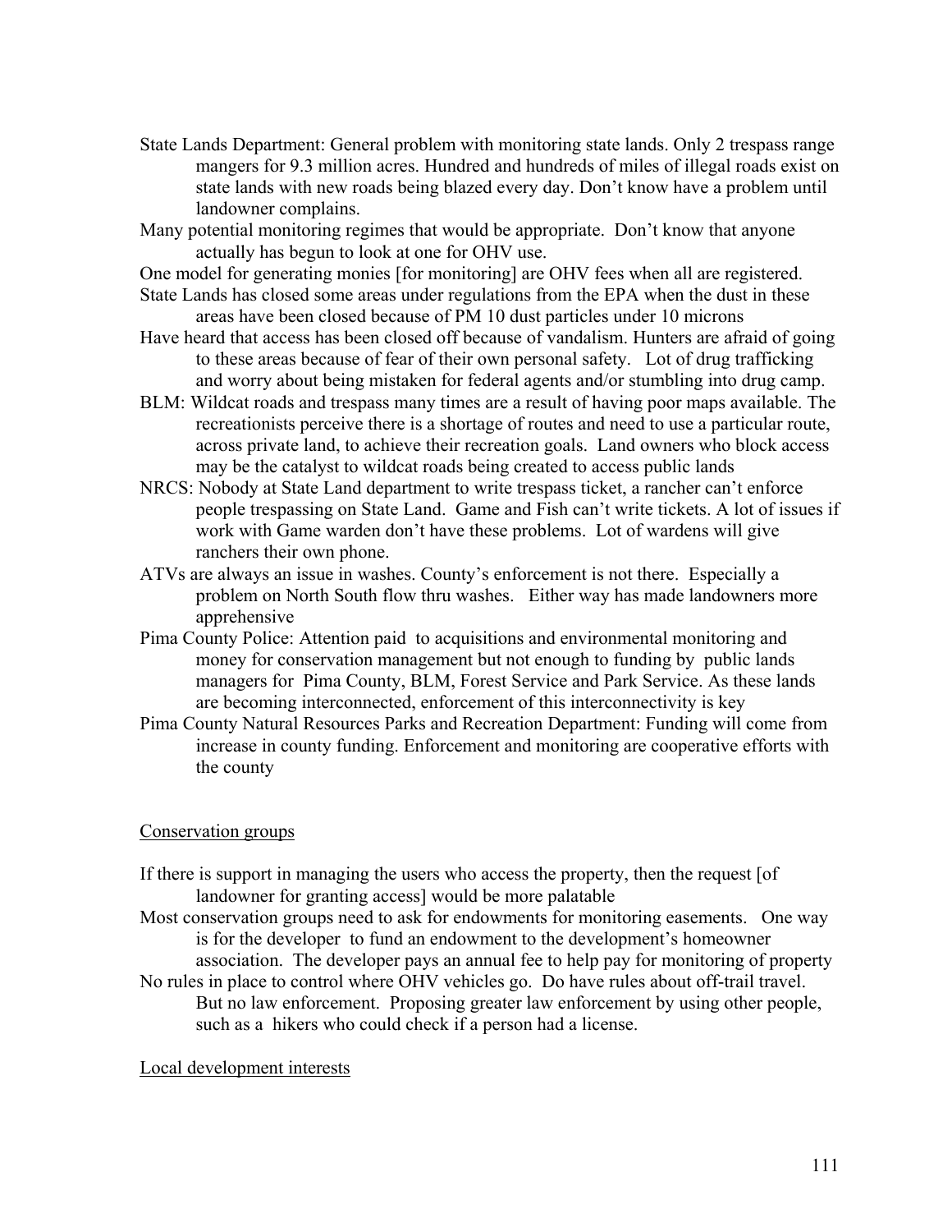State Lands Department: General problem with monitoring state lands. Only 2 trespass range mangers for 9.3 million acres. Hundred and hundreds of miles of illegal roads exist on state lands with new roads being blazed every day. Don't know have a problem until landowner complains.

Many potential monitoring regimes that would be appropriate. Don't know that anyone actually has begun to look at one for OHV use.

One model for generating monies [for monitoring] are OHV fees when all are registered.

State Lands has closed some areas under regulations from the EPA when the dust in these areas have been closed because of PM 10 dust particles under 10 microns

Have heard that access has been closed off because of vandalism. Hunters are afraid of going to these areas because of fear of their own personal safety. Lot of drug trafficking and worry about being mistaken for federal agents and/or stumbling into drug camp.

BLM: Wildcat roads and trespass many times are a result of having poor maps available. The recreationists perceive there is a shortage of routes and need to use a particular route, across private land, to achieve their recreation goals. Land owners who block access may be the catalyst to wildcat roads being created to access public lands

NRCS: Nobody at State Land department to write trespass ticket, a rancher can't enforce people trespassing on State Land. Game and Fish can't write tickets. A lot of issues if work with Game warden don't have these problems. Lot of wardens will give ranchers their own phone.

ATVs are always an issue in washes. County's enforcement is not there. Especially a problem on North South flow thru washes. Either way has made landowners more apprehensive

Pima County Police: Attention paid to acquisitions and environmental monitoring and money for conservation management but not enough to funding by public lands managers for Pima County, BLM, Forest Service and Park Service. As these lands are becoming interconnected, enforcement of this interconnectivity is key

Pima County Natural Resources Parks and Recreation Department: Funding will come from increase in county funding. Enforcement and monitoring are cooperative efforts with the county

Conservation groups

If there is support in managing the users who access the property, then the request [of landowner for granting access] would be more palatable

Most conservation groups need to ask for endowments for monitoring easements. One way is for the developer to fund an endowment to the development's homeowner association. The developer pays an annual fee to help pay for monitoring of property

No rules in place to control where OHV vehicles go. Do have rules about off-trail travel. But no law enforcement. Proposing greater law enforcement by using other people, such as a hikers who could check if a person had a license.

Local development interests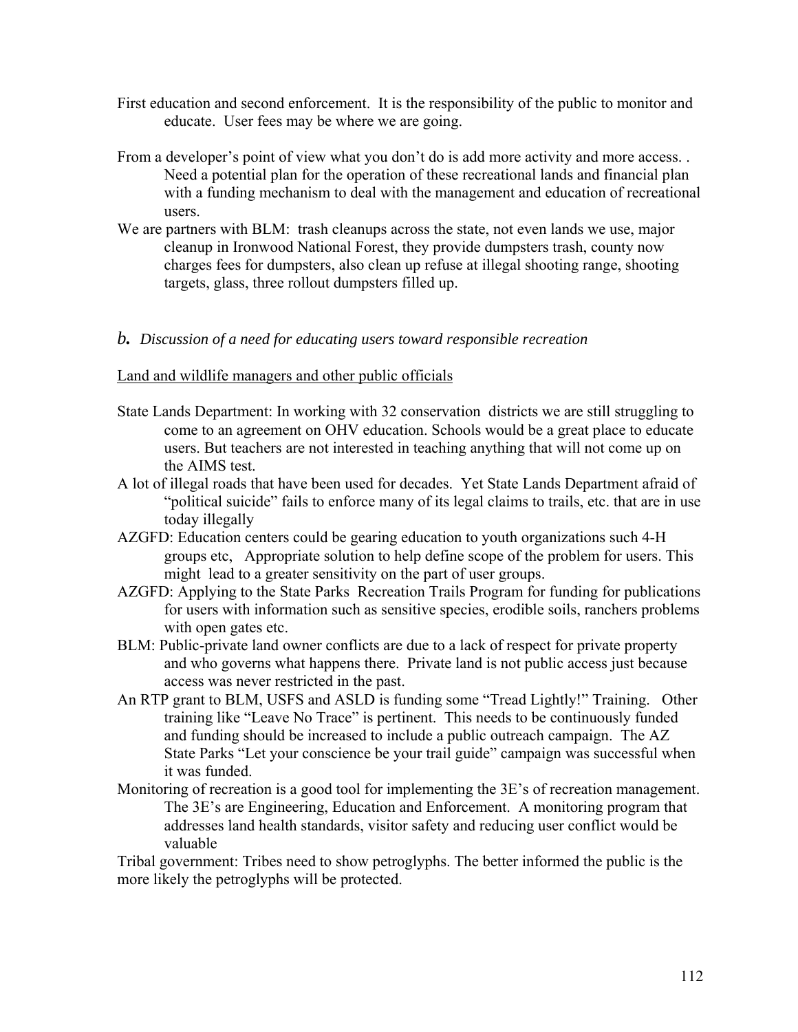First education and second enforcement. It is the responsibility of the public to monitor and educate. User fees may be where we are going.

From a developer's point of view what you don't do is add more activity and more access. . Need a potential plan for the operation of these recreational lands and financial plan with a funding mechanism to deal with the management and education of recreational users.

We are partners with BLM: trash cleanups across the state, not even lands we use, major cleanup in Ironwood National Forest, they provide dumpsters trash, county now charges fees for dumpsters, also clean up refuse at illegal shooting range, shooting targets, glass, three rollout dumpsters filled up.

### b. *Discussion of a need for educating users toward responsible recreation*

Land and wildlife managers and other public officials

State Lands Department: In working with 32 conservation districts we are still struggling to come to an agreement on OHV education. Schools would be a great place to educate users. But teachers are not interested in teaching anything that will not come up on the AIMS test.

A lot of illegal roads that have been used for decades. Yet State Lands Department afraid of "political suicide" fails to enforce many of its legal claims to trails, etc. that are in use today illegally

AZGFD: Education centers could be gearing education to youth organizations such 4-H groups etc, Appropriate solution to help define scope of the problem for users. This might lead to a greater sensitivity on the part of user groups.

AZGFD: Applying to the State Parks Recreation Trails Program for funding for publications for users with information such as sensitive species, erodible soils, ranchers problems with open gates etc.

BLM: Public-private land owner conflicts are due to a lack of respect for private property and who governs what happens there. Private land is not public access just because access was never restricted in the past.

An RTP grant to BLM, USFS and ASLD is funding some "Tread Lightly!" Training. Other training like "Leave No Trace" is pertinent. This needs to be continuously funded and funding should be increased to include a public outreach campaign. The AZ State Parks "Let your conscience be your trail guide" campaign was successful when it was funded.

Monitoring of recreation is a good tool for implementing the 3E's of recreation management. The 3E's are Engineering, Education and Enforcement. A monitoring program that addresses land health standards, visitor safety and reducing user conflict would be valuable

Tribal government: Tribes need to show petroglyphs. The better informed the public is the more likely the petroglyphs will be protected.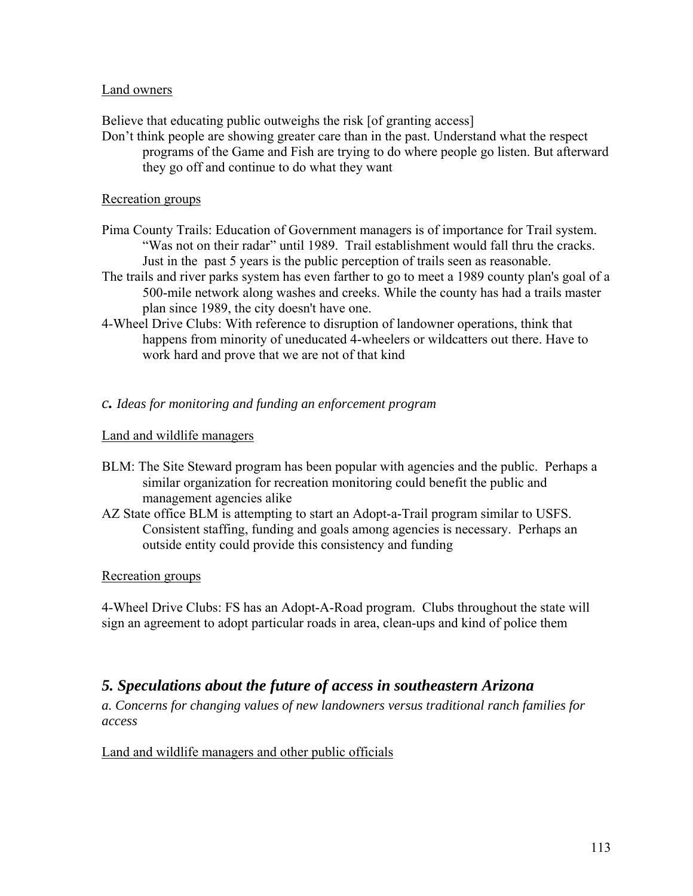Land owners

Believe that educating public outweighs the risk [of granting access]

Don't think people are showing greater care than in the past. Understand what the respect programs of the Game and Fish are trying to do where people go listen. But afterward they go off and continue to do what they want

Recreation groups

Pima County Trails: Education of Government managers is of importance for Trail system. "Was not on their radar" until 1989. Trail establishment would fall thru the cracks. Just in the past 5 years is the public perception of trails seen as reasonable.

The trails and river parks system has even farther to go to meet a 1989 county plan's goal of a 500-mile network along washes and creeks. While the county has had a trails master plan since 1989, the city doesn't have one.

4-Wheel Drive Clubs: With reference to disruption of landowner operations, think that happens from minority of uneducated 4-wheelers or wildcatters out there. Have to work hard and prove that we are not of that kind

### *c. Ideas for monitoring and funding an enforcement program*

Land and wildlife managers

BLM: The Site Steward program has been popular with agencies and the public. Perhaps a similar organization for recreation monitoring could benefit the public and management agencies alike

AZ State office BLM is attempting to start an Adopt-a-Trail program similar to USFS. Consistent staffing, funding and goals among agencies is necessary. Perhaps an outside entity could provide this consistency and funding

Recreation groups

4-Wheel Drive Clubs: FS has an Adopt-A-Road program. Clubs throughout the state will sign an agreement to adopt particular roads in area, clean-ups and kind of police them

## *5. Speculations about the future of access in southeastern Arizona*

*a. Concerns for changing values of new landowners versus traditional ranch families for access*

Land and wildlife managers and other public officials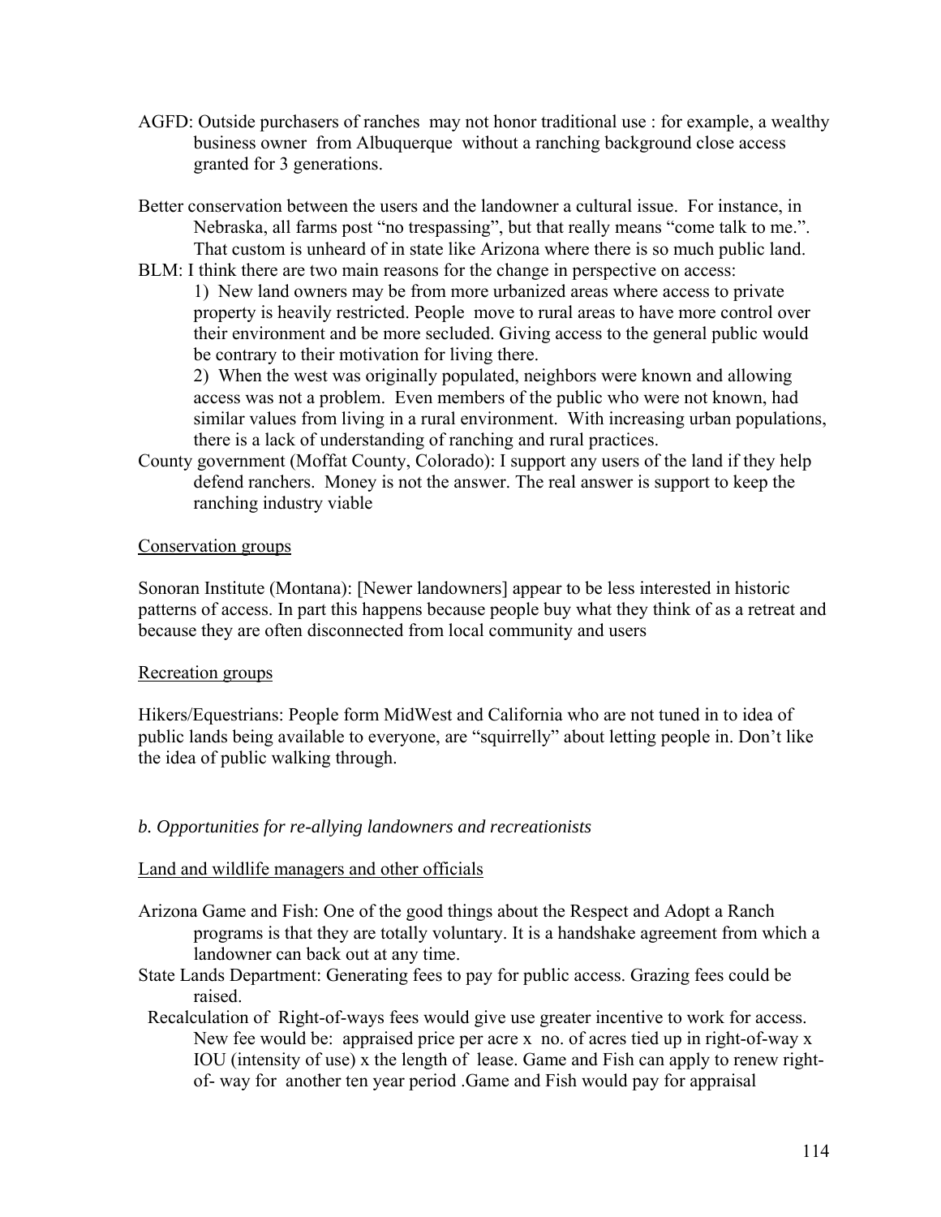AGFD: Outside purchasers of ranches may not honor traditional use : for example, a wealthy business owner from Albuquerque without a ranching background close access granted for 3 generations.

Better conservation between the users and the landowner a cultural issue. For instance, in Nebraska, all farms post "no trespassing", but that really means "come talk to me.". That custom is unheard of in state like Arizona where there is so much public land.

BLM: I think there are two main reasons for the change in perspective on access:

1) New land owners may be from more urbanized areas where access to private property is heavily restricted. People move to rural areas to have more control over their environment and be more secluded. Giving access to the general public would be contrary to their motivation for living there.

2) When the west was originally populated, neighbors were known and allowing access was not a problem. Even members of the public who were not known, had similar values from living in a rural environment. With increasing urban populations, there is a lack of understanding of ranching and rural practices.

County government (Moffat County, Colorado): I support any users of the land if they help defend ranchers. Money is not the answer. The real answer is support to keep the ranching industry viable

Conservation groups

Sonoran Institute (Montana): [Newer landowners] appear to be less interested in historic patterns of access. In part this happens because people buy what they think of as a retreat and because they are often disconnected from local community and users

Recreation groups

Hikers/Equestrians: People form MidWest and California who are not tuned in to idea of public lands being available to everyone, are "squirrelly" about letting people in. Don't like the idea of public walking through.

*b. Opportunities for re-allying landowners and recreationists*

Land and wildlife managers and other officials

Arizona Game and Fish: One of the good things about the Respect and Adopt a Ranch programs is that they are totally voluntary. It is a handshake agreement from which a landowner can back out at any time.

State Lands Department: Generating fees to pay for public access. Grazing fees could be raised.

Recalculation of Right-of-ways fees would give use greater incentive to work for access. New fee would be: appraised price per acre x no. of acres tied up in right-of-way x IOU (intensity of use) x the length of lease. Game and Fish can apply to renew right-of- way for another ten year period .Game and Fish would pay for appraisal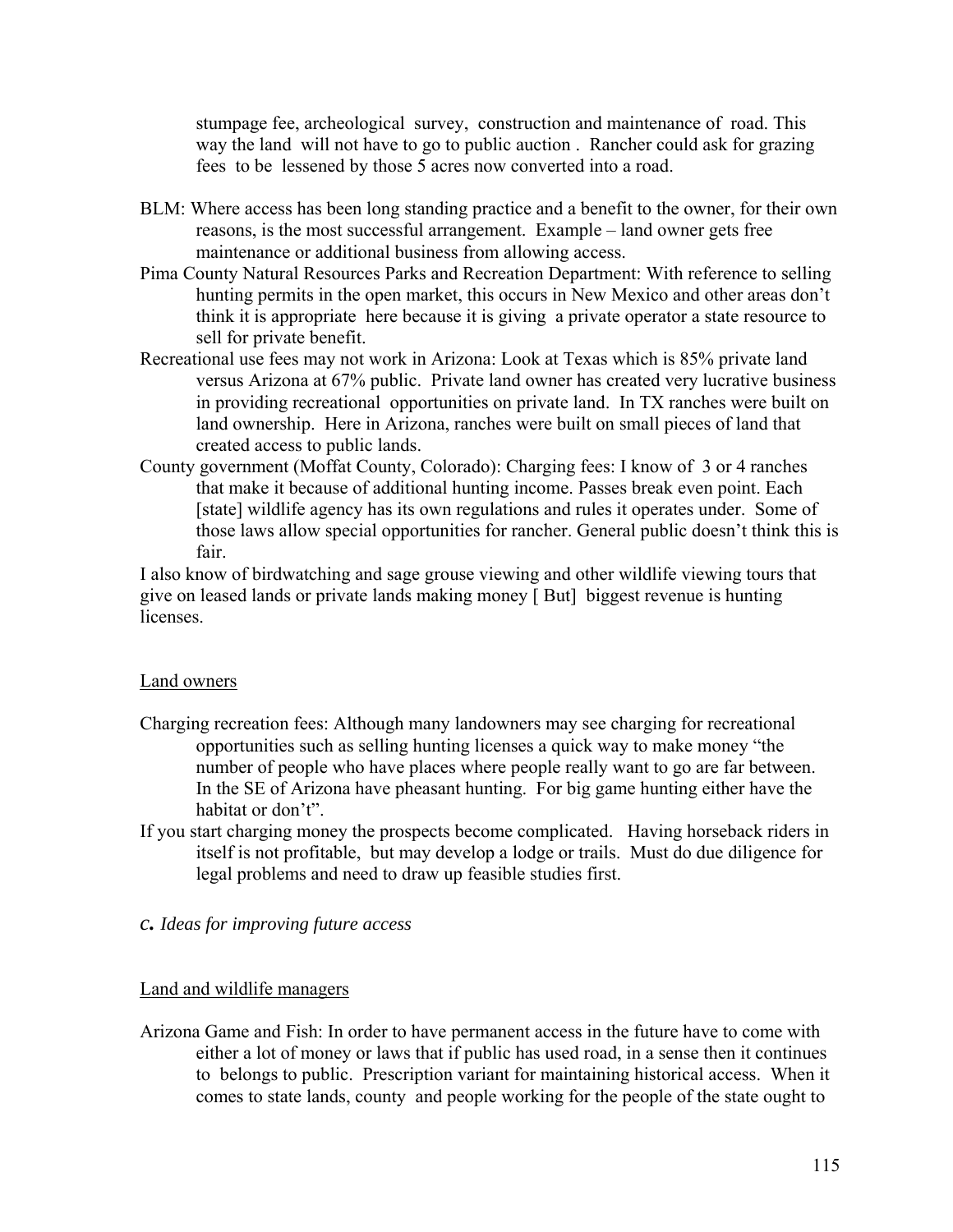stumpage fee, archeological survey, construction and maintenance of road. This way the land will not have to go to public auction . Rancher could ask for grazing fees to be lessened by those 5 acres now converted into a road.

BLM: Where access has been long standing practice and a benefit to the owner, for their own reasons, is the most successful arrangement. Example – land owner gets free maintenance or additional business from allowing access.

Pima County Natural Resources Parks and Recreation Department: With reference to selling hunting permits in the open market, this occurs in New Mexico and other areas don't think it is appropriate here because it is giving a private operator a state resource to sell for private benefit.

Recreational use fees may not work in Arizona: Look at Texas which is 85% private land versus Arizona at 67% public. Private land owner has created very lucrative business in providing recreational opportunities on private land. In TX ranches were built on land ownership. Here in Arizona, ranches were built on small pieces of land that created access to public lands.

County government (Moffat County, Colorado): Charging fees: I know of 3 or 4 ranches that make it because of additional hunting income. Passes break even point. Each [state] wildlife agency has its own regulations and rules it operates under. Some of those laws allow special opportunities for rancher. General public doesn't think this is fair.

I also know of birdwatching and sage grouse viewing and other wildlife viewing tours that give on leased lands or private lands making money [ But] biggest revenue is hunting licenses.

Land owners

Charging recreation fees: Although many landowners may see charging for recreational opportunities such as selling hunting licenses a quick way to make money "the number of people who have places where people really want to go are far between. In the SE of Arizona have pheasant hunting. For big game hunting either have the habitat or don't".

If you start charging money the prospects become complicated. Having horseback riders in itself is not profitable, but may develop a lodge or trails. Must do due diligence for legal problems and need to draw up feasible studies first.

### *c. Ideas for improving future access*

Land and wildlife managers

Arizona Game and Fish: In order to have permanent access in the future have to come with either a lot of money or laws that if public has used road, in a sense then it continues to belongs to public. Prescription variant for maintaining historical access. When it comes to state lands, county and people working for the people of the state ought to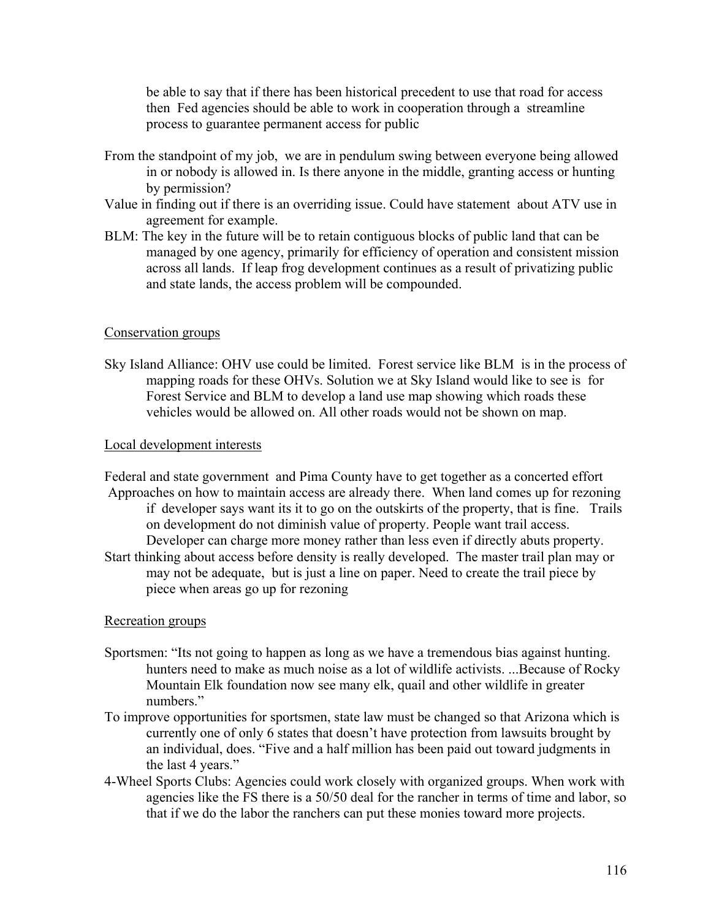be able to say that if there has been historical precedent to use that road for access then Fed agencies should be able to work in cooperation through a streamline process to guarantee permanent access for public

From the standpoint of my job, we are in pendulum swing between everyone being allowed in or nobody is allowed in. Is there anyone in the middle, granting access or hunting by permission?

Value in finding out if there is an overriding issue. Could have statement about ATV use in agreement for example.

BLM: The key in the future will be to retain contiguous blocks of public land that can be managed by one agency, primarily for efficiency of operation and consistent mission across all lands. If leap frog development continues as a result of privatizing public and state lands, the access problem will be compounded.

<u>Conservation groups</u>

Sky Island Alliance: OHV use could be limited. Forest service like BLM is in the process of mapping roads for these OHVs. Solution we at Sky Island would like to see is for Forest Service and BLM to develop a land use map showing which roads these vehicles would be allowed on. All other roads would not be shown on map.

<u>Local development interests</u>

Federal and state government and Pima County have to get together as a concerted effort

Approaches on how to maintain access are already there. When land comes up for rezoning if developer says want its it to go on the outskirts of the property, that is fine. Trails on development do not diminish value of property. People want trail access. Developer can charge more money rather than less even if directly abuts property.

Start thinking about access before density is really developed. The master trail plan may or may not be adequate, but is just a line on paper. Need to create the trail piece by piece when areas go up for rezoning

<u>Recreation groups</u>

Sportsmen: "Its not going to happen as long as we have a tremendous bias against hunting. hunters need to make as much noise as a lot of wildlife activists. ...Because of Rocky Mountain Elk foundation now see many elk, quail and other wildlife in greater numbers."

To improve opportunities for sportsmen, state law must be changed so that Arizona which is currently one of only 6 states that doesn't have protection from lawsuits brought by an individual, does. "Five and a half million has been paid out toward judgments in the last 4 years."

4-Wheel Sports Clubs: Agencies could work closely with organized groups. When work with agencies like the FS there is a 50/50 deal for the rancher in terms of time and labor, so that if we do the labor the ranchers can put these monies toward more projects.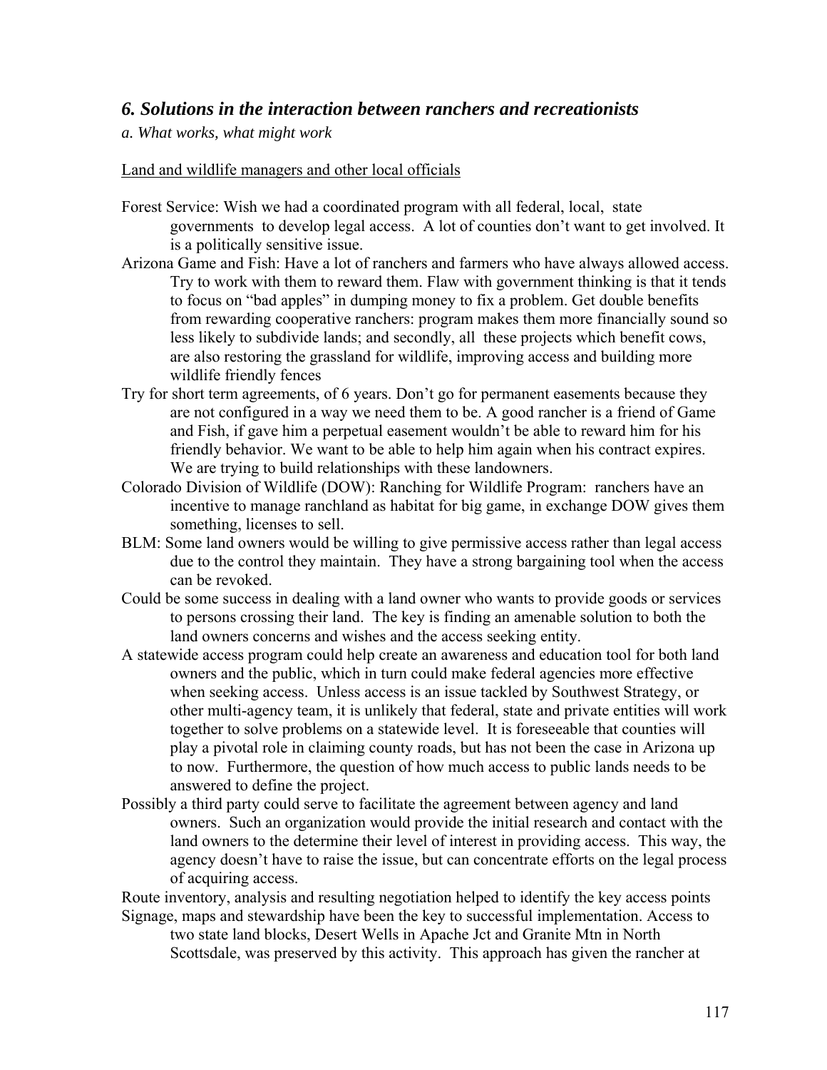## *6. Solutions in the interaction between ranchers and recreationists*

*a. What works, what might work*

<u>Land and wildlife managers and other local officials</u>

Forest Service: Wish we had a coordinated program with all federal, local, state governments to develop legal access. A lot of counties don't want to get involved. It is a politically sensitive issue.

Arizona Game and Fish: Have a lot of ranchers and farmers who have always allowed access. Try to work with them to reward them. Flaw with government thinking is that it tends to focus on "bad apples" in dumping money to fix a problem. Get double benefits from rewarding cooperative ranchers: program makes them more financially sound so less likely to subdivide lands; and secondly, all these projects which benefit cows, are also restoring the grassland for wildlife, improving access and building more wildlife friendly fences

Try for short term agreements, of 6 years. Don't go for permanent easements because they are not configured in a way we need them to be. A good rancher is a friend of Game and Fish, if gave him a perpetual easement wouldn't be able to reward him for his friendly behavior. We want to be able to help him again when his contract expires. We are trying to build relationships with these landowners.

Colorado Division of Wildlife (DOW): Ranching for Wildlife Program: ranchers have an incentive to manage ranchland as habitat for big game, in exchange DOW gives them something, licenses to sell.

BLM: Some land owners would be willing to give permissive access rather than legal access due to the control they maintain. They have a strong bargaining tool when the access can be revoked.

Could be some success in dealing with a land owner who wants to provide goods or services to persons crossing their land. The key is finding an amenable solution to both the land owners concerns and wishes and the access seeking entity.

A statewide access program could help create an awareness and education tool for both land owners and the public, which in turn could make federal agencies more effective when seeking access. Unless access is an issue tackled by Southwest Strategy, or other multi-agency team, it is unlikely that federal, state and private entities will work together to solve problems on a statewide level. It is foreseeable that counties will play a pivotal role in claiming county roads, but has not been the case in Arizona up to now. Furthermore, the question of how much access to public lands needs to be answered to define the project.

Possibly a third party could serve to facilitate the agreement between agency and land owners. Such an organization would provide the initial research and contact with the land owners to the determine their level of interest in providing access. This way, the agency doesn't have to raise the issue, but can concentrate efforts on the legal process of acquiring access.

Route inventory, analysis and resulting negotiation helped to identify the key access points

Signage, maps and stewardship have been the key to successful implementation. Access to two state land blocks, Desert Wells in Apache Jct and Granite Mtn in North Scottsdale, was preserved by this activity. This approach has given the rancher at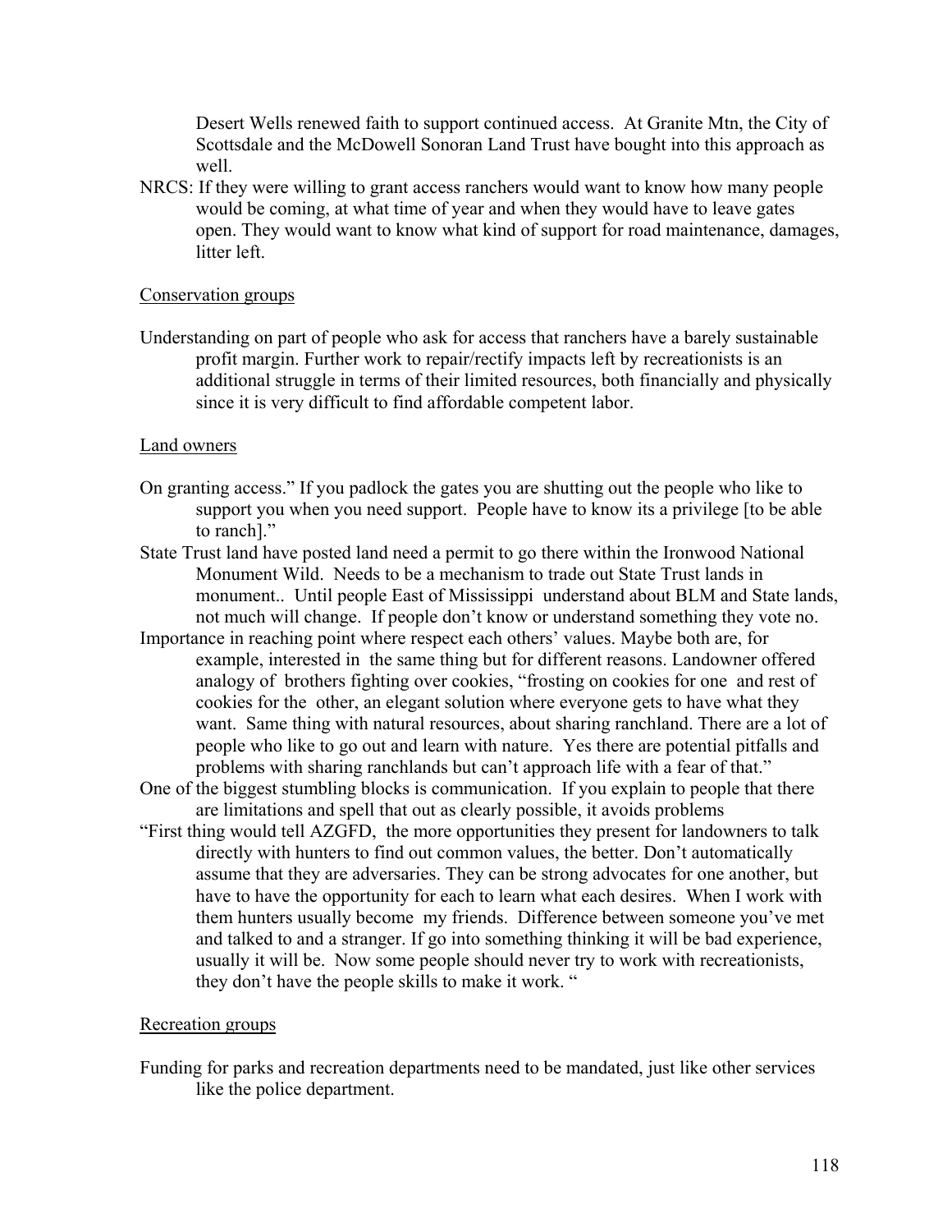Desert Wells renewed faith to support continued access. At Granite Mtn, the City of Scottsdale and the McDowell Sonoran Land Trust have bought into this approach as well.

NRCS: If they were willing to grant access ranchers would want to know how many people would be coming, at what time of year and when they would have to leave gates open. They would want to know what kind of support for road maintenance, damages, litter left.

Conservation groups

Understanding on part of people who ask for access that ranchers have a barely sustainable profit margin. Further work to repair/rectify impacts left by recreationists is an additional struggle in terms of their limited resources, both financially and physically since it is very difficult to find affordable competent labor.

Land owners

On granting access." If you padlock the gates you are shutting out the people who like to support you when you need support. People have to know its a privilege [to be able to ranch]."

State Trust land have posted land need a permit to go there within the Ironwood National Monument Wild. Needs to be a mechanism to trade out State Trust lands in monument.. Until people East of Mississippi understand about BLM and State lands, not much will change. If people don't know or understand something they vote no.

Importance in reaching point where respect each others' values. Maybe both are, for example, interested in the same thing but for different reasons. Landowner offered analogy of brothers fighting over cookies, "frosting on cookies for one and rest of cookies for the other, an elegant solution where everyone gets to have what they want. Same thing with natural resources, about sharing ranchland. There are a lot of people who like to go out and learn with nature. Yes there are potential pitfalls and problems with sharing ranchlands but can't approach life with a fear of that."

One of the biggest stumbling blocks is communication. If you explain to people that there are limitations and spell that out as clearly possible, it avoids problems

"First thing would tell AZGFD, the more opportunities they present for landowners to talk directly with hunters to find out common values, the better. Don't automatically assume that they are adversaries. They can be strong advocates for one another, but have to have the opportunity for each to learn what each desires. When I work with them hunters usually become my friends. Difference between someone you've met and talked to and a stranger. If go into something thinking it will be bad experience, usually it will be. Now some people should never try to work with recreationists, they don't have the people skills to make it work. "

Recreation groups

Funding for parks and recreation departments need to be mandated, just like other services like the police department.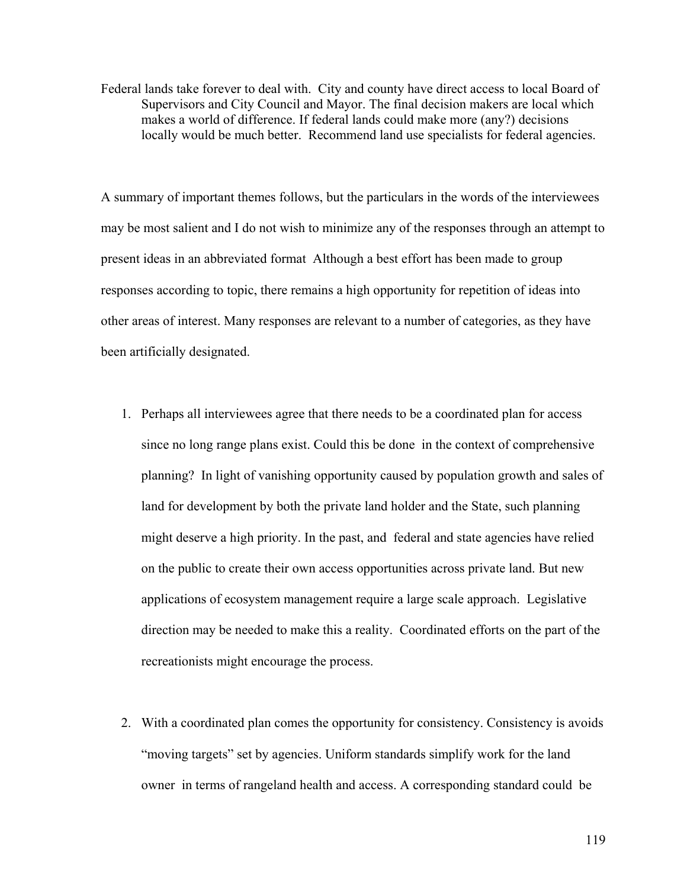Federal lands take forever to deal with. City and county have direct access to local Board of Supervisors and City Council and Mayor. The final decision makers are local which makes a world of difference. If federal lands could make more (any?) decisions locally would be much better. Recommend land use specialists for federal agencies.

A summary of important themes follows, but the particulars in the words of the interviewees may be most salient and I do not wish to minimize any of the responses through an attempt to present ideas in an abbreviated format Although a best effort has been made to group responses according to topic, there remains a high opportunity for repetition of ideas into other areas of interest. Many responses are relevant to a number of categories, as they have been artificially designated.

1. Perhaps all interviewees agree that there needs to be a coordinated plan for access since no long range plans exist. Could this be done in the context of comprehensive planning? In light of vanishing opportunity caused by population growth and sales of land for development by both the private land holder and the State, such planning might deserve a high priority. In the past, and federal and state agencies have relied on the public to create their own access opportunities across private land. But new applications of ecosystem management require a large scale approach. Legislative direction may be needed to make this a reality. Coordinated efforts on the part of the recreationists might encourage the process.

2. With a coordinated plan comes the opportunity for consistency. Consistency is avoids "moving targets" set by agencies. Uniform standards simplify work for the land owner in terms of rangeland health and access. A corresponding standard could be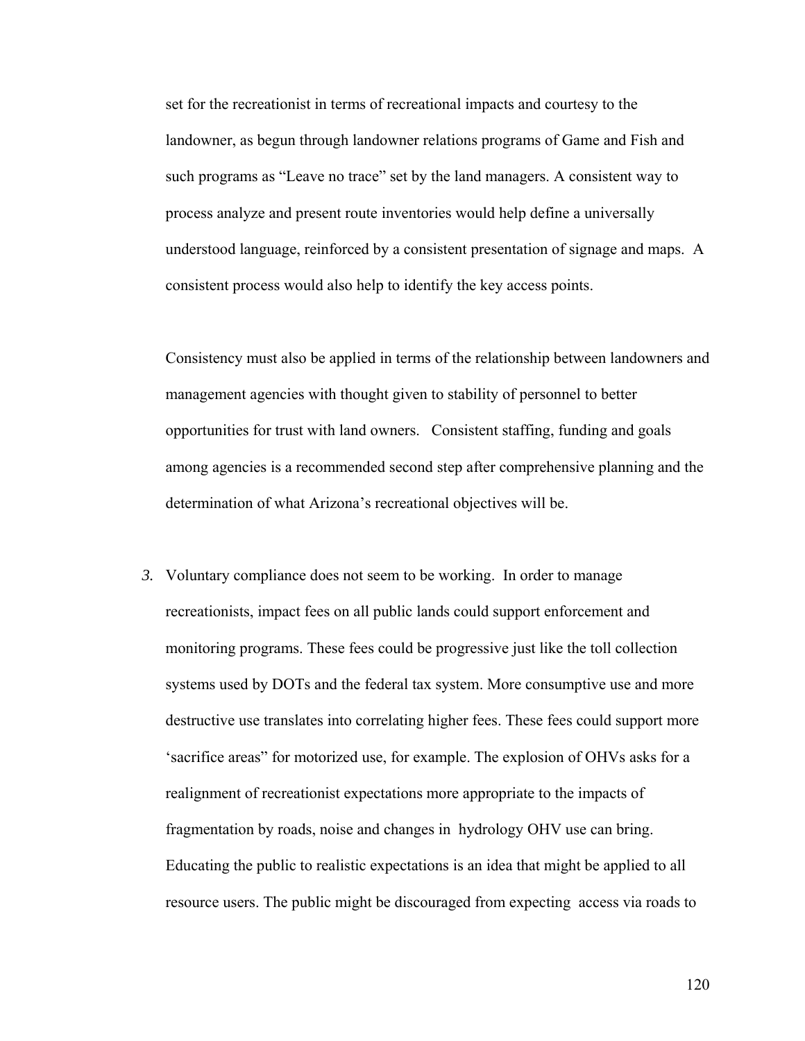set for the recreationist in terms of recreational impacts and courtesy to the landowner, as begun through landowner relations programs of Game and Fish and such programs as "Leave no trace" set by the land managers. A consistent way to process analyze and present route inventories would help define a universally understood language, reinforced by a consistent presentation of signage and maps. A consistent process would also help to identify the key access points.

Consistency must also be applied in terms of the relationship between landowners and management agencies with thought given to stability of personnel to better opportunities for trust with land owners. Consistent staffing, funding and goals among agencies is a recommended second step after comprehensive planning and the determination of what Arizona's recreational objectives will be.

3. Voluntary compliance does not seem to be working. In order to manage recreationists, impact fees on all public lands could support enforcement and monitoring programs. These fees could be progressive just like the toll collection systems used by DOTs and the federal tax system. More consumptive use and more destructive use translates into correlating higher fees. These fees could support more 'sacrifice areas" for motorized use, for example. The explosion of OHVs asks for a realignment of recreationist expectations more appropriate to the impacts of fragmentation by roads, noise and changes in hydrology OHV use can bring. Educating the public to realistic expectations is an idea that might be applied to all resource users. The public might be discouraged from expecting access via roads to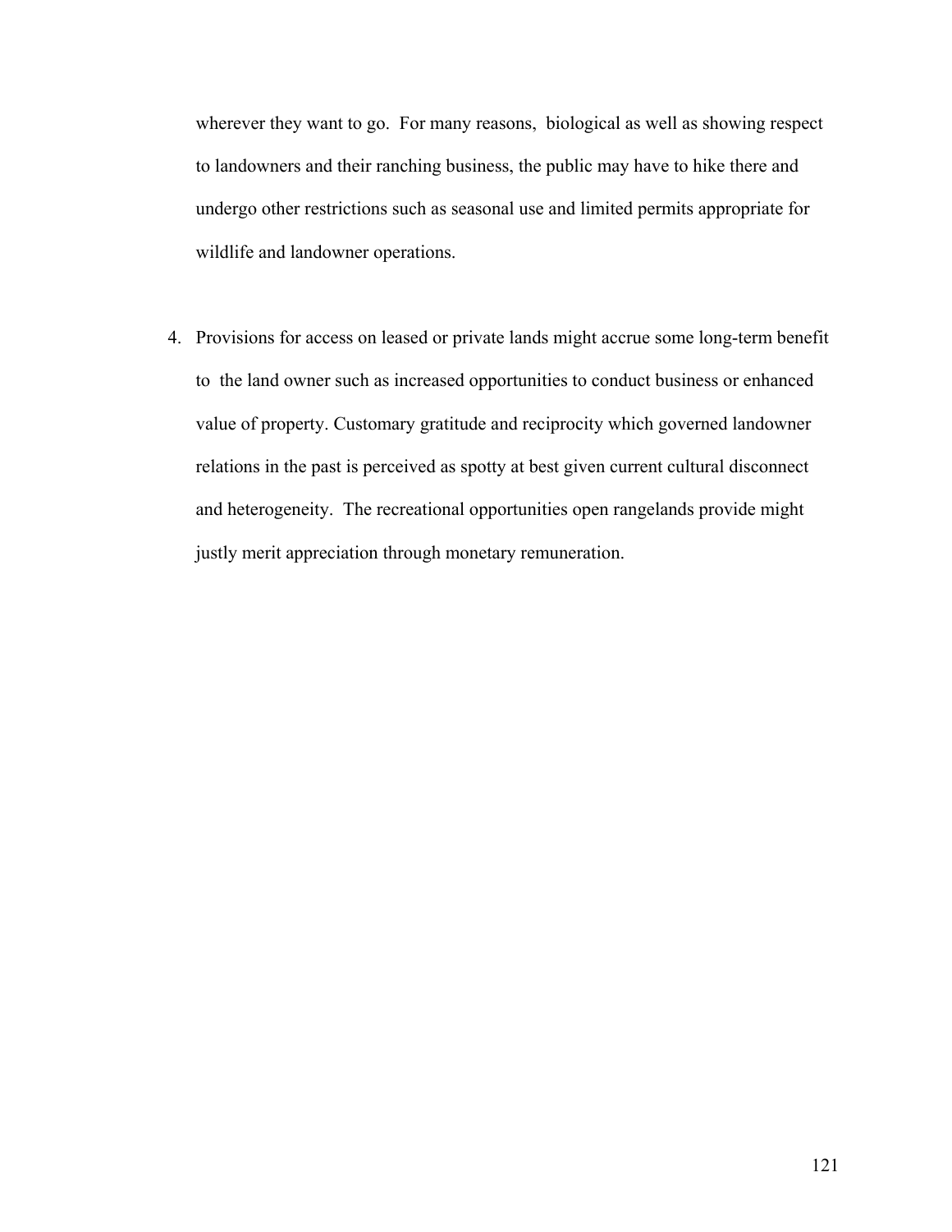wherever they want to go. For many reasons, biological as well as showing respect to landowners and their ranching business, the public may have to hike there and undergo other restrictions such as seasonal use and limited permits appropriate for wildlife and landowner operations.

4. Provisions for access on leased or private lands might accrue some long-term benefit to the land owner such as increased opportunities to conduct business or enhanced value of property. Customary gratitude and reciprocity which governed landowner relations in the past is perceived as spotty at best given current cultural disconnect and heterogeneity. The recreational opportunities open rangelands provide might justly merit appreciation through monetary remuneration.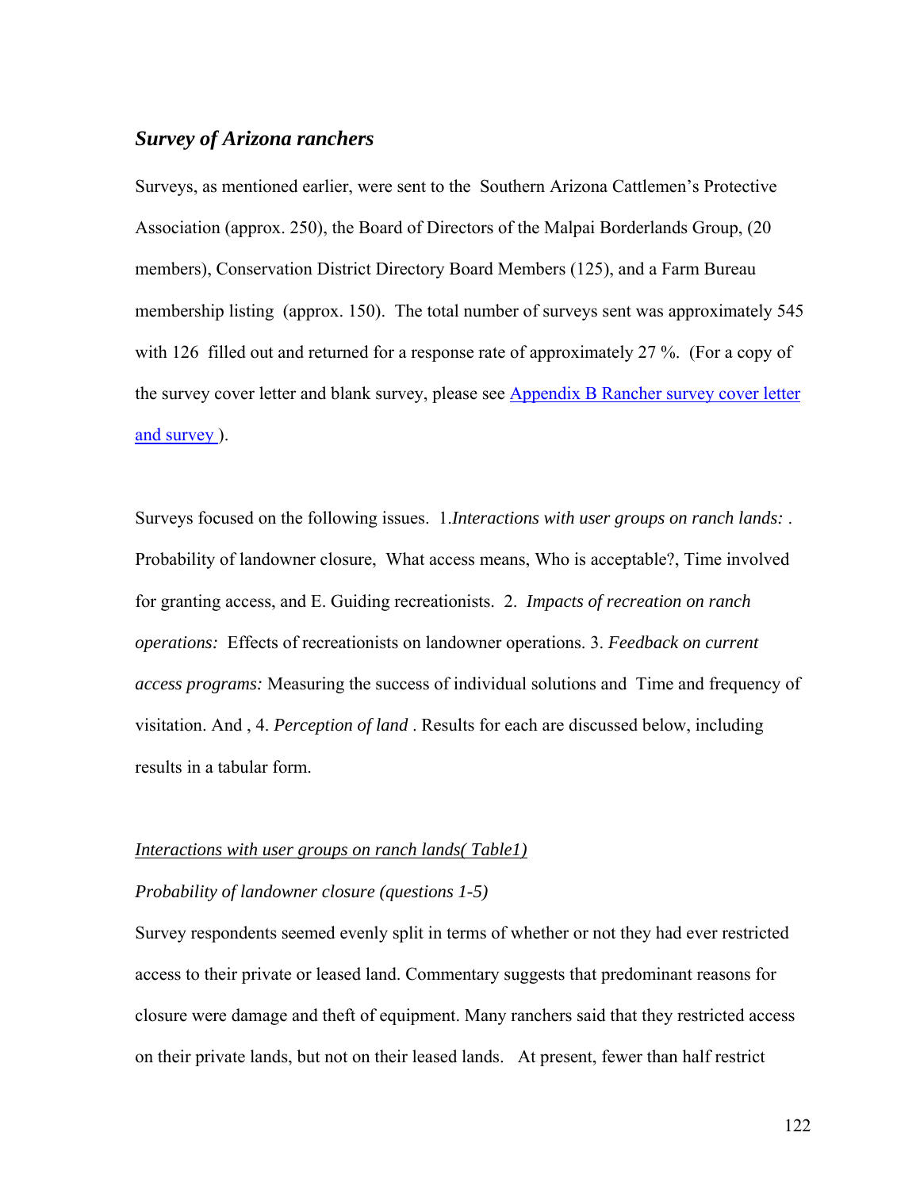## *Survey of Arizona ranchers*

Surveys, as mentioned earlier, were sent to the Southern Arizona Cattlemen's Protective Association (approx. 250), the Board of Directors of the Malpai Borderlands Group, (20 members), Conservation District Directory Board Members (125), and a Farm Bureau membership listing (approx. 150). The total number of surveys sent was approximately 545 with 126 filled out and returned for a response rate of approximately 27 %. (For a copy of the survey cover letter and blank survey, please see [Appendix B Rancher survey cover letter and survey](#) ).

Surveys focused on the following issues. 1.*Interactions with user groups on ranch lands:* . Probability of landowner closure, What access means, Who is acceptable?, Time involved for granting access, and E. Guiding recreationists. 2. *Impacts of recreation on ranch operations:* Effects of recreationists on landowner operations. 3. *Feedback on current access programs:* Measuring the success of individual solutions and Time and frequency of visitation. And , 4. *Perception of land* . Results for each are discussed below, including results in a tabular form.

<u>*Interactions with user groups on ranch lands( Table1)*</u>

*Probability of landowner closure (questions 1-5)*

Survey respondents seemed evenly split in terms of whether or not they had ever restricted access to their private or leased land. Commentary suggests that predominant reasons for closure were damage and theft of equipment. Many ranchers said that they restricted access on their private lands, but not on their leased lands. At present, fewer than half restrict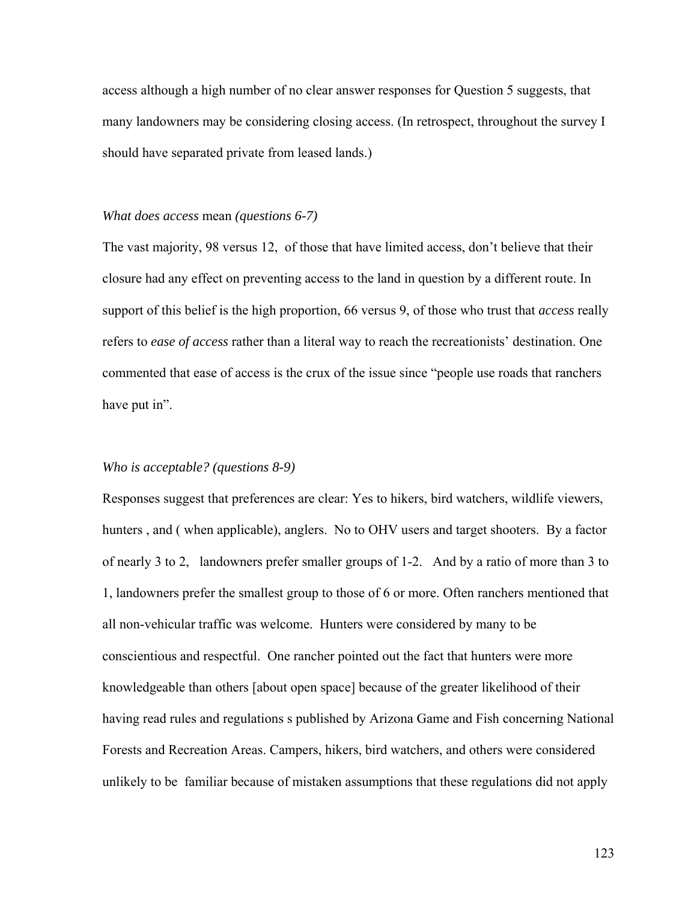access although a high number of no clear answer responses for Question 5 suggests, that many landowners may be considering closing access. (In retrospect, throughout the survey I should have separated private from leased lands.)

*What does access* mean *(questions 6-7)*

The vast majority, 98 versus 12, of those that have limited access, don't believe that their closure had any effect on preventing access to the land in question by a different route. In support of this belief is the high proportion, 66 versus 9, of those who trust that *access* really refers to *ease of access* rather than a literal way to reach the recreationists' destination. One commented that ease of access is the crux of the issue since "people use roads that ranchers have put in".

*Who is acceptable? (questions 8-9)*

Responses suggest that preferences are clear: Yes to hikers, bird watchers, wildlife viewers, hunters , and ( when applicable), anglers. No to OHV users and target shooters. By a factor of nearly 3 to 2, landowners prefer smaller groups of 1-2. And by a ratio of more than 3 to 1, landowners prefer the smallest group to those of 6 or more. Often ranchers mentioned that all non-vehicular traffic was welcome. Hunters were considered by many to be conscientious and respectful. One rancher pointed out the fact that hunters were more knowledgeable than others [about open space] because of the greater likelihood of their having read rules and regulations s published by Arizona Game and Fish concerning National Forests and Recreation Areas. Campers, hikers, bird watchers, and others were considered unlikely to be familiar because of mistaken assumptions that these regulations did not apply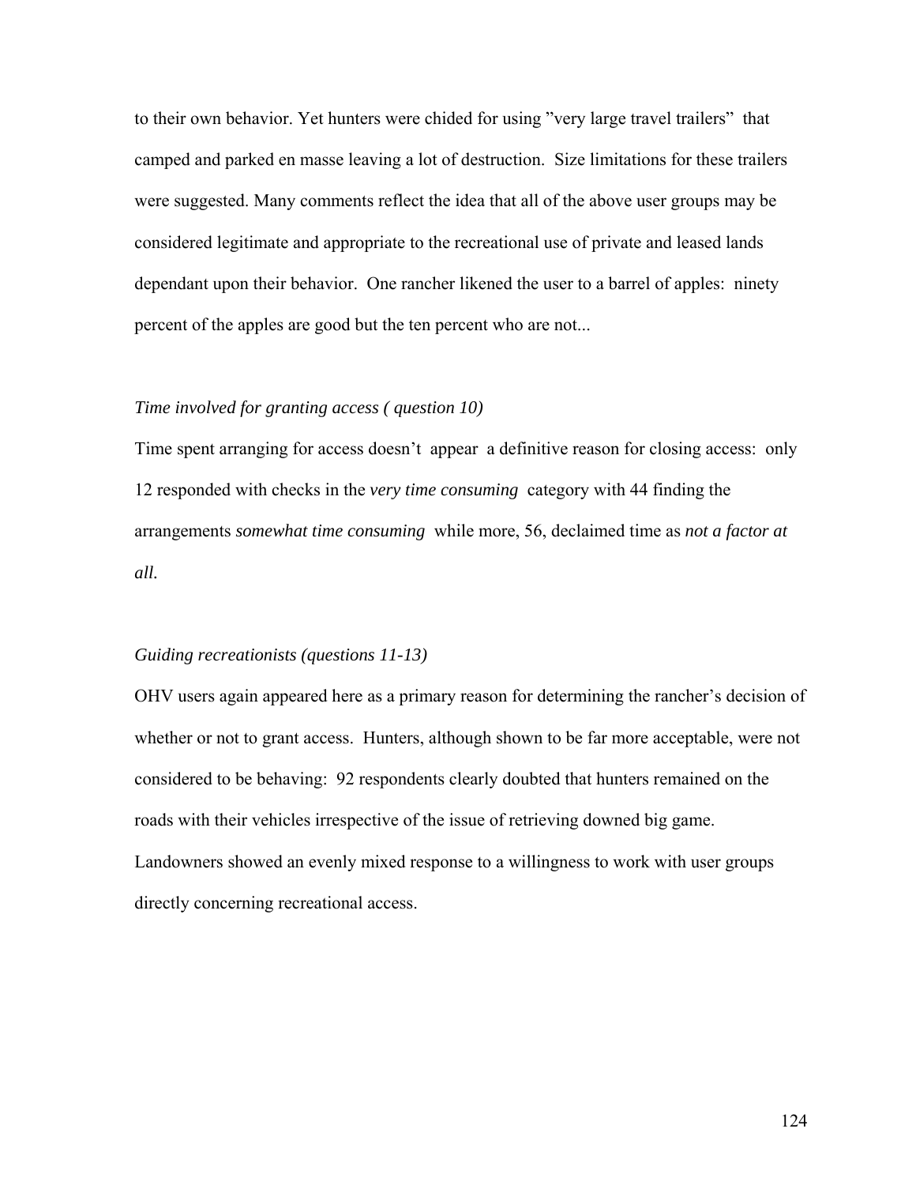to their own behavior. Yet hunters were chided for using "very large travel trailers" that camped and parked en masse leaving a lot of destruction. Size limitations for these trailers were suggested. Many comments reflect the idea that all of the above user groups may be considered legitimate and appropriate to the recreational use of private and leased lands dependant upon their behavior. One rancher likened the user to a barrel of apples: ninety percent of the apples are good but the ten percent who are not...

*Time involved for granting access ( question 10)*

Time spent arranging for access doesn't appear a definitive reason for closing access: only 12 responded with checks in the *very time consuming* category with 44 finding the arrangements *somewhat time consuming* while more, 56, declaimed time as *not a factor at all.*

*Guiding recreationists (questions 11-13)*

OHV users again appeared here as a primary reason for determining the rancher's decision of whether or not to grant access. Hunters, although shown to be far more acceptable, were not considered to be behaving: 92 respondents clearly doubted that hunters remained on the roads with their vehicles irrespective of the issue of retrieving downed big game. Landowners showed an evenly mixed response to a willingness to work with user groups directly concerning recreational access.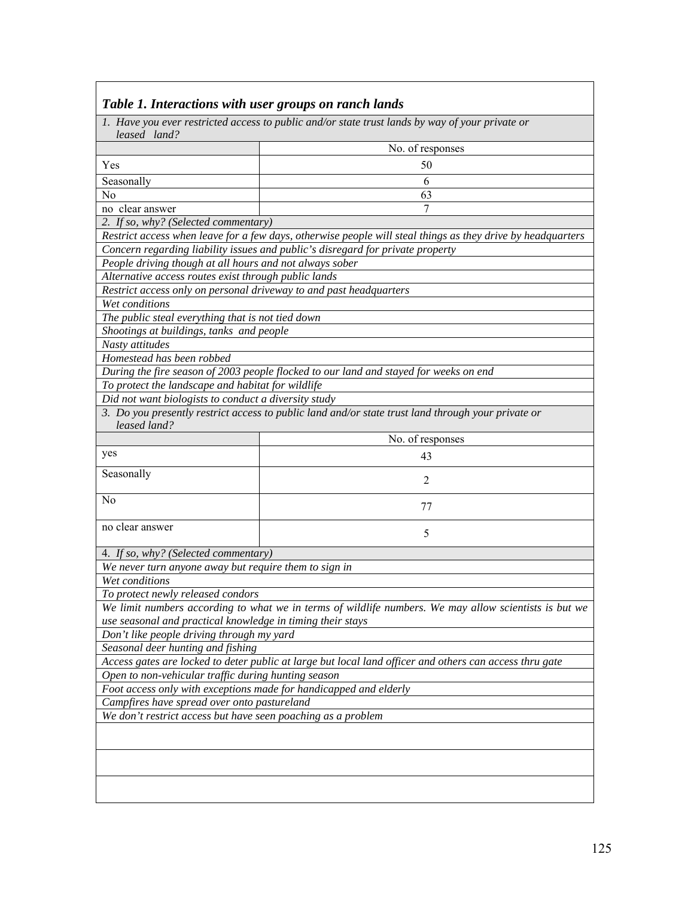***Table 1. Interactions with user groups on ranch lands***

*1. Have you ever restricted access to public and/or state trust lands by way of your private or leased land?*

| | No. of responses |
|---|---|
| Yes | 50 |
| Seasonally | 6 |
| No | 63 |
| no clear answer | 7 |

*2. If so, why? (Selected commentary)*

- *Restrict access when leave for a few days, otherwise people will steal things as they drive by headquarters*
- *Concern regarding liability issues and public's disregard for private property*
- *People driving though at all hours and not always sober*
- *Alternative access routes exist through public lands*
- *Restrict access only on personal driveway to and past headquarters*
- *Wet conditions*
- *The public steal everything that is not tied down*
- *Shootings at buildings, tanks and people*
- *Nasty attitudes*
- *Homestead has been robbed*
- *During the fire season of 2003 people flocked to our land and stayed for weeks on end*
- *To protect the landscape and habitat for wildlife*
- *Did not want biologists to conduct a diversity study*

*3. Do you presently restrict access to public land and/or state trust land through your private or leased land?*

| | No. of responses |
|---|---|
| yes | 43 |
| Seasonally | 2 |
| No | 77 |
| no clear answer | 5 |

4. *If so, why? (Selected commentary)*

- *We never turn anyone away but require them to sign in*
- *Wet conditions*
- *To protect newly released condors*
- *We limit numbers according to what we in terms of wildlife numbers. We may allow scientists is but we use seasonal and practical knowledge in timing their stays*
- *Don't like people driving through my yard*
- *Seasonal deer hunting and fishing*
- *Access gates are locked to deter public at large but local land officer and others can access thru gate*
- *Open to non-vehicular traffic during hunting season*
- *Foot access only with exceptions made for handicapped and elderly*
- *Campfires have spread over onto pastureland*
- *We don't restrict access but have seen poaching as a problem*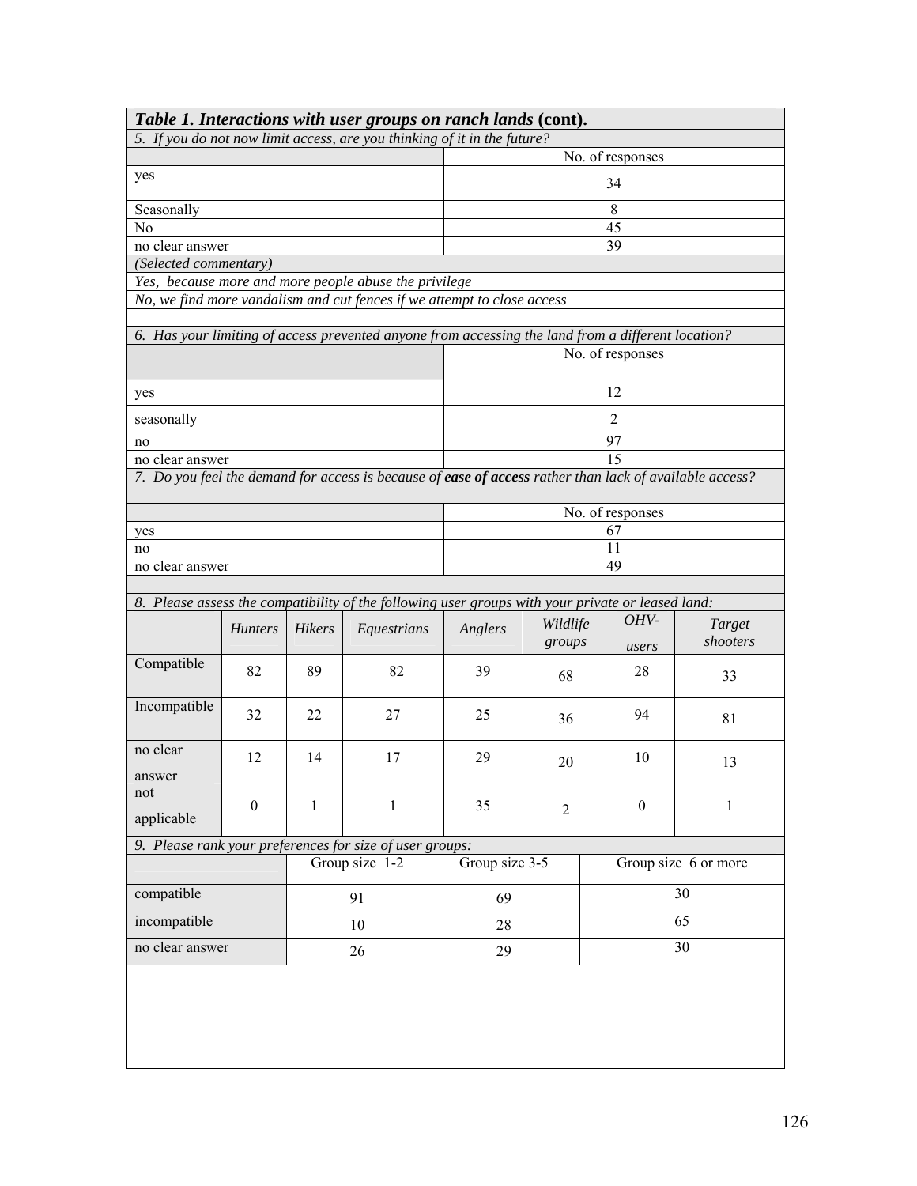***Table 1. Interactions with user groups on ranch lands* (cont).**

*5. If you do not now limit access, are you thinking of it in the future?*

| | No. of responses |
|---|---|
| yes | 34 |
| Seasonally | 8 |
| No | 45 |
| no clear answer | 39 |

*(Selected commentary)*

*Yes, because more and more people abuse the privilege*

*No, we find more vandalism and cut fences if we attempt to close access*

*6. Has your limiting of access prevented anyone from accessing the land from a different location?*

| | No. of responses |
|---|---|
| yes | 12 |
| seasonally | 2 |
| no | 97 |
| no clear answer | 15 |

*7. Do you feel the demand for access is because of **ease of access** rather than lack of available access?*

| | No. of responses |
|---|---|
| yes | 67 |
| no | 11 |
| no clear answer | 49 |

*8. Please assess the compatibility of the following user groups with your private or leased land:*

| | *Hunters* | *Hikers* | *Equestrians* | *Anglers* | *Wildlife groups* | *OHV-users* | *Target shooters* |
|---|---|---|---|---|---|---|---|
| Compatible | 82 | 89 | 82 | 39 | 68 | 28 | 33 |
| Incompatible | 32 | 22 | 27 | 25 | 36 | 94 | 81 |
| no clear answer | 12 | 14 | 17 | 29 | 20 | 10 | 13 |
| not applicable | 0 | 1 | 1 | 35 | 2 | 0 | 1 |

*9. Please rank your preferences for size of user groups:*

| | Group size 1-2 | Group size 3-5 | Group size 6 or more |
|---|---|---|---|
| compatible | 91 | 69 | 30 |
| incompatible | 10 | 28 | 65 |
| no clear answer | 26 | 29 | 30 |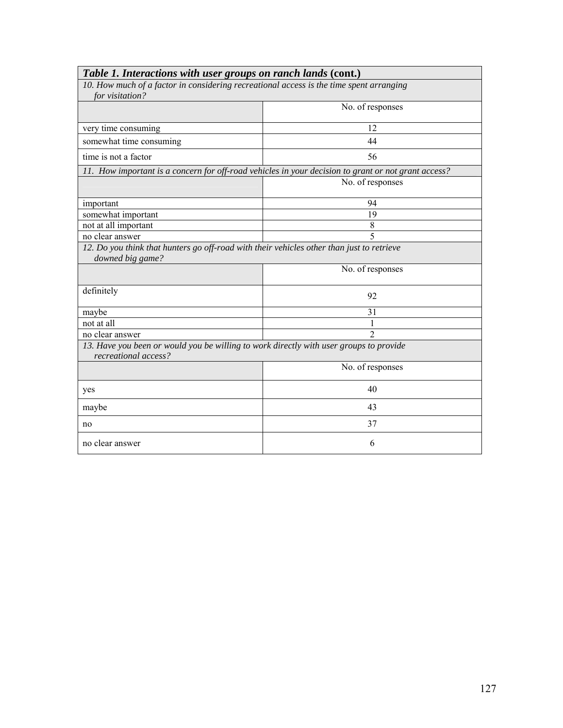**_Table 1. Interactions with user groups on ranch lands_ (cont.)**

*10. How much of a factor in considering recreational access is the time spent arranging for visitation?*

| | No. of responses |
|---|---|
| very time consuming | 12 |
| somewhat time consuming | 44 |
| time is not a factor | 56 |

*11. How important is a concern for off-road vehicles in your decision to grant or not grant access?*

| | No. of responses |
|---|---|
| important | 94 |
| somewhat important | 19 |
| not at all important | 8 |
| no clear answer | 5 |

*12. Do you think that hunters go off-road with their vehicles other than just to retrieve downed big game?*

| | No. of responses |
|---|---|
| definitely | 92 |
| maybe | 31 |
| not at all | 1 |
| no clear answer | 2 |

*13. Have you been or would you be willing to work directly with user groups to provide recreational access?*

| | No. of responses |
|---|---|
| yes | 40 |
| maybe | 43 |
| no | 37 |
| no clear answer | 6 |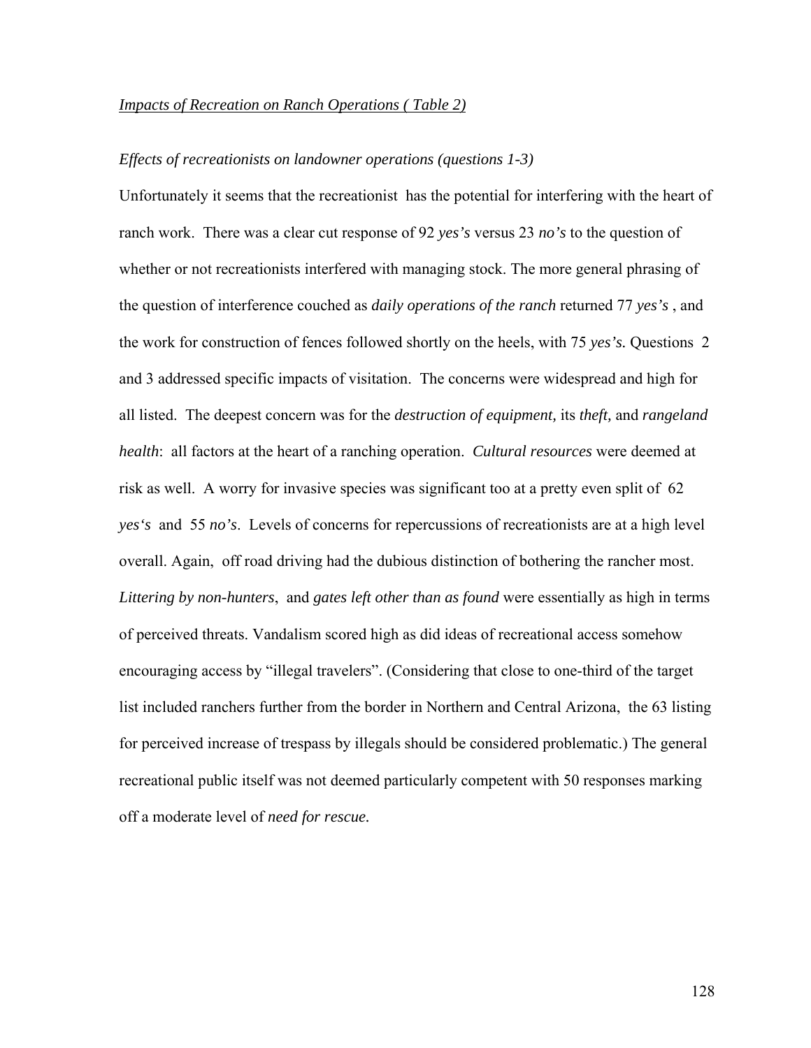*Impacts of Recreation on Ranch Operations ( Table 2)*

*Effects of recreationists on landowner operations (questions 1-3)*

Unfortunately it seems that the recreationist has the potential for interfering with the heart of ranch work. There was a clear cut response of 92 *yes's* versus 23 *no's* to the question of whether or not recreationists interfered with managing stock. The more general phrasing of the question of interference couched as *daily operations of the ranch* returned 77 *yes's* , and the work for construction of fences followed shortly on the heels, with 75 *yes's.* Questions 2 and 3 addressed specific impacts of visitation. The concerns were widespread and high for all listed. The deepest concern was for the *destruction of equipment,* its *theft,* and *rangeland health*: all factors at the heart of a ranching operation. *Cultural resources* were deemed at risk as well. A worry for invasive species was significant too at a pretty even split of 62 *yes's* and 55 *no's*. Levels of concerns for repercussions of recreationists are at a high level overall. Again, off road driving had the dubious distinction of bothering the rancher most. *Littering by non-hunters*, and *gates left other than as found* were essentially as high in terms of perceived threats. Vandalism scored high as did ideas of recreational access somehow encouraging access by "illegal travelers". (Considering that close to one-third of the target list included ranchers further from the border in Northern and Central Arizona, the 63 listing for perceived increase of trespass by illegals should be considered problematic.) The general recreational public itself was not deemed particularly competent with 50 responses marking off a moderate level of *need for rescue.*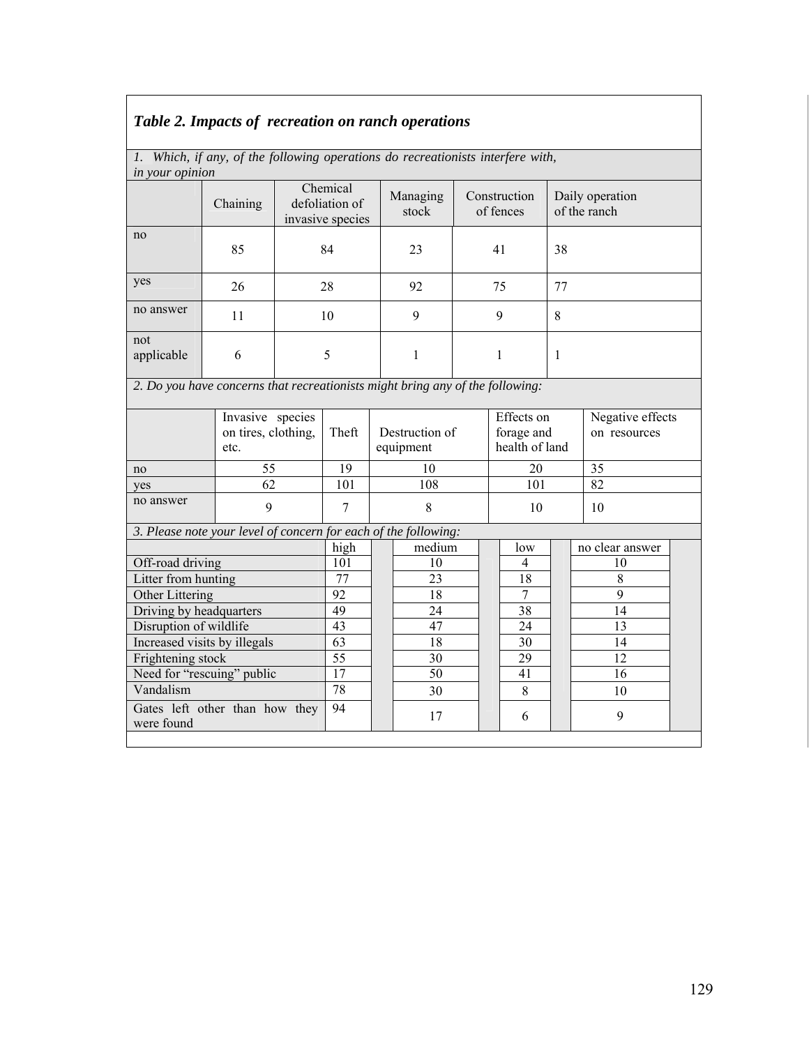***Table 2. Impacts of recreation on ranch operations***

*1. Which, if any, of the following operations do recreationists interfere with, in your opinion*

| | Chaining | Chemical defoliation of invasive species | Managing stock | Construction of fences | Daily operation of the ranch |
|---|---|---|---|---|---|
| no | 85 | 84 | 23 | 41 | 38 |
| yes | 26 | 28 | 92 | 75 | 77 |
| no answer | 11 | 10 | 9 | 9 | 8 |
| not applicable | 6 | 5 | 1 | 1 | 1 |

*2. Do you have concerns that recreationists might bring any of the following:*

| | Invasive species on tires, clothing, etc. | Theft | Destruction of equipment | Effects on forage and health of land | Negative effects on resources |
|---|---|---|---|---|---|
| no | 55 | 19 | 10 | 20 | 35 |
| yes | 62 | 101 | 108 | 101 | 82 |
| no answer | 9 | 7 | 8 | 10 | 10 |

*3. Please note your level of concern for each of the following:*

| | high | medium | low | no clear answer |
|---|---|---|---|---|
| Off-road driving | 101 | 10 | 4 | 10 |
| Litter from hunting | 77 | 23 | 18 | 8 |
| Other Littering | 92 | 18 | 7 | 9 |
| Driving by headquarters | 49 | 24 | 38 | 14 |
| Disruption of wildlife | 43 | 47 | 24 | 13 |
| Increased visits by illegals | 63 | 18 | 30 | 14 |
| Frightening stock | 55 | 30 | 29 | 12 |
| Need for "rescuing" public | 17 | 50 | 41 | 16 |
| Vandalism | 78 | 30 | 8 | 10 |
| Gates left other than how they were found | 94 | 17 | 6 | 9 |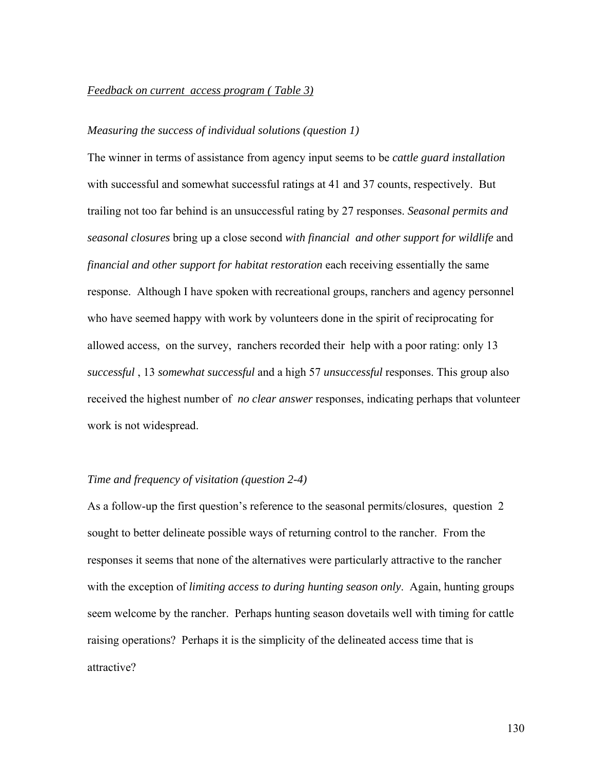*Feedback on current access program ( Table 3)*

*Measuring the success of individual solutions (question 1)*

The winner in terms of assistance from agency input seems to be *cattle guard installation* with successful and somewhat successful ratings at 41 and 37 counts, respectively. But trailing not too far behind is an unsuccessful rating by 27 responses. *Seasonal permits and seasonal closures* bring up a close second *with financial and other support for wildlife* and *financial and other support for habitat restoration* each receiving essentially the same response. Although I have spoken with recreational groups, ranchers and agency personnel who have seemed happy with work by volunteers done in the spirit of reciprocating for allowed access, on the survey, ranchers recorded their help with a poor rating: only 13 *successful* , 13 *somewhat successful* and a high 57 *unsuccessful* responses. This group also received the highest number of *no clear answer* responses, indicating perhaps that volunteer work is not widespread.

*Time and frequency of visitation (question 2-4)*

As a follow-up the first question's reference to the seasonal permits/closures, question 2 sought to better delineate possible ways of returning control to the rancher. From the responses it seems that none of the alternatives were particularly attractive to the rancher with the exception of *limiting access to during hunting season only*. Again, hunting groups seem welcome by the rancher. Perhaps hunting season dovetails well with timing for cattle raising operations? Perhaps it is the simplicity of the delineated access time that is attractive?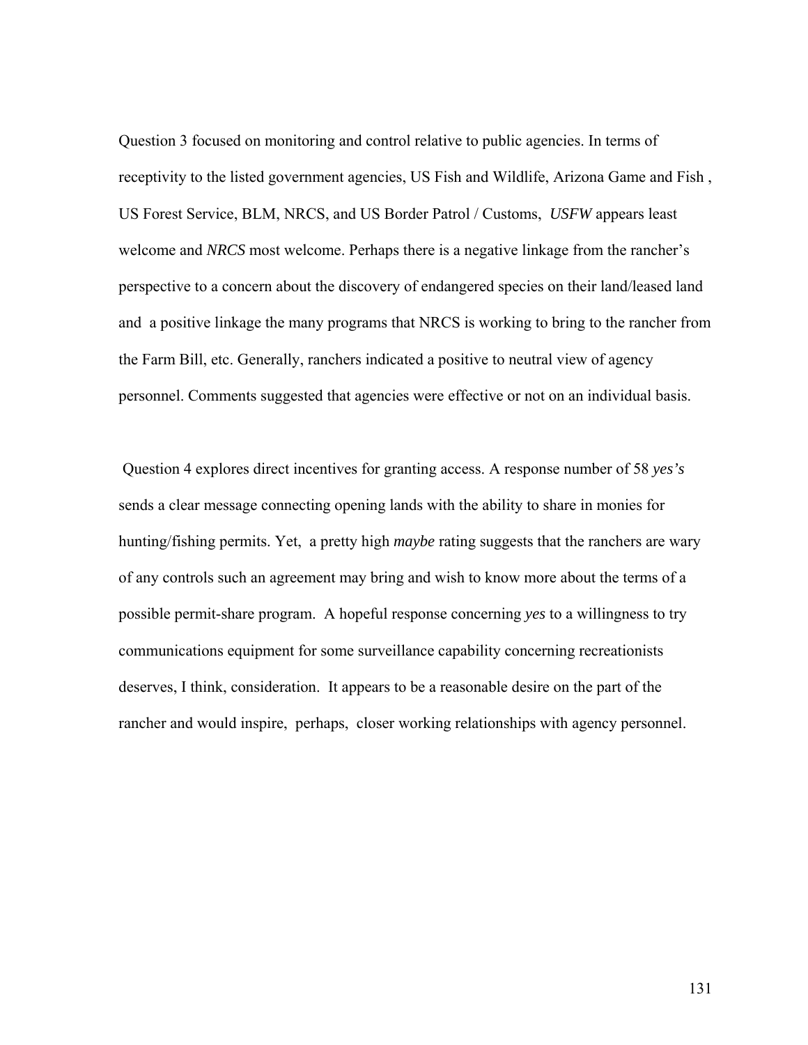Question 3 focused on monitoring and control relative to public agencies. In terms of receptivity to the listed government agencies, US Fish and Wildlife, Arizona Game and Fish , US Forest Service, BLM, NRCS, and US Border Patrol / Customs, *USFW* appears least welcome and *NRCS* most welcome. Perhaps there is a negative linkage from the rancher's perspective to a concern about the discovery of endangered species on their land/leased land and a positive linkage the many programs that NRCS is working to bring to the rancher from the Farm Bill, etc. Generally, ranchers indicated a positive to neutral view of agency personnel. Comments suggested that agencies were effective or not on an individual basis.

Question 4 explores direct incentives for granting access. A response number of 58 *yes's* sends a clear message connecting opening lands with the ability to share in monies for hunting/fishing permits. Yet, a pretty high *maybe* rating suggests that the ranchers are wary of any controls such an agreement may bring and wish to know more about the terms of a possible permit-share program. A hopeful response concerning *yes* to a willingness to try communications equipment for some surveillance capability concerning recreationists deserves, I think, consideration. It appears to be a reasonable desire on the part of the rancher and would inspire, perhaps, closer working relationships with agency personnel.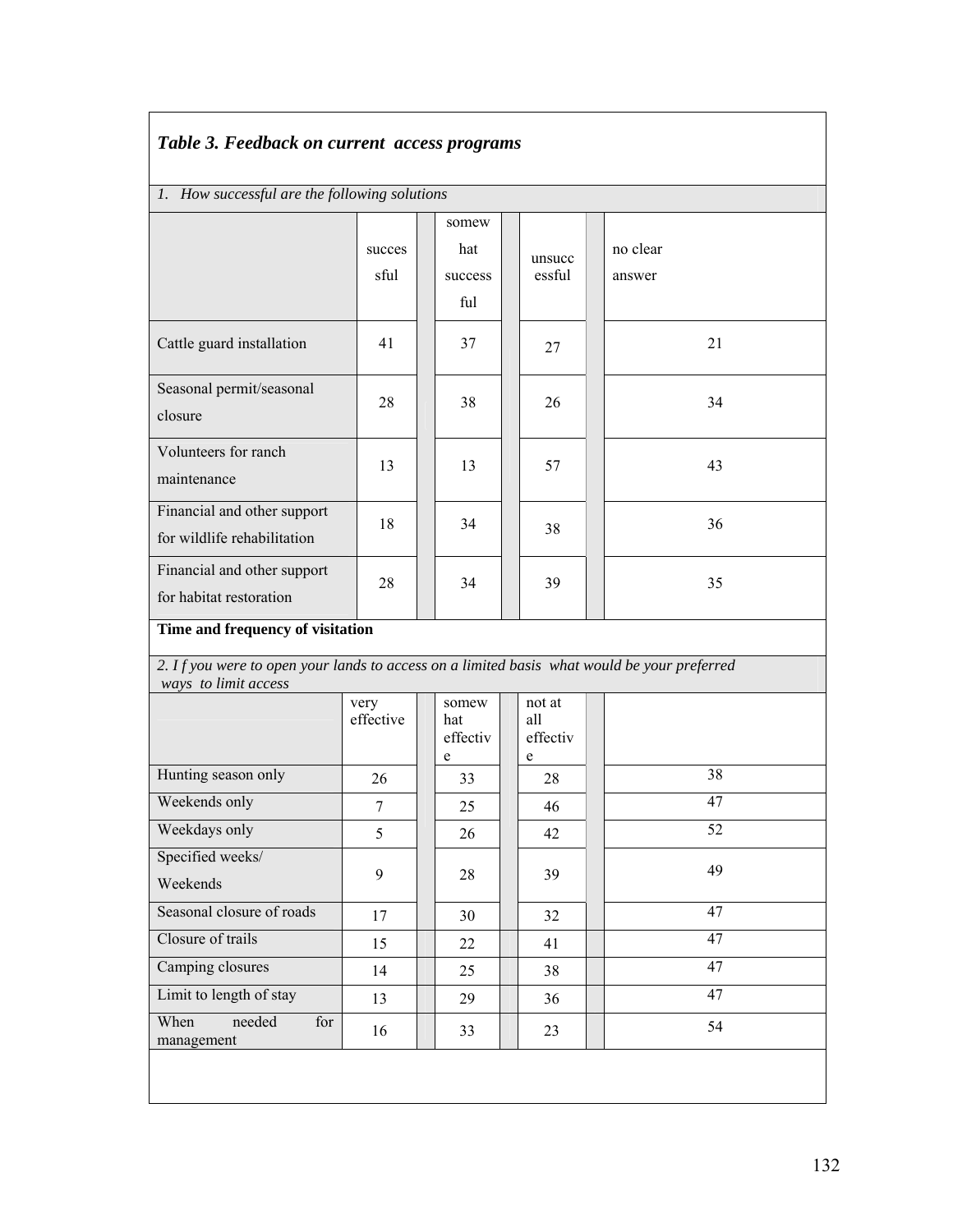*Table 3. Feedback on current access programs*

*1. How successful are the following solutions*

| | successful | somewhat successful | unsuccessful | no clear answer |
|---|---|---|---|---|
| Cattle guard installation | 41 | 37 | 27 | 21 |
| Seasonal permit/seasonal closure | 28 | 38 | 26 | 34 |
| Volunteers for ranch maintenance | 13 | 13 | 57 | 43 |
| Financial and other support for wildlife rehabilitation | 18 | 34 | 38 | 36 |
| Financial and other support for habitat restoration | 28 | 34 | 39 | 35 |

**Time and frequency of visitation**

*2. I f you were to open your lands to access on a limited basis what would be your preferred ways to limit access*

| | very effective | somewhat effective | not at all effective | |
|---|---|---|---|---|
| Hunting season only | 26 | 33 | 28 | 38 |
| Weekends only | 7 | 25 | 46 | 47 |
| Weekdays only | 5 | 26 | 42 | 52 |
| Specified weeks/ Weekends | 9 | 28 | 39 | 49 |
| Seasonal closure of roads | 17 | 30 | 32 | 47 |
| Closure of trails | 15 | 22 | 41 | 47 |
| Camping closures | 14 | 25 | 38 | 47 |
| Limit to length of stay | 13 | 29 | 36 | 47 |
| When needed for management | 16 | 33 | 23 | 54 |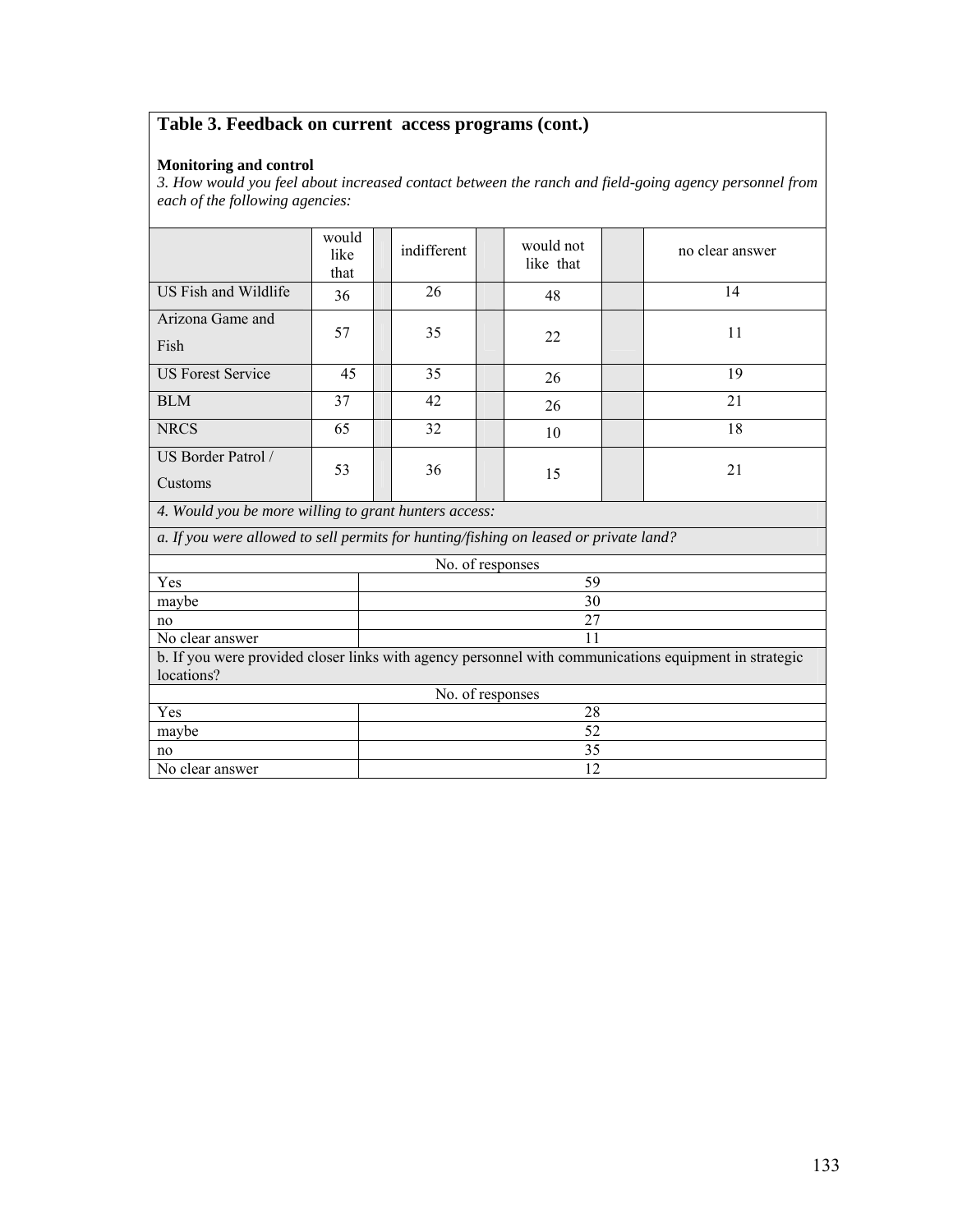**Table 3. Feedback on current access programs (cont.)**

**Monitoring and control**

*3. How would you feel about increased contact between the ranch and field-going agency personnel from each of the following agencies:*

| | would like that | indifferent | would not like that | no clear answer |
|---|---|---|---|---|
| US Fish and Wildlife | 36 | 26 | 48 | 14 |
| Arizona Game and Fish | 57 | 35 | 22 | 11 |
| US Forest Service | 45 | 35 | 26 | 19 |
| BLM | 37 | 42 | 26 | 21 |
| NRCS | 65 | 32 | 10 | 18 |
| US Border Patrol / Customs | 53 | 36 | 15 | 21 |

*4. Would you be more willing to grant hunters access:*

*a. If you were allowed to sell permits for hunting/fishing on leased or private land?*

| | No. of responses |
|---|---|
| Yes | 59 |
| maybe | 30 |
| no | 27 |
| No clear answer | 11 |

b. If you were provided closer links with agency personnel with communications equipment in strategic locations?

| | No. of responses |
|---|---|
| Yes | 28 |
| maybe | 52 |
| no | 35 |
| No clear answer | 12 |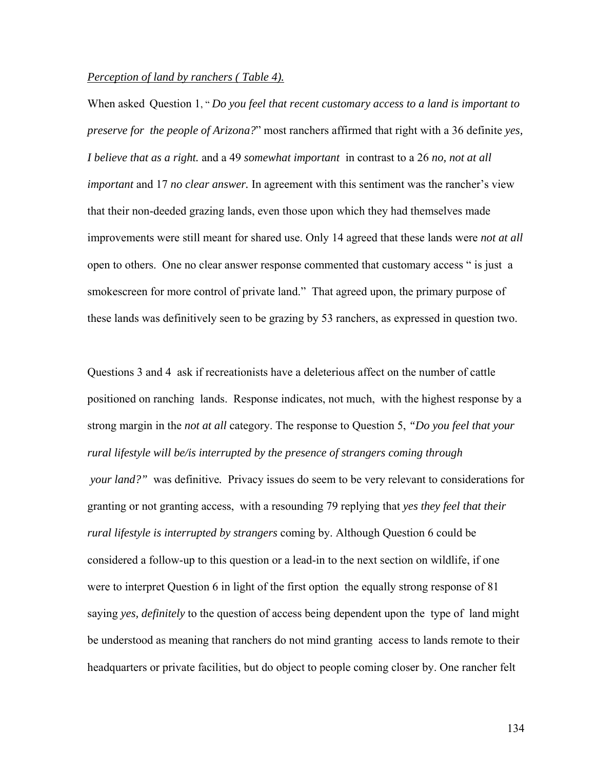*Perception of land by ranchers ( Table 4).*

When asked Question 1, " *Do you feel that recent customary access to a land is important to preserve for the people of Arizona?*" most ranchers affirmed that right with a 36 definite *yes, I believe that as a right.* and a 49 *somewhat important* in contrast to a 26 *no, not at all important* and 17 *no clear answer.* In agreement with this sentiment was the rancher's view that their non-deeded grazing lands, even those upon which they had themselves made improvements were still meant for shared use. Only 14 agreed that these lands were *not at all* open to others. One no clear answer response commented that customary access " is just a smokescreen for more control of private land." That agreed upon, the primary purpose of these lands was definitively seen to be grazing by 53 ranchers, as expressed in question two.

Questions 3 and 4 ask if recreationists have a deleterious affect on the number of cattle positioned on ranching lands. Response indicates, not much, with the highest response by a strong margin in the *not at all* category. The response to Question 5, *"Do you feel that your rural lifestyle will be/is interrupted by the presence of strangers coming through your land?"* was definitive. Privacy issues do seem to be very relevant to considerations for granting or not granting access, with a resounding 79 replying that *yes they feel that their rural lifestyle is interrupted by strangers* coming by. Although Question 6 could be considered a follow-up to this question or a lead-in to the next section on wildlife, if one were to interpret Question 6 in light of the first option the equally strong response of 81 saying *yes, definitely* to the question of access being dependent upon the type of land might be understood as meaning that ranchers do not mind granting access to lands remote to their headquarters or private facilities, but do object to people coming closer by. One rancher felt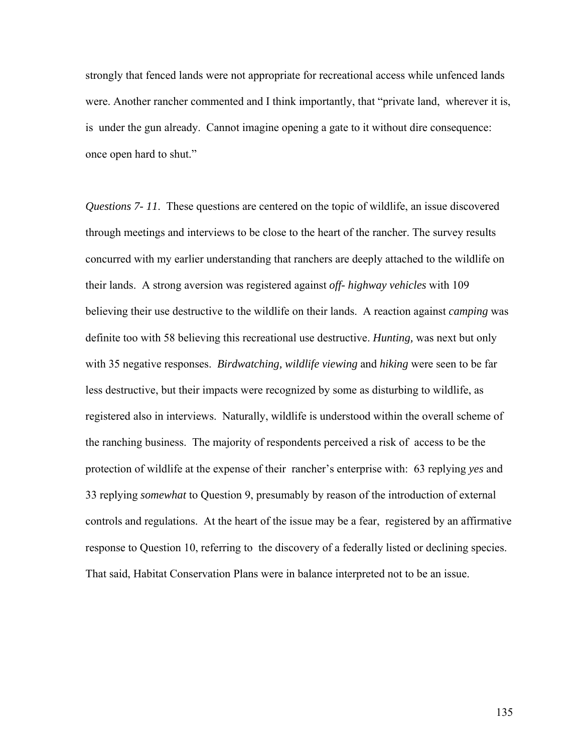strongly that fenced lands were not appropriate for recreational access while unfenced lands were. Another rancher commented and I think importantly, that "private land, wherever it is, is under the gun already. Cannot imagine opening a gate to it without dire consequence: once open hard to shut."

*Questions 7- 11.* These questions are centered on the topic of wildlife, an issue discovered through meetings and interviews to be close to the heart of the rancher. The survey results concurred with my earlier understanding that ranchers are deeply attached to the wildlife on their lands. A strong aversion was registered against *off- highway vehicles* with 109 believing their use destructive to the wildlife on their lands. A reaction against *camping* was definite too with 58 believing this recreational use destructive. *Hunting,* was next but only with 35 negative responses. *Birdwatching, wildlife viewing* and *hiking* were seen to be far less destructive, but their impacts were recognized by some as disturbing to wildlife, as registered also in interviews. Naturally, wildlife is understood within the overall scheme of the ranching business. The majority of respondents perceived a risk of access to be the protection of wildlife at the expense of their rancher's enterprise with: 63 replying *yes* and 33 replying *somewhat* to Question 9, presumably by reason of the introduction of external controls and regulations. At the heart of the issue may be a fear, registered by an affirmative response to Question 10, referring to the discovery of a federally listed or declining species. That said, Habitat Conservation Plans were in balance interpreted not to be an issue.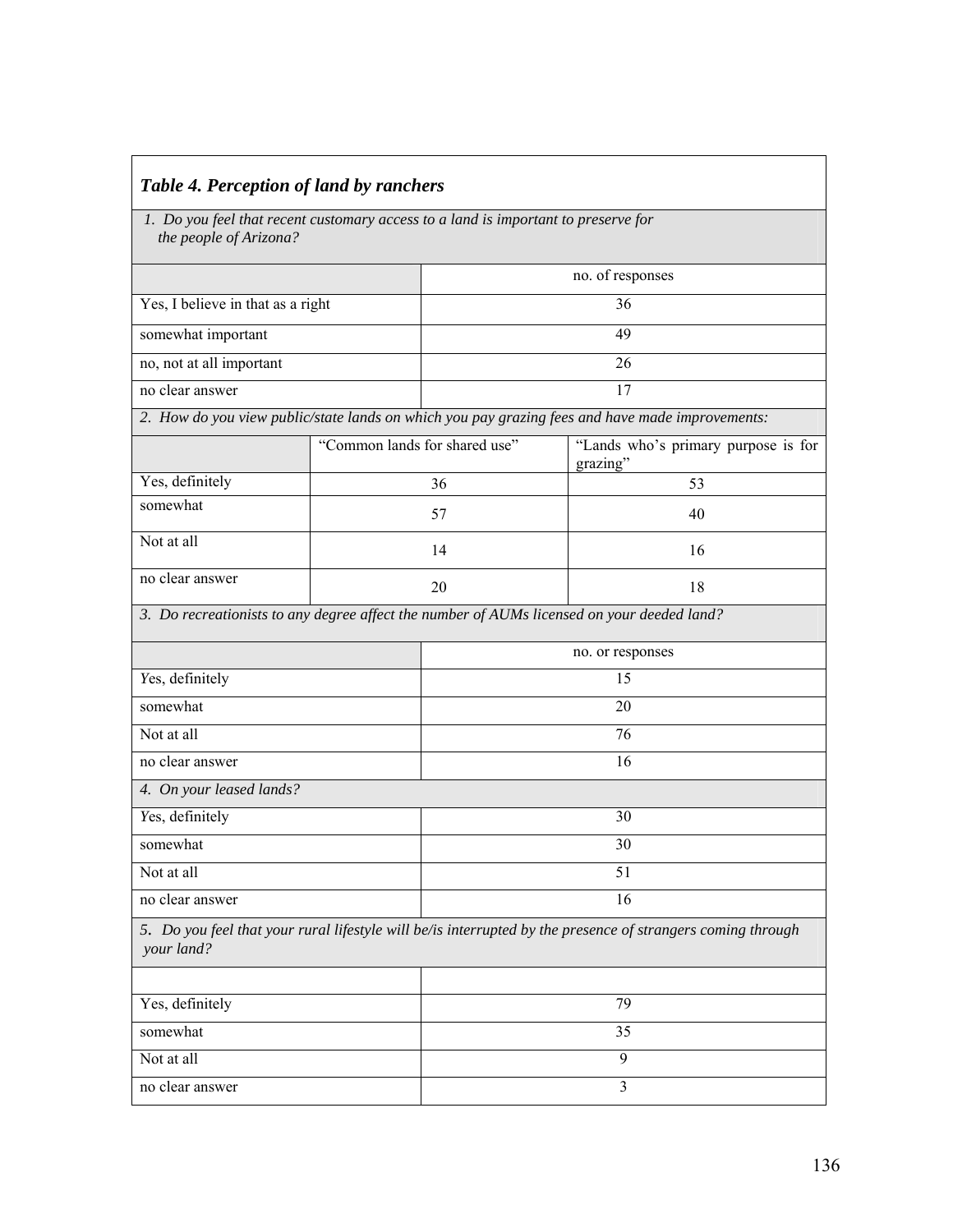### *Table 4. Perception of land by ranchers*

*1. Do you feel that recent customary access to a land is important to preserve for the people of Arizona?*

| | no. of responses |
|---|---|
| Yes, I believe in that as a right | 36 |
| somewhat important | 49 |
| no, not at all important | 26 |
| no clear answer | 17 |

*2. How do you view public/state lands on which you pay grazing fees and have made improvements:*

| | "Common lands for shared use" | "Lands who's primary purpose is for grazing" |
|---|---|---|
| Yes, definitely | 36 | 53 |
| somewhat | 57 | 40 |
| Not at all | 14 | 16 |
| no clear answer | 20 | 18 |

*3. Do recreationists to any degree affect the number of AUMs licensed on your deeded land?*

| | no. or responses |
|---|---|
| Yes, definitely | 15 |
| somewhat | 20 |
| Not at all | 76 |
| no clear answer | 16 |

*4. On your leased lands?*

| | |
|---|---|
| Yes, definitely | 30 |
| somewhat | 30 |
| Not at all | 51 |
| no clear answer | 16 |

*5. Do you feel that your rural lifestyle will be/is interrupted by the presence of strangers coming through your land?*

| | |
|---|---|
| Yes, definitely | 79 |
| somewhat | 35 |
| Not at all | 9 |
| no clear answer | 3 |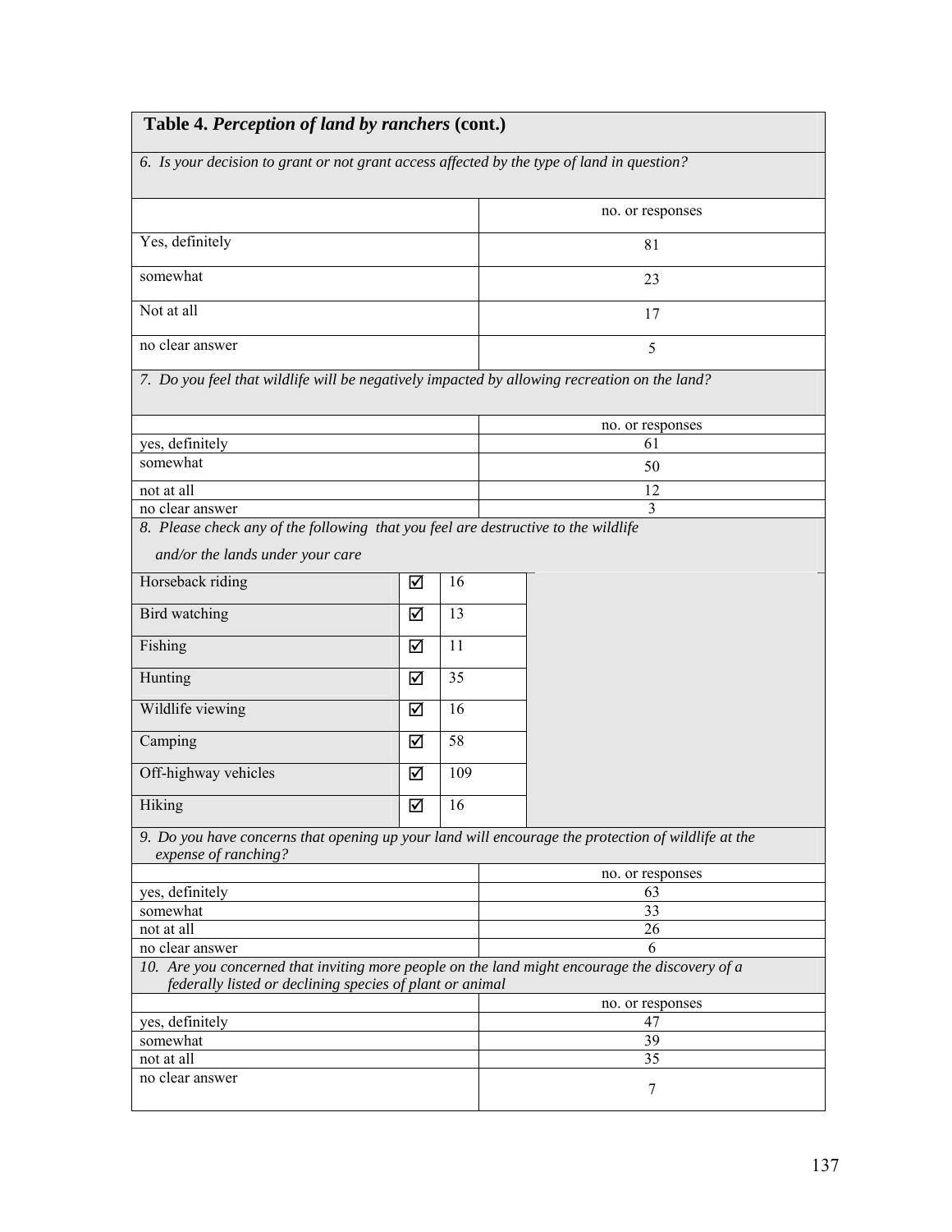**Table 4.** ***Perception of land by ranchers*** **(cont.)**

*6. Is your decision to grant or not grant access affected by the type of land in question?*

| | no. or responses |
|---|---|
| Yes, definitely | 81 |
| somewhat | 23 |
| Not at all | 17 |
| no clear answer | 5 |

*7. Do you feel that wildlife will be negatively impacted by allowing recreation on the land?*

| | no. or responses |
|---|---|
| yes, definitely | 61 |
| somewhat | 50 |
| not at all | 12 |
| no clear answer | 3 |

*8. Please check any of the following that you feel are destructive to the wildlife and/or the lands under your care*

| | | |
|---|---|---|
| Horseback riding | ☑ | 16 |
| Bird watching | ☑ | 13 |
| Fishing | ☑ | 11 |
| Hunting | ☑ | 35 |
| Wildlife viewing | ☑ | 16 |
| Camping | ☑ | 58 |
| Off-highway vehicles | ☑ | 109 |
| Hiking | ☑ | 16 |

*9. Do you have concerns that opening up your land will encourage the protection of wildlife at the expense of ranching?*

| | no. or responses |
|---|---|
| yes, definitely | 63 |
| somewhat | 33 |
| not at all | 26 |
| no clear answer | 6 |

*10. Are you concerned that inviting more people on the land might encourage the discovery of a federally listed or declining species of plant or animal*

| | no. or responses |
|---|---|
| yes, definitely | 47 |
| somewhat | 39 |
| not at all | 35 |
| no clear answer | 7 |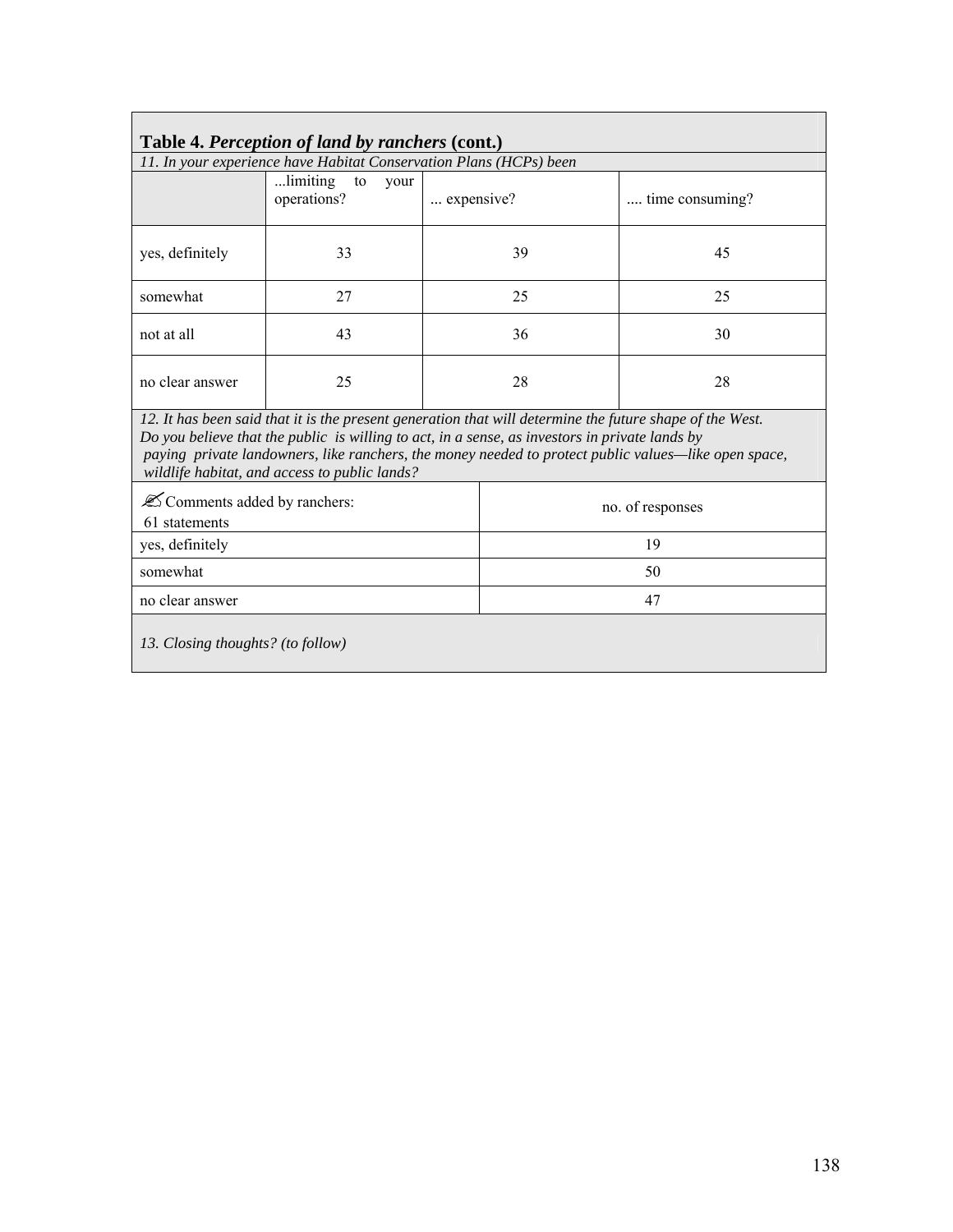**Table 4.** ***Perception of land by ranchers*** **(cont.)**

*11. In your experience have Habitat Conservation Plans (HCPs) been*

| | ...limiting to your operations? | ... expensive? | .... time consuming? |
|---|---|---|---|
| yes, definitely | 33 | 39 | 45 |
| somewhat | 27 | 25 | 25 |
| not at all | 43 | 36 | 30 |
| no clear answer | 25 | 28 | 28 |

*12. It has been said that it is the present generation that will determine the future shape of the West. Do you believe that the public is willing to act, in a sense, as investors in private lands by paying private landowners, like ranchers, the money needed to protect public values—like open space, wildlife habitat, and access to public lands?*

| ✍ Comments added by ranchers: 61 statements | no. of responses |
|---|---|
| yes, definitely | 19 |
| somewhat | 50 |
| no clear answer | 47 |

*13. Closing thoughts? (to follow)*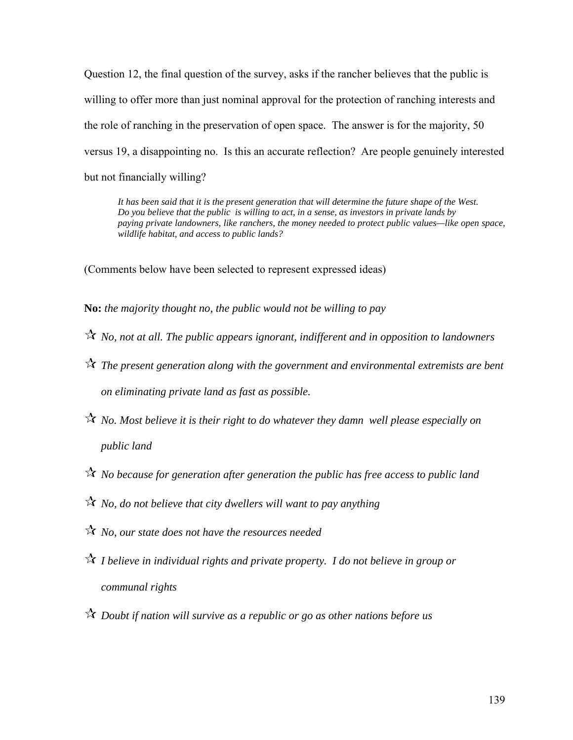Question 12, the final question of the survey, asks if the rancher believes that the public is willing to offer more than just nominal approval for the protection of ranching interests and the role of ranching in the preservation of open space. The answer is for the majority, 50 versus 19, a disappointing no. Is this an accurate reflection? Are people genuinely interested but not financially willing?

> *It has been said that it is the present generation that will determine the future shape of the West. Do you believe that the public is willing to act, in a sense, as investors in private lands by paying private landowners, like ranchers, the money needed to protect public values—like open space, wildlife habitat, and access to public lands?*

(Comments below have been selected to represent expressed ideas)

**No:** *the majority thought no, the public would not be willing to pay*

- ☆ *No, not at all. The public appears ignorant, indifferent and in opposition to landowners*
- ☆ *The present generation along with the government and environmental extremists are bent on eliminating private land as fast as possible.*
- ☆ *No. Most believe it is their right to do whatever they damn well please especially on public land*
- ☆ *No because for generation after generation the public has free access to public land*
- ☆ *No, do not believe that city dwellers will want to pay anything*
- ☆ *No, our state does not have the resources needed*
- ☆ *I believe in individual rights and private property. I do not believe in group or communal rights*
- ☆ *Doubt if nation will survive as a republic or go as other nations before us*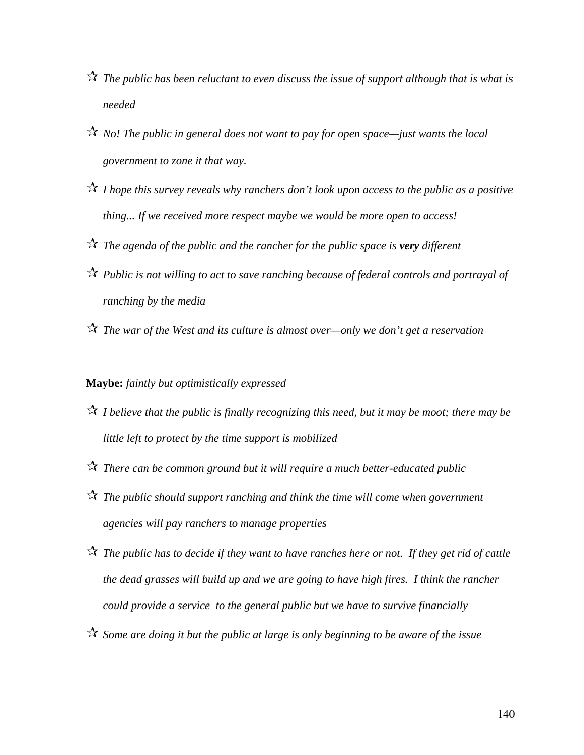- ☆ *The public has been reluctant to even discuss the issue of support although that is what is needed*
- ☆ *No! The public in general does not want to pay for open space—just wants the local government to zone it that way.*
- ☆ *I hope this survey reveals why ranchers don't look upon access to the public as a positive thing... If we received more respect maybe we would be more open to access!*
- ☆ *The agenda of the public and the rancher for the public space is **very** different*
- ☆ *Public is not willing to act to save ranching because of federal controls and portrayal of ranching by the media*
- ☆ *The war of the West and its culture is almost over—only we don't get a reservation*

**Maybe:** *faintly but optimistically expressed*

- ☆ *I believe that the public is finally recognizing this need, but it may be moot; there may be little left to protect by the time support is mobilized*
- ☆ *There can be common ground but it will require a much better-educated public*
- ☆ *The public should support ranching and think the time will come when government agencies will pay ranchers to manage properties*
- ☆ *The public has to decide if they want to have ranches here or not. If they get rid of cattle the dead grasses will build up and we are going to have high fires. I think the rancher could provide a service to the general public but we have to survive financially*
- ☆ *Some are doing it but the public at large is only beginning to be aware of the issue*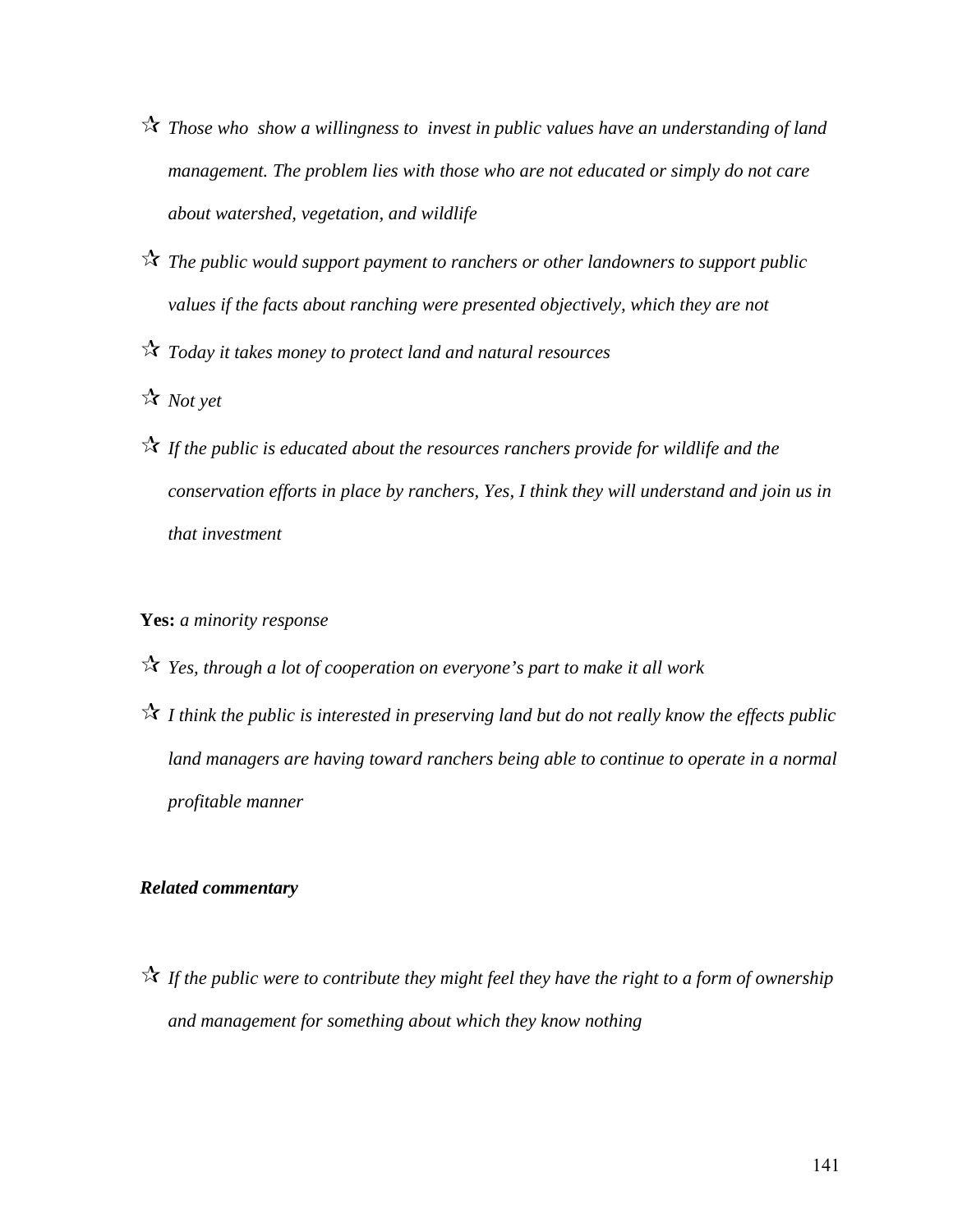- ☆ *Those who show a willingness to invest in public values have an understanding of land management. The problem lies with those who are not educated or simply do not care about watershed, vegetation, and wildlife*
- ☆ *The public would support payment to ranchers or other landowners to support public values if the facts about ranching were presented objectively, which they are not*
- ☆ *Today it takes money to protect land and natural resources*
- ☆ *Not yet*
- ☆ *If the public is educated about the resources ranchers provide for wildlife and the conservation efforts in place by ranchers, Yes, I think they will understand and join us in that investment*

**Yes:** *a minority response*

- ☆ *Yes, through a lot of cooperation on everyone's part to make it all work*
- ☆ *I think the public is interested in preserving land but do not really know the effects public land managers are having toward ranchers being able to continue to operate in a normal profitable manner*

***Related commentary***

- ☆ *If the public were to contribute they might feel they have the right to a form of ownership and management for something about which they know nothing*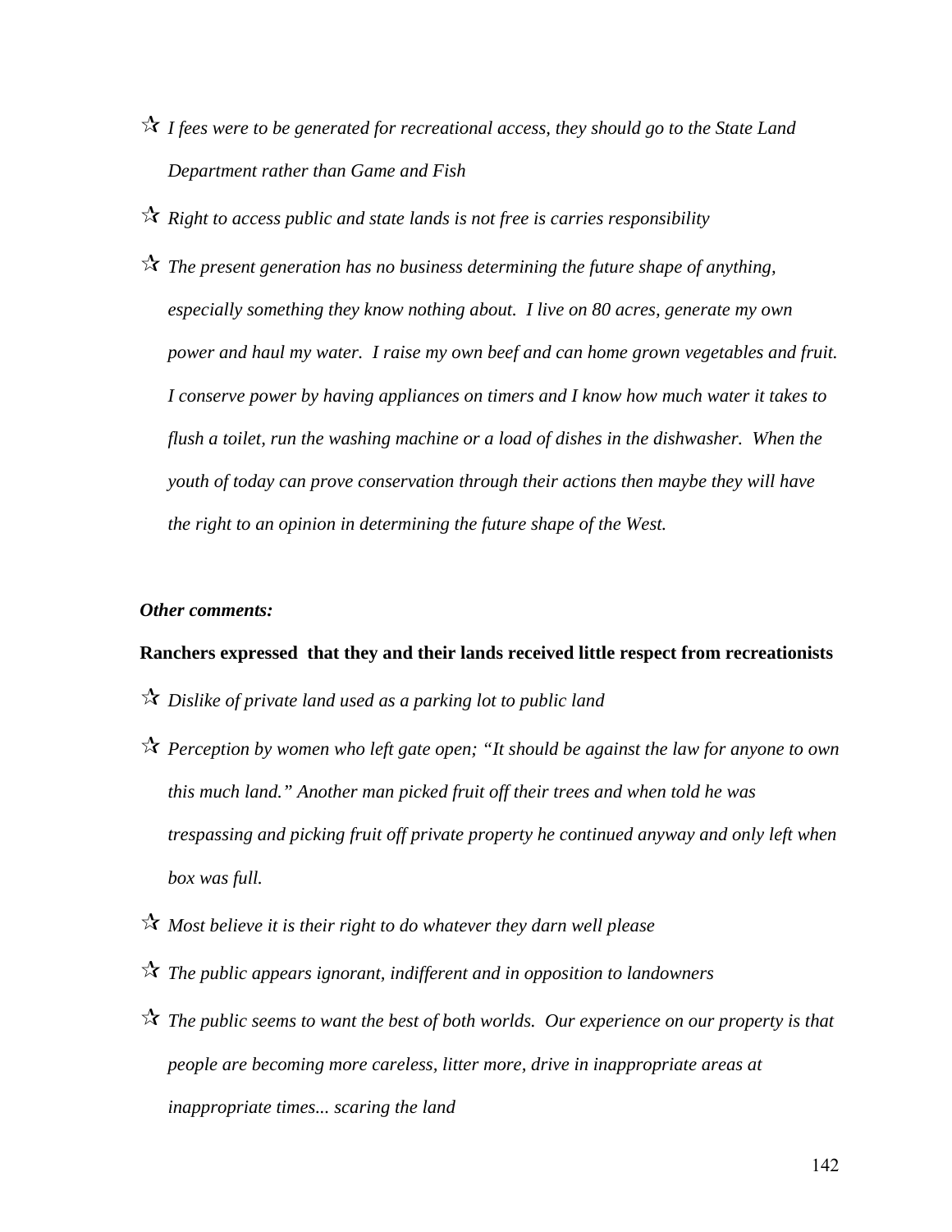- ☆ *I fees were to be generated for recreational access, they should go to the State Land Department rather than Game and Fish*
- ☆ *Right to access public and state lands is not free is carries responsibility*
- ☆ *The present generation has no business determining the future shape of anything, especially something they know nothing about.  I live on 80 acres, generate my own power and haul my water.  I raise my own beef and can home grown vegetables and fruit. I conserve power by having appliances on timers and I know how much water it takes to flush a toilet, run the washing machine or a load of dishes in the dishwasher.  When the youth of today can prove conservation through their actions then maybe they will have the right to an opinion in determining the future shape of the West.*

***Other comments:***

**Ranchers expressed  that they and their lands received little respect from recreationists**

- ☆ *Dislike of private land used as a parking lot to public land*
- ☆ *Perception by women who left gate open; "It should be against the law for anyone to own this much land." Another man picked fruit off their trees and when told he was trespassing and picking fruit off private property he continued anyway and only left when box was full.*
- ☆ *Most believe it is their right to do whatever they darn well please*
- ☆ *The public appears ignorant, indifferent and in opposition to landowners*
- ☆ *The public seems to want the best of both worlds.  Our experience on our property is that people are becoming more careless, litter more, drive in inappropriate areas at inappropriate times... scaring the land*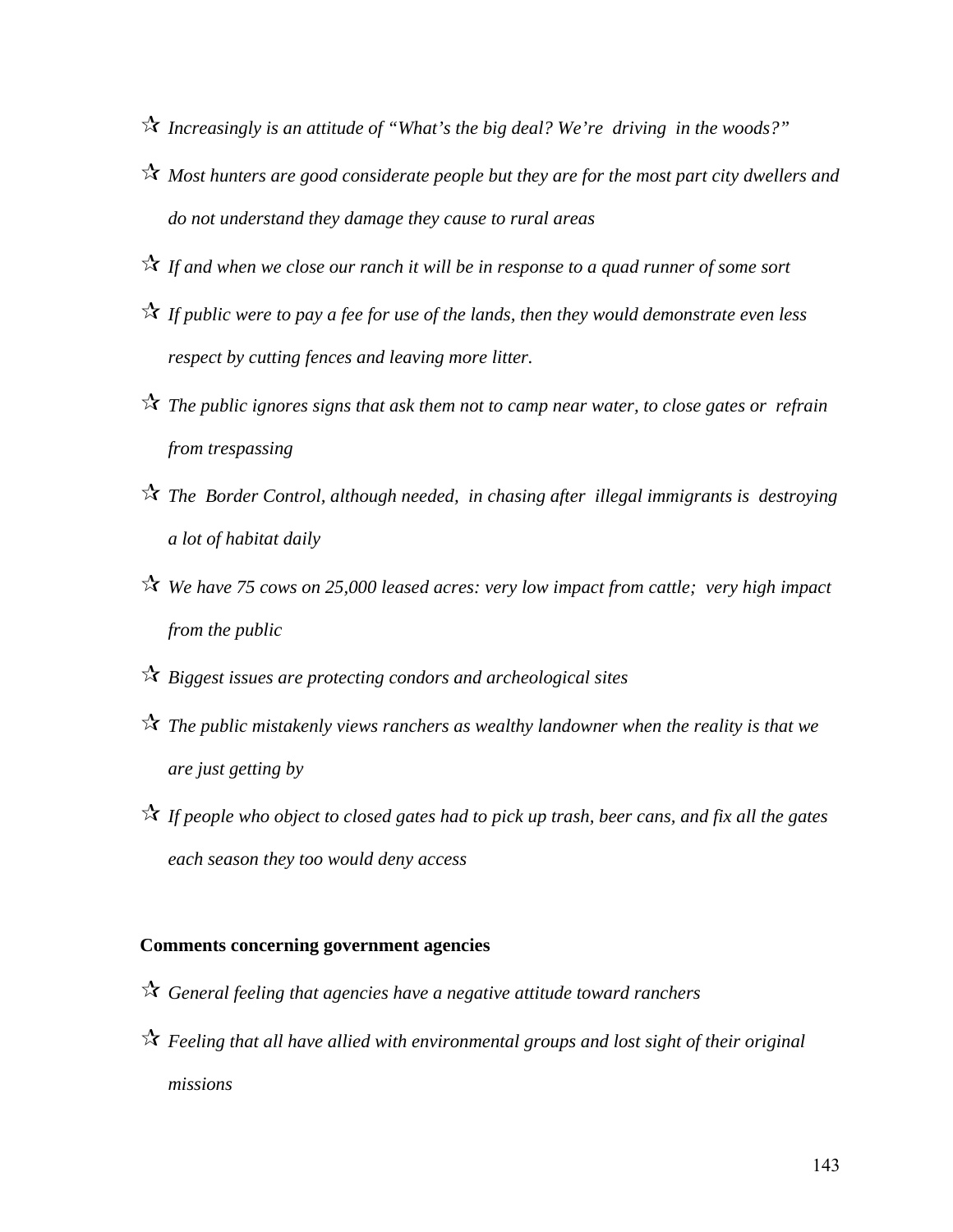- ☆ *Increasingly is an attitude of "What's the big deal? We're driving in the woods?"*
- ☆ *Most hunters are good considerate people but they are for the most part city dwellers and do not understand they damage they cause to rural areas*
- ☆ *If and when we close our ranch it will be in response to a quad runner of some sort*
- ☆ *If public were to pay a fee for use of the lands, then they would demonstrate even less respect by cutting fences and leaving more litter.*
- ☆ *The public ignores signs that ask them not to camp near water, to close gates or refrain from trespassing*
- ☆ *The Border Control, although needed, in chasing after illegal immigrants is destroying a lot of habitat daily*
- ☆ *We have 75 cows on 25,000 leased acres: very low impact from cattle; very high impact from the public*
- ☆ *Biggest issues are protecting condors and archeological sites*
- ☆ *The public mistakenly views ranchers as wealthy landowner when the reality is that we are just getting by*
- ☆ *If people who object to closed gates had to pick up trash, beer cans, and fix all the gates each season they too would deny access*

**Comments concerning government agencies**

- ☆ *General feeling that agencies have a negative attitude toward ranchers*
- ☆ *Feeling that all have allied with environmental groups and lost sight of their original missions*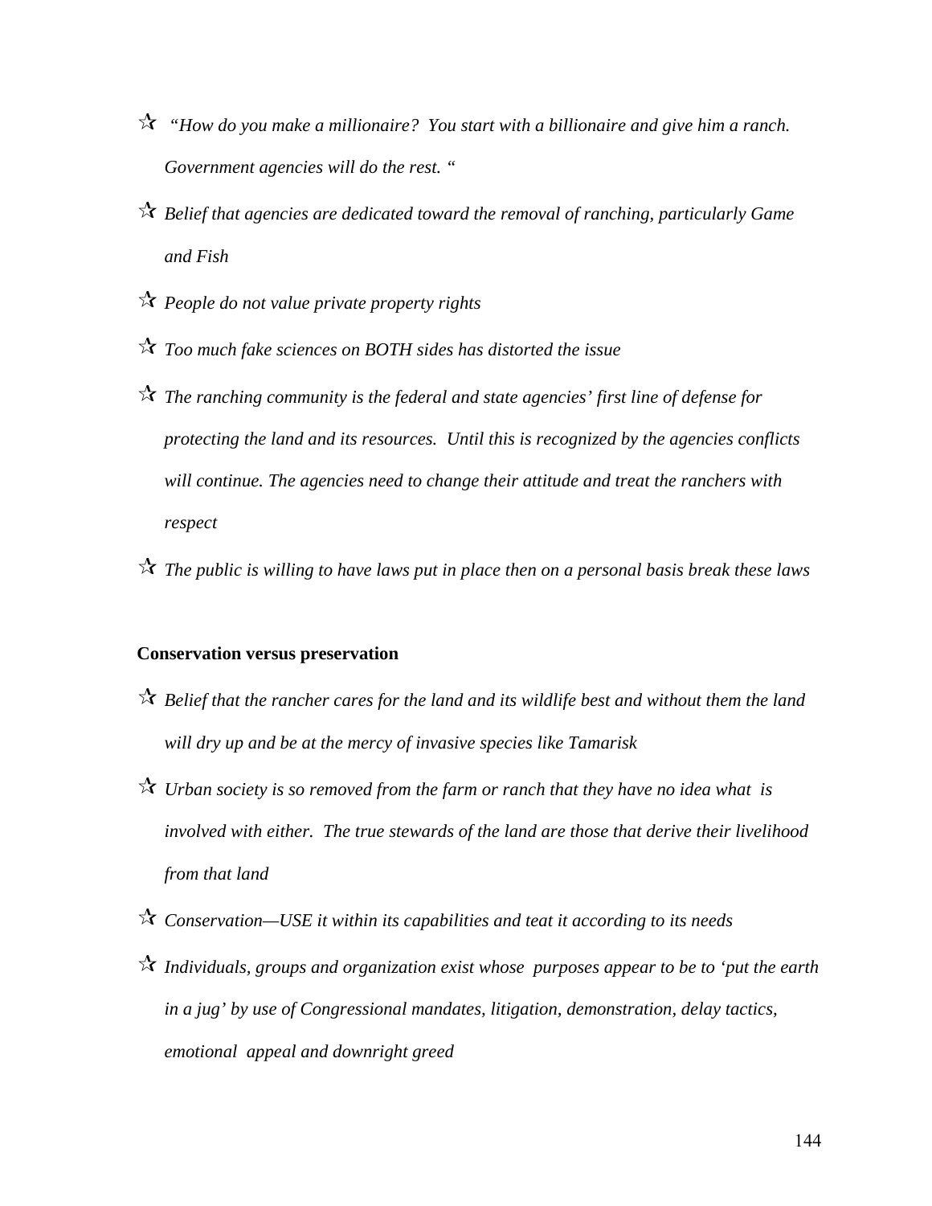- *"How do you make a millionaire? You start with a billionaire and give him a ranch. Government agencies will do the rest. "*
- *Belief that agencies are dedicated toward the removal of ranching, particularly Game and Fish*
- *People do not value private property rights*
- *Too much fake sciences on BOTH sides has distorted the issue*
- *The ranching community is the federal and state agencies' first line of defense for protecting the land and its resources. Until this is recognized by the agencies conflicts will continue. The agencies need to change their attitude and treat the ranchers with respect*
- *The public is willing to have laws put in place then on a personal basis break these laws*

**Conservation versus preservation**

- *Belief that the rancher cares for the land and its wildlife best and without them the land will dry up and be at the mercy of invasive species like Tamarisk*
- *Urban society is so removed from the farm or ranch that they have no idea what is involved with either. The true stewards of the land are those that derive their livelihood from that land*
- *Conservation—USE it within its capabilities and teat it according to its needs*
- *Individuals, groups and organization exist whose purposes appear to be to 'put the earth in a jug' by use of Congressional mandates, litigation, demonstration, delay tactics, emotional appeal and downright greed*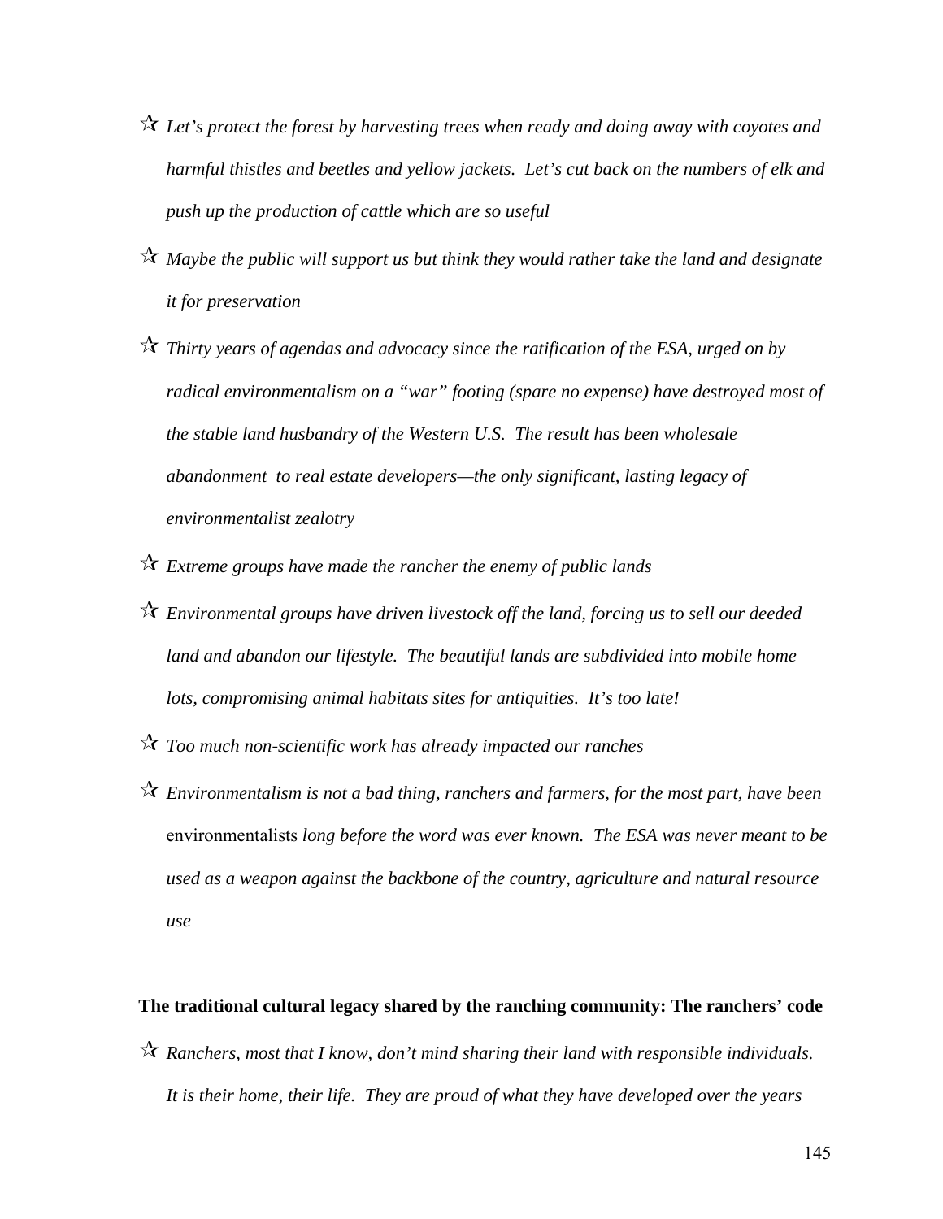- ☆ *Let's protect the forest by harvesting trees when ready and doing away with coyotes and harmful thistles and beetles and yellow jackets. Let's cut back on the numbers of elk and push up the production of cattle which are so useful*

- ☆ *Maybe the public will support us but think they would rather take the land and designate it for preservation*

- ☆ *Thirty years of agendas and advocacy since the ratification of the ESA, urged on by radical environmentalism on a "war" footing (spare no expense) have destroyed most of the stable land husbandry of the Western U.S. The result has been wholesale abandonment to real estate developers—the only significant, lasting legacy of environmentalist zealotry*

- ☆ *Extreme groups have made the rancher the enemy of public lands*

- ☆ *Environmental groups have driven livestock off the land, forcing us to sell our deeded land and abandon our lifestyle. The beautiful lands are subdivided into mobile home lots, compromising animal habitats sites for antiquities. It's too late!*

- ☆ *Too much non-scientific work has already impacted our ranches*

- ☆ *Environmentalism is not a bad thing, ranchers and farmers, for the most part, have been* environmentalists *long before the word was ever known. The ESA was never meant to be used as a weapon against the backbone of the country, agriculture and natural resource use*

**The traditional cultural legacy shared by the ranching community: The ranchers' code**

- ☆ *Ranchers, most that I know, don't mind sharing their land with responsible individuals. It is their home, their life. They are proud of what they have developed over the years*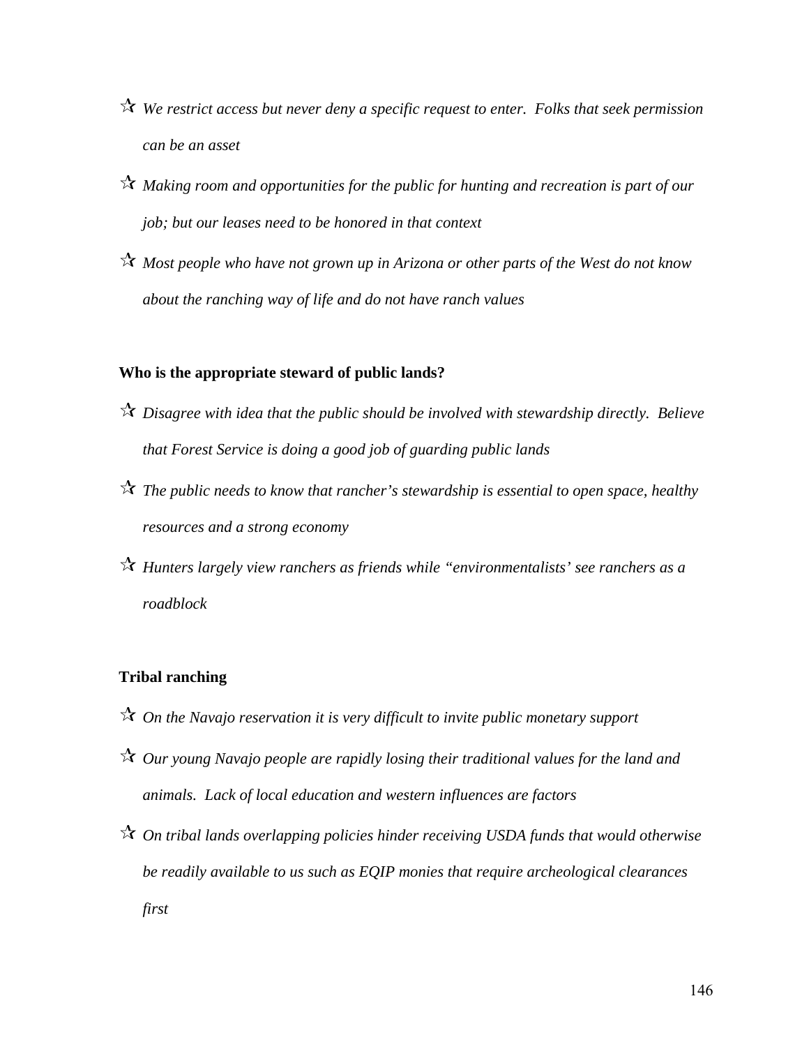- ☆ *We restrict access but never deny a specific request to enter. Folks that seek permission can be an asset*
- ☆ *Making room and opportunities for the public for hunting and recreation is part of our job; but our leases need to be honored in that context*
- ☆ *Most people who have not grown up in Arizona or other parts of the West do not know about the ranching way of life and do not have ranch values*

**Who is the appropriate steward of public lands?**

- ☆ *Disagree with idea that the public should be involved with stewardship directly. Believe that Forest Service is doing a good job of guarding public lands*
- ☆ *The public needs to know that rancher's stewardship is essential to open space, healthy resources and a strong economy*
- ☆ *Hunters largely view ranchers as friends while "environmentalists' see ranchers as a roadblock*

**Tribal ranching**

- ☆ *On the Navajo reservation it is very difficult to invite public monetary support*
- ☆ *Our young Navajo people are rapidly losing their traditional values for the land and animals. Lack of local education and western influences are factors*
- ☆ *On tribal lands overlapping policies hinder receiving USDA funds that would otherwise be readily available to us such as EQIP monies that require archeological clearances first*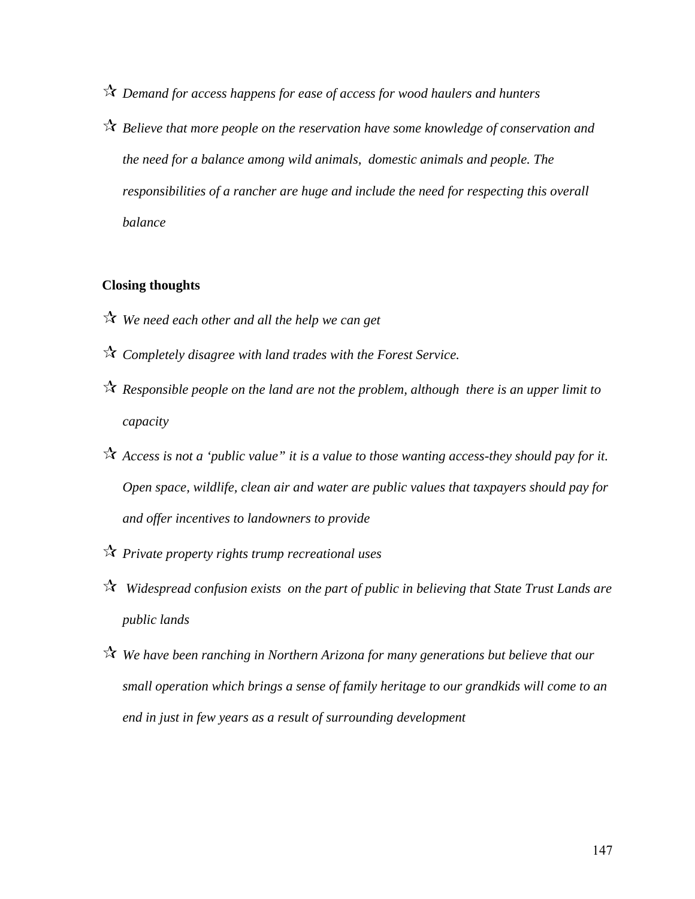- *Demand for access happens for ease of access for wood haulers and hunters*
- *Believe that more people on the reservation have some knowledge of conservation and the need for a balance among wild animals, domestic animals and people. The responsibilities of a rancher are huge and include the need for respecting this overall balance*

**Closing thoughts**

- *We need each other and all the help we can get*
- *Completely disagree with land trades with the Forest Service.*
- *Responsible people on the land are not the problem, although there is an upper limit to capacity*
- *Access is not a 'public value" it is a value to those wanting access-they should pay for it. Open space, wildlife, clean air and water are public values that taxpayers should pay for and offer incentives to landowners to provide*
- *Private property rights trump recreational uses*
- *Widespread confusion exists on the part of public in believing that State Trust Lands are public lands*
- *We have been ranching in Northern Arizona for many generations but believe that our small operation which brings a sense of family heritage to our grandkids will come to an end in just in few years as a result of surrounding development*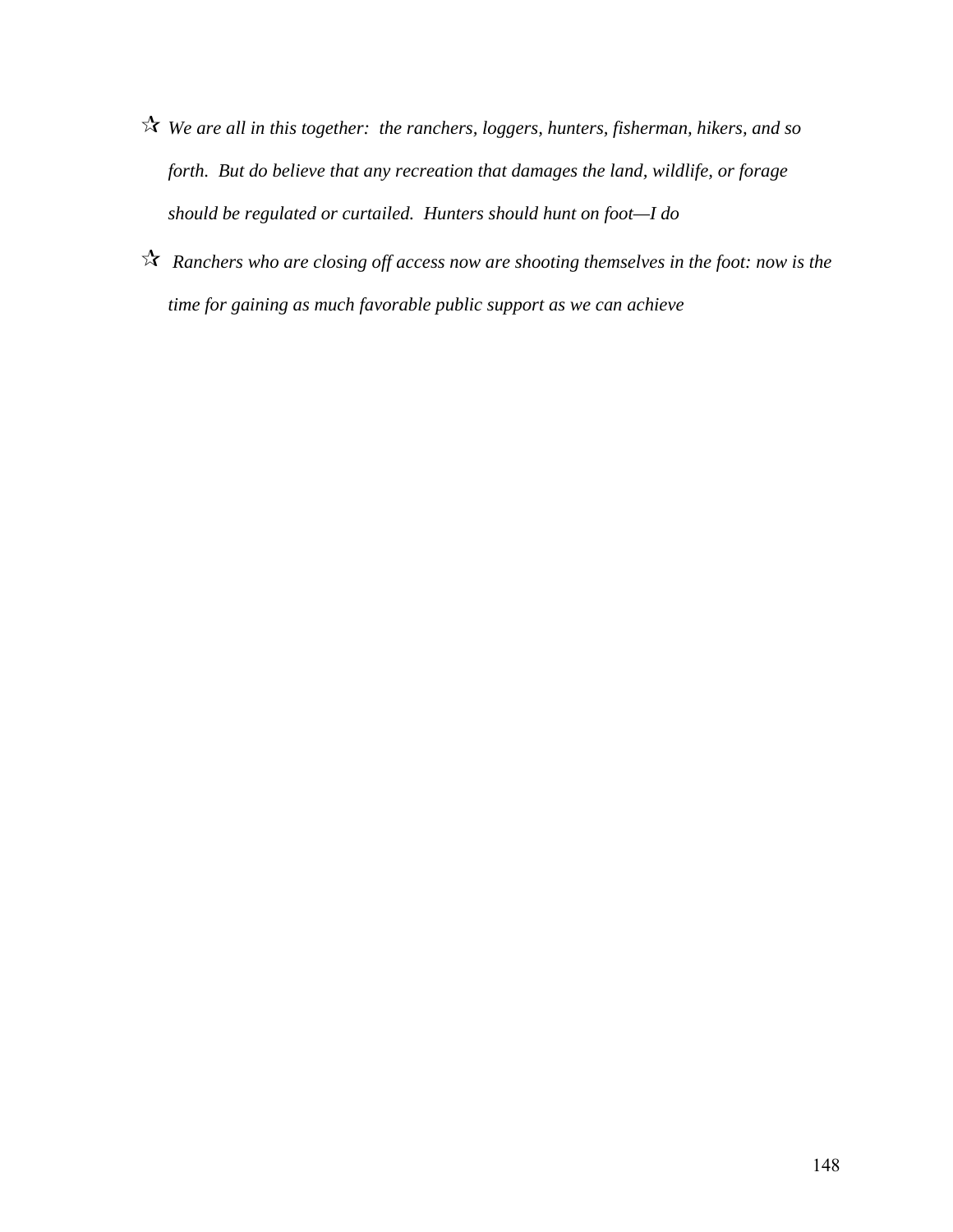- ☆ *We are all in this together: the ranchers, loggers, hunters, fisherman, hikers, and so forth. But do believe that any recreation that damages the land, wildlife, or forage should be regulated or curtailed. Hunters should hunt on foot—I do*
- ☆ *Ranchers who are closing off access now are shooting themselves in the foot: now is the time for gaining as much favorable public support as we can achieve*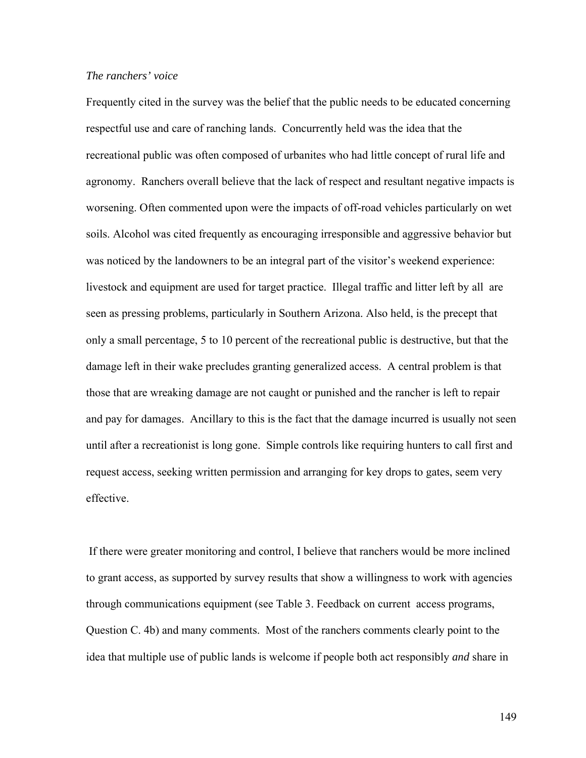*The ranchers' voice*

Frequently cited in the survey was the belief that the public needs to be educated concerning respectful use and care of ranching lands. Concurrently held was the idea that the recreational public was often composed of urbanites who had little concept of rural life and agronomy. Ranchers overall believe that the lack of respect and resultant negative impacts is worsening. Often commented upon were the impacts of off-road vehicles particularly on wet soils. Alcohol was cited frequently as encouraging irresponsible and aggressive behavior but was noticed by the landowners to be an integral part of the visitor's weekend experience: livestock and equipment are used for target practice. Illegal traffic and litter left by all are seen as pressing problems, particularly in Southern Arizona. Also held, is the precept that only a small percentage, 5 to 10 percent of the recreational public is destructive, but that the damage left in their wake precludes granting generalized access. A central problem is that those that are wreaking damage are not caught or punished and the rancher is left to repair and pay for damages. Ancillary to this is the fact that the damage incurred is usually not seen until after a recreationist is long gone. Simple controls like requiring hunters to call first and request access, seeking written permission and arranging for key drops to gates, seem very effective.

If there were greater monitoring and control, I believe that ranchers would be more inclined to grant access, as supported by survey results that show a willingness to work with agencies through communications equipment (see Table 3. Feedback on current access programs, Question C. 4b) and many comments. Most of the ranchers comments clearly point to the idea that multiple use of public lands is welcome if people both act responsibly *and* share in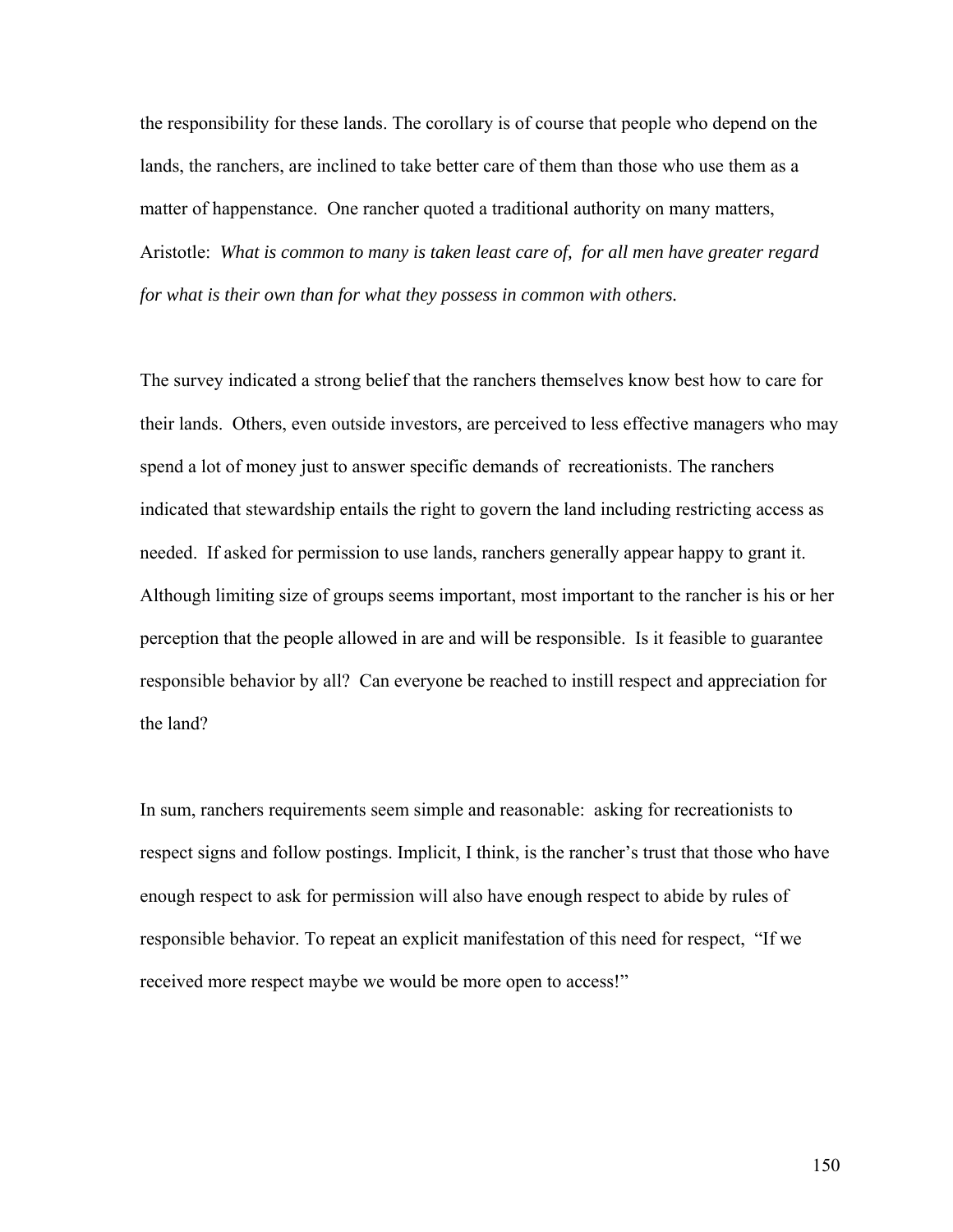the responsibility for these lands. The corollary is of course that people who depend on the lands, the ranchers, are inclined to take better care of them than those who use them as a matter of happenstance. One rancher quoted a traditional authority on many matters, Aristotle: *What is common to many is taken least care of, for all men have greater regard for what is their own than for what they possess in common with others.*

The survey indicated a strong belief that the ranchers themselves know best how to care for their lands. Others, even outside investors, are perceived to less effective managers who may spend a lot of money just to answer specific demands of recreationists. The ranchers indicated that stewardship entails the right to govern the land including restricting access as needed. If asked for permission to use lands, ranchers generally appear happy to grant it. Although limiting size of groups seems important, most important to the rancher is his or her perception that the people allowed in are and will be responsible. Is it feasible to guarantee responsible behavior by all? Can everyone be reached to instill respect and appreciation for the land?

In sum, ranchers requirements seem simple and reasonable: asking for recreationists to respect signs and follow postings. Implicit, I think, is the rancher's trust that those who have enough respect to ask for permission will also have enough respect to abide by rules of responsible behavior. To repeat an explicit manifestation of this need for respect, "If we received more respect maybe we would be more open to access!"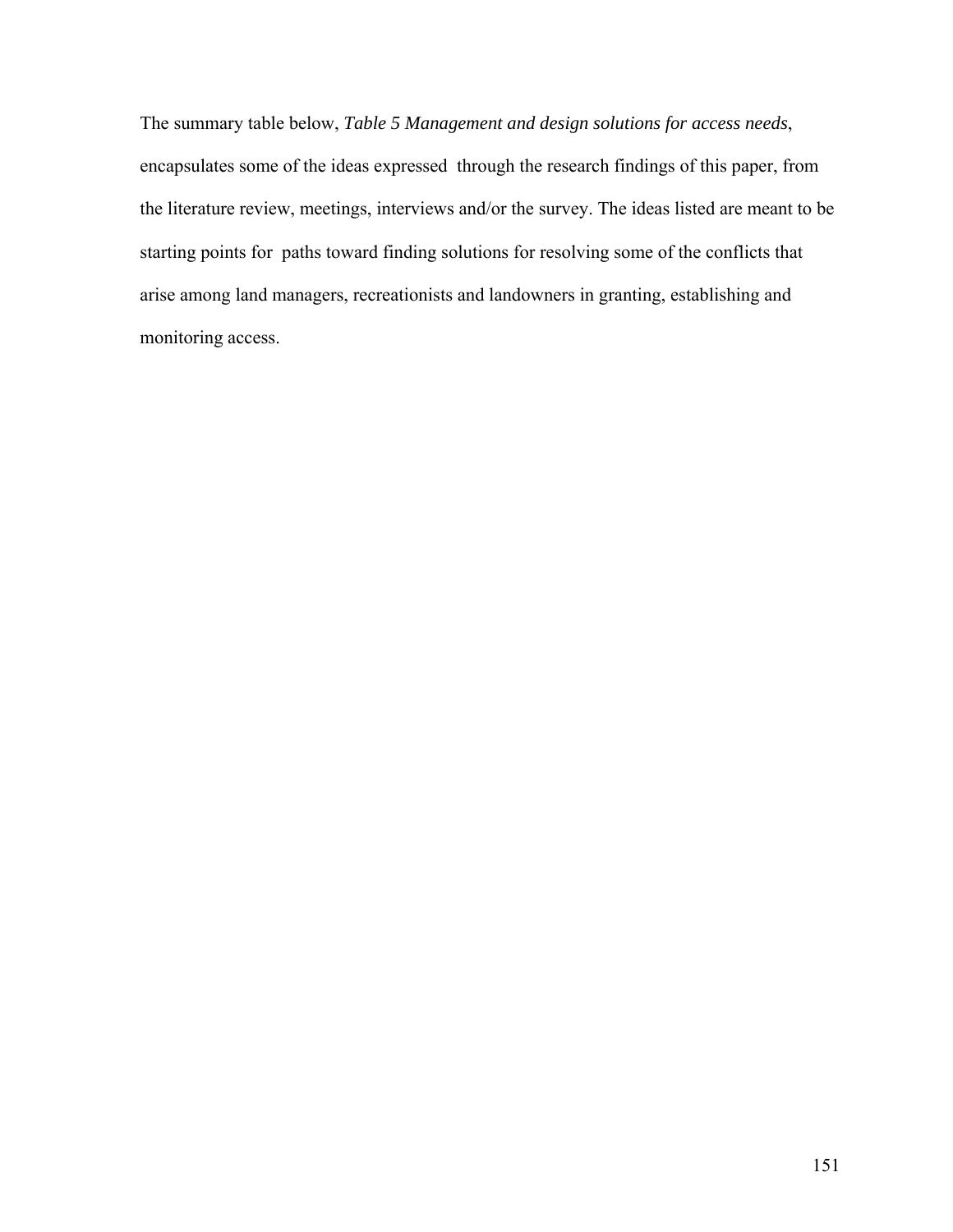The summary table below, *Table 5 Management and design solutions for access needs*, encapsulates some of the ideas expressed through the research findings of this paper, from the literature review, meetings, interviews and/or the survey. The ideas listed are meant to be starting points for paths toward finding solutions for resolving some of the conflicts that arise among land managers, recreationists and landowners in granting, establishing and monitoring access.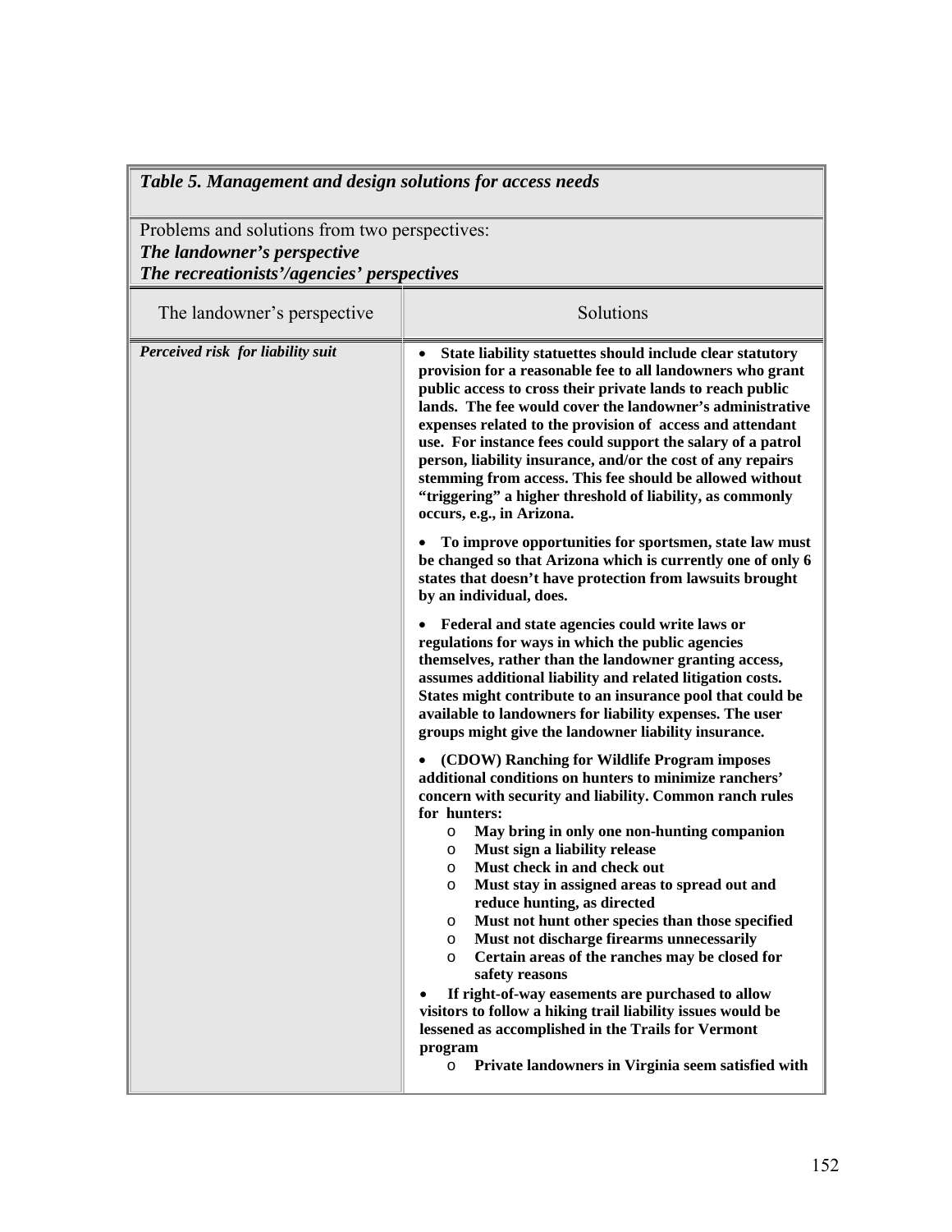| *Table 5. Management and design solutions for access needs* | |
|---|---|
| Problems and solutions from two perspectives:<br>***The landowner's perspective***<br>***The recreationists'/agencies' perspectives*** | |
| The landowner's perspective | Solutions |
| ***Perceived risk for liability suit*** | • **State liability statuettes should include clear statutory provision for a reasonable fee to all landowners who grant public access to cross their private lands to reach public lands. The fee would cover the landowner's administrative expenses related to the provision of access and attendant use. For instance fees could support the salary of a patrol person, liability insurance, and/or the cost of any repairs stemming from access. This fee should be allowed without "triggering" a higher threshold of liability, as commonly occurs, e.g., in Arizona.**<br><br>• **To improve opportunities for sportsmen, state law must be changed so that Arizona which is currently one of only 6 states that doesn't have protection from lawsuits brought by an individual, does.**<br><br>• **Federal and state agencies could write laws or regulations for ways in which the public agencies themselves, rather than the landowner granting access, assumes additional liability and related litigation costs. States might contribute to an insurance pool that could be available to landowners for liability expenses. The user groups might give the landowner liability insurance.**<br><br>• **(CDOW) Ranching for Wildlife Program imposes additional conditions on hunters to minimize ranchers' concern with security and liability. Common ranch rules for hunters:**<br>  o **May bring in only one non-hunting companion**<br>  o **Must sign a liability release**<br>  o **Must check in and check out**<br>  o **Must stay in assigned areas to spread out and reduce hunting, as directed**<br>  o **Must not hunt other species than those specified**<br>  o **Must not discharge firearms unnecessarily**<br>  o **Certain areas of the ranches may be closed for safety reasons**<br>• **If right-of-way easements are purchased to allow visitors to follow a hiking trail liability issues would be lessened as accomplished in the Trails for Vermont program**<br>  o **Private landowners in Virginia seem satisfied with** |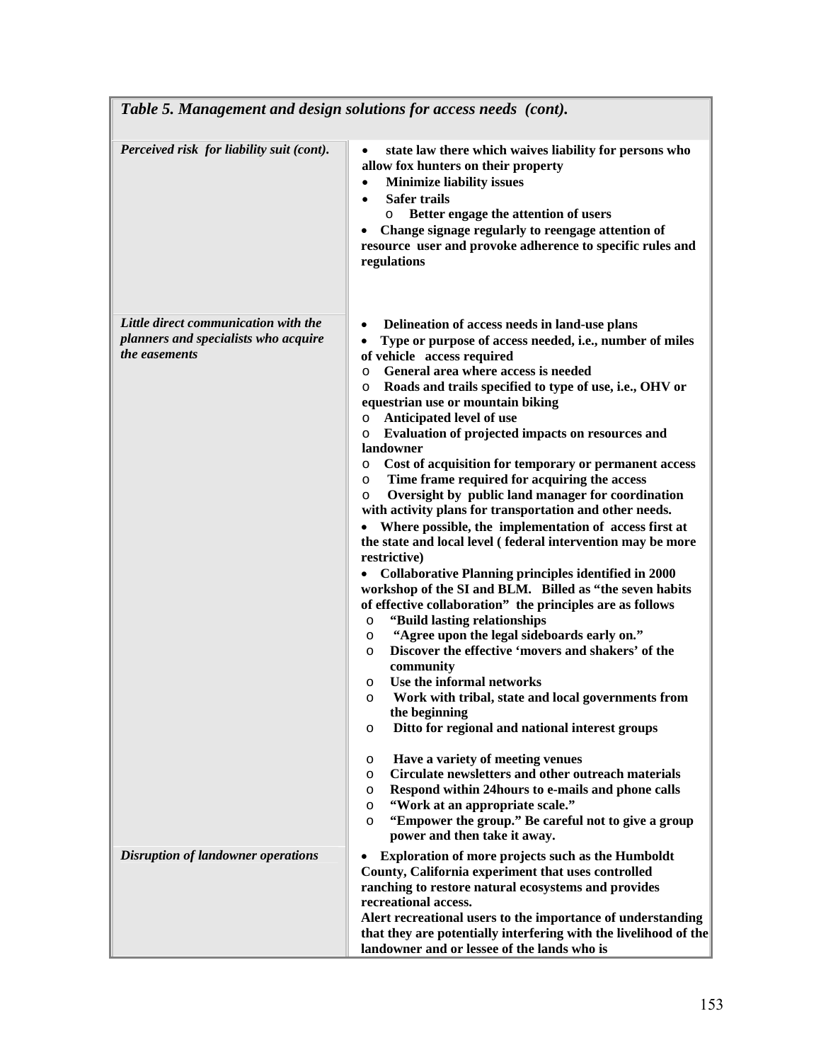| *Table 5. Management and design solutions for access needs (cont).* | |
|---|---|
| ***Perceived risk for liability suit (cont).*** | • **state law there which waives liability for persons who allow fox hunters on their property**<br>• **Minimize liability issues**<br>• **Safer trails**<br>o **Better engage the attention of users**<br>• **Change signage regularly to reengage attention of resource user and provoke adherence to specific rules and regulations** |
| ***Little direct communication with the planners and specialists who acquire the easements*** | • **Delineation of access needs in land-use plans**<br>• **Type or purpose of access needed, i.e., number of miles of vehicle access required**<br>o **General area where access is needed**<br>o **Roads and trails specified to type of use, i.e., OHV or equestrian use or mountain biking**<br>o **Anticipated level of use**<br>o **Evaluation of projected impacts on resources and landowner**<br>o **Cost of acquisition for temporary or permanent access**<br>o **Time frame required for acquiring the access**<br>o **Oversight by public land manager for coordination with activity plans for transportation and other needs.**<br>• **Where possible, the implementation of access first at the state and local level ( federal intervention may be more restrictive)**<br>• **Collaborative Planning principles identified in 2000 workshop of the SI and BLM. Billed as "the seven habits of effective collaboration" the principles are as follows**<br>o **"Build lasting relationships**<br>o **"Agree upon the legal sideboards early on."**<br>o **Discover the effective 'movers and shakers' of the community**<br>o **Use the informal networks**<br>o **Work with tribal, state and local governments from the beginning**<br>o **Ditto for regional and national interest groups**<br>o **Have a variety of meeting venues**<br>o **Circulate newsletters and other outreach materials**<br>o **Respond within 24hours to e-mails and phone calls**<br>o **"Work at an appropriate scale."**<br>o **"Empower the group." Be careful not to give a group power and then take it away.** |
| ***Disruption of landowner operations*** | • **Exploration of more projects such as the Humboldt County, California experiment that uses controlled ranching to restore natural ecosystems and provides recreational access.**<br>**Alert recreational users to the importance of understanding that they are potentially interfering with the livelihood of the landowner and or lessee of the lands who is** |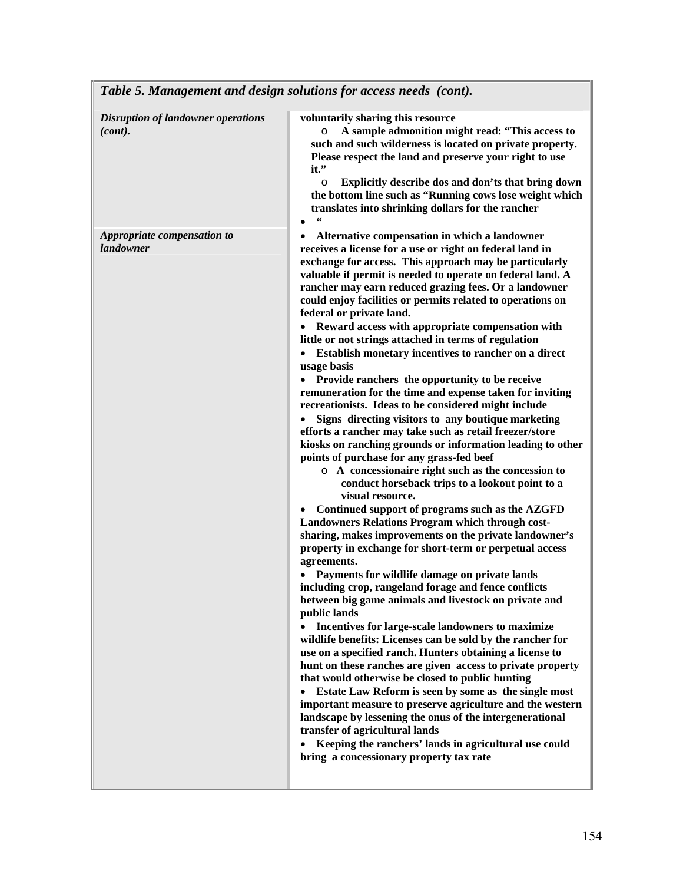| *Table 5. Management and design solutions for access needs (cont).* | |
|---|---|
| ***Disruption of landowner operations (cont).*** | **voluntarily sharing this resource**<br>o **A sample admonition might read: "This access to such and such wilderness is located on private property. Please respect the land and preserve your right to use it."**<br>o **Explicitly describe dos and don'ts that bring down the bottom line such as "Running cows lose weight which translates into shrinking dollars for the rancher**<br>• **"** |
| ***Appropriate compensation to landowner*** | • **Alternative compensation in which a landowner receives a license for a use or right on federal land in exchange for access. This approach may be particularly valuable if permit is needed to operate on federal land. A rancher may earn reduced grazing fees. Or a landowner could enjoy facilities or permits related to operations on federal or private land.**<br>• **Reward access with appropriate compensation with little or not strings attached in terms of regulation**<br>• **Establish monetary incentives to rancher on a direct usage basis**<br>• **Provide ranchers the opportunity to be receive remuneration for the time and expense taken for inviting recreationists. Ideas to be considered might include**<br>• **Signs directing visitors to any boutique marketing efforts a rancher may take such as retail freezer/store kiosks on ranching grounds or information leading to other points of purchase for any grass-fed beef**<br>o **A concessionaire right such as the concession to conduct horseback trips to a lookout point to a visual resource.**<br>• **Continued support of programs such as the AZGFD Landowners Relations Program which through cost-sharing, makes improvements on the private landowner's property in exchange for short-term or perpetual access agreements.**<br>• **Payments for wildlife damage on private lands including crop, rangeland forage and fence conflicts between big game animals and livestock on private and public lands**<br>• **Incentives for large-scale landowners to maximize wildlife benefits: Licenses can be sold by the rancher for use on a specified ranch. Hunters obtaining a license to hunt on these ranches are given access to private property that would otherwise be closed to public hunting**<br>• **Estate Law Reform is seen by some as the single most important measure to preserve agriculture and the western landscape by lessening the onus of the intergenerational transfer of agricultural lands**<br>• **Keeping the ranchers' lands in agricultural use could bring a concessionary property tax rate** |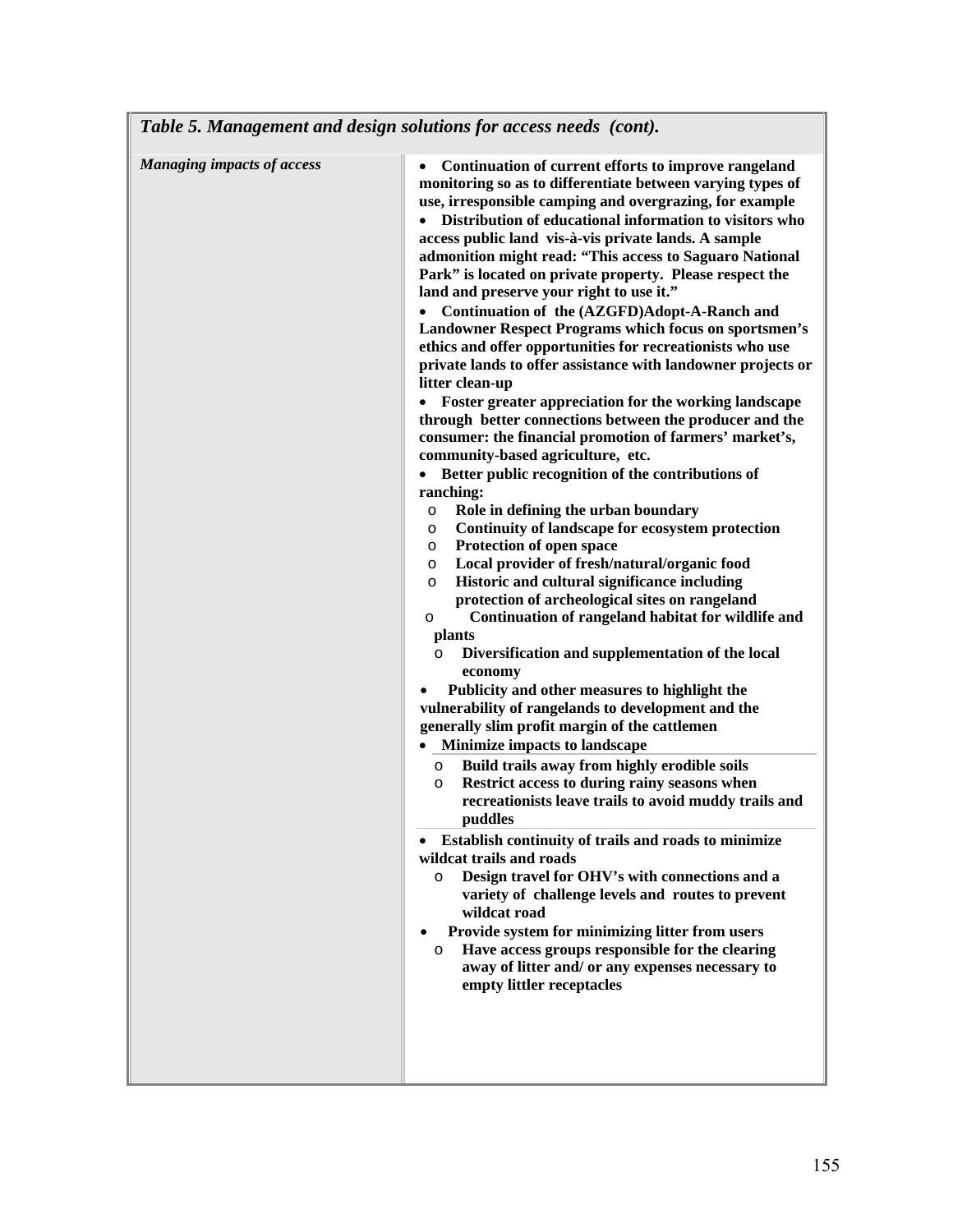| *Table 5. Management and design solutions for access needs (cont).* | |
|---|---|
| *Managing impacts of access* | • **Continuation of current efforts to improve rangeland monitoring so as to differentiate between varying types of use, irresponsible camping and overgrazing, for example**<br>• **Distribution of educational information to visitors who access public land vis-à-vis private lands. A sample admonition might read: "This access to Saguaro National Park" is located on private property. Please respect the land and preserve your right to use it."**<br>• **Continuation of the (AZGFD)Adopt-A-Ranch and Landowner Respect Programs which focus on sportsmen's ethics and offer opportunities for recreationists who use private lands to offer assistance with landowner projects or litter clean-up**<br>• **Foster greater appreciation for the working landscape through better connections between the producer and the consumer: the financial promotion of farmers' market's, community-based agriculture, etc.**<br>• **Better public recognition of the contributions of ranching:**<br>&nbsp;&nbsp;o **Role in defining the urban boundary**<br>&nbsp;&nbsp;o **Continuity of landscape for ecosystem protection**<br>&nbsp;&nbsp;o **Protection of open space**<br>&nbsp;&nbsp;o **Local provider of fresh/natural/organic food**<br>&nbsp;&nbsp;o **Historic and cultural significance including protection of archeological sites on rangeland**<br>&nbsp;&nbsp;o **Continuation of rangeland habitat for wildlife and plants**<br>&nbsp;&nbsp;o **Diversification and supplementation of the local economy**<br>• **Publicity and other measures to highlight the vulnerability of rangelands to development and the generally slim profit margin of the cattlemen**<br>• **Minimize impacts to landscape**<br>&nbsp;&nbsp;o **Build trails away from highly erodible soils**<br>&nbsp;&nbsp;o **Restrict access to during rainy seasons when recreationists leave trails to avoid muddy trails and puddles**<br>• **Establish continuity of trails and roads to minimize wildcat trails and roads**<br>&nbsp;&nbsp;o **Design travel for OHV's with connections and a variety of challenge levels and routes to prevent wildcat road**<br>• **Provide system for minimizing litter from users**<br>&nbsp;&nbsp;o **Have access groups responsible for the clearing away of litter and/ or any expenses necessary to empty littler receptacles** |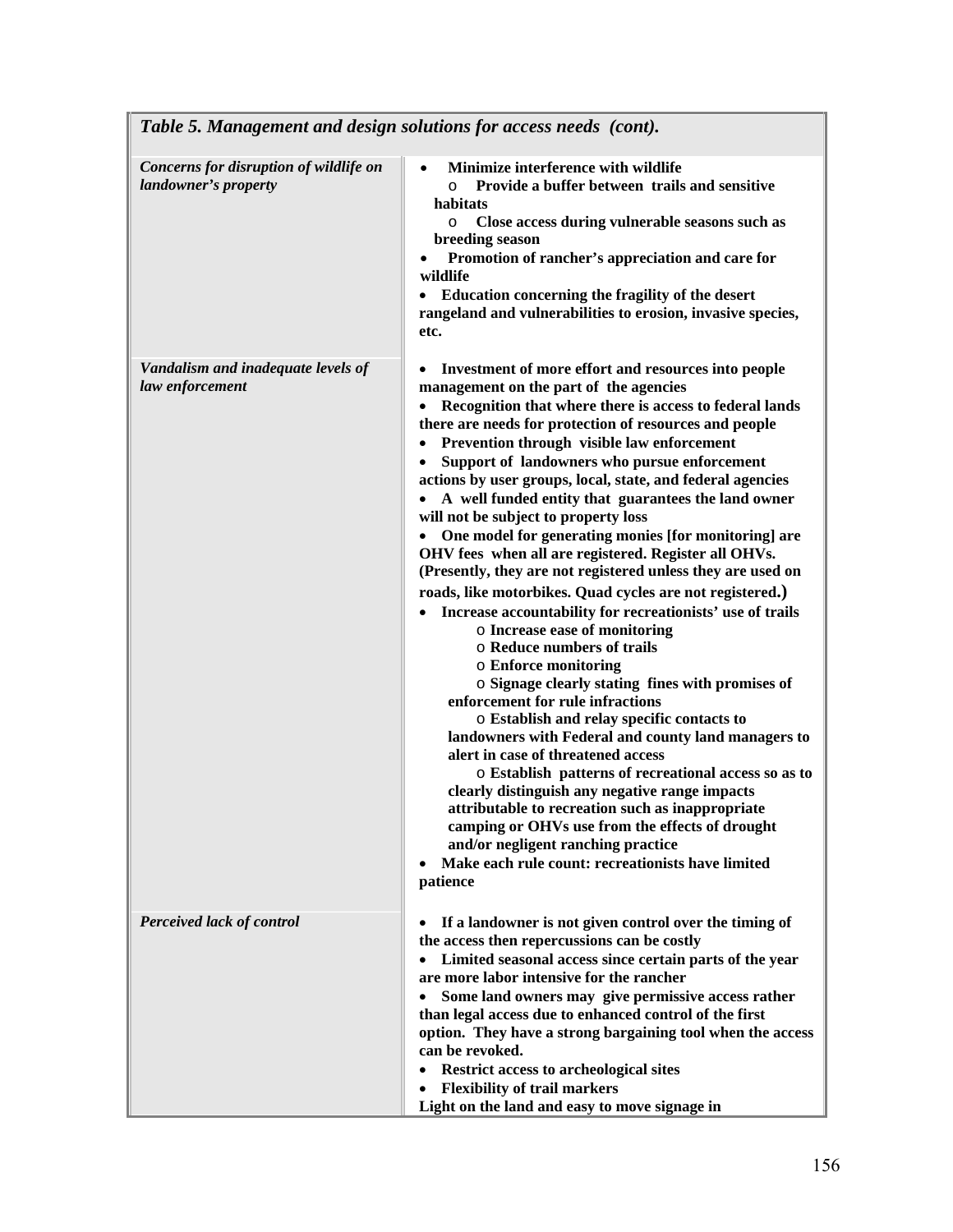| *Table 5. Management and design solutions for access needs (cont).* | |
|---|---|
| *Concerns for disruption of wildlife on landowner's property* | • **Minimize interference with wildlife**<br>  o **Provide a buffer between trails and sensitive habitats**<br>  o **Close access during vulnerable seasons such as breeding season**<br>• **Promotion of rancher's appreciation and care for wildlife**<br>• **Education concerning the fragility of the desert rangeland and vulnerabilities to erosion, invasive species, etc.** |
| *Vandalism and inadequate levels of law enforcement* | • **Investment of more effort and resources into people management on the part of the agencies**<br>• **Recognition that where there is access to federal lands there are needs for protection of resources and people**<br>• **Prevention through visible law enforcement**<br>• **Support of landowners who pursue enforcement actions by user groups, local, state, and federal agencies**<br>• **A well funded entity that guarantees the land owner will not be subject to property loss**<br>• **One model for generating monies [for monitoring] are OHV fees when all are registered. Register all OHVs. (Presently, they are not registered unless they are used on roads, like motorbikes. Quad cycles are not registered.)**<br>• **Increase accountability for recreationists' use of trails**<br>  o **Increase ease of monitoring**<br>  o **Reduce numbers of trails**<br>  o **Enforce monitoring**<br>  o **Signage clearly stating fines with promises of enforcement for rule infractions**<br>  o **Establish and relay specific contacts to landowners with Federal and county land managers to alert in case of threatened access**<br>  o **Establish patterns of recreational access so as to clearly distinguish any negative range impacts attributable to recreation such as inappropriate camping or OHVs use from the effects of drought and/or negligent ranching practice**<br>• **Make each rule count: recreationists have limited patience** |
| ***Perceived lack of control*** | • **If a landowner is not given control over the timing of the access then repercussions can be costly**<br>• **Limited seasonal access since certain parts of the year are more labor intensive for the rancher**<br>• **Some land owners may give permissive access rather than legal access due to enhanced control of the first option. They have a strong bargaining tool when the access can be revoked.**<br>• **Restrict access to archeological sites**<br>• **Flexibility of trail markers**<br>**Light on the land and easy to move signage in** |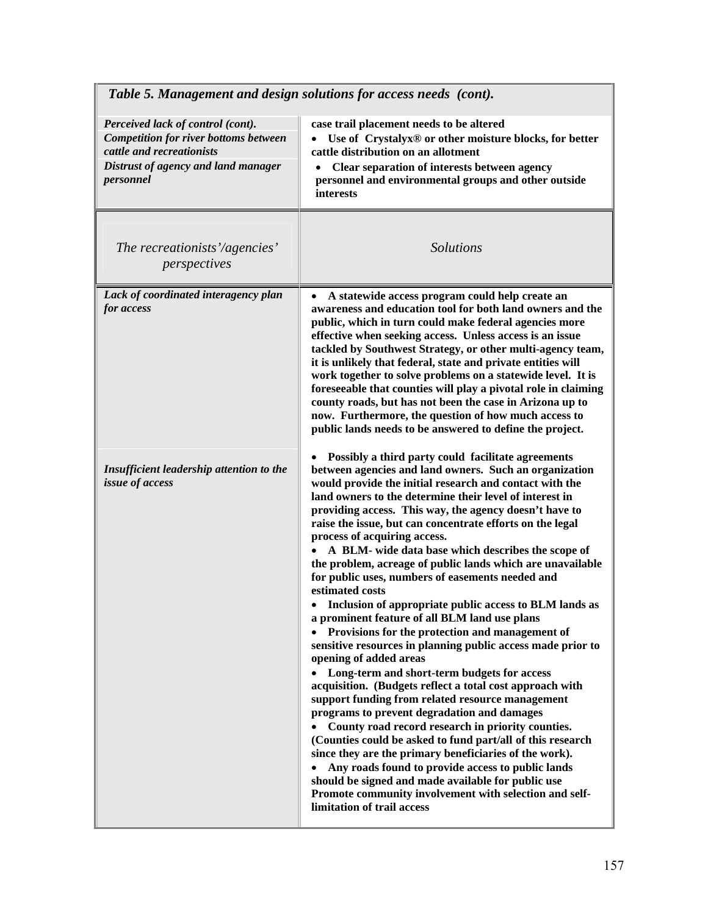| *Table 5. Management and design solutions for access needs (cont).* | |
|---|---|
| ***Perceived lack of control (cont).*** <br> ***Competition for river bottoms between cattle and recreationists*** <br> ***Distrust of agency and land manager personnel*** | **case trail placement needs to be altered** <br> • **Use of Crystalyx® or other moisture blocks, for better cattle distribution on an allotment** <br> • **Clear separation of interests between agency personnel and environmental groups and other outside interests** |
| *The recreationists'/agencies' perspectives* | *Solutions* |
| ***Lack of coordinated interagency plan for access*** | • **A statewide access program could help create an awareness and education tool for both land owners and the public, which in turn could make federal agencies more effective when seeking access. Unless access is an issue tackled by Southwest Strategy, or other multi-agency team, it is unlikely that federal, state and private entities will work together to solve problems on a statewide level. It is foreseeable that counties will play a pivotal role in claiming county roads, but has not been the case in Arizona up to now. Furthermore, the question of how much access to public lands needs to be answered to define the project.** |
| ***Insufficient leadership attention to the issue of access*** | • **Possibly a third party could facilitate agreements between agencies and land owners. Such an organization would provide the initial research and contact with the land owners to the determine their level of interest in providing access. This way, the agency doesn't have to raise the issue, but can concentrate efforts on the legal process of acquiring access.** <br> • **A BLM- wide data base which describes the scope of the problem, acreage of public lands which are unavailable for public uses, numbers of easements needed and estimated costs** <br> • **Inclusion of appropriate public access to BLM lands as a prominent feature of all BLM land use plans** <br> • **Provisions for the protection and management of sensitive resources in planning public access made prior to opening of added areas** <br> • **Long-term and short-term budgets for access acquisition. (Budgets reflect a total cost approach with support funding from related resource management programs to prevent degradation and damages** <br> • **County road record research in priority counties. (Counties could be asked to fund part/all of this research since they are the primary beneficiaries of the work).** <br> • **Any roads found to provide access to public lands should be signed and made available for public use** <br> **Promote community involvement with selection and self-limitation of trail access** |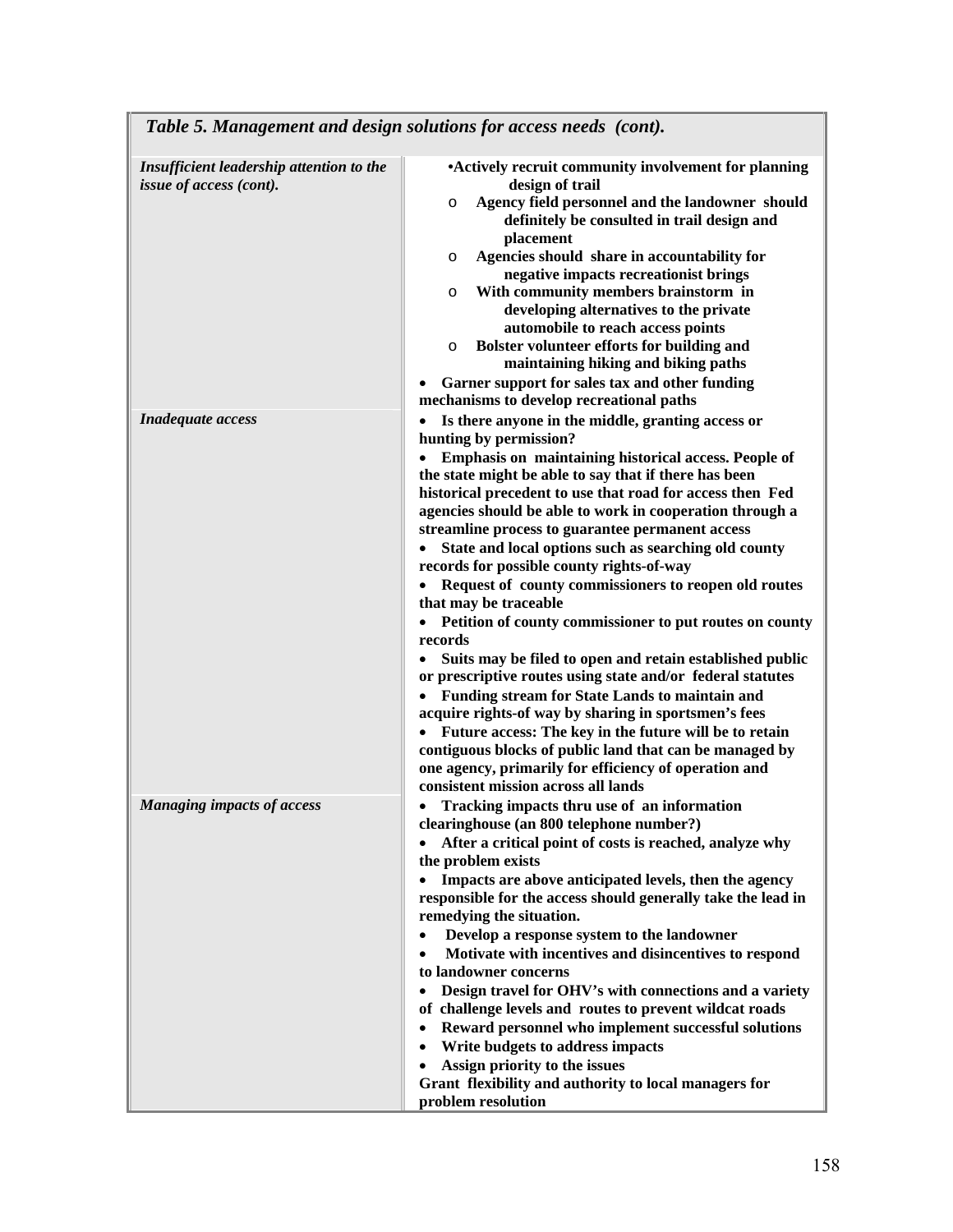*Table 5. Management and design solutions for access needs (cont).*

| | |
|---|---|
| ***Insufficient leadership attention to the issue of access (cont).*** | **•Actively recruit community involvement for planning design of trail**<br>o **Agency field personnel and the landowner should definitely be consulted in trail design and placement**<br>o **Agencies should share in accountability for negative impacts recreationist brings**<br>o **With community members brainstorm in developing alternatives to the private automobile to reach access points**<br>o **Bolster volunteer efforts for building and maintaining hiking and biking paths**<br>• **Garner support for sales tax and other funding mechanisms to develop recreational paths** |
| ***Inadequate access*** | • **Is there anyone in the middle, granting access or hunting by permission?**<br>• **Emphasis on maintaining historical access. People of the state might be able to say that if there has been historical precedent to use that road for access then Fed agencies should be able to work in cooperation through a streamline process to guarantee permanent access**<br>• **State and local options such as searching old county records for possible county rights-of-way**<br>• **Request of county commissioners to reopen old routes that may be traceable**<br>• **Petition of county commissioner to put routes on county records**<br>• **Suits may be filed to open and retain established public or prescriptive routes using state and/or federal statutes**<br>• **Funding stream for State Lands to maintain and acquire rights-of way by sharing in sportsmen's fees**<br>• **Future access: The key in the future will be to retain contiguous blocks of public land that can be managed by one agency, primarily for efficiency of operation and consistent mission across all lands** |
| ***Managing impacts of access*** | • **Tracking impacts thru use of an information clearinghouse (an 800 telephone number?)**<br>• **After a critical point of costs is reached, analyze why the problem exists**<br>• **Impacts are above anticipated levels, then the agency responsible for the access should generally take the lead in remedying the situation.**<br>• **Develop a response system to the landowner**<br>• **Motivate with incentives and disincentives to respond to landowner concerns**<br>• **Design travel for OHV's with connections and a variety of challenge levels and routes to prevent wildcat roads**<br>• **Reward personnel who implement successful solutions**<br>• **Write budgets to address impacts**<br>• **Assign priority to the issues**<br>**Grant flexibility and authority to local managers for problem resolution** |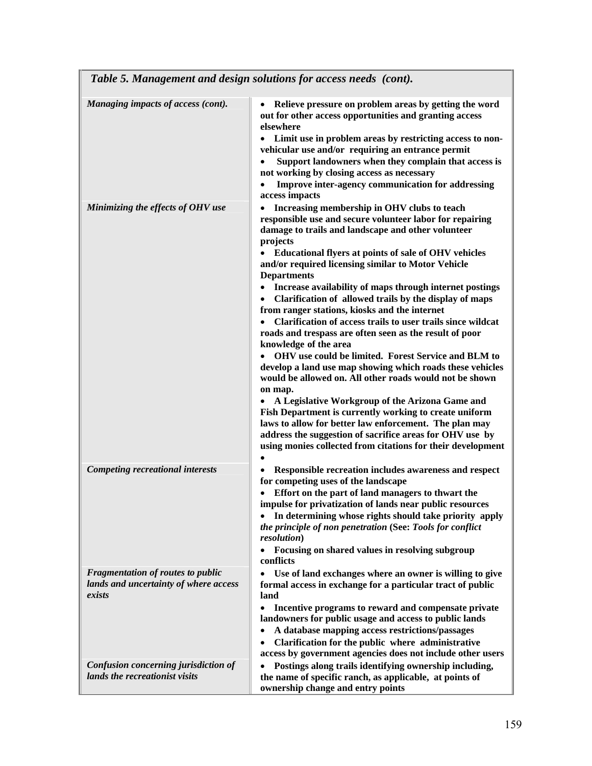| *Table 5. Management and design solutions for access needs (cont).* | |
|---|---|
| ***Managing impacts of access (cont).*** | • **Relieve pressure on problem areas by getting the word out for other access opportunities and granting access elsewhere**<br>• **Limit use in problem areas by restricting access to non-vehicular use and/or requiring an entrance permit**<br>• **Support landowners when they complain that access is not working by closing access as necessary**<br>• **Improve inter-agency communication for addressing access impacts** |
| ***Minimizing the effects of OHV use*** | • **Increasing membership in OHV clubs to teach responsible use and secure volunteer labor for repairing damage to trails and landscape and other volunteer projects**<br>• **Educational flyers at points of sale of OHV vehicles and/or required licensing similar to Motor Vehicle Departments**<br>• **Increase availability of maps through internet postings**<br>• **Clarification of allowed trails by the display of maps from ranger stations, kiosks and the internet**<br>• **Clarification of access trails to user trails since wildcat roads and trespass are often seen as the result of poor knowledge of the area**<br>• **OHV use could be limited. Forest Service and BLM to develop a land use map showing which roads these vehicles would be allowed on. All other roads would not be shown on map.**<br>• **A Legislative Workgroup of the Arizona Game and Fish Department is currently working to create uniform laws to allow for better law enforcement. The plan may address the suggestion of sacrifice areas for OHV use by using monies collected from citations for their development**<br>• |
| ***Competing recreational interests*** | • **Responsible recreation includes awareness and respect for competing uses of the landscape**<br>• **Effort on the part of land managers to thwart the impulse for privatization of lands near public resources**<br>• **In determining whose rights should take priority apply *the principle of non penetration* (See: *Tools for conflict resolution*)**<br>• **Focusing on shared values in resolving subgroup conflicts** |
| ***Fragmentation of routes to public lands and uncertainty of where access exists*** | • **Use of land exchanges where an owner is willing to give formal access in exchange for a particular tract of public land**<br>• **Incentive programs to reward and compensate private landowners for public usage and access to public lands**<br>• **A database mapping access restrictions/passages**<br>• **Clarification for the public where administrative access by government agencies does not include other users** |
| ***Confusion concerning jurisdiction of lands the recreationist visits*** | • **Postings along trails identifying ownership including, the name of specific ranch, as applicable, at points of ownership change and entry points** |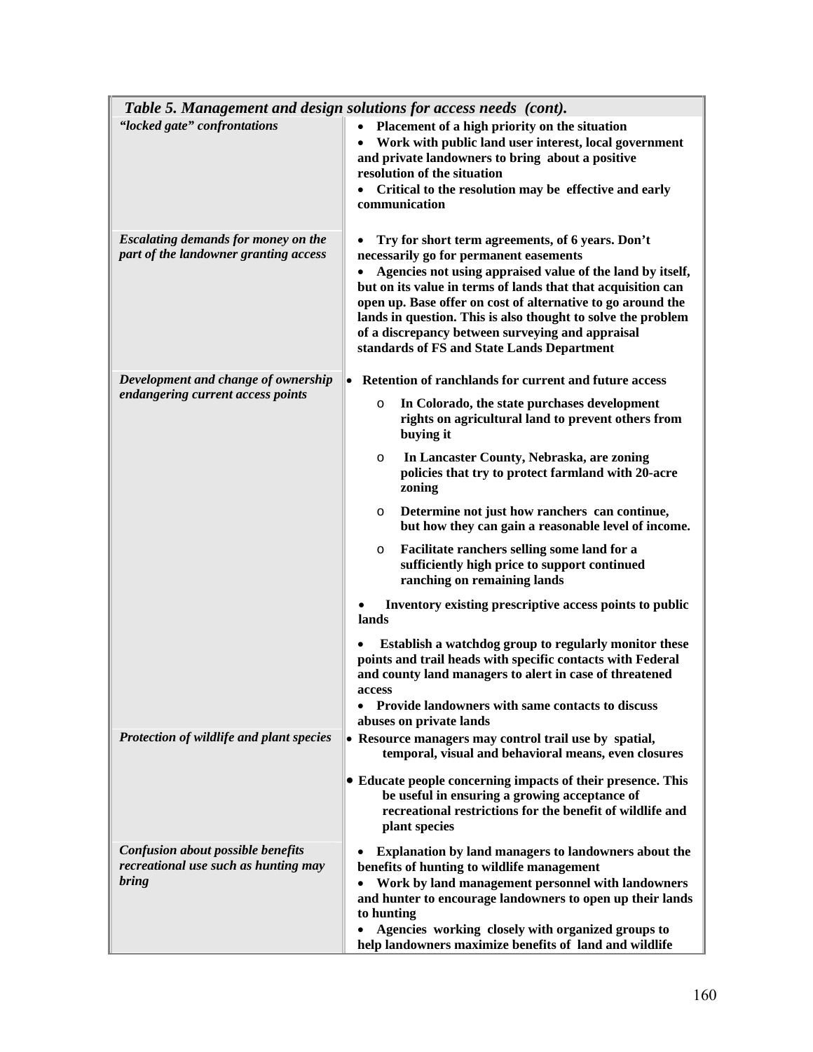| *Table 5. Management and design solutions for access needs (cont).* | |
|---|---|
| *"locked gate" confrontations* | • **Placement of a high priority on the situation** <br> • **Work with public land user interest, local government and private landowners to bring about a positive resolution of the situation** <br> • **Critical to the resolution may be effective and early communication** |
| *Escalating demands for money on the part of the landowner granting access* | • **Try for short term agreements, of 6 years. Don't necessarily go for permanent easements** <br> • **Agencies not using appraised value of the land by itself, but on its value in terms of lands that that acquisition can open up. Base offer on cost of alternative to go around the lands in question. This is also thought to solve the problem of a discrepancy between surveying and appraisal standards of FS and State Lands Department** |
| *Development and change of ownership endangering current access points* | • **Retention of ranchlands for current and future access** <br> o **In Colorado, the state purchases development rights on agricultural land to prevent others from buying it** <br> o **In Lancaster County, Nebraska, are zoning policies that try to protect farmland with 20-acre zoning** <br> o **Determine not just how ranchers can continue, but how they can gain a reasonable level of income.** <br> o **Facilitate ranchers selling some land for a sufficiently high price to support continued ranching on remaining lands** <br> • **Inventory existing prescriptive access points to public lands** <br> • **Establish a watchdog group to regularly monitor these points and trail heads with specific contacts with Federal and county land managers to alert in case of threatened access** <br> • **Provide landowners with same contacts to discuss abuses on private lands** |
| *Protection of wildlife and plant species* | • **Resource managers may control trail use by spatial, temporal, visual and behavioral means, even closures** <br> • **Educate people concerning impacts of their presence. This be useful in ensuring a growing acceptance of recreational restrictions for the benefit of wildlife and plant species** |
| *Confusion about possible benefits recreational use such as hunting may bring* | • **Explanation by land managers to landowners about the benefits of hunting to wildlife management** <br> • **Work by land management personnel with landowners and hunter to encourage landowners to open up their lands to hunting** <br> • **Agencies working closely with organized groups to help landowners maximize benefits of land and wildlife** |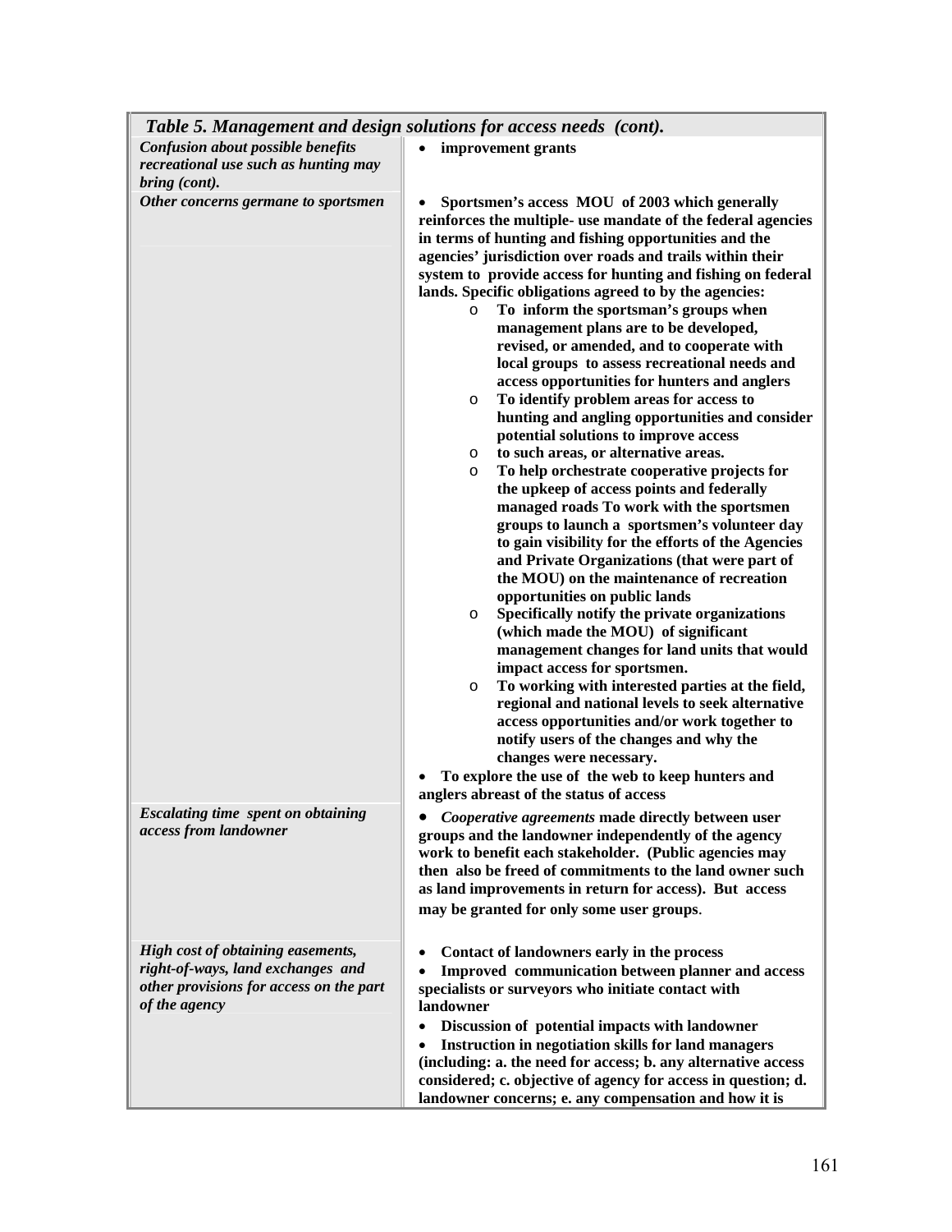| *Table 5. Management and design solutions for access needs (cont).* | |
|---|---|
| ***Confusion about possible benefits recreational use such as hunting may bring (cont).*** | • **improvement grants** |
| ***Other concerns germane to sportsmen*** | • **Sportsmen's access MOU of 2003 which generally reinforces the multiple- use mandate of the federal agencies in terms of hunting and fishing opportunities and the agencies' jurisdiction over roads and trails within their system to provide access for hunting and fishing on federal lands. Specific obligations agreed to by the agencies:**<br>o **To inform the sportsman's groups when management plans are to be developed, revised, or amended, and to cooperate with local groups to assess recreational needs and access opportunities for hunters and anglers**<br>o **To identify problem areas for access to hunting and angling opportunities and consider potential solutions to improve access**<br>o **to such areas, or alternative areas.**<br>o **To help orchestrate cooperative projects for the upkeep of access points and federally managed roads To work with the sportsmen groups to launch a sportsmen's volunteer day to gain visibility for the efforts of the Agencies and Private Organizations (that were part of the MOU) on the maintenance of recreation opportunities on public lands**<br>o **Specifically notify the private organizations (which made the MOU) of significant management changes for land units that would impact access for sportsmen.**<br>o **To working with interested parties at the field, regional and national levels to seek alternative access opportunities and/or work together to notify users of the changes and why the changes were necessary.**<br>• **To explore the use of the web to keep hunters and anglers abreast of the status of access** |
| ***Escalating time spent on obtaining access from landowner*** | • ***Cooperative agreements*** **made directly between user groups and the landowner independently of the agency work to benefit each stakeholder. (Public agencies may then also be freed of commitments to the land owner such as land improvements in return for access). But access may be granted for only some user groups**. |
| ***High cost of obtaining easements, right-of-ways, land exchanges and other provisions for access on the part of the agency*** | • **Contact of landowners early in the process**<br>• **Improved communication between planner and access specialists or surveyors who initiate contact with landowner**<br>• **Discussion of potential impacts with landowner**<br>• **Instruction in negotiation skills for land managers (including: a. the need for access; b. any alternative access considered; c. objective of agency for access in question; d. landowner concerns; e. any compensation and how it is** |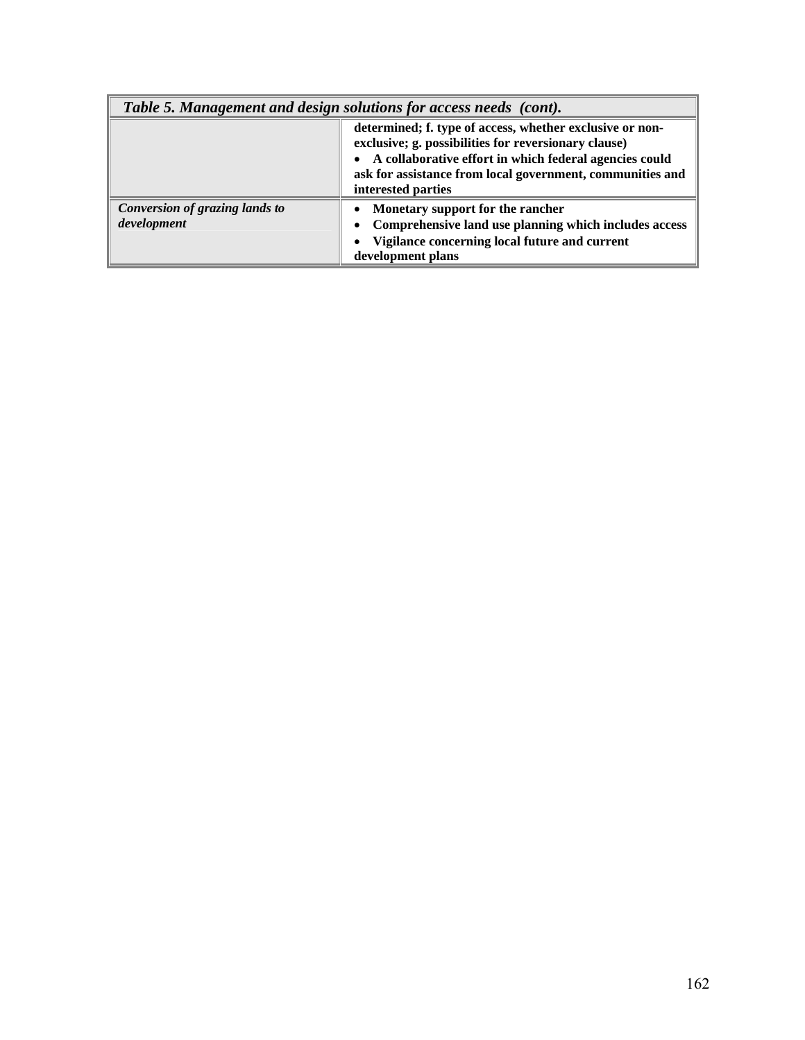Table 5. Management and design solutions for access needs (cont).

| | |
|---|---|
| | determined; f. type of access, whether exclusive or non-exclusive; g. possibilities for reversionary clause)<br>• A collaborative effort in which federal agencies could ask for assistance from local government, communities and interested parties |
| *Conversion of grazing lands to development* | • Monetary support for the rancher<br>• Comprehensive land use planning which includes access<br>• Vigilance concerning local future and current development plans |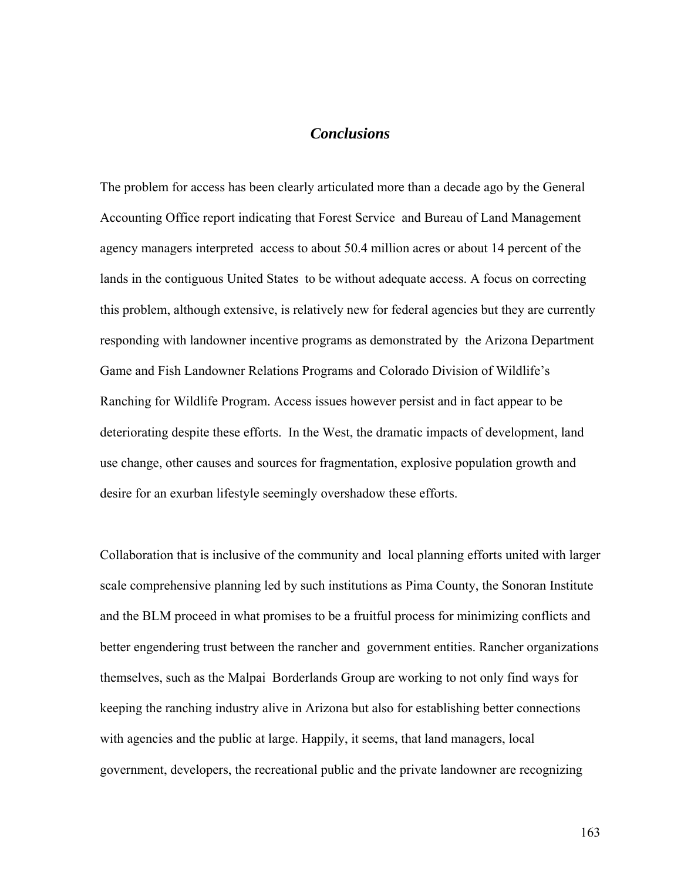## *Conclusions*

The problem for access has been clearly articulated more than a decade ago by the General Accounting Office report indicating that Forest Service and Bureau of Land Management agency managers interpreted access to about 50.4 million acres or about 14 percent of the lands in the contiguous United States to be without adequate access. A focus on correcting this problem, although extensive, is relatively new for federal agencies but they are currently responding with landowner incentive programs as demonstrated by the Arizona Department Game and Fish Landowner Relations Programs and Colorado Division of Wildlife's Ranching for Wildlife Program. Access issues however persist and in fact appear to be deteriorating despite these efforts. In the West, the dramatic impacts of development, land use change, other causes and sources for fragmentation, explosive population growth and desire for an exurban lifestyle seemingly overshadow these efforts.

Collaboration that is inclusive of the community and local planning efforts united with larger scale comprehensive planning led by such institutions as Pima County, the Sonoran Institute and the BLM proceed in what promises to be a fruitful process for minimizing conflicts and better engendering trust between the rancher and government entities. Rancher organizations themselves, such as the Malpai Borderlands Group are working to not only find ways for keeping the ranching industry alive in Arizona but also for establishing better connections with agencies and the public at large. Happily, it seems, that land managers, local government, developers, the recreational public and the private landowner are recognizing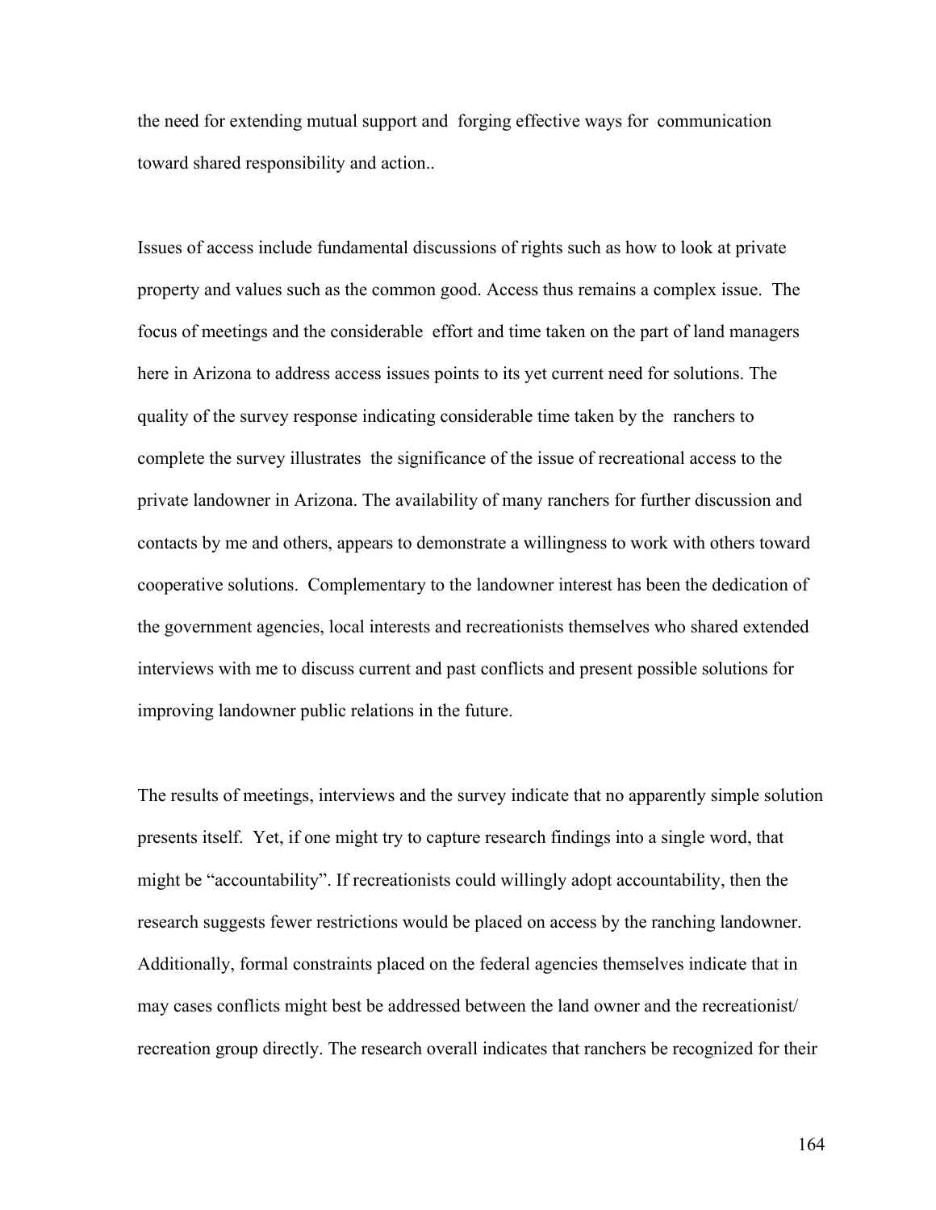the need for extending mutual support and forging effective ways for communication toward shared responsibility and action..

Issues of access include fundamental discussions of rights such as how to look at private property and values such as the common good. Access thus remains a complex issue. The focus of meetings and the considerable effort and time taken on the part of land managers here in Arizona to address access issues points to its yet current need for solutions. The quality of the survey response indicating considerable time taken by the ranchers to complete the survey illustrates the significance of the issue of recreational access to the private landowner in Arizona. The availability of many ranchers for further discussion and contacts by me and others, appears to demonstrate a willingness to work with others toward cooperative solutions. Complementary to the landowner interest has been the dedication of the government agencies, local interests and recreationists themselves who shared extended interviews with me to discuss current and past conflicts and present possible solutions for improving landowner public relations in the future.

The results of meetings, interviews and the survey indicate that no apparently simple solution presents itself. Yet, if one might try to capture research findings into a single word, that might be "accountability". If recreationists could willingly adopt accountability, then the research suggests fewer restrictions would be placed on access by the ranching landowner. Additionally, formal constraints placed on the federal agencies themselves indicate that in may cases conflicts might best be addressed between the land owner and the recreationist/ recreation group directly. The research overall indicates that ranchers be recognized for their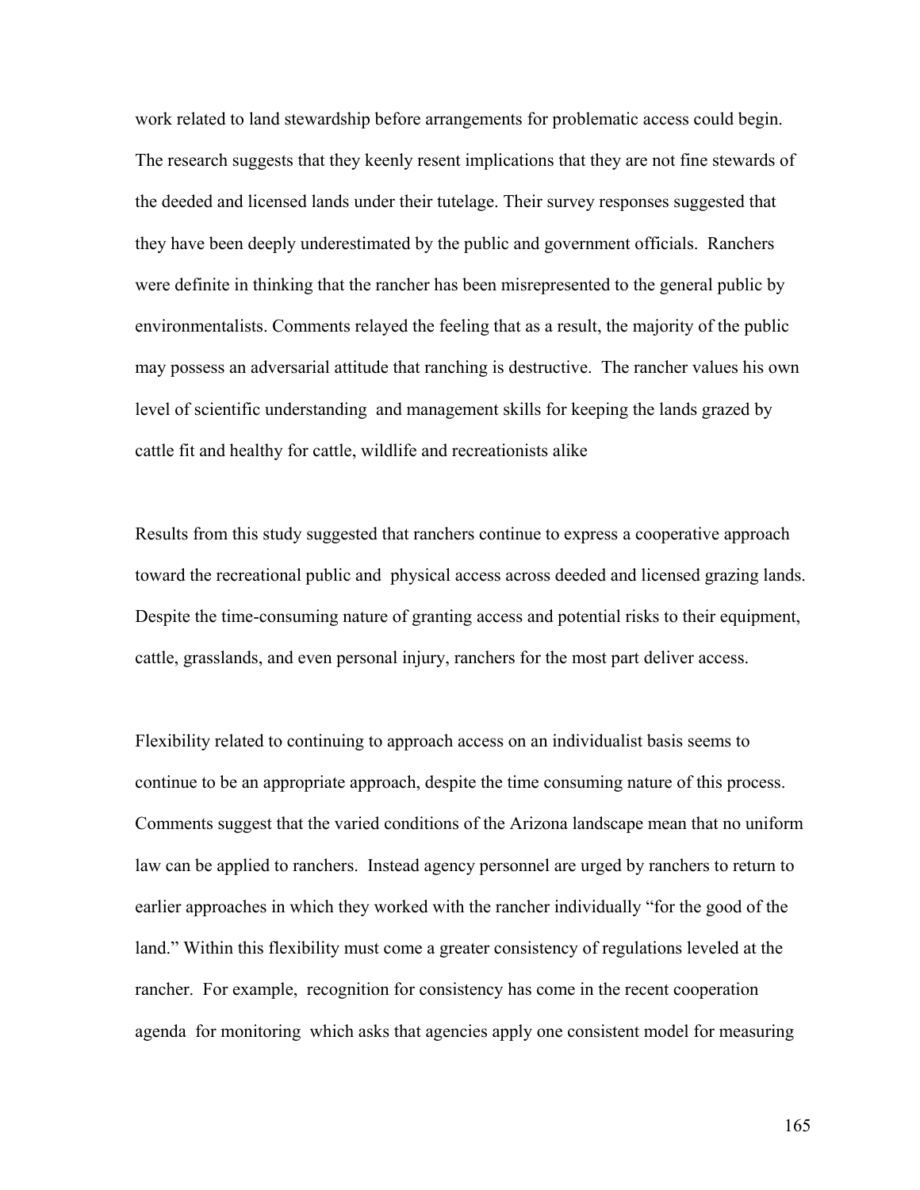work related to land stewardship before arrangements for problematic access could begin. The research suggests that they keenly resent implications that they are not fine stewards of the deeded and licensed lands under their tutelage. Their survey responses suggested that they have been deeply underestimated by the public and government officials. Ranchers were definite in thinking that the rancher has been misrepresented to the general public by environmentalists. Comments relayed the feeling that as a result, the majority of the public may possess an adversarial attitude that ranching is destructive. The rancher values his own level of scientific understanding and management skills for keeping the lands grazed by cattle fit and healthy for cattle, wildlife and recreationists alike

Results from this study suggested that ranchers continue to express a cooperative approach toward the recreational public and physical access across deeded and licensed grazing lands. Despite the time-consuming nature of granting access and potential risks to their equipment, cattle, grasslands, and even personal injury, ranchers for the most part deliver access.

Flexibility related to continuing to approach access on an individualist basis seems to continue to be an appropriate approach, despite the time consuming nature of this process. Comments suggest that the varied conditions of the Arizona landscape mean that no uniform law can be applied to ranchers. Instead agency personnel are urged by ranchers to return to earlier approaches in which they worked with the rancher individually "for the good of the land." Within this flexibility must come a greater consistency of regulations leveled at the rancher. For example, recognition for consistency has come in the recent cooperation agenda for monitoring which asks that agencies apply one consistent model for measuring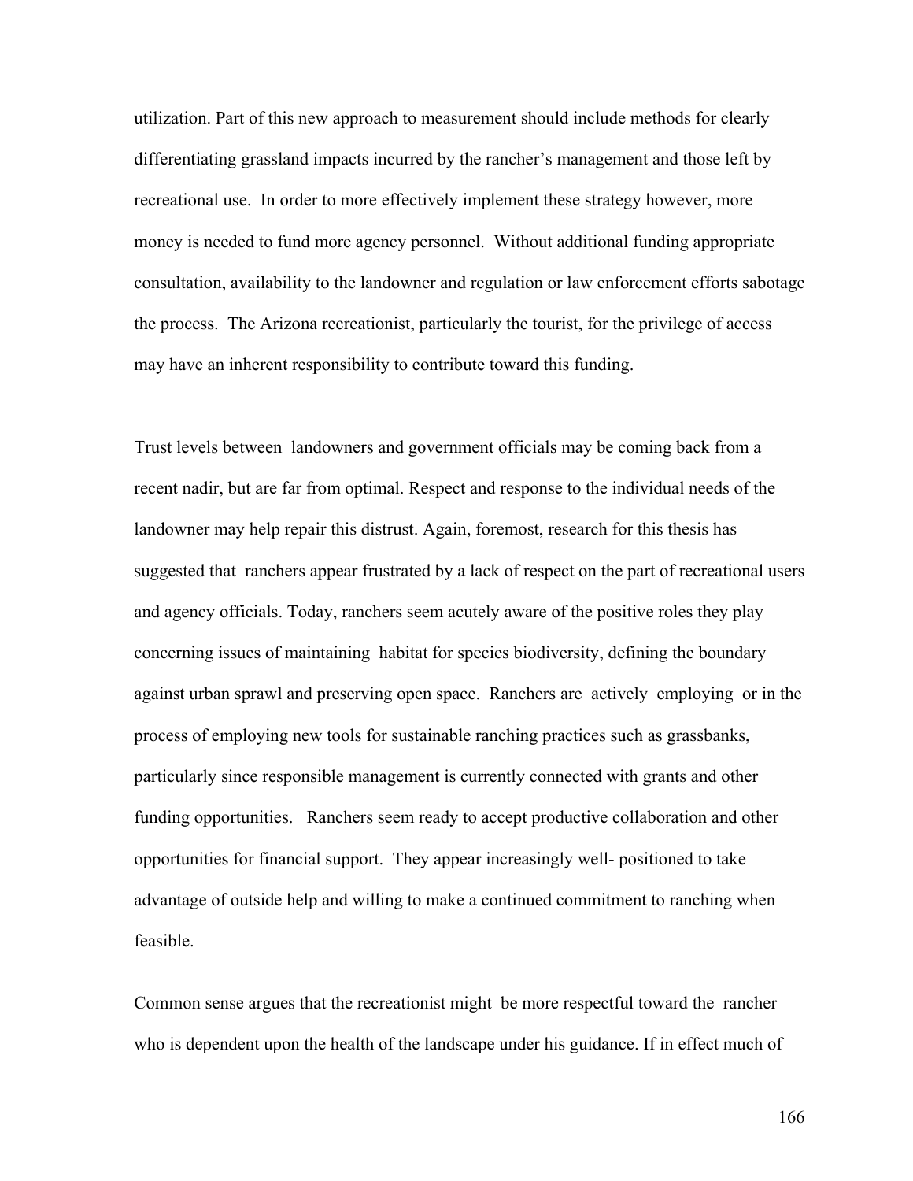utilization. Part of this new approach to measurement should include methods for clearly differentiating grassland impacts incurred by the rancher's management and those left by recreational use. In order to more effectively implement these strategy however, more money is needed to fund more agency personnel. Without additional funding appropriate consultation, availability to the landowner and regulation or law enforcement efforts sabotage the process. The Arizona recreationist, particularly the tourist, for the privilege of access may have an inherent responsibility to contribute toward this funding.

Trust levels between landowners and government officials may be coming back from a recent nadir, but are far from optimal. Respect and response to the individual needs of the landowner may help repair this distrust. Again, foremost, research for this thesis has suggested that ranchers appear frustrated by a lack of respect on the part of recreational users and agency officials. Today, ranchers seem acutely aware of the positive roles they play concerning issues of maintaining habitat for species biodiversity, defining the boundary against urban sprawl and preserving open space. Ranchers are actively employing or in the process of employing new tools for sustainable ranching practices such as grassbanks, particularly since responsible management is currently connected with grants and other funding opportunities. Ranchers seem ready to accept productive collaboration and other opportunities for financial support. They appear increasingly well- positioned to take advantage of outside help and willing to make a continued commitment to ranching when feasible.

Common sense argues that the recreationist might be more respectful toward the rancher who is dependent upon the health of the landscape under his guidance. If in effect much of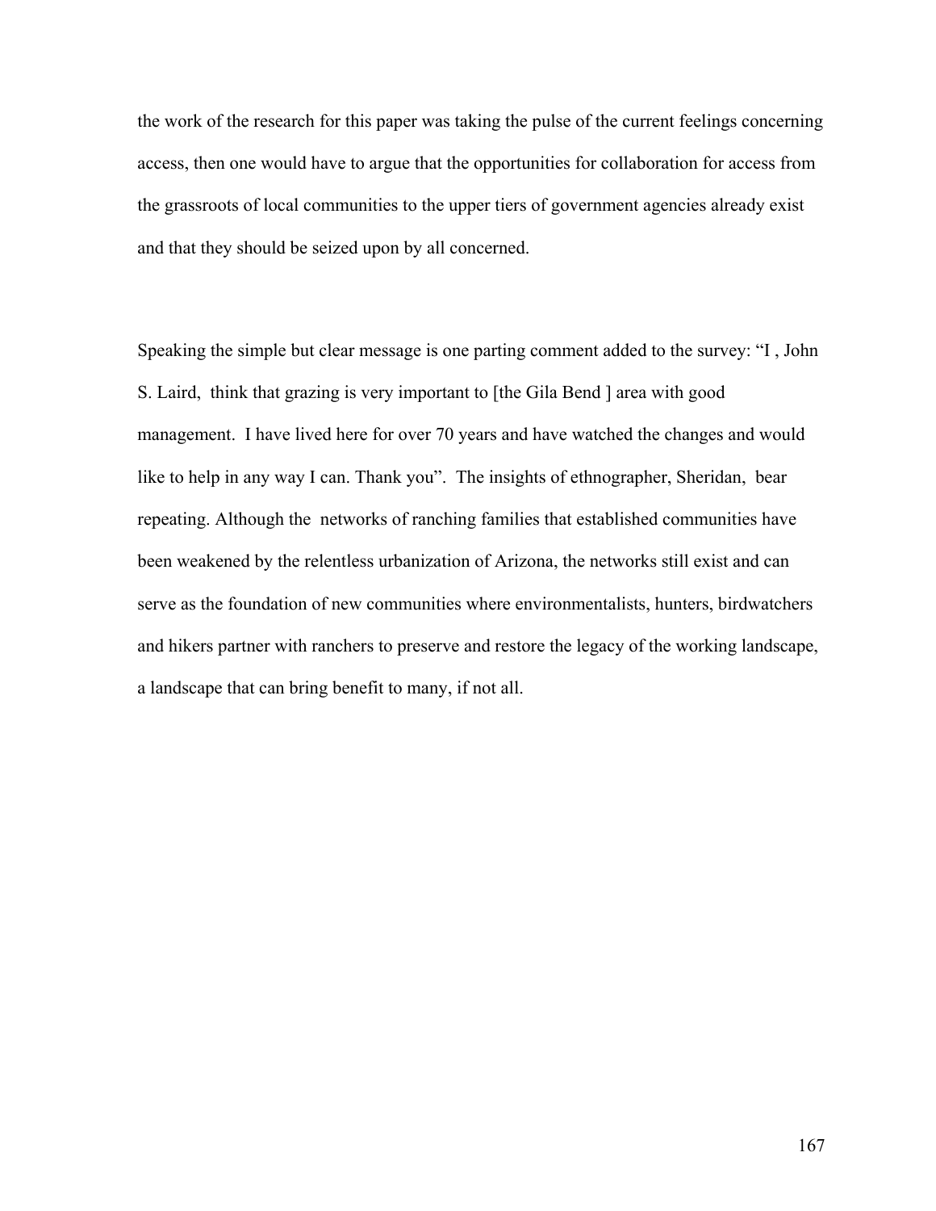the work of the research for this paper was taking the pulse of the current feelings concerning access, then one would have to argue that the opportunities for collaboration for access from the grassroots of local communities to the upper tiers of government agencies already exist and that they should be seized upon by all concerned.

Speaking the simple but clear message is one parting comment added to the survey: "I , John S. Laird, think that grazing is very important to [the Gila Bend ] area with good management. I have lived here for over 70 years and have watched the changes and would like to help in any way I can. Thank you". The insights of ethnographer, Sheridan, bear repeating. Although the networks of ranching families that established communities have been weakened by the relentless urbanization of Arizona, the networks still exist and can serve as the foundation of new communities where environmentalists, hunters, birdwatchers and hikers partner with ranchers to preserve and restore the legacy of the working landscape, a landscape that can bring benefit to many, if not all.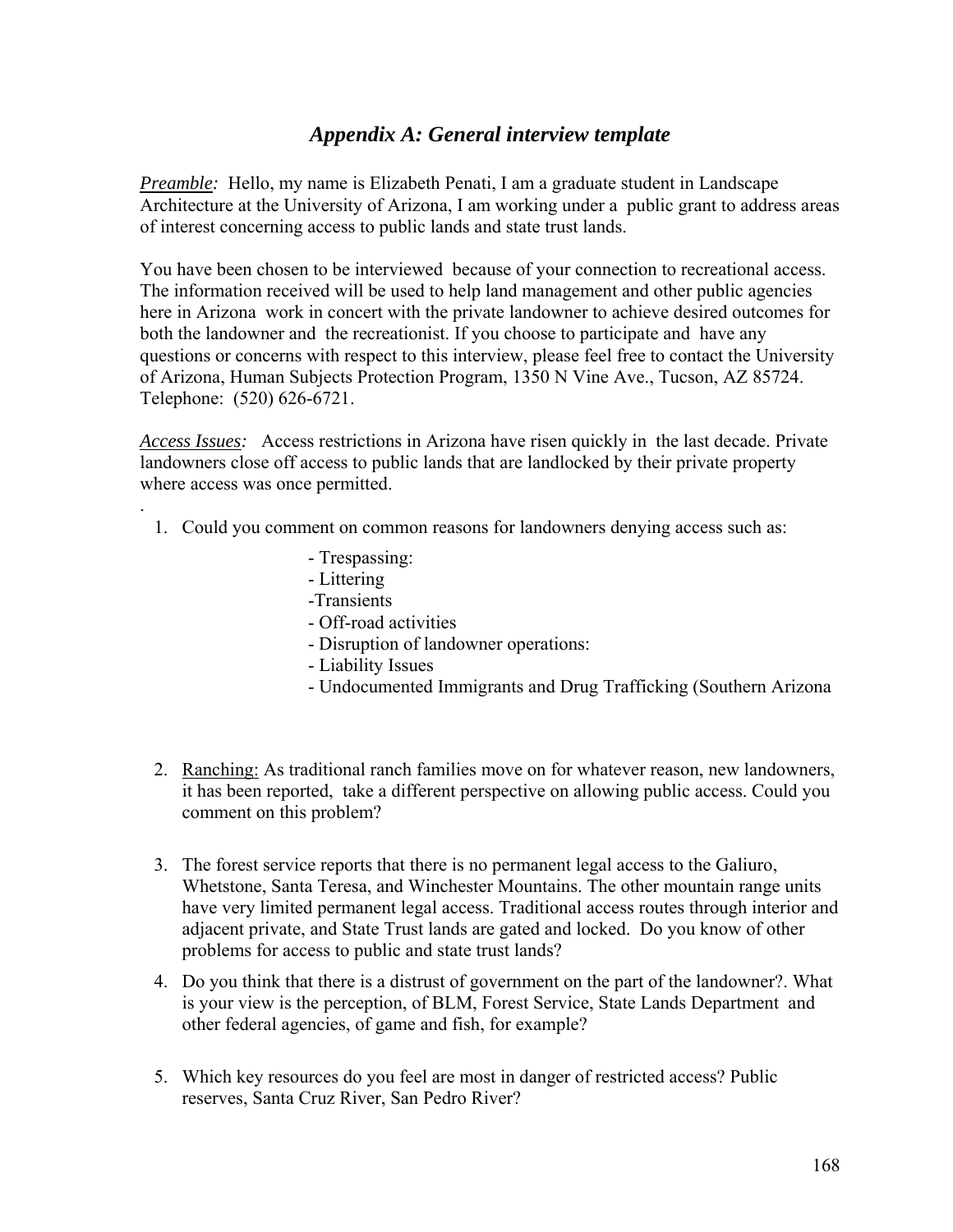## *Appendix A: General interview template*

*Preamble:* Hello, my name is Elizabeth Penati, I am a graduate student in Landscape Architecture at the University of Arizona, I am working under a public grant to address areas of interest concerning access to public lands and state trust lands.

You have been chosen to be interviewed because of your connection to recreational access. The information received will be used to help land management and other public agencies here in Arizona work in concert with the private landowner to achieve desired outcomes for both the landowner and the recreationist. If you choose to participate and have any questions or concerns with respect to this interview, please feel free to contact the University of Arizona, Human Subjects Protection Program, 1350 N Vine Ave., Tucson, AZ 85724. Telephone: (520) 626-6721.

*Access Issues:* Access restrictions in Arizona have risen quickly in the last decade. Private landowners close off access to public lands that are landlocked by their private property where access was once permitted.

.

1. Could you comment on common reasons for landowners denying access such as:

   - Trespassing:
   - Littering
   - Transients
   - Off-road activities
   - Disruption of landowner operations:
   - Liability Issues
   - Undocumented Immigrants and Drug Trafficking (Southern Arizona

2. Ranching: As traditional ranch families move on for whatever reason, new landowners, it has been reported, take a different perspective on allowing public access. Could you comment on this problem?

3. The forest service reports that there is no permanent legal access to the Galiuro, Whetstone, Santa Teresa, and Winchester Mountains. The other mountain range units have very limited permanent legal access. Traditional access routes through interior and adjacent private, and State Trust lands are gated and locked. Do you know of other problems for access to public and state trust lands?

4. Do you think that there is a distrust of government on the part of the landowner?. What is your view is the perception, of BLM, Forest Service, State Lands Department and other federal agencies, of game and fish, for example?

5. Which key resources do you feel are most in danger of restricted access? Public reserves, Santa Cruz River, San Pedro River?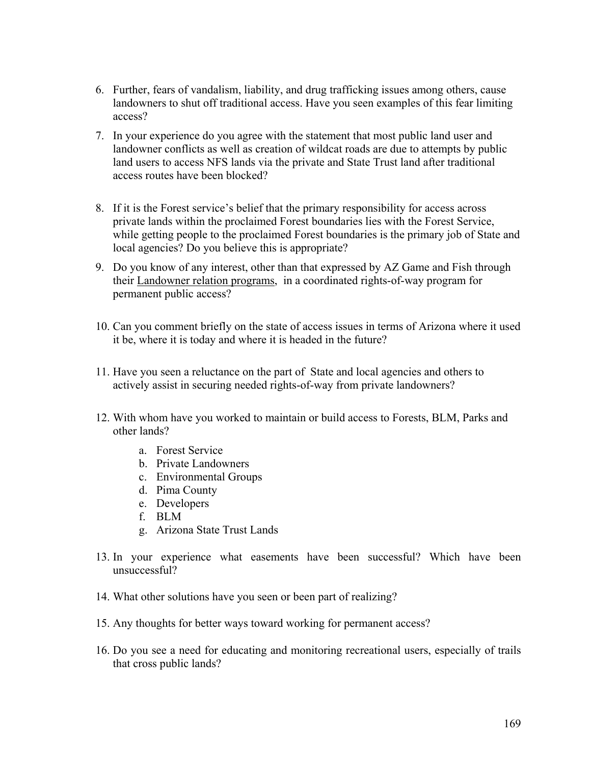6. Further, fears of vandalism, liability, and drug trafficking issues among others, cause landowners to shut off traditional access. Have you seen examples of this fear limiting access?

7. In your experience do you agree with the statement that most public land user and landowner conflicts as well as creation of wildcat roads are due to attempts by public land users to access NFS lands via the private and State Trust land after traditional access routes have been blocked?

8. If it is the Forest service's belief that the primary responsibility for access across private lands within the proclaimed Forest boundaries lies with the Forest Service, while getting people to the proclaimed Forest boundaries is the primary job of State and local agencies? Do you believe this is appropriate?

9. Do you know of any interest, other than that expressed by AZ Game and Fish through their <u>Landowner relation programs</u>, in a coordinated rights-of-way program for permanent public access?

10. Can you comment briefly on the state of access issues in terms of Arizona where it used it be, where it is today and where it is headed in the future?

11. Have you seen a reluctance on the part of State and local agencies and others to actively assist in securing needed rights-of-way from private landowners?

12. With whom have you worked to maintain or build access to Forests, BLM, Parks and other lands?
    a. Forest Service
    b. Private Landowners
    c. Environmental Groups
    d. Pima County
    e. Developers
    f. BLM
    g. Arizona State Trust Lands

13. In your experience what easements have been successful? Which have been unsuccessful?

14. What other solutions have you seen or been part of realizing?

15. Any thoughts for better ways toward working for permanent access?

16. Do you see a need for educating and monitoring recreational users, especially of trails that cross public lands?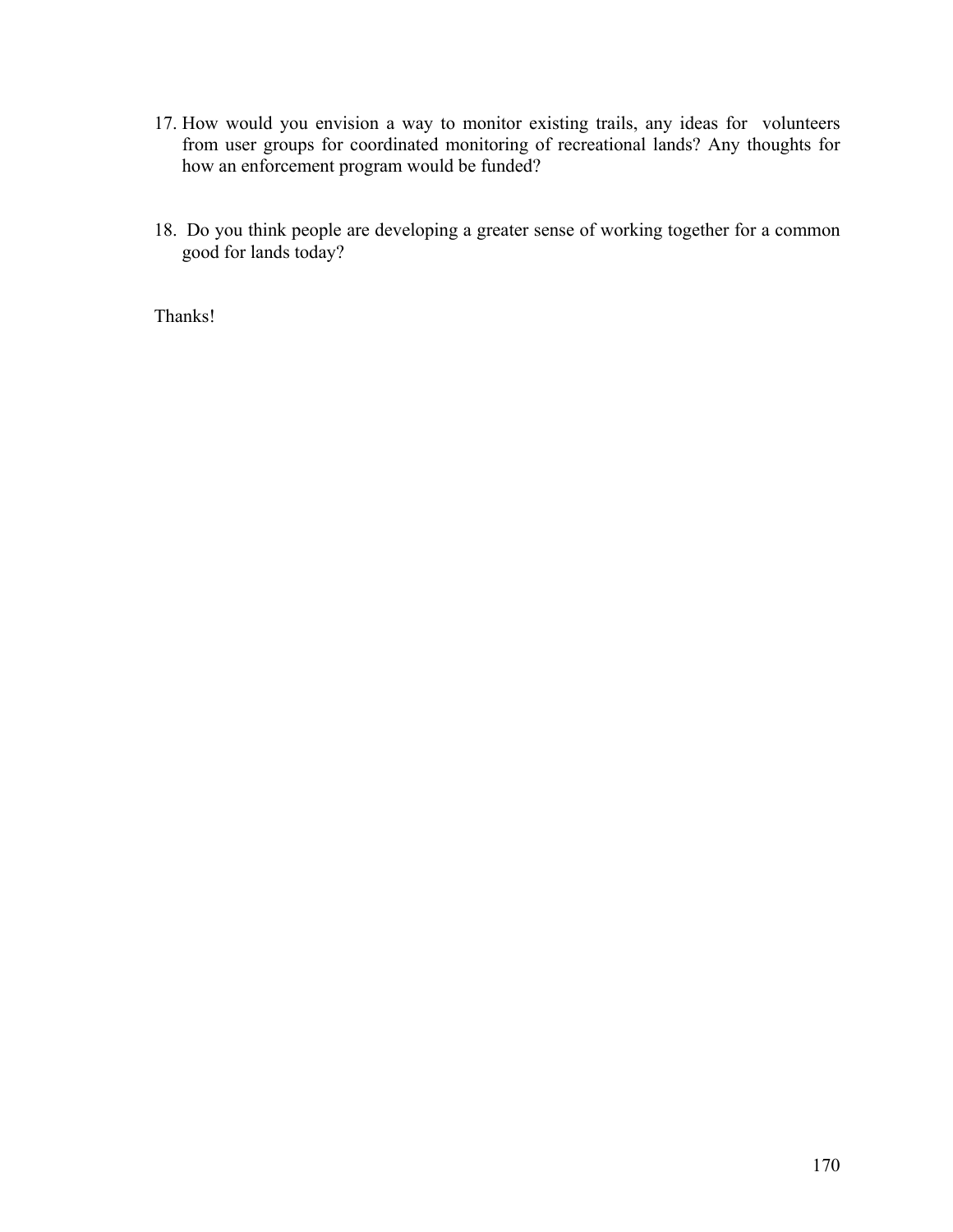17. How would you envision a way to monitor existing trails, any ideas for volunteers from user groups for coordinated monitoring of recreational lands? Any thoughts for how an enforcement program would be funded?

18. Do you think people are developing a greater sense of working together for a common good for lands today?

Thanks!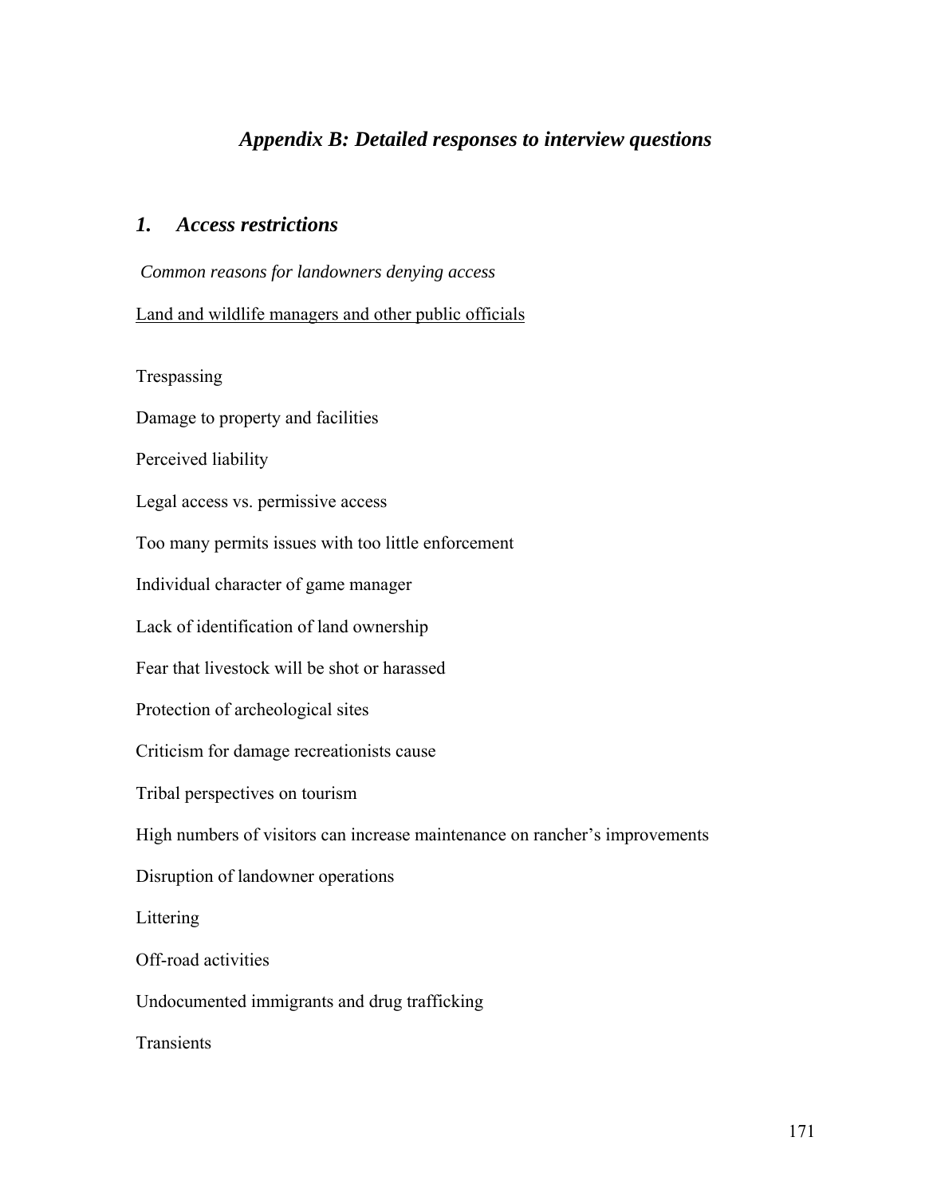# *Appendix B: Detailed responses to interview questions*

## *1. Access restrictions*

*Common reasons for landowners denying access*

<u>Land and wildlife managers and other public officials</u>

Trespassing

Damage to property and facilities

Perceived liability

Legal access vs. permissive access

Too many permits issues with too little enforcement

Individual character of game manager

Lack of identification of land ownership

Fear that livestock will be shot or harassed

Protection of archeological sites

Criticism for damage recreationists cause

Tribal perspectives on tourism

High numbers of visitors can increase maintenance on rancher's improvements

Disruption of landowner operations

Littering

Off-road activities

Undocumented immigrants and drug trafficking

Transients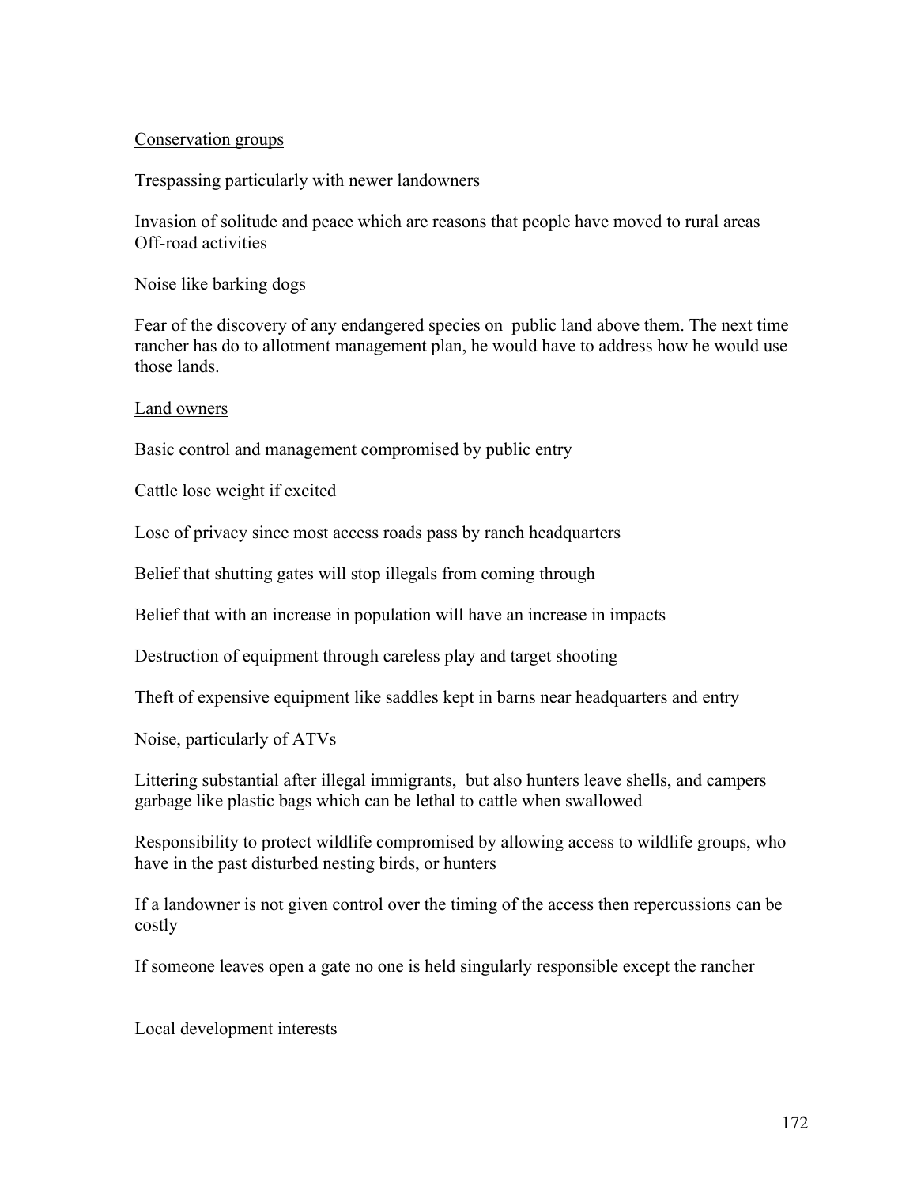Conservation groups

Trespassing particularly with newer landowners

Invasion of solitude and peace which are reasons that people have moved to rural areas
Off-road activities

Noise like barking dogs

Fear of the discovery of any endangered species on public land above them. The next time rancher has do to allotment management plan, he would have to address how he would use those lands.

Land owners

Basic control and management compromised by public entry

Cattle lose weight if excited

Lose of privacy since most access roads pass by ranch headquarters

Belief that shutting gates will stop illegals from coming through

Belief that with an increase in population will have an increase in impacts

Destruction of equipment through careless play and target shooting

Theft of expensive equipment like saddles kept in barns near headquarters and entry

Noise, particularly of ATVs

Littering substantial after illegal immigrants, but also hunters leave shells, and campers garbage like plastic bags which can be lethal to cattle when swallowed

Responsibility to protect wildlife compromised by allowing access to wildlife groups, who have in the past disturbed nesting birds, or hunters

If a landowner is not given control over the timing of the access then repercussions can be costly

If someone leaves open a gate no one is held singularly responsible except the rancher

Local development interests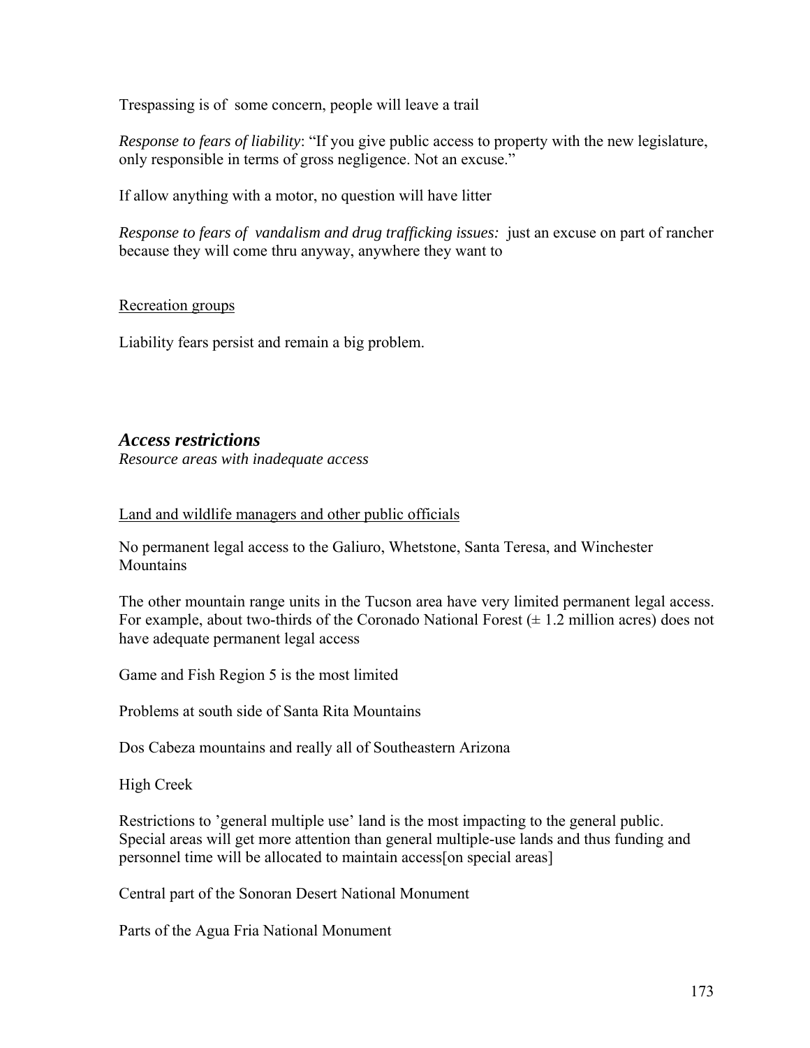Trespassing is of some concern, people will leave a trail

*Response to fears of liability*: "If you give public access to property with the new legislature, only responsible in terms of gross negligence. Not an excuse."

If allow anything with a motor, no question will have litter

*Response to fears of vandalism and drug trafficking issues:* just an excuse on part of rancher because they will come thru anyway, anywhere they want to

Recreation groups

Liability fears persist and remain a big problem.

## *Access restrictions*

*Resource areas with inadequate access*

Land and wildlife managers and other public officials

No permanent legal access to the Galiuro, Whetstone, Santa Teresa, and Winchester Mountains

The other mountain range units in the Tucson area have very limited permanent legal access. For example, about two-thirds of the Coronado National Forest (± 1.2 million acres) does not have adequate permanent legal access

Game and Fish Region 5 is the most limited

Problems at south side of Santa Rita Mountains

Dos Cabeza mountains and really all of Southeastern Arizona

High Creek

Restrictions to 'general multiple use' land is the most impacting to the general public. Special areas will get more attention than general multiple-use lands and thus funding and personnel time will be allocated to maintain access[on special areas]

Central part of the Sonoran Desert National Monument

Parts of the Agua Fria National Monument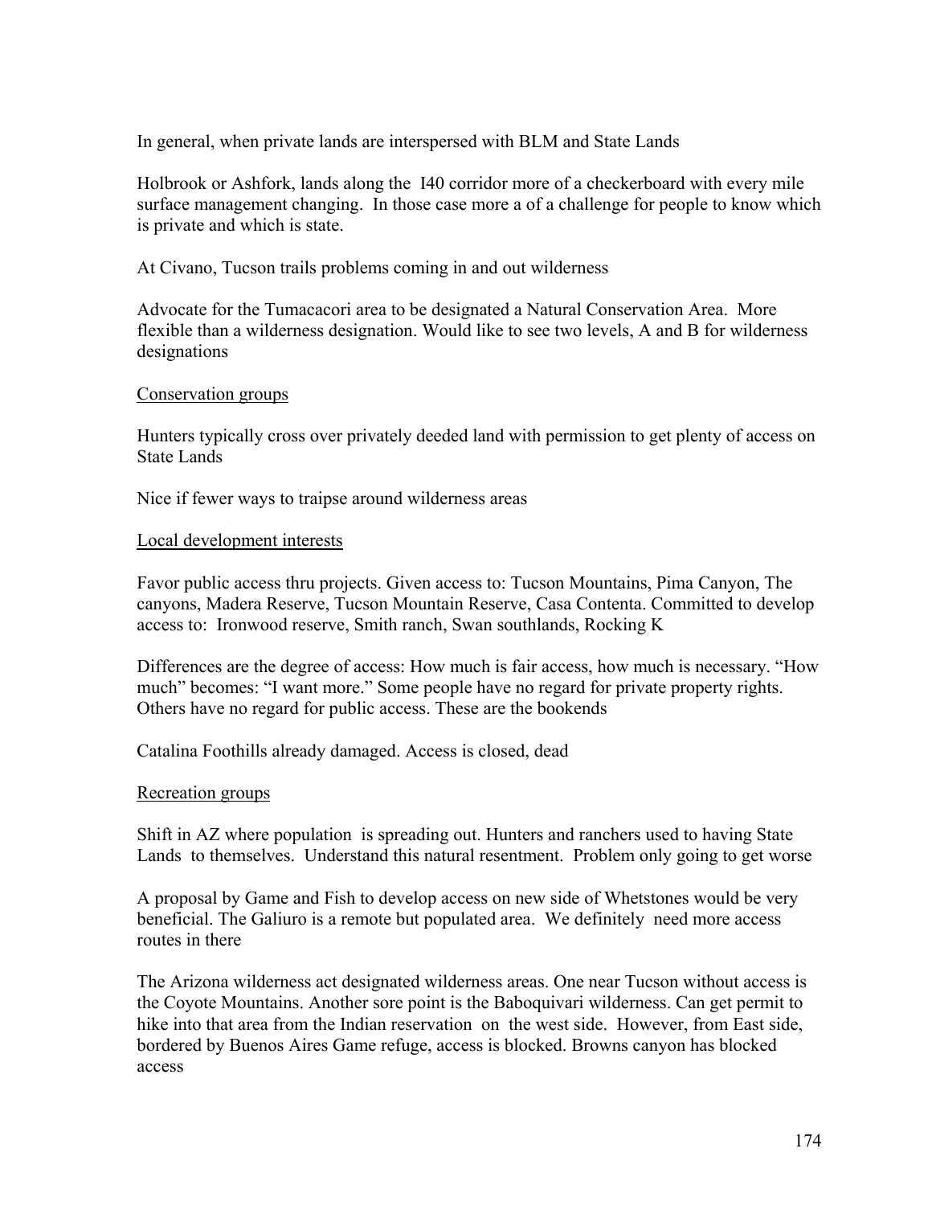In general, when private lands are interspersed with BLM and State Lands

Holbrook or Ashfork, lands along the I40 corridor more of a checkerboard with every mile surface management changing. In those case more a of a challenge for people to know which is private and which is state.

At Civano, Tucson trails problems coming in and out wilderness

Advocate for the Tumacacori area to be designated a Natural Conservation Area. More flexible than a wilderness designation. Would like to see two levels, A and B for wilderness designations

<u>Conservation groups</u>

Hunters typically cross over privately deeded land with permission to get plenty of access on State Lands

Nice if fewer ways to traipse around wilderness areas

<u>Local development interests</u>

Favor public access thru projects. Given access to: Tucson Mountains, Pima Canyon, The canyons, Madera Reserve, Tucson Mountain Reserve, Casa Contenta. Committed to develop access to: Ironwood reserve, Smith ranch, Swan southlands, Rocking K

Differences are the degree of access: How much is fair access, how much is necessary. "How much" becomes: "I want more." Some people have no regard for private property rights. Others have no regard for public access. These are the bookends

Catalina Foothills already damaged. Access is closed, dead

<u>Recreation groups</u>

Shift in AZ where population is spreading out. Hunters and ranchers used to having State Lands to themselves. Understand this natural resentment. Problem only going to get worse

A proposal by Game and Fish to develop access on new side of Whetstones would be very beneficial. The Galiuro is a remote but populated area. We definitely need more access routes in there

The Arizona wilderness act designated wilderness areas. One near Tucson without access is the Coyote Mountains. Another sore point is the Baboquivari wilderness. Can get permit to hike into that area from the Indian reservation on the west side. However, from East side, bordered by Buenos Aires Game refuge, access is blocked. Browns canyon has blocked access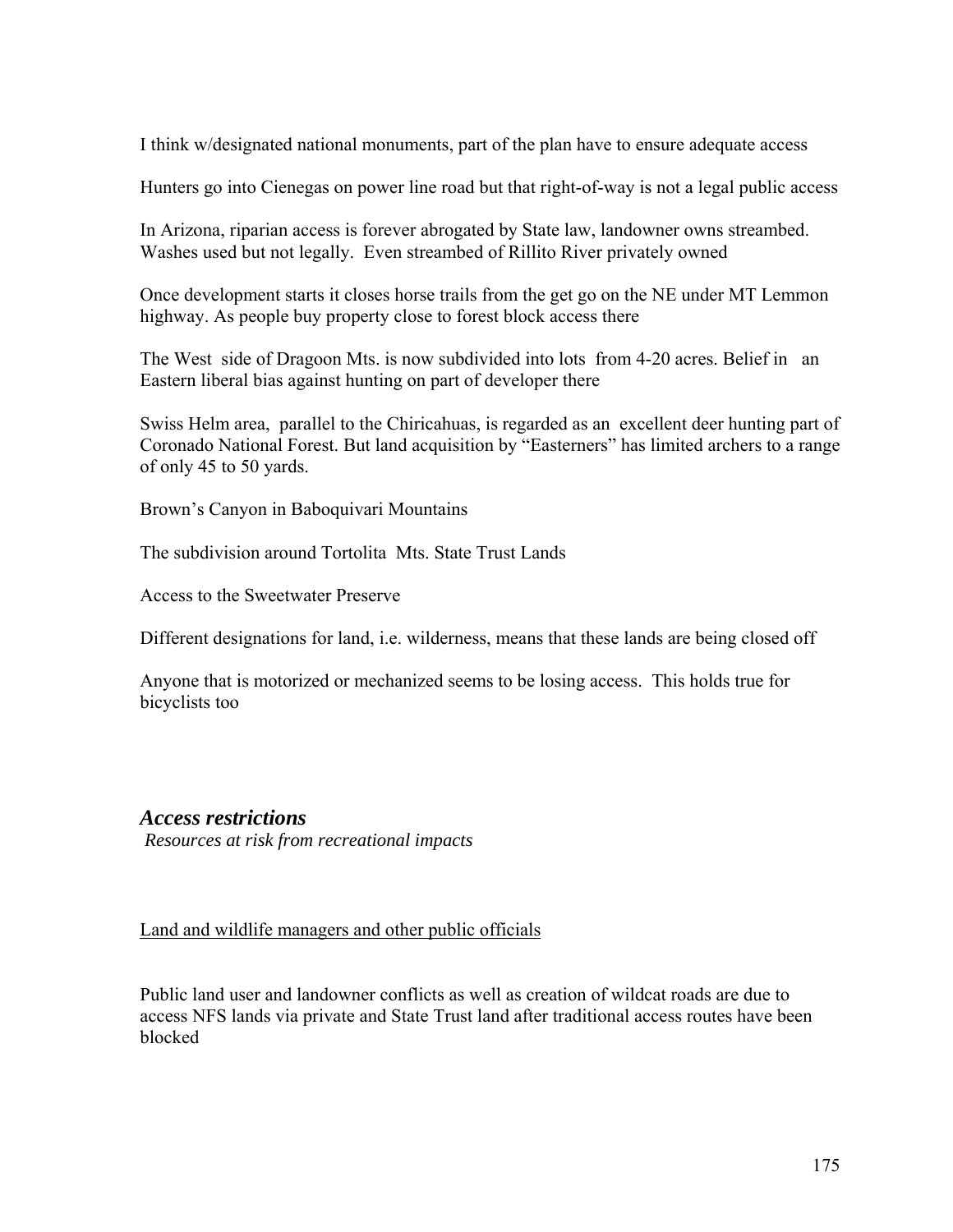I think w/designated national monuments, part of the plan have to ensure adequate access

Hunters go into Cienegas on power line road but that right-of-way is not a legal public access

In Arizona, riparian access is forever abrogated by State law, landowner owns streambed. Washes used but not legally. Even streambed of Rillito River privately owned

Once development starts it closes horse trails from the get go on the NE under MT Lemmon highway. As people buy property close to forest block access there

The West side of Dragoon Mts. is now subdivided into lots from 4-20 acres. Belief in an Eastern liberal bias against hunting on part of developer there

Swiss Helm area, parallel to the Chiricahuas, is regarded as an excellent deer hunting part of Coronado National Forest. But land acquisition by "Easterners" has limited archers to a range of only 45 to 50 yards.

Brown's Canyon in Baboquivari Mountains

The subdivision around Tortolita Mts. State Trust Lands

Access to the Sweetwater Preserve

Different designations for land, i.e. wilderness, means that these lands are being closed off

Anyone that is motorized or mechanized seems to be losing access. This holds true for bicyclists too

## *Access restrictions*

*Resources at risk from recreational impacts*

Land and wildlife managers and other public officials

Public land user and landowner conflicts as well as creation of wildcat roads are due to access NFS lands via private and State Trust land after traditional access routes have been blocked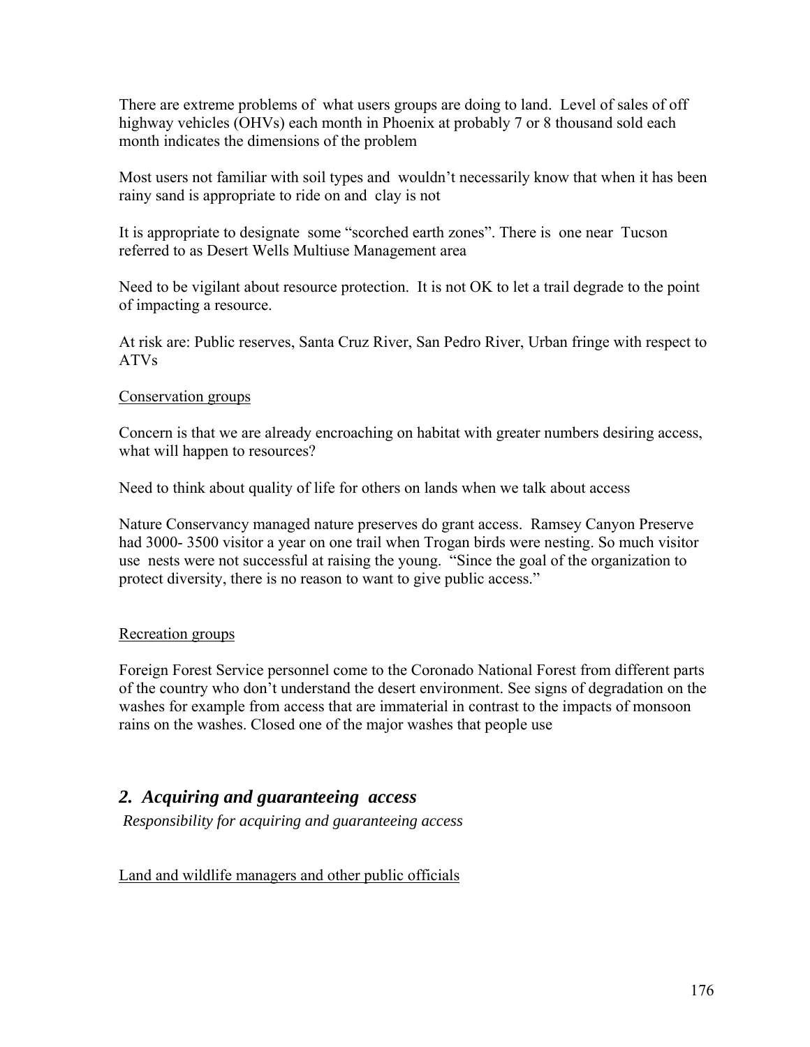There are extreme problems of what users groups are doing to land. Level of sales of off highway vehicles (OHVs) each month in Phoenix at probably 7 or 8 thousand sold each month indicates the dimensions of the problem

Most users not familiar with soil types and wouldn't necessarily know that when it has been rainy sand is appropriate to ride on and clay is not

It is appropriate to designate some "scorched earth zones". There is one near Tucson referred to as Desert Wells Multiuse Management area

Need to be vigilant about resource protection. It is not OK to let a trail degrade to the point of impacting a resource.

At risk are: Public reserves, Santa Cruz River, San Pedro River, Urban fringe with respect to ATVs

<u>Conservation groups</u>

Concern is that we are already encroaching on habitat with greater numbers desiring access, what will happen to resources?

Need to think about quality of life for others on lands when we talk about access

Nature Conservancy managed nature preserves do grant access. Ramsey Canyon Preserve had 3000- 3500 visitor a year on one trail when Trogan birds were nesting. So much visitor use nests were not successful at raising the young. "Since the goal of the organization to protect diversity, there is no reason to want to give public access."

<u>Recreation groups</u>

Foreign Forest Service personnel come to the Coronado National Forest from different parts of the country who don't understand the desert environment. See signs of degradation on the washes for example from access that are immaterial in contrast to the impacts of monsoon rains on the washes. Closed one of the major washes that people use

## *2. Acquiring and guaranteeing access*

*Responsibility for acquiring and guaranteeing access*

<u>Land and wildlife managers and other public officials</u>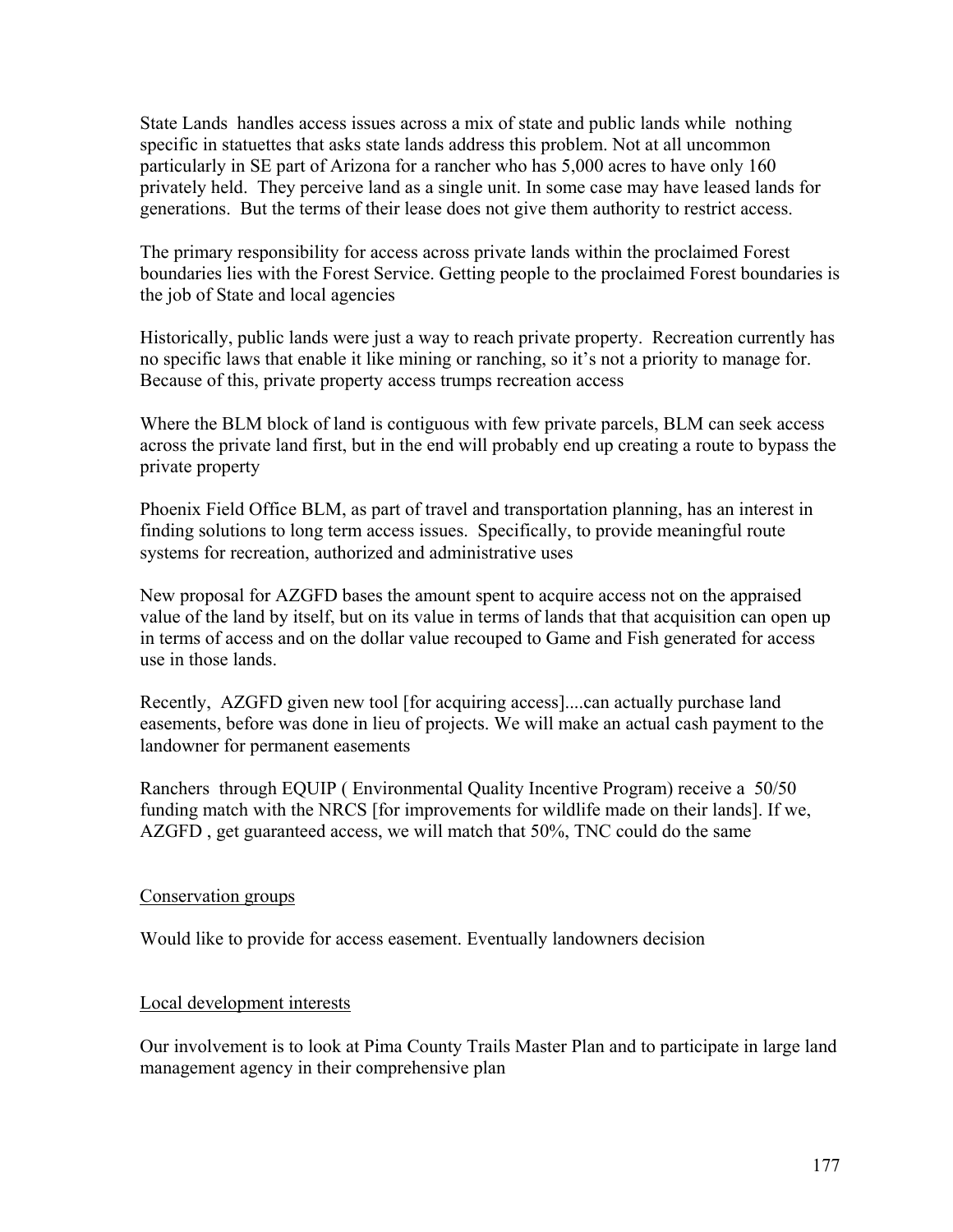State Lands handles access issues across a mix of state and public lands while nothing specific in statuettes that asks state lands address this problem. Not at all uncommon particularly in SE part of Arizona for a rancher who has 5,000 acres to have only 160 privately held. They perceive land as a single unit. In some case may have leased lands for generations. But the terms of their lease does not give them authority to restrict access.

The primary responsibility for access across private lands within the proclaimed Forest boundaries lies with the Forest Service. Getting people to the proclaimed Forest boundaries is the job of State and local agencies

Historically, public lands were just a way to reach private property. Recreation currently has no specific laws that enable it like mining or ranching, so it's not a priority to manage for. Because of this, private property access trumps recreation access

Where the BLM block of land is contiguous with few private parcels, BLM can seek access across the private land first, but in the end will probably end up creating a route to bypass the private property

Phoenix Field Office BLM, as part of travel and transportation planning, has an interest in finding solutions to long term access issues. Specifically, to provide meaningful route systems for recreation, authorized and administrative uses

New proposal for AZGFD bases the amount spent to acquire access not on the appraised value of the land by itself, but on its value in terms of lands that that acquisition can open up in terms of access and on the dollar value recouped to Game and Fish generated for access use in those lands.

Recently, AZGFD given new tool [for acquiring access]....can actually purchase land easements, before was done in lieu of projects. We will make an actual cash payment to the landowner for permanent easements

Ranchers through EQUIP ( Environmental Quality Incentive Program) receive a 50/50 funding match with the NRCS [for improvements for wildlife made on their lands]. If we, AZGFD , get guaranteed access, we will match that 50%, TNC could do the same

Conservation groups

Would like to provide for access easement. Eventually landowners decision

Local development interests

Our involvement is to look at Pima County Trails Master Plan and to participate in large land management agency in their comprehensive plan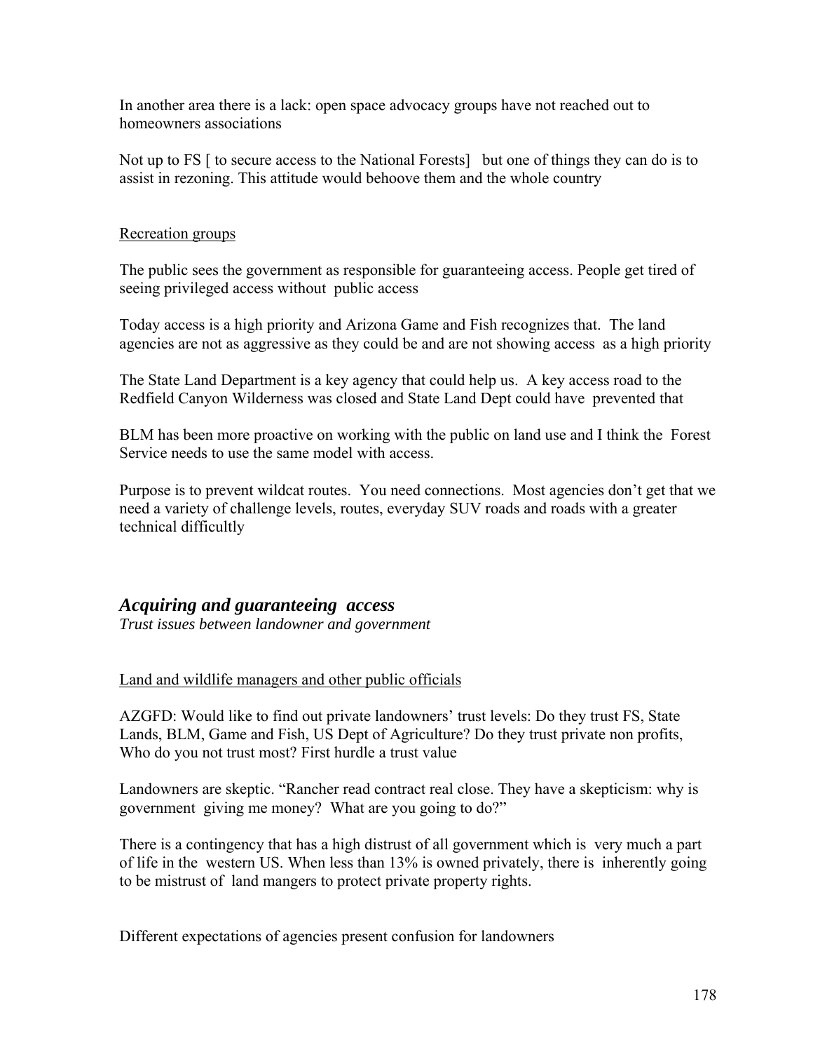In another area there is a lack: open space advocacy groups have not reached out to homeowners associations

Not up to FS [ to secure access to the National Forests] but one of things they can do is to assist in rezoning. This attitude would behoove them and the whole country

<u>Recreation groups</u>

The public sees the government as responsible for guaranteeing access. People get tired of seeing privileged access without public access

Today access is a high priority and Arizona Game and Fish recognizes that. The land agencies are not as aggressive as they could be and are not showing access as a high priority

The State Land Department is a key agency that could help us. A key access road to the Redfield Canyon Wilderness was closed and State Land Dept could have prevented that

BLM has been more proactive on working with the public on land use and I think the Forest Service needs to use the same model with access.

Purpose is to prevent wildcat routes. You need connections. Most agencies don't get that we need a variety of challenge levels, routes, everyday SUV roads and roads with a greater technical difficultly

## *Acquiring and guaranteeing access*

*Trust issues between landowner and government*

<u>Land and wildlife managers and other public officials</u>

AZGFD: Would like to find out private landowners' trust levels: Do they trust FS, State Lands, BLM, Game and Fish, US Dept of Agriculture? Do they trust private non profits, Who do you not trust most? First hurdle a trust value

Landowners are skeptic. "Rancher read contract real close. They have a skepticism: why is government giving me money? What are you going to do?"

There is a contingency that has a high distrust of all government which is very much a part of life in the western US. When less than 13% is owned privately, there is inherently going to be mistrust of land mangers to protect private property rights.

Different expectations of agencies present confusion for landowners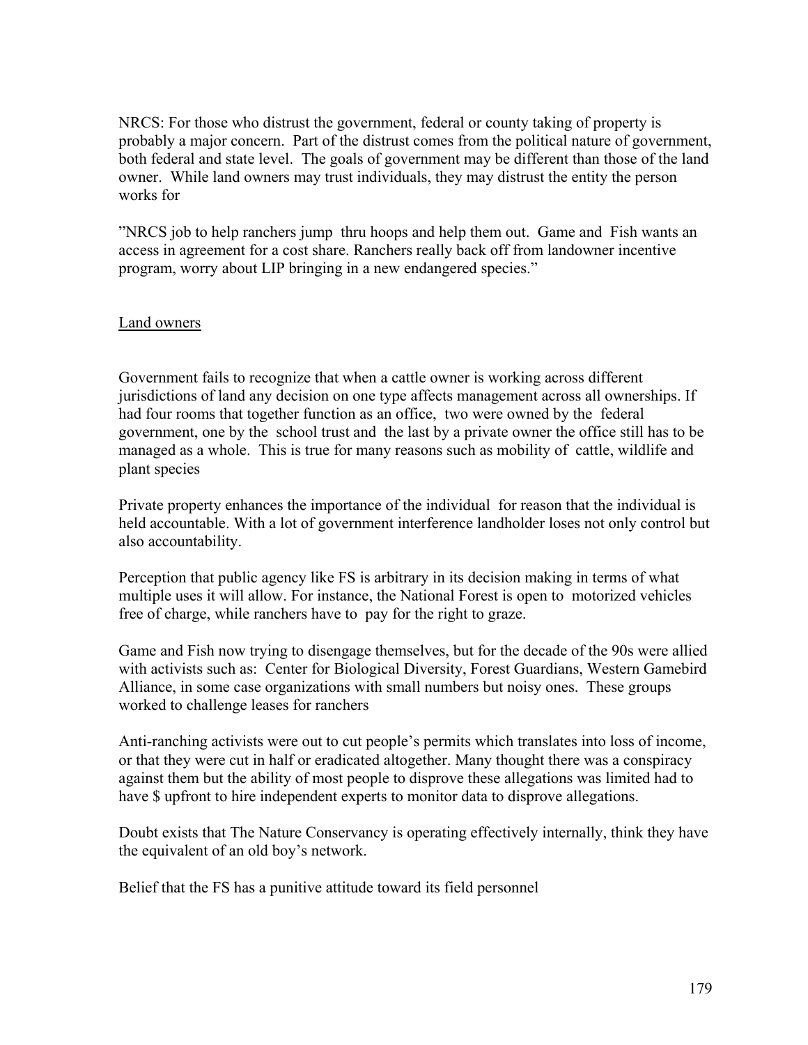NRCS: For those who distrust the government, federal or county taking of property is probably a major concern. Part of the distrust comes from the political nature of government, both federal and state level. The goals of government may be different than those of the land owner. While land owners may trust individuals, they may distrust the entity the person works for

"NRCS job to help ranchers jump thru hoops and help them out. Game and Fish wants an access in agreement for a cost share. Ranchers really back off from landowner incentive program, worry about LIP bringing in a new endangered species."

<u>Land owners</u>

Government fails to recognize that when a cattle owner is working across different jurisdictions of land any decision on one type affects management across all ownerships. If had four rooms that together function as an office, two were owned by the federal government, one by the school trust and the last by a private owner the office still has to be managed as a whole. This is true for many reasons such as mobility of cattle, wildlife and plant species

Private property enhances the importance of the individual for reason that the individual is held accountable. With a lot of government interference landholder loses not only control but also accountability.

Perception that public agency like FS is arbitrary in its decision making in terms of what multiple uses it will allow. For instance, the National Forest is open to motorized vehicles free of charge, while ranchers have to pay for the right to graze.

Game and Fish now trying to disengage themselves, but for the decade of the 90s were allied with activists such as: Center for Biological Diversity, Forest Guardians, Western Gamebird Alliance, in some case organizations with small numbers but noisy ones. These groups worked to challenge leases for ranchers

Anti-ranching activists were out to cut people's permits which translates into loss of income, or that they were cut in half or eradicated altogether. Many thought there was a conspiracy against them but the ability of most people to disprove these allegations was limited had to have $ upfront to hire independent experts to monitor data to disprove allegations.

Doubt exists that The Nature Conservancy is operating effectively internally, think they have the equivalent of an old boy's network.

Belief that the FS has a punitive attitude toward its field personnel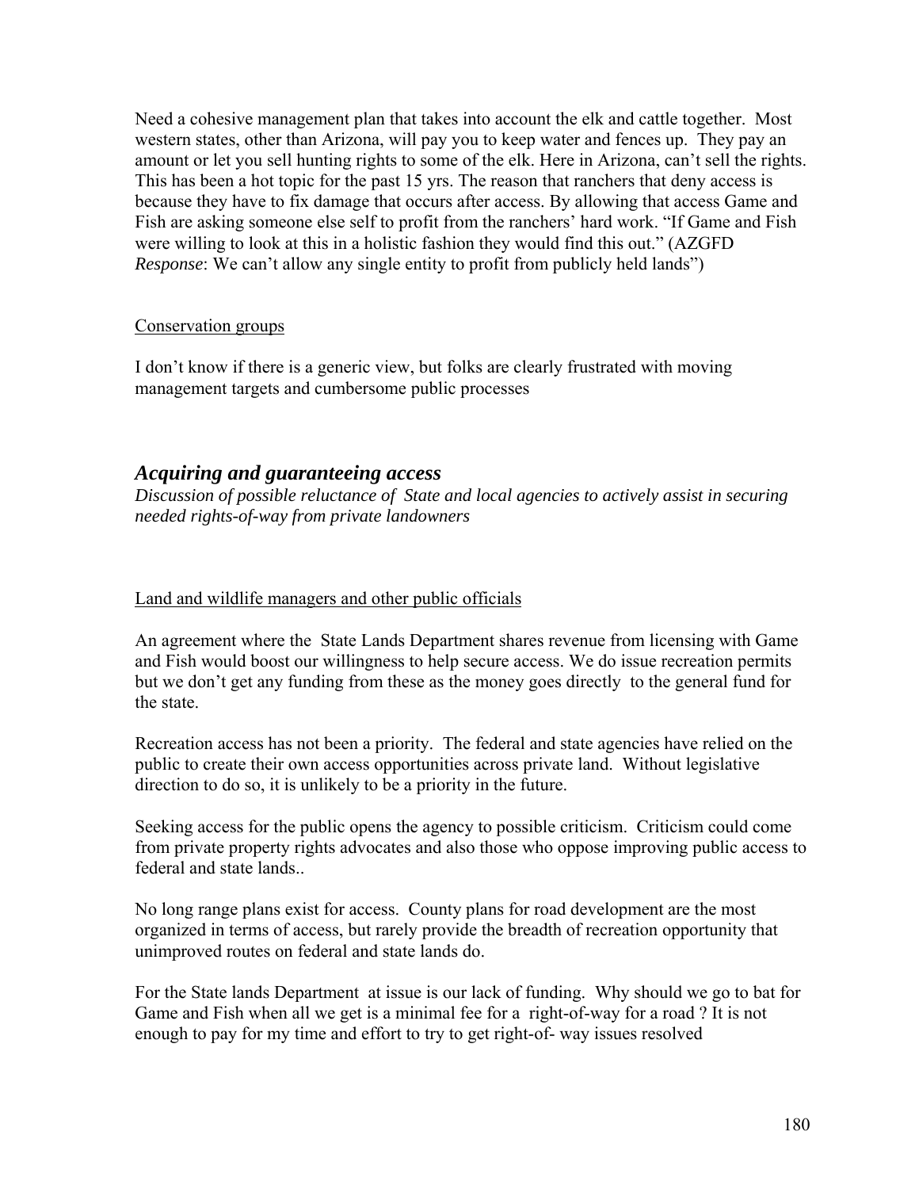Need a cohesive management plan that takes into account the elk and cattle together. Most western states, other than Arizona, will pay you to keep water and fences up. They pay an amount or let you sell hunting rights to some of the elk. Here in Arizona, can't sell the rights. This has been a hot topic for the past 15 yrs. The reason that ranchers that deny access is because they have to fix damage that occurs after access. By allowing that access Game and Fish are asking someone else self to profit from the ranchers' hard work. "If Game and Fish were willing to look at this in a holistic fashion they would find this out." (AZGFD *Response*: We can't allow any single entity to profit from publicly held lands")

<u>Conservation groups</u>

I don't know if there is a generic view, but folks are clearly frustrated with moving management targets and cumbersome public processes

## *Acquiring and guaranteeing access*

*Discussion of possible reluctance of State and local agencies to actively assist in securing needed rights-of-way from private landowners*

<u>Land and wildlife managers and other public officials</u>

An agreement where the State Lands Department shares revenue from licensing with Game and Fish would boost our willingness to help secure access. We do issue recreation permits but we don't get any funding from these as the money goes directly to the general fund for the state.

Recreation access has not been a priority. The federal and state agencies have relied on the public to create their own access opportunities across private land. Without legislative direction to do so, it is unlikely to be a priority in the future.

Seeking access for the public opens the agency to possible criticism. Criticism could come from private property rights advocates and also those who oppose improving public access to federal and state lands..

No long range plans exist for access. County plans for road development are the most organized in terms of access, but rarely provide the breadth of recreation opportunity that unimproved routes on federal and state lands do.

For the State lands Department at issue is our lack of funding. Why should we go to bat for Game and Fish when all we get is a minimal fee for a right-of-way for a road ? It is not enough to pay for my time and effort to try to get right-of- way issues resolved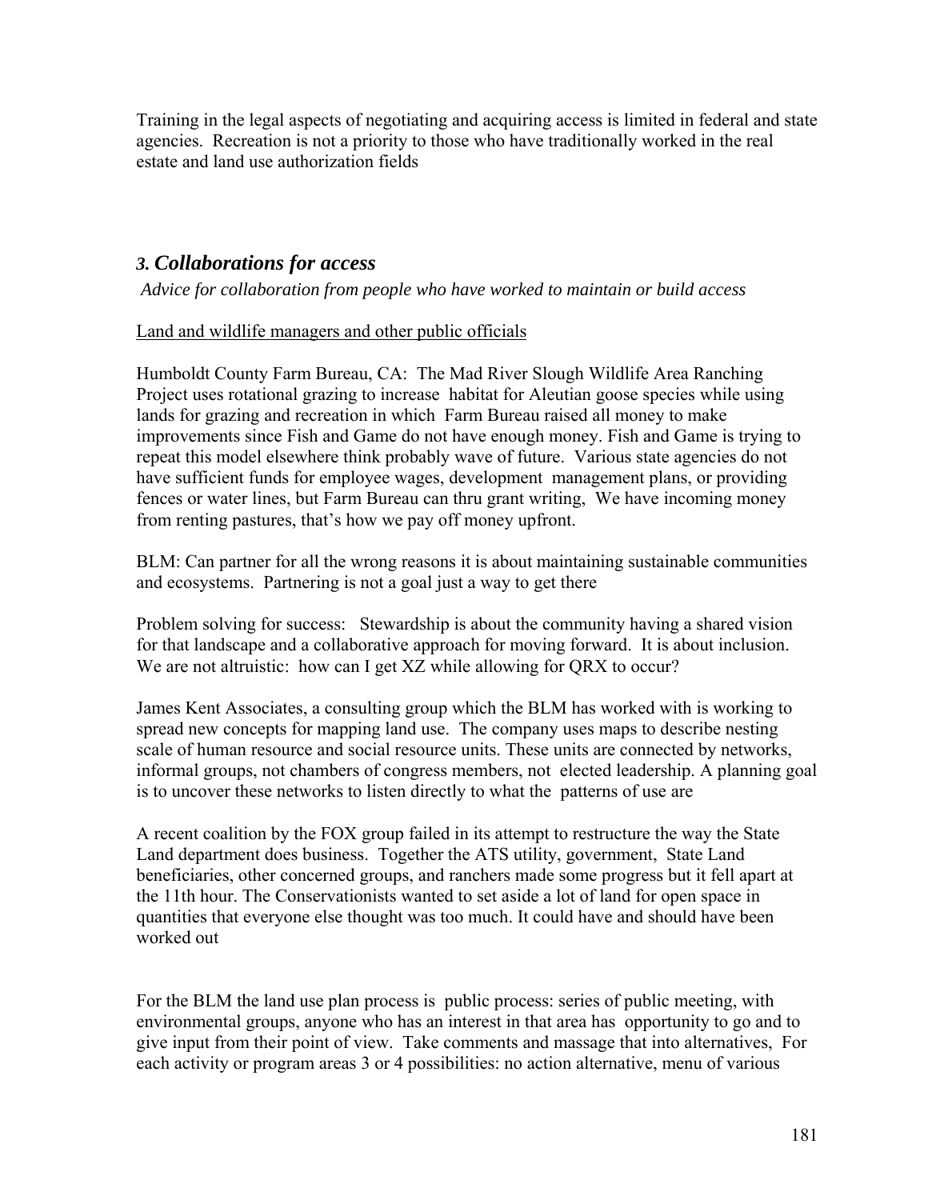Training in the legal aspects of negotiating and acquiring access is limited in federal and state agencies. Recreation is not a priority to those who have traditionally worked in the real estate and land use authorization fields

### *3. Collaborations for access*

*Advice for collaboration from people who have worked to maintain or build access*

<u>Land and wildlife managers and other public officials</u>

Humboldt County Farm Bureau, CA: The Mad River Slough Wildlife Area Ranching Project uses rotational grazing to increase habitat for Aleutian goose species while using lands for grazing and recreation in which Farm Bureau raised all money to make improvements since Fish and Game do not have enough money. Fish and Game is trying to repeat this model elsewhere think probably wave of future. Various state agencies do not have sufficient funds for employee wages, development management plans, or providing fences or water lines, but Farm Bureau can thru grant writing, We have incoming money from renting pastures, that's how we pay off money upfront.

BLM: Can partner for all the wrong reasons it is about maintaining sustainable communities and ecosystems. Partnering is not a goal just a way to get there

Problem solving for success: Stewardship is about the community having a shared vision for that landscape and a collaborative approach for moving forward. It is about inclusion. We are not altruistic: how can I get XZ while allowing for QRX to occur?

James Kent Associates, a consulting group which the BLM has worked with is working to spread new concepts for mapping land use. The company uses maps to describe nesting scale of human resource and social resource units. These units are connected by networks, informal groups, not chambers of congress members, not elected leadership. A planning goal is to uncover these networks to listen directly to what the patterns of use are

A recent coalition by the FOX group failed in its attempt to restructure the way the State Land department does business. Together the ATS utility, government, State Land beneficiaries, other concerned groups, and ranchers made some progress but it fell apart at the 11th hour. The Conservationists wanted to set aside a lot of land for open space in quantities that everyone else thought was too much. It could have and should have been worked out

For the BLM the land use plan process is public process: series of public meeting, with environmental groups, anyone who has an interest in that area has opportunity to go and to give input from their point of view. Take comments and massage that into alternatives, For each activity or program areas 3 or 4 possibilities: no action alternative, menu of various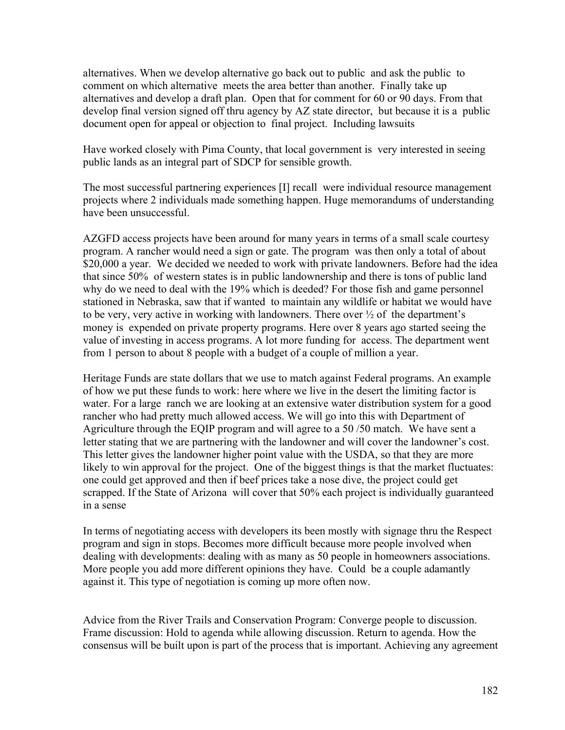alternatives. When we develop alternative go back out to public and ask the public to comment on which alternative meets the area better than another. Finally take up alternatives and develop a draft plan. Open that for comment for 60 or 90 days. From that develop final version signed off thru agency by AZ state director, but because it is a public document open for appeal or objection to final project. Including lawsuits

Have worked closely with Pima County, that local government is very interested in seeing public lands as an integral part of SDCP for sensible growth.

The most successful partnering experiences [I] recall were individual resource management projects where 2 individuals made something happen. Huge memorandums of understanding have been unsuccessful.

AZGFD access projects have been around for many years in terms of a small scale courtesy program. A rancher would need a sign or gate. The program was then only a total of about $20,000 a year. We decided we needed to work with private landowners. Before had the idea that since 50% of western states is in public landownership and there is tons of public land why do we need to deal with the 19% which is deeded? For those fish and game personnel stationed in Nebraska, saw that if wanted to maintain any wildlife or habitat we would have to be very, very active in working with landowners. There over ½ of the department's money is expended on private property programs. Here over 8 years ago started seeing the value of investing in access programs. A lot more funding for access. The department went from 1 person to about 8 people with a budget of a couple of million a year.

Heritage Funds are state dollars that we use to match against Federal programs. An example of how we put these funds to work: here where we live in the desert the limiting factor is water. For a large ranch we are looking at an extensive water distribution system for a good rancher who had pretty much allowed access. We will go into this with Department of Agriculture through the EQIP program and will agree to a 50 /50 match. We have sent a letter stating that we are partnering with the landowner and will cover the landowner's cost. This letter gives the landowner higher point value with the USDA, so that they are more likely to win approval for the project. One of the biggest things is that the market fluctuates: one could get approved and then if beef prices take a nose dive, the project could get scrapped. If the State of Arizona will cover that 50% each project is individually guaranteed in a sense

In terms of negotiating access with developers its been mostly with signage thru the Respect program and sign in stops. Becomes more difficult because more people involved when dealing with developments: dealing with as many as 50 people in homeowners associations. More people you add more different opinions they have. Could be a couple adamantly against it. This type of negotiation is coming up more often now.

Advice from the River Trails and Conservation Program: Converge people to discussion. Frame discussion: Hold to agenda while allowing discussion. Return to agenda. How the consensus will be built upon is part of the process that is important. Achieving any agreement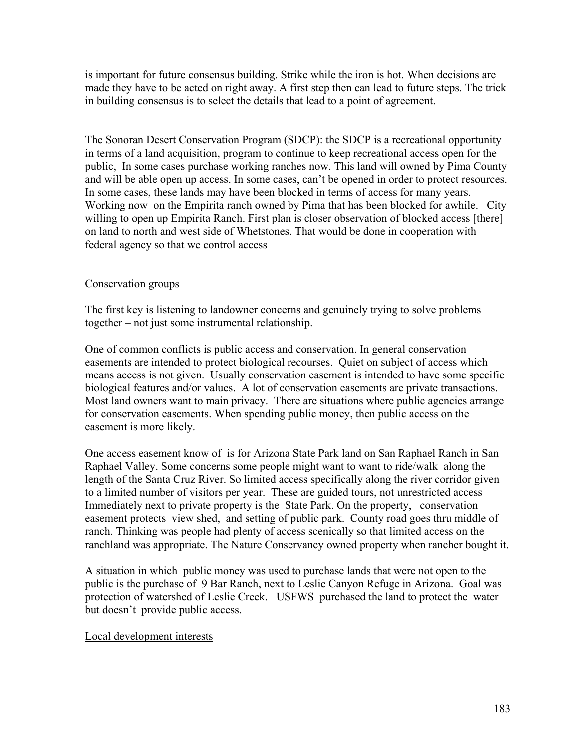is important for future consensus building. Strike while the iron is hot. When decisions are made they have to be acted on right away. A first step then can lead to future steps. The trick in building consensus is to select the details that lead to a point of agreement.

The Sonoran Desert Conservation Program (SDCP): the SDCP is a recreational opportunity in terms of a land acquisition, program to continue to keep recreational access open for the public, In some cases purchase working ranches now. This land will owned by Pima County and will be able open up access. In some cases, can't be opened in order to protect resources. In some cases, these lands may have been blocked in terms of access for many years. Working now on the Empirita ranch owned by Pima that has been blocked for awhile. City willing to open up Empirita Ranch. First plan is closer observation of blocked access [there] on land to north and west side of Whetstones. That would be done in cooperation with federal agency so that we control access

Conservation groups

The first key is listening to landowner concerns and genuinely trying to solve problems together – not just some instrumental relationship.

One of common conflicts is public access and conservation. In general conservation easements are intended to protect biological recourses. Quiet on subject of access which means access is not given. Usually conservation easement is intended to have some specific biological features and/or values. A lot of conservation easements are private transactions. Most land owners want to main privacy. There are situations where public agencies arrange for conservation easements. When spending public money, then public access on the easement is more likely.

One access easement know of is for Arizona State Park land on San Raphael Ranch in San Raphael Valley. Some concerns some people might want to want to ride/walk along the length of the Santa Cruz River. So limited access specifically along the river corridor given to a limited number of visitors per year. These are guided tours, not unrestricted access Immediately next to private property is the State Park. On the property, conservation easement protects view shed, and setting of public park. County road goes thru middle of ranch. Thinking was people had plenty of access scenically so that limited access on the ranchland was appropriate. The Nature Conservancy owned property when rancher bought it.

A situation in which public money was used to purchase lands that were not open to the public is the purchase of 9 Bar Ranch, next to Leslie Canyon Refuge in Arizona. Goal was protection of watershed of Leslie Creek. USFWS purchased the land to protect the water but doesn't provide public access.

Local development interests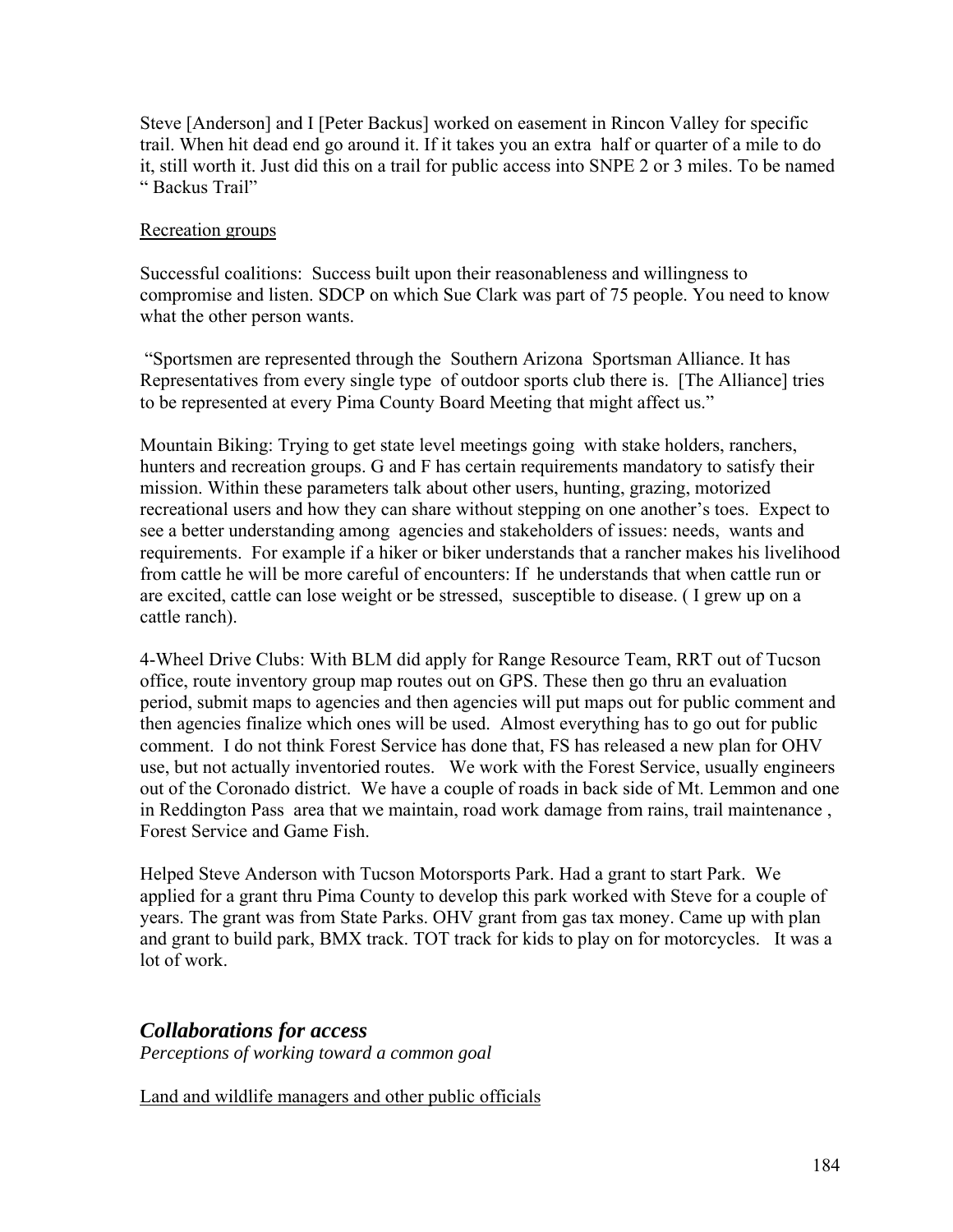Steve [Anderson] and I [Peter Backus] worked on easement in Rincon Valley for specific trail. When hit dead end go around it. If it takes you an extra half or quarter of a mile to do it, still worth it. Just did this on a trail for public access into SNPE 2 or 3 miles. To be named " Backus Trail"

<u>Recreation groups</u>

Successful coalitions: Success built upon their reasonableness and willingness to compromise and listen. SDCP on which Sue Clark was part of 75 people. You need to know what the other person wants.

"Sportsmen are represented through the Southern Arizona Sportsman Alliance. It has Representatives from every single type of outdoor sports club there is. [The Alliance] tries to be represented at every Pima County Board Meeting that might affect us."

Mountain Biking: Trying to get state level meetings going with stake holders, ranchers, hunters and recreation groups. G and F has certain requirements mandatory to satisfy their mission. Within these parameters talk about other users, hunting, grazing, motorized recreational users and how they can share without stepping on one another's toes. Expect to see a better understanding among agencies and stakeholders of issues: needs, wants and requirements. For example if a hiker or biker understands that a rancher makes his livelihood from cattle he will be more careful of encounters: If he understands that when cattle run or are excited, cattle can lose weight or be stressed, susceptible to disease. ( I grew up on a cattle ranch).

4-Wheel Drive Clubs: With BLM did apply for Range Resource Team, RRT out of Tucson office, route inventory group map routes out on GPS. These then go thru an evaluation period, submit maps to agencies and then agencies will put maps out for public comment and then agencies finalize which ones will be used. Almost everything has to go out for public comment. I do not think Forest Service has done that, FS has released a new plan for OHV use, but not actually inventoried routes. We work with the Forest Service, usually engineers out of the Coronado district. We have a couple of roads in back side of Mt. Lemmon and one in Reddington Pass area that we maintain, road work damage from rains, trail maintenance , Forest Service and Game Fish.

Helped Steve Anderson with Tucson Motorsports Park. Had a grant to start Park. We applied for a grant thru Pima County to develop this park worked with Steve for a couple of years. The grant was from State Parks. OHV grant from gas tax money. Came up with plan and grant to build park, BMX track. TOT track for kids to play on for motorcycles. It was a lot of work.

## ***Collaborations for access***

*Perceptions of working toward a common goal*

<u>Land and wildlife managers and other public officials</u>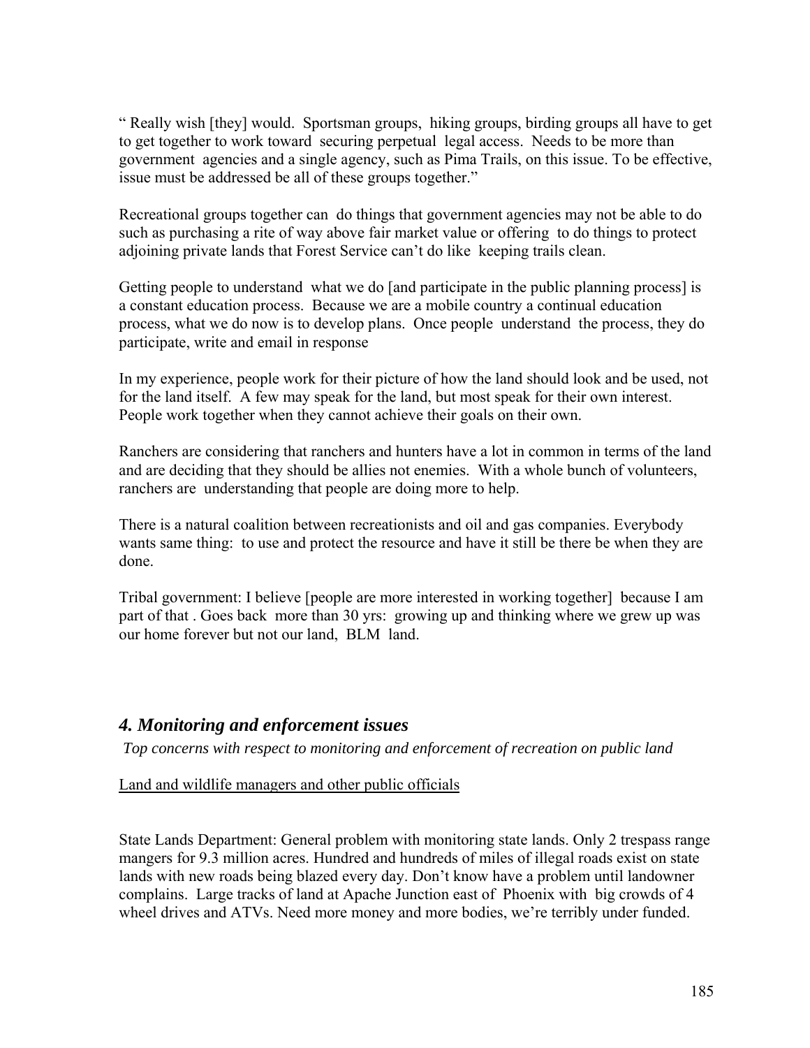" Really wish [they] would. Sportsman groups, hiking groups, birding groups all have to get to get together to work toward securing perpetual legal access. Needs to be more than government agencies and a single agency, such as Pima Trails, on this issue. To be effective, issue must be addressed be all of these groups together."

Recreational groups together can do things that government agencies may not be able to do such as purchasing a rite of way above fair market value or offering to do things to protect adjoining private lands that Forest Service can't do like keeping trails clean.

Getting people to understand what we do [and participate in the public planning process] is a constant education process. Because we are a mobile country a continual education process, what we do now is to develop plans. Once people understand the process, they do participate, write and email in response

In my experience, people work for their picture of how the land should look and be used, not for the land itself. A few may speak for the land, but most speak for their own interest. People work together when they cannot achieve their goals on their own.

Ranchers are considering that ranchers and hunters have a lot in common in terms of the land and are deciding that they should be allies not enemies. With a whole bunch of volunteers, ranchers are understanding that people are doing more to help.

There is a natural coalition between recreationists and oil and gas companies. Everybody wants same thing: to use and protect the resource and have it still be there be when they are done.

Tribal government: I believe [people are more interested in working together] because I am part of that . Goes back more than 30 yrs: growing up and thinking where we grew up was our home forever but not our land, BLM land.

## *4. Monitoring and enforcement issues*

*Top concerns with respect to monitoring and enforcement of recreation on public land*

Land and wildlife managers and other public officials

State Lands Department: General problem with monitoring state lands. Only 2 trespass range mangers for 9.3 million acres. Hundred and hundreds of miles of illegal roads exist on state lands with new roads being blazed every day. Don't know have a problem until landowner complains. Large tracks of land at Apache Junction east of Phoenix with big crowds of 4 wheel drives and ATVs. Need more money and more bodies, we're terribly under funded.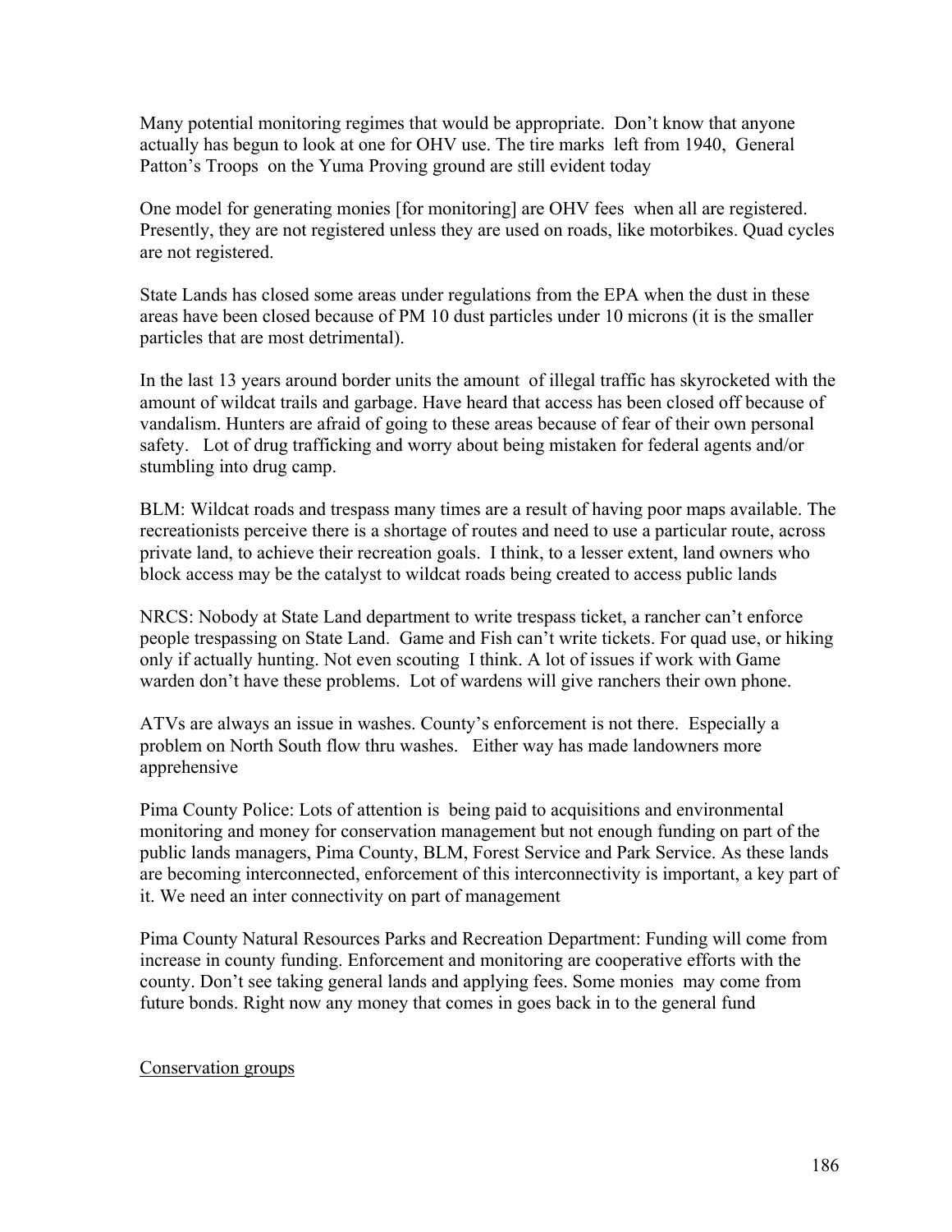Many potential monitoring regimes that would be appropriate. Don't know that anyone actually has begun to look at one for OHV use. The tire marks left from 1940, General Patton's Troops on the Yuma Proving ground are still evident today

One model for generating monies [for monitoring] are OHV fees when all are registered. Presently, they are not registered unless they are used on roads, like motorbikes. Quad cycles are not registered.

State Lands has closed some areas under regulations from the EPA when the dust in these areas have been closed because of PM 10 dust particles under 10 microns (it is the smaller particles that are most detrimental).

In the last 13 years around border units the amount of illegal traffic has skyrocketed with the amount of wildcat trails and garbage. Have heard that access has been closed off because of vandalism. Hunters are afraid of going to these areas because of fear of their own personal safety. Lot of drug trafficking and worry about being mistaken for federal agents and/or stumbling into drug camp.

BLM: Wildcat roads and trespass many times are a result of having poor maps available. The recreationists perceive there is a shortage of routes and need to use a particular route, across private land, to achieve their recreation goals. I think, to a lesser extent, land owners who block access may be the catalyst to wildcat roads being created to access public lands

NRCS: Nobody at State Land department to write trespass ticket, a rancher can't enforce people trespassing on State Land. Game and Fish can't write tickets. For quad use, or hiking only if actually hunting. Not even scouting I think. A lot of issues if work with Game warden don't have these problems. Lot of wardens will give ranchers their own phone.

ATVs are always an issue in washes. County's enforcement is not there. Especially a problem on North South flow thru washes. Either way has made landowners more apprehensive

Pima County Police: Lots of attention is being paid to acquisitions and environmental monitoring and money for conservation management but not enough funding on part of the public lands managers, Pima County, BLM, Forest Service and Park Service. As these lands are becoming interconnected, enforcement of this interconnectivity is important, a key part of it. We need an inter connectivity on part of management

Pima County Natural Resources Parks and Recreation Department: Funding will come from increase in county funding. Enforcement and monitoring are cooperative efforts with the county. Don't see taking general lands and applying fees. Some monies may come from future bonds. Right now any money that comes in goes back in to the general fund

<u>Conservation groups</u>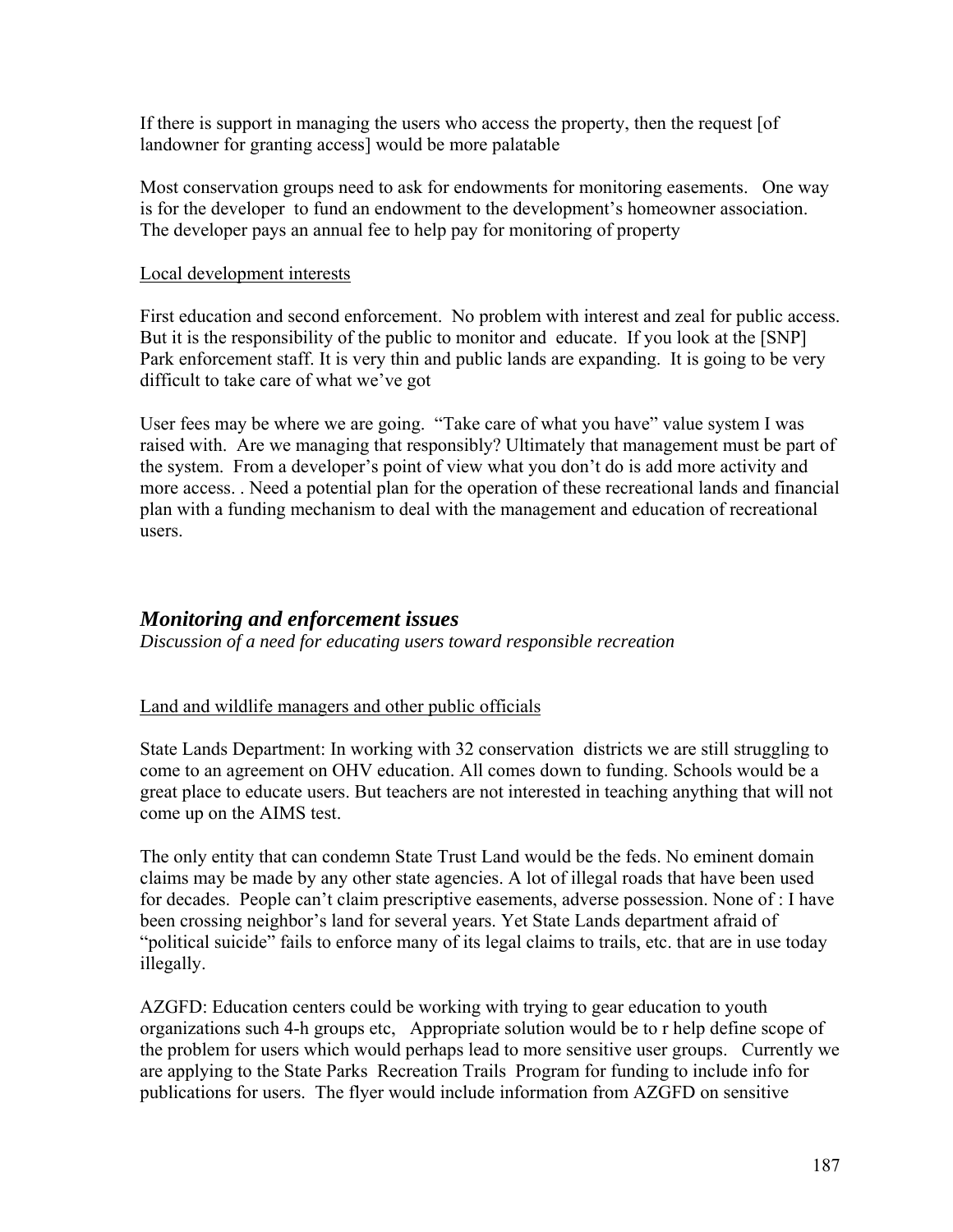If there is support in managing the users who access the property, then the request [of landowner for granting access] would be more palatable

Most conservation groups need to ask for endowments for monitoring easements. One way is for the developer to fund an endowment to the development's homeowner association. The developer pays an annual fee to help pay for monitoring of property

<u>Local development interests</u>

First education and second enforcement. No problem with interest and zeal for public access. But it is the responsibility of the public to monitor and educate. If you look at the [SNP] Park enforcement staff. It is very thin and public lands are expanding. It is going to be very difficult to take care of what we've got

User fees may be where we are going. "Take care of what you have" value system I was raised with. Are we managing that responsibly? Ultimately that management must be part of the system. From a developer's point of view what you don't do is add more activity and more access. . Need a potential plan for the operation of these recreational lands and financial plan with a funding mechanism to deal with the management and education of recreational users.

## *Monitoring and enforcement issues*

*Discussion of a need for educating users toward responsible recreation*

<u>Land and wildlife managers and other public officials</u>

State Lands Department: In working with 32 conservation districts we are still struggling to come to an agreement on OHV education. All comes down to funding. Schools would be a great place to educate users. But teachers are not interested in teaching anything that will not come up on the AIMS test.

The only entity that can condemn State Trust Land would be the feds. No eminent domain claims may be made by any other state agencies. A lot of illegal roads that have been used for decades. People can't claim prescriptive easements, adverse possession. None of : I have been crossing neighbor's land for several years. Yet State Lands department afraid of "political suicide" fails to enforce many of its legal claims to trails, etc. that are in use today illegally.

AZGFD: Education centers could be working with trying to gear education to youth organizations such 4-h groups etc, Appropriate solution would be to r help define scope of the problem for users which would perhaps lead to more sensitive user groups. Currently we are applying to the State Parks Recreation Trails Program for funding to include info for publications for users. The flyer would include information from AZGFD on sensitive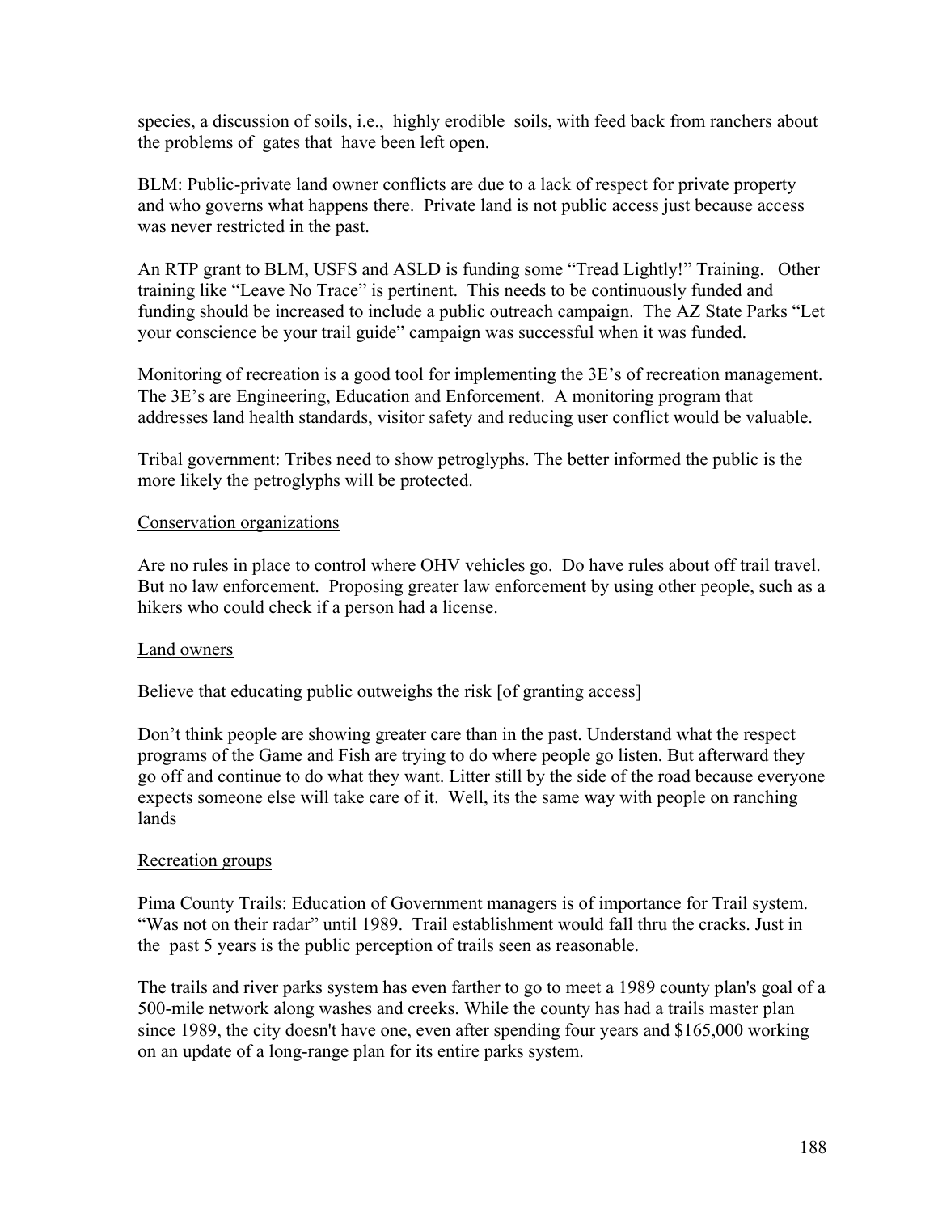species, a discussion of soils, i.e., highly erodible soils, with feed back from ranchers about the problems of gates that have been left open.

BLM: Public-private land owner conflicts are due to a lack of respect for private property and who governs what happens there. Private land is not public access just because access was never restricted in the past.

An RTP grant to BLM, USFS and ASLD is funding some "Tread Lightly!" Training. Other training like "Leave No Trace" is pertinent. This needs to be continuously funded and funding should be increased to include a public outreach campaign. The AZ State Parks "Let your conscience be your trail guide" campaign was successful when it was funded.

Monitoring of recreation is a good tool for implementing the 3E's of recreation management. The 3E's are Engineering, Education and Enforcement. A monitoring program that addresses land health standards, visitor safety and reducing user conflict would be valuable.

Tribal government: Tribes need to show petroglyphs. The better informed the public is the more likely the petroglyphs will be protected.

<u>Conservation organizations</u>

Are no rules in place to control where OHV vehicles go. Do have rules about off trail travel. But no law enforcement. Proposing greater law enforcement by using other people, such as a hikers who could check if a person had a license.

<u>Land owners</u>

Believe that educating public outweighs the risk [of granting access]

Don't think people are showing greater care than in the past. Understand what the respect programs of the Game and Fish are trying to do where people go listen. But afterward they go off and continue to do what they want. Litter still by the side of the road because everyone expects someone else will take care of it. Well, its the same way with people on ranching lands

<u>Recreation groups</u>

Pima County Trails: Education of Government managers is of importance for Trail system. "Was not on their radar" until 1989. Trail establishment would fall thru the cracks. Just in the past 5 years is the public perception of trails seen as reasonable.

The trails and river parks system has even farther to go to meet a 1989 county plan's goal of a 500-mile network along washes and creeks. While the county has had a trails master plan since 1989, the city doesn't have one, even after spending four years and $165,000 working on an update of a long-range plan for its entire parks system.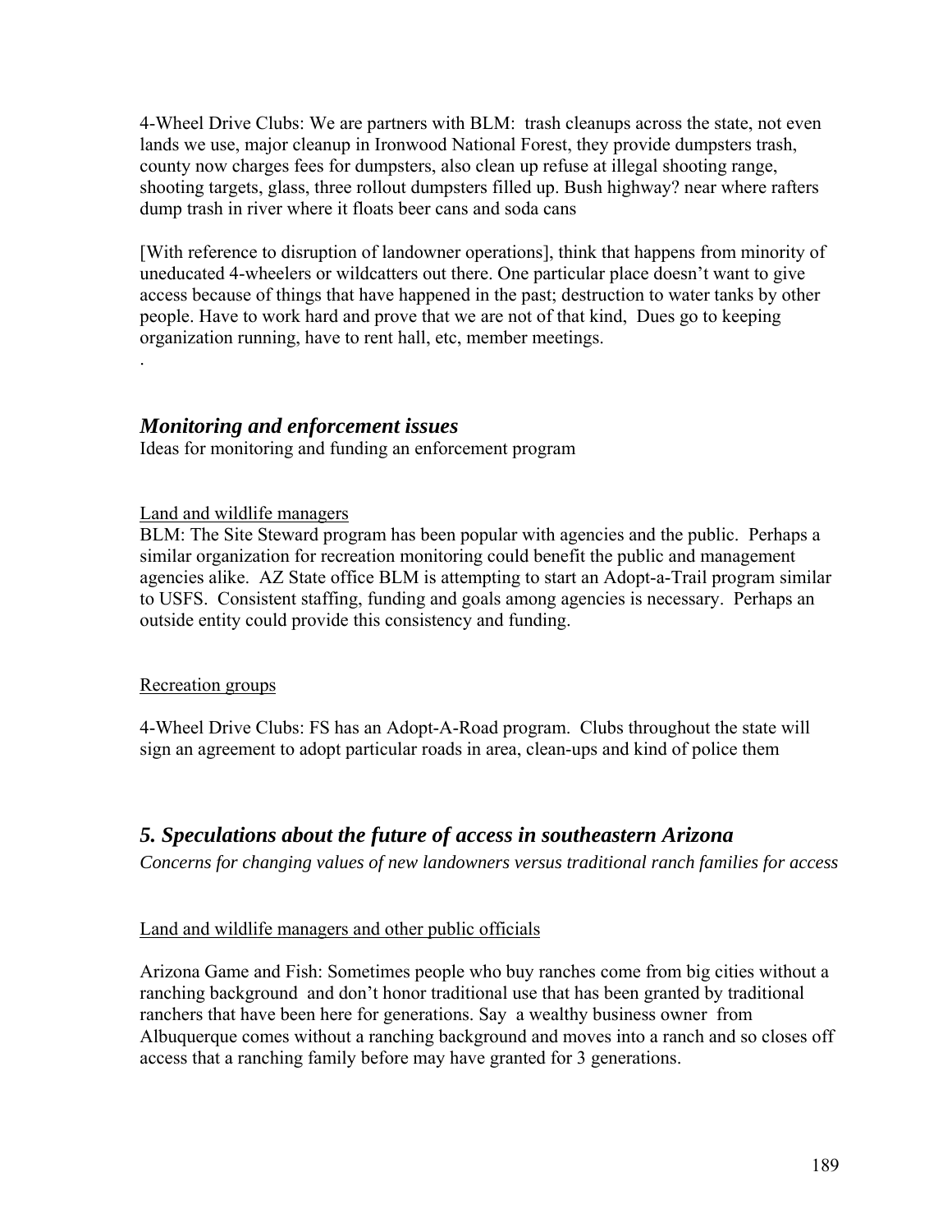4-Wheel Drive Clubs: We are partners with BLM: trash cleanups across the state, not even lands we use, major cleanup in Ironwood National Forest, they provide dumpsters trash, county now charges fees for dumpsters, also clean up refuse at illegal shooting range, shooting targets, glass, three rollout dumpsters filled up. Bush highway? near where rafters dump trash in river where it floats beer cans and soda cans

[With reference to disruption of landowner operations], think that happens from minority of uneducated 4-wheelers or wildcatters out there. One particular place doesn't want to give access because of things that have happened in the past; destruction to water tanks by other people. Have to work hard and prove that we are not of that kind, Dues go to keeping organization running, have to rent hall, etc, member meetings.

.

## *Monitoring and enforcement issues*

Ideas for monitoring and funding an enforcement program

Land and wildlife managers

BLM: The Site Steward program has been popular with agencies and the public. Perhaps a similar organization for recreation monitoring could benefit the public and management agencies alike. AZ State office BLM is attempting to start an Adopt-a-Trail program similar to USFS. Consistent staffing, funding and goals among agencies is necessary. Perhaps an outside entity could provide this consistency and funding.

Recreation groups

4-Wheel Drive Clubs: FS has an Adopt-A-Road program. Clubs throughout the state will sign an agreement to adopt particular roads in area, clean-ups and kind of police them

## *5. Speculations about the future of access in southeastern Arizona*

*Concerns for changing values of new landowners versus traditional ranch families for access*

Land and wildlife managers and other public officials

Arizona Game and Fish: Sometimes people who buy ranches come from big cities without a ranching background and don't honor traditional use that has been granted by traditional ranchers that have been here for generations. Say a wealthy business owner from Albuquerque comes without a ranching background and moves into a ranch and so closes off access that a ranching family before may have granted for 3 generations.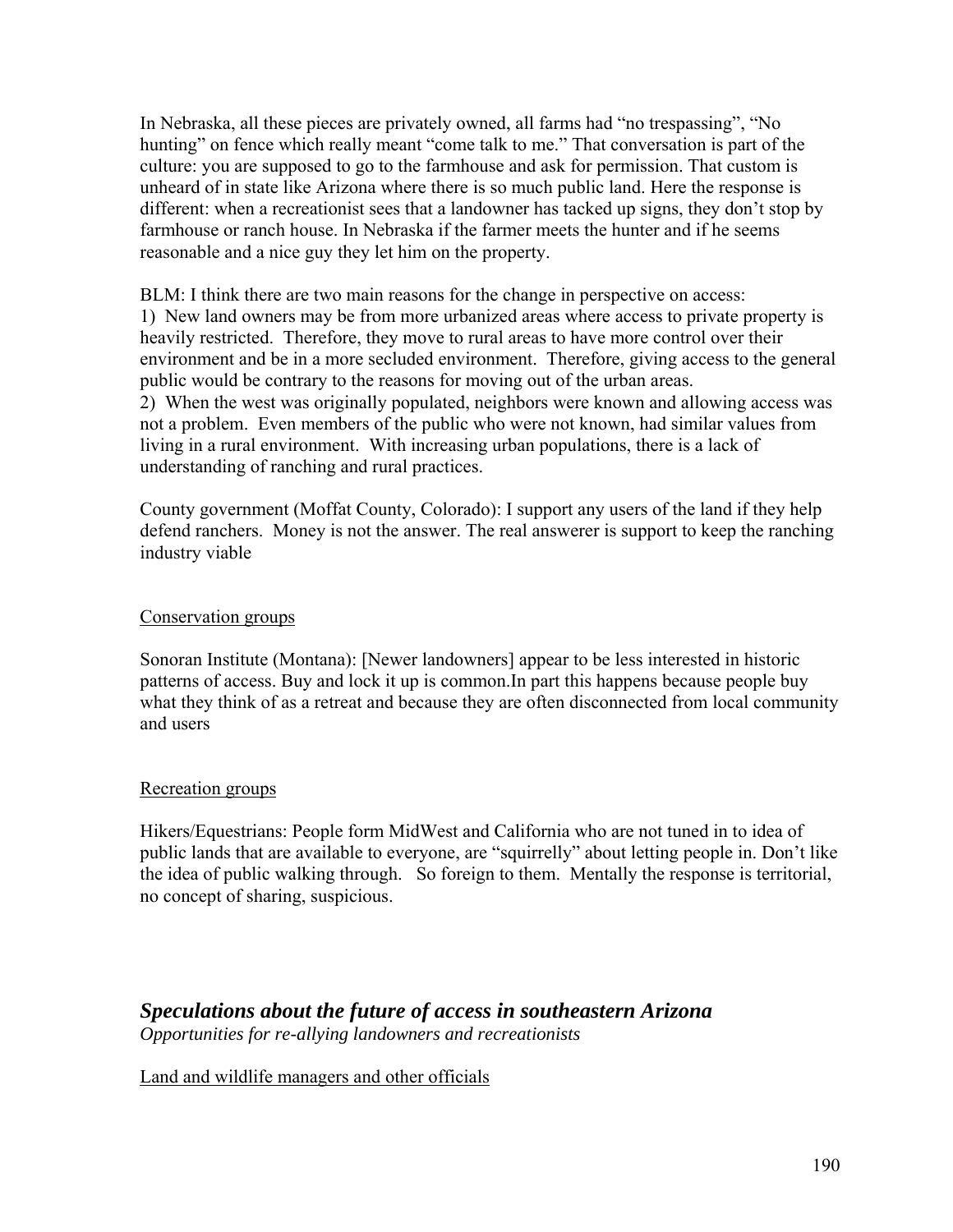In Nebraska, all these pieces are privately owned, all farms had "no trespassing", "No hunting" on fence which really meant "come talk to me." That conversation is part of the culture: you are supposed to go to the farmhouse and ask for permission. That custom is unheard of in state like Arizona where there is so much public land. Here the response is different: when a recreationist sees that a landowner has tacked up signs, they don't stop by farmhouse or ranch house. In Nebraska if the farmer meets the hunter and if he seems reasonable and a nice guy they let him on the property.

BLM: I think there are two main reasons for the change in perspective on access:
1) New land owners may be from more urbanized areas where access to private property is heavily restricted. Therefore, they move to rural areas to have more control over their environment and be in a more secluded environment. Therefore, giving access to the general public would be contrary to the reasons for moving out of the urban areas.
2) When the west was originally populated, neighbors were known and allowing access was not a problem. Even members of the public who were not known, had similar values from living in a rural environment. With increasing urban populations, there is a lack of understanding of ranching and rural practices.

County government (Moffat County, Colorado): I support any users of the land if they help defend ranchers. Money is not the answer. The real answerer is support to keep the ranching industry viable

Conservation groups

Sonoran Institute (Montana): [Newer landowners] appear to be less interested in historic patterns of access. Buy and lock it up is common.In part this happens because people buy what they think of as a retreat and because they are often disconnected from local community and users

Recreation groups

Hikers/Equestrians: People form MidWest and California who are not tuned in to idea of public lands that are available to everyone, are "squirrelly" about letting people in. Don't like the idea of public walking through. So foreign to them. Mentally the response is territorial, no concept of sharing, suspicious.

## ***Speculations about the future of access in southeastern Arizona***

*Opportunities for re-allying landowners and recreationists*

Land and wildlife managers and other officials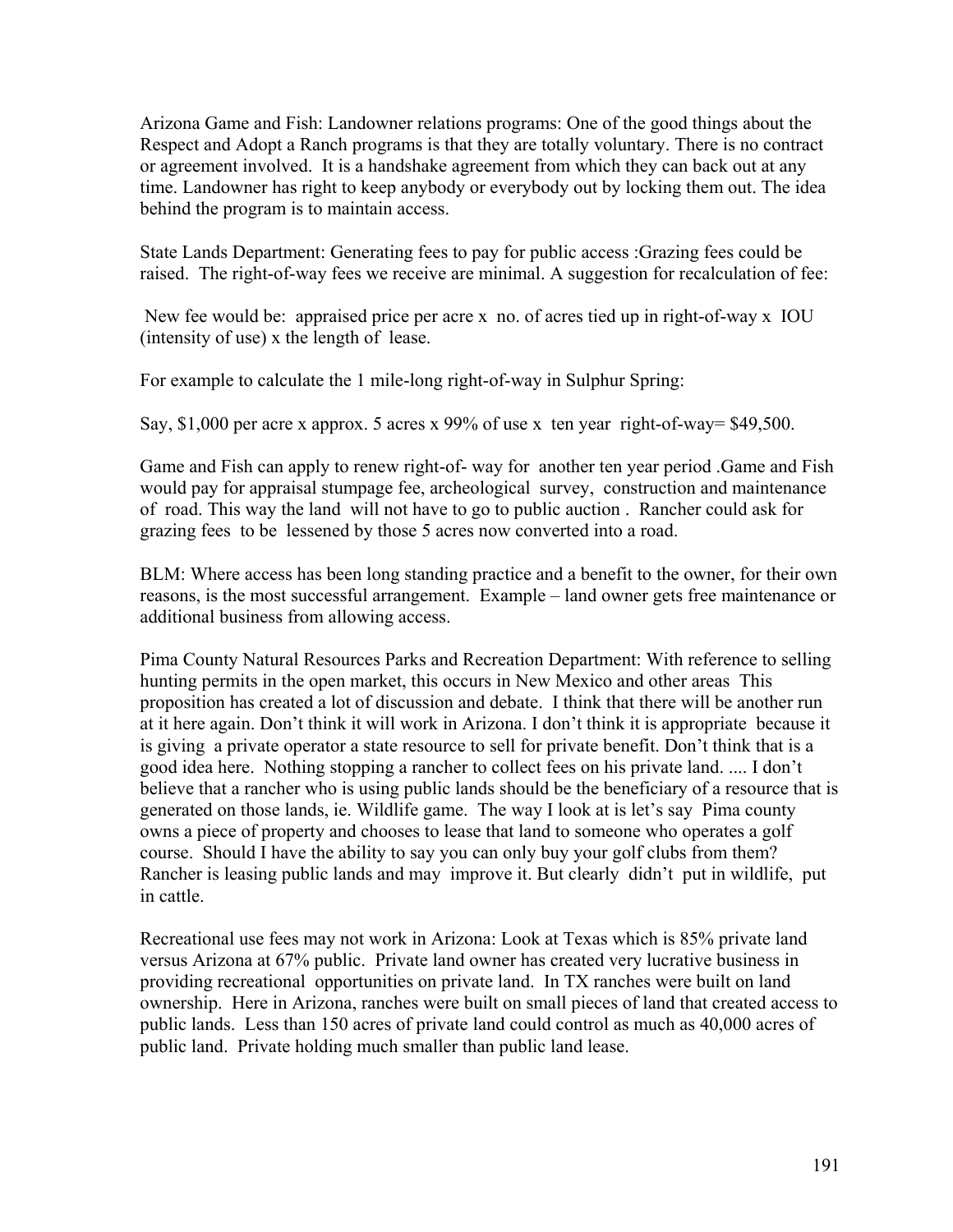Arizona Game and Fish: Landowner relations programs: One of the good things about the Respect and Adopt a Ranch programs is that they are totally voluntary. There is no contract or agreement involved. It is a handshake agreement from which they can back out at any time. Landowner has right to keep anybody or everybody out by locking them out. The idea behind the program is to maintain access.

State Lands Department: Generating fees to pay for public access :Grazing fees could be raised. The right-of-way fees we receive are minimal. A suggestion for recalculation of fee:

New fee would be: appraised price per acre x no. of acres tied up in right-of-way x IOU (intensity of use) x the length of lease.

For example to calculate the 1 mile-long right-of-way in Sulphur Spring:

Say, $1,000 per acre x approx. 5 acres x 99% of use x ten year right-of-way= $49,500.

Game and Fish can apply to renew right-of- way for another ten year period .Game and Fish would pay for appraisal stumpage fee, archeological survey, construction and maintenance of road. This way the land will not have to go to public auction . Rancher could ask for grazing fees to be lessened by those 5 acres now converted into a road.

BLM: Where access has been long standing practice and a benefit to the owner, for their own reasons, is the most successful arrangement. Example – land owner gets free maintenance or additional business from allowing access.

Pima County Natural Resources Parks and Recreation Department: With reference to selling hunting permits in the open market, this occurs in New Mexico and other areas This proposition has created a lot of discussion and debate. I think that there will be another run at it here again. Don't think it will work in Arizona. I don't think it is appropriate because it is giving a private operator a state resource to sell for private benefit. Don't think that is a good idea here. Nothing stopping a rancher to collect fees on his private land. .... I don't believe that a rancher who is using public lands should be the beneficiary of a resource that is generated on those lands, ie. Wildlife game. The way I look at is let's say Pima county owns a piece of property and chooses to lease that land to someone who operates a golf course. Should I have the ability to say you can only buy your golf clubs from them? Rancher is leasing public lands and may improve it. But clearly didn't put in wildlife, put in cattle.

Recreational use fees may not work in Arizona: Look at Texas which is 85% private land versus Arizona at 67% public. Private land owner has created very lucrative business in providing recreational opportunities on private land. In TX ranches were built on land ownership. Here in Arizona, ranches were built on small pieces of land that created access to public lands. Less than 150 acres of private land could control as much as 40,000 acres of public land. Private holding much smaller than public land lease.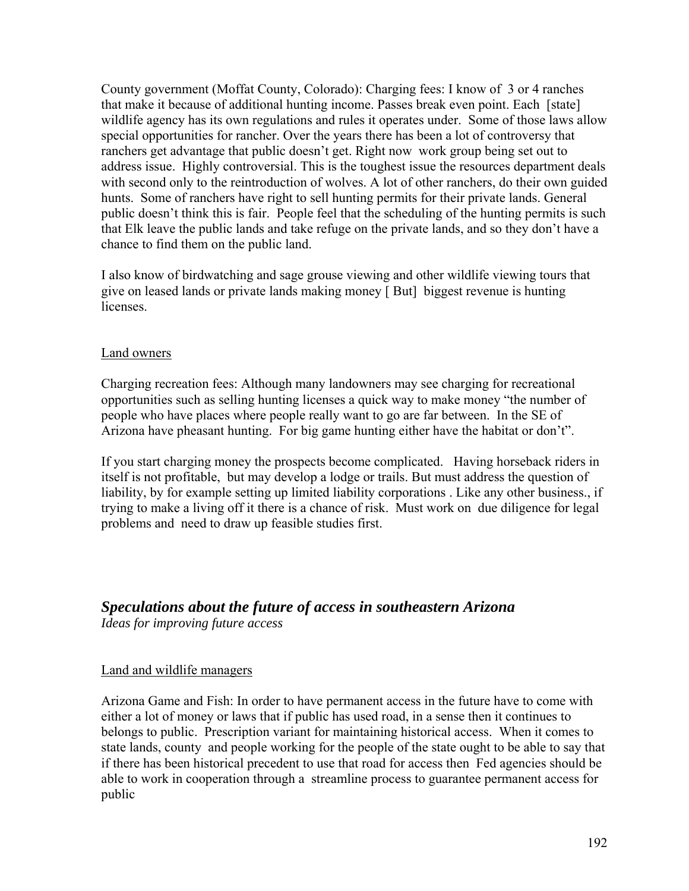County government (Moffat County, Colorado): Charging fees: I know of 3 or 4 ranches that make it because of additional hunting income. Passes break even point. Each [state] wildlife agency has its own regulations and rules it operates under. Some of those laws allow special opportunities for rancher. Over the years there has been a lot of controversy that ranchers get advantage that public doesn't get. Right now work group being set out to address issue. Highly controversial. This is the toughest issue the resources department deals with second only to the reintroduction of wolves. A lot of other ranchers, do their own guided hunts. Some of ranchers have right to sell hunting permits for their private lands. General public doesn't think this is fair. People feel that the scheduling of the hunting permits is such that Elk leave the public lands and take refuge on the private lands, and so they don't have a chance to find them on the public land.

I also know of birdwatching and sage grouse viewing and other wildlife viewing tours that give on leased lands or private lands making money [ But] biggest revenue is hunting licenses.

<u>Land owners</u>

Charging recreation fees: Although many landowners may see charging for recreational opportunities such as selling hunting licenses a quick way to make money "the number of people who have places where people really want to go are far between. In the SE of Arizona have pheasant hunting. For big game hunting either have the habitat or don't".

If you start charging money the prospects become complicated. Having horseback riders in itself is not profitable, but may develop a lodge or trails. But must address the question of liability, by for example setting up limited liability corporations . Like any other business., if trying to make a living off it there is a chance of risk. Must work on due diligence for legal problems and need to draw up feasible studies first.

## *Speculations about the future of access in southeastern Arizona*

*Ideas for improving future access*

<u>Land and wildlife managers</u>

Arizona Game and Fish: In order to have permanent access in the future have to come with either a lot of money or laws that if public has used road, in a sense then it continues to belongs to public. Prescription variant for maintaining historical access. When it comes to state lands, county and people working for the people of the state ought to be able to say that if there has been historical precedent to use that road for access then Fed agencies should be able to work in cooperation through a streamline process to guarantee permanent access for public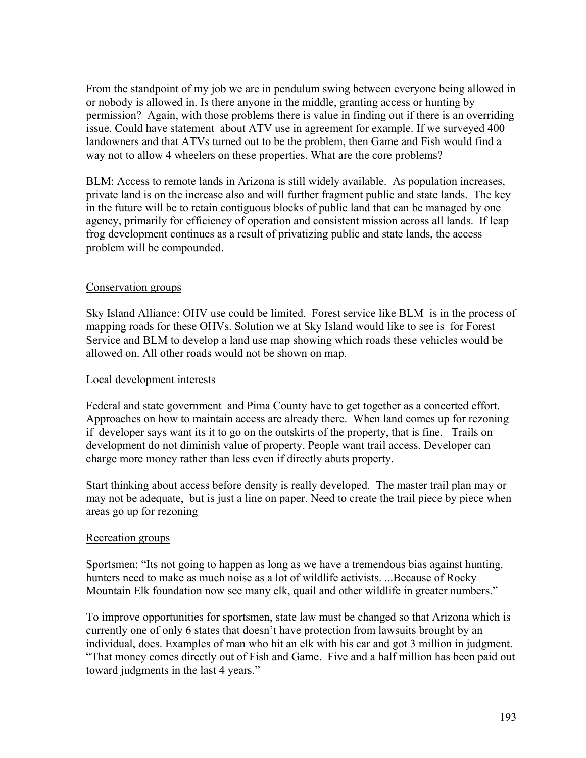From the standpoint of my job we are in pendulum swing between everyone being allowed in or nobody is allowed in. Is there anyone in the middle, granting access or hunting by permission? Again, with those problems there is value in finding out if there is an overriding issue. Could have statement about ATV use in agreement for example. If we surveyed 400 landowners and that ATVs turned out to be the problem, then Game and Fish would find a way not to allow 4 wheelers on these properties. What are the core problems?

BLM: Access to remote lands in Arizona is still widely available. As population increases, private land is on the increase also and will further fragment public and state lands. The key in the future will be to retain contiguous blocks of public land that can be managed by one agency, primarily for efficiency of operation and consistent mission across all lands. If leap frog development continues as a result of privatizing public and state lands, the access problem will be compounded.

<u>Conservation groups</u>

Sky Island Alliance: OHV use could be limited. Forest service like BLM is in the process of mapping roads for these OHVs. Solution we at Sky Island would like to see is for Forest Service and BLM to develop a land use map showing which roads these vehicles would be allowed on. All other roads would not be shown on map.

<u>Local development interests</u>

Federal and state government and Pima County have to get together as a concerted effort. Approaches on how to maintain access are already there. When land comes up for rezoning if developer says want its it to go on the outskirts of the property, that is fine. Trails on development do not diminish value of property. People want trail access. Developer can charge more money rather than less even if directly abuts property.

Start thinking about access before density is really developed. The master trail plan may or may not be adequate, but is just a line on paper. Need to create the trail piece by piece when areas go up for rezoning

<u>Recreation groups</u>

Sportsmen: "Its not going to happen as long as we have a tremendous bias against hunting. hunters need to make as much noise as a lot of wildlife activists. ...Because of Rocky Mountain Elk foundation now see many elk, quail and other wildlife in greater numbers."

To improve opportunities for sportsmen, state law must be changed so that Arizona which is currently one of only 6 states that doesn't have protection from lawsuits brought by an individual, does. Examples of man who hit an elk with his car and got 3 million in judgment. "That money comes directly out of Fish and Game. Five and a half million has been paid out toward judgments in the last 4 years."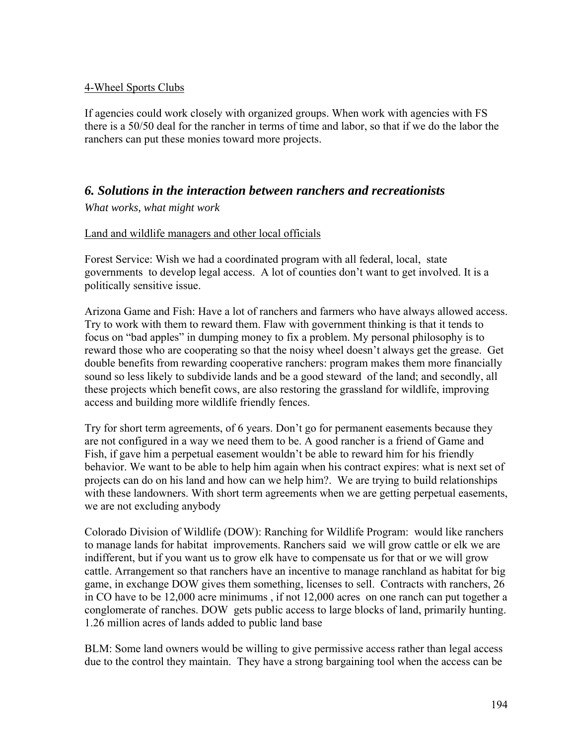4-Wheel Sports Clubs

If agencies could work closely with organized groups. When work with agencies with FS there is a 50/50 deal for the rancher in terms of time and labor, so that if we do the labor the ranchers can put these monies toward more projects.

## *6. Solutions in the interaction between ranchers and recreationists*

*What works, what might work*

Land and wildlife managers and other local officials

Forest Service: Wish we had a coordinated program with all federal, local, state governments to develop legal access. A lot of counties don't want to get involved. It is a politically sensitive issue.

Arizona Game and Fish: Have a lot of ranchers and farmers who have always allowed access. Try to work with them to reward them. Flaw with government thinking is that it tends to focus on "bad apples" in dumping money to fix a problem. My personal philosophy is to reward those who are cooperating so that the noisy wheel doesn't always get the grease. Get double benefits from rewarding cooperative ranchers: program makes them more financially sound so less likely to subdivide lands and be a good steward of the land; and secondly, all these projects which benefit cows, are also restoring the grassland for wildlife, improving access and building more wildlife friendly fences.

Try for short term agreements, of 6 years. Don't go for permanent easements because they are not configured in a way we need them to be. A good rancher is a friend of Game and Fish, if gave him a perpetual easement wouldn't be able to reward him for his friendly behavior. We want to be able to help him again when his contract expires: what is next set of projects can do on his land and how can we help him?. We are trying to build relationships with these landowners. With short term agreements when we are getting perpetual easements, we are not excluding anybody

Colorado Division of Wildlife (DOW): Ranching for Wildlife Program: would like ranchers to manage lands for habitat improvements. Ranchers said we will grow cattle or elk we are indifferent, but if you want us to grow elk have to compensate us for that or we will grow cattle. Arrangement so that ranchers have an incentive to manage ranchland as habitat for big game, in exchange DOW gives them something, licenses to sell. Contracts with ranchers, 26 in CO have to be 12,000 acre minimums , if not 12,000 acres on one ranch can put together a conglomerate of ranches. DOW gets public access to large blocks of land, primarily hunting. 1.26 million acres of lands added to public land base

BLM: Some land owners would be willing to give permissive access rather than legal access due to the control they maintain. They have a strong bargaining tool when the access can be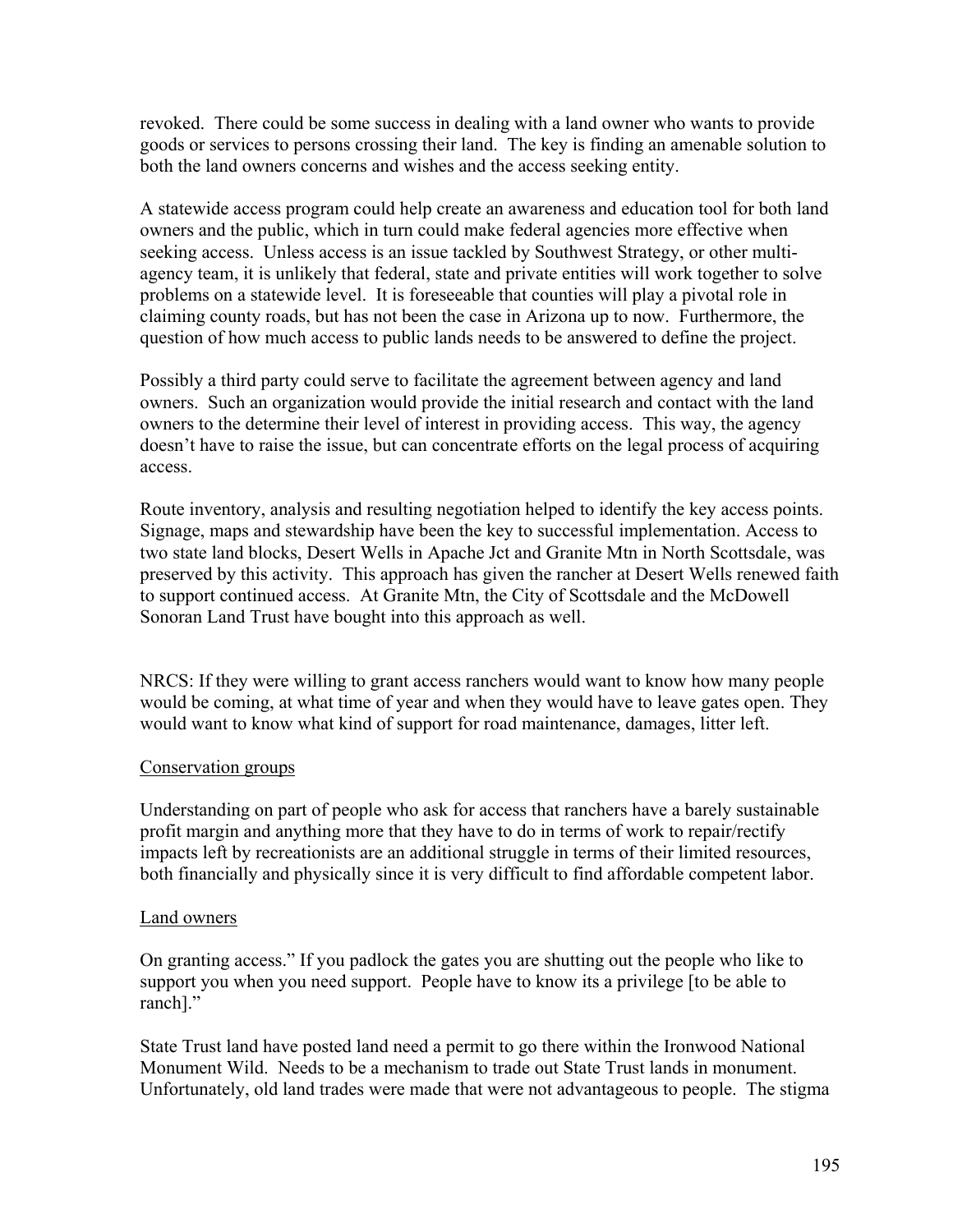revoked. There could be some success in dealing with a land owner who wants to provide goods or services to persons crossing their land. The key is finding an amenable solution to both the land owners concerns and wishes and the access seeking entity.

A statewide access program could help create an awareness and education tool for both land owners and the public, which in turn could make federal agencies more effective when seeking access. Unless access is an issue tackled by Southwest Strategy, or other multi-agency team, it is unlikely that federal, state and private entities will work together to solve problems on a statewide level. It is foreseeable that counties will play a pivotal role in claiming county roads, but has not been the case in Arizona up to now. Furthermore, the question of how much access to public lands needs to be answered to define the project.

Possibly a third party could serve to facilitate the agreement between agency and land owners. Such an organization would provide the initial research and contact with the land owners to the determine their level of interest in providing access. This way, the agency doesn't have to raise the issue, but can concentrate efforts on the legal process of acquiring access.

Route inventory, analysis and resulting negotiation helped to identify the key access points. Signage, maps and stewardship have been the key to successful implementation. Access to two state land blocks, Desert Wells in Apache Jct and Granite Mtn in North Scottsdale, was preserved by this activity. This approach has given the rancher at Desert Wells renewed faith to support continued access. At Granite Mtn, the City of Scottsdale and the McDowell Sonoran Land Trust have bought into this approach as well.

NRCS: If they were willing to grant access ranchers would want to know how many people would be coming, at what time of year and when they would have to leave gates open. They would want to know what kind of support for road maintenance, damages, litter left.

<u>Conservation groups</u>

Understanding on part of people who ask for access that ranchers have a barely sustainable profit margin and anything more that they have to do in terms of work to repair/rectify impacts left by recreationists are an additional struggle in terms of their limited resources, both financially and physically since it is very difficult to find affordable competent labor.

<u>Land owners</u>

On granting access." If you padlock the gates you are shutting out the people who like to support you when you need support. People have to know its a privilege [to be able to ranch]."

State Trust land have posted land need a permit to go there within the Ironwood National Monument Wild. Needs to be a mechanism to trade out State Trust lands in monument. Unfortunately, old land trades were made that were not advantageous to people. The stigma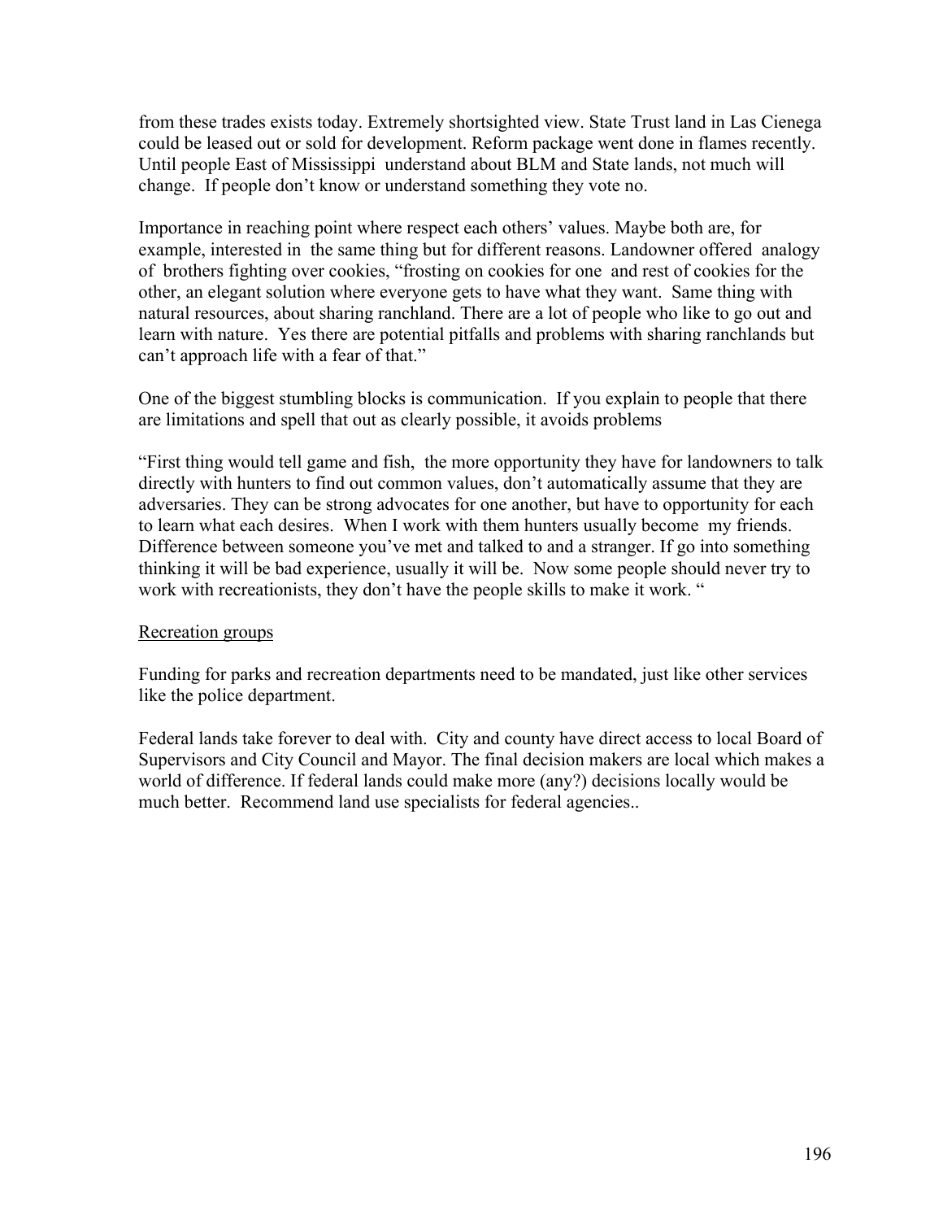from these trades exists today. Extremely shortsighted view. State Trust land in Las Cienega could be leased out or sold for development. Reform package went done in flames recently. Until people East of Mississippi understand about BLM and State lands, not much will change. If people don't know or understand something they vote no.

Importance in reaching point where respect each others' values. Maybe both are, for example, interested in the same thing but for different reasons. Landowner offered analogy of brothers fighting over cookies, "frosting on cookies for one and rest of cookies for the other, an elegant solution where everyone gets to have what they want. Same thing with natural resources, about sharing ranchland. There are a lot of people who like to go out and learn with nature. Yes there are potential pitfalls and problems with sharing ranchlands but can't approach life with a fear of that."

One of the biggest stumbling blocks is communication. If you explain to people that there are limitations and spell that out as clearly possible, it avoids problems

"First thing would tell game and fish, the more opportunity they have for landowners to talk directly with hunters to find out common values, don't automatically assume that they are adversaries. They can be strong advocates for one another, but have to opportunity for each to learn what each desires. When I work with them hunters usually become my friends. Difference between someone you've met and talked to and a stranger. If go into something thinking it will be bad experience, usually it will be. Now some people should never try to work with recreationists, they don't have the people skills to make it work. "

<u>Recreation groups</u>

Funding for parks and recreation departments need to be mandated, just like other services like the police department.

Federal lands take forever to deal with. City and county have direct access to local Board of Supervisors and City Council and Mayor. The final decision makers are local which makes a world of difference. If federal lands could make more (any?) decisions locally would be much better. Recommend land use specialists for federal agencies..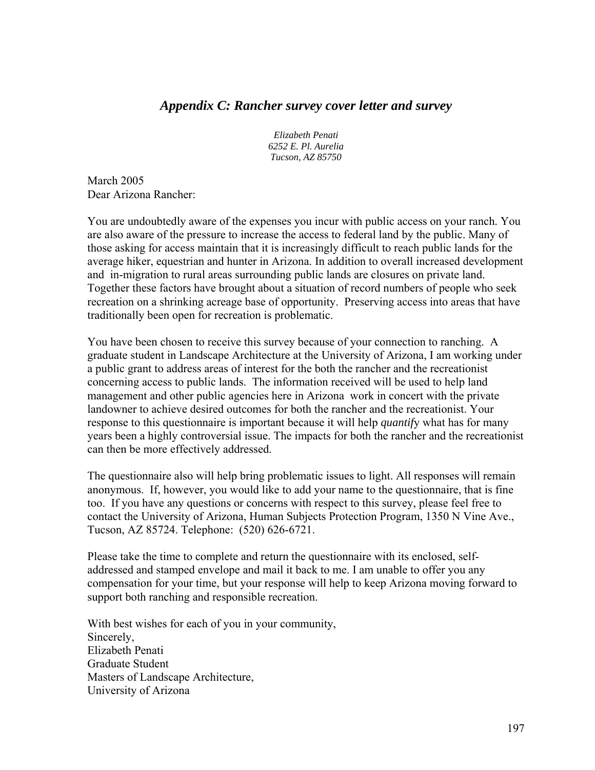## *Appendix C: Rancher survey cover letter and survey*

*Elizabeth Penati*
*6252 E. Pl. Aurelia*
*Tucson, AZ 85750*

March 2005
Dear Arizona Rancher:

You are undoubtedly aware of the expenses you incur with public access on your ranch. You are also aware of the pressure to increase the access to federal land by the public. Many of those asking for access maintain that it is increasingly difficult to reach public lands for the average hiker, equestrian and hunter in Arizona. In addition to overall increased development and in-migration to rural areas surrounding public lands are closures on private land. Together these factors have brought about a situation of record numbers of people who seek recreation on a shrinking acreage base of opportunity. Preserving access into areas that have traditionally been open for recreation is problematic.

You have been chosen to receive this survey because of your connection to ranching. A graduate student in Landscape Architecture at the University of Arizona, I am working under a public grant to address areas of interest for the both the rancher and the recreationist concerning access to public lands. The information received will be used to help land management and other public agencies here in Arizona work in concert with the private landowner to achieve desired outcomes for both the rancher and the recreationist. Your response to this questionnaire is important because it will help *quantif*y what has for many years been a highly controversial issue. The impacts for both the rancher and the recreationist can then be more effectively addressed.

The questionnaire also will help bring problematic issues to light. All responses will remain anonymous. If, however, you would like to add your name to the questionnaire, that is fine too. If you have any questions or concerns with respect to this survey, please feel free to contact the University of Arizona, Human Subjects Protection Program, 1350 N Vine Ave., Tucson, AZ 85724. Telephone: (520) 626-6721.

Please take the time to complete and return the questionnaire with its enclosed, self-addressed and stamped envelope and mail it back to me. I am unable to offer you any compensation for your time, but your response will help to keep Arizona moving forward to support both ranching and responsible recreation.

With best wishes for each of you in your community,
Sincerely,
Elizabeth Penati
Graduate Student
Masters of Landscape Architecture,
University of Arizona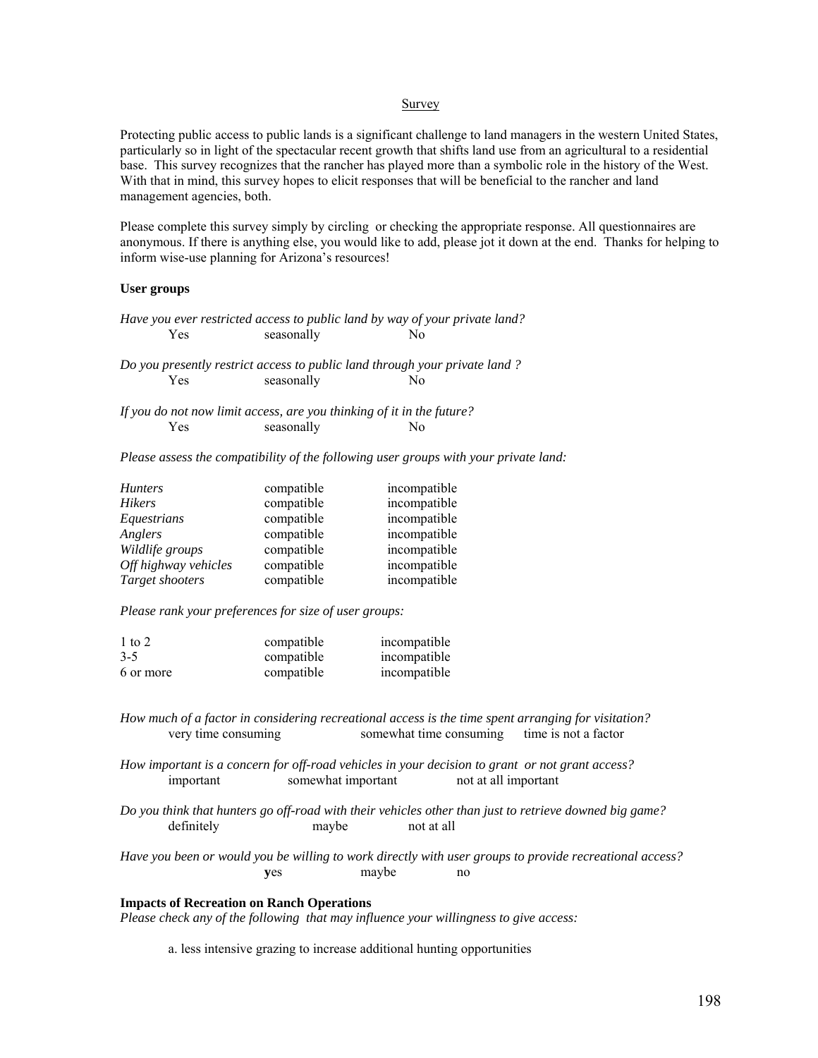## Survey

Protecting public access to public lands is a significant challenge to land managers in the western United States, particularly so in light of the spectacular recent growth that shifts land use from an agricultural to a residential base. This survey recognizes that the rancher has played more than a symbolic role in the history of the West. With that in mind, this survey hopes to elicit responses that will be beneficial to the rancher and land management agencies, both.

Please complete this survey simply by circling or checking the appropriate response. All questionnaires are anonymous. If there is anything else, you would like to add, please jot it down at the end. Thanks for helping to inform wise-use planning for Arizona's resources!

**User groups**

*Have you ever restricted access to public land by way of your private land?*

Yes seasonally No

*Do you presently restrict access to public land through your private land ?*

Yes seasonally No

*If you do not now limit access, are you thinking of it in the future?*

Yes seasonally No

*Please assess the compatibility of the following user groups with your private land:*

| | | |
|---|---|---|
| *Hunters* | compatible | incompatible |
| *Hikers* | compatible | incompatible |
| *Equestrians* | compatible | incompatible |
| *Anglers* | compatible | incompatible |
| *Wildlife groups* | compatible | incompatible |
| *Off highway vehicles* | compatible | incompatible |
| *Target shooters* | compatible | incompatible |

*Please rank your preferences for size of user groups:*

| | | |
|---|---|---|
| 1 to 2 | compatible | incompatible |
| 3-5 | compatible | incompatible |
| 6 or more | compatible | incompatible |

*How much of a factor in considering recreational access is the time spent arranging for visitation?*

very time consuming somewhat time consuming time is not a factor

*How important is a concern for off-road vehicles in your decision to grant or not grant access?*

important somewhat important not at all important

*Do you think that hunters go off-road with their vehicles other than just to retrieve downed big game?*

definitely maybe not at all

*Have you been or would you be willing to work directly with user groups to provide recreational access?*

yes maybe no

**Impacts of Recreation on Ranch Operations**

*Please check any of the following that may influence your willingness to give access:*

a. less intensive grazing to increase additional hunting opportunities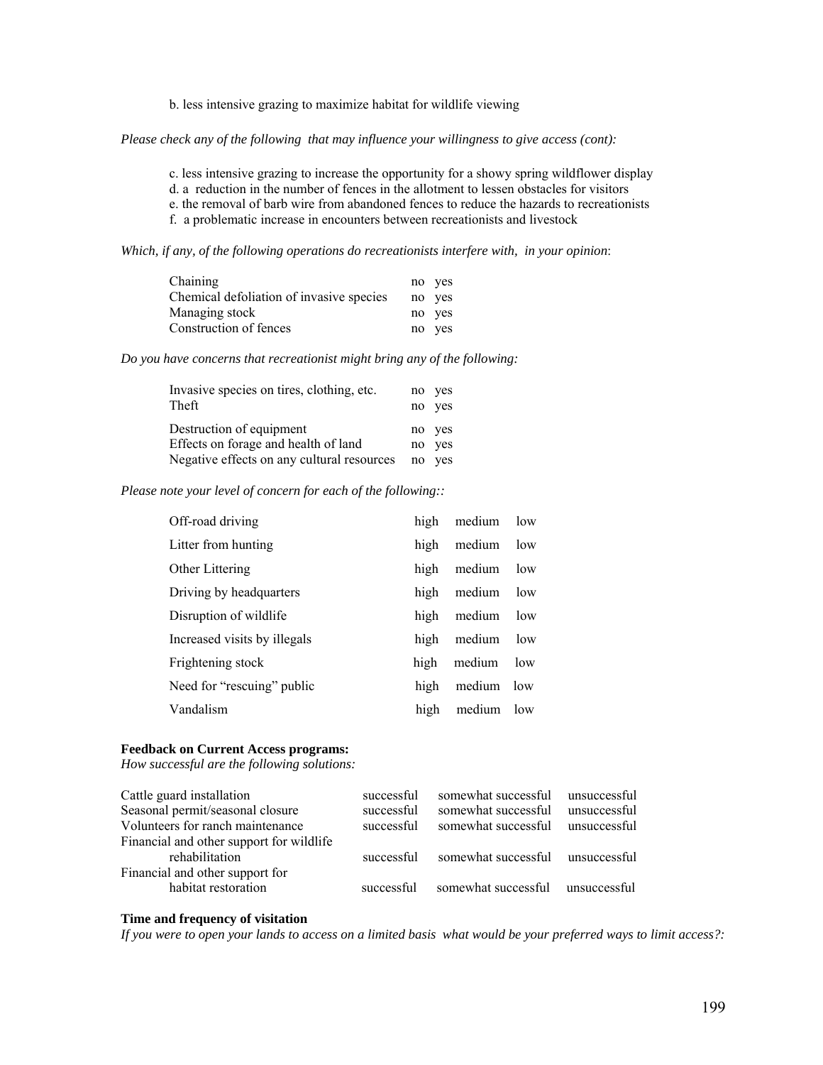b. less intensive grazing to maximize habitat for wildlife viewing

*Please check any of the following that may influence your willingness to give access (cont):*

c. less intensive grazing to increase the opportunity for a showy spring wildflower display
d. a reduction in the number of fences in the allotment to lessen obstacles for visitors
e. the removal of barb wire from abandoned fences to reduce the hazards to recreationists
f. a problematic increase in encounters between recreationists and livestock

*Which, if any, of the following operations do recreationists interfere with, in your opinion*:

| | |
|---|---|
| Chaining | no yes |
| Chemical defoliation of invasive species | no yes |
| Managing stock | no yes |
| Construction of fences | no yes |

*Do you have concerns that recreationist might bring any of the following:*

| | |
|---|---|
| Invasive species on tires, clothing, etc. | no yes |
| Theft | no yes |
| Destruction of equipment | no yes |
| Effects on forage and health of land | no yes |
| Negative effects on any cultural resources | no yes |

*Please note your level of concern for each of the following::*

| | | | |
|---|---|---|---|
| Off-road driving | high | medium | low |
| Litter from hunting | high | medium | low |
| Other Littering | high | medium | low |
| Driving by headquarters | high | medium | low |
| Disruption of wildlife | high | medium | low |
| Increased visits by illegals | high | medium | low |
| Frightening stock | high | medium | low |
| Need for "rescuing" public | high | medium | low |
| Vandalism | high | medium | low |

**Feedback on Current Access programs:**
*How successful are the following solutions:*

| | | | |
|---|---|---|---|
| Cattle guard installation | successful | somewhat successful | unsuccessful |
| Seasonal permit/seasonal closure | successful | somewhat successful | unsuccessful |
| Volunteers for ranch maintenance | successful | somewhat successful | unsuccessful |
| Financial and other support for wildlife rehabilitation | successful | somewhat successful | unsuccessful |
| Financial and other support for habitat restoration | successful | somewhat successful | unsuccessful |

**Time and frequency of visitation**
*If you were to open your lands to access on a limited basis what would be your preferred ways to limit access?:*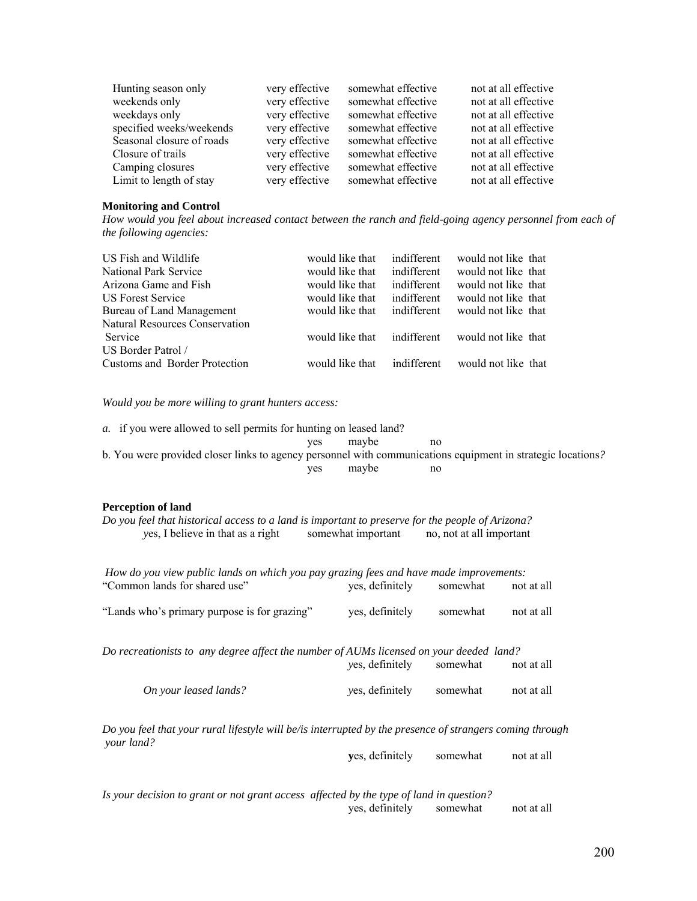| | | | |
|---|---|---|---|
| Hunting season only | very effective | somewhat effective | not at all effective |
| weekends only | very effective | somewhat effective | not at all effective |
| weekdays only | very effective | somewhat effective | not at all effective |
| specified weeks/weekends | very effective | somewhat effective | not at all effective |
| Seasonal closure of roads | very effective | somewhat effective | not at all effective |
| Closure of trails | very effective | somewhat effective | not at all effective |
| Camping closures | very effective | somewhat effective | not at all effective |
| Limit to length of stay | very effective | somewhat effective | not at all effective |

**Monitoring and Control**

*How would you feel about increased contact between the ranch and field-going agency personnel from each of the following agencies:*

| | | | |
|---|---|---|---|
| US Fish and Wildlife | would like that | indifferent | would not like that |
| National Park Service | would like that | indifferent | would not like that |
| Arizona Game and Fish | would like that | indifferent | would not like that |
| US Forest Service | would like that | indifferent | would not like that |
| Bureau of Land Management | would like that | indifferent | would not like that |
| Natural Resources Conservation Service | would like that | indifferent | would not like that |
| US Border Patrol / Customs and Border Protection | would like that | indifferent | would not like that |

*Would you be more willing to grant hunters access:*

*a.* if you were allowed to sell permits for hunting on leased land?
yes maybe no

b. You were provided closer links to agency personnel with communications equipment in strategic locations*?*
yes maybe no

**Perception of land**

*Do you feel that historical access to a land is important to preserve for the people of Arizona?*
*y*es, I believe in that as a right somewhat important no, not at all important

*How do you view public lands on which you pay grazing fees and have made improvements:*

| | | | |
|---|---|---|---|
| "Common lands for shared use" | yes, definitely | somewhat | not at all |
| "Lands who's primary purpose is for grazing" | yes, definitely | somewhat | not at all |

*Do recreationists to any degree affect the number of AUMs licensed on your deeded land?*

| | | | |
|---|---|---|---|
| | *y*es, definitely | somewhat | not at all |
| *On your leased lands?* | *y*es, definitely | somewhat | not at all |

*Do you feel that your rural lifestyle will be/is interrupted by the presence of strangers coming through your land?*
**y**es, definitely somewhat not at all

*Is your decision to grant or not grant access affected by the type of land in question?*
yes, definitely somewhat not at all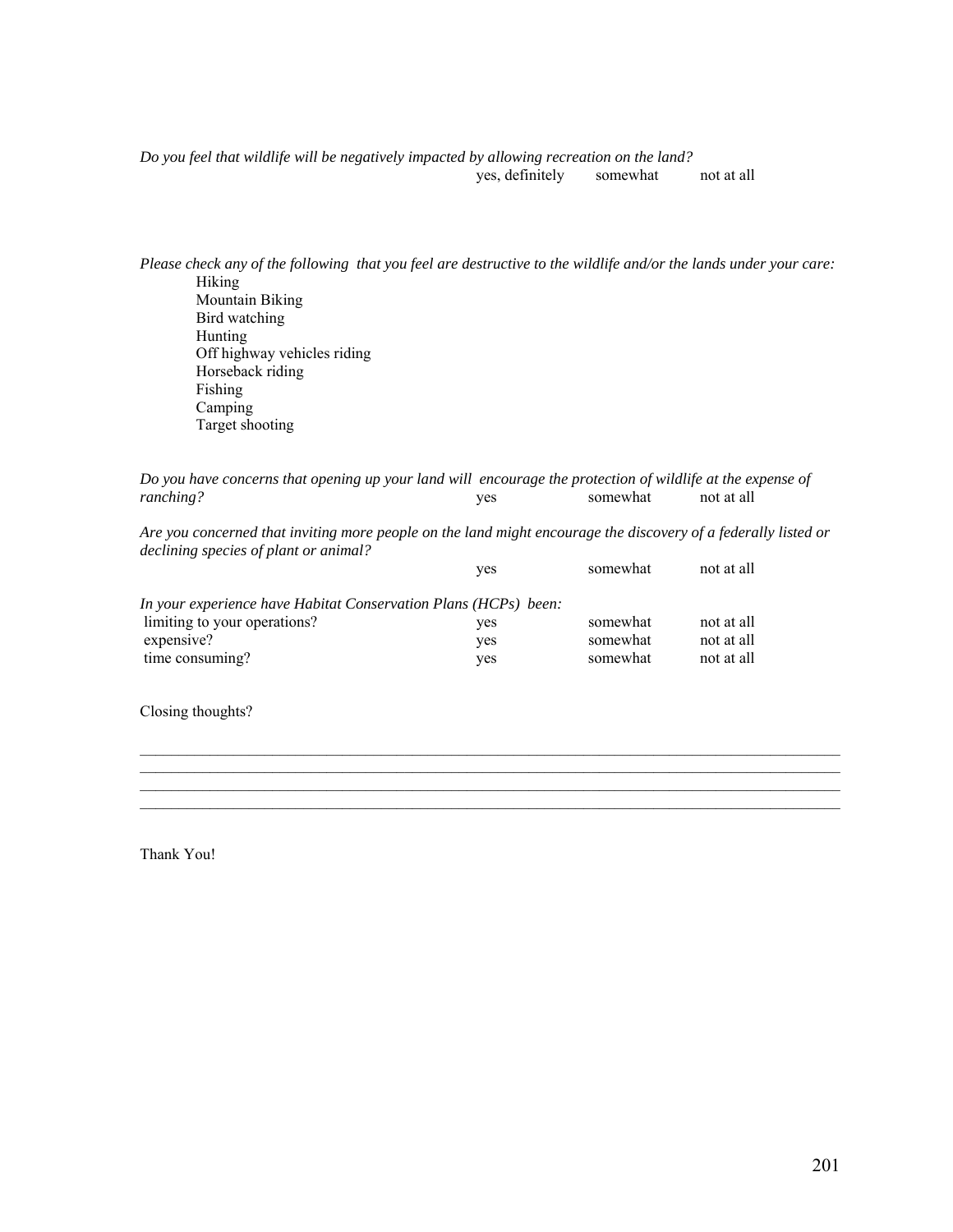*Do you feel that wildlife will be negatively impacted by allowing recreation on the land?*

yes, definitely    somewhat    not at all

*Please check any of the following that you feel are destructive to the wildlife and/or the lands under your care:*

Hiking
Mountain Biking
Bird watching
Hunting
Off highway vehicles riding
Horseback riding
Fishing
Camping
Target shooting

*Do you have concerns that opening up your land will encourage the protection of wildlife at the expense of ranching?*

yes    somewhat    not at all

*Are you concerned that inviting more people on the land might encourage the discovery of a federally listed or declining species of plant or animal?*

yes    somewhat    not at all

*In your experience have Habitat Conservation Plans (HCPs) been:*

| | | | |
|---|---|---|---|
| limiting to your operations? | yes | somewhat | not at all |
| expensive? | yes | somewhat | not at all |
| time consuming? | yes | somewhat | not at all |

Closing thoughts?

_______________________________________________________________________________
_______________________________________________________________________________
_______________________________________________________________________________
_______________________________________________________________________________

Thank You!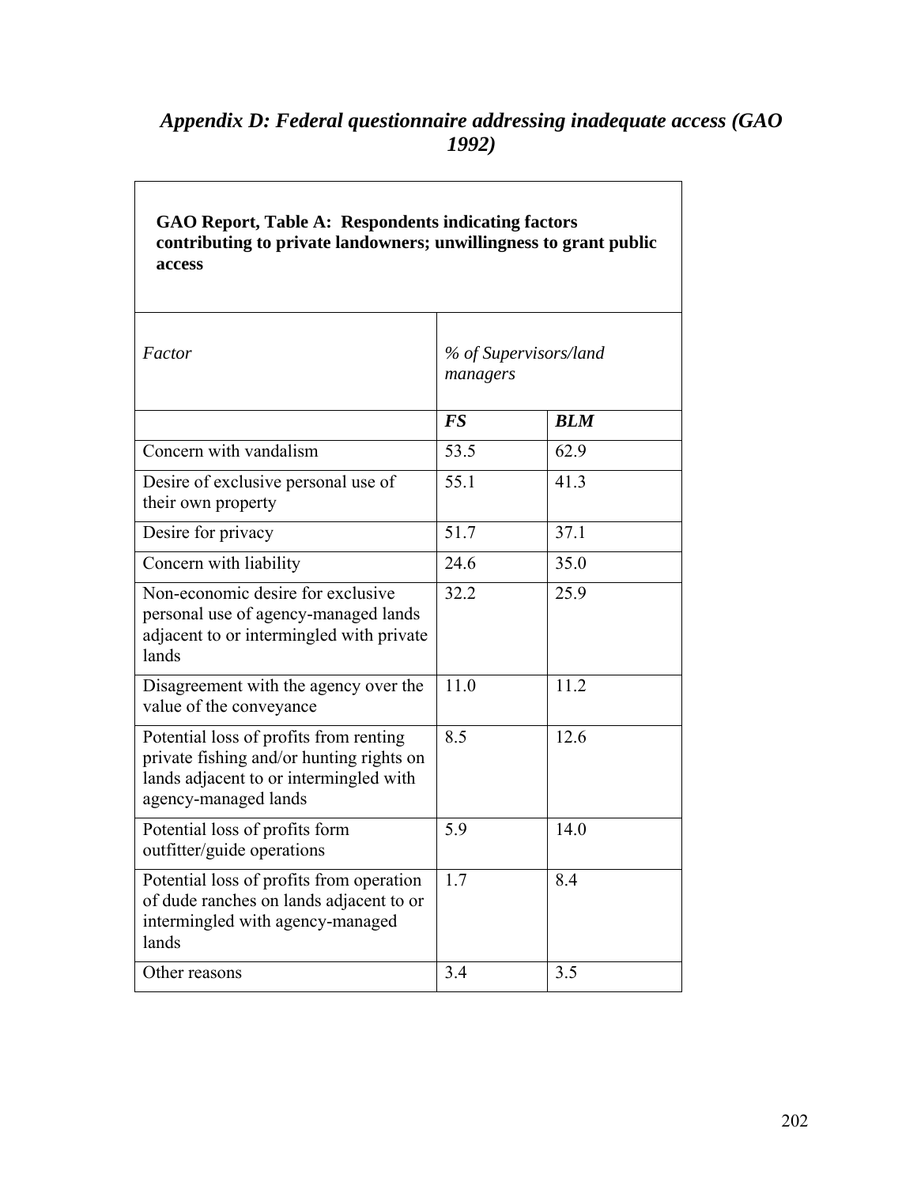## *Appendix D: Federal questionnaire addressing inadequate access (GAO 1992)*

**GAO Report, Table A: Respondents indicating factors contributing to private landowners; unwillingness to grant public access**

| *Factor* | *% of Supervisors/land managers* | |
|---|---|---|
| | ***FS*** | ***BLM*** |
| Concern with vandalism | 53.5 | 62.9 |
| Desire of exclusive personal use of their own property | 55.1 | 41.3 |
| Desire for privacy | 51.7 | 37.1 |
| Concern with liability | 24.6 | 35.0 |
| Non-economic desire for exclusive personal use of agency-managed lands adjacent to or intermingled with private lands | 32.2 | 25.9 |
| Disagreement with the agency over the value of the conveyance | 11.0 | 11.2 |
| Potential loss of profits from renting private fishing and/or hunting rights on lands adjacent to or intermingled with agency-managed lands | 8.5 | 12.6 |
| Potential loss of profits form outfitter/guide operations | 5.9 | 14.0 |
| Potential loss of profits from operation of dude ranches on lands adjacent to or intermingled with agency-managed lands | 1.7 | 8.4 |
| Other reasons | 3.4 | 3.5 |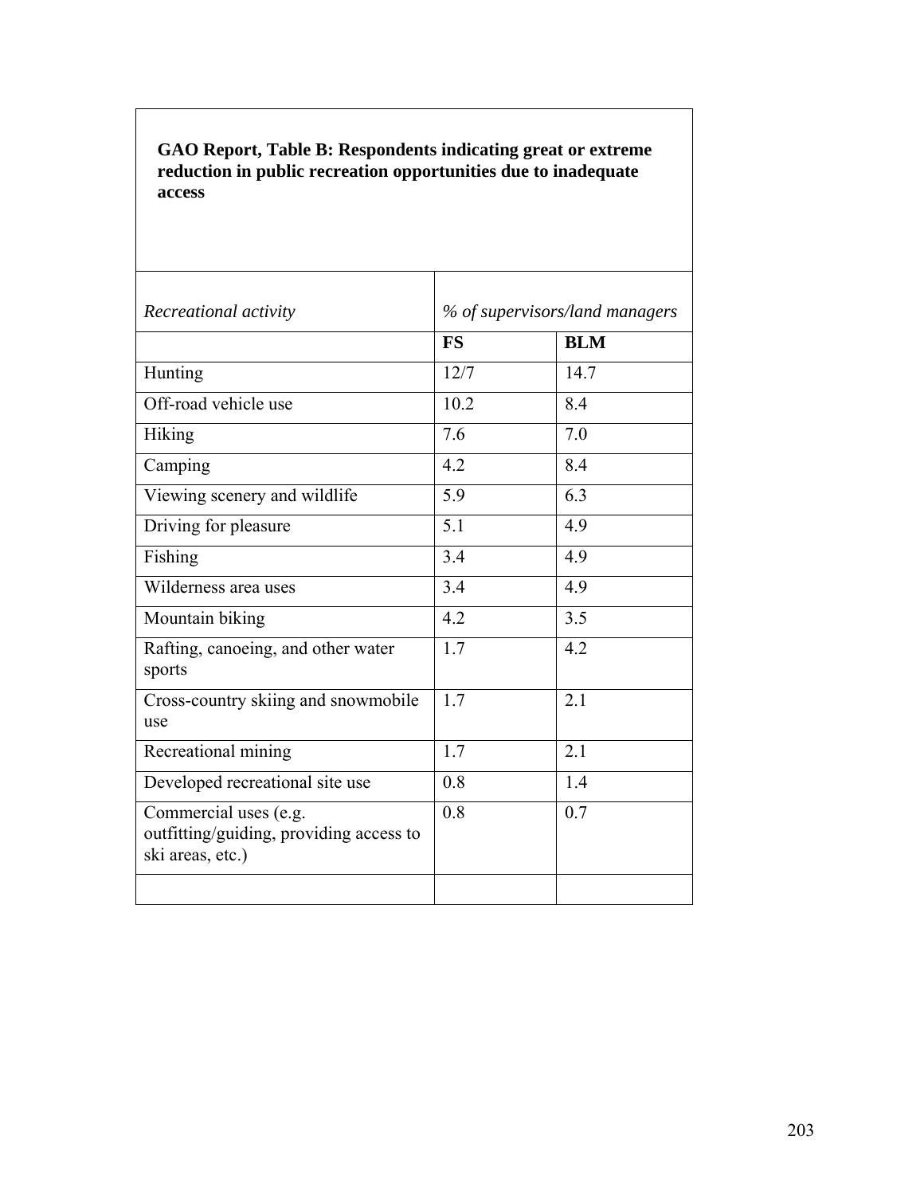**GAO Report, Table B: Respondents indicating great or extreme reduction in public recreation opportunities due to inadequate access**

| *Recreational activity* | *% of supervisors/land managers* | |
|---|---|---|
| | **FS** | **BLM** |
| Hunting | 12/7 | 14.7 |
| Off-road vehicle use | 10.2 | 8.4 |
| Hiking | 7.6 | 7.0 |
| Camping | 4.2 | 8.4 |
| Viewing scenery and wildlife | 5.9 | 6.3 |
| Driving for pleasure | 5.1 | 4.9 |
| Fishing | 3.4 | 4.9 |
| Wilderness area uses | 3.4 | 4.9 |
| Mountain biking | 4.2 | 3.5 |
| Rafting, canoeing, and other water sports | 1.7 | 4.2 |
| Cross-country skiing and snowmobile use | 1.7 | 2.1 |
| Recreational mining | 1.7 | 2.1 |
| Developed recreational site use | 0.8 | 1.4 |
| Commercial uses (e.g. outfitting/guiding, providing access to ski areas, etc.) | 0.8 | 0.7 |
| | | |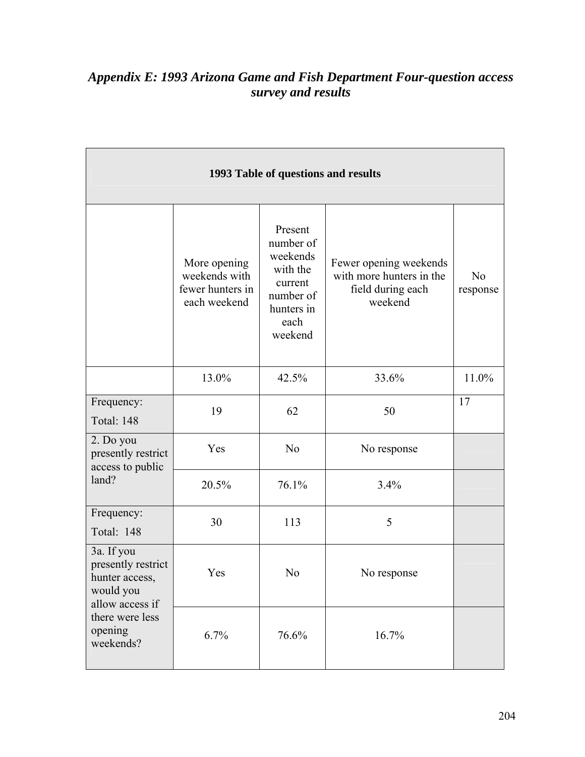## *Appendix E: 1993 Arizona Game and Fish Department Four-question access survey and results*

| 1993 Table of questions and results | | | | |
|---|---|---|---|---|
| | More opening weekends with fewer hunters in each weekend | Present number of weekends with the current number of hunters in each weekend | Fewer opening weekends with more hunters in the field during each weekend | No response |
| | 13.0% | 42.5% | 33.6% | 11.0% |
| Frequency: Total: 148 | 19 | 62 | 50 | 17 |
| 2. Do you presently restrict access to public land? | Yes | No | No response | |
| | 20.5% | 76.1% | 3.4% | |
| Frequency: Total: 148 | 30 | 113 | 5 | |
| 3a. If you presently restrict hunter access, would you allow access if there were less opening weekends? | Yes | No | No response | |
| | 6.7% | 76.6% | 16.7% | |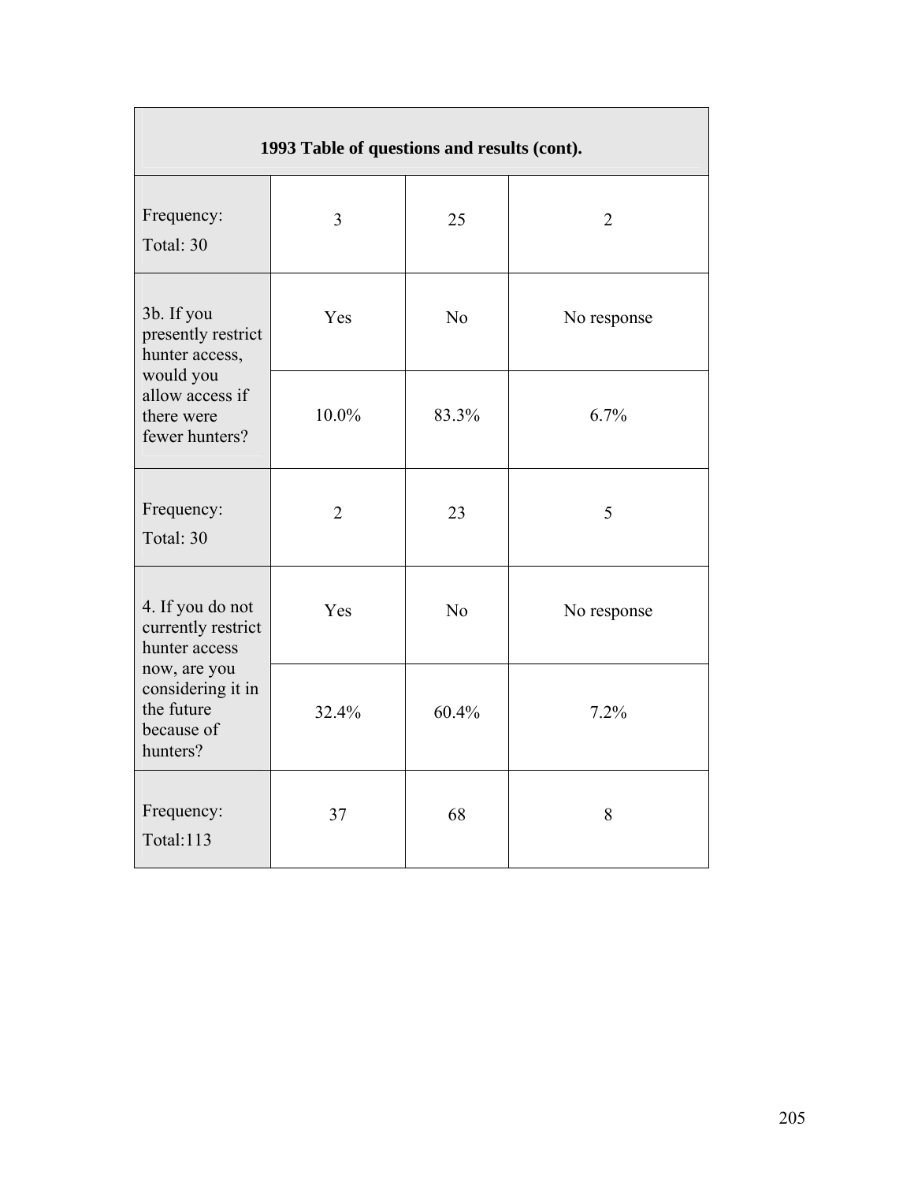| 1993 Table of questions and results (cont). | | | |
|---|---|---|---|
| Frequency: Total: 30 | 3 | 25 | 2 |
| 3b. If you presently restrict hunter access, would you allow access if there were fewer hunters? | Yes | No | No response |
| | 10.0% | 83.3% | 6.7% |
| Frequency: Total: 30 | 2 | 23 | 5 |
| 4. If you do not currently restrict hunter access now, are you considering it in the future because of hunters? | Yes | No | No response |
| | 32.4% | 60.4% | 7.2% |
| Frequency: Total:113 | 37 | 68 | 8 |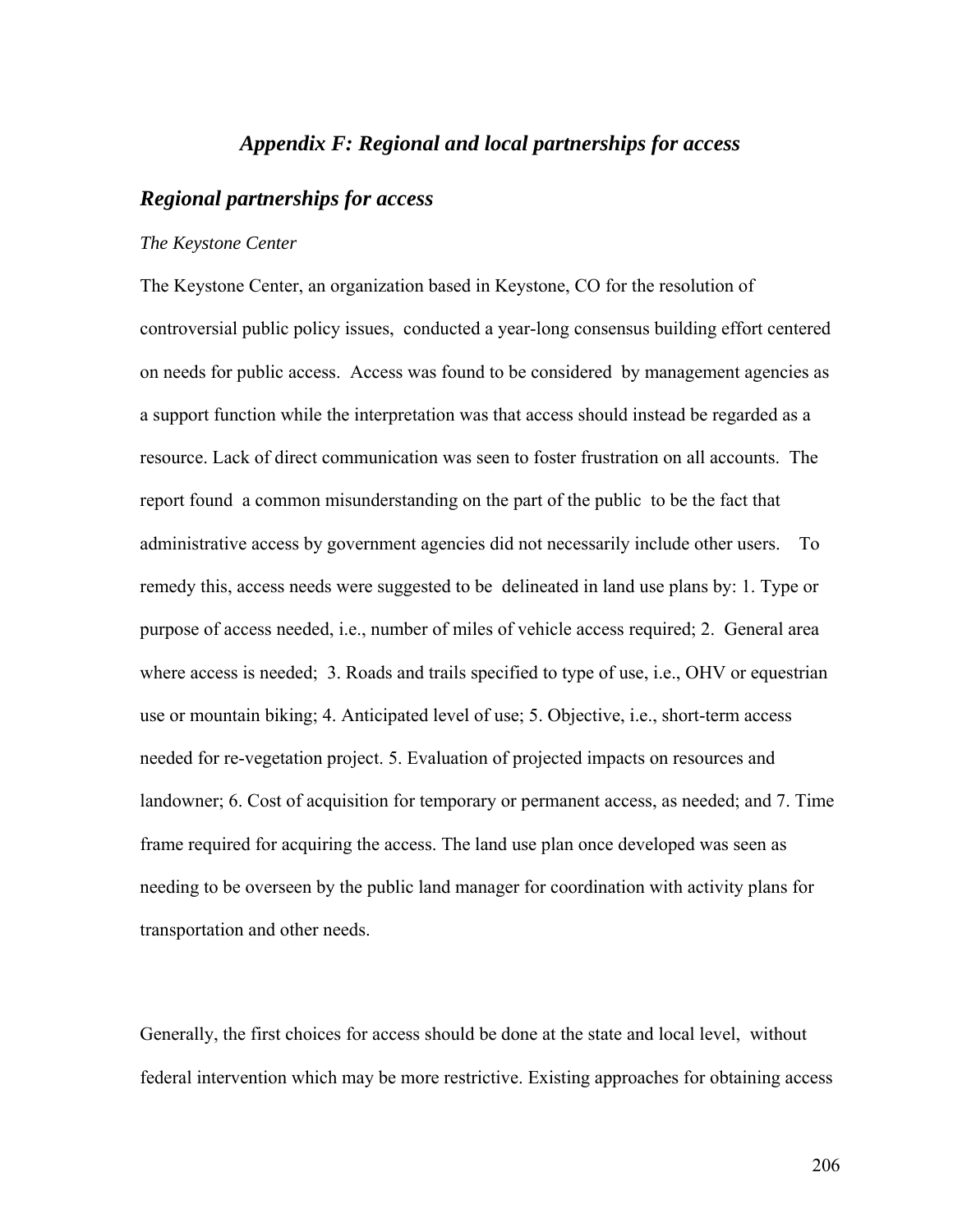## *Appendix F: Regional and local partnerships for access*

### *Regional partnerships for access*

*The Keystone Center*

The Keystone Center, an organization based in Keystone, CO for the resolution of controversial public policy issues, conducted a year-long consensus building effort centered on needs for public access. Access was found to be considered by management agencies as a support function while the interpretation was that access should instead be regarded as a resource. Lack of direct communication was seen to foster frustration on all accounts. The report found a common misunderstanding on the part of the public to be the fact that administrative access by government agencies did not necessarily include other users. To remedy this, access needs were suggested to be delineated in land use plans by: 1. Type or purpose of access needed, i.e., number of miles of vehicle access required; 2. General area where access is needed; 3. Roads and trails specified to type of use, i.e., OHV or equestrian use or mountain biking; 4. Anticipated level of use; 5. Objective, i.e., short-term access needed for re-vegetation project. 5. Evaluation of projected impacts on resources and landowner; 6. Cost of acquisition for temporary or permanent access, as needed; and 7. Time frame required for acquiring the access. The land use plan once developed was seen as needing to be overseen by the public land manager for coordination with activity plans for transportation and other needs.

Generally, the first choices for access should be done at the state and local level, without federal intervention which may be more restrictive. Existing approaches for obtaining access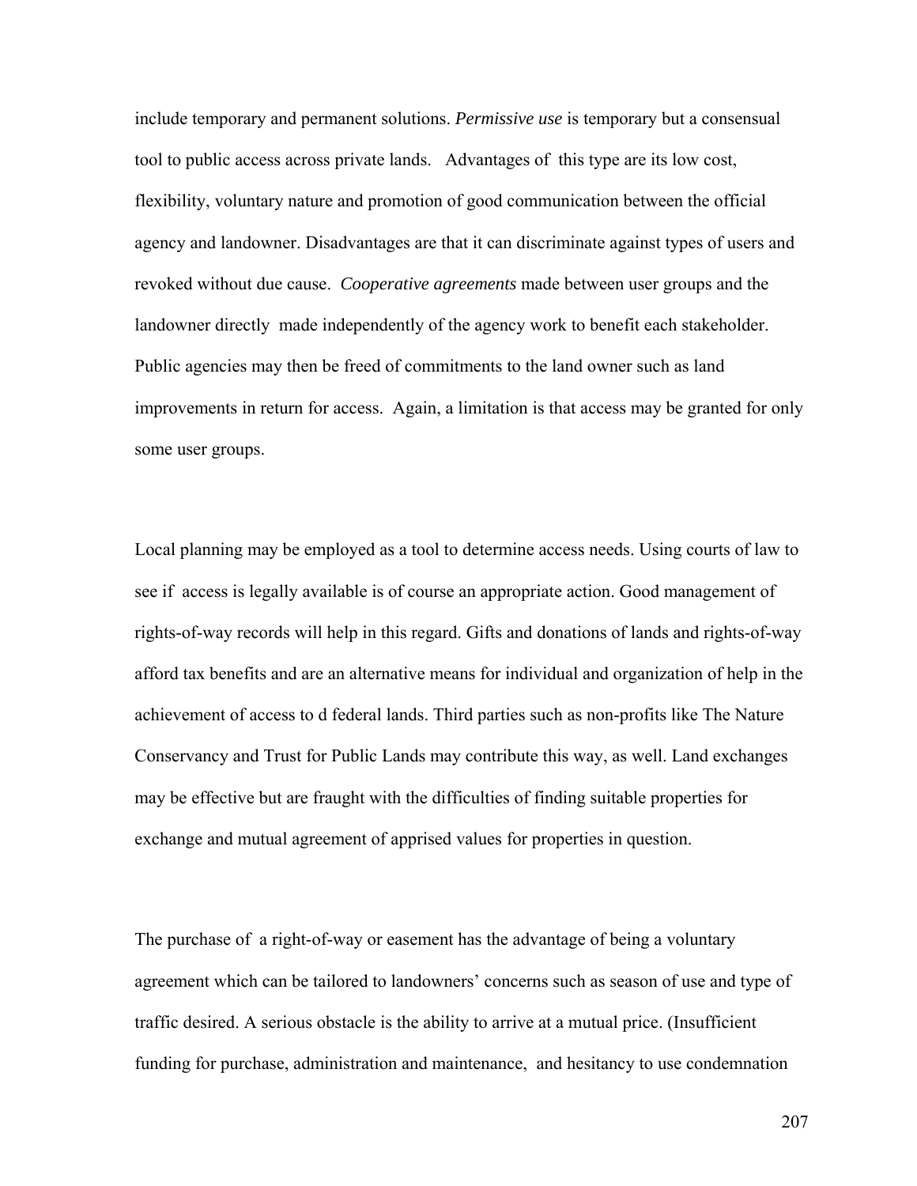include temporary and permanent solutions. *Permissive use* is temporary but a consensual tool to public access across private lands. Advantages of this type are its low cost, flexibility, voluntary nature and promotion of good communication between the official agency and landowner. Disadvantages are that it can discriminate against types of users and revoked without due cause. *Cooperative agreements* made between user groups and the landowner directly made independently of the agency work to benefit each stakeholder. Public agencies may then be freed of commitments to the land owner such as land improvements in return for access. Again, a limitation is that access may be granted for only some user groups.

Local planning may be employed as a tool to determine access needs. Using courts of law to see if access is legally available is of course an appropriate action. Good management of rights-of-way records will help in this regard. Gifts and donations of lands and rights-of-way afford tax benefits and are an alternative means for individual and organization of help in the achievement of access to d federal lands. Third parties such as non-profits like The Nature Conservancy and Trust for Public Lands may contribute this way, as well. Land exchanges may be effective but are fraught with the difficulties of finding suitable properties for exchange and mutual agreement of apprised values for properties in question.

The purchase of a right-of-way or easement has the advantage of being a voluntary agreement which can be tailored to landowners' concerns such as season of use and type of traffic desired. A serious obstacle is the ability to arrive at a mutual price. (Insufficient funding for purchase, administration and maintenance, and hesitancy to use condemnation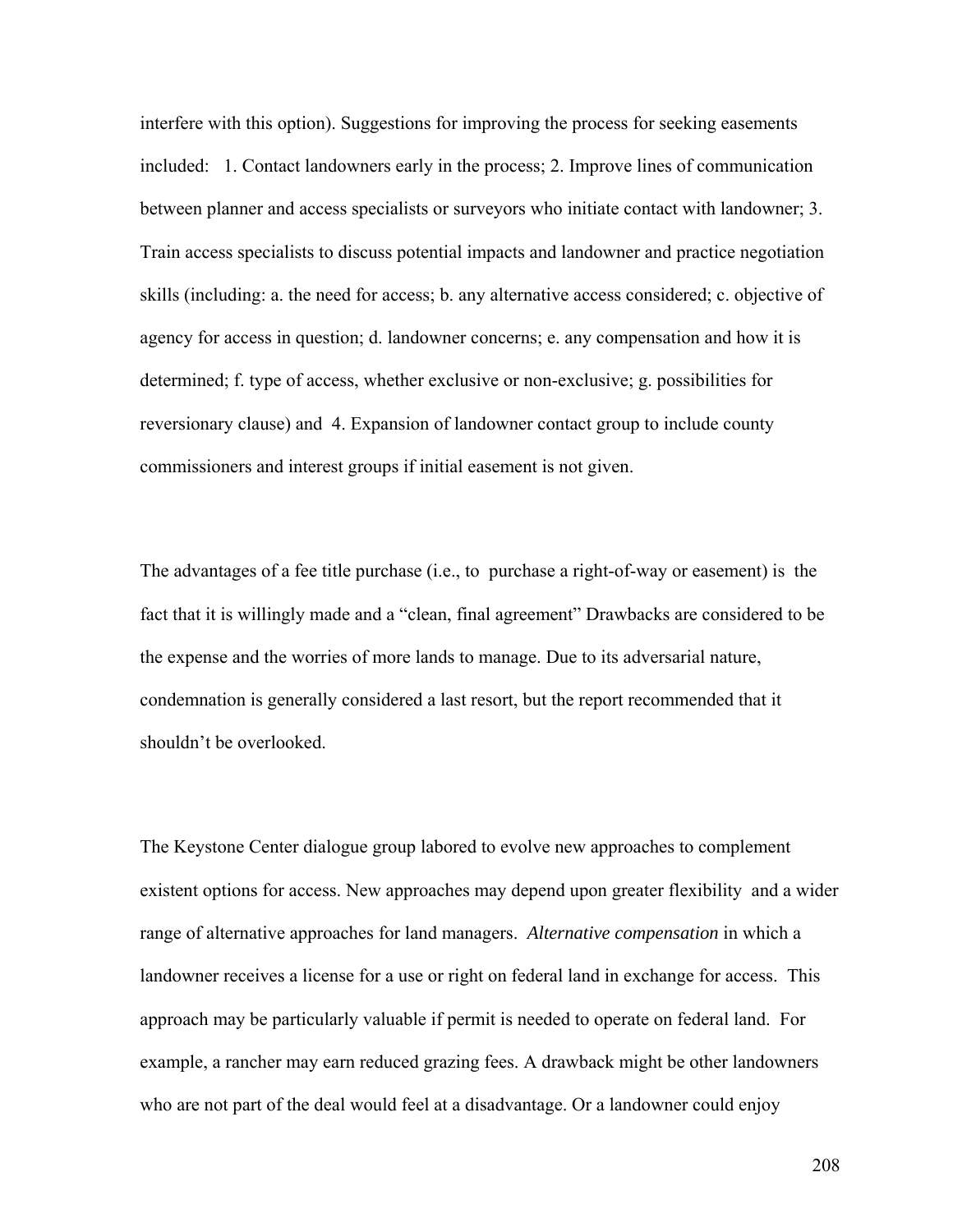interfere with this option). Suggestions for improving the process for seeking easements included: 1. Contact landowners early in the process; 2. Improve lines of communication between planner and access specialists or surveyors who initiate contact with landowner; 3. Train access specialists to discuss potential impacts and landowner and practice negotiation skills (including: a. the need for access; b. any alternative access considered; c. objective of agency for access in question; d. landowner concerns; e. any compensation and how it is determined; f. type of access, whether exclusive or non-exclusive; g. possibilities for reversionary clause) and 4. Expansion of landowner contact group to include county commissioners and interest groups if initial easement is not given.

The advantages of a fee title purchase (i.e., to purchase a right-of-way or easement) is the fact that it is willingly made and a "clean, final agreement" Drawbacks are considered to be the expense and the worries of more lands to manage. Due to its adversarial nature, condemnation is generally considered a last resort, but the report recommended that it shouldn't be overlooked.

The Keystone Center dialogue group labored to evolve new approaches to complement existent options for access. New approaches may depend upon greater flexibility and a wider range of alternative approaches for land managers. *Alternative compensation* in which a landowner receives a license for a use or right on federal land in exchange for access. This approach may be particularly valuable if permit is needed to operate on federal land. For example, a rancher may earn reduced grazing fees. A drawback might be other landowners who are not part of the deal would feel at a disadvantage. Or a landowner could enjoy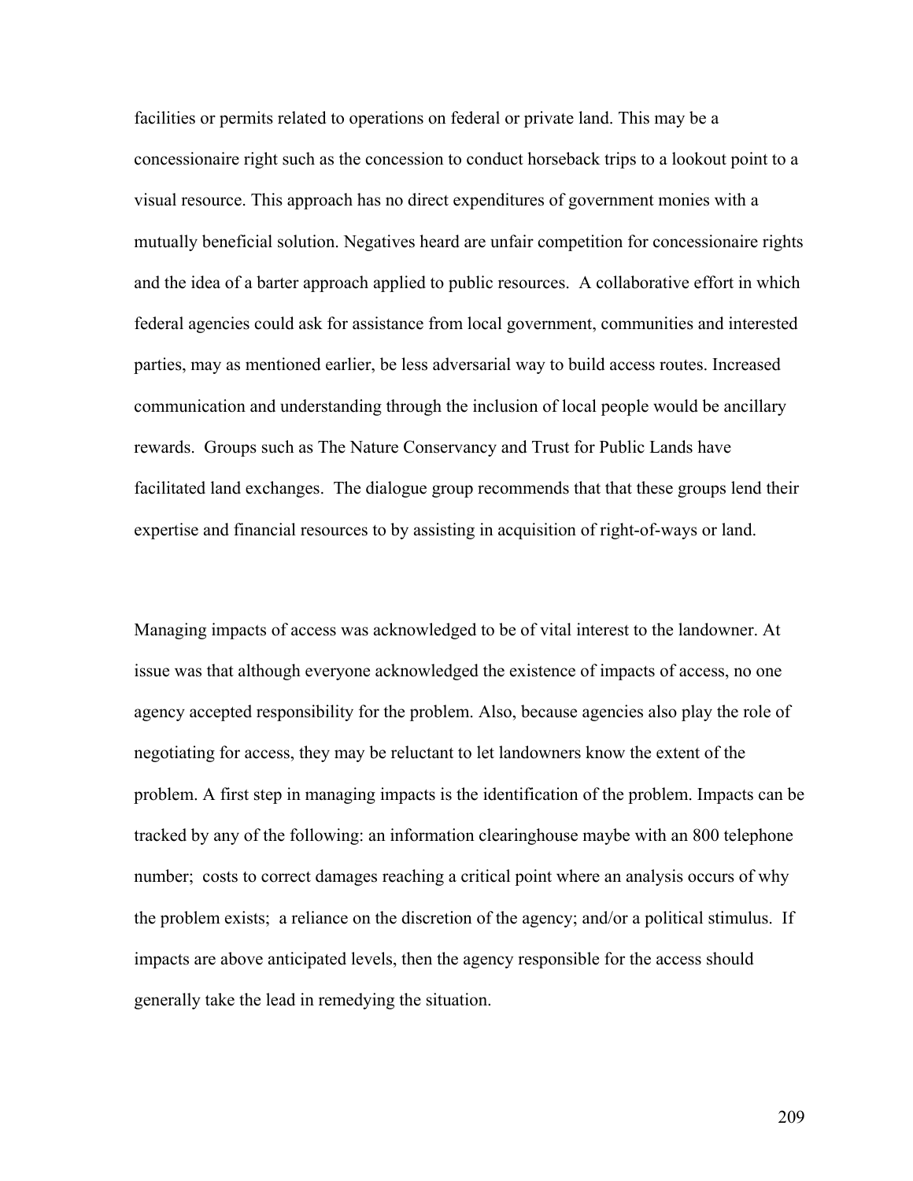facilities or permits related to operations on federal or private land. This may be a concessionaire right such as the concession to conduct horseback trips to a lookout point to a visual resource. This approach has no direct expenditures of government monies with a mutually beneficial solution. Negatives heard are unfair competition for concessionaire rights and the idea of a barter approach applied to public resources. A collaborative effort in which federal agencies could ask for assistance from local government, communities and interested parties, may as mentioned earlier, be less adversarial way to build access routes. Increased communication and understanding through the inclusion of local people would be ancillary rewards. Groups such as The Nature Conservancy and Trust for Public Lands have facilitated land exchanges. The dialogue group recommends that that these groups lend their expertise and financial resources to by assisting in acquisition of right-of-ways or land.

Managing impacts of access was acknowledged to be of vital interest to the landowner. At issue was that although everyone acknowledged the existence of impacts of access, no one agency accepted responsibility for the problem. Also, because agencies also play the role of negotiating for access, they may be reluctant to let landowners know the extent of the problem. A first step in managing impacts is the identification of the problem. Impacts can be tracked by any of the following: an information clearinghouse maybe with an 800 telephone number; costs to correct damages reaching a critical point where an analysis occurs of why the problem exists; a reliance on the discretion of the agency; and/or a political stimulus. If impacts are above anticipated levels, then the agency responsible for the access should generally take the lead in remedying the situation.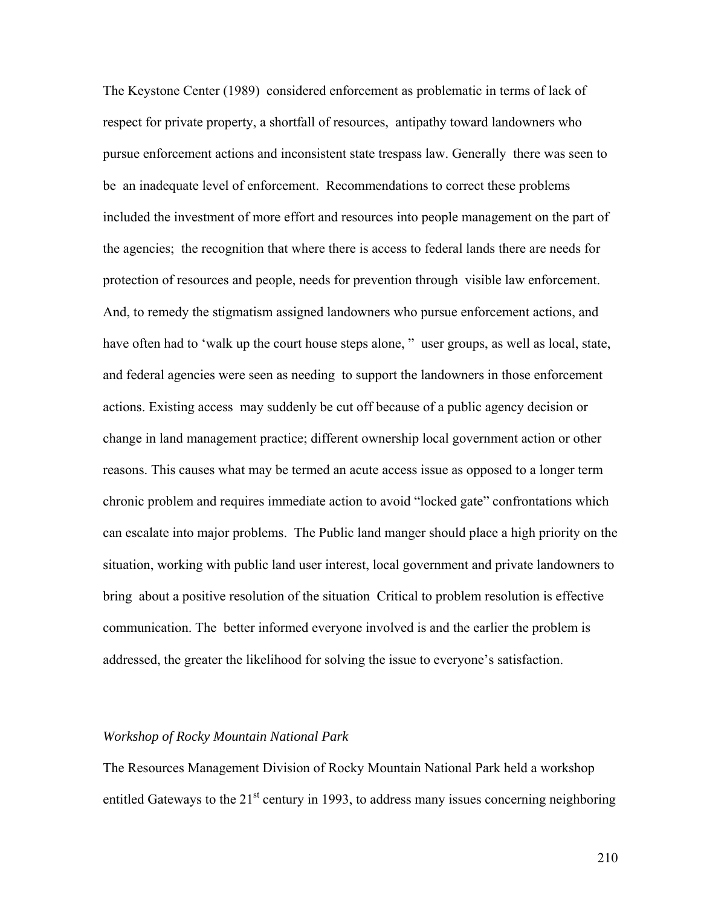The Keystone Center (1989) considered enforcement as problematic in terms of lack of respect for private property, a shortfall of resources, antipathy toward landowners who pursue enforcement actions and inconsistent state trespass law. Generally there was seen to be an inadequate level of enforcement. Recommendations to correct these problems included the investment of more effort and resources into people management on the part of the agencies; the recognition that where there is access to federal lands there are needs for protection of resources and people, needs for prevention through visible law enforcement. And, to remedy the stigmatism assigned landowners who pursue enforcement actions, and have often had to 'walk up the court house steps alone, " user groups, as well as local, state, and federal agencies were seen as needing to support the landowners in those enforcement actions. Existing access may suddenly be cut off because of a public agency decision or change in land management practice; different ownership local government action or other reasons. This causes what may be termed an acute access issue as opposed to a longer term chronic problem and requires immediate action to avoid "locked gate" confrontations which can escalate into major problems. The Public land manger should place a high priority on the situation, working with public land user interest, local government and private landowners to bring about a positive resolution of the situation Critical to problem resolution is effective communication. The better informed everyone involved is and the earlier the problem is addressed, the greater the likelihood for solving the issue to everyone's satisfaction.

*Workshop of Rocky Mountain National Park*

The Resources Management Division of Rocky Mountain National Park held a workshop entitled Gateways to the 21st century in 1993, to address many issues concerning neighboring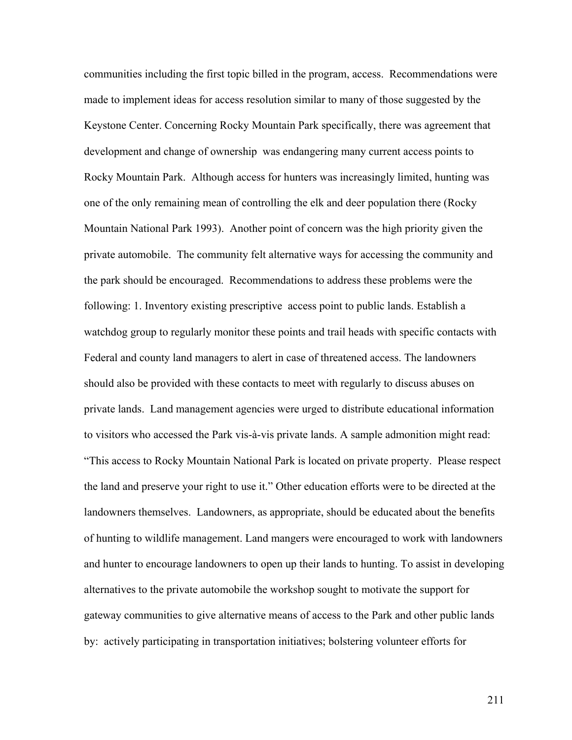communities including the first topic billed in the program, access. Recommendations were made to implement ideas for access resolution similar to many of those suggested by the Keystone Center. Concerning Rocky Mountain Park specifically, there was agreement that development and change of ownership was endangering many current access points to Rocky Mountain Park. Although access for hunters was increasingly limited, hunting was one of the only remaining mean of controlling the elk and deer population there (Rocky Mountain National Park 1993). Another point of concern was the high priority given the private automobile. The community felt alternative ways for accessing the community and the park should be encouraged. Recommendations to address these problems were the following: 1. Inventory existing prescriptive access point to public lands. Establish a watchdog group to regularly monitor these points and trail heads with specific contacts with Federal and county land managers to alert in case of threatened access. The landowners should also be provided with these contacts to meet with regularly to discuss abuses on private lands. Land management agencies were urged to distribute educational information to visitors who accessed the Park vis-à-vis private lands. A sample admonition might read: "This access to Rocky Mountain National Park is located on private property. Please respect the land and preserve your right to use it." Other education efforts were to be directed at the landowners themselves. Landowners, as appropriate, should be educated about the benefits of hunting to wildlife management. Land mangers were encouraged to work with landowners and hunter to encourage landowners to open up their lands to hunting. To assist in developing alternatives to the private automobile the workshop sought to motivate the support for gateway communities to give alternative means of access to the Park and other public lands by: actively participating in transportation initiatives; bolstering volunteer efforts for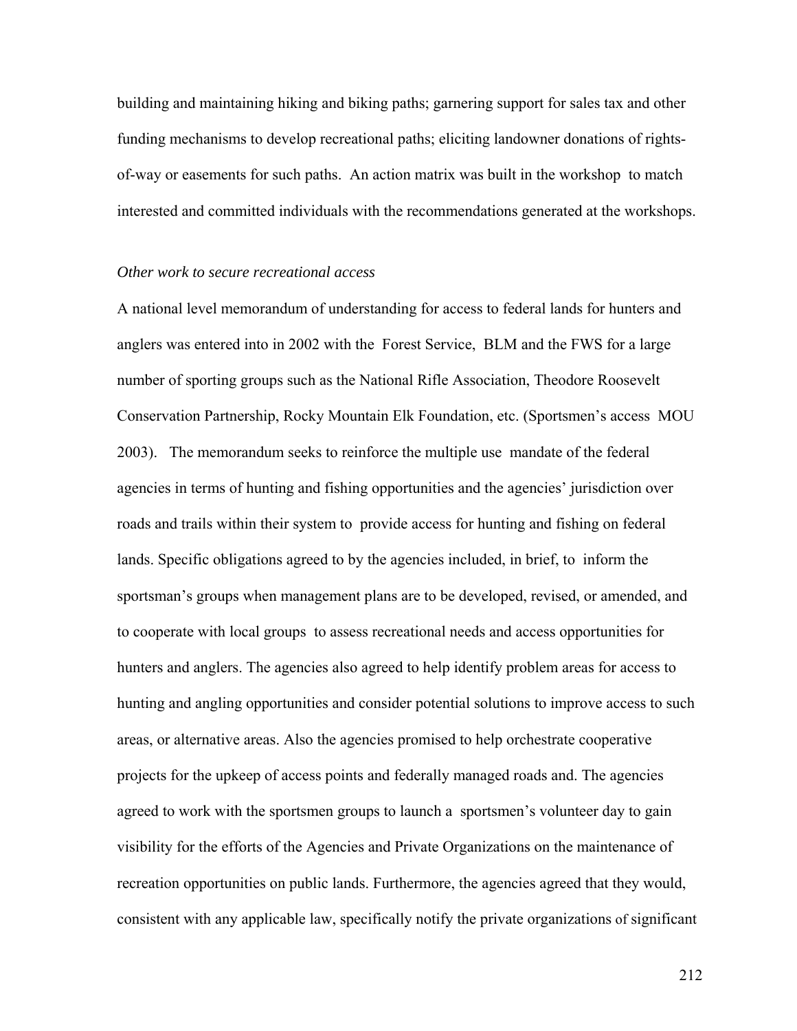building and maintaining hiking and biking paths; garnering support for sales tax and other funding mechanisms to develop recreational paths; eliciting landowner donations of rights-of-way or easements for such paths. An action matrix was built in the workshop to match interested and committed individuals with the recommendations generated at the workshops.

*Other work to secure recreational access*

A national level memorandum of understanding for access to federal lands for hunters and anglers was entered into in 2002 with the Forest Service, BLM and the FWS for a large number of sporting groups such as the National Rifle Association, Theodore Roosevelt Conservation Partnership, Rocky Mountain Elk Foundation, etc. (Sportsmen's access MOU 2003). The memorandum seeks to reinforce the multiple use mandate of the federal agencies in terms of hunting and fishing opportunities and the agencies' jurisdiction over roads and trails within their system to provide access for hunting and fishing on federal lands. Specific obligations agreed to by the agencies included, in brief, to inform the sportsman's groups when management plans are to be developed, revised, or amended, and to cooperate with local groups to assess recreational needs and access opportunities for hunters and anglers. The agencies also agreed to help identify problem areas for access to hunting and angling opportunities and consider potential solutions to improve access to such areas, or alternative areas. Also the agencies promised to help orchestrate cooperative projects for the upkeep of access points and federally managed roads and. The agencies agreed to work with the sportsmen groups to launch a sportsmen's volunteer day to gain visibility for the efforts of the Agencies and Private Organizations on the maintenance of recreation opportunities on public lands. Furthermore, the agencies agreed that they would, consistent with any applicable law, specifically notify the private organizations of significant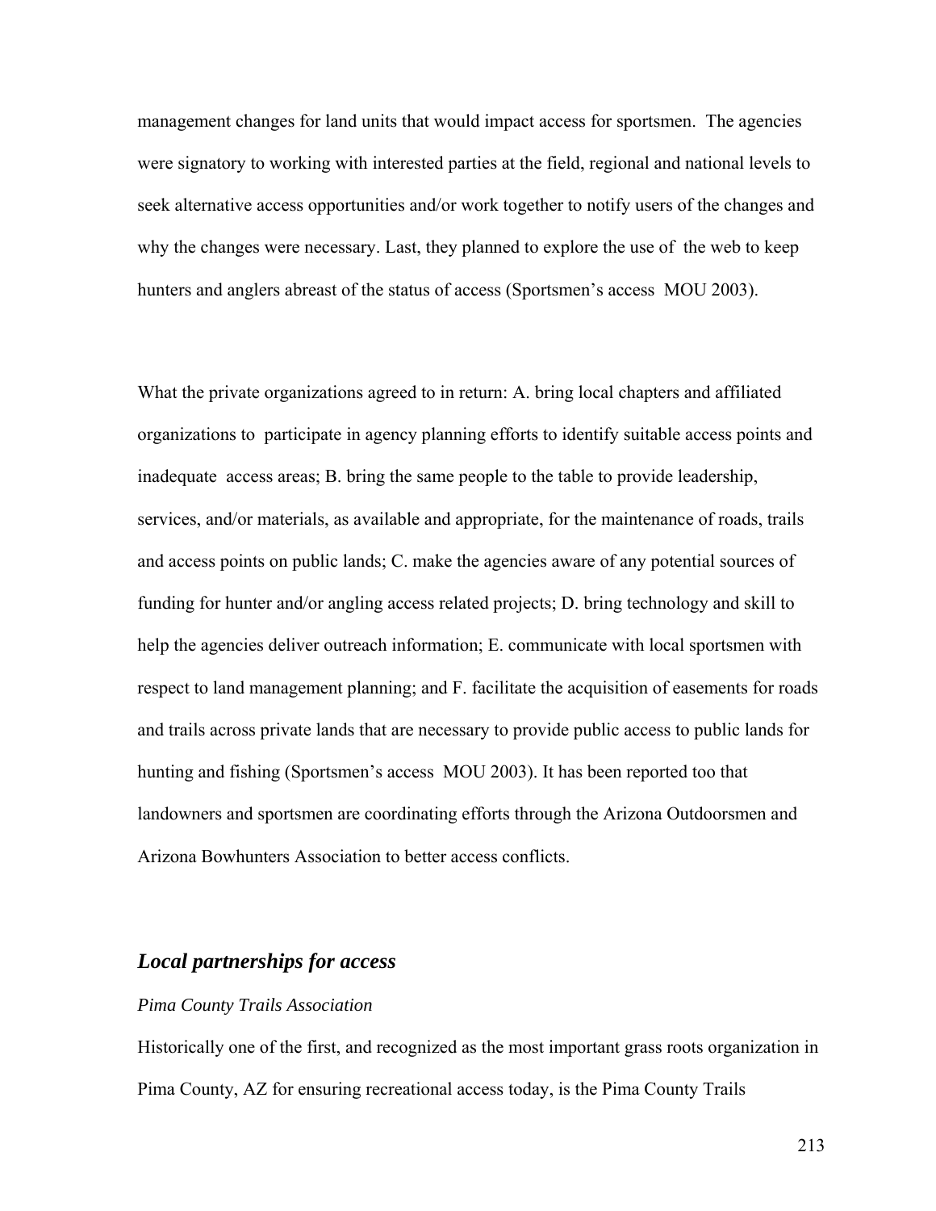management changes for land units that would impact access for sportsmen. The agencies were signatory to working with interested parties at the field, regional and national levels to seek alternative access opportunities and/or work together to notify users of the changes and why the changes were necessary. Last, they planned to explore the use of the web to keep hunters and anglers abreast of the status of access (Sportsmen's access MOU 2003).

What the private organizations agreed to in return: A. bring local chapters and affiliated organizations to participate in agency planning efforts to identify suitable access points and inadequate access areas; B. bring the same people to the table to provide leadership, services, and/or materials, as available and appropriate, for the maintenance of roads, trails and access points on public lands; C. make the agencies aware of any potential sources of funding for hunter and/or angling access related projects; D. bring technology and skill to help the agencies deliver outreach information; E. communicate with local sportsmen with respect to land management planning; and F. facilitate the acquisition of easements for roads and trails across private lands that are necessary to provide public access to public lands for hunting and fishing (Sportsmen's access MOU 2003). It has been reported too that landowners and sportsmen are coordinating efforts through the Arizona Outdoorsmen and Arizona Bowhunters Association to better access conflicts.

## ***Local partnerships for access***

*Pima County Trails Association*

Historically one of the first, and recognized as the most important grass roots organization in Pima County, AZ for ensuring recreational access today, is the Pima County Trails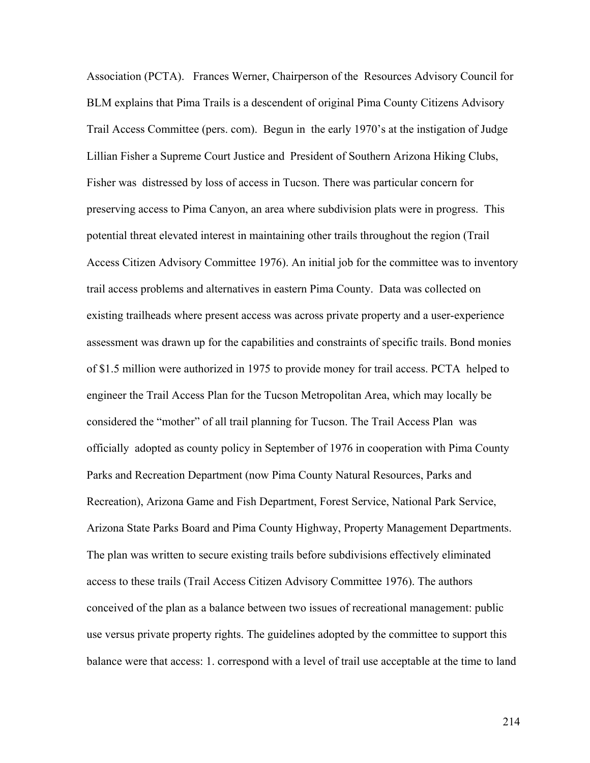Association (PCTA). Frances Werner, Chairperson of the Resources Advisory Council for BLM explains that Pima Trails is a descendent of original Pima County Citizens Advisory Trail Access Committee (pers. com). Begun in the early 1970's at the instigation of Judge Lillian Fisher a Supreme Court Justice and President of Southern Arizona Hiking Clubs, Fisher was distressed by loss of access in Tucson. There was particular concern for preserving access to Pima Canyon, an area where subdivision plats were in progress. This potential threat elevated interest in maintaining other trails throughout the region (Trail Access Citizen Advisory Committee 1976). An initial job for the committee was to inventory trail access problems and alternatives in eastern Pima County. Data was collected on existing trailheads where present access was across private property and a user-experience assessment was drawn up for the capabilities and constraints of specific trails. Bond monies of $1.5 million were authorized in 1975 to provide money for trail access. PCTA helped to engineer the Trail Access Plan for the Tucson Metropolitan Area, which may locally be considered the "mother" of all trail planning for Tucson. The Trail Access Plan was officially adopted as county policy in September of 1976 in cooperation with Pima County Parks and Recreation Department (now Pima County Natural Resources, Parks and Recreation), Arizona Game and Fish Department, Forest Service, National Park Service, Arizona State Parks Board and Pima County Highway, Property Management Departments. The plan was written to secure existing trails before subdivisions effectively eliminated access to these trails (Trail Access Citizen Advisory Committee 1976). The authors conceived of the plan as a balance between two issues of recreational management: public use versus private property rights. The guidelines adopted by the committee to support this balance were that access: 1. correspond with a level of trail use acceptable at the time to land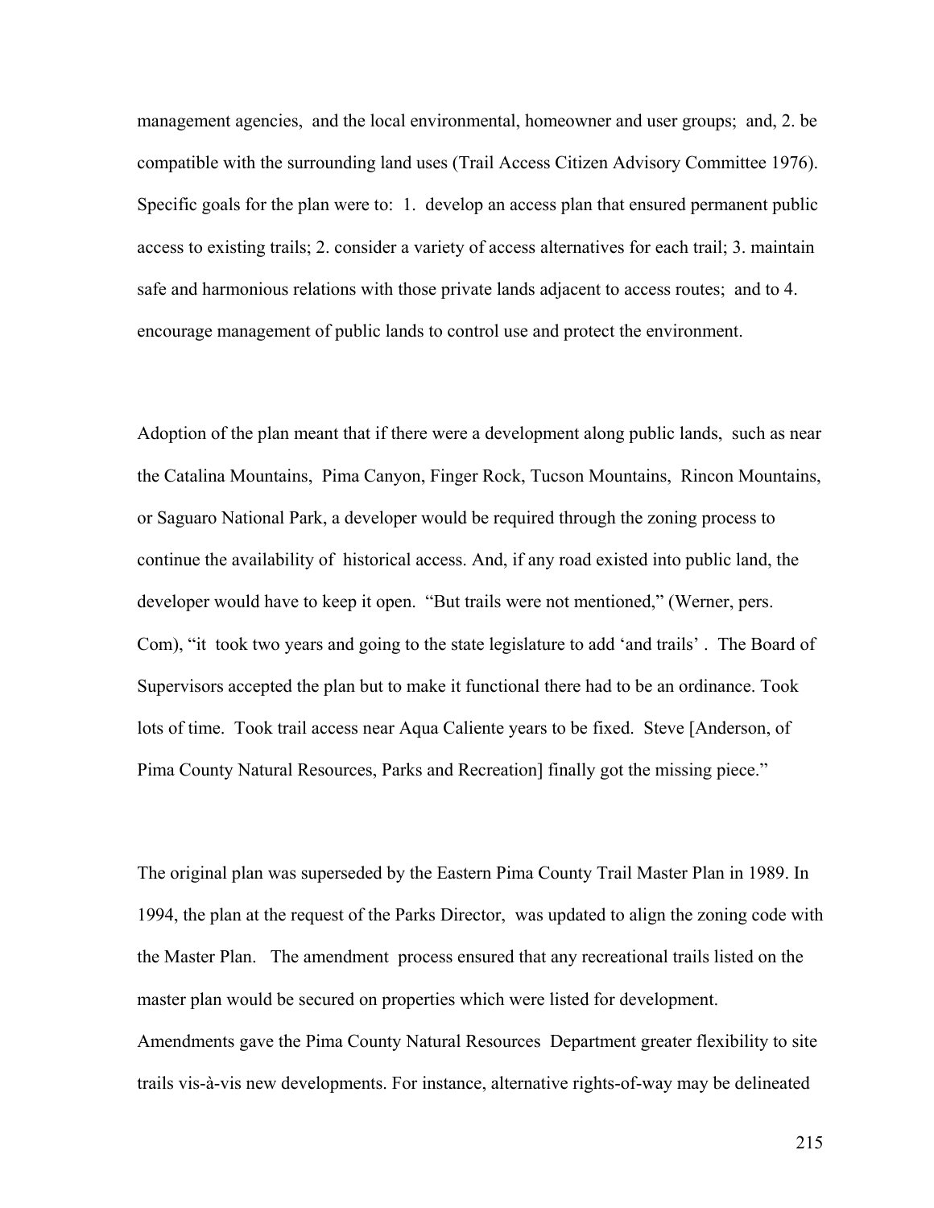management agencies, and the local environmental, homeowner and user groups; and, 2. be compatible with the surrounding land uses (Trail Access Citizen Advisory Committee 1976). Specific goals for the plan were to: 1. develop an access plan that ensured permanent public access to existing trails; 2. consider a variety of access alternatives for each trail; 3. maintain safe and harmonious relations with those private lands adjacent to access routes; and to 4. encourage management of public lands to control use and protect the environment.

Adoption of the plan meant that if there were a development along public lands, such as near the Catalina Mountains, Pima Canyon, Finger Rock, Tucson Mountains, Rincon Mountains, or Saguaro National Park, a developer would be required through the zoning process to continue the availability of historical access. And, if any road existed into public land, the developer would have to keep it open. "But trails were not mentioned," (Werner, pers. Com), "it took two years and going to the state legislature to add 'and trails' . The Board of Supervisors accepted the plan but to make it functional there had to be an ordinance. Took lots of time. Took trail access near Aqua Caliente years to be fixed. Steve [Anderson, of Pima County Natural Resources, Parks and Recreation] finally got the missing piece."

The original plan was superseded by the Eastern Pima County Trail Master Plan in 1989. In 1994, the plan at the request of the Parks Director, was updated to align the zoning code with the Master Plan. The amendment process ensured that any recreational trails listed on the master plan would be secured on properties which were listed for development. Amendments gave the Pima County Natural Resources Department greater flexibility to site trails vis-à-vis new developments. For instance, alternative rights-of-way may be delineated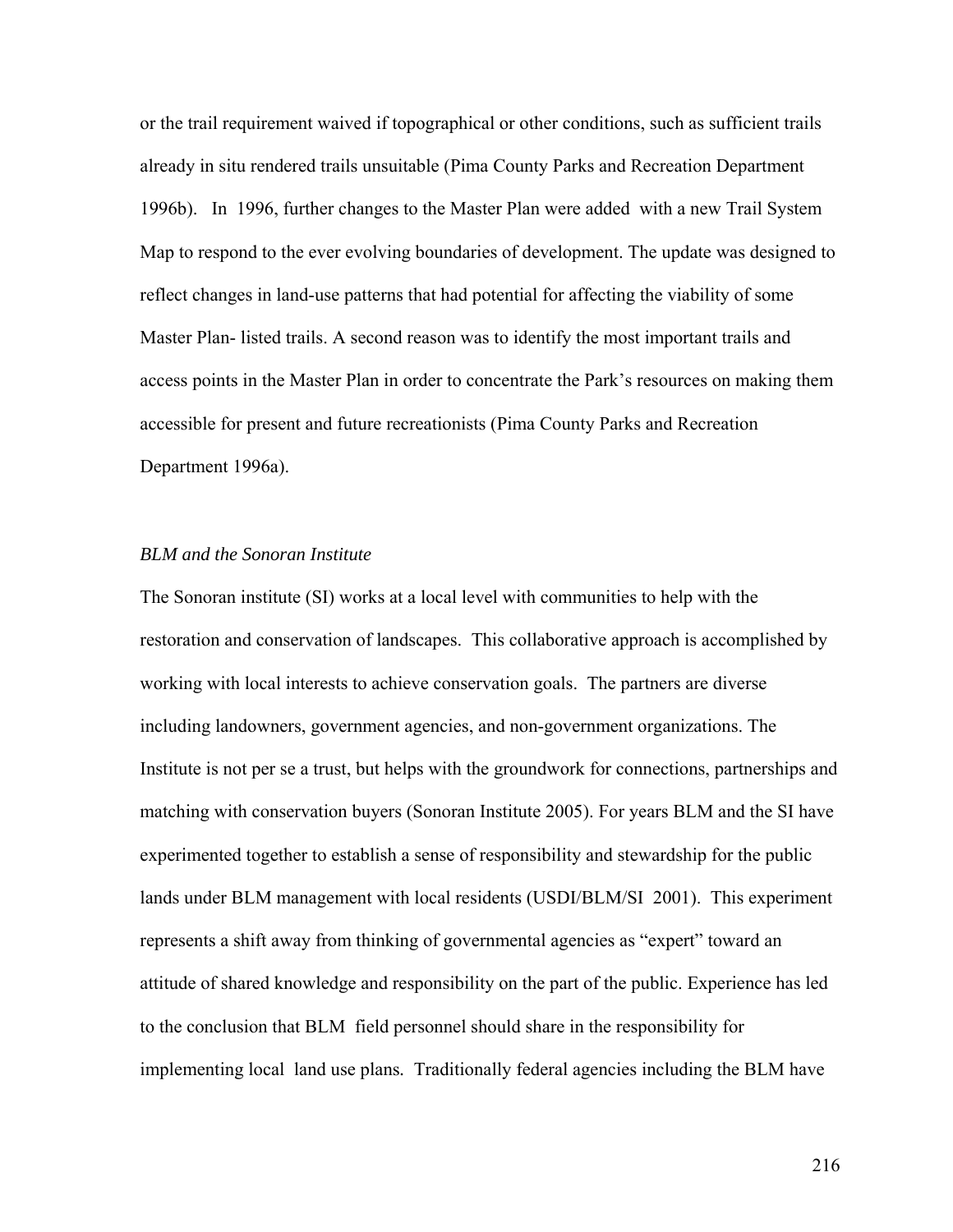or the trail requirement waived if topographical or other conditions, such as sufficient trails already in situ rendered trails unsuitable (Pima County Parks and Recreation Department 1996b). In 1996, further changes to the Master Plan were added with a new Trail System Map to respond to the ever evolving boundaries of development. The update was designed to reflect changes in land-use patterns that had potential for affecting the viability of some Master Plan- listed trails. A second reason was to identify the most important trails and access points in the Master Plan in order to concentrate the Park's resources on making them accessible for present and future recreationists (Pima County Parks and Recreation Department 1996a).

*BLM and the Sonoran Institute*

The Sonoran institute (SI) works at a local level with communities to help with the restoration and conservation of landscapes. This collaborative approach is accomplished by working with local interests to achieve conservation goals. The partners are diverse including landowners, government agencies, and non-government organizations. The Institute is not per se a trust, but helps with the groundwork for connections, partnerships and matching with conservation buyers (Sonoran Institute 2005). For years BLM and the SI have experimented together to establish a sense of responsibility and stewardship for the public lands under BLM management with local residents (USDI/BLM/SI 2001). This experiment represents a shift away from thinking of governmental agencies as "expert" toward an attitude of shared knowledge and responsibility on the part of the public. Experience has led to the conclusion that BLM field personnel should share in the responsibility for implementing local land use plans. Traditionally federal agencies including the BLM have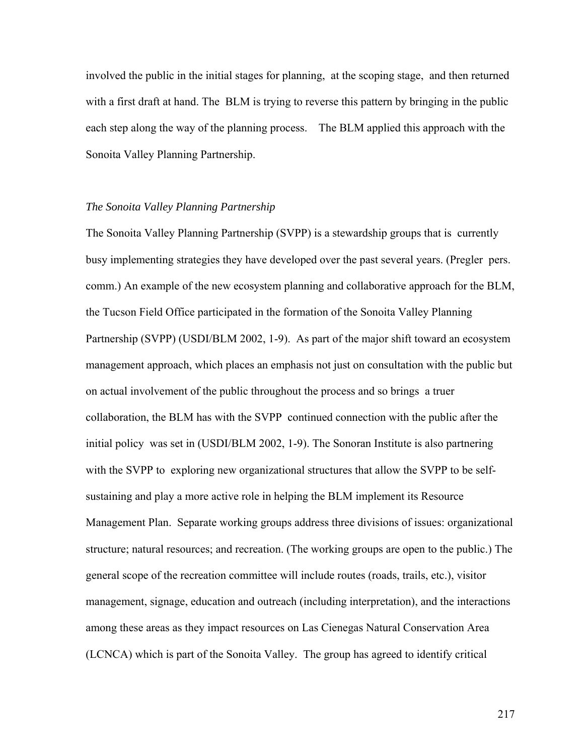involved the public in the initial stages for planning, at the scoping stage, and then returned with a first draft at hand. The BLM is trying to reverse this pattern by bringing in the public each step along the way of the planning process. The BLM applied this approach with the Sonoita Valley Planning Partnership.

*The Sonoita Valley Planning Partnership*

The Sonoita Valley Planning Partnership (SVPP) is a stewardship groups that is currently busy implementing strategies they have developed over the past several years. (Pregler pers. comm.) An example of the new ecosystem planning and collaborative approach for the BLM, the Tucson Field Office participated in the formation of the Sonoita Valley Planning Partnership (SVPP) (USDI/BLM 2002, 1-9). As part of the major shift toward an ecosystem management approach, which places an emphasis not just on consultation with the public but on actual involvement of the public throughout the process and so brings a truer collaboration, the BLM has with the SVPP continued connection with the public after the initial policy was set in (USDI/BLM 2002, 1-9). The Sonoran Institute is also partnering with the SVPP to exploring new organizational structures that allow the SVPP to be self-sustaining and play a more active role in helping the BLM implement its Resource Management Plan. Separate working groups address three divisions of issues: organizational structure; natural resources; and recreation. (The working groups are open to the public.) The general scope of the recreation committee will include routes (roads, trails, etc.), visitor management, signage, education and outreach (including interpretation), and the interactions among these areas as they impact resources on Las Cienegas Natural Conservation Area (LCNCA) which is part of the Sonoita Valley. The group has agreed to identify critical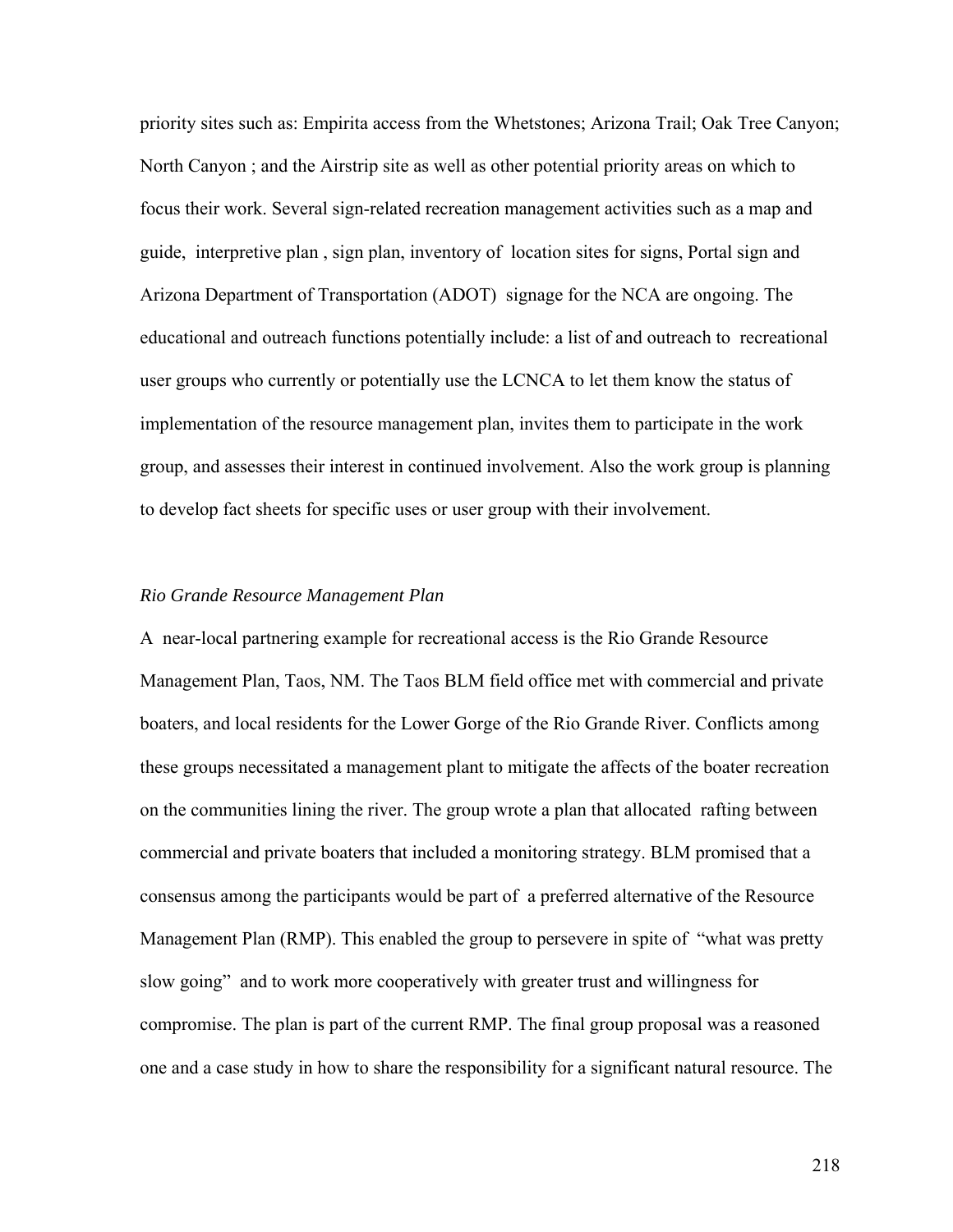priority sites such as: Empirita access from the Whetstones; Arizona Trail; Oak Tree Canyon; North Canyon ; and the Airstrip site as well as other potential priority areas on which to focus their work. Several sign-related recreation management activities such as a map and guide, interpretive plan , sign plan, inventory of location sites for signs, Portal sign and Arizona Department of Transportation (ADOT) signage for the NCA are ongoing. The educational and outreach functions potentially include: a list of and outreach to recreational user groups who currently or potentially use the LCNCA to let them know the status of implementation of the resource management plan, invites them to participate in the work group, and assesses their interest in continued involvement. Also the work group is planning to develop fact sheets for specific uses or user group with their involvement.

*Rio Grande Resource Management Plan*

A near-local partnering example for recreational access is the Rio Grande Resource Management Plan, Taos, NM. The Taos BLM field office met with commercial and private boaters, and local residents for the Lower Gorge of the Rio Grande River. Conflicts among these groups necessitated a management plant to mitigate the affects of the boater recreation on the communities lining the river. The group wrote a plan that allocated rafting between commercial and private boaters that included a monitoring strategy. BLM promised that a consensus among the participants would be part of a preferred alternative of the Resource Management Plan (RMP). This enabled the group to persevere in spite of "what was pretty slow going" and to work more cooperatively with greater trust and willingness for compromise. The plan is part of the current RMP. The final group proposal was a reasoned one and a case study in how to share the responsibility for a significant natural resource. The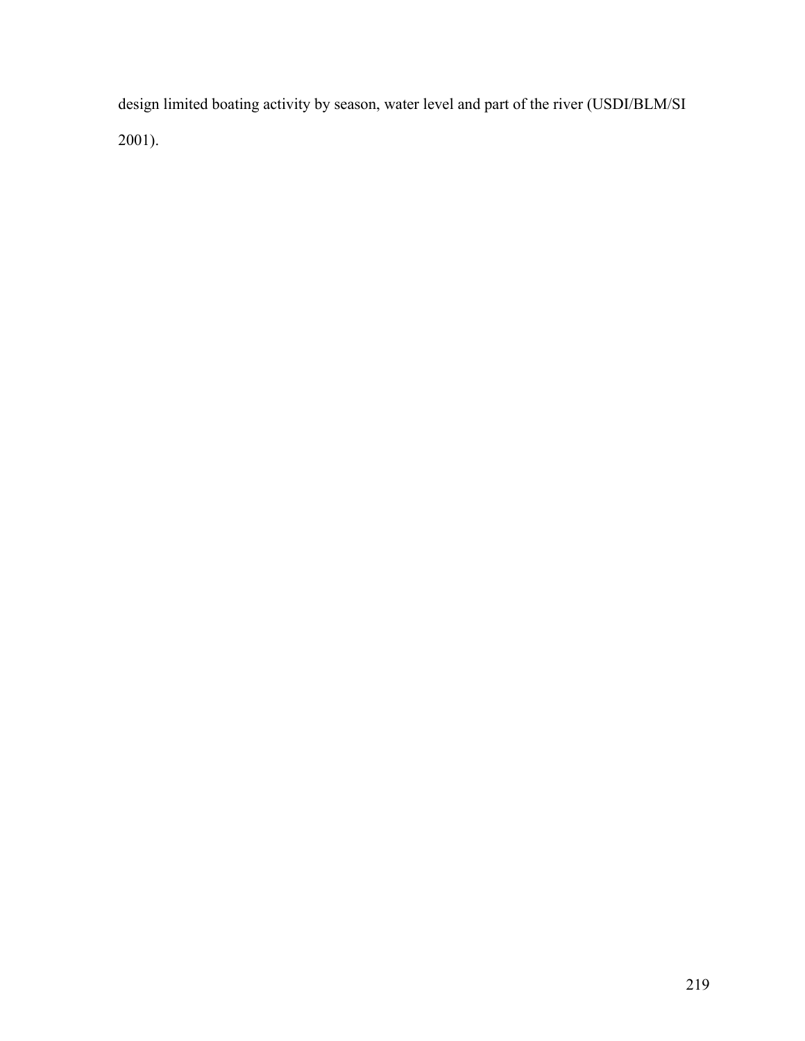design limited boating activity by season, water level and part of the river (USDI/BLM/SI 2001).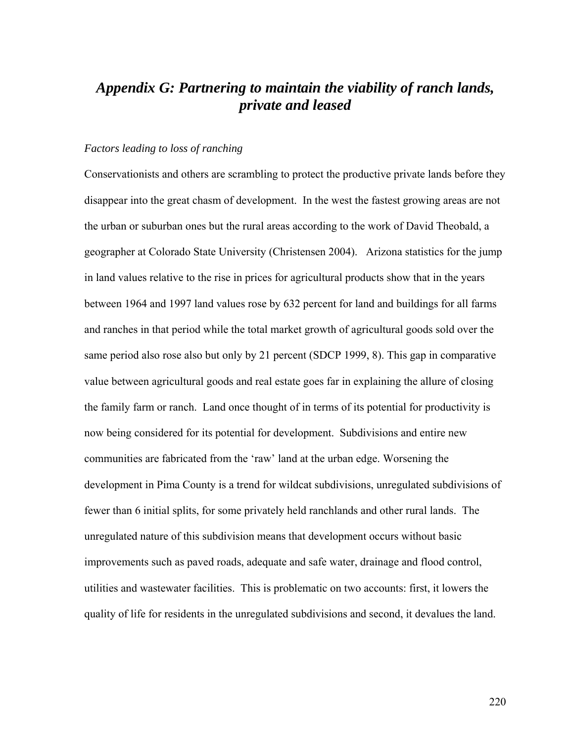# *Appendix G: Partnering to maintain the viability of ranch lands, private and leased*

*Factors leading to loss of ranching*

Conservationists and others are scrambling to protect the productive private lands before they disappear into the great chasm of development. In the west the fastest growing areas are not the urban or suburban ones but the rural areas according to the work of David Theobald, a geographer at Colorado State University (Christensen 2004). Arizona statistics for the jump in land values relative to the rise in prices for agricultural products show that in the years between 1964 and 1997 land values rose by 632 percent for land and buildings for all farms and ranches in that period while the total market growth of agricultural goods sold over the same period also rose also but only by 21 percent (SDCP 1999, 8). This gap in comparative value between agricultural goods and real estate goes far in explaining the allure of closing the family farm or ranch. Land once thought of in terms of its potential for productivity is now being considered for its potential for development. Subdivisions and entire new communities are fabricated from the 'raw' land at the urban edge. Worsening the development in Pima County is a trend for wildcat subdivisions, unregulated subdivisions of fewer than 6 initial splits, for some privately held ranchlands and other rural lands. The unregulated nature of this subdivision means that development occurs without basic improvements such as paved roads, adequate and safe water, drainage and flood control, utilities and wastewater facilities. This is problematic on two accounts: first, it lowers the quality of life for residents in the unregulated subdivisions and second, it devalues the land.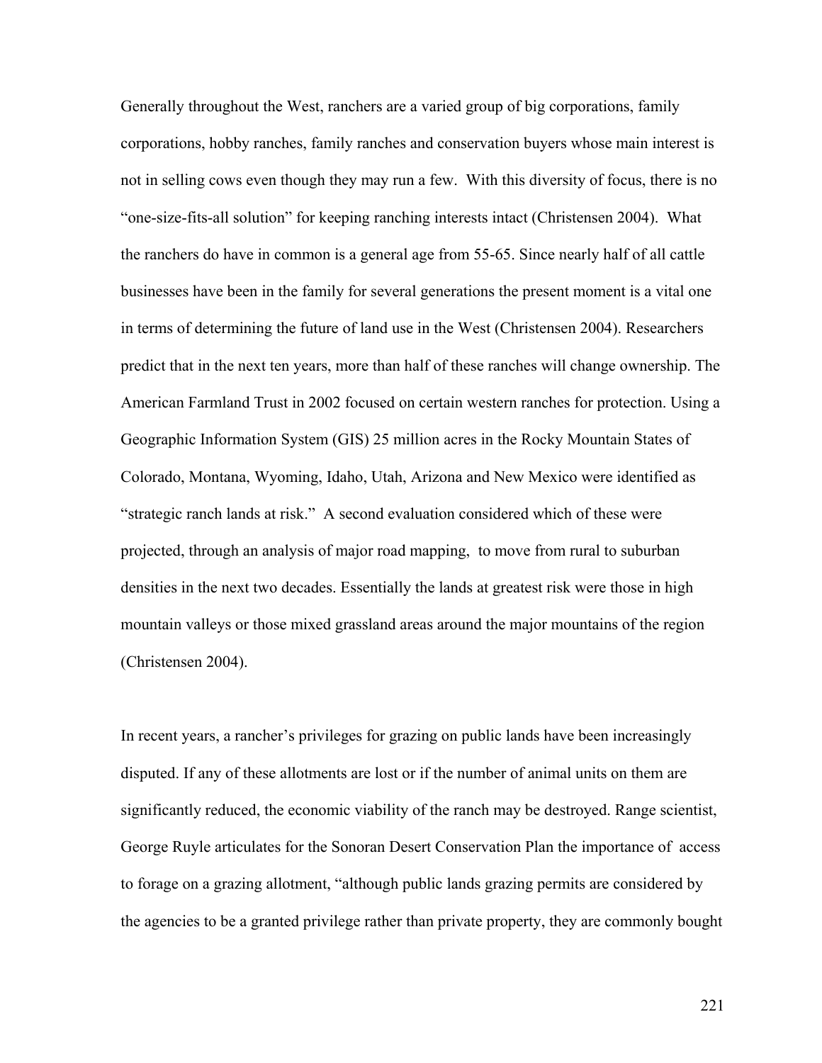Generally throughout the West, ranchers are a varied group of big corporations, family corporations, hobby ranches, family ranches and conservation buyers whose main interest is not in selling cows even though they may run a few. With this diversity of focus, there is no "one-size-fits-all solution" for keeping ranching interests intact (Christensen 2004). What the ranchers do have in common is a general age from 55-65. Since nearly half of all cattle businesses have been in the family for several generations the present moment is a vital one in terms of determining the future of land use in the West (Christensen 2004). Researchers predict that in the next ten years, more than half of these ranches will change ownership. The American Farmland Trust in 2002 focused on certain western ranches for protection. Using a Geographic Information System (GIS) 25 million acres in the Rocky Mountain States of Colorado, Montana, Wyoming, Idaho, Utah, Arizona and New Mexico were identified as "strategic ranch lands at risk." A second evaluation considered which of these were projected, through an analysis of major road mapping, to move from rural to suburban densities in the next two decades. Essentially the lands at greatest risk were those in high mountain valleys or those mixed grassland areas around the major mountains of the region (Christensen 2004).

In recent years, a rancher's privileges for grazing on public lands have been increasingly disputed. If any of these allotments are lost or if the number of animal units on them are significantly reduced, the economic viability of the ranch may be destroyed. Range scientist, George Ruyle articulates for the Sonoran Desert Conservation Plan the importance of access to forage on a grazing allotment, "although public lands grazing permits are considered by the agencies to be a granted privilege rather than private property, they are commonly bought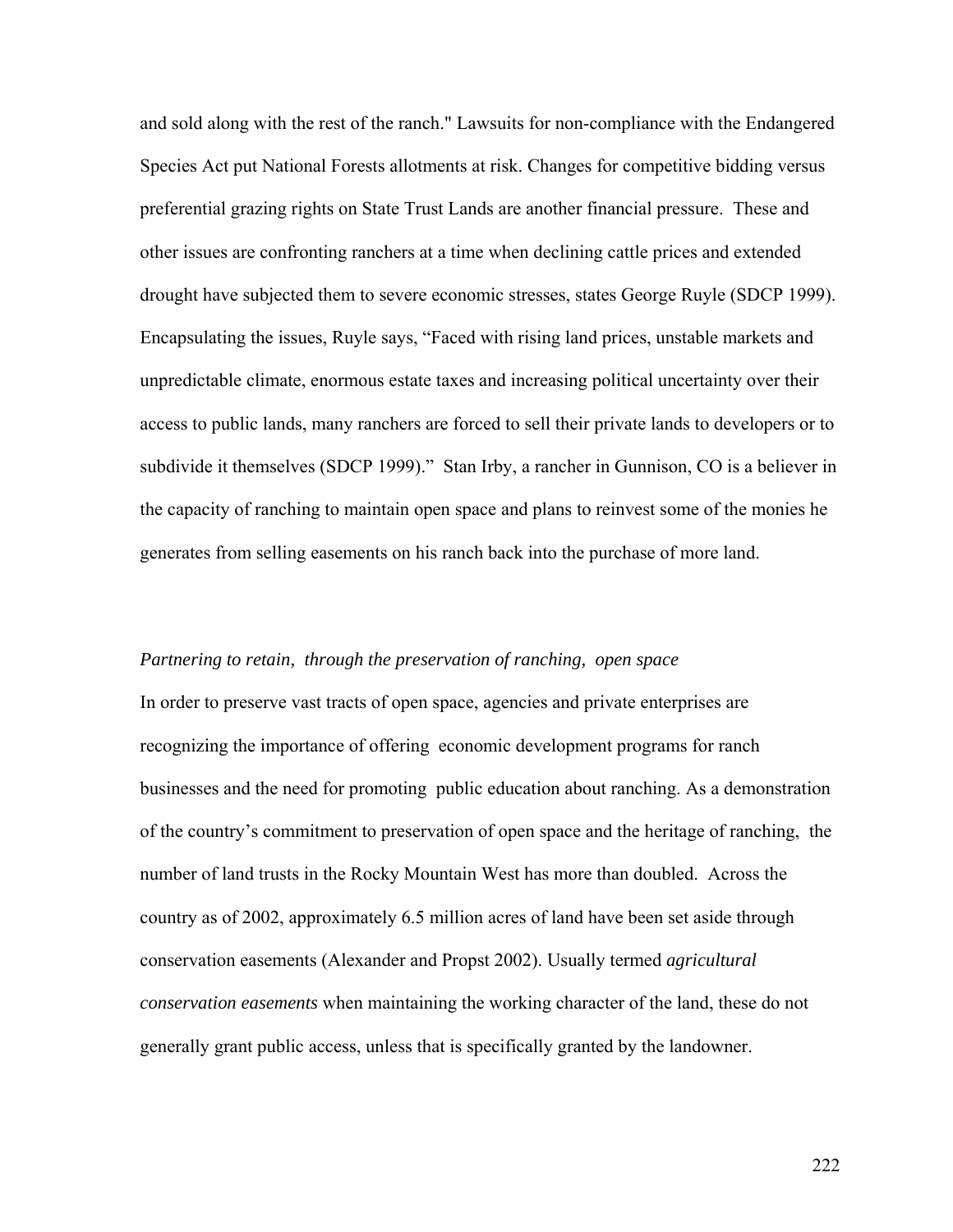and sold along with the rest of the ranch." Lawsuits for non-compliance with the Endangered Species Act put National Forests allotments at risk. Changes for competitive bidding versus preferential grazing rights on State Trust Lands are another financial pressure. These and other issues are confronting ranchers at a time when declining cattle prices and extended drought have subjected them to severe economic stresses, states George Ruyle (SDCP 1999). Encapsulating the issues, Ruyle says, "Faced with rising land prices, unstable markets and unpredictable climate, enormous estate taxes and increasing political uncertainty over their access to public lands, many ranchers are forced to sell their private lands to developers or to subdivide it themselves (SDCP 1999)." Stan Irby, a rancher in Gunnison, CO is a believer in the capacity of ranching to maintain open space and plans to reinvest some of the monies he generates from selling easements on his ranch back into the purchase of more land.

*Partnering to retain, through the preservation of ranching, open space*

In order to preserve vast tracts of open space, agencies and private enterprises are recognizing the importance of offering economic development programs for ranch businesses and the need for promoting public education about ranching. As a demonstration of the country's commitment to preservation of open space and the heritage of ranching, the number of land trusts in the Rocky Mountain West has more than doubled. Across the country as of 2002, approximately 6.5 million acres of land have been set aside through conservation easements (Alexander and Propst 2002). Usually termed *agricultural conservation easements* when maintaining the working character of the land, these do not generally grant public access, unless that is specifically granted by the landowner.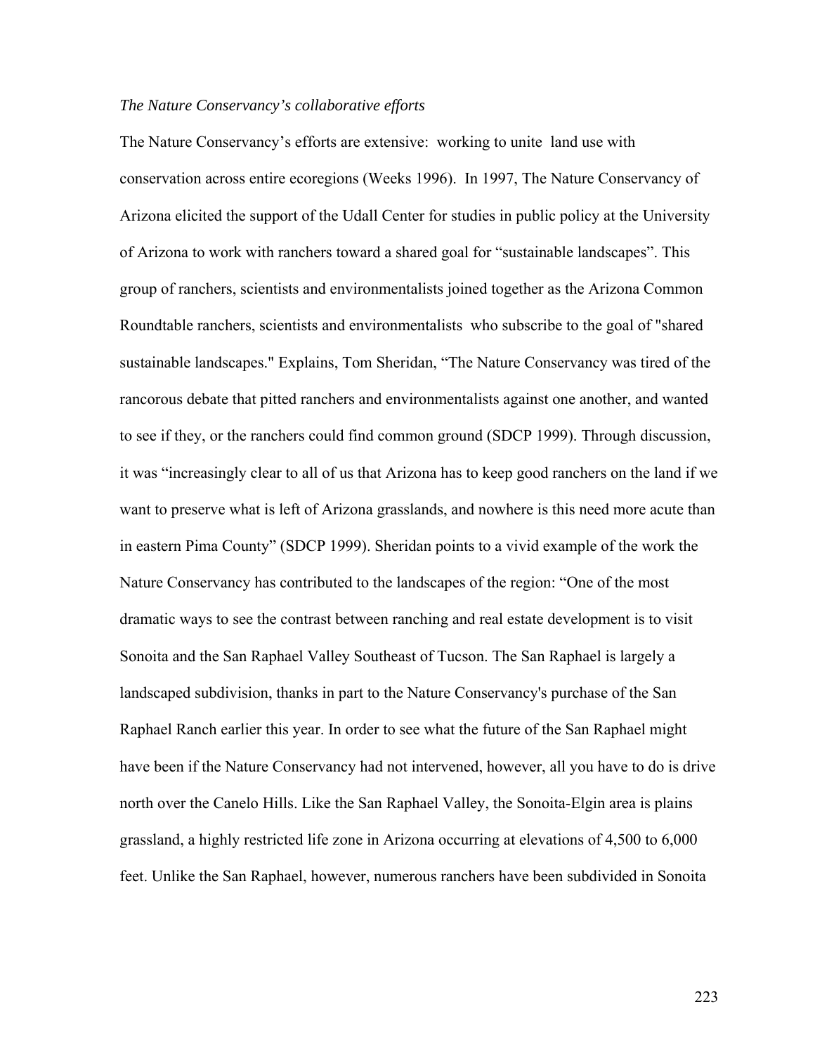*The Nature Conservancy's collaborative efforts*

The Nature Conservancy's efforts are extensive: working to unite land use with conservation across entire ecoregions (Weeks 1996). In 1997, The Nature Conservancy of Arizona elicited the support of the Udall Center for studies in public policy at the University of Arizona to work with ranchers toward a shared goal for "sustainable landscapes". This group of ranchers, scientists and environmentalists joined together as the Arizona Common Roundtable ranchers, scientists and environmentalists who subscribe to the goal of "shared sustainable landscapes." Explains, Tom Sheridan, "The Nature Conservancy was tired of the rancorous debate that pitted ranchers and environmentalists against one another, and wanted to see if they, or the ranchers could find common ground (SDCP 1999). Through discussion, it was "increasingly clear to all of us that Arizona has to keep good ranchers on the land if we want to preserve what is left of Arizona grasslands, and nowhere is this need more acute than in eastern Pima County" (SDCP 1999). Sheridan points to a vivid example of the work the Nature Conservancy has contributed to the landscapes of the region: "One of the most dramatic ways to see the contrast between ranching and real estate development is to visit Sonoita and the San Raphael Valley Southeast of Tucson. The San Raphael is largely a landscaped subdivision, thanks in part to the Nature Conservancy's purchase of the San Raphael Ranch earlier this year. In order to see what the future of the San Raphael might have been if the Nature Conservancy had not intervened, however, all you have to do is drive north over the Canelo Hills. Like the San Raphael Valley, the Sonoita-Elgin area is plains grassland, a highly restricted life zone in Arizona occurring at elevations of 4,500 to 6,000 feet. Unlike the San Raphael, however, numerous ranchers have been subdivided in Sonoita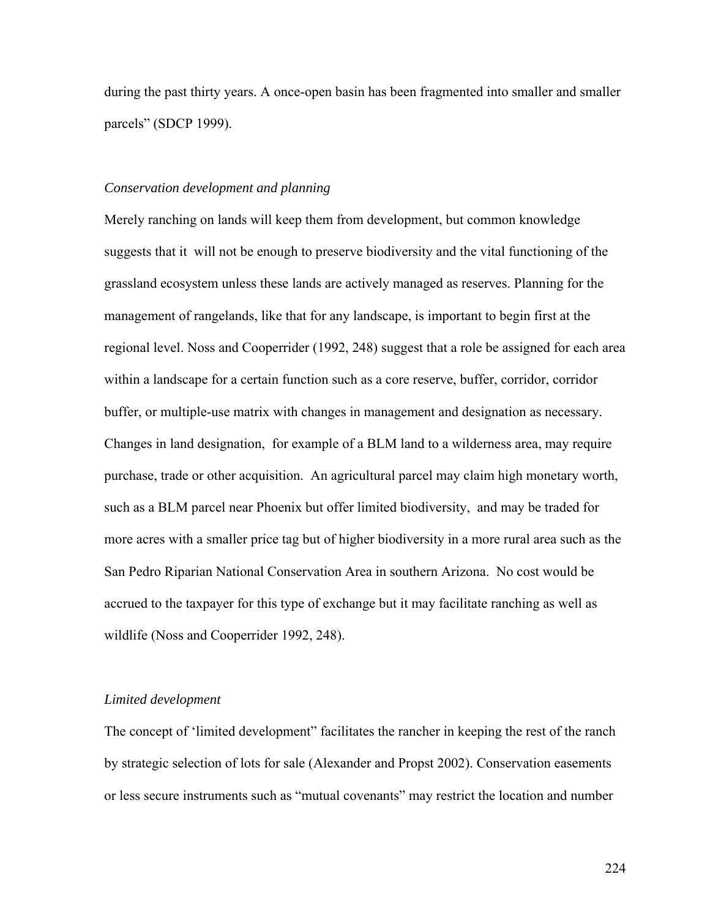during the past thirty years. A once-open basin has been fragmented into smaller and smaller parcels" (SDCP 1999).

*Conservation development and planning*

Merely ranching on lands will keep them from development, but common knowledge suggests that it will not be enough to preserve biodiversity and the vital functioning of the grassland ecosystem unless these lands are actively managed as reserves. Planning for the management of rangelands, like that for any landscape, is important to begin first at the regional level. Noss and Cooperrider (1992, 248) suggest that a role be assigned for each area within a landscape for a certain function such as a core reserve, buffer, corridor, corridor buffer, or multiple-use matrix with changes in management and designation as necessary. Changes in land designation, for example of a BLM land to a wilderness area, may require purchase, trade or other acquisition. An agricultural parcel may claim high monetary worth, such as a BLM parcel near Phoenix but offer limited biodiversity, and may be traded for more acres with a smaller price tag but of higher biodiversity in a more rural area such as the San Pedro Riparian National Conservation Area in southern Arizona. No cost would be accrued to the taxpayer for this type of exchange but it may facilitate ranching as well as wildlife (Noss and Cooperrider 1992, 248).

*Limited development*

The concept of 'limited development" facilitates the rancher in keeping the rest of the ranch by strategic selection of lots for sale (Alexander and Propst 2002). Conservation easements or less secure instruments such as "mutual covenants" may restrict the location and number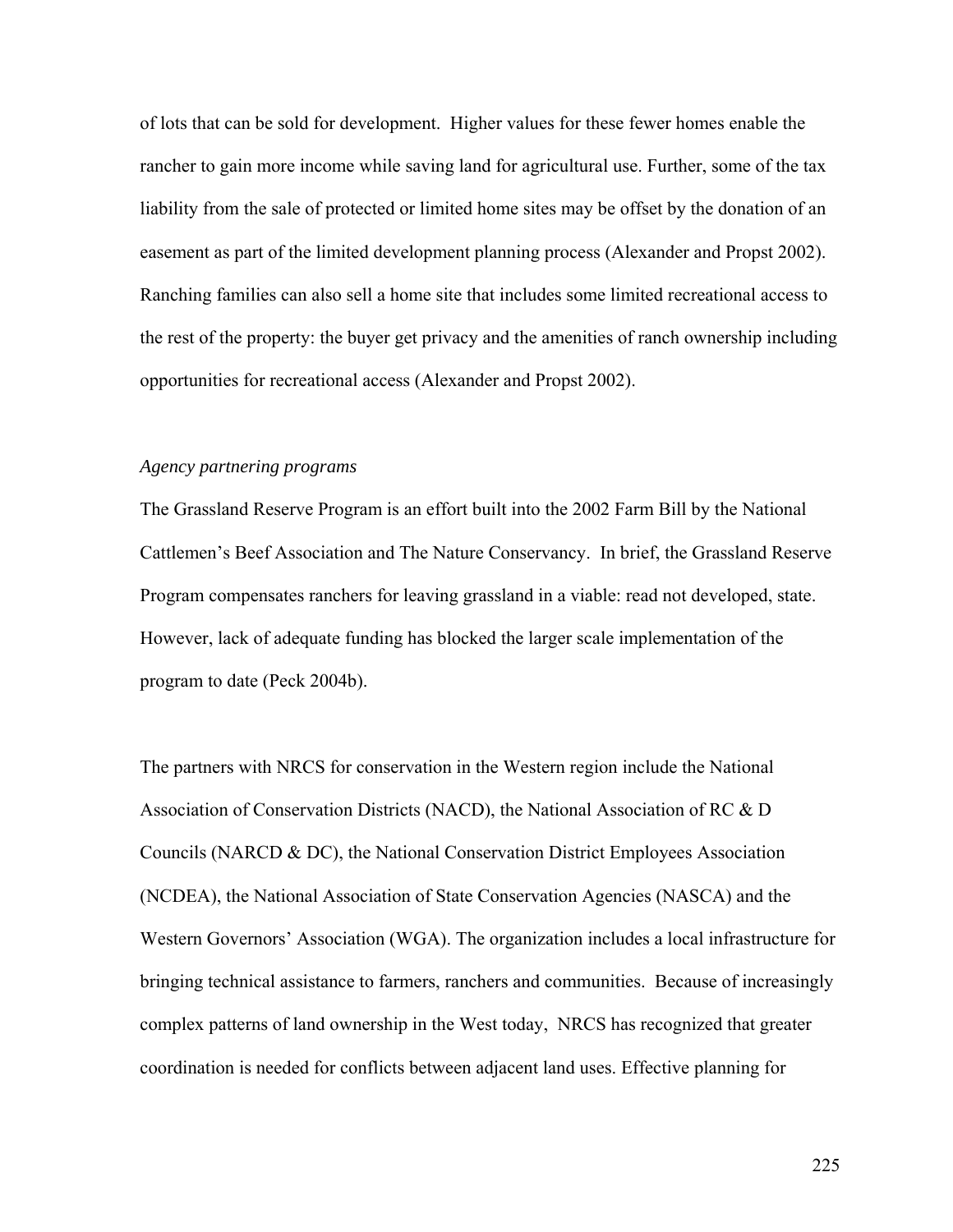of lots that can be sold for development. Higher values for these fewer homes enable the rancher to gain more income while saving land for agricultural use. Further, some of the tax liability from the sale of protected or limited home sites may be offset by the donation of an easement as part of the limited development planning process (Alexander and Propst 2002). Ranching families can also sell a home site that includes some limited recreational access to the rest of the property: the buyer get privacy and the amenities of ranch ownership including opportunities for recreational access (Alexander and Propst 2002).

*Agency partnering programs*

The Grassland Reserve Program is an effort built into the 2002 Farm Bill by the National Cattlemen's Beef Association and The Nature Conservancy. In brief, the Grassland Reserve Program compensates ranchers for leaving grassland in a viable: read not developed, state. However, lack of adequate funding has blocked the larger scale implementation of the program to date (Peck 2004b).

The partners with NRCS for conservation in the Western region include the National Association of Conservation Districts (NACD), the National Association of RC & D Councils (NARCD & DC), the National Conservation District Employees Association (NCDEA), the National Association of State Conservation Agencies (NASCA) and the Western Governors' Association (WGA). The organization includes a local infrastructure for bringing technical assistance to farmers, ranchers and communities. Because of increasingly complex patterns of land ownership in the West today, NRCS has recognized that greater coordination is needed for conflicts between adjacent land uses. Effective planning for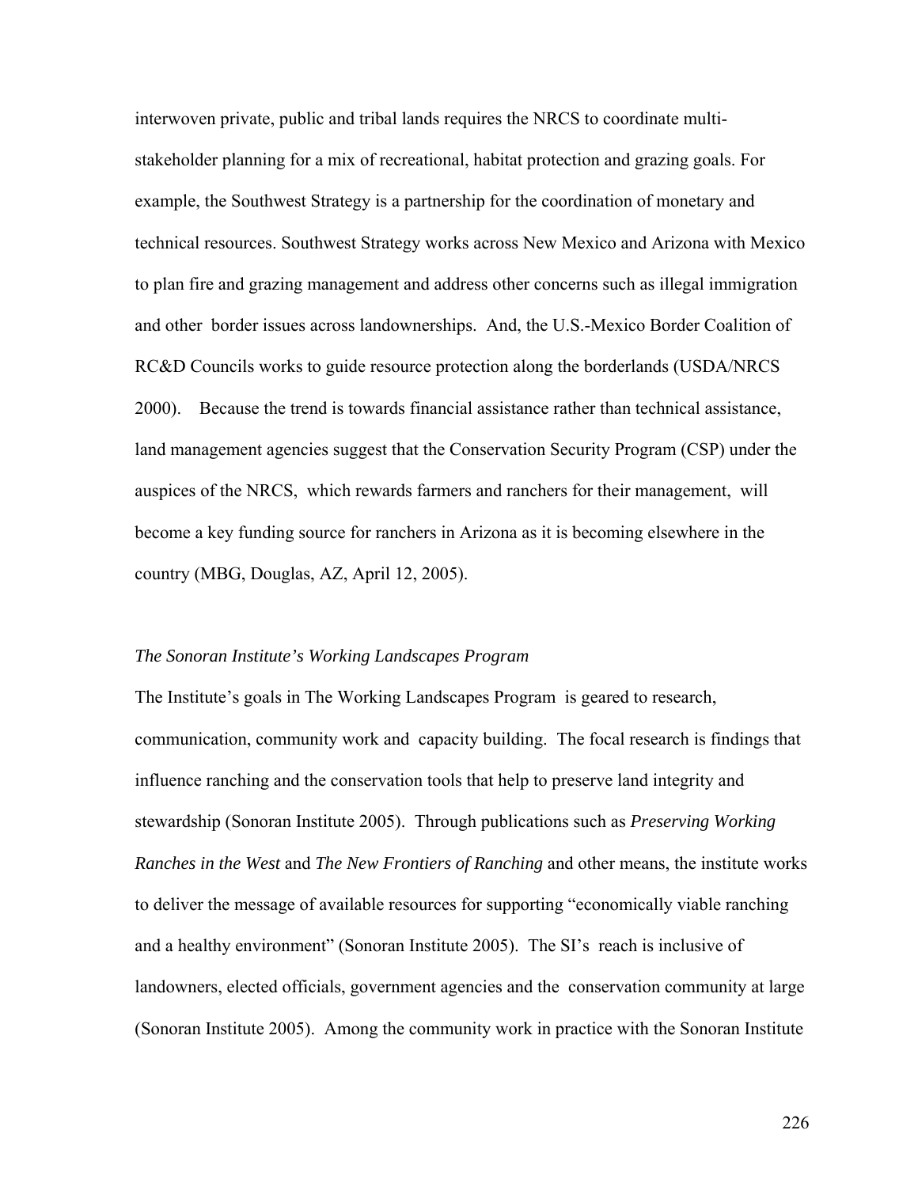interwoven private, public and tribal lands requires the NRCS to coordinate multi-stakeholder planning for a mix of recreational, habitat protection and grazing goals. For example, the Southwest Strategy is a partnership for the coordination of monetary and technical resources. Southwest Strategy works across New Mexico and Arizona with Mexico to plan fire and grazing management and address other concerns such as illegal immigration and other border issues across landownerships. And, the U.S.-Mexico Border Coalition of RC&D Councils works to guide resource protection along the borderlands (USDA/NRCS 2000). Because the trend is towards financial assistance rather than technical assistance, land management agencies suggest that the Conservation Security Program (CSP) under the auspices of the NRCS, which rewards farmers and ranchers for their management, will become a key funding source for ranchers in Arizona as it is becoming elsewhere in the country (MBG, Douglas, AZ, April 12, 2005).

*The Sonoran Institute's Working Landscapes Program*

The Institute's goals in The Working Landscapes Program is geared to research, communication, community work and capacity building. The focal research is findings that influence ranching and the conservation tools that help to preserve land integrity and stewardship (Sonoran Institute 2005). Through publications such as *Preserving Working Ranches in the West* and *The New Frontiers of Ranching* and other means, the institute works to deliver the message of available resources for supporting "economically viable ranching and a healthy environment" (Sonoran Institute 2005). The SI's reach is inclusive of landowners, elected officials, government agencies and the conservation community at large (Sonoran Institute 2005). Among the community work in practice with the Sonoran Institute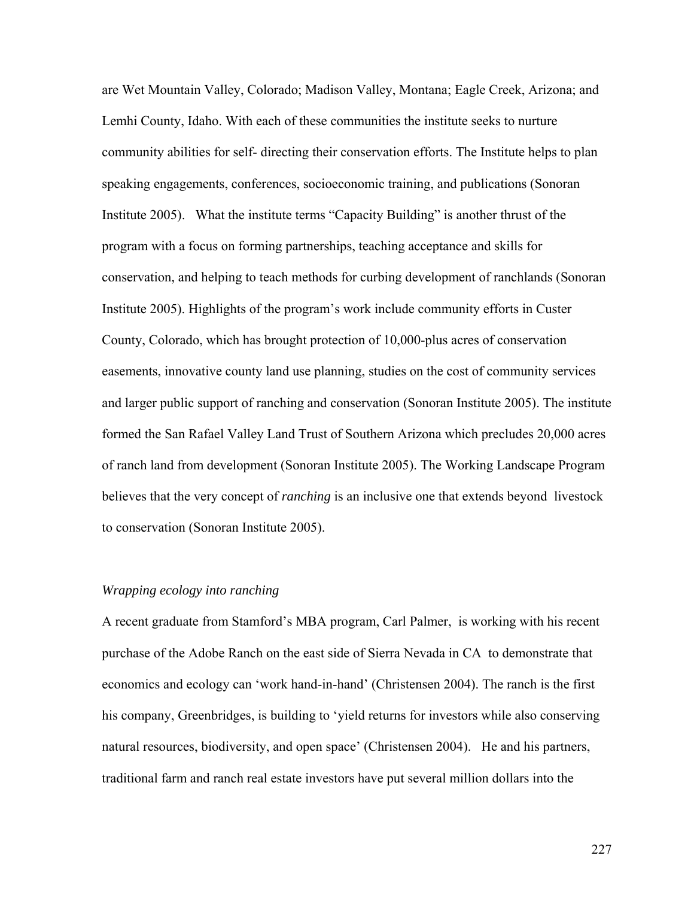are Wet Mountain Valley, Colorado; Madison Valley, Montana; Eagle Creek, Arizona; and Lemhi County, Idaho. With each of these communities the institute seeks to nurture community abilities for self- directing their conservation efforts. The Institute helps to plan speaking engagements, conferences, socioeconomic training, and publications (Sonoran Institute 2005). What the institute terms "Capacity Building" is another thrust of the program with a focus on forming partnerships, teaching acceptance and skills for conservation, and helping to teach methods for curbing development of ranchlands (Sonoran Institute 2005). Highlights of the program's work include community efforts in Custer County, Colorado, which has brought protection of 10,000-plus acres of conservation easements, innovative county land use planning, studies on the cost of community services and larger public support of ranching and conservation (Sonoran Institute 2005). The institute formed the San Rafael Valley Land Trust of Southern Arizona which precludes 20,000 acres of ranch land from development (Sonoran Institute 2005). The Working Landscape Program believes that the very concept of *ranching* is an inclusive one that extends beyond livestock to conservation (Sonoran Institute 2005).

*Wrapping ecology into ranching*

A recent graduate from Stamford's MBA program, Carl Palmer, is working with his recent purchase of the Adobe Ranch on the east side of Sierra Nevada in CA to demonstrate that economics and ecology can 'work hand-in-hand' (Christensen 2004). The ranch is the first his company, Greenbridges, is building to 'yield returns for investors while also conserving natural resources, biodiversity, and open space' (Christensen 2004). He and his partners, traditional farm and ranch real estate investors have put several million dollars into the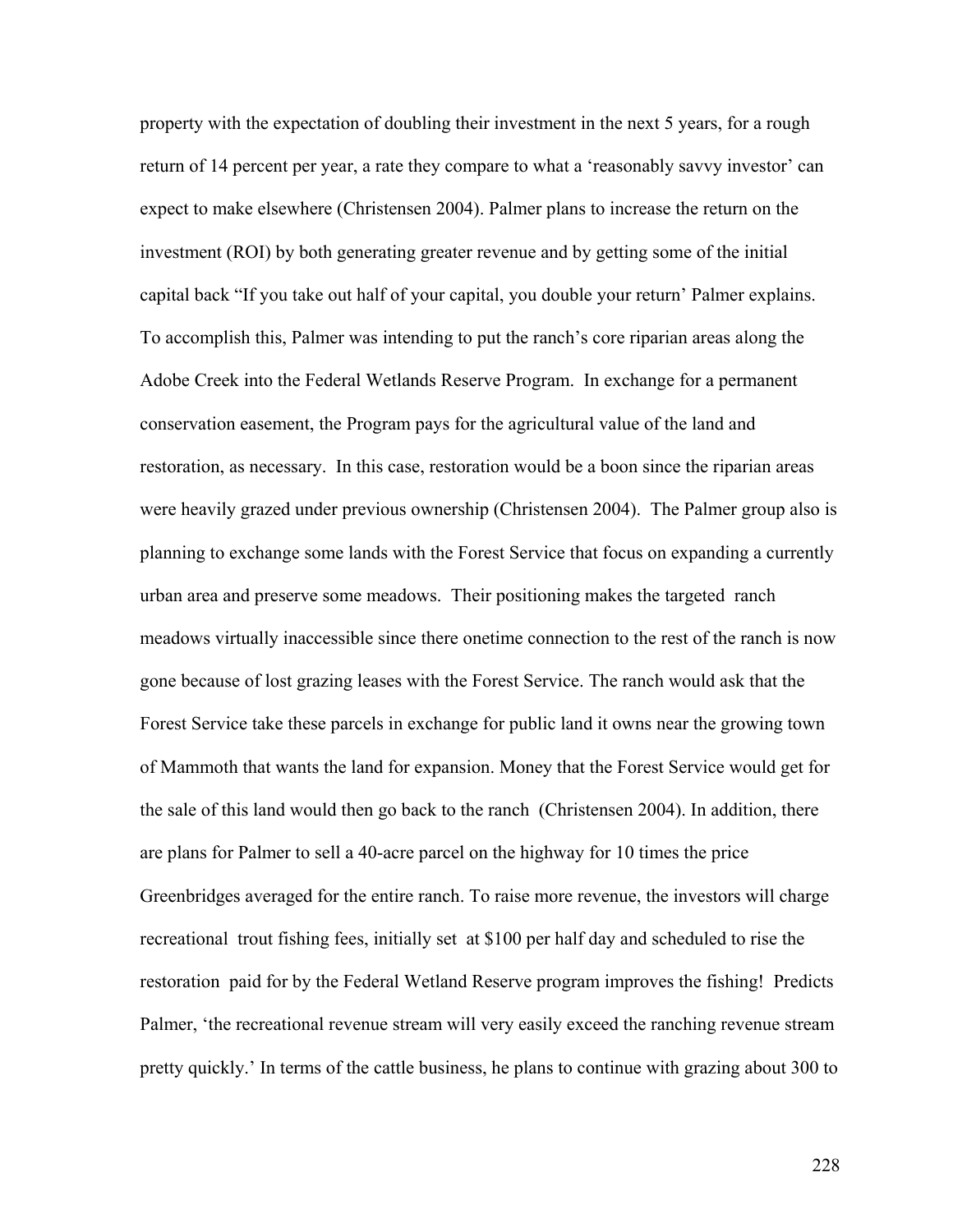property with the expectation of doubling their investment in the next 5 years, for a rough return of 14 percent per year, a rate they compare to what a 'reasonably savvy investor' can expect to make elsewhere (Christensen 2004). Palmer plans to increase the return on the investment (ROI) by both generating greater revenue and by getting some of the initial capital back "If you take out half of your capital, you double your return' Palmer explains. To accomplish this, Palmer was intending to put the ranch's core riparian areas along the Adobe Creek into the Federal Wetlands Reserve Program. In exchange for a permanent conservation easement, the Program pays for the agricultural value of the land and restoration, as necessary. In this case, restoration would be a boon since the riparian areas were heavily grazed under previous ownership (Christensen 2004). The Palmer group also is planning to exchange some lands with the Forest Service that focus on expanding a currently urban area and preserve some meadows. Their positioning makes the targeted ranch meadows virtually inaccessible since there onetime connection to the rest of the ranch is now gone because of lost grazing leases with the Forest Service. The ranch would ask that the Forest Service take these parcels in exchange for public land it owns near the growing town of Mammoth that wants the land for expansion. Money that the Forest Service would get for the sale of this land would then go back to the ranch (Christensen 2004). In addition, there are plans for Palmer to sell a 40-acre parcel on the highway for 10 times the price Greenbridges averaged for the entire ranch. To raise more revenue, the investors will charge recreational trout fishing fees, initially set at $100 per half day and scheduled to rise the restoration paid for by the Federal Wetland Reserve program improves the fishing! Predicts Palmer, 'the recreational revenue stream will very easily exceed the ranching revenue stream pretty quickly.' In terms of the cattle business, he plans to continue with grazing about 300 to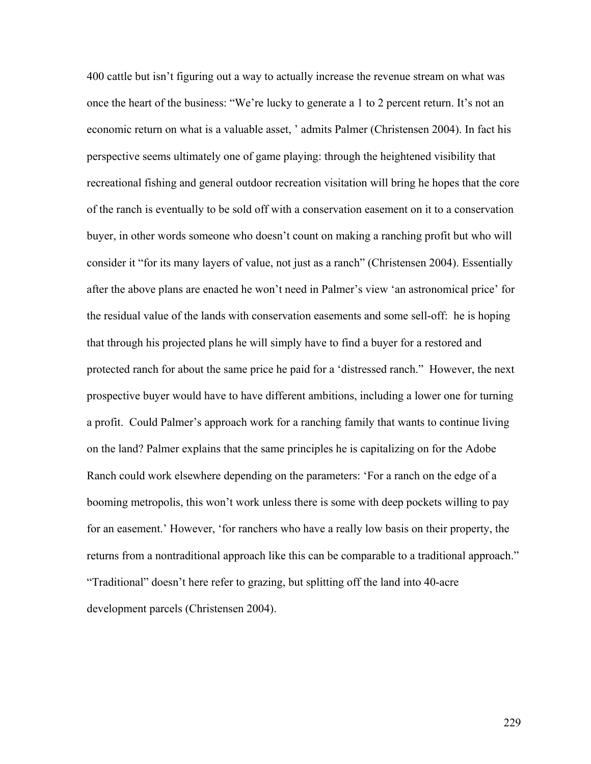400 cattle but isn't figuring out a way to actually increase the revenue stream on what was once the heart of the business: "We're lucky to generate a 1 to 2 percent return. It's not an economic return on what is a valuable asset, ' admits Palmer (Christensen 2004). In fact his perspective seems ultimately one of game playing: through the heightened visibility that recreational fishing and general outdoor recreation visitation will bring he hopes that the core of the ranch is eventually to be sold off with a conservation easement on it to a conservation buyer, in other words someone who doesn't count on making a ranching profit but who will consider it "for its many layers of value, not just as a ranch" (Christensen 2004). Essentially after the above plans are enacted he won't need in Palmer's view 'an astronomical price' for the residual value of the lands with conservation easements and some sell-off: he is hoping that through his projected plans he will simply have to find a buyer for a restored and protected ranch for about the same price he paid for a 'distressed ranch." However, the next prospective buyer would have to have different ambitions, including a lower one for turning a profit. Could Palmer's approach work for a ranching family that wants to continue living on the land? Palmer explains that the same principles he is capitalizing on for the Adobe Ranch could work elsewhere depending on the parameters: 'For a ranch on the edge of a booming metropolis, this won't work unless there is some with deep pockets willing to pay for an easement.' However, 'for ranchers who have a really low basis on their property, the returns from a nontraditional approach like this can be comparable to a traditional approach." "Traditional" doesn't here refer to grazing, but splitting off the land into 40-acre development parcels (Christensen 2004).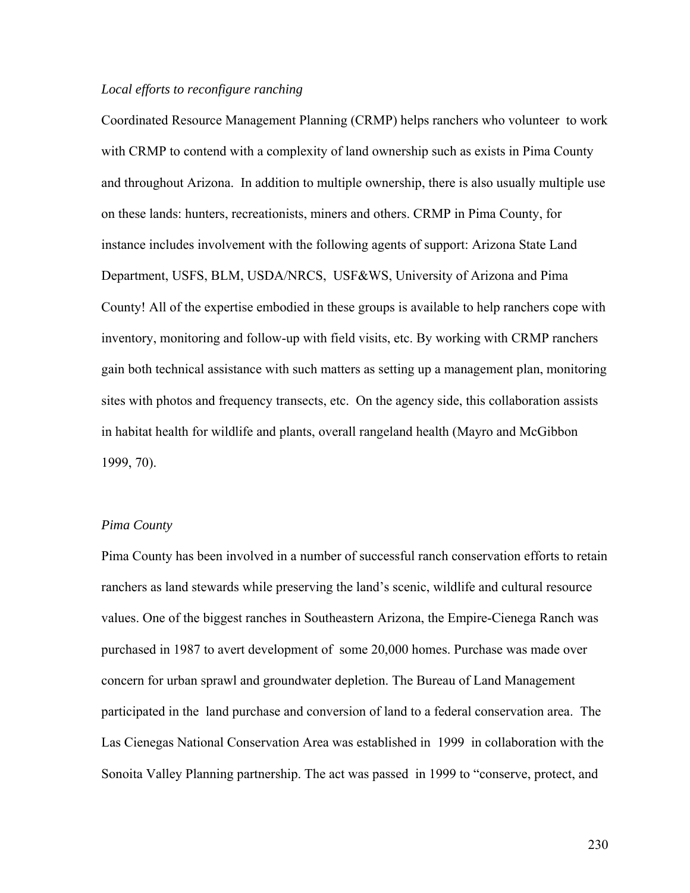*Local efforts to reconfigure ranching*

Coordinated Resource Management Planning (CRMP) helps ranchers who volunteer to work with CRMP to contend with a complexity of land ownership such as exists in Pima County and throughout Arizona. In addition to multiple ownership, there is also usually multiple use on these lands: hunters, recreationists, miners and others. CRMP in Pima County, for instance includes involvement with the following agents of support: Arizona State Land Department, USFS, BLM, USDA/NRCS, USF&WS, University of Arizona and Pima County! All of the expertise embodied in these groups is available to help ranchers cope with inventory, monitoring and follow-up with field visits, etc. By working with CRMP ranchers gain both technical assistance with such matters as setting up a management plan, monitoring sites with photos and frequency transects, etc. On the agency side, this collaboration assists in habitat health for wildlife and plants, overall rangeland health (Mayro and McGibbon 1999, 70).

*Pima County*

Pima County has been involved in a number of successful ranch conservation efforts to retain ranchers as land stewards while preserving the land's scenic, wildlife and cultural resource values. One of the biggest ranches in Southeastern Arizona, the Empire-Cienega Ranch was purchased in 1987 to avert development of some 20,000 homes. Purchase was made over concern for urban sprawl and groundwater depletion. The Bureau of Land Management participated in the land purchase and conversion of land to a federal conservation area. The Las Cienegas National Conservation Area was established in 1999 in collaboration with the Sonoita Valley Planning partnership. The act was passed in 1999 to "conserve, protect, and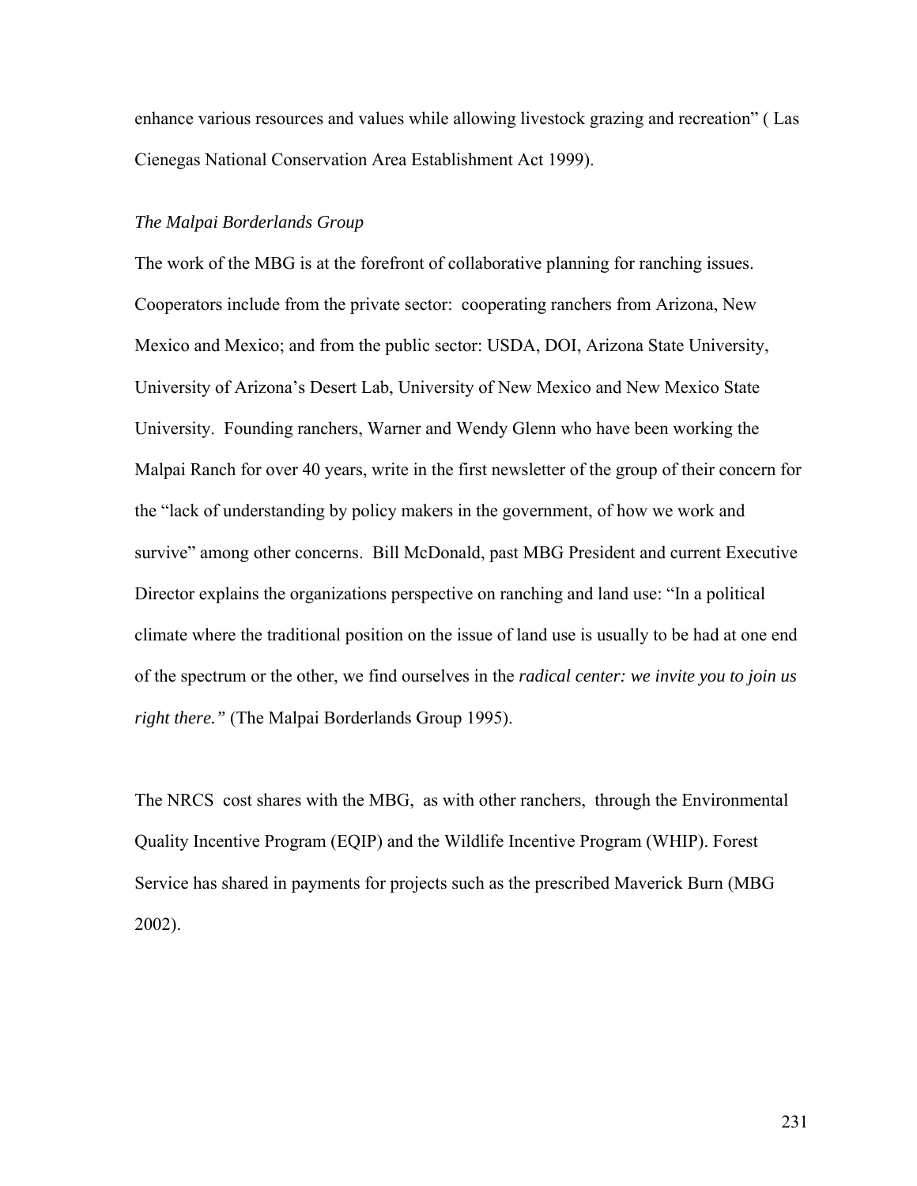enhance various resources and values while allowing livestock grazing and recreation" ( Las Cienegas National Conservation Area Establishment Act 1999).

*The Malpai Borderlands Group*

The work of the MBG is at the forefront of collaborative planning for ranching issues. Cooperators include from the private sector: cooperating ranchers from Arizona, New Mexico and Mexico; and from the public sector: USDA, DOI, Arizona State University, University of Arizona's Desert Lab, University of New Mexico and New Mexico State University. Founding ranchers, Warner and Wendy Glenn who have been working the Malpai Ranch for over 40 years, write in the first newsletter of the group of their concern for the "lack of understanding by policy makers in the government, of how we work and survive" among other concerns. Bill McDonald, past MBG President and current Executive Director explains the organizations perspective on ranching and land use: "In a political climate where the traditional position on the issue of land use is usually to be had at one end of the spectrum or the other, we find ourselves in the *radical center: we invite you to join us right there."* (The Malpai Borderlands Group 1995).

The NRCS cost shares with the MBG, as with other ranchers, through the Environmental Quality Incentive Program (EQIP) and the Wildlife Incentive Program (WHIP). Forest Service has shared in payments for projects such as the prescribed Maverick Burn (MBG 2002).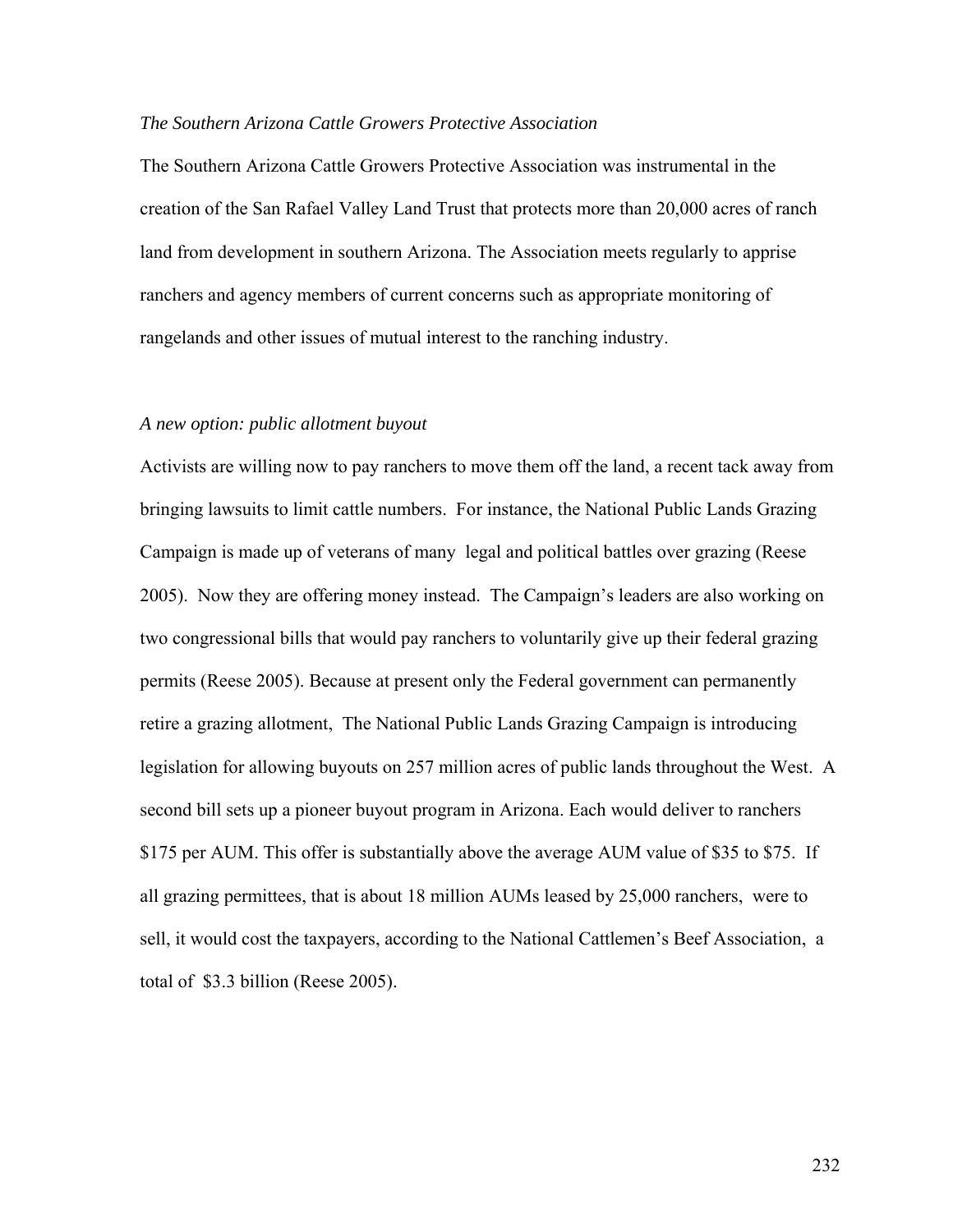*The Southern Arizona Cattle Growers Protective Association*

The Southern Arizona Cattle Growers Protective Association was instrumental in the creation of the San Rafael Valley Land Trust that protects more than 20,000 acres of ranch land from development in southern Arizona. The Association meets regularly to apprise ranchers and agency members of current concerns such as appropriate monitoring of rangelands and other issues of mutual interest to the ranching industry.

*A new option: public allotment buyout*

Activists are willing now to pay ranchers to move them off the land, a recent tack away from bringing lawsuits to limit cattle numbers. For instance, the National Public Lands Grazing Campaign is made up of veterans of many legal and political battles over grazing (Reese 2005). Now they are offering money instead. The Campaign's leaders are also working on two congressional bills that would pay ranchers to voluntarily give up their federal grazing permits (Reese 2005). Because at present only the Federal government can permanently retire a grazing allotment, The National Public Lands Grazing Campaign is introducing legislation for allowing buyouts on 257 million acres of public lands throughout the West. A second bill sets up a pioneer buyout program in Arizona. Each would deliver to ranchers $175 per AUM. This offer is substantially above the average AUM value of $35 to $75. If all grazing permittees, that is about 18 million AUMs leased by 25,000 ranchers, were to sell, it would cost the taxpayers, according to the National Cattlemen's Beef Association, a total of $3.3 billion (Reese 2005).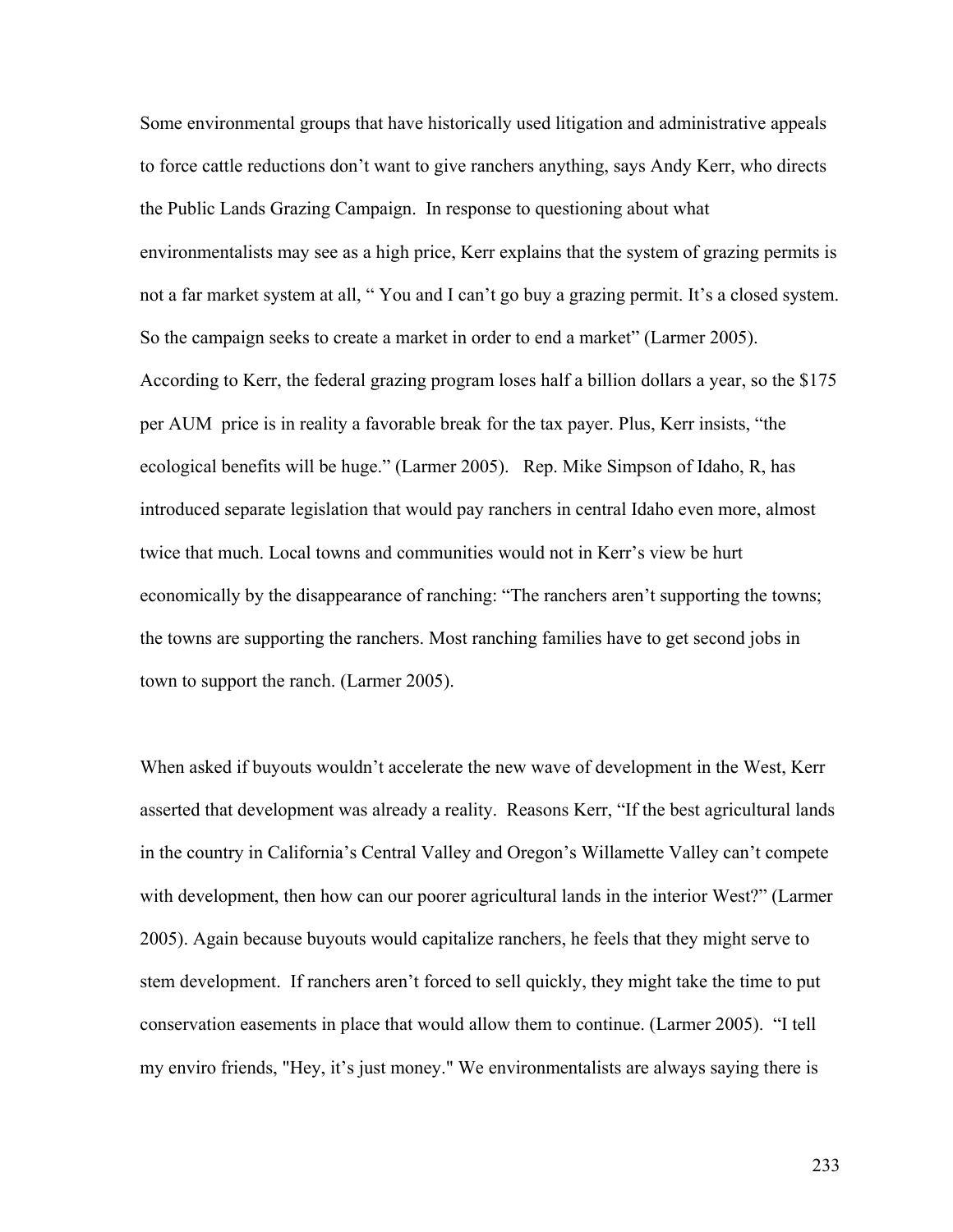Some environmental groups that have historically used litigation and administrative appeals to force cattle reductions don't want to give ranchers anything, says Andy Kerr, who directs the Public Lands Grazing Campaign. In response to questioning about what environmentalists may see as a high price, Kerr explains that the system of grazing permits is not a far market system at all, " You and I can't go buy a grazing permit. It's a closed system. So the campaign seeks to create a market in order to end a market" (Larmer 2005). According to Kerr, the federal grazing program loses half a billion dollars a year, so the $175 per AUM price is in reality a favorable break for the tax payer. Plus, Kerr insists, "the ecological benefits will be huge." (Larmer 2005). Rep. Mike Simpson of Idaho, R, has introduced separate legislation that would pay ranchers in central Idaho even more, almost twice that much. Local towns and communities would not in Kerr's view be hurt economically by the disappearance of ranching: "The ranchers aren't supporting the towns; the towns are supporting the ranchers. Most ranching families have to get second jobs in town to support the ranch. (Larmer 2005).

When asked if buyouts wouldn't accelerate the new wave of development in the West, Kerr asserted that development was already a reality. Reasons Kerr, "If the best agricultural lands in the country in California's Central Valley and Oregon's Willamette Valley can't compete with development, then how can our poorer agricultural lands in the interior West?" (Larmer 2005). Again because buyouts would capitalize ranchers, he feels that they might serve to stem development. If ranchers aren't forced to sell quickly, they might take the time to put conservation easements in place that would allow them to continue. (Larmer 2005). "I tell my enviro friends, "Hey, it's just money." We environmentalists are always saying there is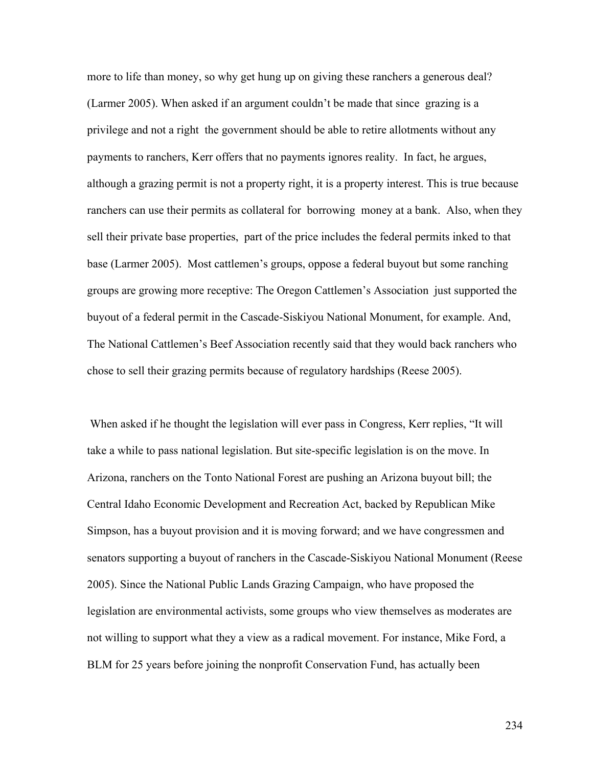more to life than money, so why get hung up on giving these ranchers a generous deal? (Larmer 2005). When asked if an argument couldn't be made that since grazing is a privilege and not a right the government should be able to retire allotments without any payments to ranchers, Kerr offers that no payments ignores reality. In fact, he argues, although a grazing permit is not a property right, it is a property interest. This is true because ranchers can use their permits as collateral for borrowing money at a bank. Also, when they sell their private base properties, part of the price includes the federal permits inked to that base (Larmer 2005). Most cattlemen's groups, oppose a federal buyout but some ranching groups are growing more receptive: The Oregon Cattlemen's Association just supported the buyout of a federal permit in the Cascade-Siskiyou National Monument, for example. And, The National Cattlemen's Beef Association recently said that they would back ranchers who chose to sell their grazing permits because of regulatory hardships (Reese 2005).

When asked if he thought the legislation will ever pass in Congress, Kerr replies, "It will take a while to pass national legislation. But site-specific legislation is on the move. In Arizona, ranchers on the Tonto National Forest are pushing an Arizona buyout bill; the Central Idaho Economic Development and Recreation Act, backed by Republican Mike Simpson, has a buyout provision and it is moving forward; and we have congressmen and senators supporting a buyout of ranchers in the Cascade-Siskiyou National Monument (Reese 2005). Since the National Public Lands Grazing Campaign, who have proposed the legislation are environmental activists, some groups who view themselves as moderates are not willing to support what they a view as a radical movement. For instance, Mike Ford, a BLM for 25 years before joining the nonprofit Conservation Fund, has actually been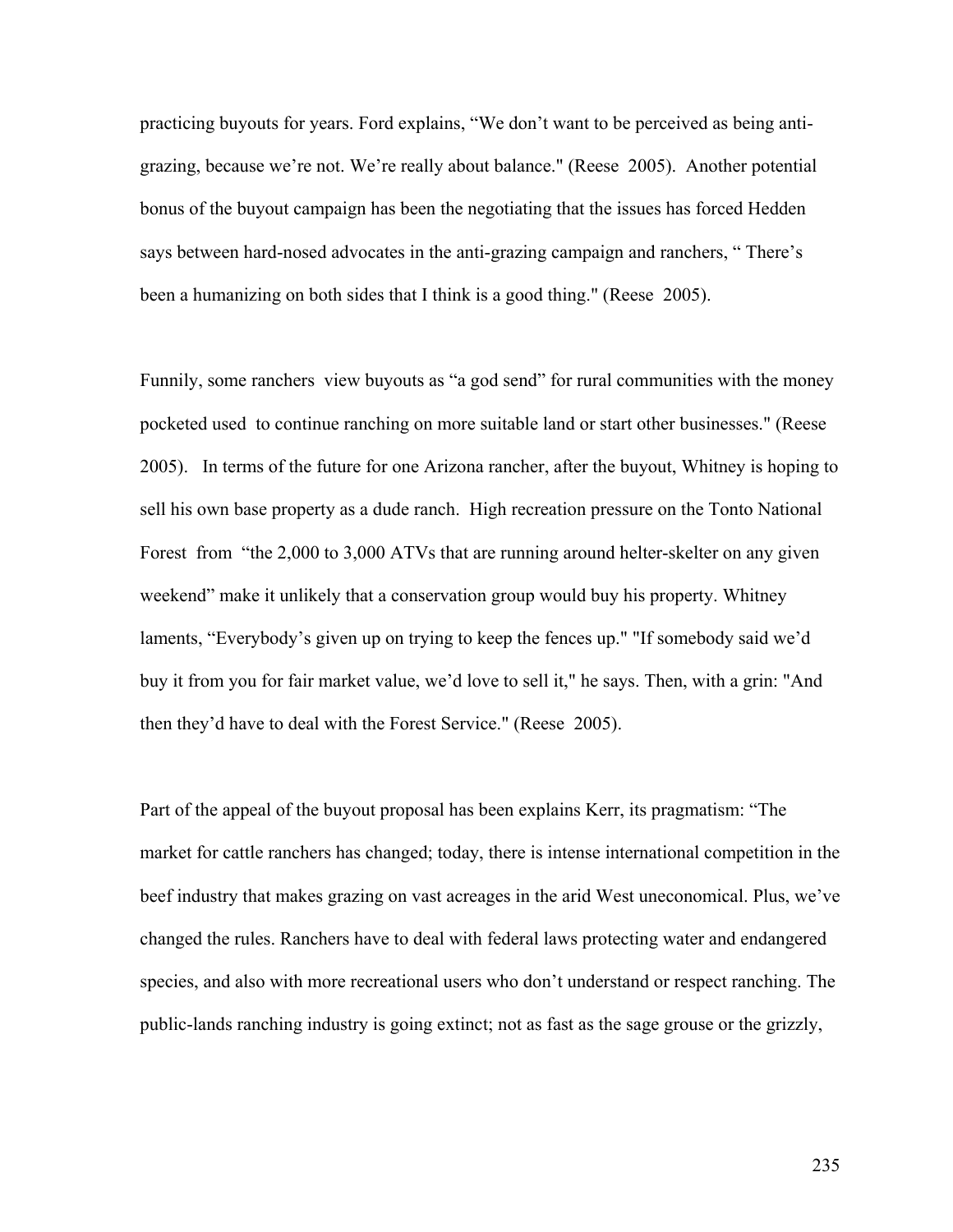practicing buyouts for years. Ford explains, "We don't want to be perceived as being anti-grazing, because we're not. We're really about balance." (Reese 2005). Another potential bonus of the buyout campaign has been the negotiating that the issues has forced Hedden says between hard-nosed advocates in the anti-grazing campaign and ranchers, " There's been a humanizing on both sides that I think is a good thing." (Reese 2005).

Funnily, some ranchers view buyouts as "a god send" for rural communities with the money pocketed used to continue ranching on more suitable land or start other businesses." (Reese 2005). In terms of the future for one Arizona rancher, after the buyout, Whitney is hoping to sell his own base property as a dude ranch. High recreation pressure on the Tonto National Forest from "the 2,000 to 3,000 ATVs that are running around helter-skelter on any given weekend" make it unlikely that a conservation group would buy his property. Whitney laments, "Everybody's given up on trying to keep the fences up." "If somebody said we'd buy it from you for fair market value, we'd love to sell it," he says. Then, with a grin: "And then they'd have to deal with the Forest Service." (Reese 2005).

Part of the appeal of the buyout proposal has been explains Kerr, its pragmatism: "The market for cattle ranchers has changed; today, there is intense international competition in the beef industry that makes grazing on vast acreages in the arid West uneconomical. Plus, we've changed the rules. Ranchers have to deal with federal laws protecting water and endangered species, and also with more recreational users who don't understand or respect ranching. The public-lands ranching industry is going extinct; not as fast as the sage grouse or the grizzly,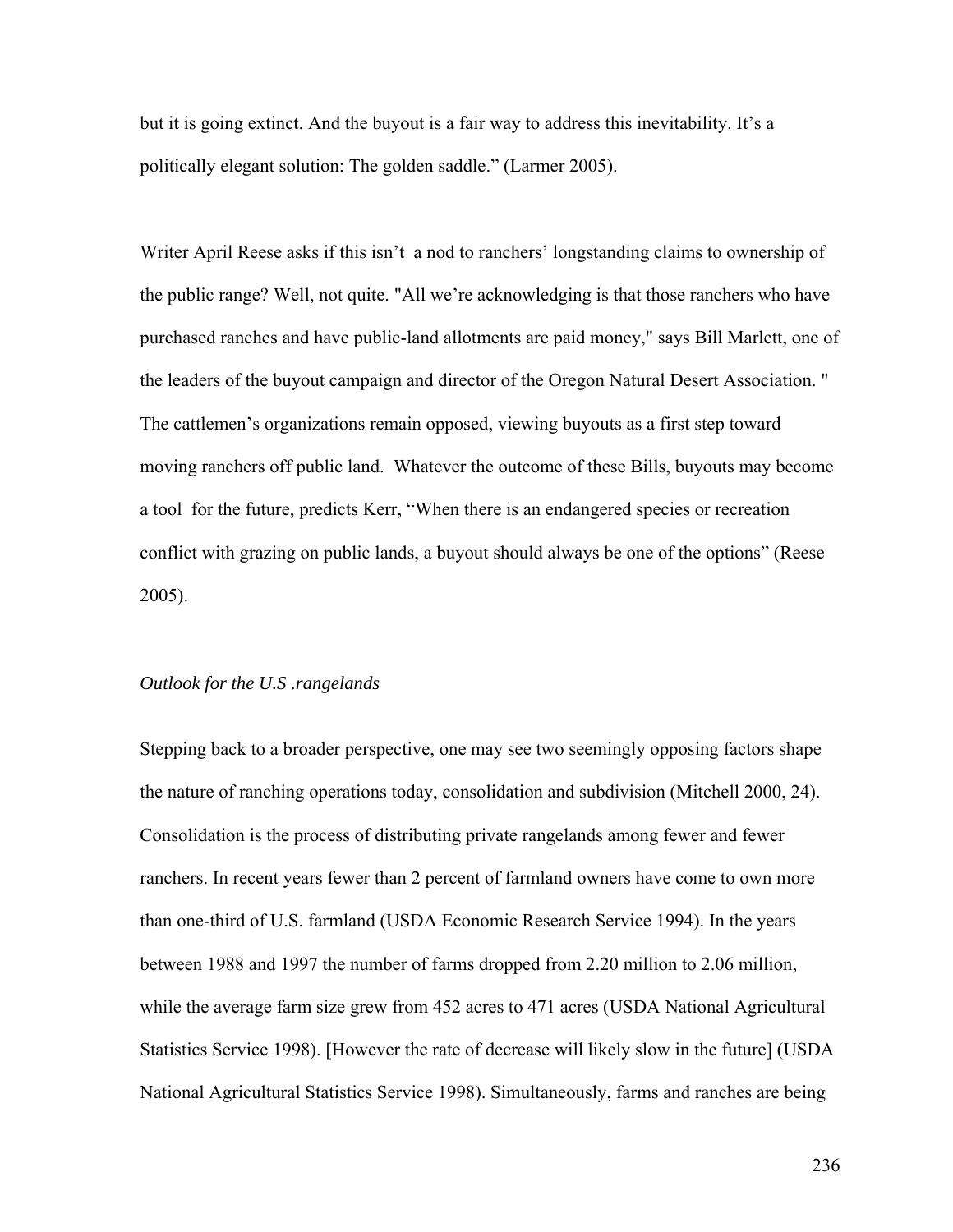but it is going extinct. And the buyout is a fair way to address this inevitability. It's a politically elegant solution: The golden saddle." (Larmer 2005).

Writer April Reese asks if this isn't  a nod to ranchers' longstanding claims to ownership of the public range? Well, not quite. "All we're acknowledging is that those ranchers who have purchased ranches and have public-land allotments are paid money," says Bill Marlett, one of the leaders of the buyout campaign and director of the Oregon Natural Desert Association. " The cattlemen's organizations remain opposed, viewing buyouts as a first step toward moving ranchers off public land.  Whatever the outcome of these Bills, buyouts may become a tool  for the future, predicts Kerr, "When there is an endangered species or recreation conflict with grazing on public lands, a buyout should always be one of the options" (Reese 2005).

*Outlook for the U.S .rangelands*

Stepping back to a broader perspective, one may see two seemingly opposing factors shape the nature of ranching operations today, consolidation and subdivision (Mitchell 2000, 24). Consolidation is the process of distributing private rangelands among fewer and fewer ranchers. In recent years fewer than 2 percent of farmland owners have come to own more than one-third of U.S. farmland (USDA Economic Research Service 1994). In the years between 1988 and 1997 the number of farms dropped from 2.20 million to 2.06 million, while the average farm size grew from 452 acres to 471 acres (USDA National Agricultural Statistics Service 1998). [However the rate of decrease will likely slow in the future] (USDA National Agricultural Statistics Service 1998). Simultaneously, farms and ranches are being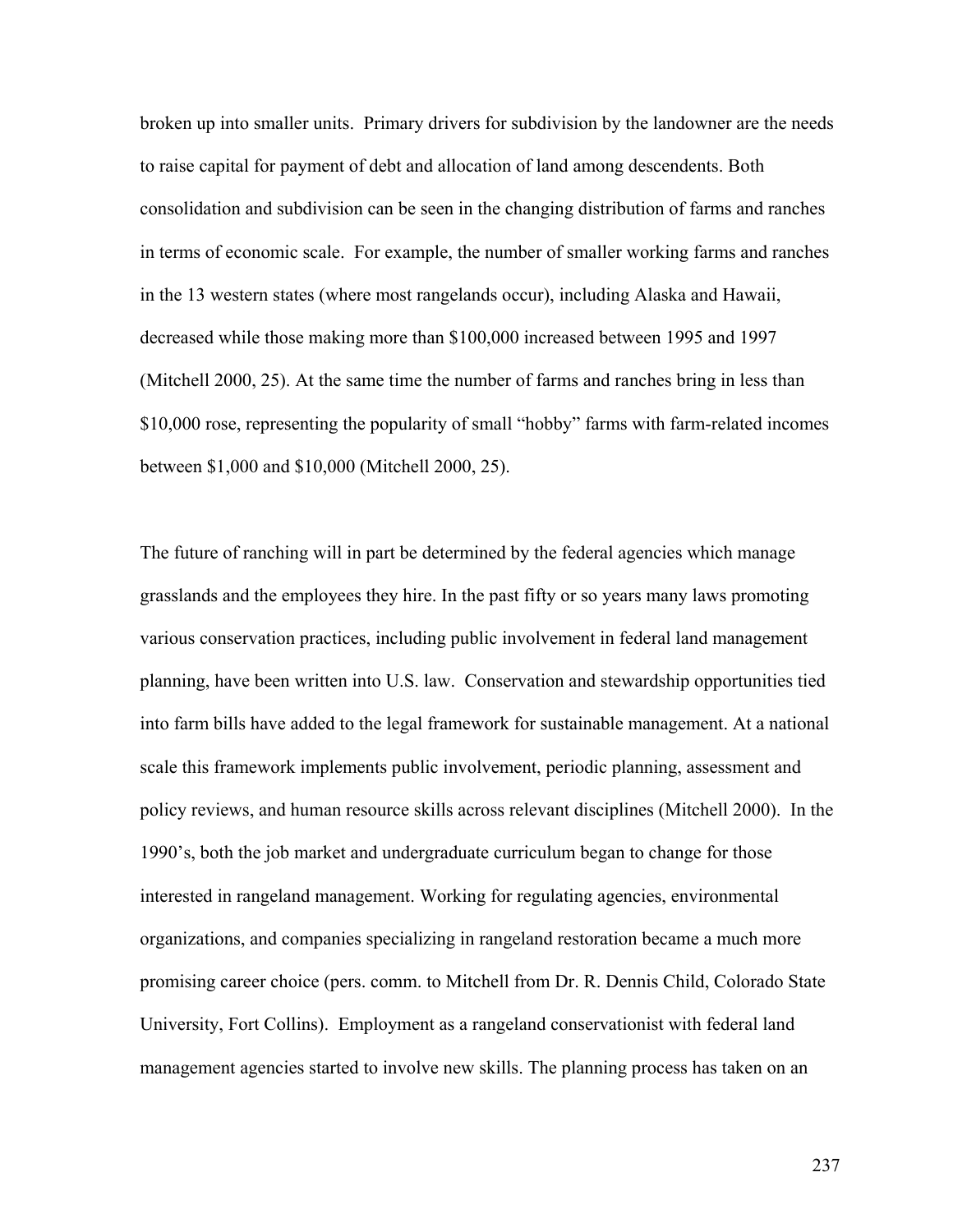broken up into smaller units. Primary drivers for subdivision by the landowner are the needs to raise capital for payment of debt and allocation of land among descendents. Both consolidation and subdivision can be seen in the changing distribution of farms and ranches in terms of economic scale. For example, the number of smaller working farms and ranches in the 13 western states (where most rangelands occur), including Alaska and Hawaii, decreased while those making more than $100,000 increased between 1995 and 1997 (Mitchell 2000, 25). At the same time the number of farms and ranches bring in less than $10,000 rose, representing the popularity of small "hobby" farms with farm-related incomes between $1,000 and $10,000 (Mitchell 2000, 25).

The future of ranching will in part be determined by the federal agencies which manage grasslands and the employees they hire. In the past fifty or so years many laws promoting various conservation practices, including public involvement in federal land management planning, have been written into U.S. law. Conservation and stewardship opportunities tied into farm bills have added to the legal framework for sustainable management. At a national scale this framework implements public involvement, periodic planning, assessment and policy reviews, and human resource skills across relevant disciplines (Mitchell 2000). In the 1990's, both the job market and undergraduate curriculum began to change for those interested in rangeland management. Working for regulating agencies, environmental organizations, and companies specializing in rangeland restoration became a much more promising career choice (pers. comm. to Mitchell from Dr. R. Dennis Child, Colorado State University, Fort Collins). Employment as a rangeland conservationist with federal land management agencies started to involve new skills. The planning process has taken on an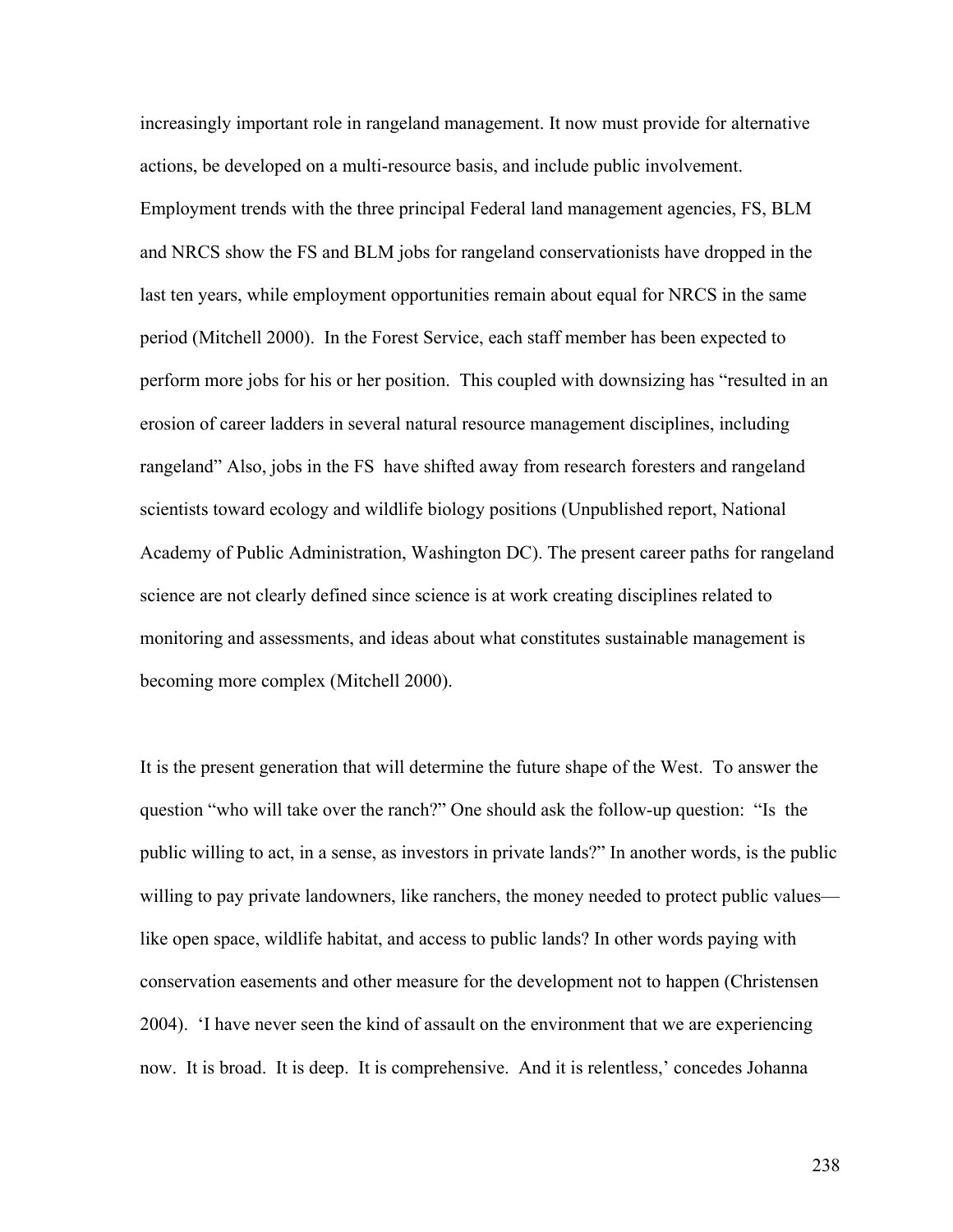increasingly important role in rangeland management. It now must provide for alternative actions, be developed on a multi-resource basis, and include public involvement. Employment trends with the three principal Federal land management agencies, FS, BLM and NRCS show the FS and BLM jobs for rangeland conservationists have dropped in the last ten years, while employment opportunities remain about equal for NRCS in the same period (Mitchell 2000). In the Forest Service, each staff member has been expected to perform more jobs for his or her position. This coupled with downsizing has "resulted in an erosion of career ladders in several natural resource management disciplines, including rangeland" Also, jobs in the FS have shifted away from research foresters and rangeland scientists toward ecology and wildlife biology positions (Unpublished report, National Academy of Public Administration, Washington DC). The present career paths for rangeland science are not clearly defined since science is at work creating disciplines related to monitoring and assessments, and ideas about what constitutes sustainable management is becoming more complex (Mitchell 2000).

It is the present generation that will determine the future shape of the West. To answer the question "who will take over the ranch?" One should ask the follow-up question: "Is the public willing to act, in a sense, as investors in private lands?" In another words, is the public willing to pay private landowners, like ranchers, the money needed to protect public values—like open space, wildlife habitat, and access to public lands? In other words paying with conservation easements and other measure for the development not to happen (Christensen 2004). 'I have never seen the kind of assault on the environment that we are experiencing now. It is broad. It is deep. It is comprehensive. And it is relentless,' concedes Johanna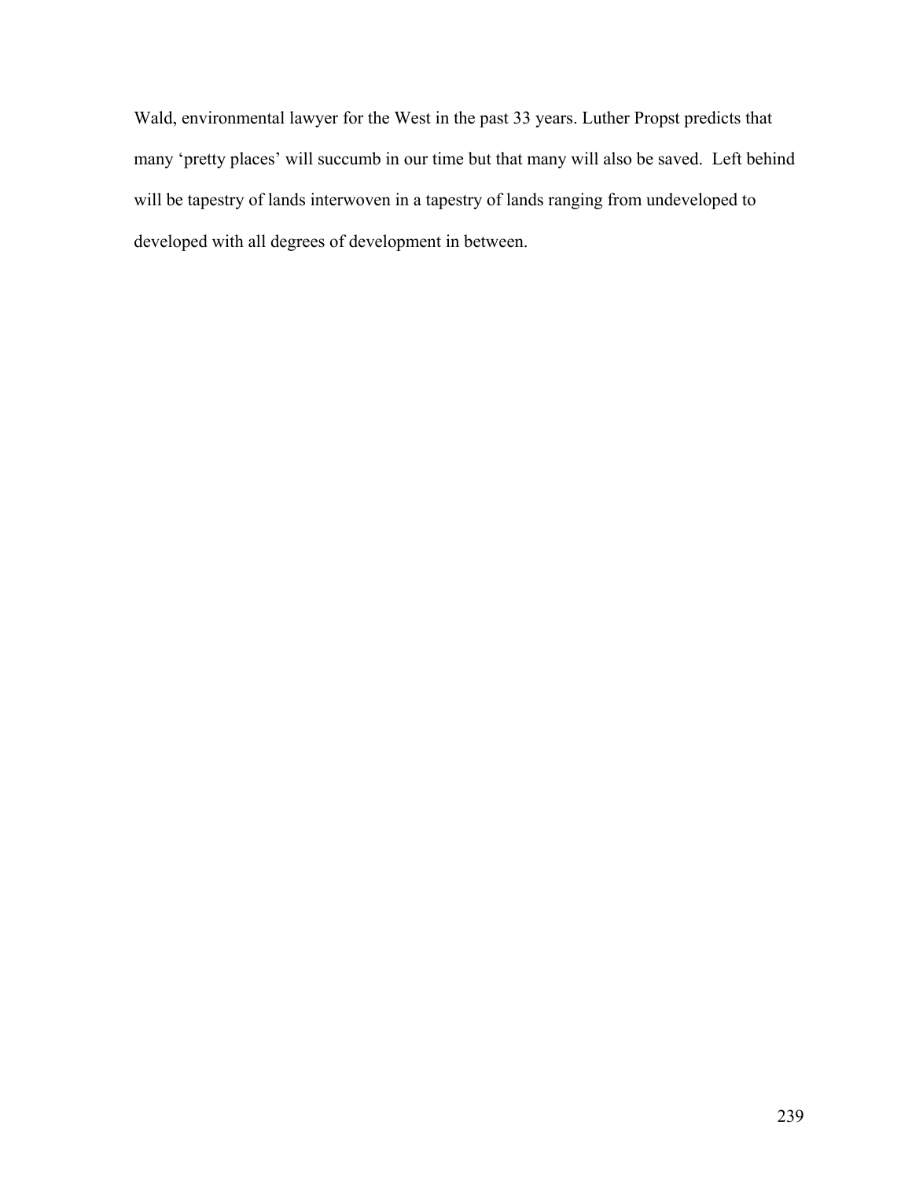Wald, environmental lawyer for the West in the past 33 years. Luther Propst predicts that many ‘pretty places’ will succumb in our time but that many will also be saved.  Left behind will be tapestry of lands interwoven in a tapestry of lands ranging from undeveloped to developed with all degrees of development in between.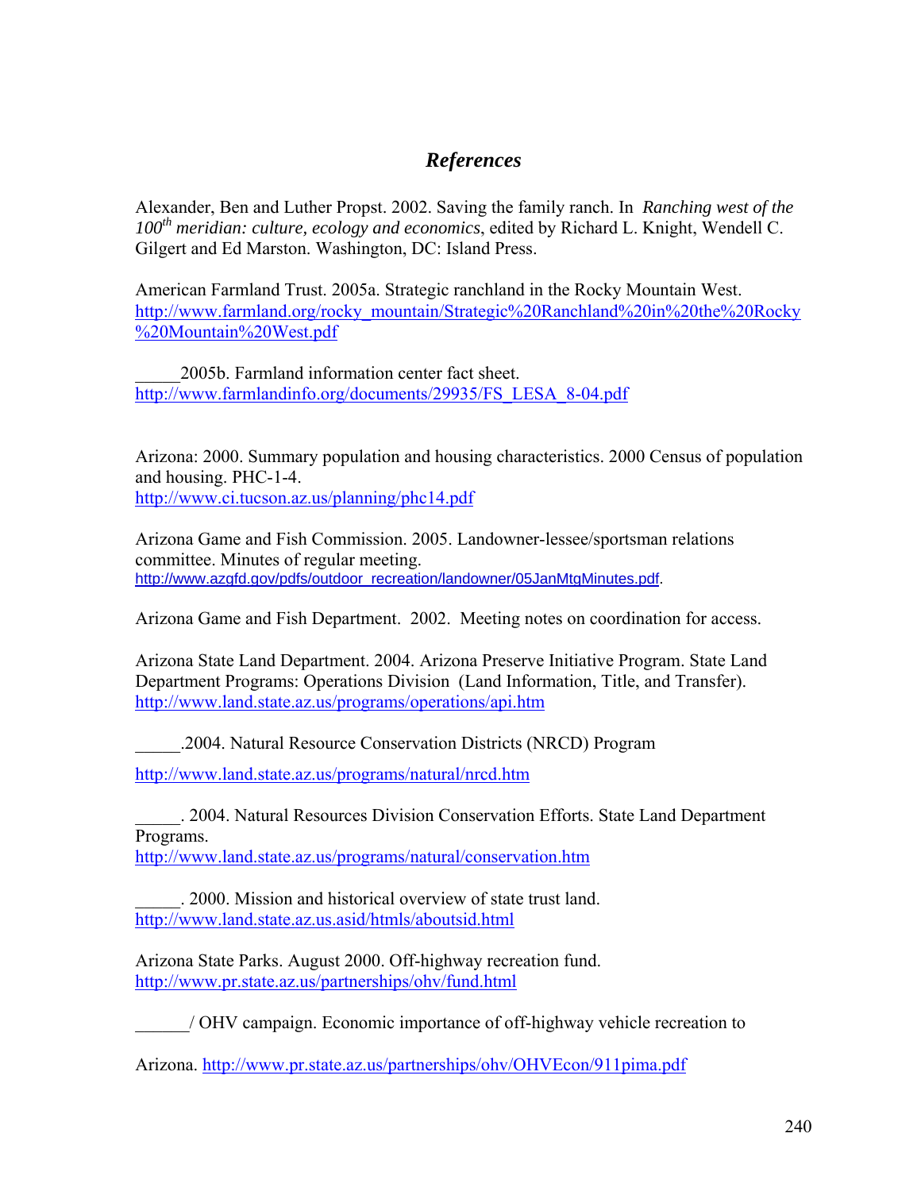# *References*

Alexander, Ben and Luther Propst. 2002. Saving the family ranch. In *Ranching west of the $100^{th}$ meridian: culture, ecology and economics*, edited by Richard L. Knight, Wendell C. Gilgert and Ed Marston. Washington, DC: Island Press.

American Farmland Trust. 2005a. Strategic ranchland in the Rocky Mountain West. http://www.farmland.org/rocky_mountain/Strategic%20Ranchland%20in%20the%20Rocky%20Mountain%20West.pdf

_____2005b. Farmland information center fact sheet. http://www.farmlandinfo.org/documents/29935/FS_LESA_8-04.pdf

Arizona: 2000. Summary population and housing characteristics. 2000 Census of population and housing. PHC-1-4. http://www.ci.tucson.az.us/planning/phc14.pdf

Arizona Game and Fish Commission. 2005. Landowner-lessee/sportsman relations committee. Minutes of regular meeting. http://www.azgfd.gov/pdfs/outdoor_recreation/landowner/05JanMtgMinutes.pdf.

Arizona Game and Fish Department. 2002. Meeting notes on coordination for access.

Arizona State Land Department. 2004. Arizona Preserve Initiative Program. State Land Department Programs: Operations Division (Land Information, Title, and Transfer). http://www.land.state.az.us/programs/operations/api.htm

_____.2004. Natural Resource Conservation Districts (NRCD) Program

http://www.land.state.az.us/programs/natural/nrcd.htm

_____. 2004. Natural Resources Division Conservation Efforts. State Land Department Programs. http://www.land.state.az.us/programs/natural/conservation.htm

_____. 2000. Mission and historical overview of state trust land. http://www.land.state.az.us.asid/htmls/aboutsid.html

Arizona State Parks. August 2000. Off-highway recreation fund. http://www.pr.state.az.us/partnerships/ohv/fund.html

______/ OHV campaign. Economic importance of off-highway vehicle recreation to

Arizona. http://www.pr.state.az.us/partnerships/ohv/OHVEcon/911pima.pdf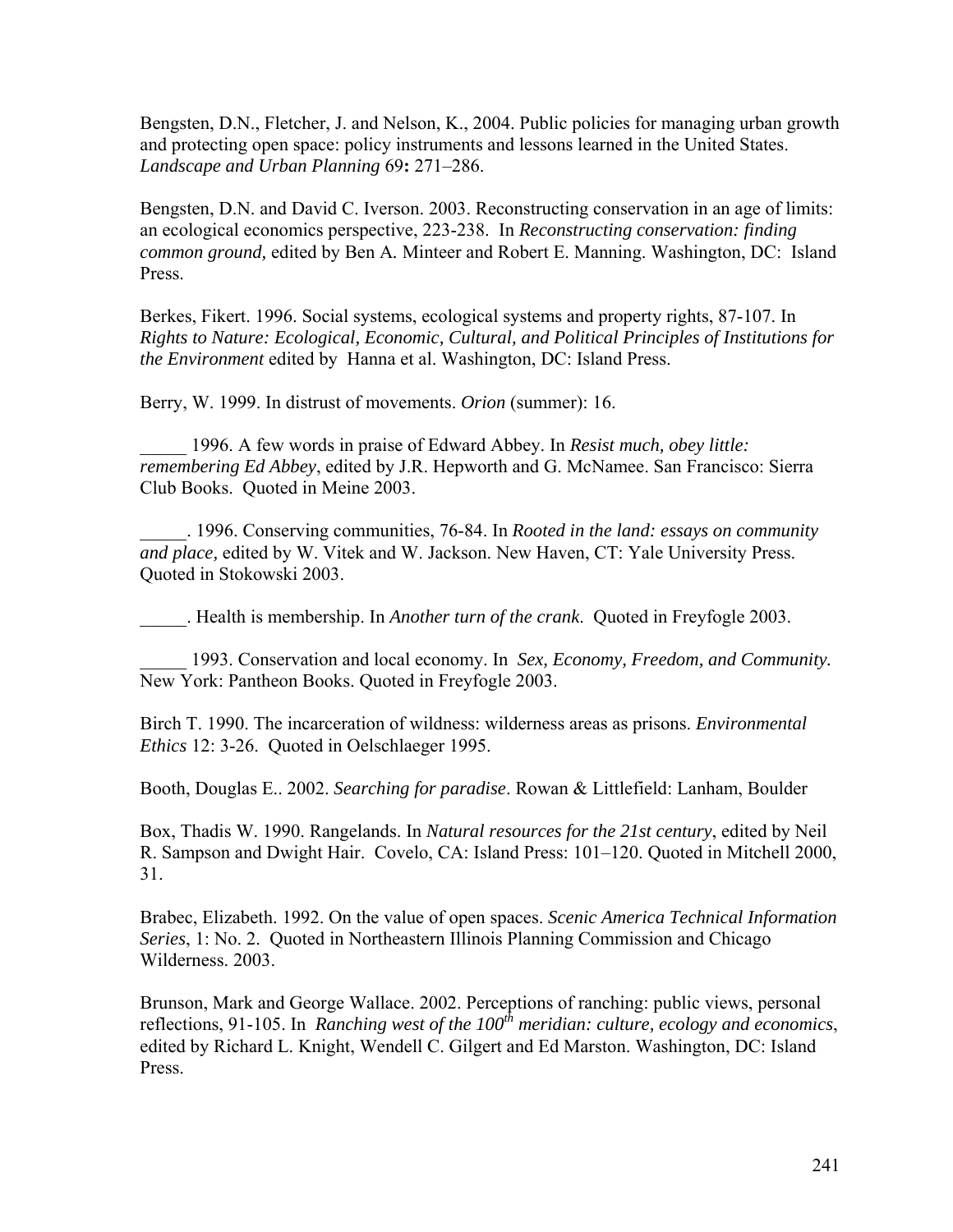Bengsten, D.N., Fletcher, J. and Nelson, K., 2004. Public policies for managing urban growth and protecting open space: policy instruments and lessons learned in the United States. *Landscape and Urban Planning* 69**:** 271–286.

Bengsten, D.N. and David C. Iverson. 2003. Reconstructing conservation in an age of limits: an ecological economics perspective, 223-238. In *Reconstructing conservation: finding common ground,* edited by Ben A. Minteer and Robert E. Manning. Washington, DC: Island Press.

Berkes, Fikert. 1996. Social systems, ecological systems and property rights, 87-107. In *Rights to Nature: Ecological, Economic, Cultural, and Political Principles of Institutions for the Environment* edited by Hanna et al. Washington, DC: Island Press.

Berry, W. 1999. In distrust of movements. *Orion* (summer): 16.

_____ 1996. A few words in praise of Edward Abbey. In *Resist much, obey little: remembering Ed Abbey*, edited by J.R. Hepworth and G. McNamee. San Francisco: Sierra Club Books. Quoted in Meine 2003.

_____. 1996. Conserving communities, 76-84. In *Rooted in the land: essays on community and place,* edited by W. Vitek and W. Jackson. New Haven, CT: Yale University Press. Quoted in Stokowski 2003.

_____. Health is membership. In *Another turn of the crank*. Quoted in Freyfogle 2003.

_____ 1993. Conservation and local economy. In *Sex, Economy, Freedom, and Community.* New York: Pantheon Books. Quoted in Freyfogle 2003.

Birch T. 1990. The incarceration of wildness: wilderness areas as prisons. *Environmental Ethics* 12: 3-26. Quoted in Oelschlaeger 1995.

Booth, Douglas E.. 2002. *Searching for paradise*. Rowan & Littlefield: Lanham, Boulder

Box, Thadis W. 1990. Rangelands. In *Natural resources for the 21st century*, edited by Neil R. Sampson and Dwight Hair. Covelo, CA: Island Press: 101–120. Quoted in Mitchell 2000, 31.

Brabec, Elizabeth. 1992. On the value of open spaces. *Scenic America Technical Information Series*, 1: No. 2. Quoted in Northeastern Illinois Planning Commission and Chicago Wilderness. 2003.

Brunson, Mark and George Wallace. 2002. Perceptions of ranching: public views, personal reflections, 91-105. In *Ranching west of the 100th meridian: culture, ecology and economics*, edited by Richard L. Knight, Wendell C. Gilgert and Ed Marston. Washington, DC: Island Press.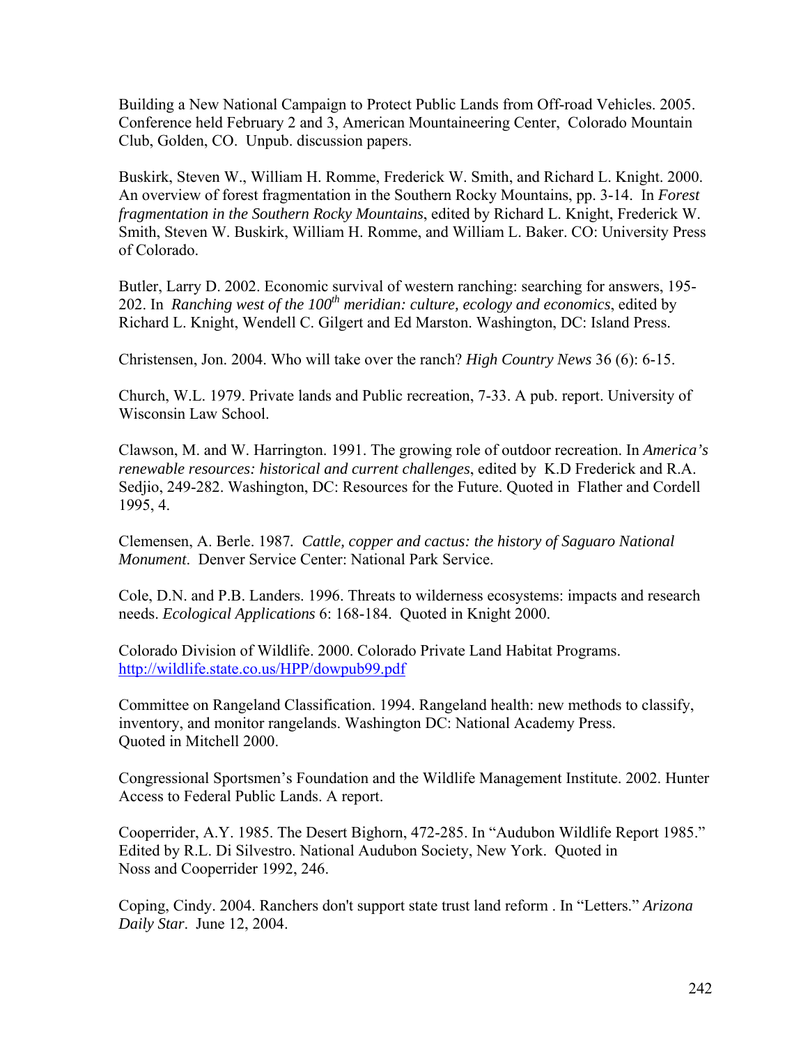Building a New National Campaign to Protect Public Lands from Off-road Vehicles. 2005. Conference held February 2 and 3, American Mountaineering Center, Colorado Mountain Club, Golden, CO. Unpub. discussion papers.

Buskirk, Steven W., William H. Romme, Frederick W. Smith, and Richard L. Knight. 2000. An overview of forest fragmentation in the Southern Rocky Mountains, pp. 3-14. In *Forest fragmentation in the Southern Rocky Mountains*, edited by Richard L. Knight, Frederick W. Smith, Steven W. Buskirk, William H. Romme, and William L. Baker. CO: University Press of Colorado.

Butler, Larry D. 2002. Economic survival of western ranching: searching for answers, 195-202. In *Ranching west of the 100th meridian: culture, ecology and economics*, edited by Richard L. Knight, Wendell C. Gilgert and Ed Marston. Washington, DC: Island Press.

Christensen, Jon. 2004. Who will take over the ranch? *High Country News* 36 (6): 6-15.

Church, W.L. 1979. Private lands and Public recreation, 7-33. A pub. report. University of Wisconsin Law School.

Clawson, M. and W. Harrington. 1991. The growing role of outdoor recreation. In *America's renewable resources: historical and current challenges*, edited by K.D Frederick and R.A. Sedjio, 249-282. Washington, DC: Resources for the Future. Quoted in Flather and Cordell 1995, 4.

Clemensen, A. Berle. 1987. *Cattle, copper and cactus: the history of Saguaro National Monument*. Denver Service Center: National Park Service.

Cole, D.N. and P.B. Landers. 1996. Threats to wilderness ecosystems: impacts and research needs. *Ecological Applications* 6: 168-184. Quoted in Knight 2000.

Colorado Division of Wildlife. 2000. Colorado Private Land Habitat Programs. http://wildlife.state.co.us/HPP/dowpub99.pdf

Committee on Rangeland Classification. 1994. Rangeland health: new methods to classify, inventory, and monitor rangelands. Washington DC: National Academy Press. Quoted in Mitchell 2000.

Congressional Sportsmen's Foundation and the Wildlife Management Institute. 2002. Hunter Access to Federal Public Lands. A report.

Cooperrider, A.Y. 1985. The Desert Bighorn, 472-285. In "Audubon Wildlife Report 1985." Edited by R.L. Di Silvestro. National Audubon Society, New York. Quoted in Noss and Cooperrider 1992, 246.

Coping, Cindy. 2004. Ranchers don't support state trust land reform . In "Letters." *Arizona Daily Star*. June 12, 2004.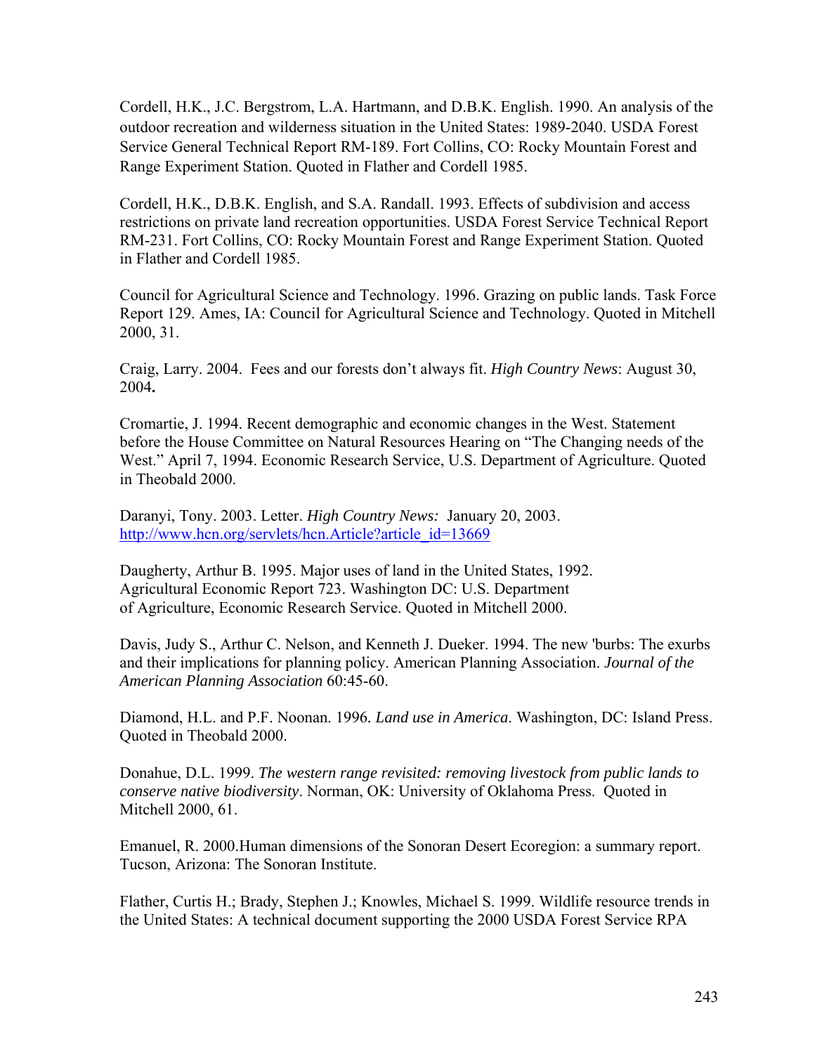Cordell, H.K., J.C. Bergstrom, L.A. Hartmann, and D.B.K. English. 1990. An analysis of the outdoor recreation and wilderness situation in the United States: 1989-2040. USDA Forest Service General Technical Report RM-189. Fort Collins, CO: Rocky Mountain Forest and Range Experiment Station. Quoted in Flather and Cordell 1985.

Cordell, H.K., D.B.K. English, and S.A. Randall. 1993. Effects of subdivision and access restrictions on private land recreation opportunities. USDA Forest Service Technical Report RM-231. Fort Collins, CO: Rocky Mountain Forest and Range Experiment Station. Quoted in Flather and Cordell 1985.

Council for Agricultural Science and Technology. 1996. Grazing on public lands. Task Force Report 129. Ames, IA: Council for Agricultural Science and Technology. Quoted in Mitchell 2000, 31.

Craig, Larry. 2004. Fees and our forests don't always fit. *High Country News*: August 30, 2004**.**

Cromartie, J. 1994. Recent demographic and economic changes in the West. Statement before the House Committee on Natural Resources Hearing on "The Changing needs of the West." April 7, 1994. Economic Research Service, U.S. Department of Agriculture. Quoted in Theobald 2000.

Daranyi, Tony. 2003. Letter. *High Country News:* January 20, 2003. http://www.hcn.org/servlets/hcn.Article?article_id=13669

Daugherty, Arthur B. 1995. Major uses of land in the United States, 1992. Agricultural Economic Report 723. Washington DC: U.S. Department of Agriculture, Economic Research Service. Quoted in Mitchell 2000.

Davis, Judy S., Arthur C. Nelson, and Kenneth J. Dueker. 1994. The new 'burbs: The exurbs and their implications for planning policy. American Planning Association. *Journal of the American Planning Association* 60:45-60.

Diamond, H.L. and P.F. Noonan. 1996. *Land use in America*. Washington, DC: Island Press. Quoted in Theobald 2000.

Donahue, D.L. 1999. *The western range revisited: removing livestock from public lands to conserve native biodiversity*. Norman, OK: University of Oklahoma Press. Quoted in Mitchell 2000, 61.

Emanuel, R. 2000.Human dimensions of the Sonoran Desert Ecoregion: a summary report. Tucson, Arizona: The Sonoran Institute.

Flather, Curtis H.; Brady, Stephen J.; Knowles, Michael S. 1999. Wildlife resource trends in the United States: A technical document supporting the 2000 USDA Forest Service RPA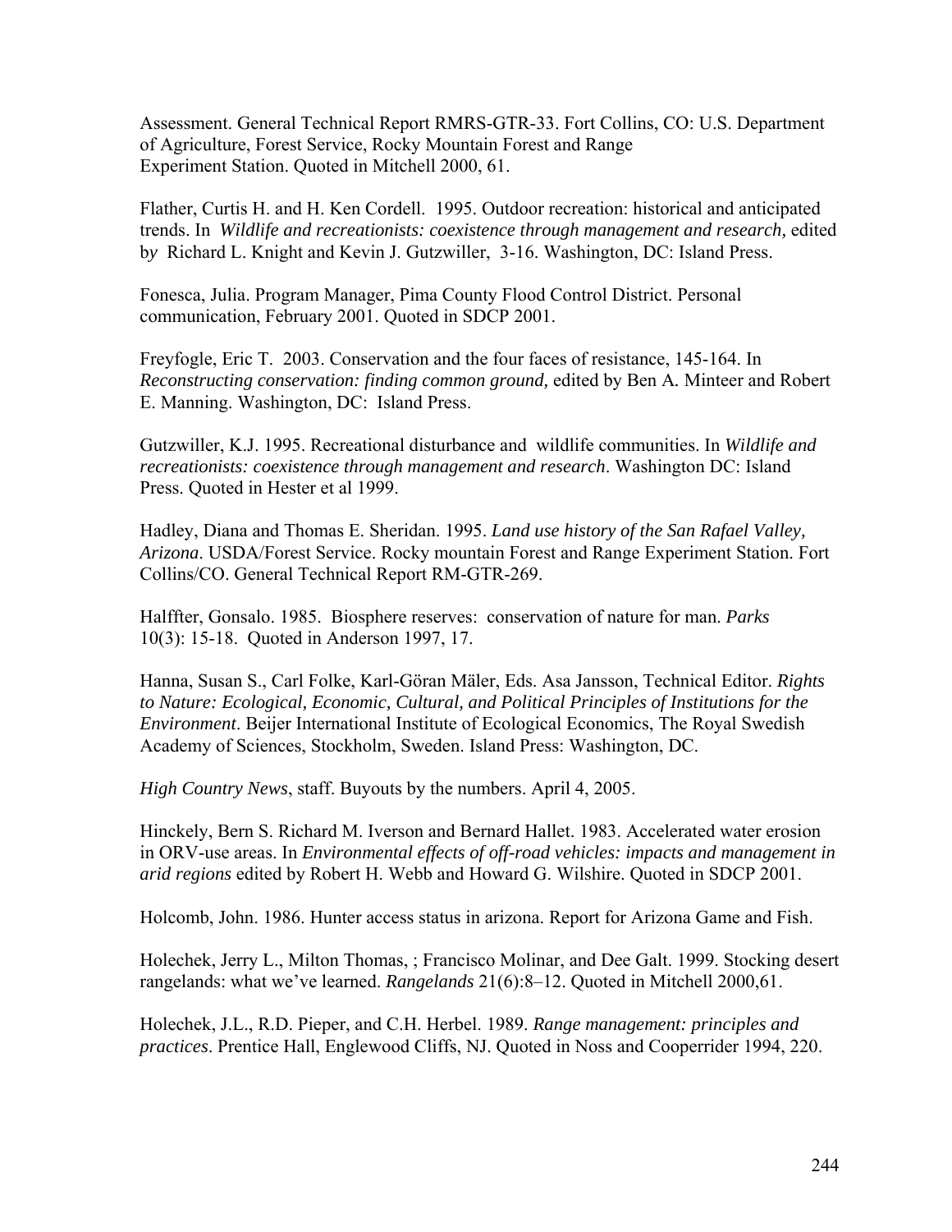Assessment. General Technical Report RMRS-GTR-33. Fort Collins, CO: U.S. Department of Agriculture, Forest Service, Rocky Mountain Forest and Range Experiment Station. Quoted in Mitchell 2000, 61.

Flather, Curtis H. and H. Ken Cordell. 1995. Outdoor recreation: historical and anticipated trends. In *Wildlife and recreationists: coexistence through management and research,* edited by Richard L. Knight and Kevin J. Gutzwiller, 3-16. Washington, DC: Island Press.

Fonesca, Julia. Program Manager, Pima County Flood Control District. Personal communication, February 2001. Quoted in SDCP 2001.

Freyfogle, Eric T. 2003. Conservation and the four faces of resistance, 145-164. In *Reconstructing conservation: finding common ground,* edited by Ben A. Minteer and Robert E. Manning. Washington, DC: Island Press.

Gutzwiller, K.J. 1995. Recreational disturbance and wildlife communities. In *Wildlife and recreationists: coexistence through management and research*. Washington DC: Island Press. Quoted in Hester et al 1999.

Hadley, Diana and Thomas E. Sheridan. 1995. *Land use history of the San Rafael Valley, Arizona*. USDA/Forest Service. Rocky mountain Forest and Range Experiment Station. Fort Collins/CO. General Technical Report RM-GTR-269.

Halffter, Gonsalo. 1985. Biosphere reserves: conservation of nature for man. *Parks* 10(3): 15-18. Quoted in Anderson 1997, 17.

Hanna, Susan S., Carl Folke, Karl-Göran Mäler, Eds. Asa Jansson, Technical Editor. *Rights to Nature: Ecological, Economic, Cultural, and Political Principles of Institutions for the Environment*. Beijer International Institute of Ecological Economics, The Royal Swedish Academy of Sciences, Stockholm, Sweden. Island Press: Washington, DC.

*High Country News*, staff. Buyouts by the numbers. April 4, 2005.

Hinckely, Bern S. Richard M. Iverson and Bernard Hallet. 1983. Accelerated water erosion in ORV-use areas. In *Environmental effects of off-road vehicles: impacts and management in arid regions* edited by Robert H. Webb and Howard G. Wilshire. Quoted in SDCP 2001.

Holcomb, John. 1986. Hunter access status in arizona. Report for Arizona Game and Fish.

Holechek, Jerry L., Milton Thomas, ; Francisco Molinar, and Dee Galt. 1999. Stocking desert rangelands: what we've learned. *Rangelands* 21(6):8–12. Quoted in Mitchell 2000,61.

Holechek, J.L., R.D. Pieper, and C.H. Herbel. 1989. *Range management: principles and practices*. Prentice Hall, Englewood Cliffs, NJ. Quoted in Noss and Cooperrider 1994, 220.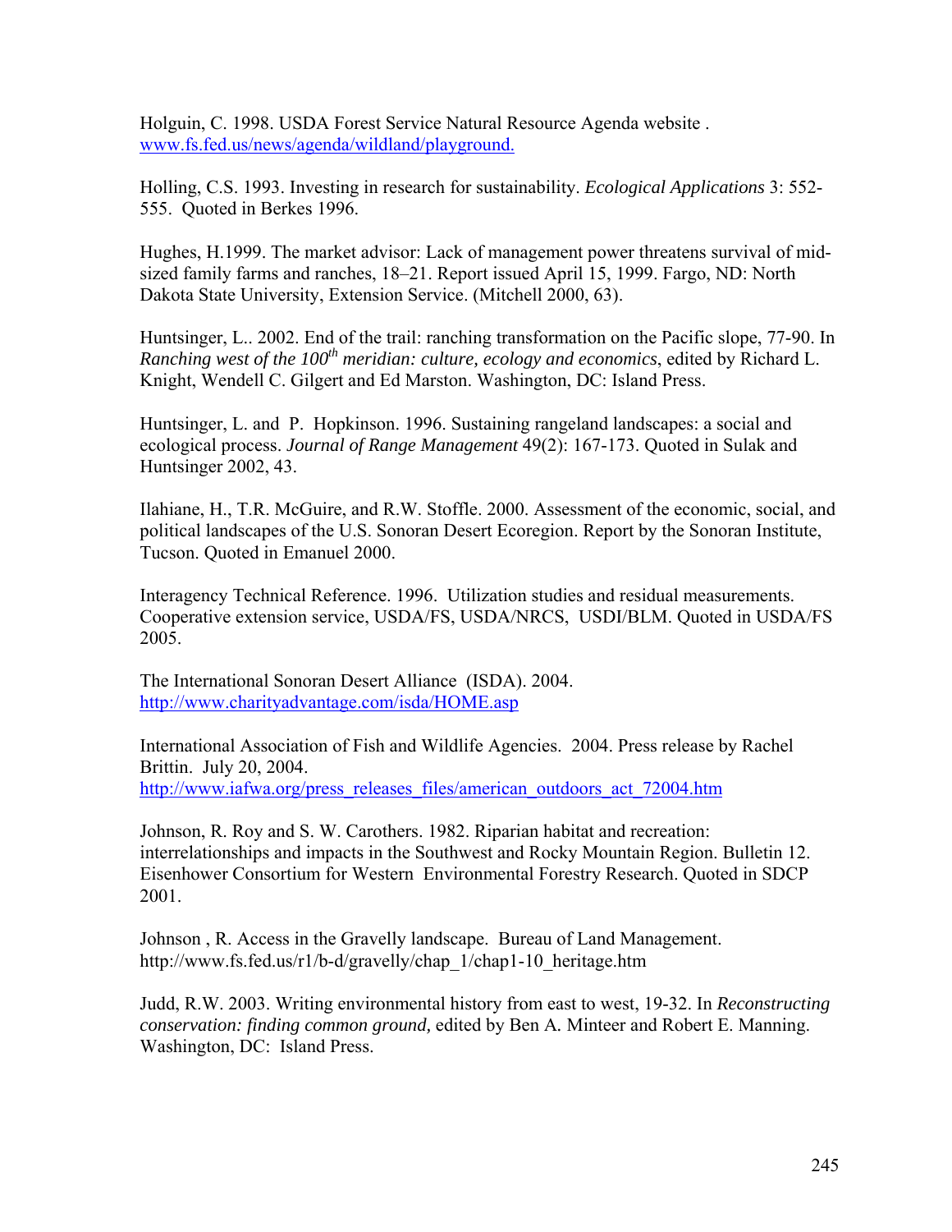Holguin, C. 1998. USDA Forest Service Natural Resource Agenda website . www.fs.fed.us/news/agenda/wildland/playground.

Holling, C.S. 1993. Investing in research for sustainability. *Ecological Applications* 3: 552-555. Quoted in Berkes 1996.

Hughes, H.1999. The market advisor: Lack of management power threatens survival of mid-sized family farms and ranches, 18–21. Report issued April 15, 1999. Fargo, ND: North Dakota State University, Extension Service. (Mitchell 2000, 63).

Huntsinger, L.. 2002. End of the trail: ranching transformation on the Pacific slope, 77-90. In *Ranching west of the 100th meridian: culture, ecology and economics*, edited by Richard L. Knight, Wendell C. Gilgert and Ed Marston. Washington, DC: Island Press.

Huntsinger, L. and P. Hopkinson. 1996. Sustaining rangeland landscapes: a social and ecological process. *Journal of Range Management* 49(2): 167-173. Quoted in Sulak and Huntsinger 2002, 43.

Ilahiane, H., T.R. McGuire, and R.W. Stoffle. 2000. Assessment of the economic, social, and political landscapes of the U.S. Sonoran Desert Ecoregion. Report by the Sonoran Institute, Tucson. Quoted in Emanuel 2000.

Interagency Technical Reference. 1996. Utilization studies and residual measurements. Cooperative extension service, USDA/FS, USDA/NRCS, USDI/BLM. Quoted in USDA/FS 2005.

The International Sonoran Desert Alliance (ISDA). 2004. http://www.charityadvantage.com/isda/HOME.asp

International Association of Fish and Wildlife Agencies. 2004. Press release by Rachel Brittin. July 20, 2004. http://www.iafwa.org/press_releases_files/american_outdoors_act_72004.htm

Johnson, R. Roy and S. W. Carothers. 1982. Riparian habitat and recreation: interrelationships and impacts in the Southwest and Rocky Mountain Region. Bulletin 12. Eisenhower Consortium for Western Environmental Forestry Research. Quoted in SDCP 2001.

Johnson , R. Access in the Gravelly landscape. Bureau of Land Management. http://www.fs.fed.us/r1/b-d/gravelly/chap_1/chap1-10_heritage.htm

Judd, R.W. 2003. Writing environmental history from east to west, 19-32. In *Reconstructing conservation: finding common ground,* edited by Ben A. Minteer and Robert E. Manning. Washington, DC: Island Press.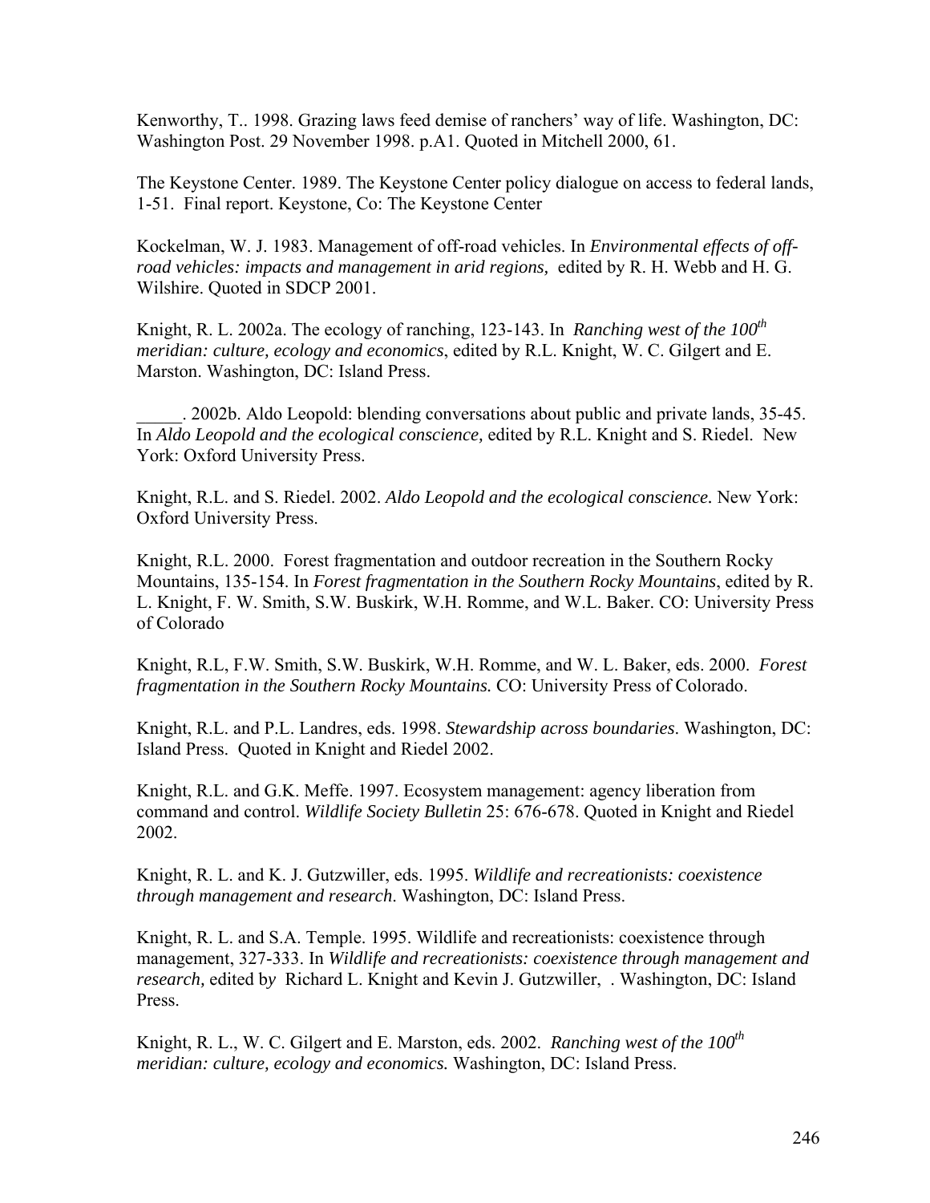Kenworthy, T.. 1998. Grazing laws feed demise of ranchers' way of life. Washington, DC: Washington Post. 29 November 1998. p.A1. Quoted in Mitchell 2000, 61.

The Keystone Center. 1989. The Keystone Center policy dialogue on access to federal lands, 1-51. Final report. Keystone, Co: The Keystone Center

Kockelman, W. J. 1983. Management of off-road vehicles. In *Environmental effects of off-road vehicles: impacts and management in arid regions,* edited by R. H. Webb and H. G. Wilshire. Quoted in SDCP 2001.

Knight, R. L. 2002a. The ecology of ranching, 123-143. In *Ranching west of the 100th meridian: culture, ecology and economics*, edited by R.L. Knight, W. C. Gilgert and E. Marston. Washington, DC: Island Press.

_____. 2002b. Aldo Leopold: blending conversations about public and private lands, 35-45. In *Aldo Leopold and the ecological conscience,* edited by R.L. Knight and S. Riedel. New York: Oxford University Press.

Knight, R.L. and S. Riedel. 2002. *Aldo Leopold and the ecological conscience.* New York: Oxford University Press.

Knight, R.L. 2000. Forest fragmentation and outdoor recreation in the Southern Rocky Mountains, 135-154. In *Forest fragmentation in the Southern Rocky Mountains*, edited by R. L. Knight, F. W. Smith, S.W. Buskirk, W.H. Romme, and W.L. Baker. CO: University Press of Colorado

Knight, R.L, F.W. Smith, S.W. Buskirk, W.H. Romme, and W. L. Baker, eds. 2000. *Forest fragmentation in the Southern Rocky Mountains.* CO: University Press of Colorado.

Knight, R.L. and P.L. Landres, eds. 1998. *Stewardship across boundaries*. Washington, DC: Island Press. Quoted in Knight and Riedel 2002.

Knight, R.L. and G.K. Meffe. 1997. Ecosystem management: agency liberation from command and control. *Wildlife Society Bulletin* 25: 676-678. Quoted in Knight and Riedel 2002.

Knight, R. L. and K. J. Gutzwiller, eds. 1995. *Wildlife and recreationists: coexistence through management and research.* Washington, DC: Island Press.

Knight, R. L. and S.A. Temple. 1995. Wildlife and recreationists: coexistence through management, 327-333. In *Wildlife and recreationists: coexistence through management and research,* edited by Richard L. Knight and Kevin J. Gutzwiller, . Washington, DC: Island Press.

Knight, R. L., W. C. Gilgert and E. Marston, eds. 2002. *Ranching west of the 100th meridian: culture, ecology and economics.* Washington, DC: Island Press.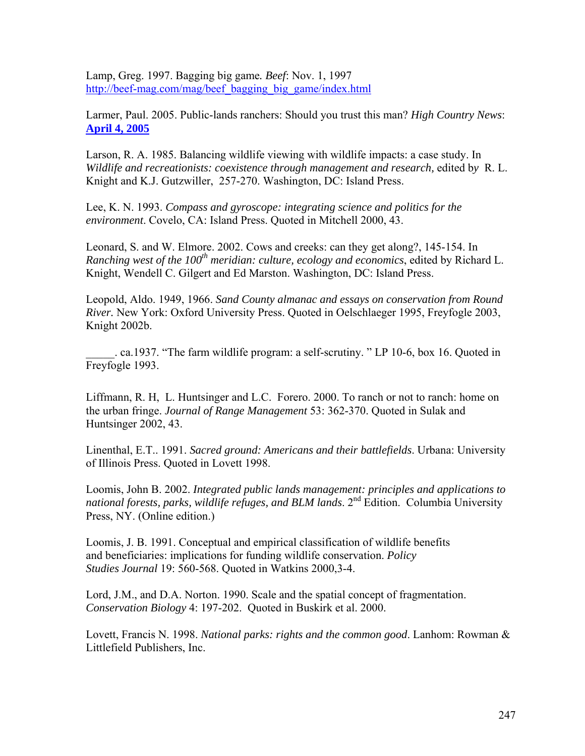Lamp, Greg. 1997. Bagging big game. *Beef*: Nov. 1, 1997 http://beef-mag.com/mag/beef_bagging_big_game/index.html

Larmer, Paul. 2005. Public-lands ranchers: Should you trust this man? *High Country News*: **April 4, 2005**

Larson, R. A. 1985. Balancing wildlife viewing with wildlife impacts: a case study. In *Wildlife and recreationists: coexistence through management and research,* edited by R. L. Knight and K.J. Gutzwiller, 257-270. Washington, DC: Island Press.

Lee, K. N. 1993. *Compass and gyroscope: integrating science and politics for the environment*. Covelo, CA: Island Press. Quoted in Mitchell 2000, 43.

Leonard, S. and W. Elmore. 2002. Cows and creeks: can they get along?, 145-154. In *Ranching west of the 100th meridian: culture, ecology and economics*, edited by Richard L. Knight, Wendell C. Gilgert and Ed Marston. Washington, DC: Island Press.

Leopold, Aldo. 1949, 1966. *Sand County almanac and essays on conservation from Round River*. New York: Oxford University Press. Quoted in Oelschlaeger 1995, Freyfogle 2003, Knight 2002b.

_____. ca.1937. "The farm wildlife program: a self-scrutiny. " LP 10-6, box 16. Quoted in Freyfogle 1993.

Liffmann, R. H, L. Huntsinger and L.C. Forero. 2000. To ranch or not to ranch: home on the urban fringe. *Journal of Range Management* 53: 362-370. Quoted in Sulak and Huntsinger 2002, 43.

Linenthal, E.T.. 1991. *Sacred ground: Americans and their battlefields*. Urbana: University of Illinois Press. Quoted in Lovett 1998.

Loomis, John B. 2002. *Integrated public lands management: principles and applications to national forests, parks, wildlife refuges, and BLM lands*. 2nd Edition. Columbia University Press, NY. (Online edition.)

Loomis, J. B. 1991. Conceptual and empirical classification of wildlife benefits and beneficiaries: implications for funding wildlife conservation. *Policy Studies Journal* 19: 560-568. Quoted in Watkins 2000,3-4.

Lord, J.M., and D.A. Norton. 1990. Scale and the spatial concept of fragmentation. *Conservation Biology* 4: 197-202. Quoted in Buskirk et al. 2000.

Lovett, Francis N. 1998. *National parks: rights and the common good*. Lanhom: Rowman & Littlefield Publishers, Inc.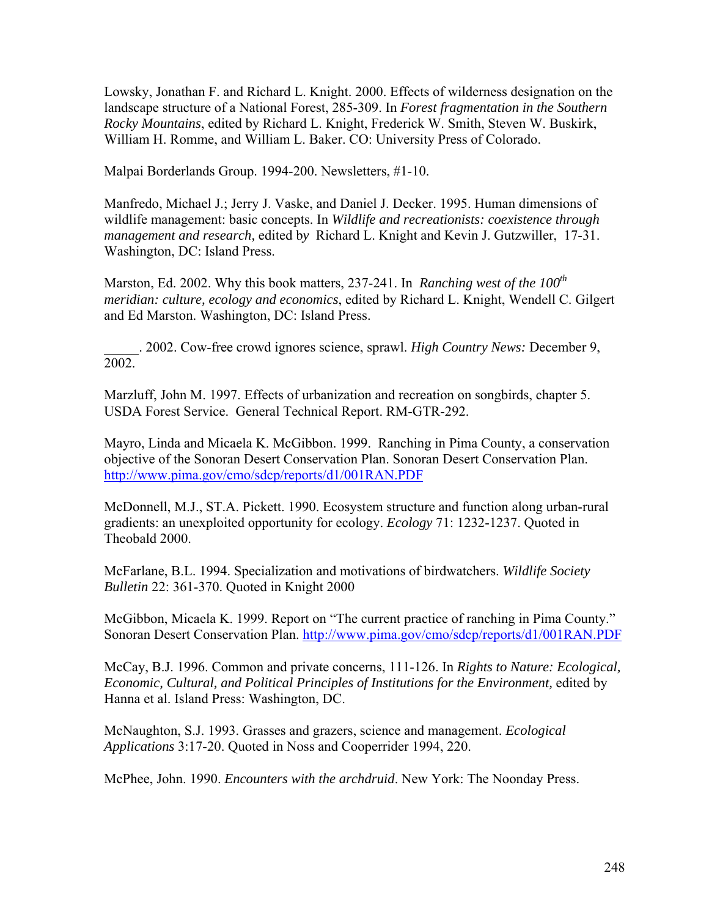Lowsky, Jonathan F. and Richard L. Knight. 2000. Effects of wilderness designation on the landscape structure of a National Forest, 285-309. In *Forest fragmentation in the Southern Rocky Mountains*, edited by Richard L. Knight, Frederick W. Smith, Steven W. Buskirk, William H. Romme, and William L. Baker. CO: University Press of Colorado.

Malpai Borderlands Group. 1994-200. Newsletters, #1-10.

Manfredo, Michael J.; Jerry J. Vaske, and Daniel J. Decker. 1995. Human dimensions of wildlife management: basic concepts. In *Wildlife and recreationists: coexistence through management and research,* edited by Richard L. Knight and Kevin J. Gutzwiller, 17-31. Washington, DC: Island Press.

Marston, Ed. 2002. Why this book matters, 237-241. In *Ranching west of the 100th meridian: culture, ecology and economics*, edited by Richard L. Knight, Wendell C. Gilgert and Ed Marston. Washington, DC: Island Press.

_____. 2002. Cow-free crowd ignores science, sprawl. *High Country News:* December 9, 2002.

Marzluff, John M. 1997. Effects of urbanization and recreation on songbirds, chapter 5. USDA Forest Service. General Technical Report. RM-GTR-292.

Mayro, Linda and Micaela K. McGibbon. 1999. Ranching in Pima County, a conservation objective of the Sonoran Desert Conservation Plan. Sonoran Desert Conservation Plan. http://www.pima.gov/cmo/sdcp/reports/d1/001RAN.PDF

McDonnell, M.J., ST.A. Pickett. 1990. Ecosystem structure and function along urban-rural gradients: an unexploited opportunity for ecology. *Ecology* 71: 1232-1237. Quoted in Theobald 2000.

McFarlane, B.L. 1994. Specialization and motivations of birdwatchers. *Wildlife Society Bulletin* 22: 361-370. Quoted in Knight 2000

McGibbon, Micaela K. 1999. Report on "The current practice of ranching in Pima County." Sonoran Desert Conservation Plan. http://www.pima.gov/cmo/sdcp/reports/d1/001RAN.PDF

McCay, B.J. 1996. Common and private concerns, 111-126. In *Rights to Nature: Ecological, Economic, Cultural, and Political Principles of Institutions for the Environment,* edited by Hanna et al. Island Press: Washington, DC.

McNaughton, S.J. 1993. Grasses and grazers, science and management. *Ecological Applications* 3:17-20. Quoted in Noss and Cooperrider 1994, 220.

McPhee, John. 1990. *Encounters with the archdruid*. New York: The Noonday Press.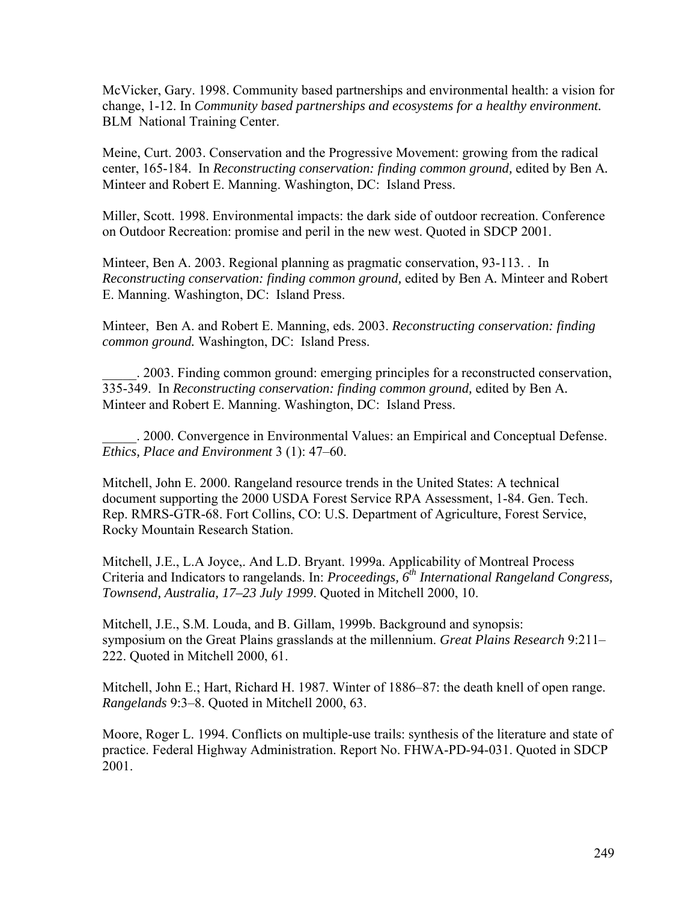McVicker, Gary. 1998. Community based partnerships and environmental health: a vision for change, 1-12. In *Community based partnerships and ecosystems for a healthy environment.* BLM National Training Center.

Meine, Curt. 2003. Conservation and the Progressive Movement: growing from the radical center, 165-184. In *Reconstructing conservation: finding common ground,* edited by Ben A. Minteer and Robert E. Manning. Washington, DC: Island Press.

Miller, Scott. 1998. Environmental impacts: the dark side of outdoor recreation. Conference on Outdoor Recreation: promise and peril in the new west. Quoted in SDCP 2001.

Minteer, Ben A. 2003. Regional planning as pragmatic conservation, 93-113. . In *Reconstructing conservation: finding common ground,* edited by Ben A. Minteer and Robert E. Manning. Washington, DC: Island Press.

Minteer, Ben A. and Robert E. Manning, eds. 2003. *Reconstructing conservation: finding common ground.* Washington, DC: Island Press.

_____. 2003. Finding common ground: emerging principles for a reconstructed conservation, 335-349. In *Reconstructing conservation: finding common ground,* edited by Ben A. Minteer and Robert E. Manning. Washington, DC: Island Press.

_____. 2000. Convergence in Environmental Values: an Empirical and Conceptual Defense. *Ethics, Place and Environment* 3 (1): 47–60.

Mitchell, John E. 2000. Rangeland resource trends in the United States: A technical document supporting the 2000 USDA Forest Service RPA Assessment, 1-84. Gen. Tech. Rep. RMRS-GTR-68. Fort Collins, CO: U.S. Department of Agriculture, Forest Service, Rocky Mountain Research Station.

Mitchell, J.E., L.A Joyce,. And L.D. Bryant. 1999a. Applicability of Montreal Process Criteria and Indicators to rangelands. In: *Proceedings, 6th International Rangeland Congress, Townsend, Australia, 17–23 July 1999*. Quoted in Mitchell 2000, 10.

Mitchell, J.E., S.M. Louda, and B. Gillam, 1999b. Background and synopsis: symposium on the Great Plains grasslands at the millennium. *Great Plains Research* 9:211–222. Quoted in Mitchell 2000, 61.

Mitchell, John E.; Hart, Richard H. 1987. Winter of 1886–87: the death knell of open range. *Rangelands* 9:3–8. Quoted in Mitchell 2000, 63.

Moore, Roger L. 1994. Conflicts on multiple-use trails: synthesis of the literature and state of practice. Federal Highway Administration. Report No. FHWA-PD-94-031. Quoted in SDCP 2001.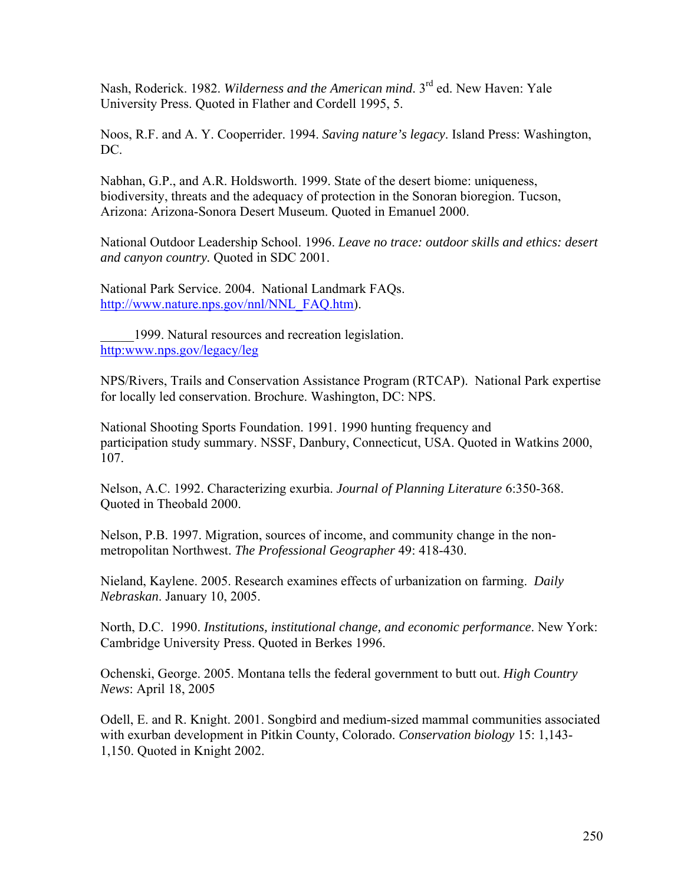Nash, Roderick. 1982. *Wilderness and the American mind*. 3rd ed. New Haven: Yale University Press. Quoted in Flather and Cordell 1995, 5.

Noos, R.F. and A. Y. Cooperrider. 1994. *Saving nature's legacy*. Island Press: Washington, DC.

Nabhan, G.P., and A.R. Holdsworth. 1999. State of the desert biome: uniqueness, biodiversity, threats and the adequacy of protection in the Sonoran bioregion. Tucson, Arizona: Arizona-Sonora Desert Museum. Quoted in Emanuel 2000.

National Outdoor Leadership School. 1996. *Leave no trace: outdoor skills and ethics: desert and canyon country.* Quoted in SDC 2001.

National Park Service. 2004. National Landmark FAQs. http://www.nature.nps.gov/nnl/NNL_FAQ.htm).

_____1999. Natural resources and recreation legislation. http:www.nps.gov/legacy/leg

NPS/Rivers, Trails and Conservation Assistance Program (RTCAP). National Park expertise for locally led conservation. Brochure. Washington, DC: NPS.

National Shooting Sports Foundation. 1991. 1990 hunting frequency and participation study summary. NSSF, Danbury, Connecticut, USA. Quoted in Watkins 2000, 107.

Nelson, A.C. 1992. Characterizing exurbia. *Journal of Planning Literature* 6:350-368. Quoted in Theobald 2000.

Nelson, P.B. 1997. Migration, sources of income, and community change in the non-metropolitan Northwest. *The Professional Geographer* 49: 418-430.

Nieland, Kaylene. 2005. Research examines effects of urbanization on farming. *Daily Nebraskan*. January 10, 2005.

North, D.C. 1990. *Institutions, institutional change, and economic performance*. New York: Cambridge University Press. Quoted in Berkes 1996.

Ochenski, George. 2005. Montana tells the federal government to butt out. *High Country News*: April 18, 2005

Odell, E. and R. Knight. 2001. Songbird and medium-sized mammal communities associated with exurban development in Pitkin County, Colorado. *Conservation biology* 15: 1,143-1,150. Quoted in Knight 2002.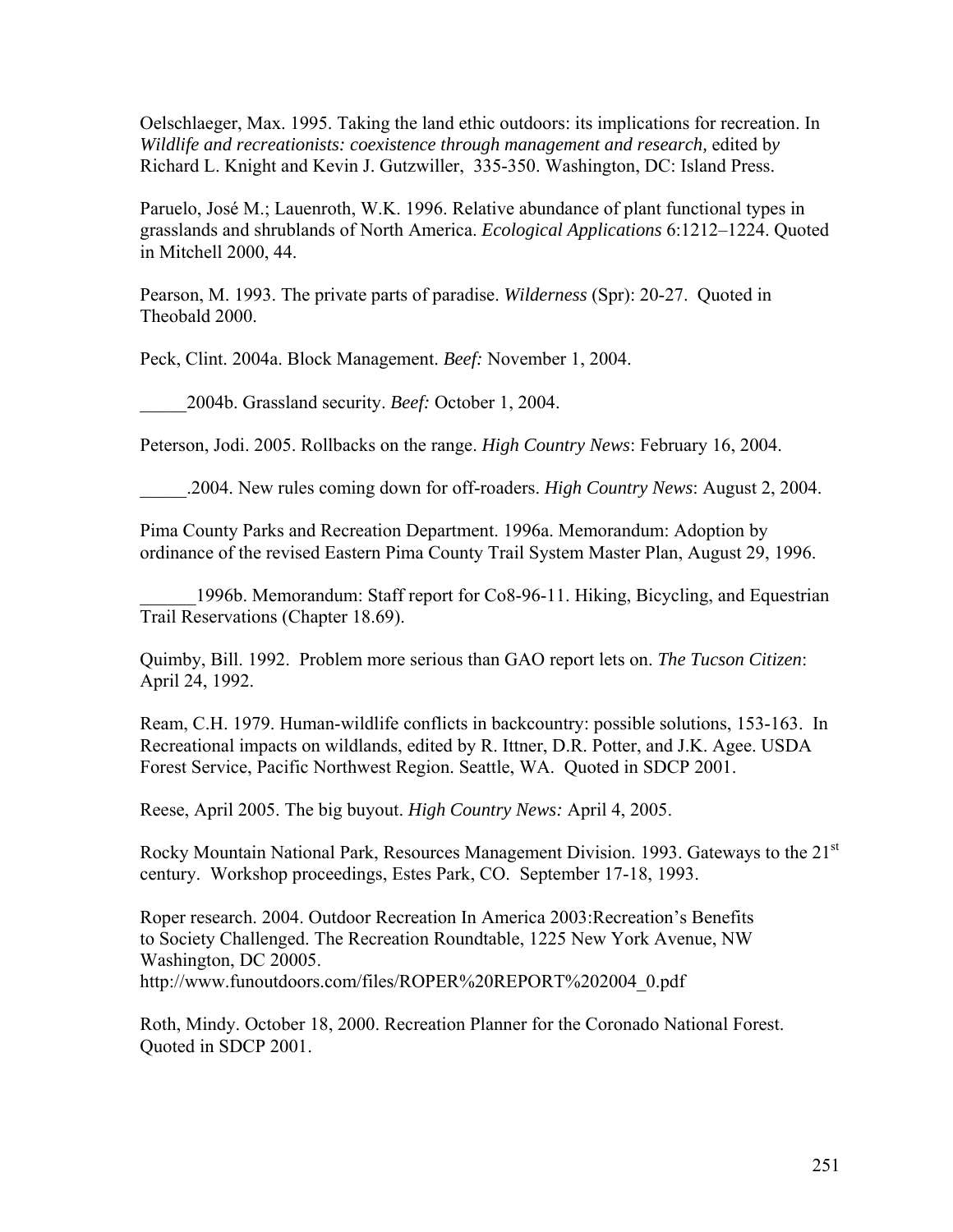Oelschlaeger, Max. 1995. Taking the land ethic outdoors: its implications for recreation. In *Wildlife and recreationists: coexistence through management and research,* edited by Richard L. Knight and Kevin J. Gutzwiller, 335-350. Washington, DC: Island Press.

Paruelo, José M.; Lauenroth, W.K. 1996. Relative abundance of plant functional types in grasslands and shrublands of North America. *Ecological Applications* 6:1212–1224. Quoted in Mitchell 2000, 44.

Pearson, M. 1993. The private parts of paradise. *Wilderness* (Spr): 20-27. Quoted in Theobald 2000.

Peck, Clint. 2004a. Block Management. *Beef:* November 1, 2004.

_____2004b. Grassland security. *Beef:* October 1, 2004.

Peterson, Jodi. 2005. Rollbacks on the range. *High Country News*: February 16, 2004.

_____.2004. New rules coming down for off-roaders. *High Country News*: August 2, 2004.

Pima County Parks and Recreation Department. 1996a. Memorandum: Adoption by ordinance of the revised Eastern Pima County Trail System Master Plan, August 29, 1996.

______1996b. Memorandum: Staff report for Co8-96-11. Hiking, Bicycling, and Equestrian Trail Reservations (Chapter 18.69).

Quimby, Bill. 1992. Problem more serious than GAO report lets on. *The Tucson Citizen*: April 24, 1992.

Ream, C.H. 1979. Human-wildlife conflicts in backcountry: possible solutions, 153-163. In Recreational impacts on wildlands, edited by R. Ittner, D.R. Potter, and J.K. Agee. USDA Forest Service, Pacific Northwest Region. Seattle, WA. Quoted in SDCP 2001.

Reese, April 2005. The big buyout. *High Country News:* April 4, 2005.

Rocky Mountain National Park, Resources Management Division. 1993. Gateways to the 21st century. Workshop proceedings, Estes Park, CO. September 17-18, 1993.

Roper research. 2004. Outdoor Recreation In America 2003:Recreation's Benefits to Society Challenged. The Recreation Roundtable, 1225 New York Avenue, NW Washington, DC 20005.
http://www.funoutdoors.com/files/ROPER%20REPORT%202004_0.pdf

Roth, Mindy. October 18, 2000. Recreation Planner for the Coronado National Forest. Quoted in SDCP 2001.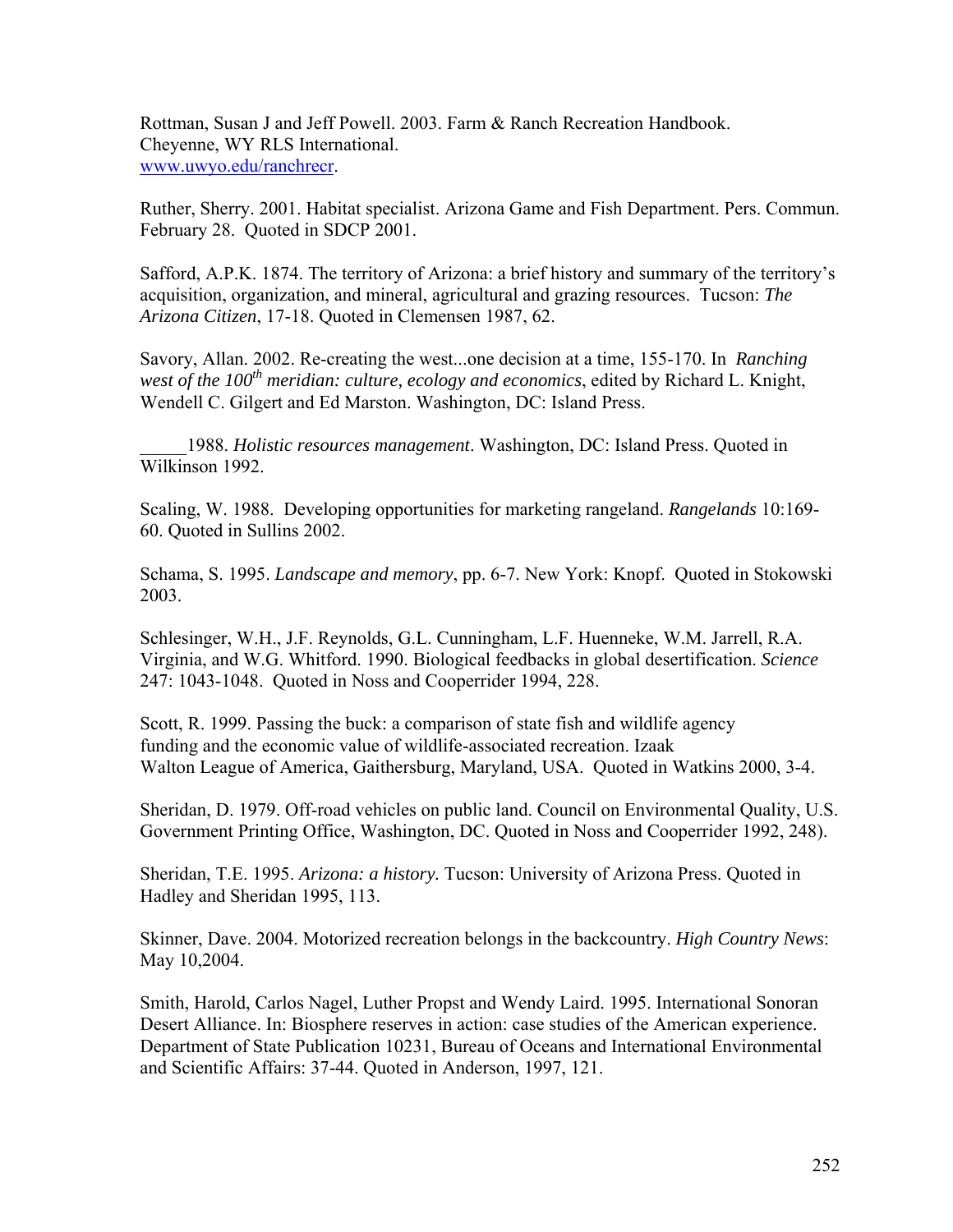Rottman, Susan J and Jeff Powell. 2003. Farm & Ranch Recreation Handbook. Cheyenne, WY RLS International. [www.uwyo.edu/ranchrecr](www.uwyo.edu/ranchrecr).

Ruther, Sherry. 2001. Habitat specialist. Arizona Game and Fish Department. Pers. Commun. February 28. Quoted in SDCP 2001.

Safford, A.P.K. 1874. The territory of Arizona: a brief history and summary of the territory's acquisition, organization, and mineral, agricultural and grazing resources. Tucson: *The Arizona Citizen*, 17-18. Quoted in Clemensen 1987, 62.

Savory, Allan. 2002. Re-creating the west...one decision at a time, 155-170. In *Ranching west of the 100th meridian: culture, ecology and economics*, edited by Richard L. Knight, Wendell C. Gilgert and Ed Marston. Washington, DC: Island Press.

_____1988. *Holistic resources management*. Washington, DC: Island Press. Quoted in Wilkinson 1992.

Scaling, W. 1988. Developing opportunities for marketing rangeland. *Rangelands* 10:169-60. Quoted in Sullins 2002.

Schama, S. 1995. *Landscape and memory*, pp. 6-7. New York: Knopf. Quoted in Stokowski 2003.

Schlesinger, W.H., J.F. Reynolds, G.L. Cunningham, L.F. Huenneke, W.M. Jarrell, R.A. Virginia, and W.G. Whitford. 1990. Biological feedbacks in global desertification. *Science* 247: 1043-1048. Quoted in Noss and Cooperrider 1994, 228.

Scott, R. 1999. Passing the buck: a comparison of state fish and wildlife agency funding and the economic value of wildlife-associated recreation. Izaak Walton League of America, Gaithersburg, Maryland, USA. Quoted in Watkins 2000, 3-4.

Sheridan, D. 1979. Off-road vehicles on public land. Council on Environmental Quality, U.S. Government Printing Office, Washington, DC. Quoted in Noss and Cooperrider 1992, 248).

Sheridan, T.E. 1995. *Arizona: a history.* Tucson: University of Arizona Press. Quoted in Hadley and Sheridan 1995, 113.

Skinner, Dave. 2004. Motorized recreation belongs in the backcountry. *High Country News*: May 10,2004.

Smith, Harold, Carlos Nagel, Luther Propst and Wendy Laird. 1995. International Sonoran Desert Alliance. In: Biosphere reserves in action: case studies of the American experience. Department of State Publication 10231, Bureau of Oceans and International Environmental and Scientific Affairs: 37-44. Quoted in Anderson, 1997, 121.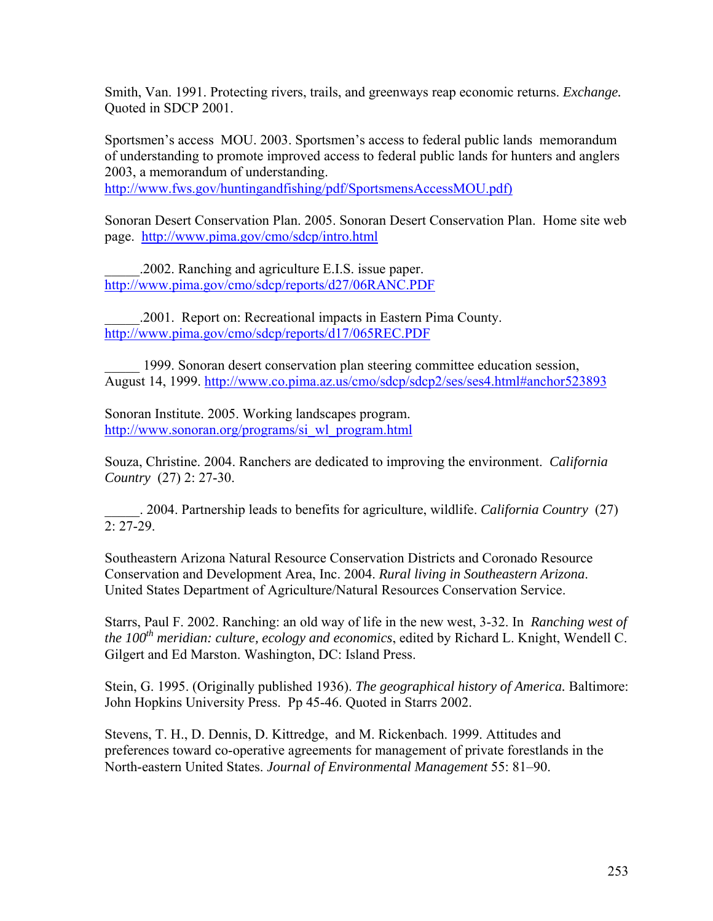Smith, Van. 1991. Protecting rivers, trails, and greenways reap economic returns. *Exchange.* Quoted in SDCP 2001.

Sportsmen's access MOU. 2003. Sportsmen's access to federal public lands memorandum of understanding to promote improved access to federal public lands for hunters and anglers 2003, a memorandum of understanding. http://www.fws.gov/huntingandfishing/pdf/SportsmensAccessMOU.pdf)

Sonoran Desert Conservation Plan. 2005. Sonoran Desert Conservation Plan. Home site web page. http://www.pima.gov/cmo/sdcp/intro.html

_____.2002. Ranching and agriculture E.I.S. issue paper. http://www.pima.gov/cmo/sdcp/reports/d27/06RANC.PDF

_____.2001. Report on: Recreational impacts in Eastern Pima County. http://www.pima.gov/cmo/sdcp/reports/d17/065REC.PDF

_____ 1999. Sonoran desert conservation plan steering committee education session, August 14, 1999. http://www.co.pima.az.us/cmo/sdcp/sdcp2/ses/ses4.html#anchor523893

Sonoran Institute. 2005. Working landscapes program. http://www.sonoran.org/programs/si_wl_program.html

Souza, Christine. 2004. Ranchers are dedicated to improving the environment. *California Country* (27) 2: 27-30.

_____. 2004. Partnership leads to benefits for agriculture, wildlife. *California Country* (27) 2: 27-29.

Southeastern Arizona Natural Resource Conservation Districts and Coronado Resource Conservation and Development Area, Inc. 2004. *Rural living in Southeastern Arizona*. United States Department of Agriculture/Natural Resources Conservation Service.

Starrs, Paul F. 2002. Ranching: an old way of life in the new west, 3-32. In *Ranching west of the 100th meridian: culture, ecology and economics*, edited by Richard L. Knight, Wendell C. Gilgert and Ed Marston. Washington, DC: Island Press.

Stein, G. 1995. (Originally published 1936). *The geographical history of America.* Baltimore: John Hopkins University Press. Pp 45-46. Quoted in Starrs 2002.

Stevens, T. H., D. Dennis, D. Kittredge, and M. Rickenbach. 1999. Attitudes and preferences toward co-operative agreements for management of private forestlands in the North-eastern United States. *Journal of Environmental Management* 55: 81–90.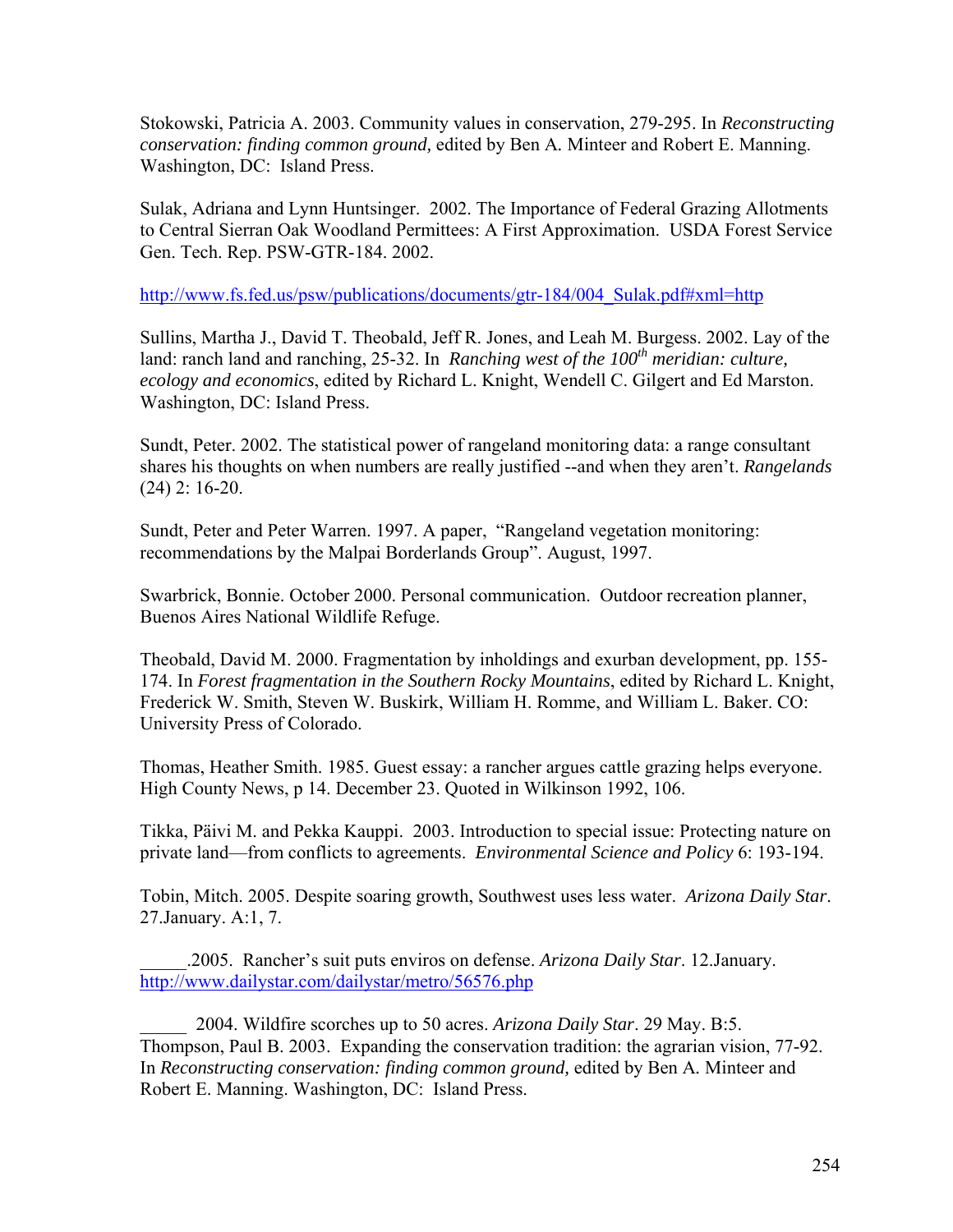Stokowski, Patricia A. 2003. Community values in conservation, 279-295. In *Reconstructing conservation: finding common ground,* edited by Ben A. Minteer and Robert E. Manning. Washington, DC: Island Press.

Sulak, Adriana and Lynn Huntsinger. 2002. The Importance of Federal Grazing Allotments to Central Sierran Oak Woodland Permittees: A First Approximation. USDA Forest Service Gen. Tech. Rep. PSW-GTR-184. 2002.

http://www.fs.fed.us/psw/publications/documents/gtr-184/004_Sulak.pdf#xml=http

Sullins, Martha J., David T. Theobald, Jeff R. Jones, and Leah M. Burgess. 2002. Lay of the land: ranch land and ranching, 25-32. In *Ranching west of the 100th meridian: culture, ecology and economics*, edited by Richard L. Knight, Wendell C. Gilgert and Ed Marston. Washington, DC: Island Press.

Sundt, Peter. 2002. The statistical power of rangeland monitoring data: a range consultant shares his thoughts on when numbers are really justified --and when they aren't. *Rangelands* (24) 2: 16-20.

Sundt, Peter and Peter Warren. 1997. A paper, "Rangeland vegetation monitoring: recommendations by the Malpai Borderlands Group". August, 1997.

Swarbrick, Bonnie. October 2000. Personal communication. Outdoor recreation planner, Buenos Aires National Wildlife Refuge.

Theobald, David M. 2000. Fragmentation by inholdings and exurban development, pp. 155-174. In *Forest fragmentation in the Southern Rocky Mountains*, edited by Richard L. Knight, Frederick W. Smith, Steven W. Buskirk, William H. Romme, and William L. Baker. CO: University Press of Colorado.

Thomas, Heather Smith. 1985. Guest essay: a rancher argues cattle grazing helps everyone. High County News, p 14. December 23. Quoted in Wilkinson 1992, 106.

Tikka, Päivi M. and Pekka Kauppi. 2003. Introduction to special issue: Protecting nature on private land—from conflicts to agreements. *Environmental Science and Policy* 6: 193-194.

Tobin, Mitch. 2005. Despite soaring growth, Southwest uses less water. *Arizona Daily Star*. 27.January. A:1, 7.

_____.2005. Rancher's suit puts enviros on defense. *Arizona Daily Star*. 12.January. http://www.dailystar.com/dailystar/metro/56576.php

_____ 2004. Wildfire scorches up to 50 acres. *Arizona Daily Star*. 29 May. B:5.

Thompson, Paul B. 2003. Expanding the conservation tradition: the agrarian vision, 77-92. In *Reconstructing conservation: finding common ground,* edited by Ben A. Minteer and Robert E. Manning. Washington, DC: Island Press.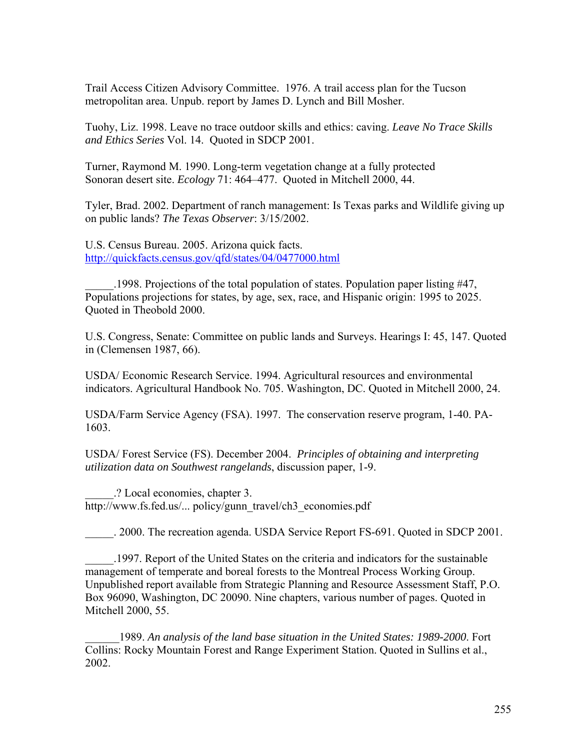Trail Access Citizen Advisory Committee. 1976. A trail access plan for the Tucson metropolitan area. Unpub. report by James D. Lynch and Bill Mosher.

Tuohy, Liz. 1998. Leave no trace outdoor skills and ethics: caving. *Leave No Trace Skills and Ethics Series* Vol. 14. Quoted in SDCP 2001.

Turner, Raymond M. 1990. Long-term vegetation change at a fully protected Sonoran desert site. *Ecology* 71: 464–477. Quoted in Mitchell 2000, 44.

Tyler, Brad. 2002. Department of ranch management: Is Texas parks and Wildlife giving up on public lands? *The Texas Observer*: 3/15/2002.

U.S. Census Bureau. 2005. Arizona quick facts. http://quickfacts.census.gov/qfd/states/04/0477000.html

_____.1998. Projections of the total population of states. Population paper listing #47, Populations projections for states, by age, sex, race, and Hispanic origin: 1995 to 2025. Quoted in Theobold 2000.

U.S. Congress, Senate: Committee on public lands and Surveys. Hearings I: 45, 147. Quoted in (Clemensen 1987, 66).

USDA/ Economic Research Service. 1994. Agricultural resources and environmental indicators. Agricultural Handbook No. 705. Washington, DC. Quoted in Mitchell 2000, 24.

USDA/Farm Service Agency (FSA). 1997. The conservation reserve program, 1-40. PA-1603.

USDA/ Forest Service (FS). December 2004. *Principles of obtaining and interpreting utilization data on Southwest rangelands*, discussion paper, 1-9.

_____.? Local economies, chapter 3. http://www.fs.fed.us/... policy/gunn_travel/ch3_economies.pdf

_____. 2000. The recreation agenda. USDA Service Report FS-691. Quoted in SDCP 2001.

_____.1997. Report of the United States on the criteria and indicators for the sustainable management of temperate and boreal forests to the Montreal Process Working Group. Unpublished report available from Strategic Planning and Resource Assessment Staff, P.O. Box 96090, Washington, DC 20090. Nine chapters, various number of pages. Quoted in Mitchell 2000, 55.

______1989. *An analysis of the land base situation in the United States: 1989-2000*. Fort Collins: Rocky Mountain Forest and Range Experiment Station. Quoted in Sullins et al., 2002.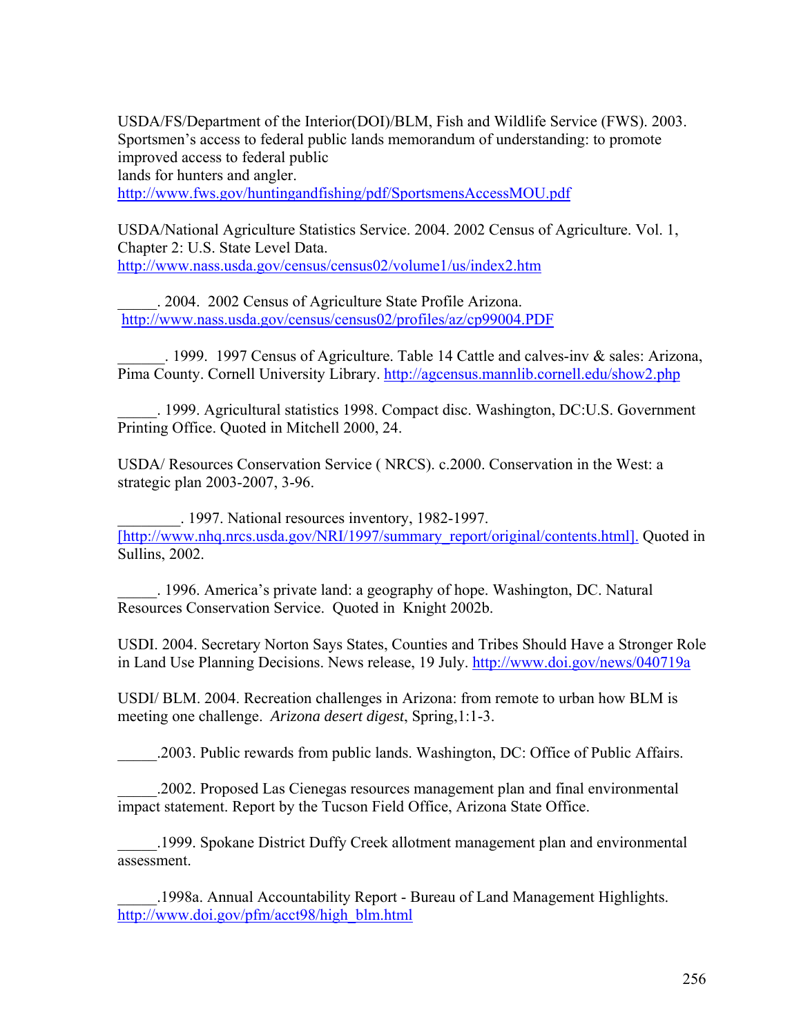USDA/FS/Department of the Interior(DOI)/BLM, Fish and Wildlife Service (FWS). 2003. Sportsmen's access to federal public lands memorandum of understanding: to promote improved access to federal public
lands for hunters and angler.
http://www.fws.gov/huntingandfishing/pdf/SportsmensAccessMOU.pdf

USDA/National Agriculture Statistics Service. 2004. 2002 Census of Agriculture. Vol. 1, Chapter 2: U.S. State Level Data.
http://www.nass.usda.gov/census/census02/volume1/us/index2.htm

_____. 2004. 2002 Census of Agriculture State Profile Arizona.
http://www.nass.usda.gov/census/census02/profiles/az/cp99004.PDF

______. 1999. 1997 Census of Agriculture. Table 14 Cattle and calves-inv & sales: Arizona, Pima County. Cornell University Library. http://agcensus.mannlib.cornell.edu/show2.php

_____. 1999. Agricultural statistics 1998. Compact disc. Washington, DC:U.S. Government Printing Office. Quoted in Mitchell 2000, 24.

USDA/ Resources Conservation Service ( NRCS). c.2000. Conservation in the West: a strategic plan 2003-2007, 3-96.

________. 1997. National resources inventory, 1982-1997.
[http://www.nhq.nrcs.usda.gov/NRI/1997/summary_report/original/contents.html]. Quoted in Sullins, 2002.

_____. 1996. America's private land: a geography of hope. Washington, DC. Natural Resources Conservation Service. Quoted in Knight 2002b.

USDI. 2004. Secretary Norton Says States, Counties and Tribes Should Have a Stronger Role in Land Use Planning Decisions. News release, 19 July. http://www.doi.gov/news/040719a

USDI/ BLM. 2004. Recreation challenges in Arizona: from remote to urban how BLM is meeting one challenge. *Arizona desert digest*, Spring,1:1-3.

_____.2003. Public rewards from public lands. Washington, DC: Office of Public Affairs.

_____.2002. Proposed Las Cienegas resources management plan and final environmental impact statement. Report by the Tucson Field Office, Arizona State Office.

_____.1999. Spokane District Duffy Creek allotment management plan and environmental assessment.

_____.1998a. Annual Accountability Report - Bureau of Land Management Highlights.
http://www.doi.gov/pfm/acct98/high_blm.html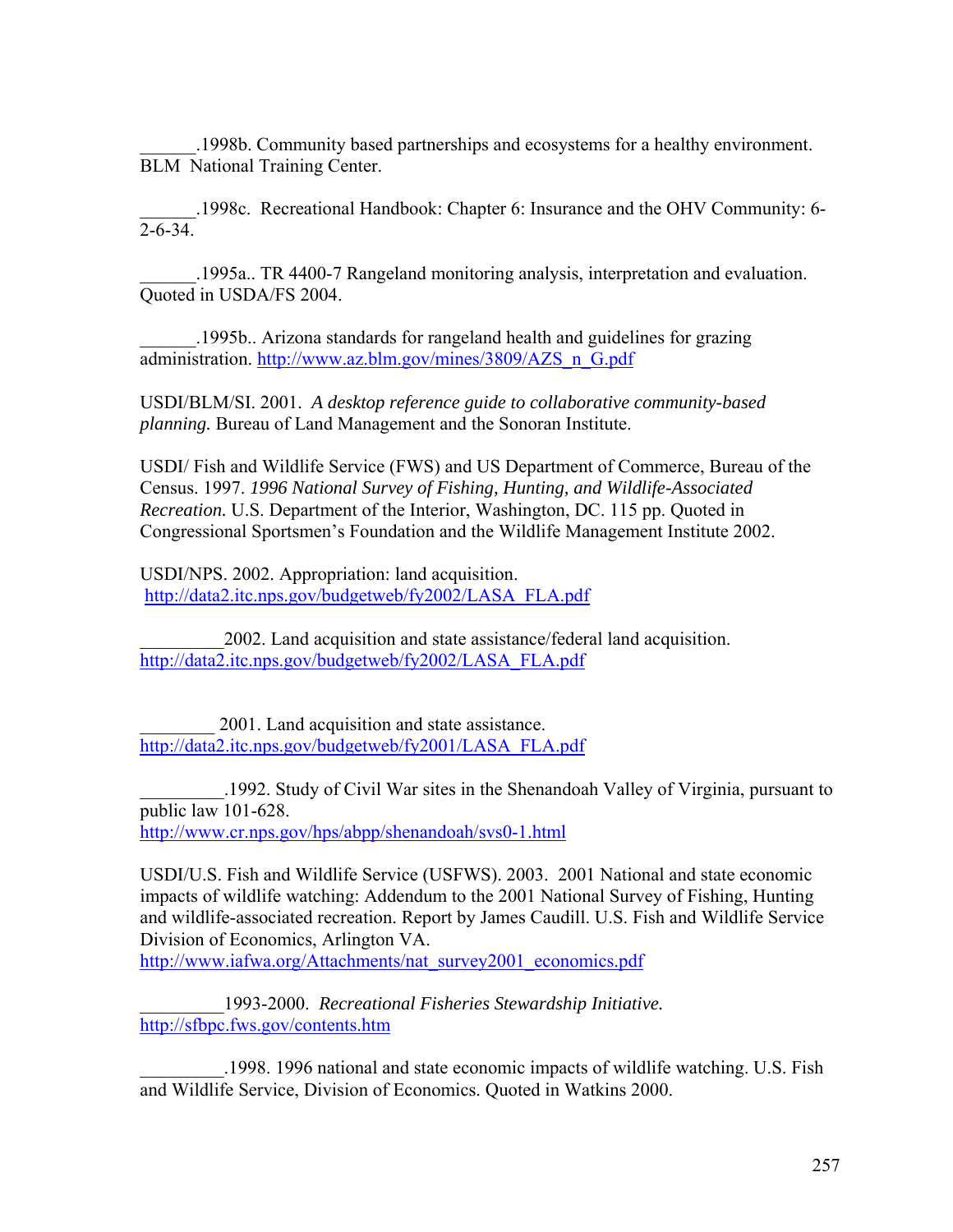______.1998b. Community based partnerships and ecosystems for a healthy environment. BLM National Training Center.

______.1998c. Recreational Handbook: Chapter 6: Insurance and the OHV Community: 6-2-6-34.

______.1995a.. TR 4400-7 Rangeland monitoring analysis, interpretation and evaluation. Quoted in USDA/FS 2004.

______.1995b.. Arizona standards for rangeland health and guidelines for grazing administration. http://www.az.blm.gov/mines/3809/AZS_n_G.pdf

USDI/BLM/SI. 2001. *A desktop reference guide to collaborative community-based planning.* Bureau of Land Management and the Sonoran Institute.

USDI/ Fish and Wildlife Service (FWS) and US Department of Commerce, Bureau of the Census. 1997. *1996 National Survey of Fishing, Hunting, and Wildlife-Associated Recreation.* U.S. Department of the Interior, Washington, DC. 115 pp. Quoted in Congressional Sportsmen's Foundation and the Wildlife Management Institute 2002.

USDI/NPS. 2002. Appropriation: land acquisition. http://data2.itc.nps.gov/budgetweb/fy2002/LASA_FLA.pdf

_________2002. Land acquisition and state assistance/federal land acquisition. http://data2.itc.nps.gov/budgetweb/fy2002/LASA_FLA.pdf

________ 2001. Land acquisition and state assistance. http://data2.itc.nps.gov/budgetweb/fy2001/LASA_FLA.pdf

_________.1992. Study of Civil War sites in the Shenandoah Valley of Virginia, pursuant to public law 101-628. http://www.cr.nps.gov/hps/abpp/shenandoah/svs0-1.html

USDI/U.S. Fish and Wildlife Service (USFWS). 2003. 2001 National and state economic impacts of wildlife watching: Addendum to the 2001 National Survey of Fishing, Hunting and wildlife-associated recreation. Report by James Caudill. U.S. Fish and Wildlife Service Division of Economics, Arlington VA. http://www.iafwa.org/Attachments/nat_survey2001_economics.pdf

_________1993-2000. *Recreational Fisheries Stewardship Initiative.* http://sfbpc.fws.gov/contents.htm

_________.1998. 1996 national and state economic impacts of wildlife watching. U.S. Fish and Wildlife Service, Division of Economics. Quoted in Watkins 2000.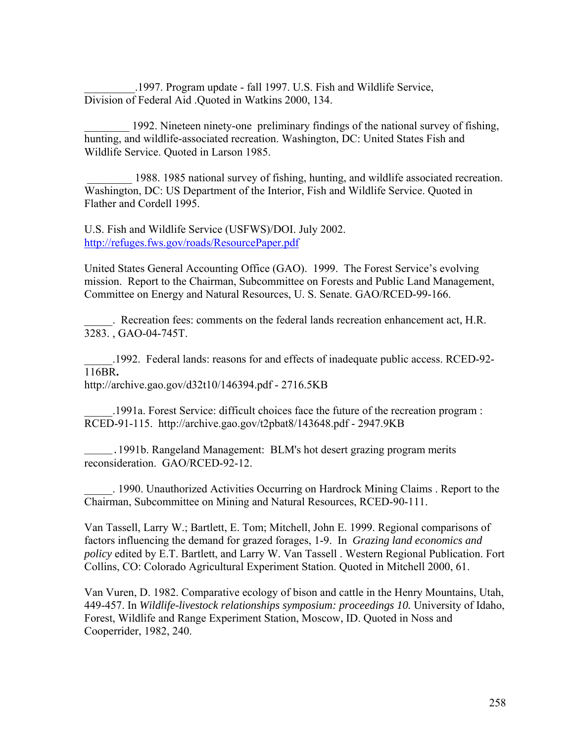_________.1997. Program update - fall 1997. U.S. Fish and Wildlife Service, Division of Federal Aid .Quoted in Watkins 2000, 134.

________ 1992. Nineteen ninety-one preliminary findings of the national survey of fishing, hunting, and wildlife-associated recreation. Washington, DC: United States Fish and Wildlife Service. Quoted in Larson 1985.

________ 1988. 1985 national survey of fishing, hunting, and wildlife associated recreation. Washington, DC: US Department of the Interior, Fish and Wildlife Service. Quoted in Flather and Cordell 1995.

U.S. Fish and Wildlife Service (USFWS)/DOI. July 2002. http://refuges.fws.gov/roads/ResourcePaper.pdf

United States General Accounting Office (GAO). 1999. The Forest Service's evolving mission. Report to the Chairman, Subcommittee on Forests and Public Land Management, Committee on Energy and Natural Resources, U. S. Senate. GAO/RCED-99-166.

_____. Recreation fees: comments on the federal lands recreation enhancement act, H.R. 3283. , GAO-04-745T.

_____.1992. Federal lands: reasons for and effects of inadequate public access. RCED-92-116BR**.**
http://archive.gao.gov/d32t10/146394.pdf - 2716.5KB

_____.1991a. Forest Service: difficult choices face the future of the recreation program : RCED-91-115. http://archive.gao.gov/t2pbat8/143648.pdf - 2947.9KB

_____. 1991b. Rangeland Management: BLM's hot desert grazing program merits reconsideration. GAO/RCED-92-12.

_____. 1990. Unauthorized Activities Occurring on Hardrock Mining Claims . Report to the Chairman, Subcommittee on Mining and Natural Resources, RCED-90-111.

Van Tassell, Larry W.; Bartlett, E. Tom; Mitchell, John E. 1999. Regional comparisons of factors influencing the demand for grazed forages, 1-9. In *Grazing land economics and policy* edited by E.T. Bartlett, and Larry W. Van Tassell . Western Regional Publication. Fort Collins, CO: Colorado Agricultural Experiment Station. Quoted in Mitchell 2000, 61.

Van Vuren, D. 1982. Comparative ecology of bison and cattle in the Henry Mountains, Utah, 449-457. In *Wildlife-livestock relationships symposium: proceedings 10.* University of Idaho, Forest, Wildlife and Range Experiment Station, Moscow, ID. Quoted in Noss and Cooperrider, 1982, 240.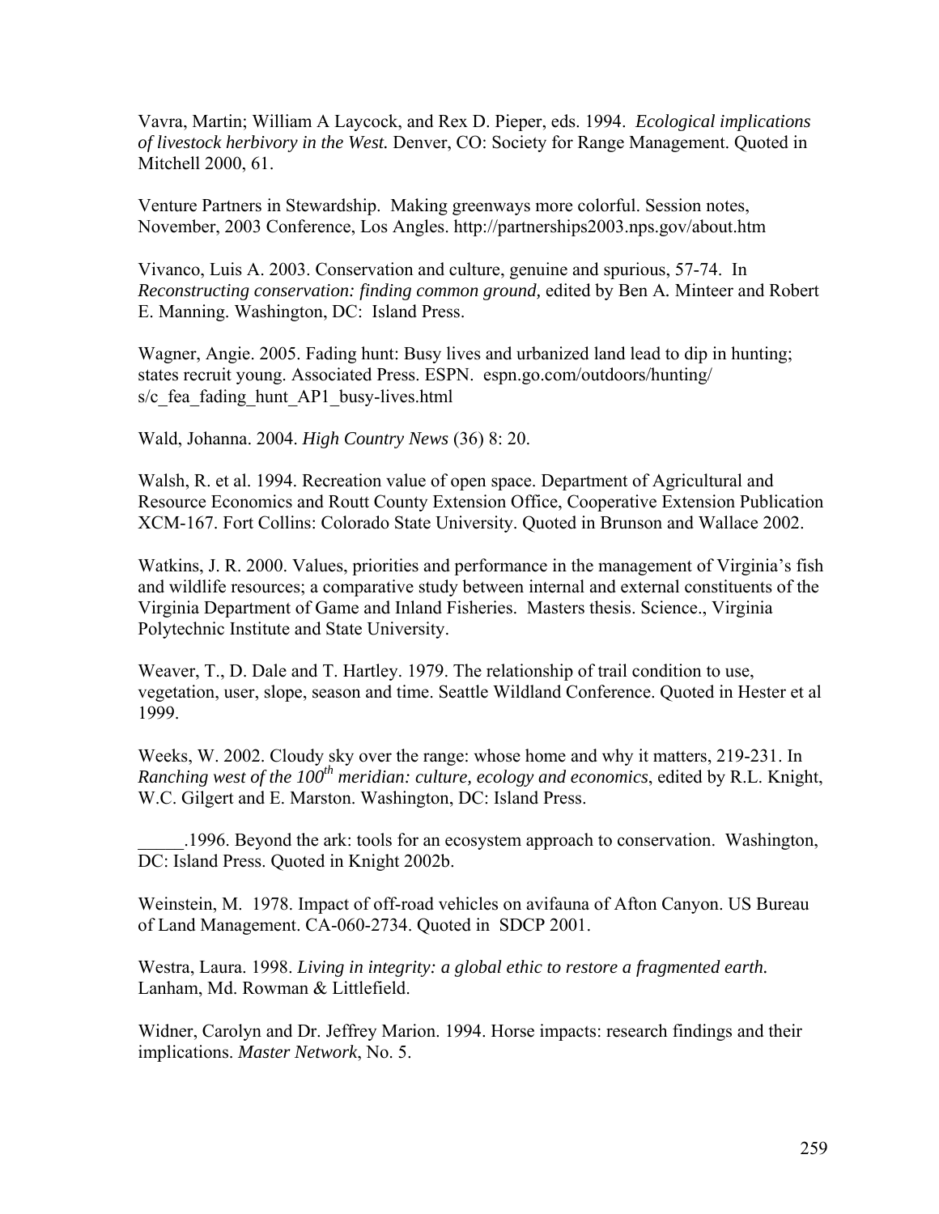Vavra, Martin; William A Laycock, and Rex D. Pieper, eds. 1994. *Ecological implications of livestock herbivory in the West.* Denver, CO: Society for Range Management. Quoted in Mitchell 2000, 61.

Venture Partners in Stewardship. Making greenways more colorful. Session notes, November, 2003 Conference, Los Angles. http://partnerships2003.nps.gov/about.htm

Vivanco, Luis A. 2003. Conservation and culture, genuine and spurious, 57-74. In *Reconstructing conservation: finding common ground,* edited by Ben A. Minteer and Robert E. Manning. Washington, DC: Island Press.

Wagner, Angie. 2005. Fading hunt: Busy lives and urbanized land lead to dip in hunting; states recruit young. Associated Press. ESPN. espn.go.com/outdoors/hunting/s/c_fea_fading_hunt_AP1_busy-lives.html

Wald, Johanna. 2004. *High Country News* (36) 8: 20.

Walsh, R. et al. 1994. Recreation value of open space. Department of Agricultural and Resource Economics and Routt County Extension Office, Cooperative Extension Publication XCM-167. Fort Collins: Colorado State University. Quoted in Brunson and Wallace 2002.

Watkins, J. R. 2000. Values, priorities and performance in the management of Virginia's fish and wildlife resources; a comparative study between internal and external constituents of the Virginia Department of Game and Inland Fisheries. Masters thesis. Science., Virginia Polytechnic Institute and State University.

Weaver, T., D. Dale and T. Hartley. 1979. The relationship of trail condition to use, vegetation, user, slope, season and time. Seattle Wildland Conference. Quoted in Hester et al 1999.

Weeks, W. 2002. Cloudy sky over the range: whose home and why it matters, 219-231. In *Ranching west of the 100th meridian: culture, ecology and economics*, edited by R.L. Knight, W.C. Gilgert and E. Marston. Washington, DC: Island Press.

______.1996. Beyond the ark: tools for an ecosystem approach to conservation. Washington, DC: Island Press. Quoted in Knight 2002b.

Weinstein, M. 1978. Impact of off-road vehicles on avifauna of Afton Canyon. US Bureau of Land Management. CA-060-2734. Quoted in SDCP 2001.

Westra, Laura. 1998. *Living in integrity: a global ethic to restore a fragmented earth.* Lanham, Md. Rowman & Littlefield.

Widner, Carolyn and Dr. Jeffrey Marion. 1994. Horse impacts: research findings and their implications. *Master Network*, No. 5.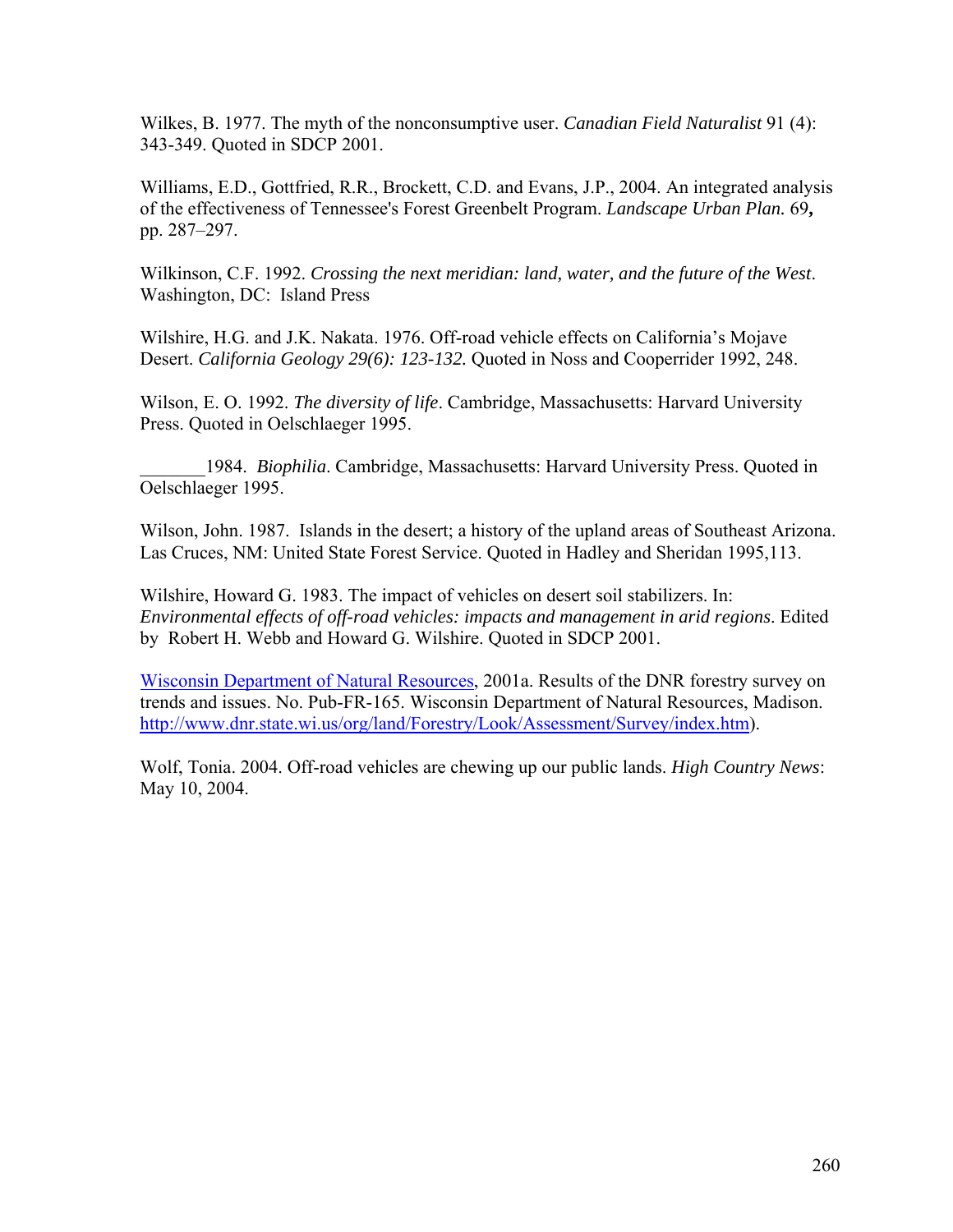Wilkes, B. 1977. The myth of the nonconsumptive user. *Canadian Field Naturalist* 91 (4): 343-349. Quoted in SDCP 2001.

Williams, E.D., Gottfried, R.R., Brockett, C.D. and Evans, J.P., 2004. An integrated analysis of the effectiveness of Tennessee's Forest Greenbelt Program. *Landscape Urban Plan.* 69**,** pp. 287–297.

Wilkinson, C.F. 1992. *Crossing the next meridian: land, water, and the future of the West*. Washington, DC: Island Press

Wilshire, H.G. and J.K. Nakata. 1976. Off-road vehicle effects on California's Mojave Desert. *California Geology 29(6): 123-132.* Quoted in Noss and Cooperrider 1992, 248.

Wilson, E. O. 1992. *The diversity of life*. Cambridge, Massachusetts: Harvard University Press. Quoted in Oelschlaeger 1995.

_______1984. *Biophilia*. Cambridge, Massachusetts: Harvard University Press. Quoted in Oelschlaeger 1995.

Wilson, John. 1987. Islands in the desert; a history of the upland areas of Southeast Arizona. Las Cruces, NM: United State Forest Service. Quoted in Hadley and Sheridan 1995,113.

Wilshire, Howard G. 1983. The impact of vehicles on desert soil stabilizers. In: *Environmental effects of off-road vehicles: impacts and management in arid regions*. Edited by Robert H. Webb and Howard G. Wilshire. Quoted in SDCP 2001.

Wisconsin Department of Natural Resources, 2001a. Results of the DNR forestry survey on trends and issues. No. Pub-FR-165. Wisconsin Department of Natural Resources, Madison. http://www.dnr.state.wi.us/org/land/Forestry/Look/Assessment/Survey/index.htm).

Wolf, Tonia. 2004. Off-road vehicles are chewing up our public lands. *High Country News*: May 10, 2004.